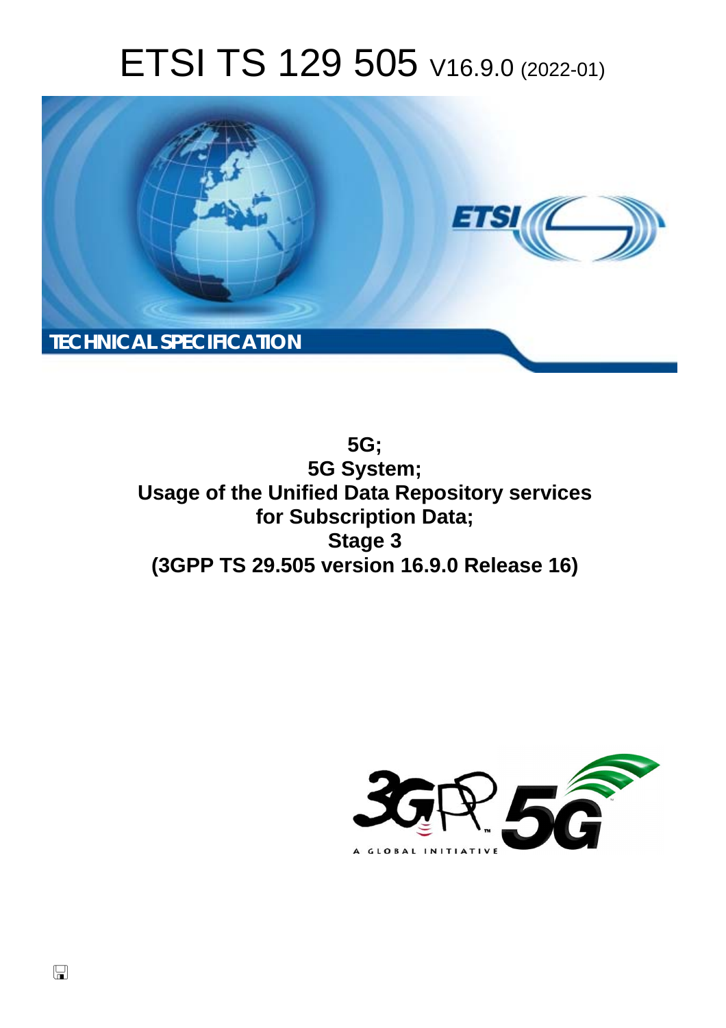# ETSI TS 129 505 V16.9.0 (2022-01)

TECHNICAL SPECIFICATION

**5G;**
**5G System;**
**Usage of the Unified Data Repository services for Subscription Data;**
**Stage 3**
**(3GPP TS 29.505 version 16.9.0 Release 16)**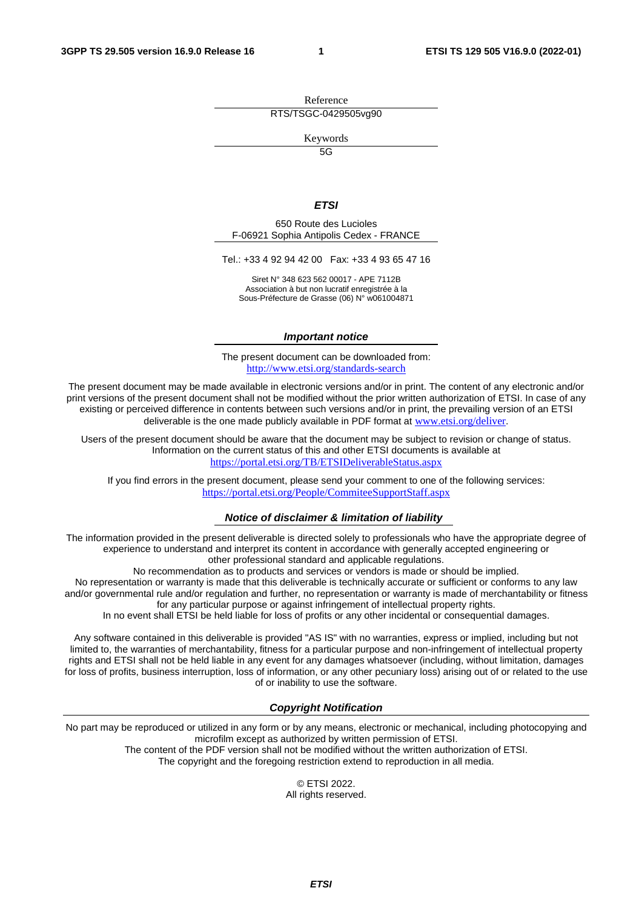Reference

RTS/TSGC-0429505vg90

Keywords

5G

***ETSI***

650 Route des Lucioles
F-06921 Sophia Antipolis Cedex - FRANCE

Tel.: +33 4 92 94 42 00   Fax: +33 4 93 65 47 16

Siret N° 348 623 562 00017 - APE 7112B
Association à but non lucratif enregistrée à la
Sous-Préfecture de Grasse (06) N° w061004871

***Important notice***

The present document can be downloaded from:
http://www.etsi.org/standards-search

The present document may be made available in electronic versions and/or in print. The content of any electronic and/or print versions of the present document shall not be modified without the prior written authorization of ETSI. In case of any existing or perceived difference in contents between such versions and/or in print, the prevailing version of an ETSI deliverable is the one made publicly available in PDF format at www.etsi.org/deliver.

Users of the present document should be aware that the document may be subject to revision or change of status. Information on the current status of this and other ETSI documents is available at
https://portal.etsi.org/TB/ETSIDeliverableStatus.aspx

If you find errors in the present document, please send your comment to one of the following services:
https://portal.etsi.org/People/CommiteeSupportStaff.aspx

***Notice of disclaimer & limitation of liability***

The information provided in the present deliverable is directed solely to professionals who have the appropriate degree of experience to understand and interpret its content in accordance with generally accepted engineering or other professional standard and applicable regulations.
No recommendation as to products and services or vendors is made or should be implied.
No representation or warranty is made that this deliverable is technically accurate or sufficient or conforms to any law and/or governmental rule and/or regulation and further, no representation or warranty is made of merchantability or fitness for any particular purpose or against infringement of intellectual property rights.
In no event shall ETSI be held liable for loss of profits or any other incidental or consequential damages.

Any software contained in this deliverable is provided "AS IS" with no warranties, express or implied, including but not limited to, the warranties of merchantability, fitness for a particular purpose and non-infringement of intellectual property rights and ETSI shall not be held liable in any event for any damages whatsoever (including, without limitation, damages for loss of profits, business interruption, loss of information, or any other pecuniary loss) arising out of or related to the use of or inability to use the software.

***Copyright Notification***

No part may be reproduced or utilized in any form or by any means, electronic or mechanical, including photocopying and microfilm except as authorized by written permission of ETSI.
The content of the PDF version shall not be modified without the written authorization of ETSI.
The copyright and the foregoing restriction extend to reproduction in all media.

© ETSI 2022.
All rights reserved.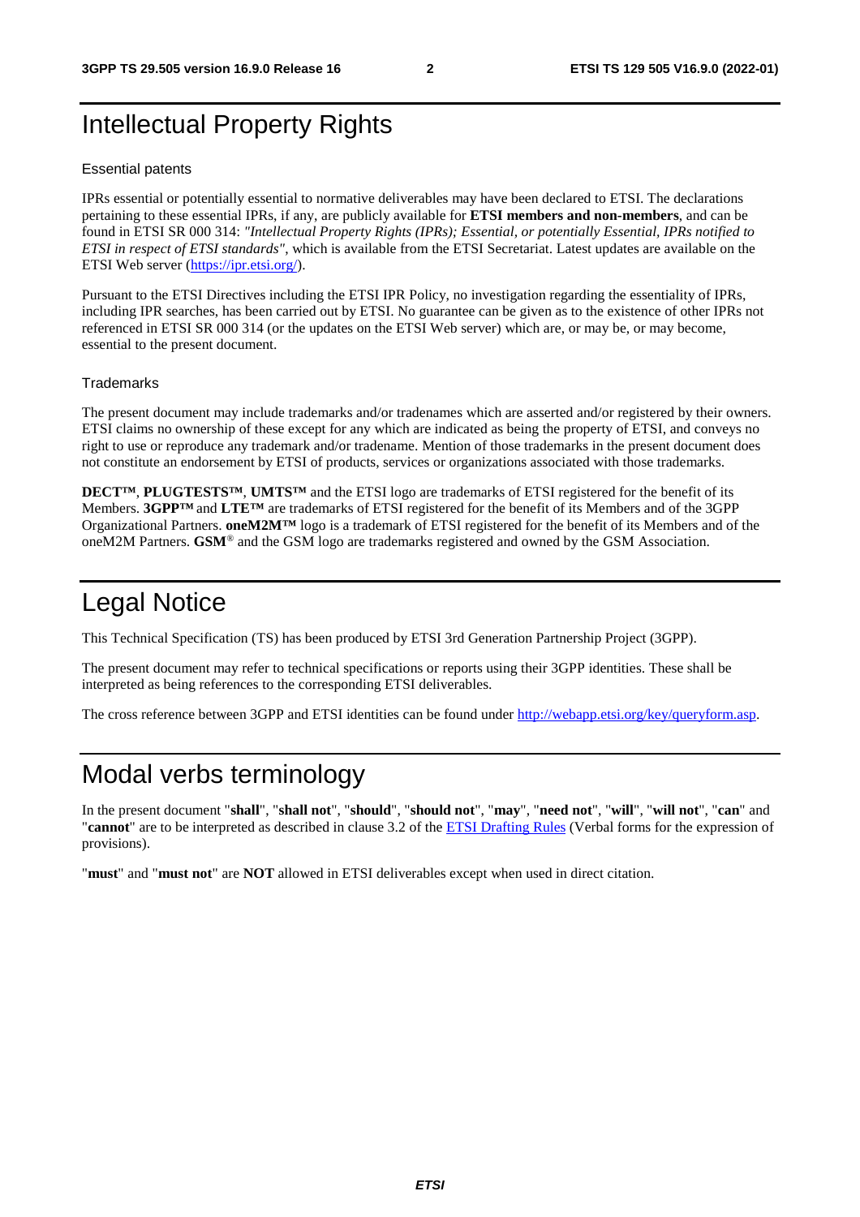# Intellectual Property Rights

Essential patents

IPRs essential or potentially essential to normative deliverables may have been declared to ETSI. The declarations pertaining to these essential IPRs, if any, are publicly available for **ETSI members and non-members**, and can be found in ETSI SR 000 314: *"Intellectual Property Rights (IPRs); Essential, or potentially Essential, IPRs notified to ETSI in respect of ETSI standards"*, which is available from the ETSI Secretariat. Latest updates are available on the ETSI Web server (https://ipr.etsi.org/).

Pursuant to the ETSI Directives including the ETSI IPR Policy, no investigation regarding the essentiality of IPRs, including IPR searches, has been carried out by ETSI. No guarantee can be given as to the existence of other IPRs not referenced in ETSI SR 000 314 (or the updates on the ETSI Web server) which are, or may be, or may become, essential to the present document.

Trademarks

The present document may include trademarks and/or tradenames which are asserted and/or registered by their owners. ETSI claims no ownership of these except for any which are indicated as being the property of ETSI, and conveys no right to use or reproduce any trademark and/or tradename. Mention of those trademarks in the present document does not constitute an endorsement by ETSI of products, services or organizations associated with those trademarks.

**DECT™**, **PLUGTESTS™**, **UMTS™** and the ETSI logo are trademarks of ETSI registered for the benefit of its Members. **3GPP™** and **LTE™** are trademarks of ETSI registered for the benefit of its Members and of the 3GPP Organizational Partners. **oneM2M™** logo is a trademark of ETSI registered for the benefit of its Members and of the oneM2M Partners. **GSM**® and the GSM logo are trademarks registered and owned by the GSM Association.

# Legal Notice

This Technical Specification (TS) has been produced by ETSI 3rd Generation Partnership Project (3GPP).

The present document may refer to technical specifications or reports using their 3GPP identities. These shall be interpreted as being references to the corresponding ETSI deliverables.

The cross reference between 3GPP and ETSI identities can be found under http://webapp.etsi.org/key/queryform.asp.

# Modal verbs terminology

In the present document "**shall**", "**shall not**", "**should**", "**should not**", "**may**", "**need not**", "**will**", "**will not**", "**can**" and "**cannot**" are to be interpreted as described in clause 3.2 of the ETSI Drafting Rules (Verbal forms for the expression of provisions).

"**must**" and "**must not**" are **NOT** allowed in ETSI deliverables except when used in direct citation.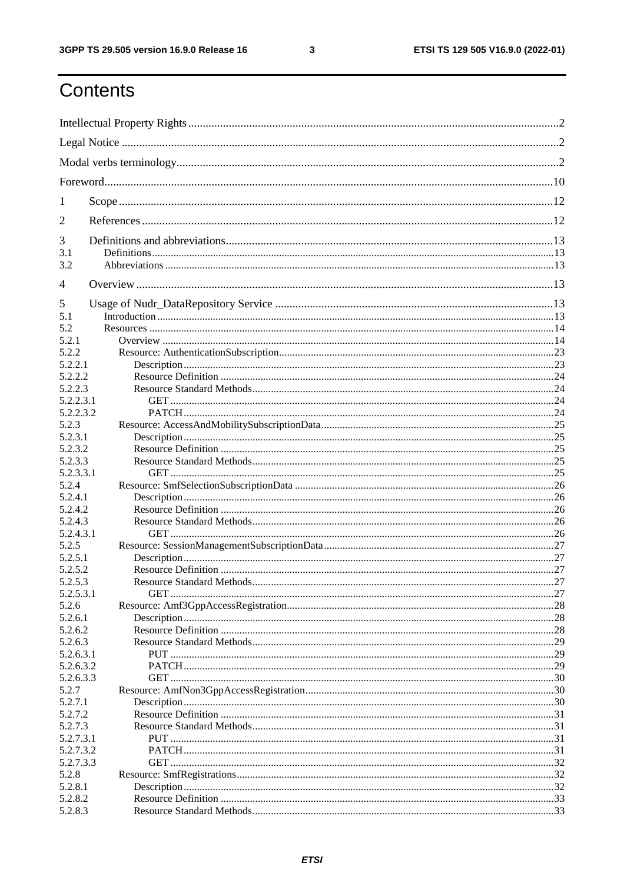# Contents

Intellectual Property Rights ..... 2
Legal Notice ..... 2
Modal verbs terminology ..... 2
Foreword ..... 10
1 Scope ..... 12
2 References ..... 12
3 Definitions and abbreviations ..... 13
3.1 Definitions ..... 13
3.2 Abbreviations ..... 13
4 Overview ..... 13
5 Usage of Nudr_DataRepository Service ..... 13
5.1 Introduction ..... 13
5.2 Resources ..... 14
5.2.1 Overview ..... 14
5.2.2 Resource: AuthenticationSubscription ..... 23
5.2.2.1 Description ..... 23
5.2.2.2 Resource Definition ..... 24
5.2.2.3 Resource Standard Methods ..... 24
5.2.2.3.1 GET ..... 24
5.2.2.3.2 PATCH ..... 24
5.2.3 Resource: AccessAndMobilitySubscriptionData ..... 25
5.2.3.1 Description ..... 25
5.2.3.2 Resource Definition ..... 25
5.2.3.3 Resource Standard Methods ..... 25
5.2.3.3.1 GET ..... 25
5.2.4 Resource: SmfSelectionSubscriptionData ..... 26
5.2.4.1 Description ..... 26
5.2.4.2 Resource Definition ..... 26
5.2.4.3 Resource Standard Methods ..... 26
5.2.4.3.1 GET ..... 26
5.2.5 Resource: SessionManagementSubscriptionData ..... 27
5.2.5.1 Description ..... 27
5.2.5.2 Resource Definition ..... 27
5.2.5.3 Resource Standard Methods ..... 27
5.2.5.3.1 GET ..... 27
5.2.6 Resource: Amf3GppAccessRegistration ..... 28
5.2.6.1 Description ..... 28
5.2.6.2 Resource Definition ..... 28
5.2.6.3 Resource Standard Methods ..... 29
5.2.6.3.1 PUT ..... 29
5.2.6.3.2 PATCH ..... 29
5.2.6.3.3 GET ..... 30
5.2.7 Resource: AmfNon3GppAccessRegistration ..... 30
5.2.7.1 Description ..... 30
5.2.7.2 Resource Definition ..... 31
5.2.7.3 Resource Standard Methods ..... 31
5.2.7.3.1 PUT ..... 31
5.2.7.3.2 PATCH ..... 31
5.2.7.3.3 GET ..... 32
5.2.8 Resource: SmfRegistrations ..... 32
5.2.8.1 Description ..... 32
5.2.8.2 Resource Definition ..... 33
5.2.8.3 Resource Standard Methods ..... 33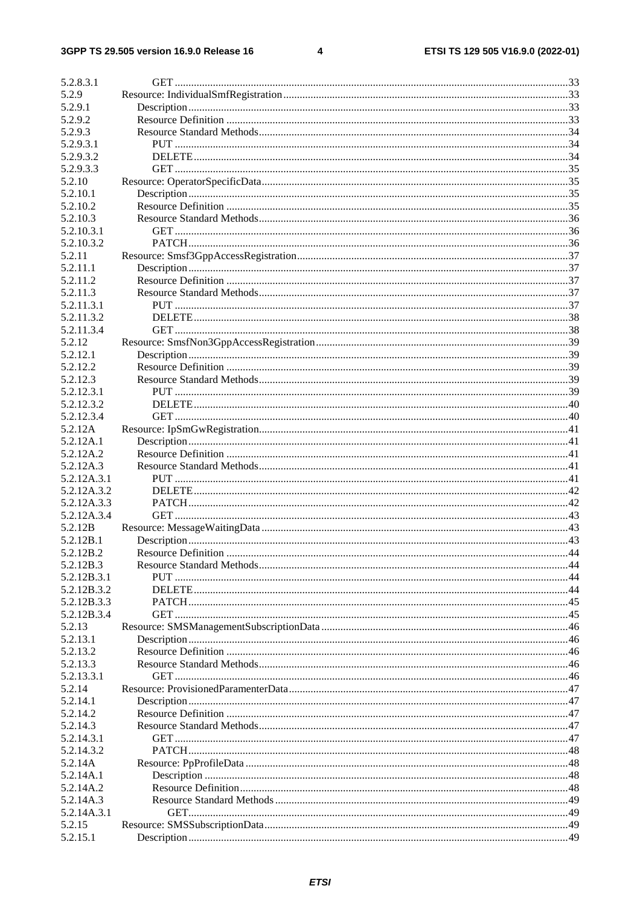5.2.8.3.1 GET ....................................................................................................................................33
5.2.9 Resource: IndividualSmfRegistration........................................................................................................33
5.2.9.1 Description..........................................................................................................................................33
5.2.9.2 Resource Definition ............................................................................................................................33
5.2.9.3 Resource Standard Methods................................................................................................................34
5.2.9.3.1 PUT ...............................................................................................................................................34
5.2.9.3.2 DELETE.........................................................................................................................................34
5.2.9.3.3 GET ...............................................................................................................................................35
5.2.10 Resource: OperatorSpecificData................................................................................................................35
5.2.10.1 Description..........................................................................................................................................35
5.2.10.2 Resource Definition ............................................................................................................................35
5.2.10.3 Resource Standard Methods................................................................................................................36
5.2.10.3.1 GET ...............................................................................................................................................36
5.2.10.3.2 PATCH..........................................................................................................................................36
5.2.11 Resource: Smsf3GppAccessRegistration...................................................................................................37
5.2.11.1 Description..........................................................................................................................................37
5.2.11.2 Resource Definition ............................................................................................................................37
5.2.11.3 Resource Standard Methods................................................................................................................37
5.2.11.3.1 PUT ...............................................................................................................................................37
5.2.11.3.2 DELETE.........................................................................................................................................38
5.2.11.3.4 GET ...............................................................................................................................................38
5.2.12 Resource: SmsfNon3GppAccessRegistration............................................................................................39
5.2.12.1 Description..........................................................................................................................................39
5.2.12.2 Resource Definition ............................................................................................................................39
5.2.12.3 Resource Standard Methods................................................................................................................39
5.2.12.3.1 PUT ...............................................................................................................................................39
5.2.12.3.2 DELETE.........................................................................................................................................40
5.2.12.3.4 GET ...............................................................................................................................................40
5.2.12A Resource: IpSmGwRegistration................................................................................................................41
5.2.12A.1 Description..........................................................................................................................................41
5.2.12A.2 Resource Definition ............................................................................................................................41
5.2.12A.3 Resource Standard Methods................................................................................................................41
5.2.12A.3.1 PUT ...............................................................................................................................................41
5.2.12A.3.2 DELETE.........................................................................................................................................42
5.2.12A.3.3 PATCH..........................................................................................................................................42
5.2.12A.3.4 GET ...............................................................................................................................................43
5.2.12B Resource: MessageWaitingData ................................................................................................................43
5.2.12B.1 Description..........................................................................................................................................43
5.2.12B.2 Resource Definition ............................................................................................................................44
5.2.12B.3 Resource Standard Methods................................................................................................................44
5.2.12B.3.1 PUT ...............................................................................................................................................44
5.2.12B.3.2 DELETE.........................................................................................................................................44
5.2.12B.3.3 PATCH..........................................................................................................................................45
5.2.12B.3.4 GET ...............................................................................................................................................45
5.2.13 Resource: SMSManagementSubscriptionData ..........................................................................................46
5.2.13.1 Description..........................................................................................................................................46
5.2.13.2 Resource Definition ............................................................................................................................46
5.2.13.3 Resource Standard Methods................................................................................................................46
5.2.13.3.1 GET ...............................................................................................................................................46
5.2.14 Resource: ProvisionedParamenterData......................................................................................................47
5.2.14.1 Description..........................................................................................................................................47
5.2.14.2 Resource Definition ............................................................................................................................47
5.2.14.3 Resource Standard Methods................................................................................................................47
5.2.14.3.1 GET ...............................................................................................................................................47
5.2.14.3.2 PATCH..........................................................................................................................................48
5.2.14A Resource: PpProfileData .....................................................................................................................48
5.2.14A.1 Description ....................................................................................................................................48
5.2.14A.2 Resource Definition.......................................................................................................................48
5.2.14A.3 Resource Standard Methods ..........................................................................................................49
5.2.14A.3.1 GET..........................................................................................................................................49
5.2.15 Resource: SMSSubscriptionData...............................................................................................................49
5.2.15.1 Description..........................................................................................................................................49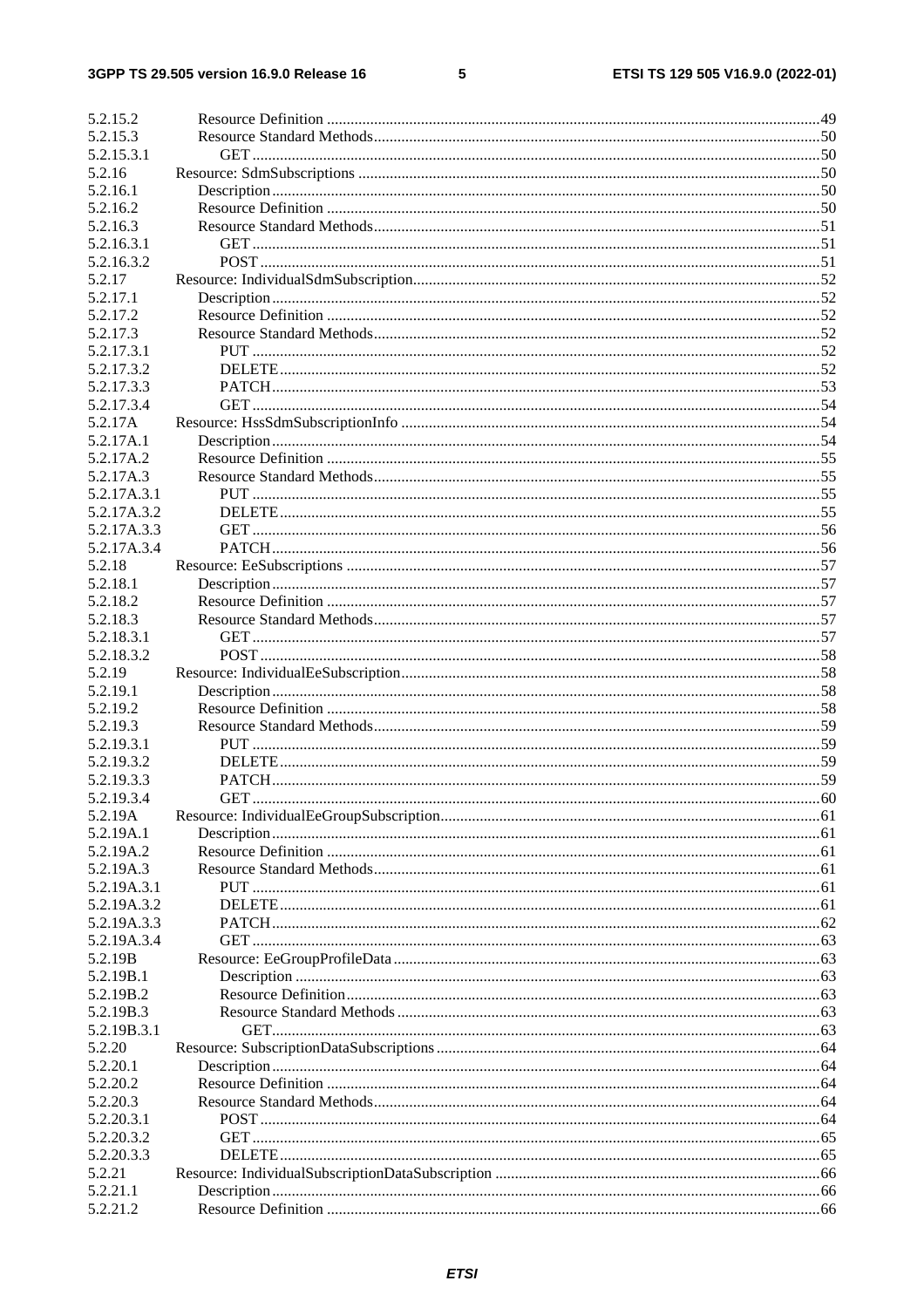5.2.15.2 Resource Definition ....49
5.2.15.3 Resource Standard Methods....50
5.2.15.3.1 GET....50
5.2.16 Resource: SdmSubscriptions ....50
5.2.16.1 Description....50
5.2.16.2 Resource Definition ....50
5.2.16.3 Resource Standard Methods....51
5.2.16.3.1 GET....51
5.2.16.3.2 POST....51
5.2.17 Resource: IndividualSdmSubscription....52
5.2.17.1 Description....52
5.2.17.2 Resource Definition ....52
5.2.17.3 Resource Standard Methods....52
5.2.17.3.1 PUT....52
5.2.17.3.2 DELETE....52
5.2.17.3.3 PATCH....53
5.2.17.3.4 GET....54
5.2.17A Resource: HssSdmSubscriptionInfo ....54
5.2.17A.1 Description....54
5.2.17A.2 Resource Definition ....55
5.2.17A.3 Resource Standard Methods....55
5.2.17A.3.1 PUT....55
5.2.17A.3.2 DELETE....55
5.2.17A.3.3 GET....56
5.2.17A.3.4 PATCH....56
5.2.18 Resource: EeSubscriptions ....57
5.2.18.1 Description....57
5.2.18.2 Resource Definition ....57
5.2.18.3 Resource Standard Methods....57
5.2.18.3.1 GET....57
5.2.18.3.2 POST....58
5.2.19 Resource: IndividualEeSubscription....58
5.2.19.1 Description....58
5.2.19.2 Resource Definition ....58
5.2.19.3 Resource Standard Methods....59
5.2.19.3.1 PUT....59
5.2.19.3.2 DELETE....59
5.2.19.3.3 PATCH....59
5.2.19.3.4 GET....60
5.2.19A Resource: IndividualEeGroupSubscription....61
5.2.19A.1 Description....61
5.2.19A.2 Resource Definition ....61
5.2.19A.3 Resource Standard Methods....61
5.2.19A.3.1 PUT....61
5.2.19A.3.2 DELETE....61
5.2.19A.3.3 PATCH....62
5.2.19A.3.4 GET....63
5.2.19B Resource: EeGroupProfileData....63
5.2.19B.1 Description ....63
5.2.19B.2 Resource Definition....63
5.2.19B.3 Resource Standard Methods....63
5.2.19B.3.1 GET....63
5.2.20 Resource: SubscriptionDataSubscriptions....64
5.2.20.1 Description....64
5.2.20.2 Resource Definition ....64
5.2.20.3 Resource Standard Methods....64
5.2.20.3.1 POST....64
5.2.20.3.2 GET....65
5.2.20.3.3 DELETE....65
5.2.21 Resource: IndividualSubscriptionDataSubscription ....66
5.2.21.1 Description....66
5.2.21.2 Resource Definition ....66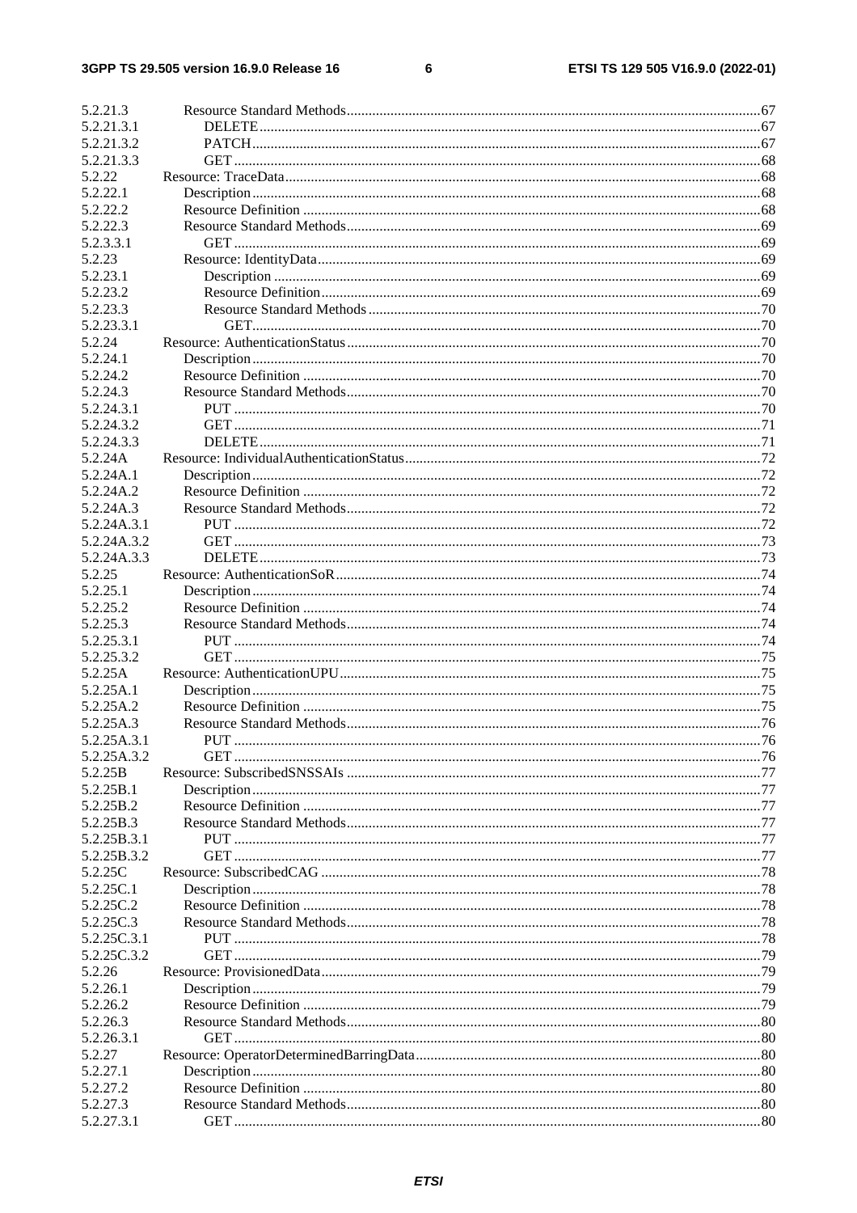| | | |
|---|---|---|
| 5.2.21.3 | Resource Standard Methods | 67 |
| 5.2.21.3.1 | DELETE | 67 |
| 5.2.21.3.2 | PATCH | 67 |
| 5.2.21.3.3 | GET | 68 |
| 5.2.22 | Resource: TraceData | 68 |
| 5.2.22.1 | Description | 68 |
| 5.2.22.2 | Resource Definition | 68 |
| 5.2.22.3 | Resource Standard Methods | 69 |
| 5.2.3.3.1 | GET | 69 |
| 5.2.23 | Resource: IdentityData | 69 |
| 5.2.23.1 | Description | 69 |
| 5.2.23.2 | Resource Definition | 69 |
| 5.2.23.3 | Resource Standard Methods | 70 |
| 5.2.23.3.1 | GET | 70 |
| 5.2.24 | Resource: AuthenticationStatus | 70 |
| 5.2.24.1 | Description | 70 |
| 5.2.24.2 | Resource Definition | 70 |
| 5.2.24.3 | Resource Standard Methods | 70 |
| 5.2.24.3.1 | PUT | 70 |
| 5.2.24.3.2 | GET | 71 |
| 5.2.24.3.3 | DELETE | 71 |
| 5.2.24A | Resource: IndividualAuthenticationStatus | 72 |
| 5.2.24A.1 | Description | 72 |
| 5.2.24A.2 | Resource Definition | 72 |
| 5.2.24A.3 | Resource Standard Methods | 72 |
| 5.2.24A.3.1 | PUT | 72 |
| 5.2.24A.3.2 | GET | 73 |
| 5.2.24A.3.3 | DELETE | 73 |
| 5.2.25 | Resource: AuthenticationSoR | 74 |
| 5.2.25.1 | Description | 74 |
| 5.2.25.2 | Resource Definition | 74 |
| 5.2.25.3 | Resource Standard Methods | 74 |
| 5.2.25.3.1 | PUT | 74 |
| 5.2.25.3.2 | GET | 75 |
| 5.2.25A | Resource: AuthenticationUPU | 75 |
| 5.2.25A.1 | Description | 75 |
| 5.2.25A.2 | Resource Definition | 75 |
| 5.2.25A.3 | Resource Standard Methods | 76 |
| 5.2.25A.3.1 | PUT | 76 |
| 5.2.25A.3.2 | GET | 76 |
| 5.2.25B | Resource: SubscribedSNSSAIs | 77 |
| 5.2.25B.1 | Description | 77 |
| 5.2.25B.2 | Resource Definition | 77 |
| 5.2.25B.3 | Resource Standard Methods | 77 |
| 5.2.25B.3.1 | PUT | 77 |
| 5.2.25B.3.2 | GET | 77 |
| 5.2.25C | Resource: SubscribedCAG | 78 |
| 5.2.25C.1 | Description | 78 |
| 5.2.25C.2 | Resource Definition | 78 |
| 5.2.25C.3 | Resource Standard Methods | 78 |
| 5.2.25C.3.1 | PUT | 78 |
| 5.2.25C.3.2 | GET | 79 |
| 5.2.26 | Resource: ProvisionedData | 79 |
| 5.2.26.1 | Description | 79 |
| 5.2.26.2 | Resource Definition | 79 |
| 5.2.26.3 | Resource Standard Methods | 80 |
| 5.2.26.3.1 | GET | 80 |
| 5.2.27 | Resource: OperatorDeterminedBarringData | 80 |
| 5.2.27.1 | Description | 80 |
| 5.2.27.2 | Resource Definition | 80 |
| 5.2.27.3 | Resource Standard Methods | 80 |
| 5.2.27.3.1 | GET | 80 |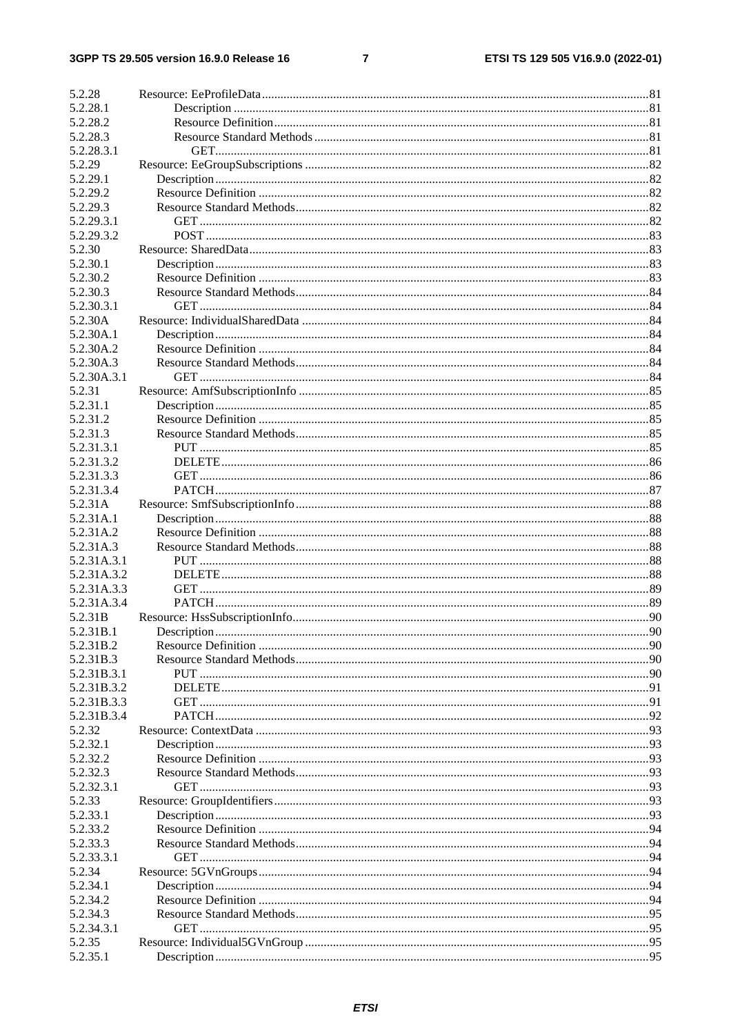| | | |
|---|---|---|
| 5.2.28 | Resource: EeProfileData | 81 |
| 5.2.28.1 | Description | 81 |
| 5.2.28.2 | Resource Definition | 81 |
| 5.2.28.3 | Resource Standard Methods | 81 |
| 5.2.28.3.1 | GET | 81 |
| 5.2.29 | Resource: EeGroupSubscriptions | 82 |
| 5.2.29.1 | Description | 82 |
| 5.2.29.2 | Resource Definition | 82 |
| 5.2.29.3 | Resource Standard Methods | 82 |
| 5.2.29.3.1 | GET | 82 |
| 5.2.29.3.2 | POST | 83 |
| 5.2.30 | Resource: SharedData | 83 |
| 5.2.30.1 | Description | 83 |
| 5.2.30.2 | Resource Definition | 83 |
| 5.2.30.3 | Resource Standard Methods | 84 |
| 5.2.30.3.1 | GET | 84 |
| 5.2.30A | Resource: IndividualSharedData | 84 |
| 5.2.30A.1 | Description | 84 |
| 5.2.30A.2 | Resource Definition | 84 |
| 5.2.30A.3 | Resource Standard Methods | 84 |
| 5.2.30A.3.1 | GET | 84 |
| 5.2.31 | Resource: AmfSubscriptionInfo | 85 |
| 5.2.31.1 | Description | 85 |
| 5.2.31.2 | Resource Definition | 85 |
| 5.2.31.3 | Resource Standard Methods | 85 |
| 5.2.31.3.1 | PUT | 85 |
| 5.2.31.3.2 | DELETE | 86 |
| 5.2.31.3.3 | GET | 86 |
| 5.2.31.3.4 | PATCH | 87 |
| 5.2.31A | Resource: SmfSubscriptionInfo | 88 |
| 5.2.31A.1 | Description | 88 |
| 5.2.31A.2 | Resource Definition | 88 |
| 5.2.31A.3 | Resource Standard Methods | 88 |
| 5.2.31A.3.1 | PUT | 88 |
| 5.2.31A.3.2 | DELETE | 88 |
| 5.2.31A.3.3 | GET | 89 |
| 5.2.31A.3.4 | PATCH | 89 |
| 5.2.31B | Resource: HssSubscriptionInfo | 90 |
| 5.2.31B.1 | Description | 90 |
| 5.2.31B.2 | Resource Definition | 90 |
| 5.2.31B.3 | Resource Standard Methods | 90 |
| 5.2.31B.3.1 | PUT | 90 |
| 5.2.31B.3.2 | DELETE | 91 |
| 5.2.31B.3.3 | GET | 91 |
| 5.2.31B.3.4 | PATCH | 92 |
| 5.2.32 | Resource: ContextData | 93 |
| 5.2.32.1 | Description | 93 |
| 5.2.32.2 | Resource Definition | 93 |
| 5.2.32.3 | Resource Standard Methods | 93 |
| 5.2.32.3.1 | GET | 93 |
| 5.2.33 | Resource: GroupIdentifiers | 93 |
| 5.2.33.1 | Description | 93 |
| 5.2.33.2 | Resource Definition | 94 |
| 5.2.33.3 | Resource Standard Methods | 94 |
| 5.2.33.3.1 | GET | 94 |
| 5.2.34 | Resource: 5GVnGroups | 94 |
| 5.2.34.1 | Description | 94 |
| 5.2.34.2 | Resource Definition | 94 |
| 5.2.34.3 | Resource Standard Methods | 95 |
| 5.2.34.3.1 | GET | 95 |
| 5.2.35 | Resource: Individual5GVnGroup | 95 |
| 5.2.35.1 | Description | 95 |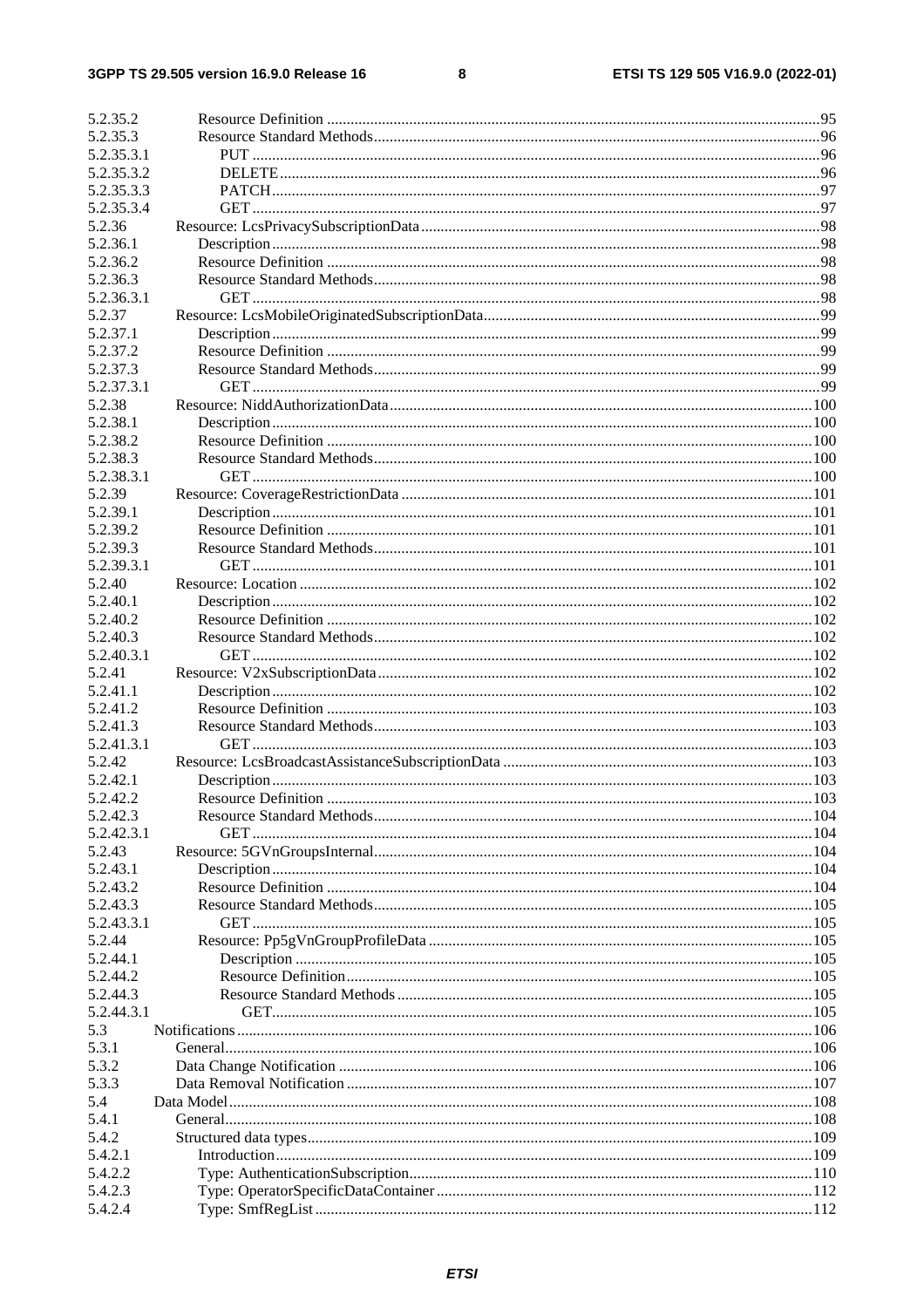5.2.35.2 Resource Definition .....95
5.2.35.3 Resource Standard Methods .....96
5.2.35.3.1 PUT .....96
5.2.35.3.2 DELETE .....96
5.2.35.3.3 PATCH .....97
5.2.35.3.4 GET .....97
5.2.36 Resource: LcsPrivacySubscriptionData .....98
5.2.36.1 Description .....98
5.2.36.2 Resource Definition .....98
5.2.36.3 Resource Standard Methods .....98
5.2.36.3.1 GET .....98
5.2.37 Resource: LcsMobileOriginatedSubscriptionData .....99
5.2.37.1 Description .....99
5.2.37.2 Resource Definition .....99
5.2.37.3 Resource Standard Methods .....99
5.2.37.3.1 GET .....99
5.2.38 Resource: NiddAuthorizationData .....100
5.2.38.1 Description .....100
5.2.38.2 Resource Definition .....100
5.2.38.3 Resource Standard Methods .....100
5.2.38.3.1 GET .....100
5.2.39 Resource: CoverageRestrictionData .....101
5.2.39.1 Description .....101
5.2.39.2 Resource Definition .....101
5.2.39.3 Resource Standard Methods .....101
5.2.39.3.1 GET .....101
5.2.40 Resource: Location .....102
5.2.40.1 Description .....102
5.2.40.2 Resource Definition .....102
5.2.40.3 Resource Standard Methods .....102
5.2.40.3.1 GET .....102
5.2.41 Resource: V2xSubscriptionData .....102
5.2.41.1 Description .....102
5.2.41.2 Resource Definition .....103
5.2.41.3 Resource Standard Methods .....103
5.2.41.3.1 GET .....103
5.2.42 Resource: LcsBroadcastAssistanceSubscriptionData .....103
5.2.42.1 Description .....103
5.2.42.2 Resource Definition .....103
5.2.42.3 Resource Standard Methods .....104
5.2.42.3.1 GET .....104
5.2.43 Resource: 5GVnGroupsInternal .....104
5.2.43.1 Description .....104
5.2.43.2 Resource Definition .....104
5.2.43.3 Resource Standard Methods .....105
5.2.43.3.1 GET .....105
5.2.44 Resource: Pp5gVnGroupProfileData .....105
5.2.44.1 Description .....105
5.2.44.2 Resource Definition .....105
5.2.44.3 Resource Standard Methods .....105
5.2.44.3.1 GET .....105
5.3 Notifications .....106
5.3.1 General .....106
5.3.2 Data Change Notification .....106
5.3.3 Data Removal Notification .....107
5.4 Data Model .....108
5.4.1 General .....108
5.4.2 Structured data types .....109
5.4.2.1 Introduction .....109
5.4.2.2 Type: AuthenticationSubscription .....110
5.4.2.3 Type: OperatorSpecificDataContainer .....112
5.4.2.4 Type: SmfRegList .....112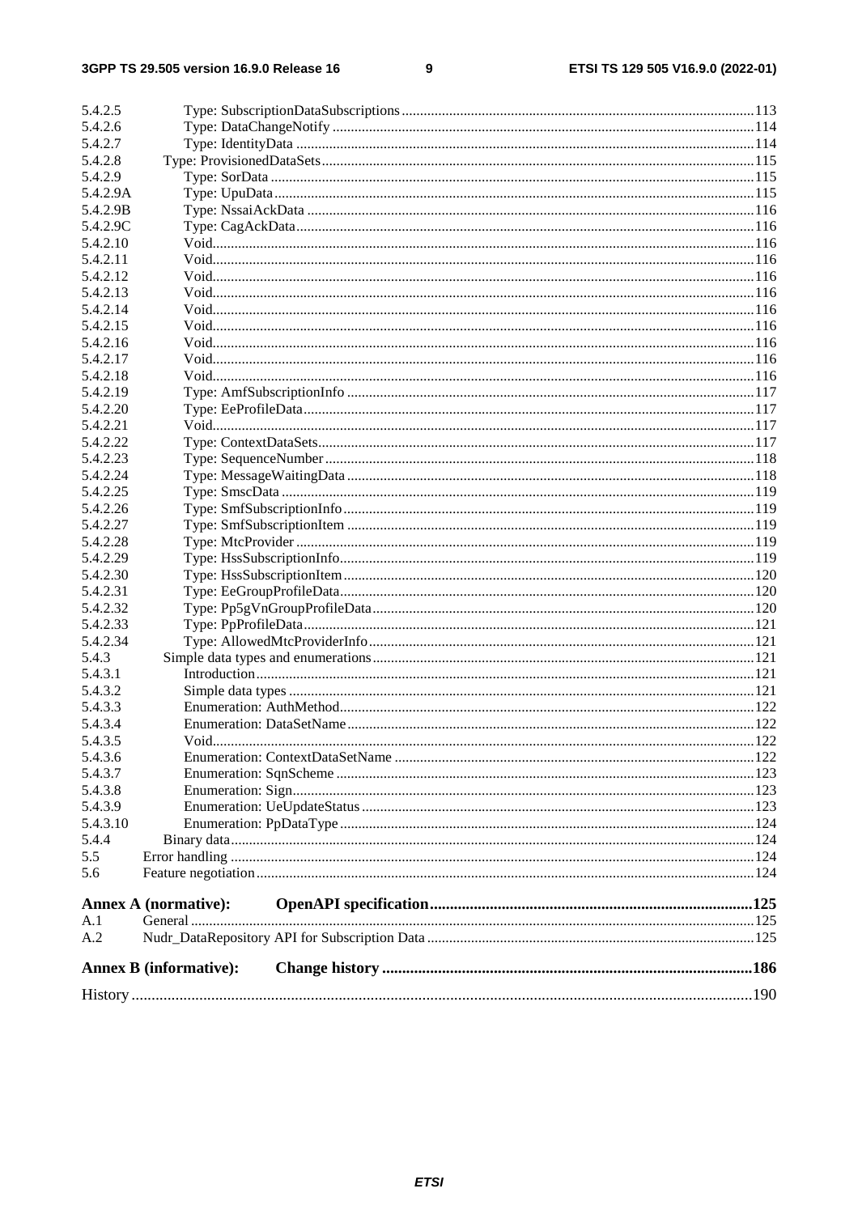5.4.2.5 Type: SubscriptionDataSubscriptions ....113
5.4.2.6 Type: DataChangeNotify ....114
5.4.2.7 Type: IdentityData ....114
5.4.2.8 Type: ProvisionedDataSets ....115
5.4.2.9 Type: SorData ....115
5.4.2.9A Type: UpuData ....115
5.4.2.9B Type: NssaiAckData ....116
5.4.2.9C Type: CagAckData ....116
5.4.2.10 Void ....116
5.4.2.11 Void ....116
5.4.2.12 Void ....116
5.4.2.13 Void ....116
5.4.2.14 Void ....116
5.4.2.15 Void ....116
5.4.2.16 Void ....116
5.4.2.17 Void ....116
5.4.2.18 Void ....116
5.4.2.19 Type: AmfSubscriptionInfo ....117
5.4.2.20 Type: EeProfileData ....117
5.4.2.21 Void ....117
5.4.2.22 Type: ContextDataSets ....117
5.4.2.23 Type: SequenceNumber ....118
5.4.2.24 Type: MessageWaitingData ....118
5.4.2.25 Type: SmscData ....119
5.4.2.26 Type: SmfSubscriptionInfo ....119
5.4.2.27 Type: SmfSubscriptionItem ....119
5.4.2.28 Type: MtcProvider ....119
5.4.2.29 Type: HssSubscriptionInfo ....119
5.4.2.30 Type: HssSubscriptionItem ....120
5.4.2.31 Type: EeGroupProfileData ....120
5.4.2.32 Type: Pp5gVnGroupProfileData ....120
5.4.2.33 Type: PpProfileData ....121
5.4.2.34 Type: AllowedMtcProviderInfo ....121
5.4.3 Simple data types and enumerations ....121
5.4.3.1 Introduction ....121
5.4.3.2 Simple data types ....121
5.4.3.3 Enumeration: AuthMethod ....122
5.4.3.4 Enumeration: DataSetName ....122
5.4.3.5 Void ....122
5.4.3.6 Enumeration: ContextDataSetName ....122
5.4.3.7 Enumeration: SqnScheme ....123
5.4.3.8 Enumeration: Sign ....123
5.4.3.9 Enumeration: UeUpdateStatus ....123
5.4.3.10 Enumeration: PpDataType ....124
5.4.4 Binary data ....124
5.5 Error handling ....124
5.6 Feature negotiation ....124

**Annex A (normative): OpenAPI specification ....125**

A.1 General ....125
A.2 Nudr_DataRepository API for Subscription Data ....125

**Annex B (informative): Change history ....186**

History ....190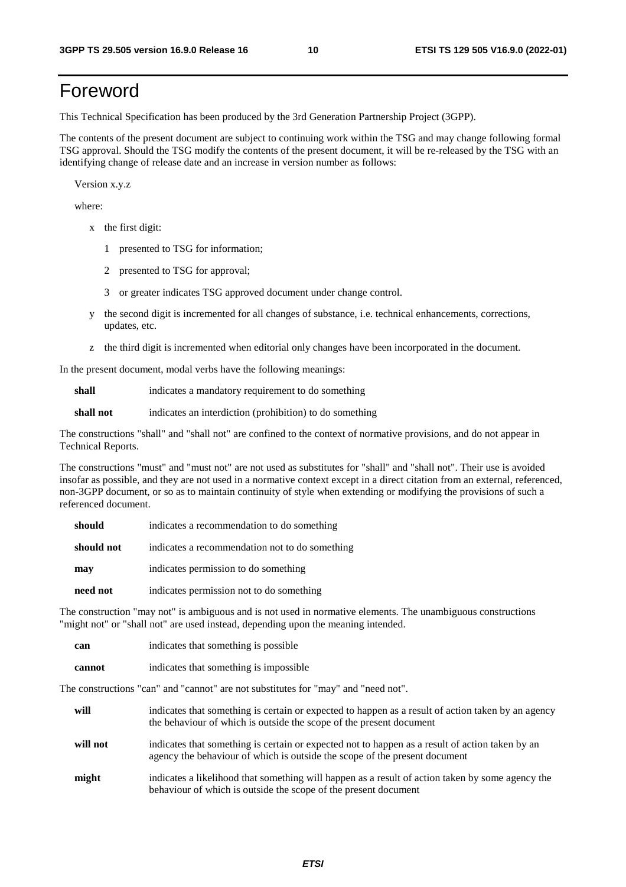# Foreword

This Technical Specification has been produced by the 3rd Generation Partnership Project (3GPP).

The contents of the present document are subject to continuing work within the TSG and may change following formal TSG approval. Should the TSG modify the contents of the present document, it will be re-released by the TSG with an identifying change of release date and an increase in version number as follows:

Version x.y.z

where:

- x the first digit:
  - 1 presented to TSG for information;
  - 2 presented to TSG for approval;
  - 3 or greater indicates TSG approved document under change control.
- y the second digit is incremented for all changes of substance, i.e. technical enhancements, corrections, updates, etc.
- z the third digit is incremented when editorial only changes have been incorporated in the document.

In the present document, modal verbs have the following meanings:

**shall** indicates a mandatory requirement to do something

**shall not** indicates an interdiction (prohibition) to do something

The constructions "shall" and "shall not" are confined to the context of normative provisions, and do not appear in Technical Reports.

The constructions "must" and "must not" are not used as substitutes for "shall" and "shall not". Their use is avoided insofar as possible, and they are not used in a normative context except in a direct citation from an external, referenced, non-3GPP document, or so as to maintain continuity of style when extending or modifying the provisions of such a referenced document.

**should** indicates a recommendation to do something

**should not** indicates a recommendation not to do something

**may** indicates permission to do something

**need not** indicates permission not to do something

The construction "may not" is ambiguous and is not used in normative elements. The unambiguous constructions "might not" or "shall not" are used instead, depending upon the meaning intended.

**can** indicates that something is possible

**cannot** indicates that something is impossible

The constructions "can" and "cannot" are not substitutes for "may" and "need not".

**will** indicates that something is certain or expected to happen as a result of action taken by an agency the behaviour of which is outside the scope of the present document

**will not** indicates that something is certain or expected not to happen as a result of action taken by an agency the behaviour of which is outside the scope of the present document

**might** indicates a likelihood that something will happen as a result of action taken by some agency the behaviour of which is outside the scope of the present document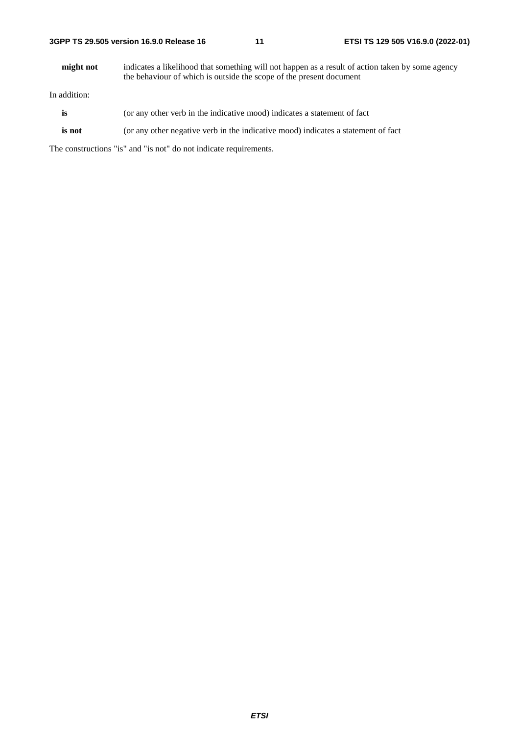**might not** indicates a likelihood that something will not happen as a result of action taken by some agency the behaviour of which is outside the scope of the present document

In addition:

**is** (or any other verb in the indicative mood) indicates a statement of fact

**is not** (or any other negative verb in the indicative mood) indicates a statement of fact

The constructions "is" and "is not" do not indicate requirements.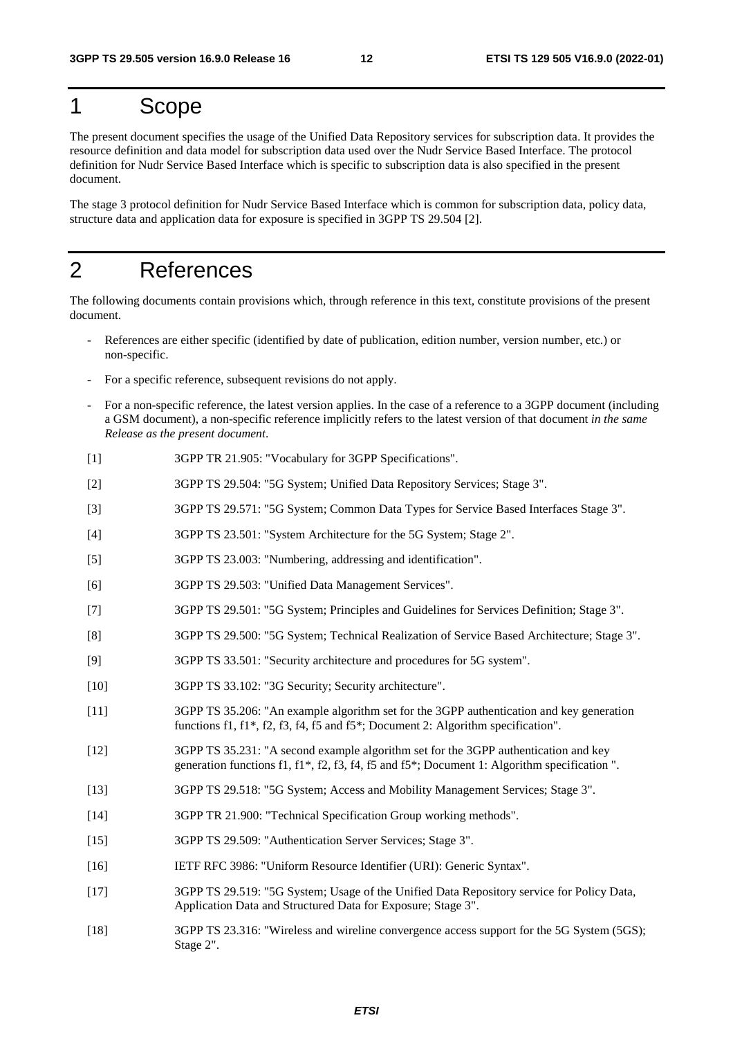# 1 Scope

The present document specifies the usage of the Unified Data Repository services for subscription data. It provides the resource definition and data model for subscription data used over the Nudr Service Based Interface. The protocol definition for Nudr Service Based Interface which is specific to subscription data is also specified in the present document.

The stage 3 protocol definition for Nudr Service Based Interface which is common for subscription data, policy data, structure data and application data for exposure is specified in 3GPP TS 29.504 [2].

# 2 References

The following documents contain provisions which, through reference in this text, constitute provisions of the present document.

- References are either specific (identified by date of publication, edition number, version number, etc.) or non-specific.
- For a specific reference, subsequent revisions do not apply.
- For a non-specific reference, the latest version applies. In the case of a reference to a 3GPP document (including a GSM document), a non-specific reference implicitly refers to the latest version of that document *in the same Release as the present document*.

[1] 3GPP TR 21.905: "Vocabulary for 3GPP Specifications".

[2] 3GPP TS 29.504: "5G System; Unified Data Repository Services; Stage 3".

[3] 3GPP TS 29.571: "5G System; Common Data Types for Service Based Interfaces Stage 3".

[4] 3GPP TS 23.501: "System Architecture for the 5G System; Stage 2".

[5] 3GPP TS 23.003: "Numbering, addressing and identification".

[6] 3GPP TS 29.503: "Unified Data Management Services".

[7] 3GPP TS 29.501: "5G System; Principles and Guidelines for Services Definition; Stage 3".

[8] 3GPP TS 29.500: "5G System; Technical Realization of Service Based Architecture; Stage 3".

[9] 3GPP TS 33.501: "Security architecture and procedures for 5G system".

[10] 3GPP TS 33.102: "3G Security; Security architecture".

[11] 3GPP TS 35.206: "An example algorithm set for the 3GPP authentication and key generation functions f1, f1*, f2, f3, f4, f5 and f5*; Document 2: Algorithm specification".

[12] 3GPP TS 35.231: "A second example algorithm set for the 3GPP authentication and key generation functions f1, f1*, f2, f3, f4, f5 and f5*; Document 1: Algorithm specification ".

[13] 3GPP TS 29.518: "5G System; Access and Mobility Management Services; Stage 3".

[14] 3GPP TR 21.900: "Technical Specification Group working methods".

[15] 3GPP TS 29.509: "Authentication Server Services; Stage 3".

[16] IETF RFC 3986: "Uniform Resource Identifier (URI): Generic Syntax".

[17] 3GPP TS 29.519: "5G System; Usage of the Unified Data Repository service for Policy Data, Application Data and Structured Data for Exposure; Stage 3".

[18] 3GPP TS 23.316: "Wireless and wireline convergence access support for the 5G System (5GS); Stage 2".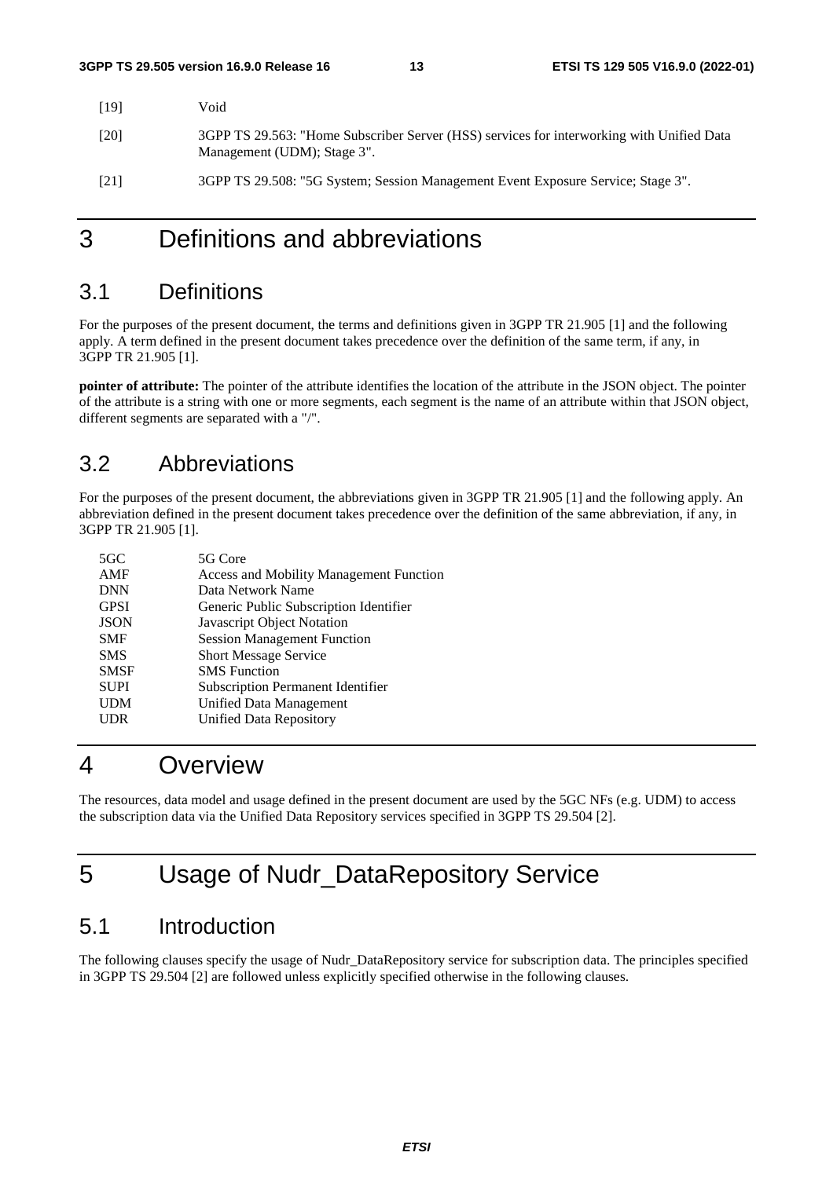[19] Void

[20] 3GPP TS 29.563: "Home Subscriber Server (HSS) services for interworking with Unified Data Management (UDM); Stage 3".

[21] 3GPP TS 29.508: "5G System; Session Management Event Exposure Service; Stage 3".

# 3 Definitions and abbreviations

## 3.1 Definitions

For the purposes of the present document, the terms and definitions given in 3GPP TR 21.905 [1] and the following apply. A term defined in the present document takes precedence over the definition of the same term, if any, in 3GPP TR 21.905 [1].

**pointer of attribute:** The pointer of the attribute identifies the location of the attribute in the JSON object. The pointer of the attribute is a string with one or more segments, each segment is the name of an attribute within that JSON object, different segments are separated with a "/".

## 3.2 Abbreviations

For the purposes of the present document, the abbreviations given in 3GPP TR 21.905 [1] and the following apply. An abbreviation defined in the present document takes precedence over the definition of the same abbreviation, if any, in 3GPP TR 21.905 [1].

5GC 5G Core
AMF Access and Mobility Management Function
DNN Data Network Name
GPSI Generic Public Subscription Identifier
JSON Javascript Object Notation
SMF Session Management Function
SMS Short Message Service
SMSF SMS Function
SUPI Subscription Permanent Identifier
UDM Unified Data Management
UDR Unified Data Repository

# 4 Overview

The resources, data model and usage defined in the present document are used by the 5GC NFs (e.g. UDM) to access the subscription data via the Unified Data Repository services specified in 3GPP TS 29.504 [2].

# 5 Usage of Nudr_DataRepository Service

## 5.1 Introduction

The following clauses specify the usage of Nudr_DataRepository service for subscription data. The principles specified in 3GPP TS 29.504 [2] are followed unless explicitly specified otherwise in the following clauses.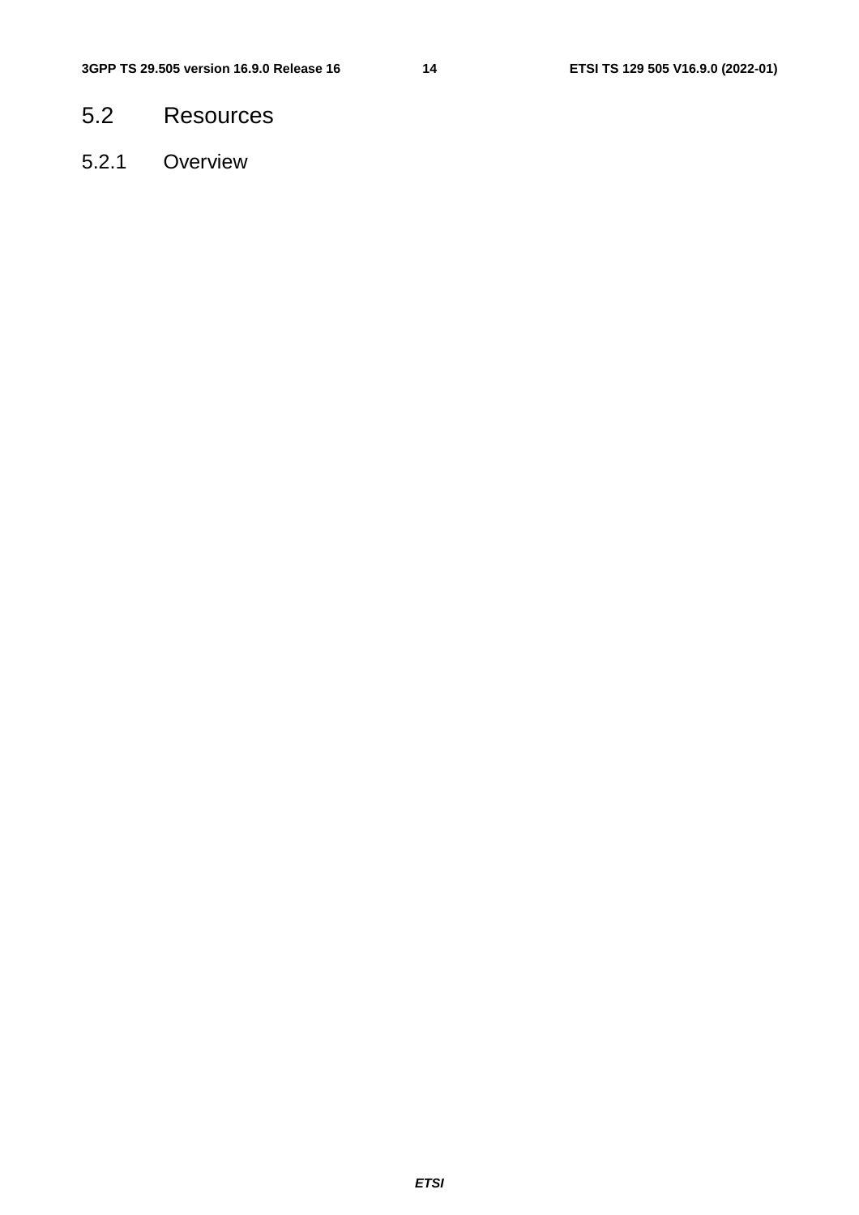## 5.2 Resources

### 5.2.1 Overview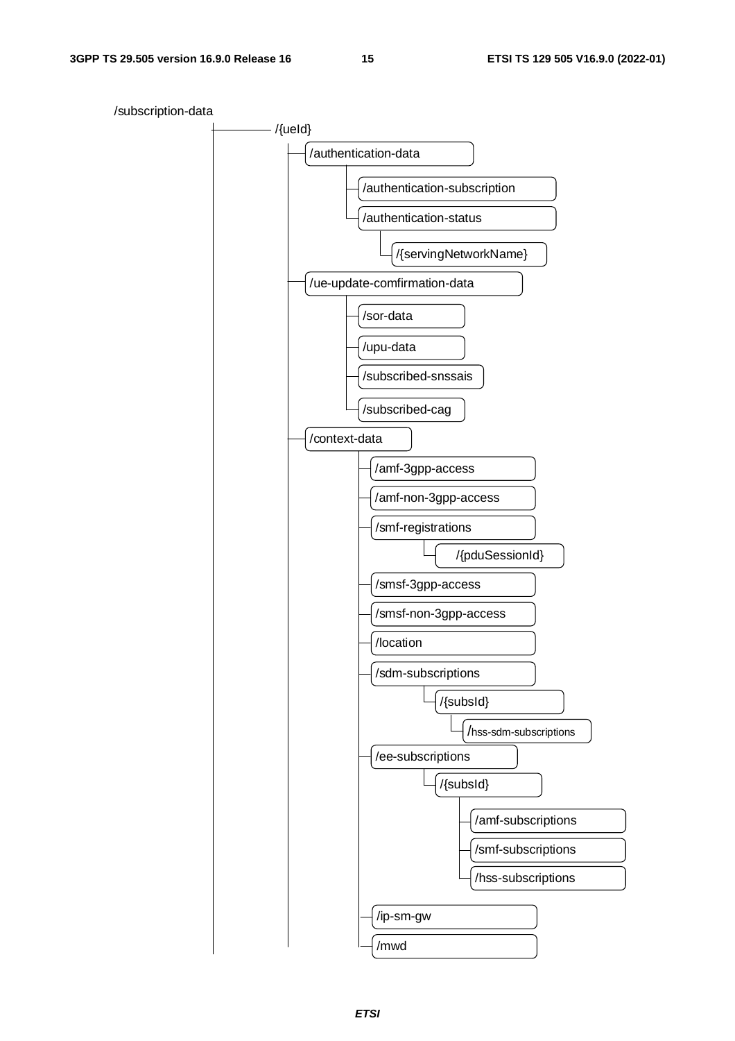```
/subscription-data
└── /{ueId}
    ├── /authentication-data
    │   ├── /authentication-subscription
    │   └── /authentication-status
    │       └── /{servingNetworkName}
    ├── /ue-update-comfirmation-data
    │   ├── /sor-data
    │   ├── /upu-data
    │   ├── /subscribed-snssais
    │   └── /subscribed-cag
    └── /context-data
        ├── /amf-3gpp-access
        ├── /amf-non-3gpp-access
        ├── /smf-registrations
        │   └── /{pduSessionId}
        ├── /smsf-3gpp-access
        ├── /smsf-non-3gpp-access
        ├── /location
        ├── /sdm-subscriptions
        │   └── /{subsId}
        │       └── /hss-sdm-subscriptions
        ├── /ee-subscriptions
        │   └── /{subsId}
        │       ├── /amf-subscriptions
        │       ├── /smf-subscriptions
        │       └── /hss-subscriptions
        ├── /ip-sm-gw
        └── /mwd
```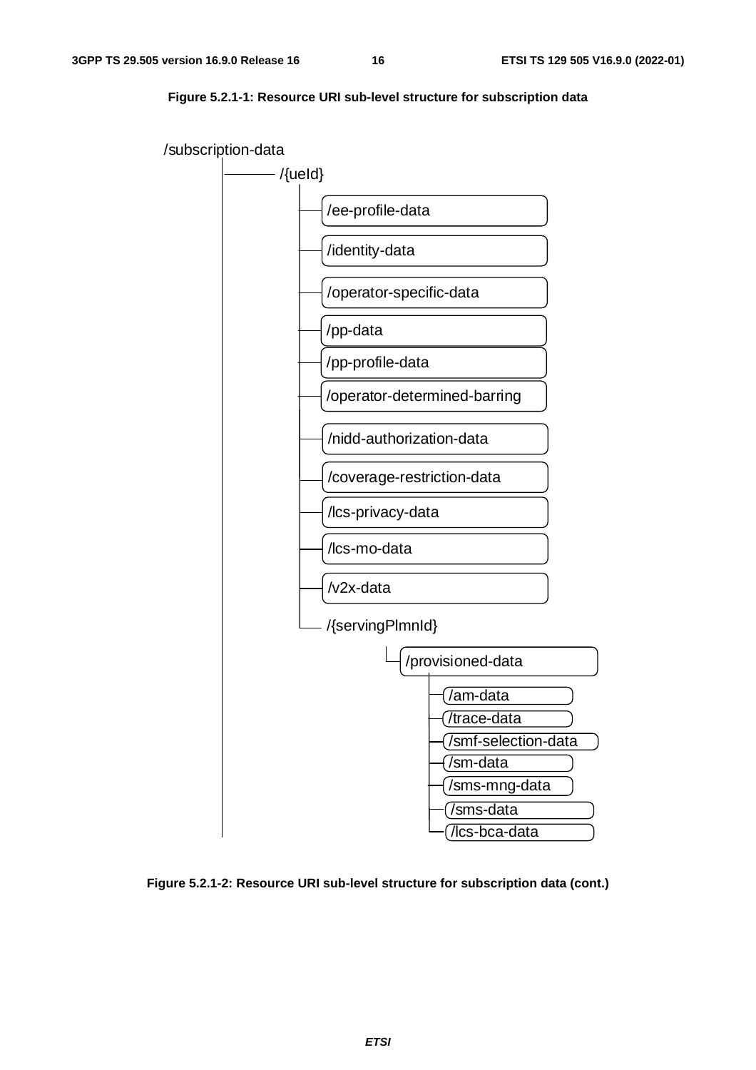**Figure 5.2.1-1: Resource URI sub-level structure for subscription data**

```
/subscription-data
    └── /{ueId}
          ├── /ee-profile-data
          ├── /identity-data
          ├── /operator-specific-data
          ├── /pp-data
          ├── /pp-profile-data
          ├── /operator-determined-barring
          ├── /nidd-authorization-data
          ├── /coverage-restriction-data
          ├── /lcs-privacy-data
          ├── /lcs-mo-data
          ├── /v2x-data
          └── /{servingPlmnId}
                └── /provisioned-data
                      ├── /am-data
                      ├── /trace-data
                      ├── /smf-selection-data
                      ├── /sm-data
                      ├── /sms-mng-data
                      ├── /sms-data
                      └── /lcs-bca-data
```

**Figure 5.2.1-2: Resource URI sub-level structure for subscription data (cont.)**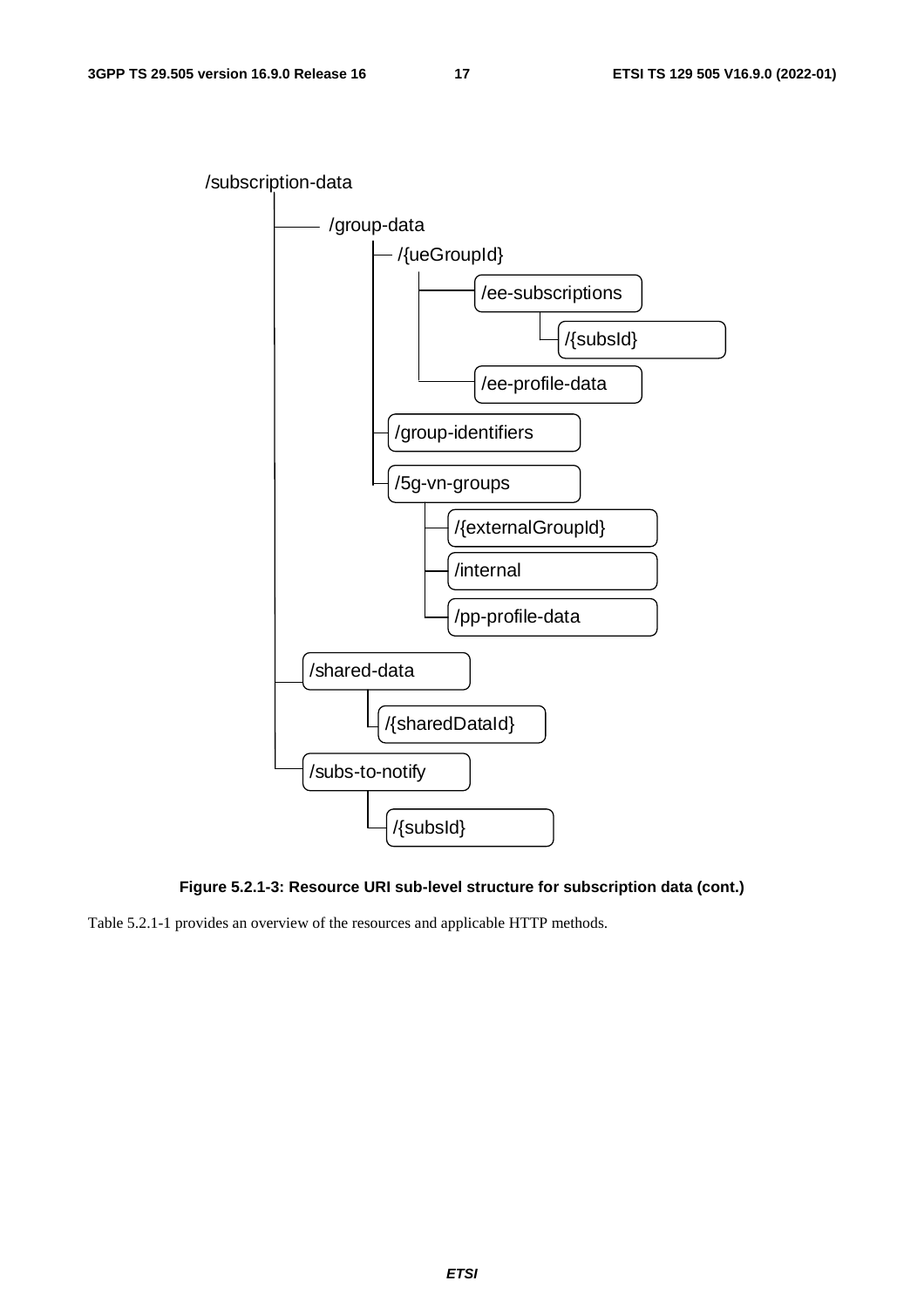```
/subscription-data
├── /group-data
│   ├── /{ueGroupId}
│   │   ├── /ee-subscriptions
│   │   │   └── /{subsId}
│   │   └── /ee-profile-data
│   ├── /group-identifiers
│   └── /5g-vn-groups
│       ├── /{externalGroupId}
│       ├── /internal
│       └── /pp-profile-data
├── /shared-data
│   └── /{sharedDataId}
└── /subs-to-notify
    └── /{subsId}
```

**Figure 5.2.1-3: Resource URI sub-level structure for subscription data (cont.)**

Table 5.2.1-1 provides an overview of the resources and applicable HTTP methods.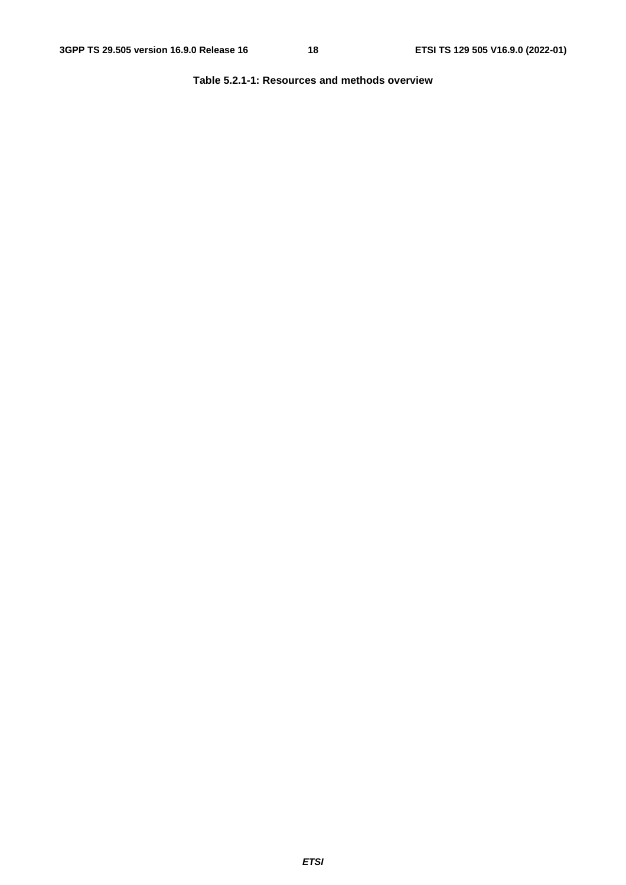**Table 5.2.1-1: Resources and methods overview**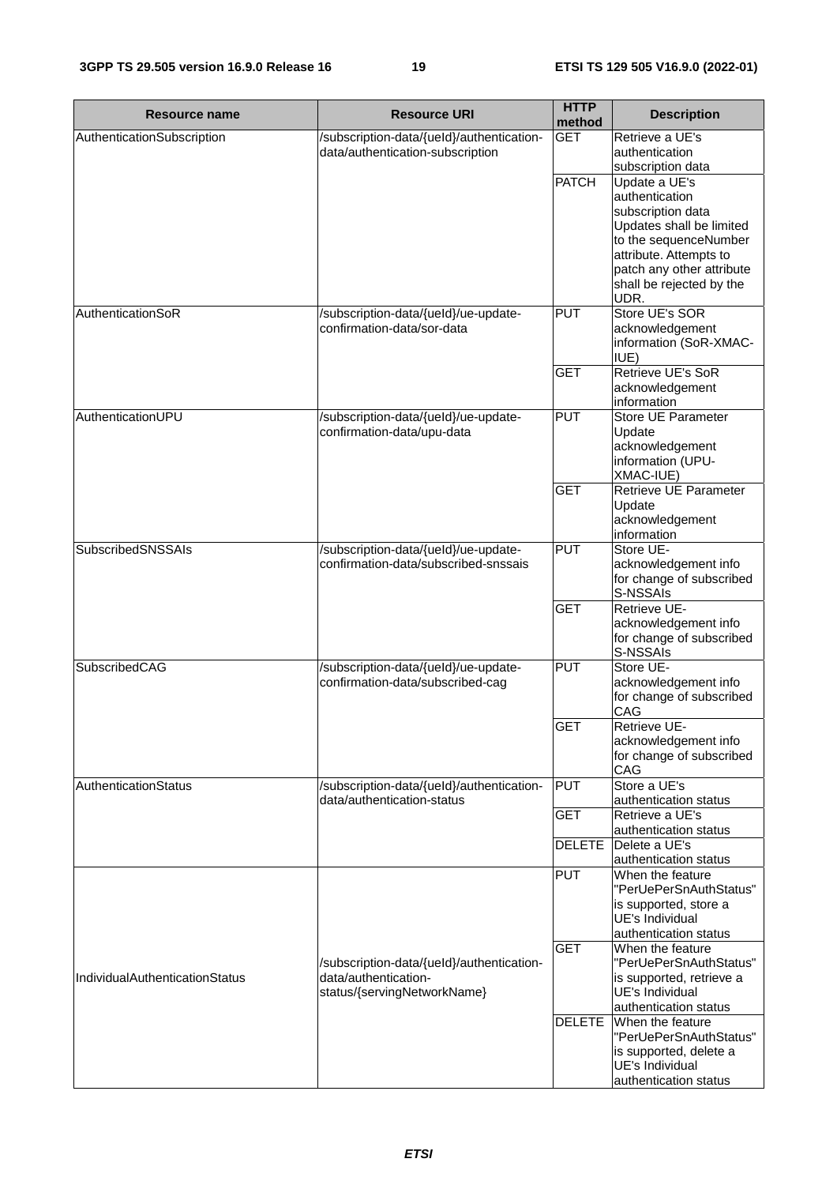| Resource name | Resource URI | HTTP method | Description |
| --- | --- | --- | --- |
| AuthenticationSubscription | /subscription-data/{ueId}/authentication-data/authentication-subscription | GET | Retrieve a UE's authentication subscription data |
| | | PATCH | Update a UE's authentication subscription data Updates shall be limited to the sequenceNumber attribute. Attempts to patch any other attribute shall be rejected by the UDR. |
| AuthenticationSoR | /subscription-data/{ueId}/ue-update-confirmation-data/sor-data | PUT | Store UE's SOR acknowledgement information (SoR-XMAC-IUE) |
| | | GET | Retrieve UE's SoR acknowledgement information |
| AuthenticationUPU | /subscription-data/{ueId}/ue-update-confirmation-data/upu-data | PUT | Store UE Parameter Update acknowledgement information (UPU-XMAC-IUE) |
| | | GET | Retrieve UE Parameter Update acknowledgement information |
| SubscribedSNSSAIs | /subscription-data/{ueId}/ue-update-confirmation-data/subscribed-snssais | PUT | Store UE-acknowledgement info for change of subscribed S-NSSAIs |
| | | GET | Retrieve UE-acknowledgement info for change of subscribed S-NSSAIs |
| SubscribedCAG | /subscription-data/{ueId}/ue-update-confirmation-data/subscribed-cag | PUT | Store UE-acknowledgement info for change of subscribed CAG |
| | | GET | Retrieve UE-acknowledgement info for change of subscribed CAG |
| AuthenticationStatus | /subscription-data/{ueId}/authentication-data/authentication-status | PUT | Store a UE's authentication status |
| | | GET | Retrieve a UE's authentication status |
| | | DELETE | Delete a UE's authentication status |
| IndividualAuthenticationStatus | /subscription-data/{ueId}/authentication-data/authentication-status/{servingNetworkName} | PUT | When the feature "PerUePerSnAuthStatus" is supported, store a UE's Individual authentication status |
| | | GET | When the feature "PerUePerSnAuthStatus" is supported, retrieve a UE's Individual authentication status |
| | | DELETE | When the feature "PerUePerSnAuthStatus" is supported, delete a UE's Individual authentication status |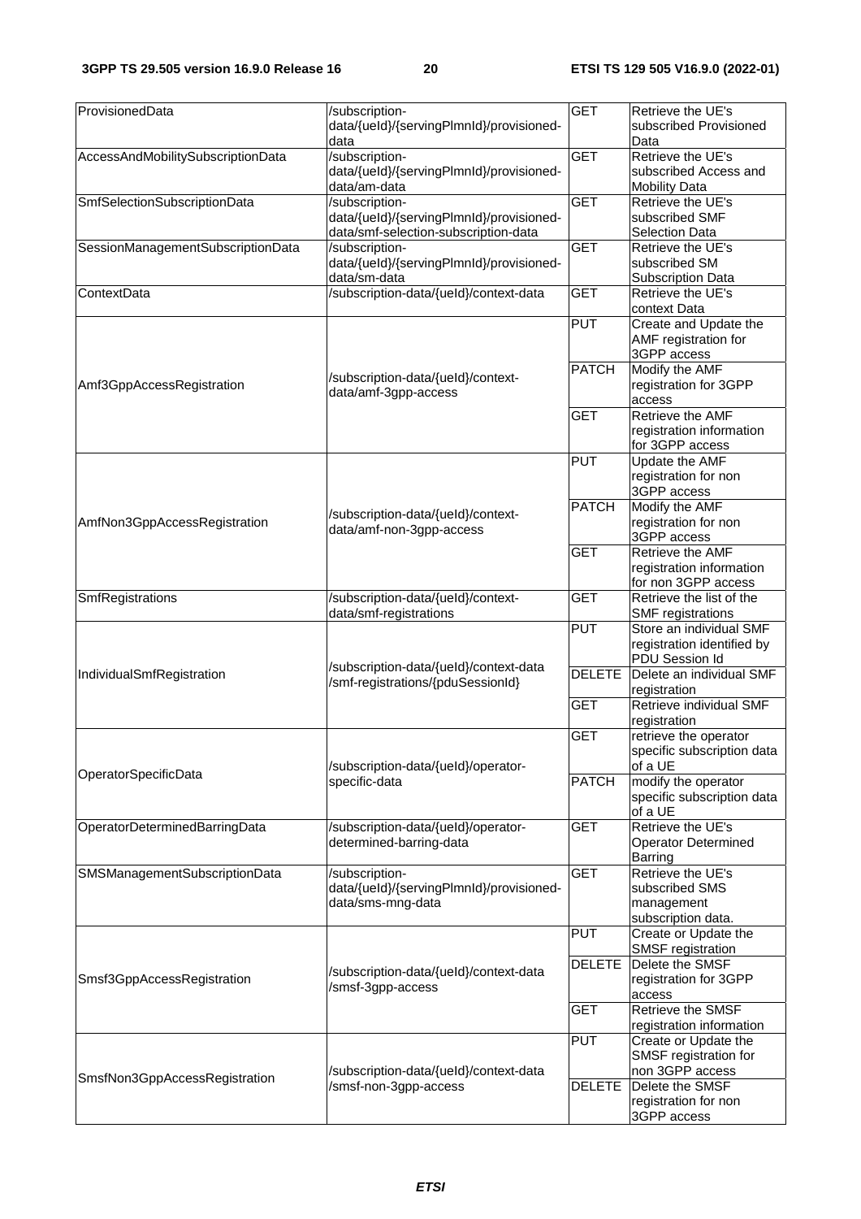| ProvisionedData | /subscription-data/{ueId}/{servingPlmnId}/provisioned-data | GET | Retrieve the UE's subscribed Provisioned Data |
|---|---|---|---|
| AccessAndMobilitySubscriptionData | /subscription-data/{ueId}/{servingPlmnId}/provisioned-data/am-data | GET | Retrieve the UE's subscribed Access and Mobility Data |
| SmfSelectionSubscriptionData | /subscription-data/{ueId}/{servingPlmnId}/provisioned-data/smf-selection-subscription-data | GET | Retrieve the UE's subscribed SMF Selection Data |
| SessionManagementSubscriptionData | /subscription-data/{ueId}/{servingPlmnId}/provisioned-data/sm-data | GET | Retrieve the UE's subscribed SM Subscription Data |
| ContextData | /subscription-data/{ueId}/context-data | GET | Retrieve the UE's context Data |
| Amf3GppAccessRegistration | /subscription-data/{ueId}/context-data/amf-3gpp-access | PUT | Create and Update the AMF registration for 3GPP access |
| | | PATCH | Modify the AMF registration for 3GPP access |
| | | GET | Retrieve the AMF registration information for 3GPP access |
| AmfNon3GppAccessRegistration | /subscription-data/{ueId}/context-data/amf-non-3gpp-access | PUT | Update the AMF registration for non 3GPP access |
| | | PATCH | Modify the AMF registration for non 3GPP access |
| | | GET | Retrieve the AMF registration information for non 3GPP access |
| SmfRegistrations | /subscription-data/{ueId}/context-data/smf-registrations | GET | Retrieve the list of the SMF registrations |
| IndividualSmfRegistration | /subscription-data/{ueId}/context-data /smf-registrations/{pduSessionId} | PUT | Store an individual SMF registration identified by PDU Session Id |
| | | DELETE | Delete an individual SMF registration |
| | | GET | Retrieve individual SMF registration |
| OperatorSpecificData | /subscription-data/{ueId}/operator-specific-data | GET | retrieve the operator specific subscription data of a UE |
| | | PATCH | modify the operator specific subscription data of a UE |
| OperatorDeterminedBarringData | /subscription-data/{ueId}/operator-determined-barring-data | GET | Retrieve the UE's Operator Determined Barring |
| SMSManagementSubscriptionData | /subscription-data/{ueId}/{servingPlmnId}/provisioned-data/sms-mng-data | GET | Retrieve the UE's subscribed SMS management subscription data. |
| Smsf3GppAccessRegistration | /subscription-data/{ueId}/context-data /smsf-3gpp-access | PUT | Create or Update the SMSF registration |
| | | DELETE | Delete the SMSF registration for 3GPP access |
| | | GET | Retrieve the SMSF registration information |
| SmsfNon3GppAccessRegistration | /subscription-data/{ueId}/context-data /smsf-non-3gpp-access | PUT | Create or Update the SMSF registration for non 3GPP access |
| | | DELETE | Delete the SMSF registration for non 3GPP access |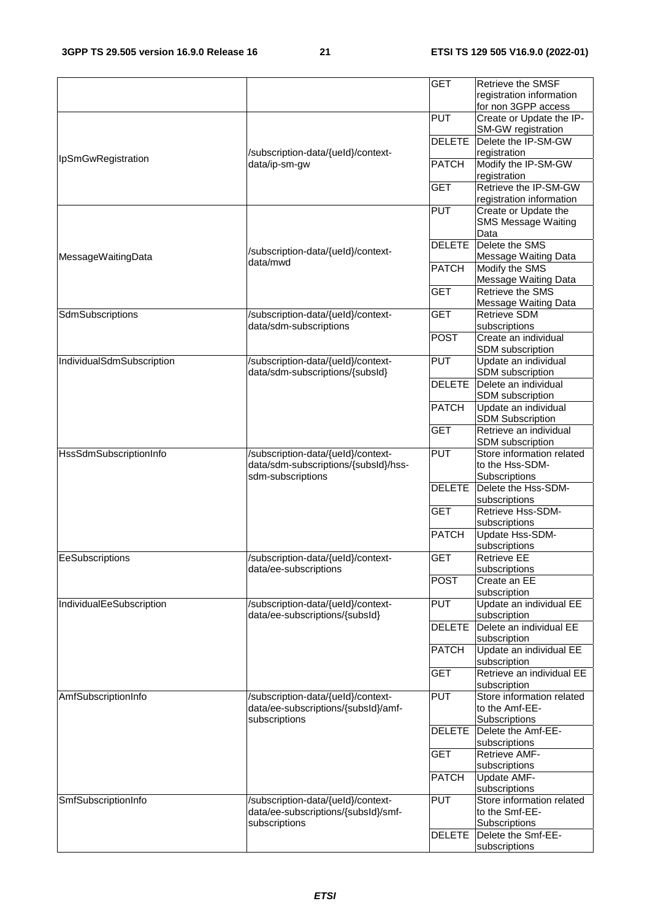| | | GET | Retrieve the SMSF registration information for non 3GPP access |
|---|---|---|---|
| IpSmGwRegistration | /subscription-data/{ueId}/context-data/ip-sm-gw | PUT | Create or Update the IP-SM-GW registration |
| | | DELETE | Delete the IP-SM-GW registration |
| | | PATCH | Modify the IP-SM-GW registration |
| | | GET | Retrieve the IP-SM-GW registration information |
| MessageWaitingData | /subscription-data/{ueId}/context-data/mwd | PUT | Create or Update the SMS Message Waiting Data |
| | | DELETE | Delete the SMS Message Waiting Data |
| | | PATCH | Modify the SMS Message Waiting Data |
| | | GET | Retrieve the SMS Message Waiting Data |
| SdmSubscriptions | /subscription-data/{ueId}/context-data/sdm-subscriptions | GET | Retrieve SDM subscriptions |
| | | POST | Create an individual SDM subscription |
| IndividualSdmSubscription | /subscription-data/{ueId}/context-data/sdm-subscriptions/{subsId} | PUT | Update an individual SDM subscription |
| | | DELETE | Delete an individual SDM subscription |
| | | PATCH | Update an individual SDM Subscription |
| | | GET | Retrieve an individual SDM subscription |
| HssSdmSubscriptionInfo | /subscription-data/{ueId}/context-data/sdm-subscriptions/{subsId}/hss-sdm-subscriptions | PUT | Store information related to the Hss-SDM-Subscriptions |
| | | DELETE | Delete the Hss-SDM-subscriptions |
| | | GET | Retrieve Hss-SDM-subscriptions |
| | | PATCH | Update Hss-SDM-subscriptions |
| EeSubscriptions | /subscription-data/{ueId}/context-data/ee-subscriptions | GET | Retrieve EE subscriptions |
| | | POST | Create an EE subscription |
| IndividualEeSubscription | /subscription-data/{ueId}/context-data/ee-subscriptions/{subsId} | PUT | Update an individual EE subscription |
| | | DELETE | Delete an individual EE subscription |
| | | PATCH | Update an individual EE subscription |
| | | GET | Retrieve an individual EE subscription |
| AmfSubscriptionInfo | /subscription-data/{ueId}/context-data/ee-subscriptions/{subsId}/amf-subscriptions | PUT | Store information related to the Amf-EE-Subscriptions |
| | | DELETE | Delete the Amf-EE-subscriptions |
| | | GET | Retrieve AMF-subscriptions |
| | | PATCH | Update AMF-subscriptions |
| SmfSubscriptionInfo | /subscription-data/{ueId}/context-data/ee-subscriptions/{subsId}/smf-subscriptions | PUT | Store information related to the Smf-EE-Subscriptions |
| | | DELETE | Delete the Smf-EE-subscriptions |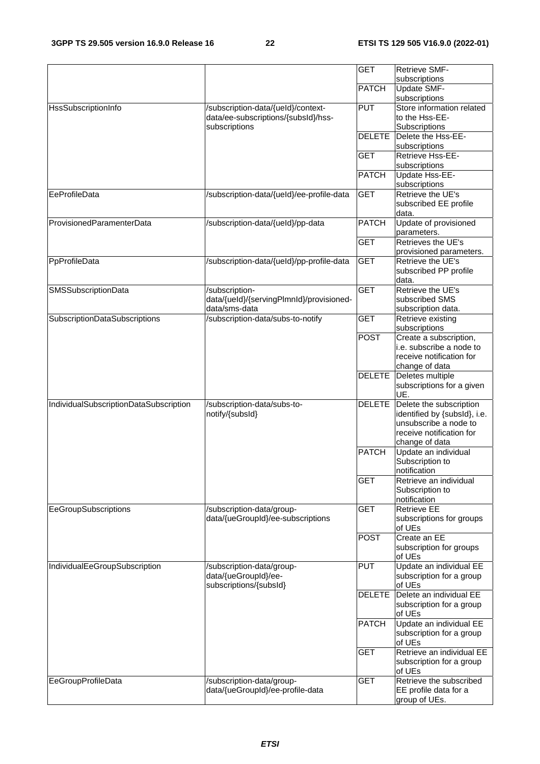| | | GET | Retrieve SMF-subscriptions |
|---|---|---|---|
| | | PATCH | Update SMF-subscriptions |
| HssSubscriptionInfo | /subscription-data/{ueId}/context-data/ee-subscriptions/{subsId}/hss-subscriptions | PUT | Store information related to the Hss-EE-Subscriptions |
| | | DELETE | Delete the Hss-EE-subscriptions |
| | | GET | Retrieve Hss-EE-subscriptions |
| | | PATCH | Update Hss-EE-subscriptions |
| EeProfileData | /subscription-data/{ueId}/ee-profile-data | GET | Retrieve the UE's subscribed EE profile data. |
| ProvisionedParamenterData | /subscription-data/{ueId}/pp-data | PATCH | Update of provisioned parameters. |
| | | GET | Retrieves the UE's provisioned parameters. |
| PpProfileData | /subscription-data/{ueId}/pp-profile-data | GET | Retrieve the UE's subscribed PP profile data. |
| SMSSubscriptionData | /subscription-data/{ueId}/{servingPlmnId}/provisioned-data/sms-data | GET | Retrieve the UE's subscribed SMS subscription data. |
| SubscriptionDataSubscriptions | /subscription-data/subs-to-notify | GET | Retrieve existing subscriptions |
| | | POST | Create a subscription, i.e. subscribe a node to receive notification for change of data |
| | | DELETE | Deletes multiple subscriptions for a given UE. |
| IndividualSubscriptionDataSubscription | /subscription-data/subs-to-notify/{subsId} | DELETE | Delete the subscription identified by {subsId}, i.e. unsubscribe a node to receive notification for change of data |
| | | PATCH | Update an individual Subscription to notification |
| | | GET | Retrieve an individual Subscription to notification |
| EeGroupSubscriptions | /subscription-data/group-data/{ueGroupId}/ee-subscriptions | GET | Retrieve EE subscriptions for groups of UEs |
| | | POST | Create an EE subscription for groups of UEs |
| IndividualEeGroupSubscription | /subscription-data/group-data/{ueGroupId}/ee-subscriptions/{subsId} | PUT | Update an individual EE subscription for a group of UEs |
| | | DELETE | Delete an individual EE subscription for a group of UEs |
| | | PATCH | Update an individual EE subscription for a group of UEs |
| | | GET | Retrieve an individual EE subscription for a group of UEs |
| EeGroupProfileData | /subscription-data/group-data/{ueGroupId}/ee-profile-data | GET | Retrieve the subscribed EE profile data for a group of UEs. |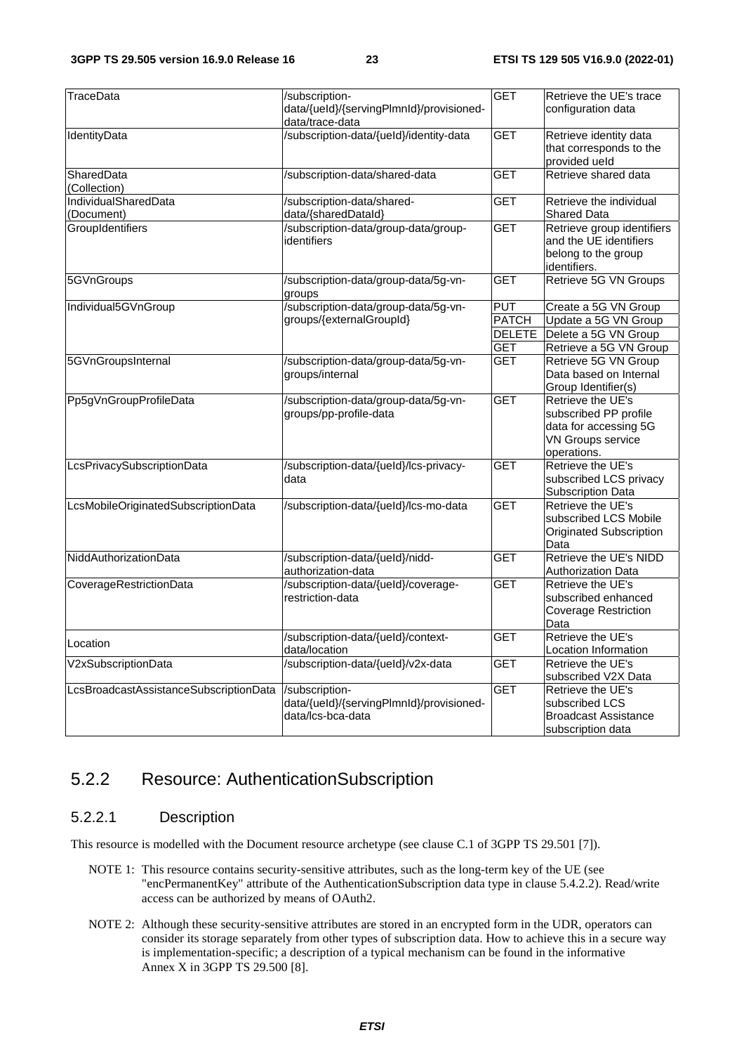| TraceData | /subscription-data/{ueId}/{servingPlmnId}/provisioned-data/trace-data | GET | Retrieve the UE's trace configuration data |
|---|---|---|---|
| IdentityData | /subscription-data/{ueId}/identity-data | GET | Retrieve identity data that corresponds to the provided ueId |
| SharedData (Collection) | /subscription-data/shared-data | GET | Retrieve shared data |
| IndividualSharedData (Document) | /subscription-data/shared-data/{sharedDataId} | GET | Retrieve the individual Shared Data |
| GroupIdentifiers | /subscription-data/group-data/group-identifiers | GET | Retrieve group identifiers and the UE identifiers belong to the group identifiers. |
| 5GVnGroups | /subscription-data/group-data/5g-vn-groups | GET | Retrieve 5G VN Groups |
| Individual5GVnGroup | /subscription-data/group-data/5g-vn-groups/{externalGroupId} | PUT | Create a 5G VN Group |
| | | PATCH | Update a 5G VN Group |
| | | DELETE | Delete a 5G VN Group |
| | | GET | Retrieve a 5G VN Group |
| 5GVnGroupsInternal | /subscription-data/group-data/5g-vn-groups/internal | GET | Retrieve 5G VN Group Data based on Internal Group Identifier(s) |
| Pp5gVnGroupProfileData | /subscription-data/group-data/5g-vn-groups/pp-profile-data | GET | Retrieve the UE's subscribed PP profile data for accessing 5G VN Groups service operations. |
| LcsPrivacySubscriptionData | /subscription-data/{ueId}/lcs-privacy-data | GET | Retrieve the UE's subscribed LCS privacy Subscription Data |
| LcsMobileOriginatedSubscriptionData | /subscription-data/{ueId}/lcs-mo-data | GET | Retrieve the UE's subscribed LCS Mobile Originated Subscription Data |
| NiddAuthorizationData | /subscription-data/{ueId}/nidd-authorization-data | GET | Retrieve the UE's NIDD Authorization Data |
| CoverageRestrictionData | /subscription-data/{ueId}/coverage-restriction-data | GET | Retrieve the UE's subscribed enhanced Coverage Restriction Data |
| Location | /subscription-data/{ueId}/context-data/location | GET | Retrieve the UE's Location Information |
| V2xSubscriptionData | /subscription-data/{ueId}/v2x-data | GET | Retrieve the UE's subscribed V2X Data |
| LcsBroadcastAssistanceSubscriptionData | /subscription-data/{ueId}/{servingPlmnId}/provisioned-data/lcs-bca-data | GET | Retrieve the UE's subscribed LCS Broadcast Assistance subscription data |

## 5.2.2 Resource: AuthenticationSubscription

### 5.2.2.1 Description

This resource is modelled with the Document resource archetype (see clause C.1 of 3GPP TS 29.501 [7]).

NOTE 1: This resource contains security-sensitive attributes, such as the long-term key of the UE (see "encPermanentKey" attribute of the AuthenticationSubscription data type in clause 5.4.2.2). Read/write access can be authorized by means of OAuth2.

NOTE 2: Although these security-sensitive attributes are stored in an encrypted form in the UDR, operators can consider its storage separately from other types of subscription data. How to achieve this in a secure way is implementation-specific; a description of a typical mechanism can be found in the informative Annex X in 3GPP TS 29.500 [8].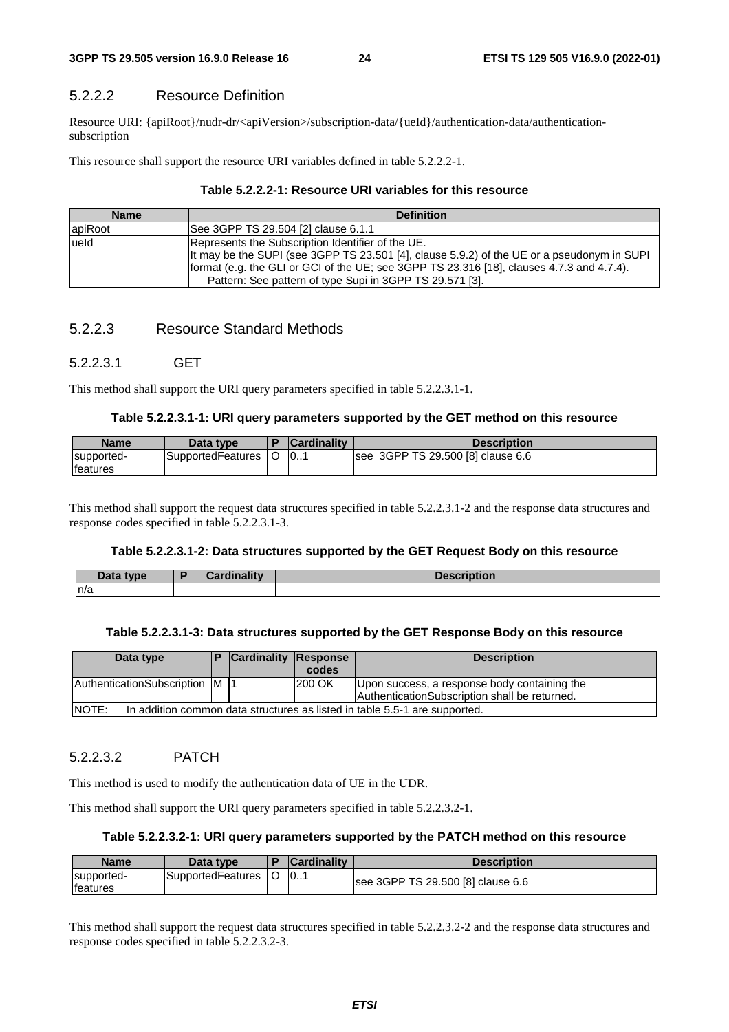### 5.2.2.2 Resource Definition

Resource URI: {apiRoot}/nudr-dr/<apiVersion>/subscription-data/{ueId}/authentication-data/authentication-subscription

This resource shall support the resource URI variables defined in table 5.2.2.2-1.

**Table 5.2.2.2-1: Resource URI variables for this resource**

| Name | Definition |
|---|---|
| apiRoot | See 3GPP TS 29.504 [2] clause 6.1.1 |
| ueId | Represents the Subscription Identifier of the UE.<br>It may be the SUPI (see 3GPP TS 23.501 [4], clause 5.9.2) of the UE or a pseudonym in SUPI format (e.g. the GLI or GCI of the UE; see 3GPP TS 23.316 [18], clauses 4.7.3 and 4.7.4).<br>Pattern: See pattern of type Supi in 3GPP TS 29.571 [3]. |

### 5.2.2.3 Resource Standard Methods

#### 5.2.2.3.1 GET

This method shall support the URI query parameters specified in table 5.2.2.3.1-1.

**Table 5.2.2.3.1-1: URI query parameters supported by the GET method on this resource**

| Name | Data type | P | Cardinality | Description |
|---|---|---|---|---|
| supported-features | SupportedFeatures | O | 0..1 | see 3GPP TS 29.500 [8] clause 6.6 |

This method shall support the request data structures specified in table 5.2.2.3.1-2 and the response data structures and response codes specified in table 5.2.2.3.1-3.

**Table 5.2.2.3.1-2: Data structures supported by the GET Request Body on this resource**

| Data type | P | Cardinality | Description |
|---|---|---|---|
| n/a | | | |

**Table 5.2.2.3.1-3: Data structures supported by the GET Response Body on this resource**

| Data type | P | Cardinality | Response codes | Description |
|---|---|---|---|---|
| AuthenticationSubscription | M | 1 | 200 OK | Upon success, a response body containing the AuthenticationSubscription shall be returned. |
| NOTE: In addition common data structures as listed in table 5.5-1 are supported. | | | | |

#### 5.2.2.3.2 PATCH

This method is used to modify the authentication data of UE in the UDR.

This method shall support the URI query parameters specified in table 5.2.2.3.2-1.

**Table 5.2.2.3.2-1: URI query parameters supported by the PATCH method on this resource**

| Name | Data type | P | Cardinality | Description |
|---|---|---|---|---|
| supported-features | SupportedFeatures | O | 0..1 | see 3GPP TS 29.500 [8] clause 6.6 |

This method shall support the request data structures specified in table 5.2.2.3.2-2 and the response data structures and response codes specified in table 5.2.2.3.2-3.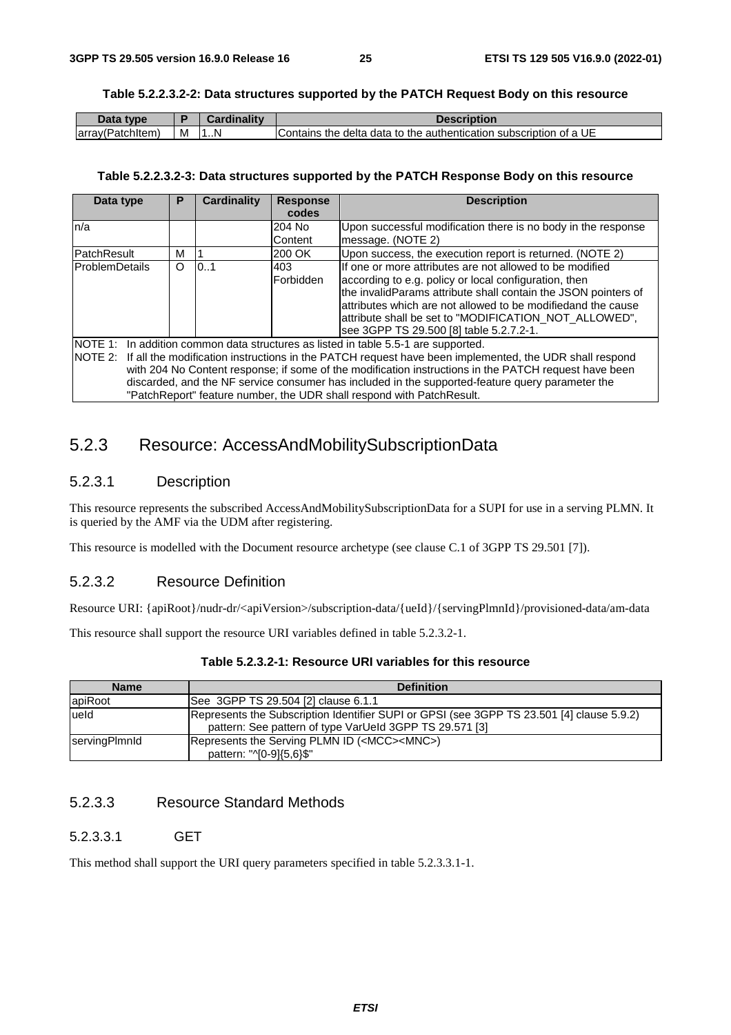**Table 5.2.2.3.2-2: Data structures supported by the PATCH Request Body on this resource**

| Data type | P | Cardinality | Description |
| --- | --- | --- | --- |
| array(PatchItem) | M | 1..N | Contains the delta data to the authentication subscription of a UE |

**Table 5.2.2.3.2-3: Data structures supported by the PATCH Response Body on this resource**

| Data type | P | Cardinality | Response codes | Description |
| --- | --- | --- | --- | --- |
| n/a | | | 204 No Content | Upon successful modification there is no body in the response message. (NOTE 2) |
| PatchResult | M | 1 | 200 OK | Upon success, the execution report is returned. (NOTE 2) |
| ProblemDetails | O | 0..1 | 403 Forbidden | If one or more attributes are not allowed to be modified according to e.g. policy or local configuration, then the invalidParams attribute shall contain the JSON pointers of attributes which are not allowed to be modifiedand the cause attribute shall be set to "MODIFICATION_NOT_ALLOWED", see 3GPP TS 29.500 [8] table 5.2.7.2-1. |
| NOTE 1: In addition common data structures as listed in table 5.5-1 are supported.<br>NOTE 2: If all the modification instructions in the PATCH request have been implemented, the UDR shall respond with 204 No Content response; if some of the modification instructions in the PATCH request have been discarded, and the NF service consumer has included in the supported-feature query parameter the "PatchReport" feature number, the UDR shall respond with PatchResult. | | | | |

## 5.2.3 Resource: AccessAndMobilitySubscriptionData

### 5.2.3.1 Description

This resource represents the subscribed AccessAndMobilitySubscriptionData for a SUPI for use in a serving PLMN. It is queried by the AMF via the UDM after registering.

This resource is modelled with the Document resource archetype (see clause C.1 of 3GPP TS 29.501 [7]).

### 5.2.3.2 Resource Definition

Resource URI: {apiRoot}/nudr-dr/<apiVersion>/subscription-data/{ueId}/{servingPlmnId}/provisioned-data/am-data

This resource shall support the resource URI variables defined in table 5.2.3.2-1.

**Table 5.2.3.2-1: Resource URI variables for this resource**

| Name | Definition |
| --- | --- |
| apiRoot | See 3GPP TS 29.504 [2] clause 6.1.1 |
| ueId | Represents the Subscription Identifier SUPI or GPSI (see 3GPP TS 23.501 [4] clause 5.9.2)<br>pattern: See pattern of type VarUeId 3GPP TS 29.571 [3] |
| servingPlmnId | Represents the Serving PLMN ID (<MCC><MNC>)<br>pattern: "^[0-9]{5,6}$" |

### 5.2.3.3 Resource Standard Methods

#### 5.2.3.3.1 GET

This method shall support the URI query parameters specified in table 5.2.3.3.1-1.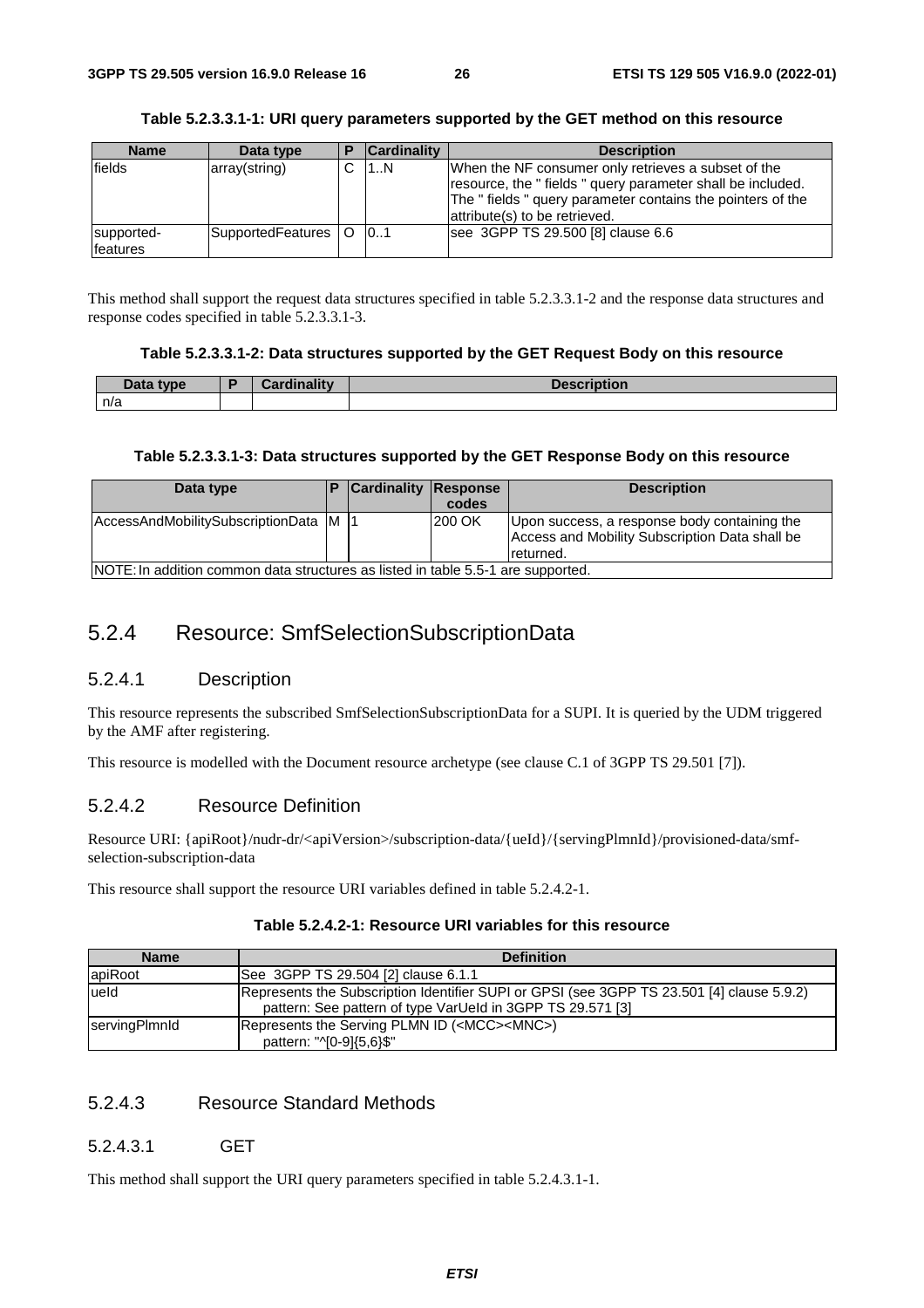**Table 5.2.3.3.1-1: URI query parameters supported by the GET method on this resource**

| Name | Data type | P | Cardinality | Description |
|---|---|---|---|---|
| fields | array(string) | C | 1..N | When the NF consumer only retrieves a subset of the resource, the " fields " query parameter shall be included. The " fields " query parameter contains the pointers of the attribute(s) to be retrieved. |
| supported-features | SupportedFeatures | O | 0..1 | see 3GPP TS 29.500 [8] clause 6.6 |

This method shall support the request data structures specified in table 5.2.3.3.1-2 and the response data structures and response codes specified in table 5.2.3.3.1-3.

**Table 5.2.3.3.1-2: Data structures supported by the GET Request Body on this resource**

| Data type | P | Cardinality | Description |
|---|---|---|---|
| n/a | | | |

**Table 5.2.3.3.1-3: Data structures supported by the GET Response Body on this resource**

| Data type | P | Cardinality | Response codes | Description |
|---|---|---|---|---|
| AccessAndMobilitySubscriptionData | M | 1 | 200 OK | Upon success, a response body containing the Access and Mobility Subscription Data shall be returned. |
| NOTE: In addition common data structures as listed in table 5.5-1 are supported. | | | | |

## 5.2.4 Resource: SmfSelectionSubscriptionData

### 5.2.4.1 Description

This resource represents the subscribed SmfSelectionSubscriptionData for a SUPI. It is queried by the UDM triggered by the AMF after registering.

This resource is modelled with the Document resource archetype (see clause C.1 of 3GPP TS 29.501 [7]).

### 5.2.4.2 Resource Definition

Resource URI: {apiRoot}/nudr-dr/<apiVersion>/subscription-data/{ueId}/{servingPlmnId}/provisioned-data/smf-selection-subscription-data

This resource shall support the resource URI variables defined in table 5.2.4.2-1.

**Table 5.2.4.2-1: Resource URI variables for this resource**

| Name | Definition |
|---|---|
| apiRoot | See 3GPP TS 29.504 [2] clause 6.1.1 |
| ueId | Represents the Subscription Identifier SUPI or GPSI (see 3GPP TS 23.501 [4] clause 5.9.2)<br>pattern: See pattern of type VarUeId in 3GPP TS 29.571 [3] |
| servingPlmnId | Represents the Serving PLMN ID (<MCC><MNC>)<br>pattern: "^[0-9]{5,6}$" |

### 5.2.4.3 Resource Standard Methods

#### 5.2.4.3.1 GET

This method shall support the URI query parameters specified in table 5.2.4.3.1-1.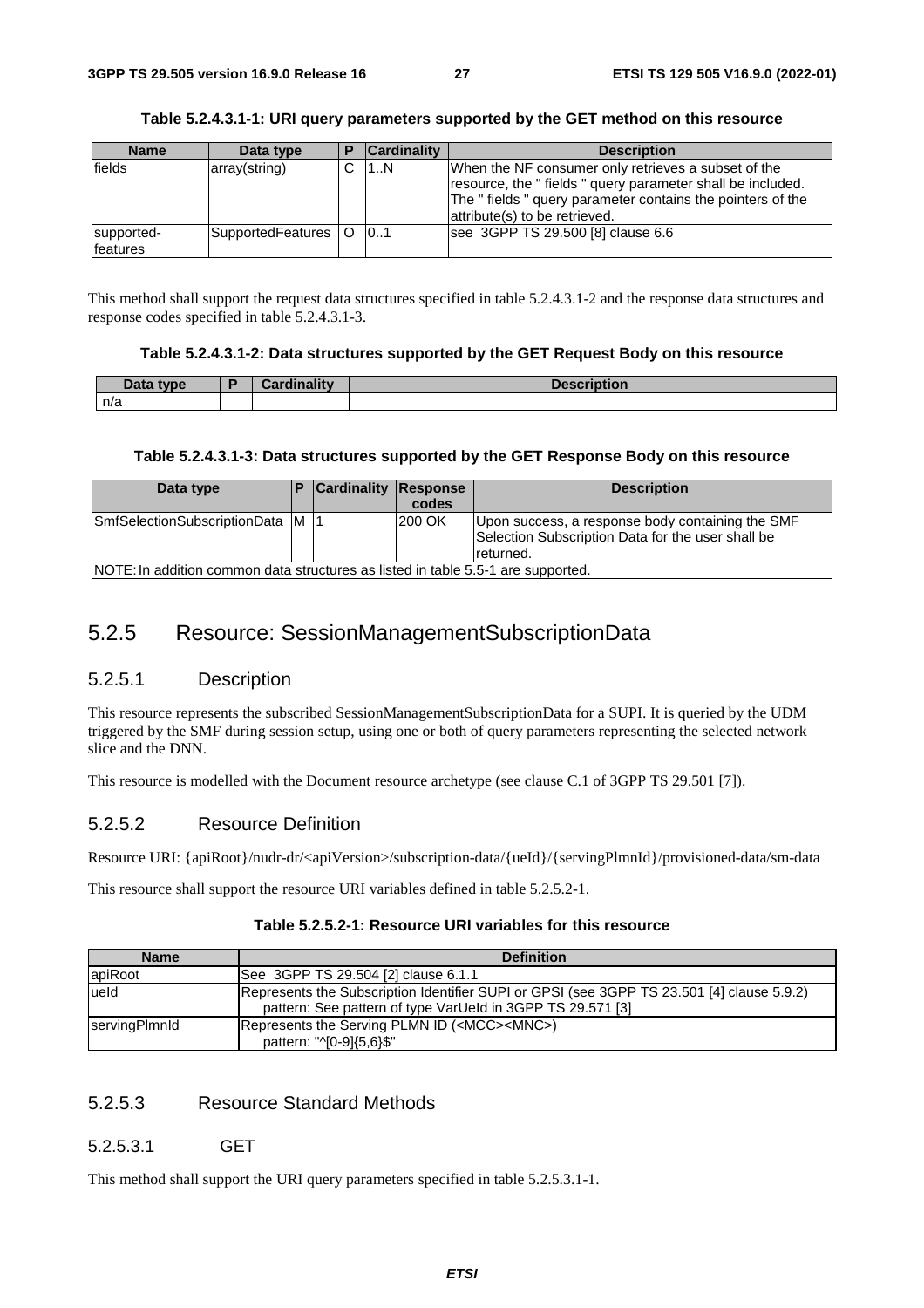**Table 5.2.4.3.1-1: URI query parameters supported by the GET method on this resource**

| Name | Data type | P | Cardinality | Description |
| --- | --- | --- | --- | --- |
| fields | array(string) | C | 1..N | When the NF consumer only retrieves a subset of the resource, the " fields " query parameter shall be included. The " fields " query parameter contains the pointers of the attribute(s) to be retrieved. |
| supported-features | SupportedFeatures | O | 0..1 | see 3GPP TS 29.500 [8] clause 6.6 |

This method shall support the request data structures specified in table 5.2.4.3.1-2 and the response data structures and response codes specified in table 5.2.4.3.1-3.

**Table 5.2.4.3.1-2: Data structures supported by the GET Request Body on this resource**

| Data type | P | Cardinality | Description |
| --- | --- | --- | --- |
| n/a | | | |

**Table 5.2.4.3.1-3: Data structures supported by the GET Response Body on this resource**

| Data type | P | Cardinality | Response codes | Description |
| --- | --- | --- | --- | --- |
| SmfSelectionSubscriptionData | M | 1 | 200 OK | Upon success, a response body containing the SMF Selection Subscription Data for the user shall be returned. |
| NOTE: In addition common data structures as listed in table 5.5-1 are supported. | | | | |

## 5.2.5 Resource: SessionManagementSubscriptionData

### 5.2.5.1 Description

This resource represents the subscribed SessionManagementSubscriptionData for a SUPI. It is queried by the UDM triggered by the SMF during session setup, using one or both of query parameters representing the selected network slice and the DNN.

This resource is modelled with the Document resource archetype (see clause C.1 of 3GPP TS 29.501 [7]).

### 5.2.5.2 Resource Definition

Resource URI: {apiRoot}/nudr-dr/<apiVersion>/subscription-data/{ueId}/{servingPlmnId}/provisioned-data/sm-data

This resource shall support the resource URI variables defined in table 5.2.5.2-1.

**Table 5.2.5.2-1: Resource URI variables for this resource**

| Name | Definition |
| --- | --- |
| apiRoot | See 3GPP TS 29.504 [2] clause 6.1.1 |
| ueId | Represents the Subscription Identifier SUPI or GPSI (see 3GPP TS 23.501 [4] clause 5.9.2)<br>pattern: See pattern of type VarUeId in 3GPP TS 29.571 [3] |
| servingPlmnId | Represents the Serving PLMN ID (<MCC><MNC>)<br>pattern: "^[0-9]{5,6}$" |

### 5.2.5.3 Resource Standard Methods

#### 5.2.5.3.1 GET

This method shall support the URI query parameters specified in table 5.2.5.3.1-1.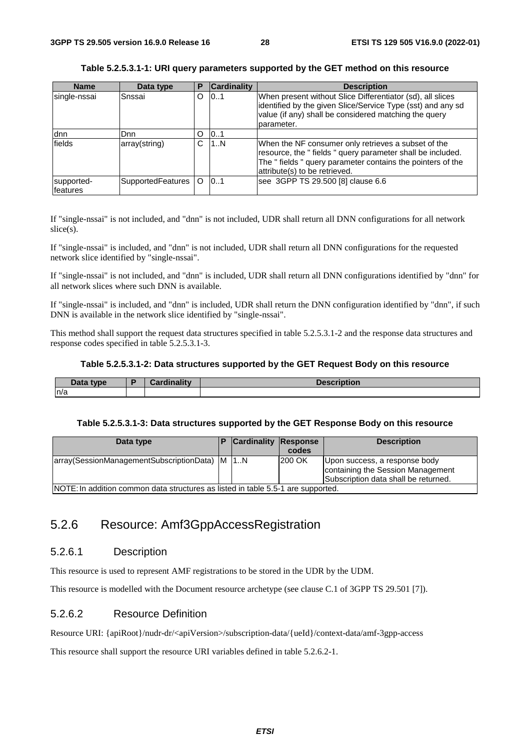**Table 5.2.5.3.1-1: URI query parameters supported by the GET method on this resource**

| Name | Data type | P | Cardinality | Description |
| --- | --- | --- | --- | --- |
| single-nssai | Snssai | O | 0..1 | When present without Slice Differentiator (sd), all slices identified by the given Slice/Service Type (sst) and any sd value (if any) shall be considered matching the query parameter. |
| dnn | Dnn | O | 0..1 | |
| fields | array(string) | C | 1..N | When the NF consumer only retrieves a subset of the resource, the " fields " query parameter shall be included. The " fields " query parameter contains the pointers of the attribute(s) to be retrieved. |
| supported-features | SupportedFeatures | O | 0..1 | see 3GPP TS 29.500 [8] clause 6.6 |

If "single-nssai" is not included, and "dnn" is not included, UDR shall return all DNN configurations for all network slice(s).

If "single-nssai" is included, and "dnn" is not included, UDR shall return all DNN configurations for the requested network slice identified by "single-nssai".

If "single-nssai" is not included, and "dnn" is included, UDR shall return all DNN configurations identified by "dnn" for all network slices where such DNN is available.

If "single-nssai" is included, and "dnn" is included, UDR shall return the DNN configuration identified by "dnn", if such DNN is available in the network slice identified by "single-nssai".

This method shall support the request data structures specified in table 5.2.5.3.1-2 and the response data structures and response codes specified in table 5.2.5.3.1-3.

**Table 5.2.5.3.1-2: Data structures supported by the GET Request Body on this resource**

| Data type | P | Cardinality | Description |
| --- | --- | --- | --- |
| n/a | | | |

**Table 5.2.5.3.1-3: Data structures supported by the GET Response Body on this resource**

| Data type | P | Cardinality | Response codes | Description |
| --- | --- | --- | --- | --- |
| array(SessionManagementSubscriptionData) | M | 1..N | 200 OK | Upon success, a response body containing the Session Management Subscription data shall be returned. |
| NOTE: In addition common data structures as listed in table 5.5-1 are supported. | | | | |

## 5.2.6 Resource: Amf3GppAccessRegistration

### 5.2.6.1 Description

This resource is used to represent AMF registrations to be stored in the UDR by the UDM.

This resource is modelled with the Document resource archetype (see clause C.1 of 3GPP TS 29.501 [7]).

### 5.2.6.2 Resource Definition

Resource URI: {apiRoot}/nudr-dr/<apiVersion>/subscription-data/{ueId}/context-data/amf-3gpp-access

This resource shall support the resource URI variables defined in table 5.2.6.2-1.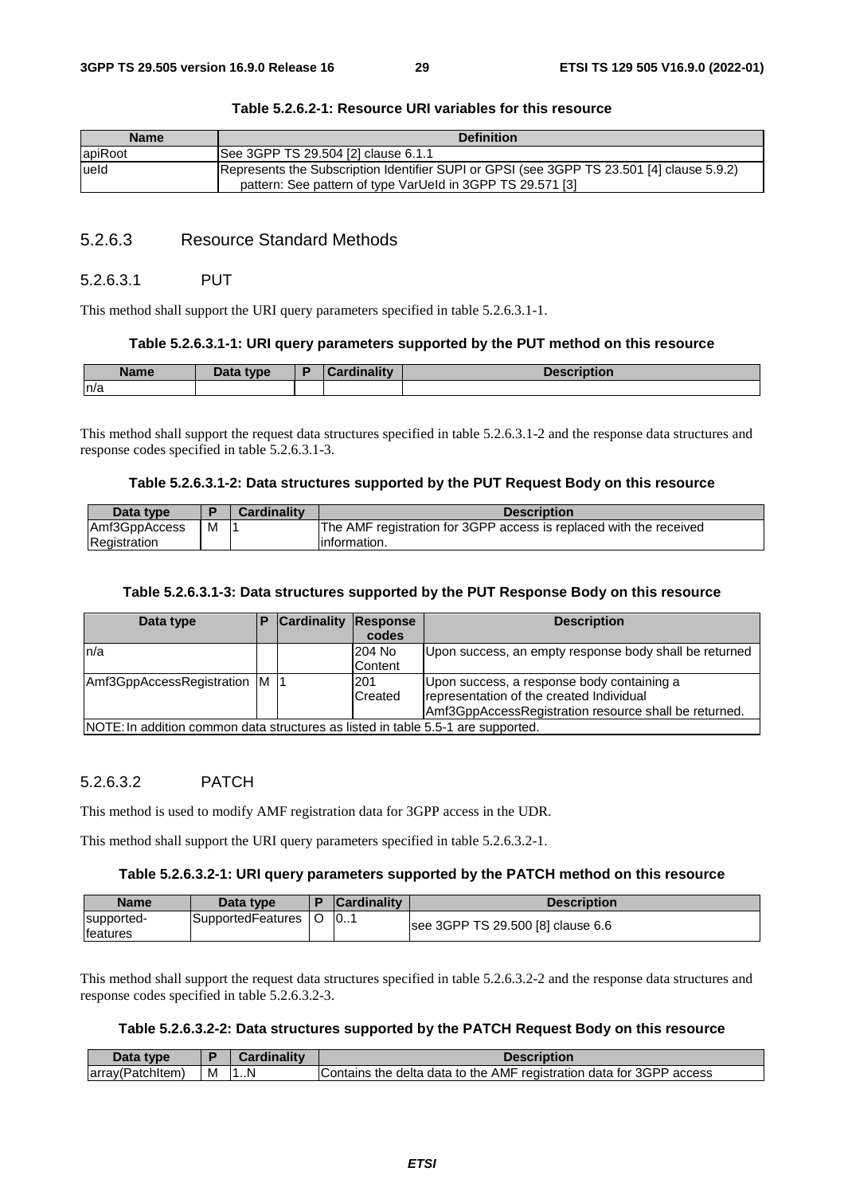**Table 5.2.6.2-1: Resource URI variables for this resource**

| Name | Definition |
| --- | --- |
| apiRoot | See 3GPP TS 29.504 [2] clause 6.1.1 |
| ueId | Represents the Subscription Identifier SUPI or GPSI (see 3GPP TS 23.501 [4] clause 5.9.2)<br>pattern: See pattern of type VarUeId in 3GPP TS 29.571 [3] |

#### 5.2.6.3 Resource Standard Methods

##### 5.2.6.3.1 PUT

This method shall support the URI query parameters specified in table 5.2.6.3.1-1.

**Table 5.2.6.3.1-1: URI query parameters supported by the PUT method on this resource**

| Name | Data type | P | Cardinality | Description |
| --- | --- | --- | --- | --- |
| n/a | | | | |

This method shall support the request data structures specified in table 5.2.6.3.1-2 and the response data structures and response codes specified in table 5.2.6.3.1-3.

**Table 5.2.6.3.1-2: Data structures supported by the PUT Request Body on this resource**

| Data type | P | Cardinality | Description |
| --- | --- | --- | --- |
| Amf3GppAccessRegistration | M | 1 | The AMF registration for 3GPP access is replaced with the received information. |

**Table 5.2.6.3.1-3: Data structures supported by the PUT Response Body on this resource**

| Data type | P | Cardinality | Response codes | Description |
| --- | --- | --- | --- | --- |
| n/a | | | 204 No Content | Upon success, an empty response body shall be returned |
| Amf3GppAccessRegistration | M | 1 | 201 Created | Upon success, a response body containing a representation of the created Individual Amf3GppAccessRegistration resource shall be returned. |
| NOTE: In addition common data structures as listed in table 5.5-1 are supported. | | | | |

##### 5.2.6.3.2 PATCH

This method is used to modify AMF registration data for 3GPP access in the UDR.

This method shall support the URI query parameters specified in table 5.2.6.3.2-1.

**Table 5.2.6.3.2-1: URI query parameters supported by the PATCH method on this resource**

| Name | Data type | P | Cardinality | Description |
| --- | --- | --- | --- | --- |
| supported-features | SupportedFeatures | O | 0..1 | see 3GPP TS 29.500 [8] clause 6.6 |

This method shall support the request data structures specified in table 5.2.6.3.2-2 and the response data structures and response codes specified in table 5.2.6.3.2-3.

**Table 5.2.6.3.2-2: Data structures supported by the PATCH Request Body on this resource**

| Data type | P | Cardinality | Description |
| --- | --- | --- | --- |
| array(PatchItem) | M | 1..N | Contains the delta data to the AMF registration data for 3GPP access |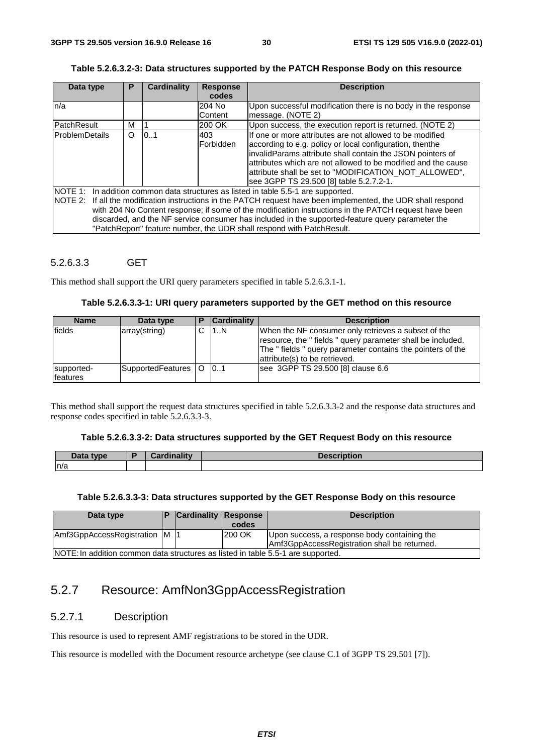**Table 5.2.6.3.2-3: Data structures supported by the PATCH Response Body on this resource**

| Data type | P | Cardinality | Response codes | Description |
|---|---|---|---|---|
| n/a | | | 204 No Content | Upon successful modification there is no body in the response message. (NOTE 2) |
| PatchResult | M | 1 | 200 OK | Upon success, the execution report is returned. (NOTE 2) |
| ProblemDetails | O | 0..1 | 403 Forbidden | If one or more attributes are not allowed to be modified according to e.g. policy or local configuration, thenthe invalidParams attribute shall contain the JSON pointers of attributes which are not allowed to be modified and the cause attribute shall be set to "MODIFICATION_NOT_ALLOWED", see 3GPP TS 29.500 [8] table 5.2.7.2-1. |
| NOTE 1: In addition common data structures as listed in table 5.5-1 are supported.<br>NOTE 2: If all the modification instructions in the PATCH request have been implemented, the UDR shall respond with 204 No Content response; if some of the modification instructions in the PATCH request have been discarded, and the NF service consumer has included in the supported-feature query parameter the "PatchReport" feature number, the UDR shall respond with PatchResult. | | | | |

#### 5.2.6.3.3 GET

This method shall support the URI query parameters specified in table 5.2.6.3.1-1.

**Table 5.2.6.3.3-1: URI query parameters supported by the GET method on this resource**

| Name | Data type | P | Cardinality | Description |
|---|---|---|---|---|
| fields | array(string) | C | 1..N | When the NF consumer only retrieves a subset of the resource, the " fields " query parameter shall be included. The " fields " query parameter contains the pointers of the attribute(s) to be retrieved. |
| supported-features | SupportedFeatures | O | 0..1 | see 3GPP TS 29.500 [8] clause 6.6 |

This method shall support the request data structures specified in table 5.2.6.3.3-2 and the response data structures and response codes specified in table 5.2.6.3.3-3.

**Table 5.2.6.3.3-2: Data structures supported by the GET Request Body on this resource**

| Data type | P | Cardinality | Description |
|---|---|---|---|
| n/a | | | |

**Table 5.2.6.3.3-3: Data structures supported by the GET Response Body on this resource**

| Data type | P | Cardinality | Response codes | Description |
|---|---|---|---|---|
| Amf3GppAccessRegistration | M | 1 | 200 OK | Upon success, a response body containing the Amf3GppAccessRegistration shall be returned. |
| NOTE: In addition common data structures as listed in table 5.5-1 are supported. | | | | |

## 5.2.7 Resource: AmfNon3GppAccessRegistration

### 5.2.7.1 Description

This resource is used to represent AMF registrations to be stored in the UDR.

This resource is modelled with the Document resource archetype (see clause C.1 of 3GPP TS 29.501 [7]).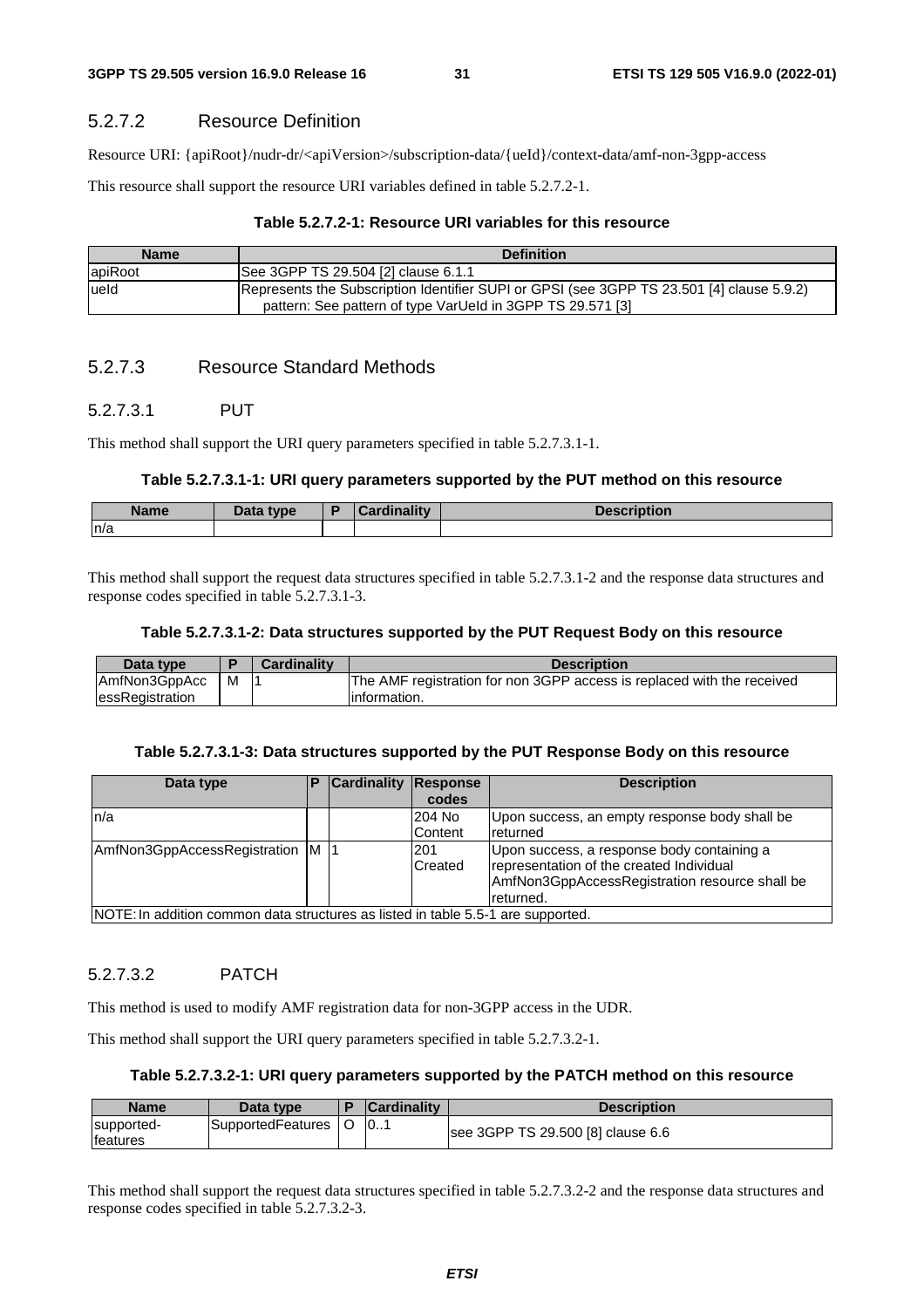#### 5.2.7.2 Resource Definition

Resource URI: {apiRoot}/nudr-dr/<apiVersion>/subscription-data/{ueId}/context-data/amf-non-3gpp-access

This resource shall support the resource URI variables defined in table 5.2.7.2-1.

**Table 5.2.7.2-1: Resource URI variables for this resource**

| Name | Definition |
| --- | --- |
| apiRoot | See 3GPP TS 29.504 [2] clause 6.1.1 |
| ueId | Represents the Subscription Identifier SUPI or GPSI (see 3GPP TS 23.501 [4] clause 5.9.2) pattern: See pattern of type VarUeId in 3GPP TS 29.571 [3] |

#### 5.2.7.3 Resource Standard Methods

##### 5.2.7.3.1 PUT

This method shall support the URI query parameters specified in table 5.2.7.3.1-1.

**Table 5.2.7.3.1-1: URI query parameters supported by the PUT method on this resource**

| Name | Data type | P | Cardinality | Description |
| --- | --- | --- | --- | --- |
| n/a | | | | |

This method shall support the request data structures specified in table 5.2.7.3.1-2 and the response data structures and response codes specified in table 5.2.7.3.1-3.

**Table 5.2.7.3.1-2: Data structures supported by the PUT Request Body on this resource**

| Data type | P | Cardinality | Description |
| --- | --- | --- | --- |
| AmfNon3GppAccessRegistration | M | 1 | The AMF registration for non 3GPP access is replaced with the received information. |

**Table 5.2.7.3.1-3: Data structures supported by the PUT Response Body on this resource**

| Data type | P | Cardinality | Response codes | Description |
| --- | --- | --- | --- | --- |
| n/a | | | 204 No Content | Upon success, an empty response body shall be returned |
| AmfNon3GppAccessRegistration | M | 1 | 201 Created | Upon success, a response body containing a representation of the created Individual AmfNon3GppAccessRegistration resource shall be returned. |
| NOTE: In addition common data structures as listed in table 5.5-1 are supported. | | | | |

##### 5.2.7.3.2 PATCH

This method is used to modify AMF registration data for non-3GPP access in the UDR.

This method shall support the URI query parameters specified in table 5.2.7.3.2-1.

**Table 5.2.7.3.2-1: URI query parameters supported by the PATCH method on this resource**

| Name | Data type | P | Cardinality | Description |
| --- | --- | --- | --- | --- |
| supported-features | SupportedFeatures | O | 0..1 | see 3GPP TS 29.500 [8] clause 6.6 |

This method shall support the request data structures specified in table 5.2.7.3.2-2 and the response data structures and response codes specified in table 5.2.7.3.2-3.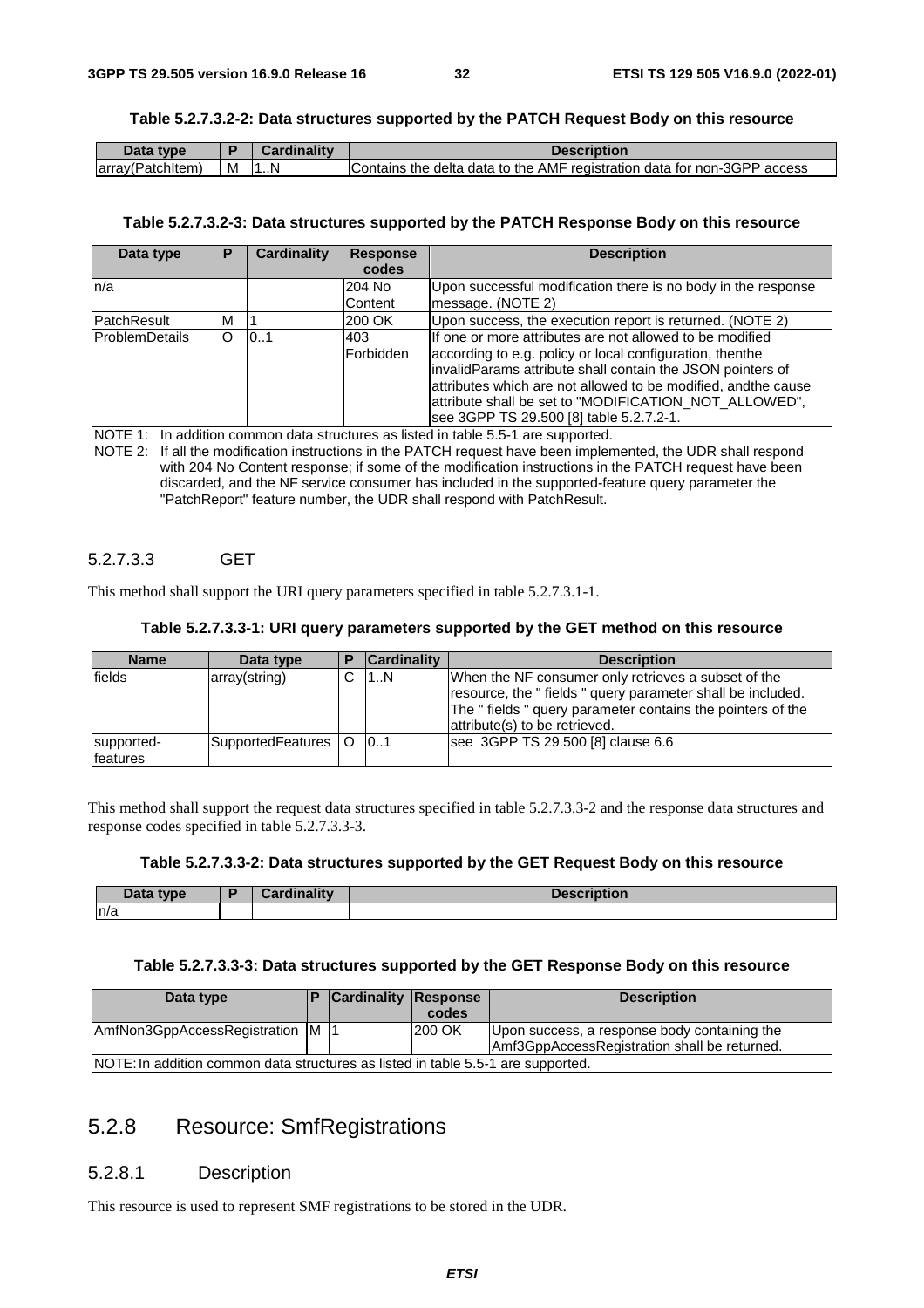**Table 5.2.7.3.2-2: Data structures supported by the PATCH Request Body on this resource**

| Data type | P | Cardinality | Description |
| --- | --- | --- | --- |
| array(PatchItem) | M | 1..N | Contains the delta data to the AMF registration data for non-3GPP access |

**Table 5.2.7.3.2-3: Data structures supported by the PATCH Response Body on this resource**

| Data type | P | Cardinality | Response codes | Description |
| --- | --- | --- | --- | --- |
| n/a | | | 204 No Content | Upon successful modification there is no body in the response message. (NOTE 2) |
| PatchResult | M | 1 | 200 OK | Upon success, the execution report is returned. (NOTE 2) |
| ProblemDetails | O | 0..1 | 403 Forbidden | If one or more attributes are not allowed to be modified according to e.g. policy or local configuration, thenthe invalidParams attribute shall contain the JSON pointers of attributes which are not allowed to be modified, andthe cause attribute shall be set to "MODIFICATION_NOT_ALLOWED", see 3GPP TS 29.500 [8] table 5.2.7.2-1. |
| NOTE 1: In addition common data structures as listed in table 5.5-1 are supported.<br>NOTE 2: If all the modification instructions in the PATCH request have been implemented, the UDR shall respond with 204 No Content response; if some of the modification instructions in the PATCH request have been discarded, and the NF service consumer has included in the supported-feature query parameter the "PatchReport" feature number, the UDR shall respond with PatchResult. | | | | |

#### 5.2.7.3.3 GET

This method shall support the URI query parameters specified in table 5.2.7.3.1-1.

**Table 5.2.7.3.3-1: URI query parameters supported by the GET method on this resource**

| Name | Data type | P | Cardinality | Description |
| --- | --- | --- | --- | --- |
| fields | array(string) | C | 1..N | When the NF consumer only retrieves a subset of the resource, the " fields " query parameter shall be included. The " fields " query parameter contains the pointers of the attribute(s) to be retrieved. |
| supported-features | SupportedFeatures | O | 0..1 | see 3GPP TS 29.500 [8] clause 6.6 |

This method shall support the request data structures specified in table 5.2.7.3.3-2 and the response data structures and response codes specified in table 5.2.7.3.3-3.

**Table 5.2.7.3.3-2: Data structures supported by the GET Request Body on this resource**

| Data type | P | Cardinality | Description |
| --- | --- | --- | --- |
| n/a | | | |

**Table 5.2.7.3.3-3: Data structures supported by the GET Response Body on this resource**

| Data type | P | Cardinality | Response codes | Description |
| --- | --- | --- | --- | --- |
| AmfNon3GppAccessRegistration | M | 1 | 200 OK | Upon success, a response body containing the Amf3GppAccessRegistration shall be returned. |
| NOTE: In addition common data structures as listed in table 5.5-1 are supported. | | | | |

## 5.2.8 Resource: SmfRegistrations

### 5.2.8.1 Description

This resource is used to represent SMF registrations to be stored in the UDR.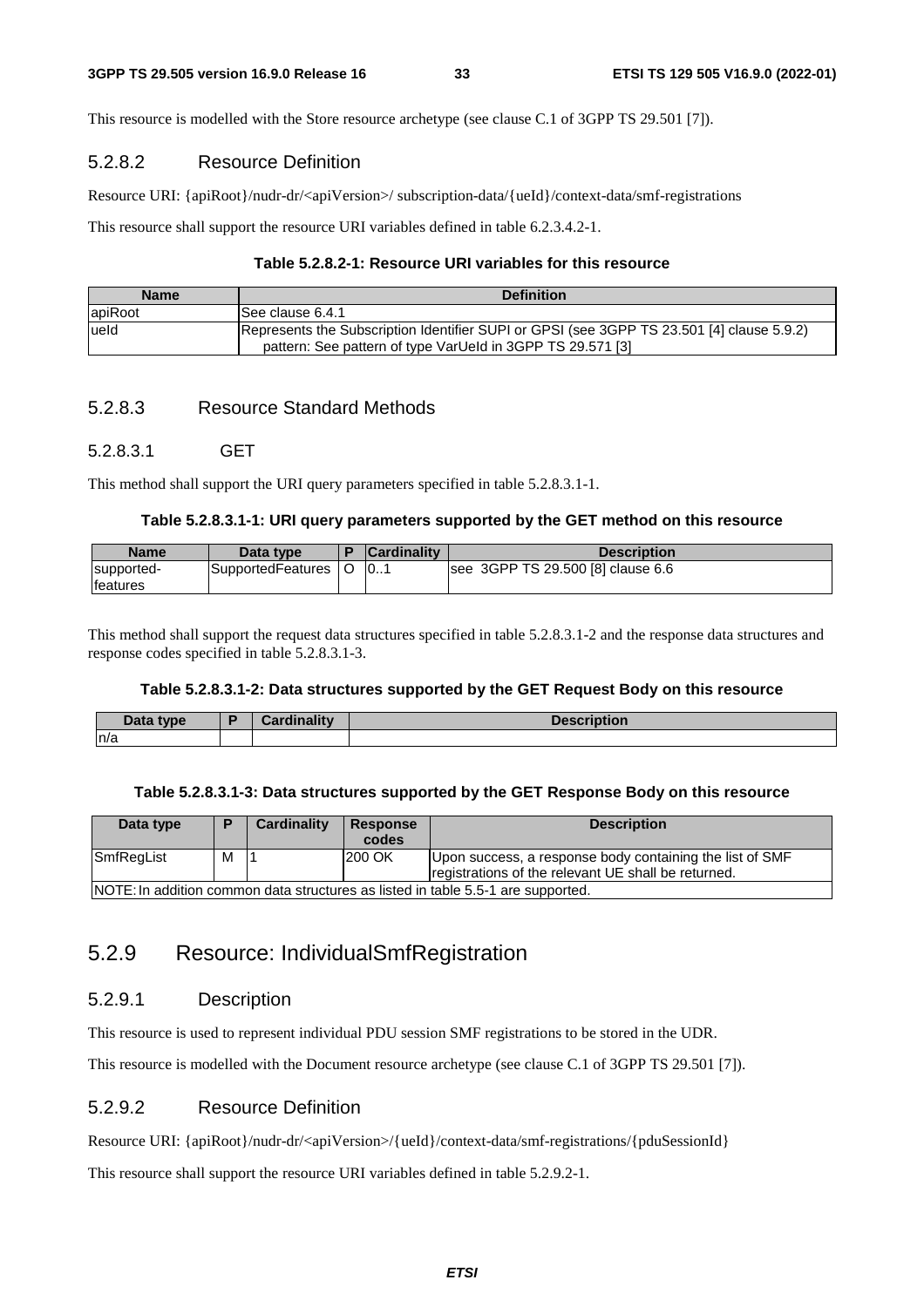This resource is modelled with the Store resource archetype (see clause C.1 of 3GPP TS 29.501 [7]).

### 5.2.8.2 Resource Definition

Resource URI: {apiRoot}/nudr-dr/<apiVersion>/ subscription-data/{ueId}/context-data/smf-registrations

This resource shall support the resource URI variables defined in table 6.2.3.4.2-1.

**Table 5.2.8.2-1: Resource URI variables for this resource**

| Name | Definition |
| --- | --- |
| apiRoot | See clause 6.4.1 |
| ueId | Represents the Subscription Identifier SUPI or GPSI (see 3GPP TS 23.501 [4] clause 5.9.2)<br>pattern: See pattern of type VarUeId in 3GPP TS 29.571 [3] |

### 5.2.8.3 Resource Standard Methods

#### 5.2.8.3.1 GET

This method shall support the URI query parameters specified in table 5.2.8.3.1-1.

**Table 5.2.8.3.1-1: URI query parameters supported by the GET method on this resource**

| Name | Data type | P | Cardinality | Description |
| --- | --- | --- | --- | --- |
| supported-features | SupportedFeatures | O | 0..1 | see 3GPP TS 29.500 [8] clause 6.6 |

This method shall support the request data structures specified in table 5.2.8.3.1-2 and the response data structures and response codes specified in table 5.2.8.3.1-3.

**Table 5.2.8.3.1-2: Data structures supported by the GET Request Body on this resource**

| Data type | P | Cardinality | Description |
| --- | --- | --- | --- |
| n/a | | | |

**Table 5.2.8.3.1-3: Data structures supported by the GET Response Body on this resource**

| Data type | P | Cardinality | Response codes | Description |
| --- | --- | --- | --- | --- |
| SmfRegList | M | 1 | 200 OK | Upon success, a response body containing the list of SMF registrations of the relevant UE shall be returned. |
| NOTE: In addition common data structures as listed in table 5.5-1 are supported. | | | | |

## 5.2.9 Resource: IndividualSmfRegistration

### 5.2.9.1 Description

This resource is used to represent individual PDU session SMF registrations to be stored in the UDR.

This resource is modelled with the Document resource archetype (see clause C.1 of 3GPP TS 29.501 [7]).

### 5.2.9.2 Resource Definition

Resource URI: {apiRoot}/nudr-dr/<apiVersion>/{ueId}/context-data/smf-registrations/{pduSessionId}

This resource shall support the resource URI variables defined in table 5.2.9.2-1.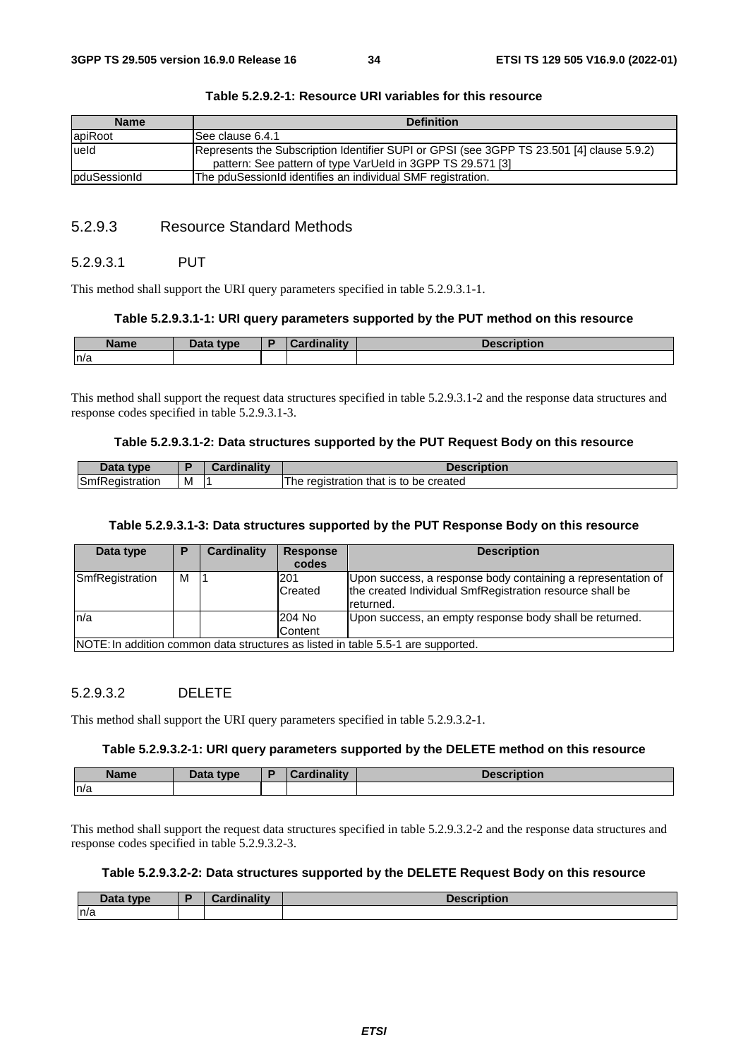**Table 5.2.9.2-1: Resource URI variables for this resource**

| Name | Definition |
|---|---|
| apiRoot | See clause 6.4.1 |
| ueId | Represents the Subscription Identifier SUPI or GPSI (see 3GPP TS 23.501 [4] clause 5.9.2)<br>pattern: See pattern of type VarUeId in 3GPP TS 29.571 [3] |
| pduSessionId | The pduSessionId identifies an individual SMF registration. |

### 5.2.9.3 Resource Standard Methods

#### 5.2.9.3.1 PUT

This method shall support the URI query parameters specified in table 5.2.9.3.1-1.

**Table 5.2.9.3.1-1: URI query parameters supported by the PUT method on this resource**

| Name | Data type | P | Cardinality | Description |
|---|---|---|---|---|
| n/a | | | | |

This method shall support the request data structures specified in table 5.2.9.3.1-2 and the response data structures and response codes specified in table 5.2.9.3.1-3.

**Table 5.2.9.3.1-2: Data structures supported by the PUT Request Body on this resource**

| Data type | P | Cardinality | Description |
|---|---|---|---|
| SmfRegistration | M | 1 | The registration that is to be created |

**Table 5.2.9.3.1-3: Data structures supported by the PUT Response Body on this resource**

| Data type | P | Cardinality | Response codes | Description |
|---|---|---|---|---|
| SmfRegistration | M | 1 | 201 Created | Upon success, a response body containing a representation of the created Individual SmfRegistration resource shall be returned. |
| n/a | | | 204 No Content | Upon success, an empty response body shall be returned. |
| NOTE: In addition common data structures as listed in table 5.5-1 are supported. | | | | |

#### 5.2.9.3.2 DELETE

This method shall support the URI query parameters specified in table 5.2.9.3.2-1.

**Table 5.2.9.3.2-1: URI query parameters supported by the DELETE method on this resource**

| Name | Data type | P | Cardinality | Description |
|---|---|---|---|---|
| n/a | | | | |

This method shall support the request data structures specified in table 5.2.9.3.2-2 and the response data structures and response codes specified in table 5.2.9.3.2-3.

**Table 5.2.9.3.2-2: Data structures supported by the DELETE Request Body on this resource**

| Data type | P | Cardinality | Description |
|---|---|---|---|
| n/a | | | |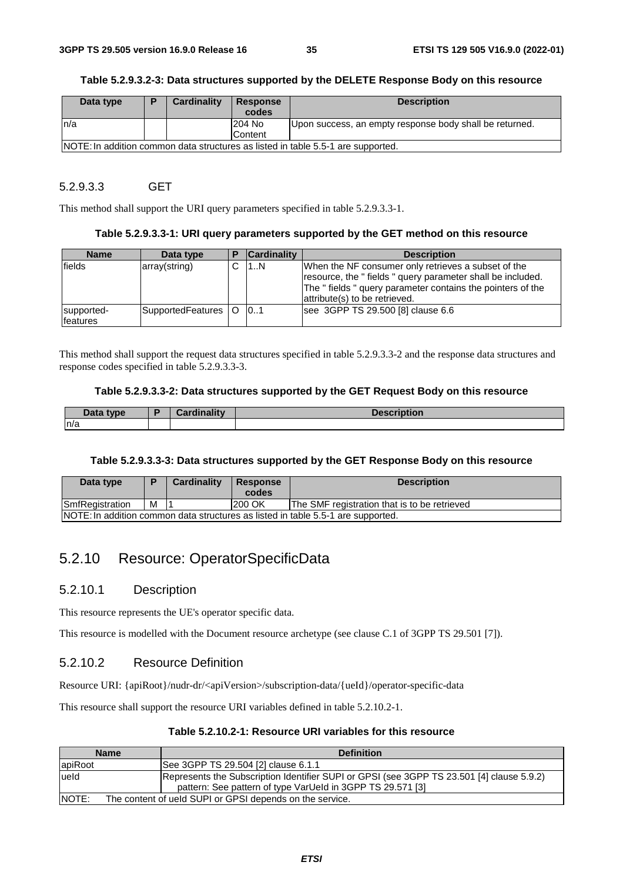**Table 5.2.9.3.2-3: Data structures supported by the DELETE Response Body on this resource**

| Data type | P | Cardinality | Response codes | Description |
|---|---|---|---|---|
| n/a | | | 204 No Content | Upon success, an empty response body shall be returned. |
| NOTE: In addition common data structures as listed in table 5.5-1 are supported. | | | | |

#### 5.2.9.3.3 GET

This method shall support the URI query parameters specified in table 5.2.9.3.3-1.

**Table 5.2.9.3.3-1: URI query parameters supported by the GET method on this resource**

| Name | Data type | P | Cardinality | Description |
|---|---|---|---|---|
| fields | array(string) | C | 1..N | When the NF consumer only retrieves a subset of the resource, the " fields " query parameter shall be included. The " fields " query parameter contains the pointers of the attribute(s) to be retrieved. |
| supported-features | SupportedFeatures | O | 0..1 | see 3GPP TS 29.500 [8] clause 6.6 |

This method shall support the request data structures specified in table 5.2.9.3.3-2 and the response data structures and response codes specified in table 5.2.9.3.3-3.

**Table 5.2.9.3.3-2: Data structures supported by the GET Request Body on this resource**

| Data type | P | Cardinality | Description |
|---|---|---|---|
| n/a | | | |

**Table 5.2.9.3.3-3: Data structures supported by the GET Response Body on this resource**

| Data type | P | Cardinality | Response codes | Description |
|---|---|---|---|---|
| SmfRegistration | M | 1 | 200 OK | The SMF registration that is to be retrieved |
| NOTE: In addition common data structures as listed in table 5.5-1 are supported. | | | | |

## 5.2.10 Resource: OperatorSpecificData

### 5.2.10.1 Description

This resource represents the UE's operator specific data.

This resource is modelled with the Document resource archetype (see clause C.1 of 3GPP TS 29.501 [7]).

### 5.2.10.2 Resource Definition

Resource URI: {apiRoot}/nudr-dr/<apiVersion>/subscription-data/{ueId}/operator-specific-data

This resource shall support the resource URI variables defined in table 5.2.10.2-1.

**Table 5.2.10.2-1: Resource URI variables for this resource**

| Name | Definition |
|---|---|
| apiRoot | See 3GPP TS 29.504 [2] clause 6.1.1 |
| ueId | Represents the Subscription Identifier SUPI or GPSI (see 3GPP TS 23.501 [4] clause 5.9.2)<br>pattern: See pattern of type VarUeId in 3GPP TS 29.571 [3] |
| NOTE: The content of ueId SUPI or GPSI depends on the service. | |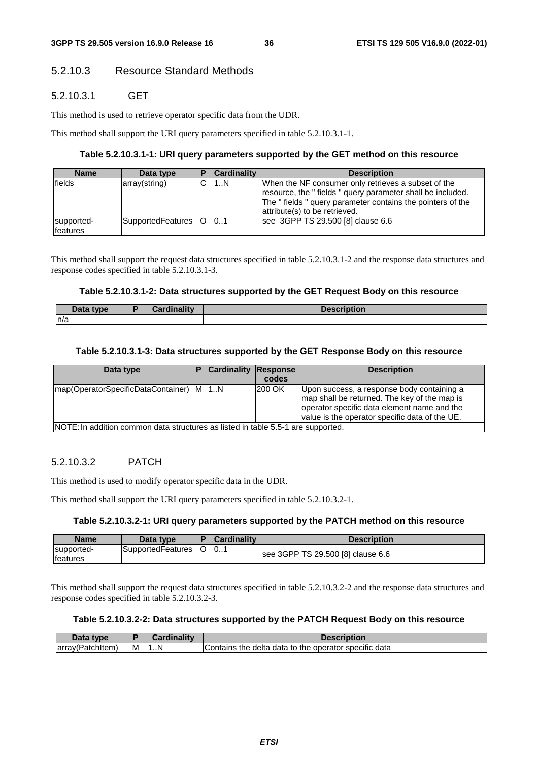#### 5.2.10.3 Resource Standard Methods

##### 5.2.10.3.1 GET

This method is used to retrieve operator specific data from the UDR.

This method shall support the URI query parameters specified in table 5.2.10.3.1-1.

**Table 5.2.10.3.1-1: URI query parameters supported by the GET method on this resource**

| Name | Data type | P | Cardinality | Description |
| --- | --- | --- | --- | --- |
| fields | array(string) | C | 1..N | When the NF consumer only retrieves a subset of the resource, the " fields " query parameter shall be included. The " fields " query parameter contains the pointers of the attribute(s) to be retrieved. |
| supported-features | SupportedFeatures | O | 0..1 | see 3GPP TS 29.500 [8] clause 6.6 |

This method shall support the request data structures specified in table 5.2.10.3.1-2 and the response data structures and response codes specified in table 5.2.10.3.1-3.

**Table 5.2.10.3.1-2: Data structures supported by the GET Request Body on this resource**

| Data type | P | Cardinality | Description |
| --- | --- | --- | --- |
| n/a | | | |

**Table 5.2.10.3.1-3: Data structures supported by the GET Response Body on this resource**

| Data type | P | Cardinality | Response codes | Description |
| --- | --- | --- | --- | --- |
| map(OperatorSpecificDataContainer) | M | 1..N | 200 OK | Upon success, a response body containing a map shall be returned. The key of the map is operator specific data element name and the value is the operator specific data of the UE. |
| NOTE: In addition common data structures as listed in table 5.5-1 are supported. | | | | |

##### 5.2.10.3.2 PATCH

This method is used to modify operator specific data in the UDR.

This method shall support the URI query parameters specified in table 5.2.10.3.2-1.

**Table 5.2.10.3.2-1: URI query parameters supported by the PATCH method on this resource**

| Name | Data type | P | Cardinality | Description |
| --- | --- | --- | --- | --- |
| supported-features | SupportedFeatures | O | 0..1 | see 3GPP TS 29.500 [8] clause 6.6 |

This method shall support the request data structures specified in table 5.2.10.3.2-2 and the response data structures and response codes specified in table 5.2.10.3.2-3.

**Table 5.2.10.3.2-2: Data structures supported by the PATCH Request Body on this resource**

| Data type | P | Cardinality | Description |
| --- | --- | --- | --- |
| array(PatchItem) | M | 1..N | Contains the delta data to the operator specific data |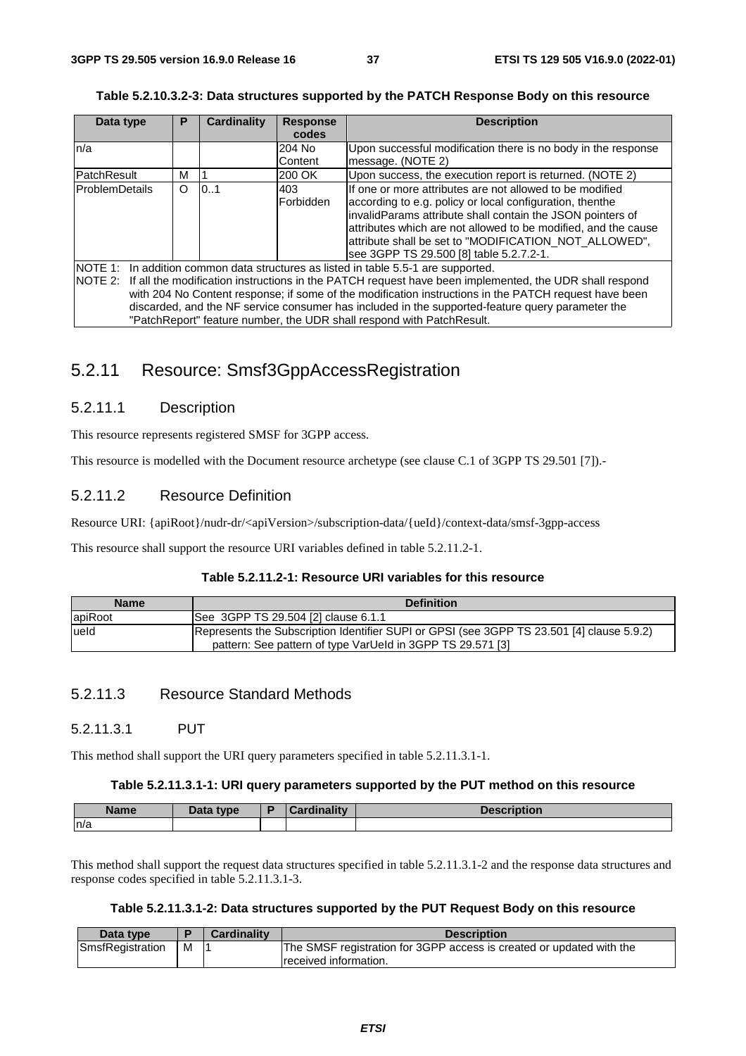**Table 5.2.10.3.2-3: Data structures supported by the PATCH Response Body on this resource**

| Data type | P | Cardinality | Response codes | Description |
|---|---|---|---|---|
| n/a | | | 204 No Content | Upon successful modification there is no body in the response message. (NOTE 2) |
| PatchResult | M | 1 | 200 OK | Upon success, the execution report is returned. (NOTE 2) |
| ProblemDetails | O | 0..1 | 403 Forbidden | If one or more attributes are not allowed to be modified according to e.g. policy or local configuration, thenthe invalidParams attribute shall contain the JSON pointers of attributes which are not allowed to be modified, and the cause attribute shall be set to "MODIFICATION_NOT_ALLOWED", see 3GPP TS 29.500 [8] table 5.2.7.2-1. |
| NOTE 1: In addition common data structures as listed in table 5.5-1 are supported.<br>NOTE 2: If all the modification instructions in the PATCH request have been implemented, the UDR shall respond with 204 No Content response; if some of the modification instructions in the PATCH request have been discarded, and the NF service consumer has included in the supported-feature query parameter the "PatchReport" feature number, the UDR shall respond with PatchResult. | | | | |

## 5.2.11 Resource: Smsf3GppAccessRegistration

### 5.2.11.1 Description

This resource represents registered SMSF for 3GPP access.

This resource is modelled with the Document resource archetype (see clause C.1 of 3GPP TS 29.501 [7]).-

### 5.2.11.2 Resource Definition

Resource URI: {apiRoot}/nudr-dr/<apiVersion>/subscription-data/{ueId}/context-data/smsf-3gpp-access

This resource shall support the resource URI variables defined in table 5.2.11.2-1.

**Table 5.2.11.2-1: Resource URI variables for this resource**

| Name | Definition |
|---|---|
| apiRoot | See 3GPP TS 29.504 [2] clause 6.1.1 |
| ueId | Represents the Subscription Identifier SUPI or GPSI (see 3GPP TS 23.501 [4] clause 5.9.2)<br>pattern: See pattern of type VarUeId in 3GPP TS 29.571 [3] |

### 5.2.11.3 Resource Standard Methods

#### 5.2.11.3.1 PUT

This method shall support the URI query parameters specified in table 5.2.11.3.1-1.

**Table 5.2.11.3.1-1: URI query parameters supported by the PUT method on this resource**

| Name | Data type | P | Cardinality | Description |
|---|---|---|---|---|
| n/a | | | | |

This method shall support the request data structures specified in table 5.2.11.3.1-2 and the response data structures and response codes specified in table 5.2.11.3.1-3.

**Table 5.2.11.3.1-2: Data structures supported by the PUT Request Body on this resource**

| Data type | P | Cardinality | Description |
|---|---|---|---|
| SmsfRegistration | M | 1 | The SMSF registration for 3GPP access is created or updated with the received information. |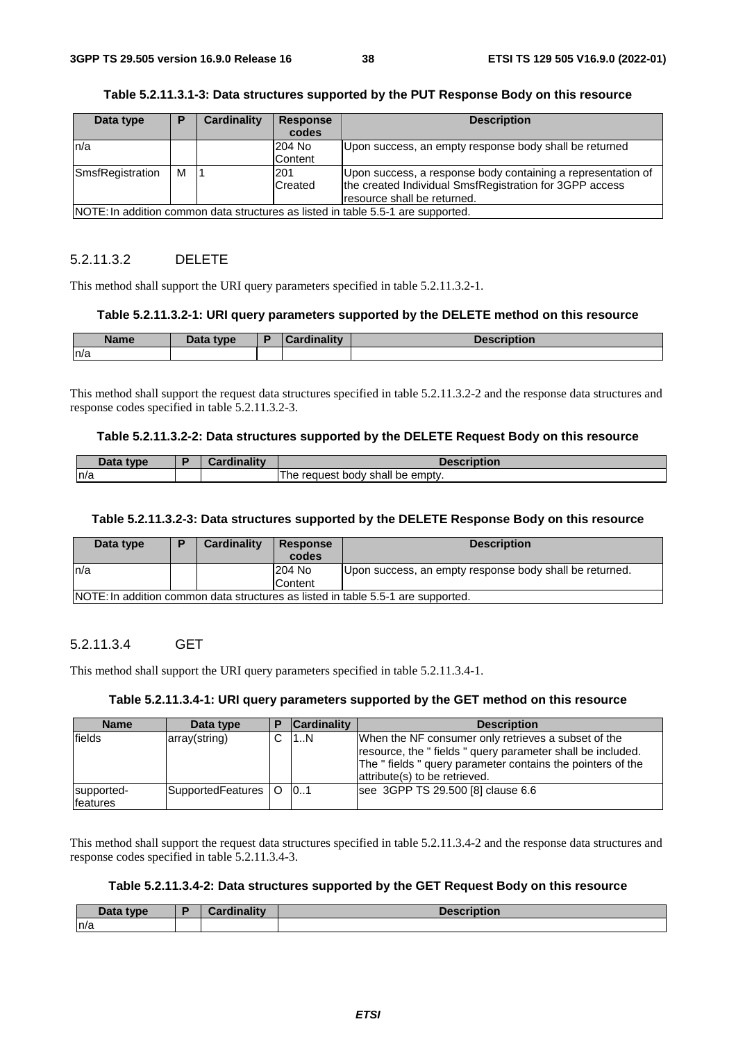**Table 5.2.11.3.1-3: Data structures supported by the PUT Response Body on this resource**

| Data type | P | Cardinality | Response codes | Description |
|---|---|---|---|---|
| n/a | | | 204 No Content | Upon success, an empty response body shall be returned |
| SmsfRegistration | M | 1 | 201 Created | Upon success, a response body containing a representation of the created Individual SmsfRegistration for 3GPP access resource shall be returned. |
| NOTE: In addition common data structures as listed in table 5.5-1 are supported. | | | | |

#### 5.2.11.3.2 DELETE

This method shall support the URI query parameters specified in table 5.2.11.3.2-1.

**Table 5.2.11.3.2-1: URI query parameters supported by the DELETE method on this resource**

| Name | Data type | P | Cardinality | Description |
|---|---|---|---|---|
| n/a | | | | |

This method shall support the request data structures specified in table 5.2.11.3.2-2 and the response data structures and response codes specified in table 5.2.11.3.2-3.

**Table 5.2.11.3.2-2: Data structures supported by the DELETE Request Body on this resource**

| Data type | P | Cardinality | Description |
|---|---|---|---|
| n/a | | | The request body shall be empty. |

**Table 5.2.11.3.2-3: Data structures supported by the DELETE Response Body on this resource**

| Data type | P | Cardinality | Response codes | Description |
|---|---|---|---|---|
| n/a | | | 204 No Content | Upon success, an empty response body shall be returned. |
| NOTE: In addition common data structures as listed in table 5.5-1 are supported. | | | | |

#### 5.2.11.3.4 GET

This method shall support the URI query parameters specified in table 5.2.11.3.4-1.

**Table 5.2.11.3.4-1: URI query parameters supported by the GET method on this resource**

| Name | Data type | P | Cardinality | Description |
|---|---|---|---|---|
| fields | array(string) | C | 1..N | When the NF consumer only retrieves a subset of the resource, the " fields " query parameter shall be included. The " fields " query parameter contains the pointers of the attribute(s) to be retrieved. |
| supported-features | SupportedFeatures | O | 0..1 | see 3GPP TS 29.500 [8] clause 6.6 |

This method shall support the request data structures specified in table 5.2.11.3.4-2 and the response data structures and response codes specified in table 5.2.11.3.4-3.

**Table 5.2.11.3.4-2: Data structures supported by the GET Request Body on this resource**

| Data type | P | Cardinality | Description |
|---|---|---|---|
| n/a | | | |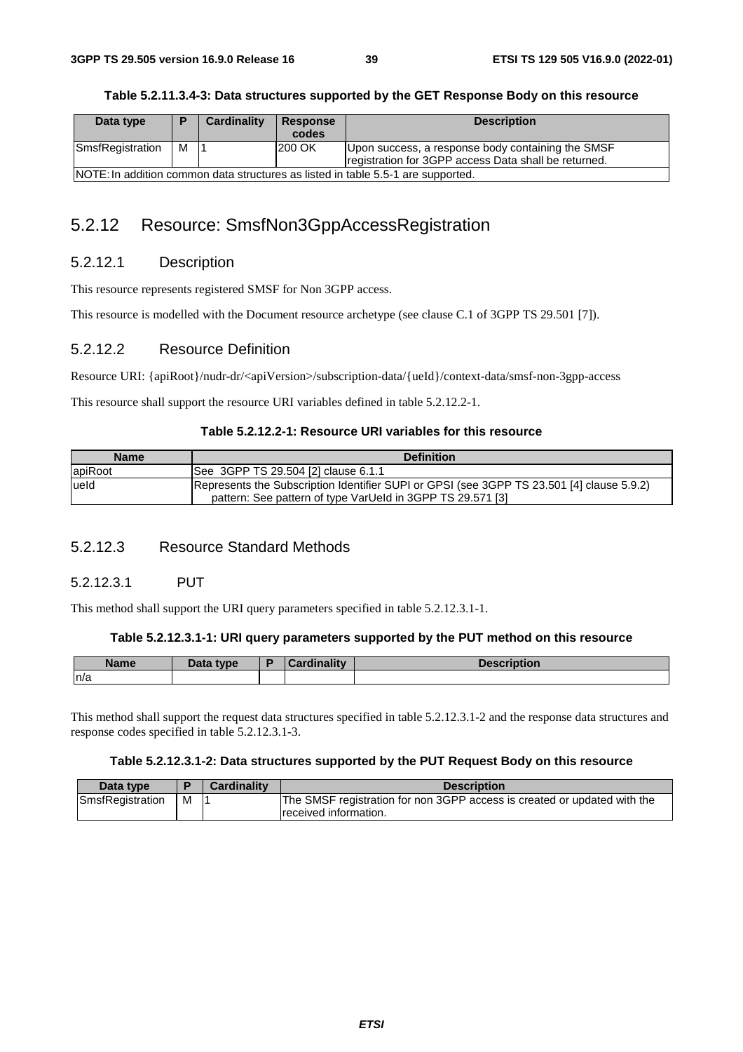**Table 5.2.11.3.4-3: Data structures supported by the GET Response Body on this resource**

| Data type | P | Cardinality | Response codes | Description |
|---|---|---|---|---|
| SmsfRegistration | M | 1 | 200 OK | Upon success, a response body containing the SMSF registration for 3GPP access Data shall be returned. |
| NOTE: In addition common data structures as listed in table 5.5-1 are supported. | | | | |

## 5.2.12 Resource: SmsfNon3GppAccessRegistration

### 5.2.12.1 Description

This resource represents registered SMSF for Non 3GPP access.

This resource is modelled with the Document resource archetype (see clause C.1 of 3GPP TS 29.501 [7]).

### 5.2.12.2 Resource Definition

Resource URI: {apiRoot}/nudr-dr/<apiVersion>/subscription-data/{ueId}/context-data/smsf-non-3gpp-access

This resource shall support the resource URI variables defined in table 5.2.12.2-1.

**Table 5.2.12.2-1: Resource URI variables for this resource**

| Name | Definition |
|---|---|
| apiRoot | See 3GPP TS 29.504 [2] clause 6.1.1 |
| ueId | Represents the Subscription Identifier SUPI or GPSI (see 3GPP TS 23.501 [4] clause 5.9.2)<br>pattern: See pattern of type VarUeId in 3GPP TS 29.571 [3] |

### 5.2.12.3 Resource Standard Methods

#### 5.2.12.3.1 PUT

This method shall support the URI query parameters specified in table 5.2.12.3.1-1.

**Table 5.2.12.3.1-1: URI query parameters supported by the PUT method on this resource**

| Name | Data type | P | Cardinality | Description |
|---|---|---|---|---|
| n/a | | | | |

This method shall support the request data structures specified in table 5.2.12.3.1-2 and the response data structures and response codes specified in table 5.2.12.3.1-3.

**Table 5.2.12.3.1-2: Data structures supported by the PUT Request Body on this resource**

| Data type | P | Cardinality | Description |
|---|---|---|---|
| SmsfRegistration | M | 1 | The SMSF registration for non 3GPP access is created or updated with the received information. |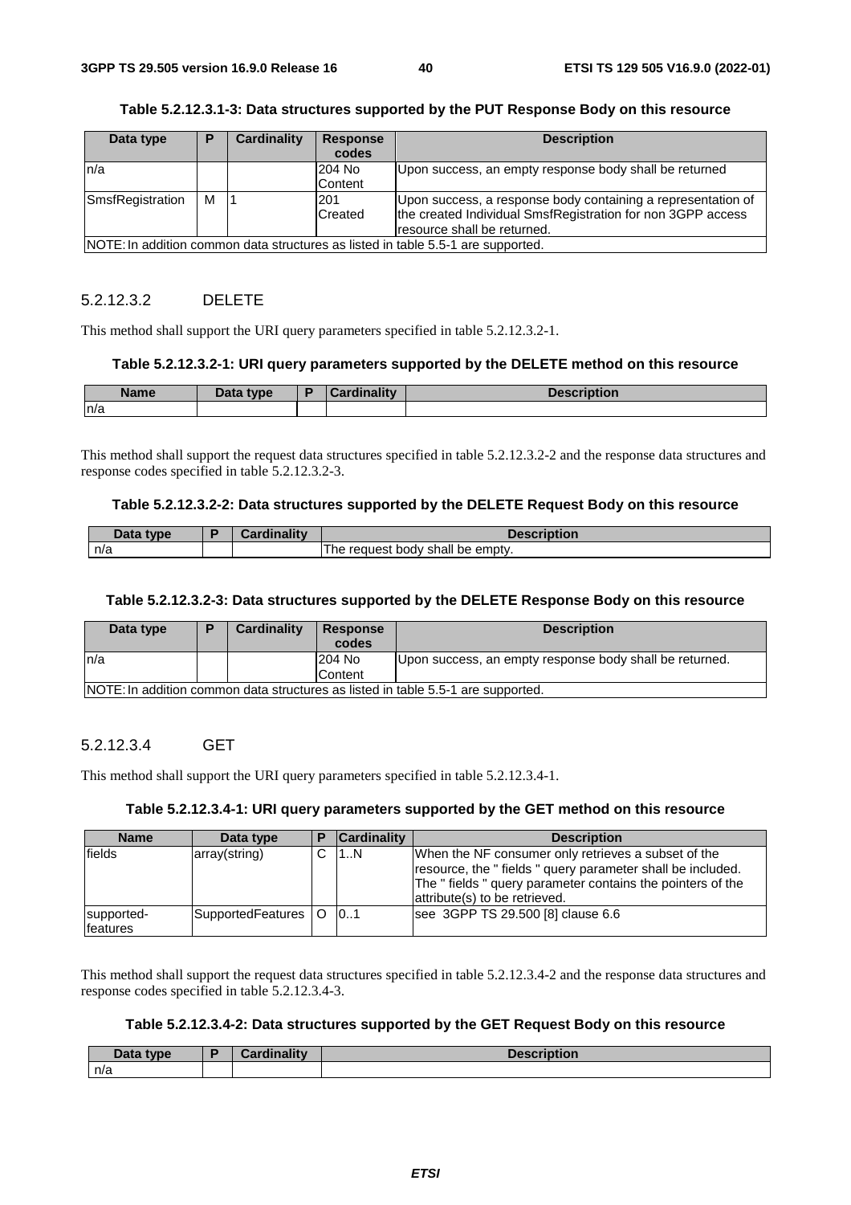**Table 5.2.12.3.1-3: Data structures supported by the PUT Response Body on this resource**

| Data type | P | Cardinality | Response codes | Description |
|---|---|---|---|---|
| n/a | | | 204 No Content | Upon success, an empty response body shall be returned |
| SmsfRegistration | M | 1 | 201 Created | Upon success, a response body containing a representation of the created Individual SmsfRegistration for non 3GPP access resource shall be returned. |
| NOTE: In addition common data structures as listed in table 5.5-1 are supported. | | | | |

#### 5.2.12.3.2 DELETE

This method shall support the URI query parameters specified in table 5.2.12.3.2-1.

**Table 5.2.12.3.2-1: URI query parameters supported by the DELETE method on this resource**

| Name | Data type | P | Cardinality | Description |
|---|---|---|---|---|
| n/a | | | | |

This method shall support the request data structures specified in table 5.2.12.3.2-2 and the response data structures and response codes specified in table 5.2.12.3.2-3.

**Table 5.2.12.3.2-2: Data structures supported by the DELETE Request Body on this resource**

| Data type | P | Cardinality | Description |
|---|---|---|---|
| n/a | | | The request body shall be empty. |

**Table 5.2.12.3.2-3: Data structures supported by the DELETE Response Body on this resource**

| Data type | P | Cardinality | Response codes | Description |
|---|---|---|---|---|
| n/a | | | 204 No Content | Upon success, an empty response body shall be returned. |
| NOTE: In addition common data structures as listed in table 5.5-1 are supported. | | | | |

#### 5.2.12.3.4 GET

This method shall support the URI query parameters specified in table 5.2.12.3.4-1.

**Table 5.2.12.3.4-1: URI query parameters supported by the GET method on this resource**

| Name | Data type | P | Cardinality | Description |
|---|---|---|---|---|
| fields | array(string) | C | 1..N | When the NF consumer only retrieves a subset of the resource, the " fields " query parameter shall be included. The " fields " query parameter contains the pointers of the attribute(s) to be retrieved. |
| supported-features | SupportedFeatures | O | 0..1 | see 3GPP TS 29.500 [8] clause 6.6 |

This method shall support the request data structures specified in table 5.2.12.3.4-2 and the response data structures and response codes specified in table 5.2.12.3.4-3.

**Table 5.2.12.3.4-2: Data structures supported by the GET Request Body on this resource**

| Data type | P | Cardinality | Description |
|---|---|---|---|
| n/a | | | |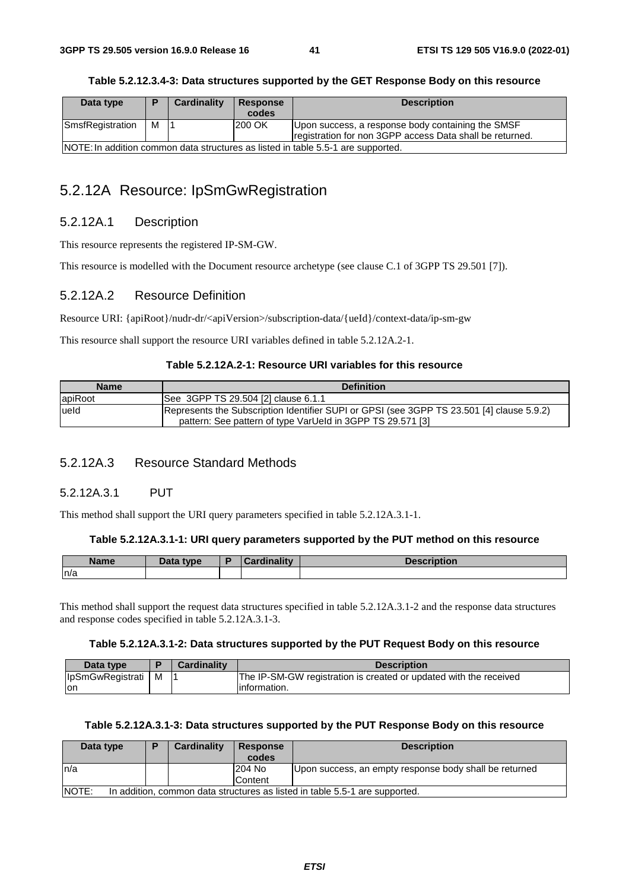**Table 5.2.12.3.4-3: Data structures supported by the GET Response Body on this resource**

| Data type | P | Cardinality | Response codes | Description |
|---|---|---|---|---|
| SmsfRegistration | M | 1 | 200 OK | Upon success, a response body containing the SMSF registration for non 3GPP access Data shall be returned. |
| NOTE: In addition common data structures as listed in table 5.5-1 are supported. | | | | |

## 5.2.12A Resource: IpSmGwRegistration

### 5.2.12A.1 Description

This resource represents the registered IP-SM-GW.

This resource is modelled with the Document resource archetype (see clause C.1 of 3GPP TS 29.501 [7]).

### 5.2.12A.2 Resource Definition

Resource URI: {apiRoot}/nudr-dr/<apiVersion>/subscription-data/{ueId}/context-data/ip-sm-gw

This resource shall support the resource URI variables defined in table 5.2.12A.2-1.

**Table 5.2.12A.2-1: Resource URI variables for this resource**

| Name | Definition |
|---|---|
| apiRoot | See 3GPP TS 29.504 [2] clause 6.1.1 |
| ueId | Represents the Subscription Identifier SUPI or GPSI (see 3GPP TS 23.501 [4] clause 5.9.2) pattern: See pattern of type VarUeId in 3GPP TS 29.571 [3] |

### 5.2.12A.3 Resource Standard Methods

#### 5.2.12A.3.1 PUT

This method shall support the URI query parameters specified in table 5.2.12A.3.1-1.

**Table 5.2.12A.3.1-1: URI query parameters supported by the PUT method on this resource**

| Name | Data type | P | Cardinality | Description |
|---|---|---|---|---|
| n/a | | | | |

This method shall support the request data structures specified in table 5.2.12A.3.1-2 and the response data structures and response codes specified in table 5.2.12A.3.1-3.

**Table 5.2.12A.3.1-2: Data structures supported by the PUT Request Body on this resource**

| Data type | P | Cardinality | Description |
|---|---|---|---|
| IpSmGwRegistration | M | 1 | The IP-SM-GW registration is created or updated with the received information. |

**Table 5.2.12A.3.1-3: Data structures supported by the PUT Response Body on this resource**

| Data type | P | Cardinality | Response codes | Description |
|---|---|---|---|---|
| n/a | | | 204 No Content | Upon success, an empty response body shall be returned |
| NOTE: In addition, common data structures as listed in table 5.5-1 are supported. | | | | |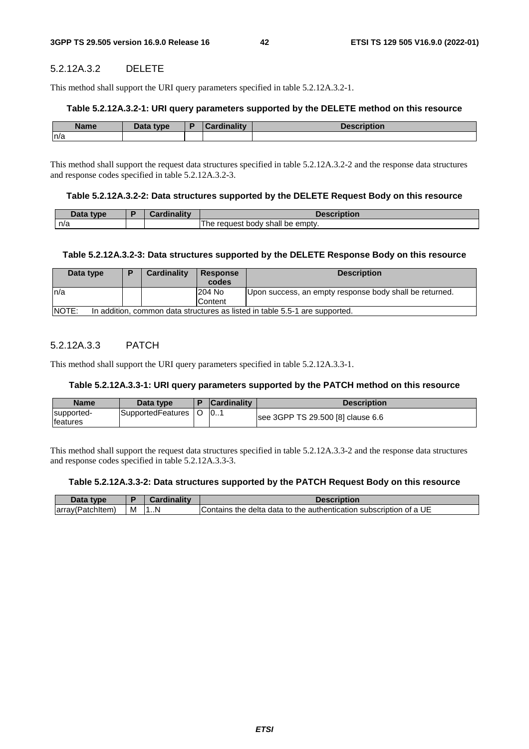#### 5.2.12A.3.2 DELETE

This method shall support the URI query parameters specified in table 5.2.12A.3.2-1.

**Table 5.2.12A.3.2-1: URI query parameters supported by the DELETE method on this resource**

| Name | Data type | P | Cardinality | Description |
|---|---|---|---|---|
| n/a | | | | |

This method shall support the request data structures specified in table 5.2.12A.3.2-2 and the response data structures and response codes specified in table 5.2.12A.3.2-3.

**Table 5.2.12A.3.2-2: Data structures supported by the DELETE Request Body on this resource**

| Data type | P | Cardinality | Description |
|---|---|---|---|
| n/a | | | The request body shall be empty. |

**Table 5.2.12A.3.2-3: Data structures supported by the DELETE Response Body on this resource**

| Data type | P | Cardinality | Response codes | Description |
|---|---|---|---|---|
| n/a | | | 204 No Content | Upon success, an empty response body shall be returned. |
| NOTE: In addition, common data structures as listed in table 5.5-1 are supported. | | | | |

#### 5.2.12A.3.3 PATCH

This method shall support the URI query parameters specified in table 5.2.12A.3.3-1.

**Table 5.2.12A.3.3-1: URI query parameters supported by the PATCH method on this resource**

| Name | Data type | P | Cardinality | Description |
|---|---|---|---|---|
| supported-features | SupportedFeatures | O | 0..1 | see 3GPP TS 29.500 [8] clause 6.6 |

This method shall support the request data structures specified in table 5.2.12A.3.3-2 and the response data structures and response codes specified in table 5.2.12A.3.3-3.

**Table 5.2.12A.3.3-2: Data structures supported by the PATCH Request Body on this resource**

| Data type | P | Cardinality | Description |
|---|---|---|---|
| array(PatchItem) | M | 1..N | Contains the delta data to the authentication subscription of a UE |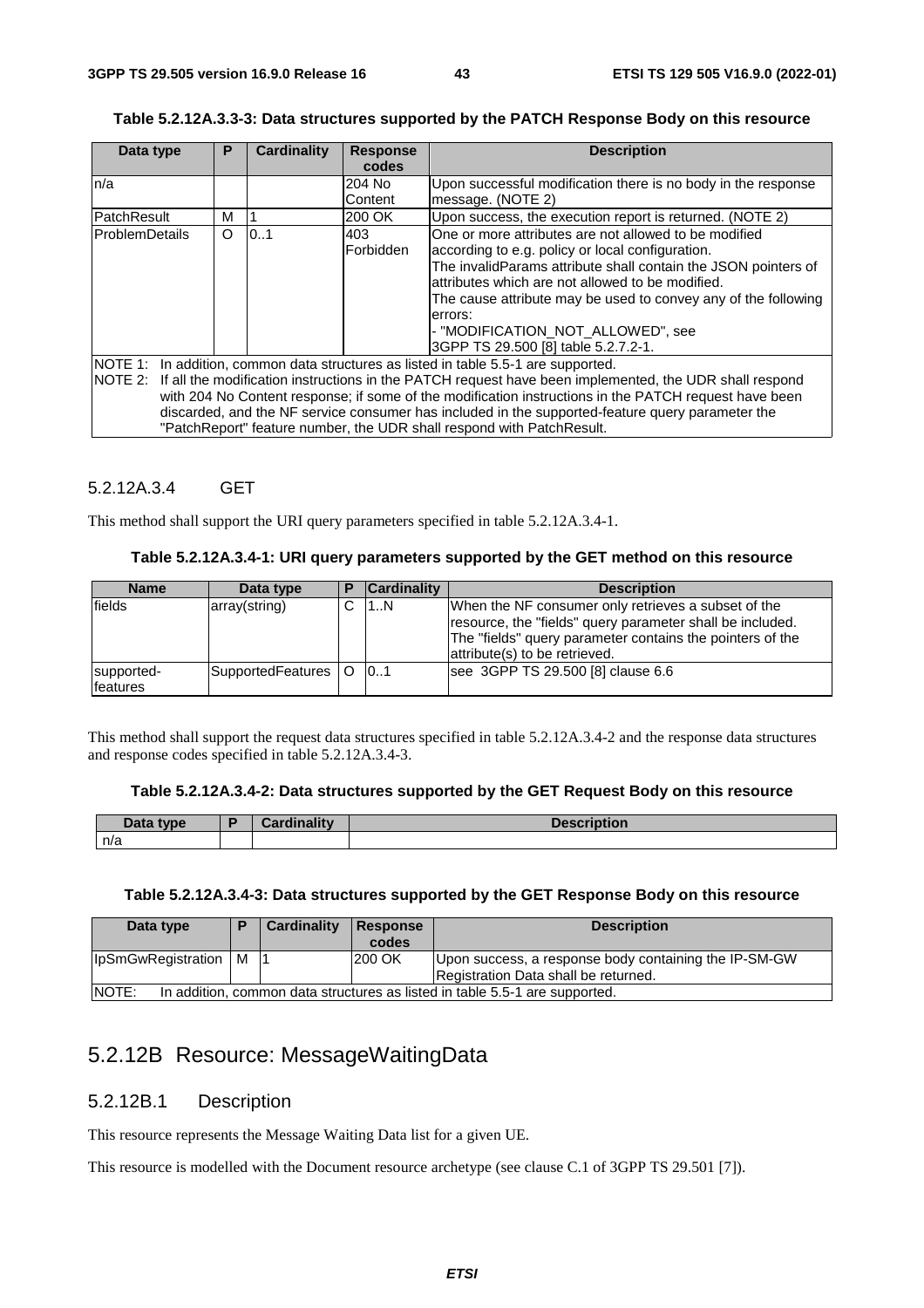**Table 5.2.12A.3.3-3: Data structures supported by the PATCH Response Body on this resource**

| Data type | P | Cardinality | Response codes | Description |
|---|---|---|---|---|
| n/a | | | 204 No Content | Upon successful modification there is no body in the response message. (NOTE 2) |
| PatchResult | M | 1 | 200 OK | Upon success, the execution report is returned. (NOTE 2) |
| ProblemDetails | O | 0..1 | 403 Forbidden | One or more attributes are not allowed to be modified according to e.g. policy or local configuration.<br>The invalidParams attribute shall contain the JSON pointers of attributes which are not allowed to be modified.<br>The cause attribute may be used to convey any of the following errors:<br>- "MODIFICATION_NOT_ALLOWED", see 3GPP TS 29.500 [8] table 5.2.7.2-1. |
| NOTE 1: In addition, common data structures as listed in table 5.5-1 are supported.<br>NOTE 2: If all the modification instructions in the PATCH request have been implemented, the UDR shall respond with 204 No Content response; if some of the modification instructions in the PATCH request have been discarded, and the NF service consumer has included in the supported-feature query parameter the "PatchReport" feature number, the UDR shall respond with PatchResult. | | | | |

#### 5.2.12A.3.4 GET

This method shall support the URI query parameters specified in table 5.2.12A.3.4-1.

**Table 5.2.12A.3.4-1: URI query parameters supported by the GET method on this resource**

| Name | Data type | P | Cardinality | Description |
|---|---|---|---|---|
| fields | array(string) | C | 1..N | When the NF consumer only retrieves a subset of the resource, the "fields" query parameter shall be included. The "fields" query parameter contains the pointers of the attribute(s) to be retrieved. |
| supported-features | SupportedFeatures | O | 0..1 | see 3GPP TS 29.500 [8] clause 6.6 |

This method shall support the request data structures specified in table 5.2.12A.3.4-2 and the response data structures and response codes specified in table 5.2.12A.3.4-3.

**Table 5.2.12A.3.4-2: Data structures supported by the GET Request Body on this resource**

| Data type | P | Cardinality | Description |
|---|---|---|---|
| n/a | | | |

**Table 5.2.12A.3.4-3: Data structures supported by the GET Response Body on this resource**

| Data type | P | Cardinality | Response codes | Description |
|---|---|---|---|---|
| IpSmGwRegistration | M | 1 | 200 OK | Upon success, a response body containing the IP-SM-GW Registration Data shall be returned. |
| NOTE: In addition, common data structures as listed in table 5.5-1 are supported. | | | | |

## 5.2.12B Resource: MessageWaitingData

### 5.2.12B.1 Description

This resource represents the Message Waiting Data list for a given UE.

This resource is modelled with the Document resource archetype (see clause C.1 of 3GPP TS 29.501 [7]).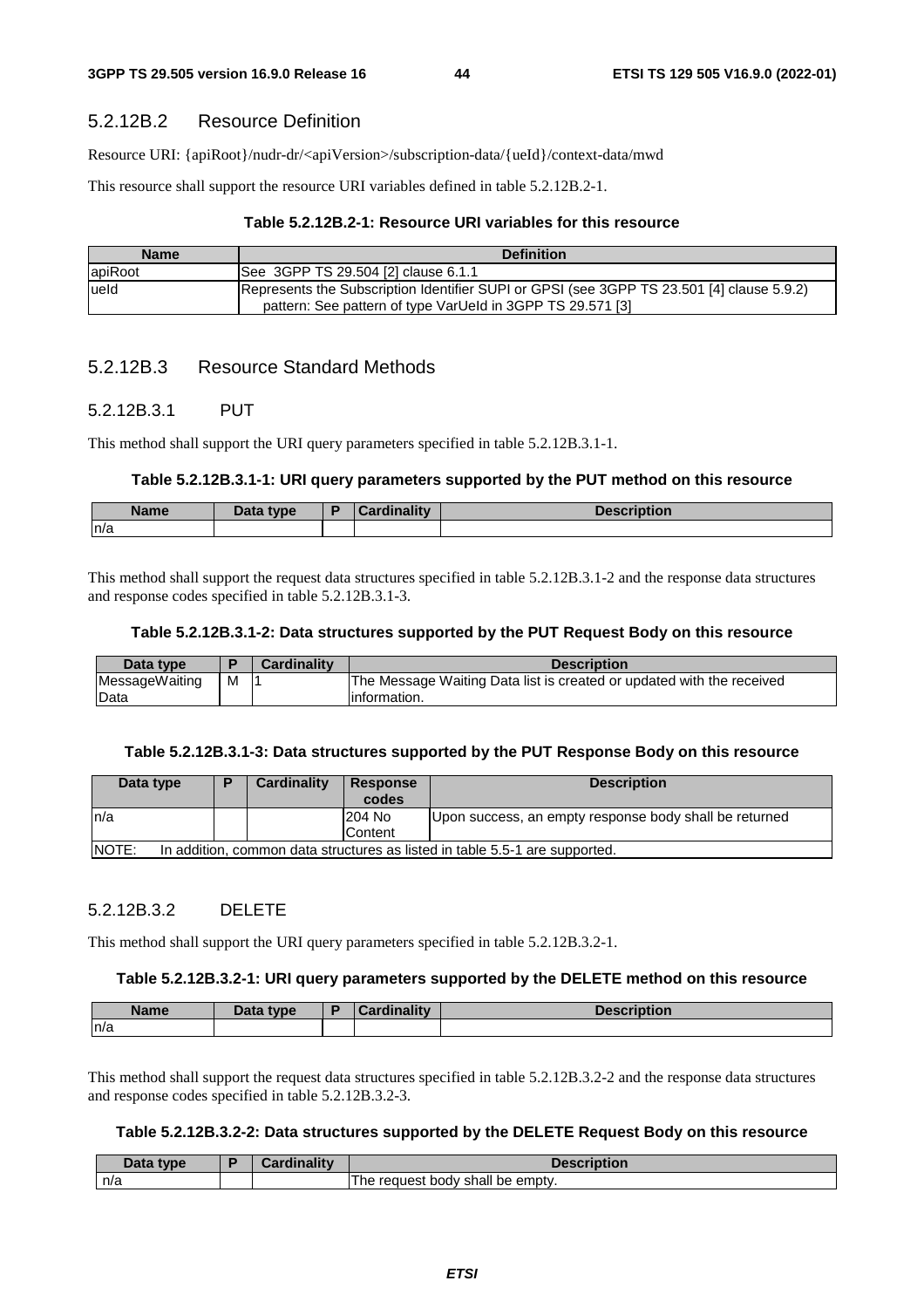### 5.2.12B.2 Resource Definition

Resource URI: {apiRoot}/nudr-dr/<apiVersion>/subscription-data/{ueId}/context-data/mwd

This resource shall support the resource URI variables defined in table 5.2.12B.2-1.

**Table 5.2.12B.2-1: Resource URI variables for this resource**

| Name | Definition |
| --- | --- |
| apiRoot | See 3GPP TS 29.504 [2] clause 6.1.1 |
| ueId | Represents the Subscription Identifier SUPI or GPSI (see 3GPP TS 23.501 [4] clause 5.9.2)<br>pattern: See pattern of type VarUeId in 3GPP TS 29.571 [3] |

### 5.2.12B.3 Resource Standard Methods

#### 5.2.12B.3.1 PUT

This method shall support the URI query parameters specified in table 5.2.12B.3.1-1.

**Table 5.2.12B.3.1-1: URI query parameters supported by the PUT method on this resource**

| Name | Data type | P | Cardinality | Description |
| --- | --- | --- | --- | --- |
| n/a | | | | |

This method shall support the request data structures specified in table 5.2.12B.3.1-2 and the response data structures and response codes specified in table 5.2.12B.3.1-3.

**Table 5.2.12B.3.1-2: Data structures supported by the PUT Request Body on this resource**

| Data type | P | Cardinality | Description |
| --- | --- | --- | --- |
| MessageWaitingData | M | 1 | The Message Waiting Data list is created or updated with the received information. |

**Table 5.2.12B.3.1-3: Data structures supported by the PUT Response Body on this resource**

| Data type | P | Cardinality | Response codes | Description |
| --- | --- | --- | --- | --- |
| n/a | | | 204 No Content | Upon success, an empty response body shall be returned |
| NOTE: In addition, common data structures as listed in table 5.5-1 are supported. | | | | |

#### 5.2.12B.3.2 DELETE

This method shall support the URI query parameters specified in table 5.2.12B.3.2-1.

**Table 5.2.12B.3.2-1: URI query parameters supported by the DELETE method on this resource**

| Name | Data type | P | Cardinality | Description |
| --- | --- | --- | --- | --- |
| n/a | | | | |

This method shall support the request data structures specified in table 5.2.12B.3.2-2 and the response data structures and response codes specified in table 5.2.12B.3.2-3.

**Table 5.2.12B.3.2-2: Data structures supported by the DELETE Request Body on this resource**

| Data type | P | Cardinality | Description |
| --- | --- | --- | --- |
| n/a | | | The request body shall be empty. |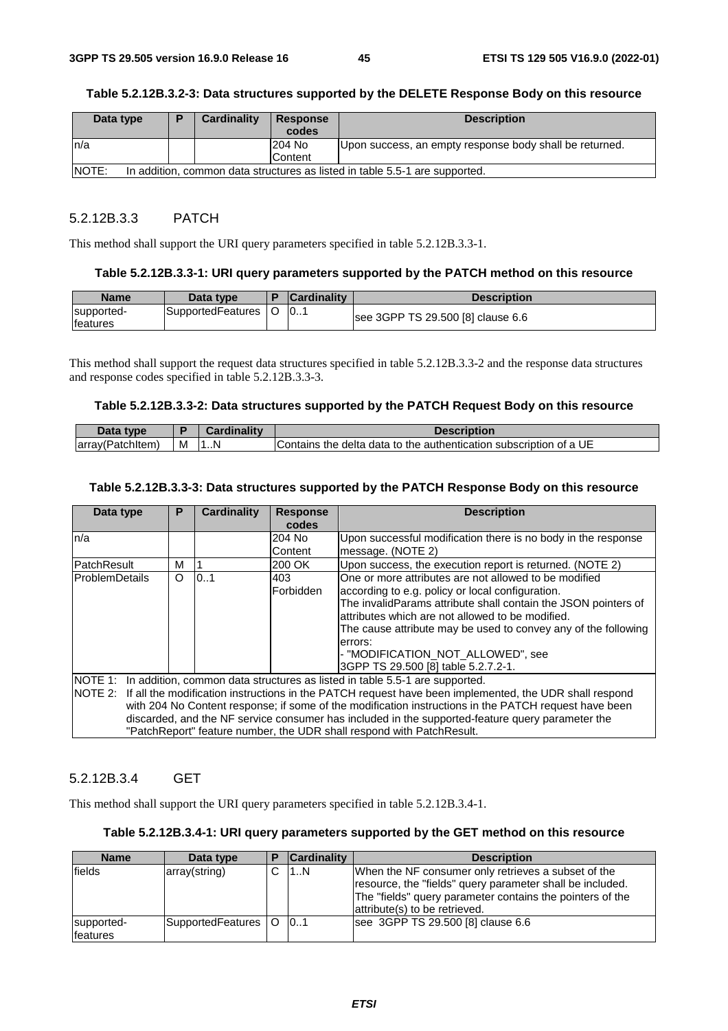**Table 5.2.12B.3.2-3: Data structures supported by the DELETE Response Body on this resource**

| Data type | P | Cardinality | Response codes | Description |
|---|---|---|---|---|
| n/a | | | 204 No Content | Upon success, an empty response body shall be returned. |
| NOTE: In addition, common data structures as listed in table 5.5-1 are supported. | | | | |

#### 5.2.12B.3.3 PATCH

This method shall support the URI query parameters specified in table 5.2.12B.3.3-1.

**Table 5.2.12B.3.3-1: URI query parameters supported by the PATCH method on this resource**

| Name | Data type | P | Cardinality | Description |
|---|---|---|---|---|
| supported-features | SupportedFeatures | O | 0..1 | see 3GPP TS 29.500 [8] clause 6.6 |

This method shall support the request data structures specified in table 5.2.12B.3.3-2 and the response data structures and response codes specified in table 5.2.12B.3.3-3.

**Table 5.2.12B.3.3-2: Data structures supported by the PATCH Request Body on this resource**

| Data type | P | Cardinality | Description |
|---|---|---|---|
| array(PatchItem) | M | 1..N | Contains the delta data to the authentication subscription of a UE |

**Table 5.2.12B.3.3-3: Data structures supported by the PATCH Response Body on this resource**

| Data type | P | Cardinality | Response codes | Description |
|---|---|---|---|---|
| n/a | | | 204 No Content | Upon successful modification there is no body in the response message. (NOTE 2) |
| PatchResult | M | 1 | 200 OK | Upon success, the execution report is returned. (NOTE 2) |
| ProblemDetails | O | 0..1 | 403 Forbidden | One or more attributes are not allowed to be modified according to e.g. policy or local configuration.<br>The invalidParams attribute shall contain the JSON pointers of attributes which are not allowed to be modified.<br>The cause attribute may be used to convey any of the following errors:<br>- "MODIFICATION_NOT_ALLOWED", see 3GPP TS 29.500 [8] table 5.2.7.2-1. |
| NOTE 1: In addition, common data structures as listed in table 5.5-1 are supported.<br>NOTE 2: If all the modification instructions in the PATCH request have been implemented, the UDR shall respond with 204 No Content response; if some of the modification instructions in the PATCH request have been discarded, and the NF service consumer has included in the supported-feature query parameter the "PatchReport" feature number, the UDR shall respond with PatchResult. | | | | |

#### 5.2.12B.3.4 GET

This method shall support the URI query parameters specified in table 5.2.12B.3.4-1.

**Table 5.2.12B.3.4-1: URI query parameters supported by the GET method on this resource**

| Name | Data type | P | Cardinality | Description |
|---|---|---|---|---|
| fields | array(string) | C | 1..N | When the NF consumer only retrieves a subset of the resource, the "fields" query parameter shall be included. The "fields" query parameter contains the pointers of the attribute(s) to be retrieved. |
| supported-features | SupportedFeatures | O | 0..1 | see 3GPP TS 29.500 [8] clause 6.6 |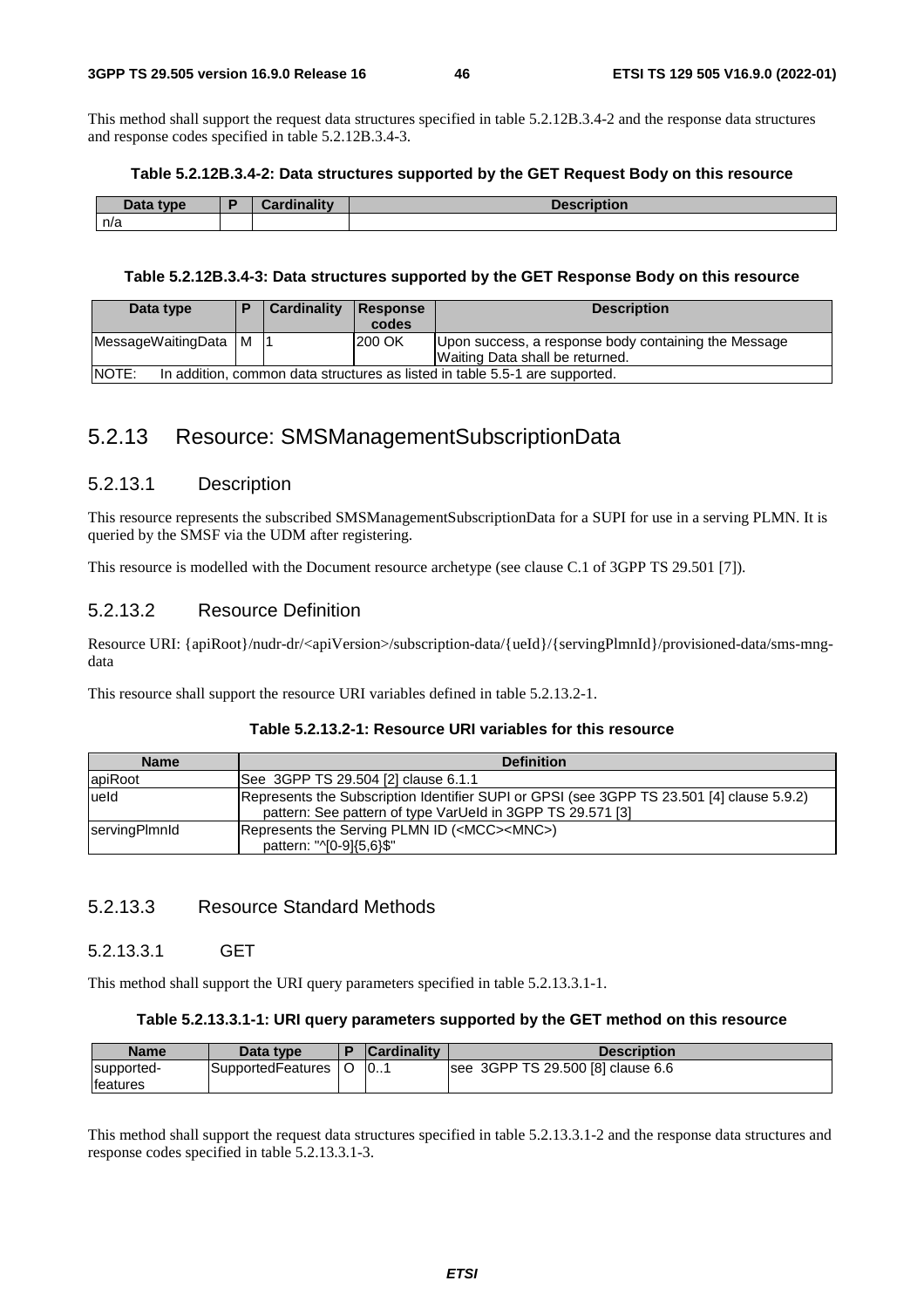This method shall support the request data structures specified in table 5.2.12B.3.4-2 and the response data structures and response codes specified in table 5.2.12B.3.4-3.

**Table 5.2.12B.3.4-2: Data structures supported by the GET Request Body on this resource**

| Data type | P | Cardinality | Description |
| --- | --- | --- | --- |
| n/a | | | |

**Table 5.2.12B.3.4-3: Data structures supported by the GET Response Body on this resource**

| Data type | P | Cardinality | Response codes | Description |
| --- | --- | --- | --- | --- |
| MessageWaitingData | M | 1 | 200 OK | Upon success, a response body containing the Message Waiting Data shall be returned. |
| NOTE: In addition, common data structures as listed in table 5.5-1 are supported. | | | | |

## 5.2.13 Resource: SMSManagementSubscriptionData

### 5.2.13.1 Description

This resource represents the subscribed SMSManagementSubscriptionData for a SUPI for use in a serving PLMN. It is queried by the SMSF via the UDM after registering.

This resource is modelled with the Document resource archetype (see clause C.1 of 3GPP TS 29.501 [7]).

### 5.2.13.2 Resource Definition

Resource URI: {apiRoot}/nudr-dr/<apiVersion>/subscription-data/{ueId}/{servingPlmnId}/provisioned-data/sms-mng-data

This resource shall support the resource URI variables defined in table 5.2.13.2-1.

**Table 5.2.13.2-1: Resource URI variables for this resource**

| Name | Definition |
| --- | --- |
| apiRoot | See 3GPP TS 29.504 [2] clause 6.1.1 |
| ueId | Represents the Subscription Identifier SUPI or GPSI (see 3GPP TS 23.501 [4] clause 5.9.2)<br>pattern: See pattern of type VarUeId in 3GPP TS 29.571 [3] |
| servingPlmnId | Represents the Serving PLMN ID (<MCC><MNC>)<br>pattern: "^[0-9]{5,6}$" |

### 5.2.13.3 Resource Standard Methods

#### 5.2.13.3.1 GET

This method shall support the URI query parameters specified in table 5.2.13.3.1-1.

**Table 5.2.13.3.1-1: URI query parameters supported by the GET method on this resource**

| Name | Data type | P | Cardinality | Description |
| --- | --- | --- | --- | --- |
| supported-features | SupportedFeatures | O | 0..1 | see 3GPP TS 29.500 [8] clause 6.6 |

This method shall support the request data structures specified in table 5.2.13.3.1-2 and the response data structures and response codes specified in table 5.2.13.3.1-3.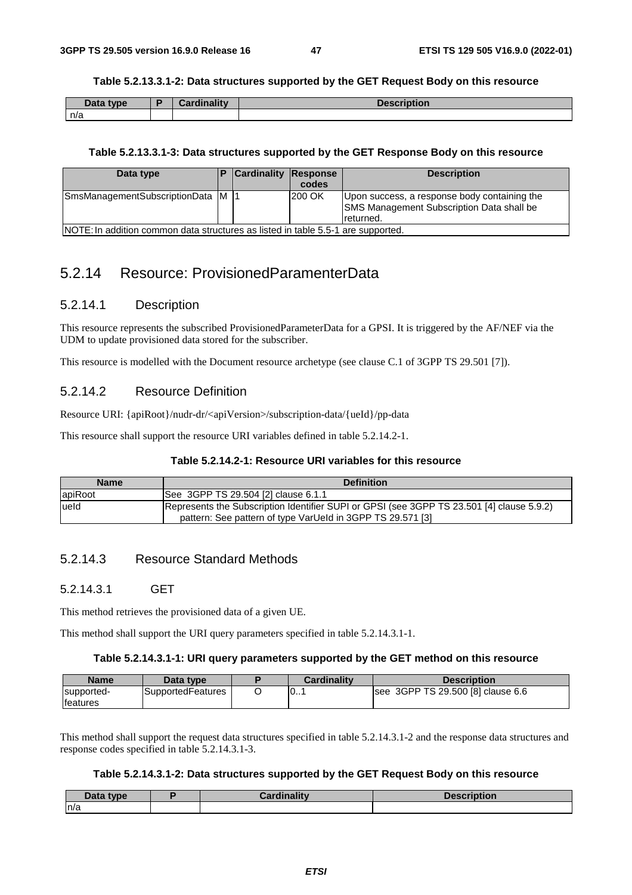#### Table 5.2.13.3.1-2: Data structures supported by the GET Request Body on this resource

| Data type | P | Cardinality | Description |
|---|---|---|---|
| n/a | | | |

#### Table 5.2.13.3.1-3: Data structures supported by the GET Response Body on this resource

| Data type | P | Cardinality | Response codes | Description |
|---|---|---|---|---|
| SmsManagementSubscriptionData | M | 1 | 200 OK | Upon success, a response body containing the SMS Management Subscription Data shall be returned. |
| NOTE: In addition common data structures as listed in table 5.5-1 are supported. | | | | |

## 5.2.14 Resource: ProvisionedParamenterData

### 5.2.14.1 Description

This resource represents the subscribed ProvisionedParameterData for a GPSI. It is triggered by the AF/NEF via the UDM to update provisioned data stored for the subscriber.

This resource is modelled with the Document resource archetype (see clause C.1 of 3GPP TS 29.501 [7]).

### 5.2.14.2 Resource Definition

Resource URI: {apiRoot}/nudr-dr/<apiVersion>/subscription-data/{ueId}/pp-data

This resource shall support the resource URI variables defined in table 5.2.14.2-1.

#### Table 5.2.14.2-1: Resource URI variables for this resource

| Name | Definition |
|---|---|
| apiRoot | See 3GPP TS 29.504 [2] clause 6.1.1 |
| ueId | Represents the Subscription Identifier SUPI or GPSI (see 3GPP TS 23.501 [4] clause 5.9.2)<br>pattern: See pattern of type VarUeId in 3GPP TS 29.571 [3] |

### 5.2.14.3 Resource Standard Methods

#### 5.2.14.3.1 GET

This method retrieves the provisioned data of a given UE.

This method shall support the URI query parameters specified in table 5.2.14.3.1-1.

#### Table 5.2.14.3.1-1: URI query parameters supported by the GET method on this resource

| Name | Data type | P | Cardinality | Description |
|---|---|---|---|---|
| supported-features | SupportedFeatures | O | 0..1 | see 3GPP TS 29.500 [8] clause 6.6 |

This method shall support the request data structures specified in table 5.2.14.3.1-2 and the response data structures and response codes specified in table 5.2.14.3.1-3.

#### Table 5.2.14.3.1-2: Data structures supported by the GET Request Body on this resource

| Data type | P | Cardinality | Description |
|---|---|---|---|
| n/a | | | |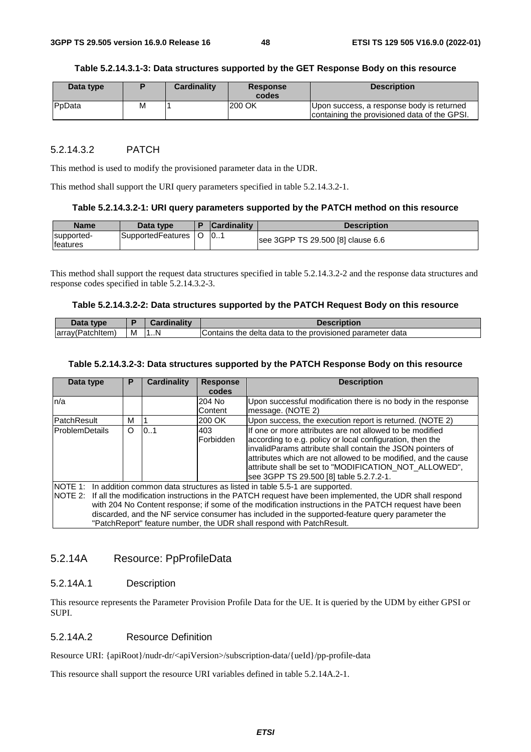**Table 5.2.14.3.1-3: Data structures supported by the GET Response Body on this resource**

| Data type | P | Cardinality | Response codes | Description |
|---|---|---|---|---|
| PpData | M | 1 | 200 OK | Upon success, a response body is returned containing the provisioned data of the GPSI. |

#### 5.2.14.3.2 PATCH

This method is used to modify the provisioned parameter data in the UDR.

This method shall support the URI query parameters specified in table 5.2.14.3.2-1.

**Table 5.2.14.3.2-1: URI query parameters supported by the PATCH method on this resource**

| Name | Data type | P | Cardinality | Description |
|---|---|---|---|---|
| supported-features | SupportedFeatures | O | 0..1 | see 3GPP TS 29.500 [8] clause 6.6 |

This method shall support the request data structures specified in table 5.2.14.3.2-2 and the response data structures and response codes specified in table 5.2.14.3.2-3.

**Table 5.2.14.3.2-2: Data structures supported by the PATCH Request Body on this resource**

| Data type | P | Cardinality | Description |
|---|---|---|---|
| array(PatchItem) | M | 1..N | Contains the delta data to the provisioned parameter data |

**Table 5.2.14.3.2-3: Data structures supported by the PATCH Response Body on this resource**

| Data type | P | Cardinality | Response codes | Description |
|---|---|---|---|---|
| n/a | | | 204 No Content | Upon successful modification there is no body in the response message. (NOTE 2) |
| PatchResult | M | 1 | 200 OK | Upon success, the execution report is returned. (NOTE 2) |
| ProblemDetails | O | 0..1 | 403 Forbidden | If one or more attributes are not allowed to be modified according to e.g. policy or local configuration, then the invalidParams attribute shall contain the JSON pointers of attributes which are not allowed to be modified, and the cause attribute shall be set to "MODIFICATION_NOT_ALLOWED", see 3GPP TS 29.500 [8] table 5.2.7.2-1. |
| NOTE 1: In addition common data structures as listed in table 5.5-1 are supported.<br>NOTE 2: If all the modification instructions in the PATCH request have been implemented, the UDR shall respond with 204 No Content response; if some of the modification instructions in the PATCH request have been discarded, and the NF service consumer has included in the supported-feature query parameter the "PatchReport" feature number, the UDR shall respond with PatchResult. | | | | |

### 5.2.14A Resource: PpProfileData

#### 5.2.14A.1 Description

This resource represents the Parameter Provision Profile Data for the UE. It is queried by the UDM by either GPSI or SUPI.

#### 5.2.14A.2 Resource Definition

Resource URI: {apiRoot}/nudr-dr/<apiVersion>/subscription-data/{ueId}/pp-profile-data

This resource shall support the resource URI variables defined in table 5.2.14A.2-1.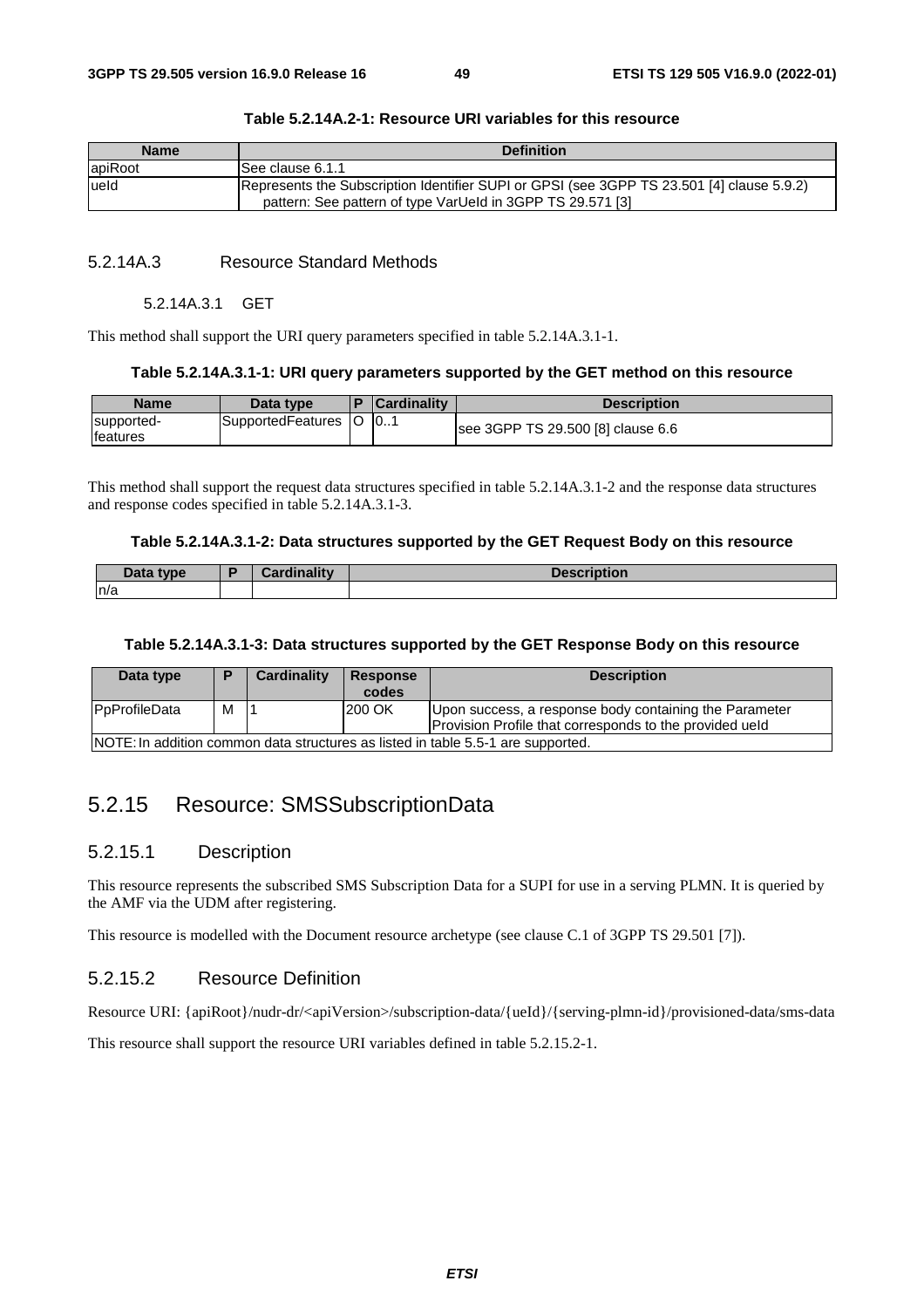**Table 5.2.14A.2-1: Resource URI variables for this resource**

| Name | Definition |
| --- | --- |
| apiRoot | See clause 6.1.1 |
| ueId | Represents the Subscription Identifier SUPI or GPSI (see 3GPP TS 23.501 [4] clause 5.9.2)<br>pattern: See pattern of type VarUeId in 3GPP TS 29.571 [3] |

### 5.2.14A.3 Resource Standard Methods

#### 5.2.14A.3.1 GET

This method shall support the URI query parameters specified in table 5.2.14A.3.1-1.

**Table 5.2.14A.3.1-1: URI query parameters supported by the GET method on this resource**

| Name | Data type | P | Cardinality | Description |
| --- | --- | --- | --- | --- |
| supported-features | SupportedFeatures | O | 0..1 | see 3GPP TS 29.500 [8] clause 6.6 |

This method shall support the request data structures specified in table 5.2.14A.3.1-2 and the response data structures and response codes specified in table 5.2.14A.3.1-3.

**Table 5.2.14A.3.1-2: Data structures supported by the GET Request Body on this resource**

| Data type | P | Cardinality | Description |
| --- | --- | --- | --- |
| n/a | | | |

**Table 5.2.14A.3.1-3: Data structures supported by the GET Response Body on this resource**

| Data type | P | Cardinality | Response codes | Description |
| --- | --- | --- | --- | --- |
| PpProfileData | M | 1 | 200 OK | Upon success, a response body containing the Parameter Provision Profile that corresponds to the provided ueId |
| NOTE: In addition common data structures as listed in table 5.5-1 are supported. | | | | |

## 5.2.15 Resource: SMSSubscriptionData

### 5.2.15.1 Description

This resource represents the subscribed SMS Subscription Data for a SUPI for use in a serving PLMN. It is queried by the AMF via the UDM after registering.

This resource is modelled with the Document resource archetype (see clause C.1 of 3GPP TS 29.501 [7]).

### 5.2.15.2 Resource Definition

Resource URI: {apiRoot}/nudr-dr/<apiVersion>/subscription-data/{ueId}/{serving-plmn-id}/provisioned-data/sms-data

This resource shall support the resource URI variables defined in table 5.2.15.2-1.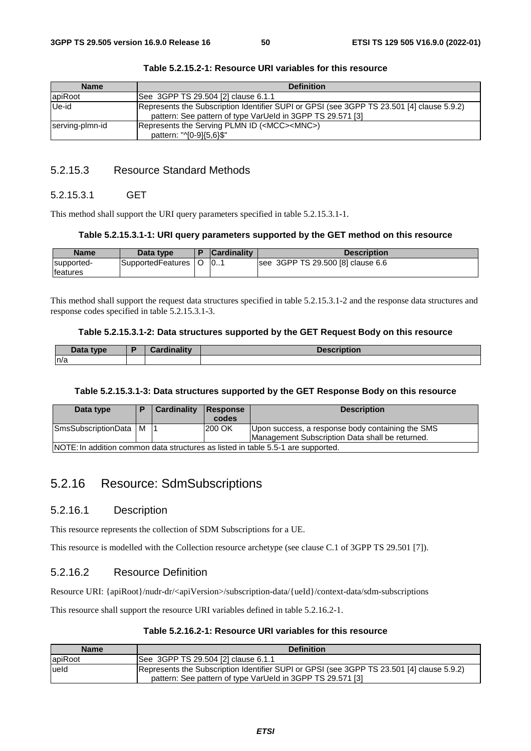**Table 5.2.15.2-1: Resource URI variables for this resource**

| Name | Definition |
| --- | --- |
| apiRoot | See 3GPP TS 29.504 [2] clause 6.1.1 |
| Ue-id | Represents the Subscription Identifier SUPI or GPSI (see 3GPP TS 23.501 [4] clause 5.9.2)<br>pattern: See pattern of type VarUeId in 3GPP TS 29.571 [3] |
| serving-plmn-id | Represents the Serving PLMN ID (<MCC><MNC>)<br>pattern: "^[0-9]{5,6}$" |

### 5.2.15.3 Resource Standard Methods

#### 5.2.15.3.1 GET

This method shall support the URI query parameters specified in table 5.2.15.3.1-1.

**Table 5.2.15.3.1-1: URI query parameters supported by the GET method on this resource**

| Name | Data type | P | Cardinality | Description |
| --- | --- | --- | --- | --- |
| supported-features | SupportedFeatures | O | 0..1 | see 3GPP TS 29.500 [8] clause 6.6 |

This method shall support the request data structures specified in table 5.2.15.3.1-2 and the response data structures and response codes specified in table 5.2.15.3.1-3.

**Table 5.2.15.3.1-2: Data structures supported by the GET Request Body on this resource**

| Data type | P | Cardinality | Description |
| --- | --- | --- | --- |
| n/a | | | |

**Table 5.2.15.3.1-3: Data structures supported by the GET Response Body on this resource**

| Data type | P | Cardinality | Response codes | Description |
| --- | --- | --- | --- | --- |
| SmsSubscriptionData | M | 1 | 200 OK | Upon success, a response body containing the SMS Management Subscription Data shall be returned. |
| NOTE: In addition common data structures as listed in table 5.5-1 are supported. | | | | |

## 5.2.16 Resource: SdmSubscriptions

### 5.2.16.1 Description

This resource represents the collection of SDM Subscriptions for a UE.

This resource is modelled with the Collection resource archetype (see clause C.1 of 3GPP TS 29.501 [7]).

### 5.2.16.2 Resource Definition

Resource URI: {apiRoot}/nudr-dr/<apiVersion>/subscription-data/{ueId}/context-data/sdm-subscriptions

This resource shall support the resource URI variables defined in table 5.2.16.2-1.

**Table 5.2.16.2-1: Resource URI variables for this resource**

| Name | Definition |
| --- | --- |
| apiRoot | See 3GPP TS 29.504 [2] clause 6.1.1 |
| ueId | Represents the Subscription Identifier SUPI or GPSI (see 3GPP TS 23.501 [4] clause 5.9.2)<br>pattern: See pattern of type VarUeId in 3GPP TS 29.571 [3] |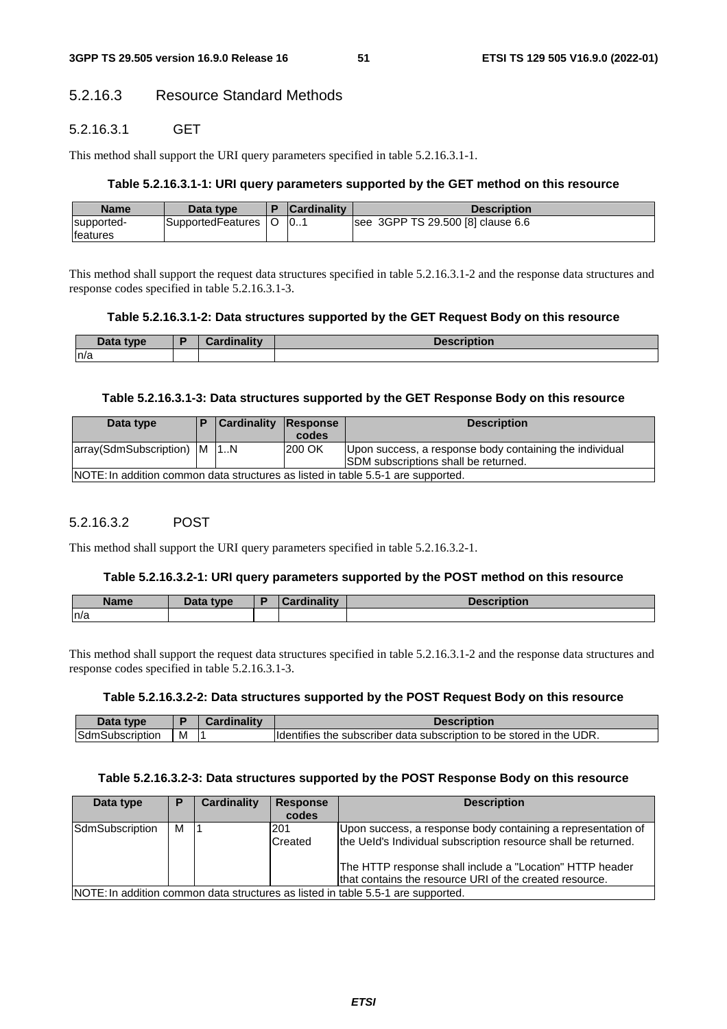#### 5.2.16.3 Resource Standard Methods

##### 5.2.16.3.1 GET

This method shall support the URI query parameters specified in table 5.2.16.3.1-1.

**Table 5.2.16.3.1-1: URI query parameters supported by the GET method on this resource**

| Name | Data type | P | Cardinality | Description |
|---|---|---|---|---|
| supported-features | SupportedFeatures | O | 0..1 | see 3GPP TS 29.500 [8] clause 6.6 |

This method shall support the request data structures specified in table 5.2.16.3.1-2 and the response data structures and response codes specified in table 5.2.16.3.1-3.

**Table 5.2.16.3.1-2: Data structures supported by the GET Request Body on this resource**

| Data type | P | Cardinality | Description |
|---|---|---|---|
| n/a | | | |

**Table 5.2.16.3.1-3: Data structures supported by the GET Response Body on this resource**

| Data type | P | Cardinality | Response codes | Description |
|---|---|---|---|---|
| array(SdmSubscription) | M | 1..N | 200 OK | Upon success, a response body containing the individual SDM subscriptions shall be returned. |
| NOTE: In addition common data structures as listed in table 5.5-1 are supported. | | | | |

##### 5.2.16.3.2 POST

This method shall support the URI query parameters specified in table 5.2.16.3.2-1.

**Table 5.2.16.3.2-1: URI query parameters supported by the POST method on this resource**

| Name | Data type | P | Cardinality | Description |
|---|---|---|---|---|
| n/a | | | | |

This method shall support the request data structures specified in table 5.2.16.3.1-2 and the response data structures and response codes specified in table 5.2.16.3.1-3.

**Table 5.2.16.3.2-2: Data structures supported by the POST Request Body on this resource**

| Data type | P | Cardinality | Description |
|---|---|---|---|
| SdmSubscription | M | 1 | Identifies the subscriber data subscription to be stored in the UDR. |

**Table 5.2.16.3.2-3: Data structures supported by the POST Response Body on this resource**

| Data type | P | Cardinality | Response codes | Description |
|---|---|---|---|---|
| SdmSubscription | M | 1 | 201 Created | Upon success, a response body containing a representation of the UeId's Individual subscription resource shall be returned.<br><br>The HTTP response shall include a "Location" HTTP header that contains the resource URI of the created resource. |
| NOTE: In addition common data structures as listed in table 5.5-1 are supported. | | | | |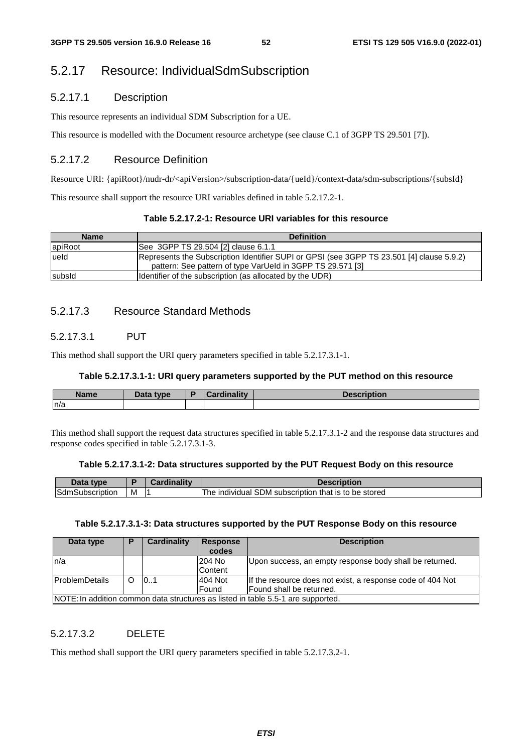## 5.2.17 Resource: IndividualSdmSubscription

### 5.2.17.1 Description

This resource represents an individual SDM Subscription for a UE.

This resource is modelled with the Document resource archetype (see clause C.1 of 3GPP TS 29.501 [7]).

### 5.2.17.2 Resource Definition

Resource URI: {apiRoot}/nudr-dr/<apiVersion>/subscription-data/{ueId}/context-data/sdm-subscriptions/{subsId}

This resource shall support the resource URI variables defined in table 5.2.17.2-1.

**Table 5.2.17.2-1: Resource URI variables for this resource**

| Name | Definition |
| --- | --- |
| apiRoot | See 3GPP TS 29.504 [2] clause 6.1.1 |
| ueId | Represents the Subscription Identifier SUPI or GPSI (see 3GPP TS 23.501 [4] clause 5.9.2)<br>pattern: See pattern of type VarUeId in 3GPP TS 29.571 [3] |
| subsId | Identifier of the subscription (as allocated by the UDR) |

### 5.2.17.3 Resource Standard Methods

#### 5.2.17.3.1 PUT

This method shall support the URI query parameters specified in table 5.2.17.3.1-1.

**Table 5.2.17.3.1-1: URI query parameters supported by the PUT method on this resource**

| Name | Data type | P | Cardinality | Description |
| --- | --- | --- | --- | --- |
| n/a | | | | |

This method shall support the request data structures specified in table 5.2.17.3.1-2 and the response data structures and response codes specified in table 5.2.17.3.1-3.

**Table 5.2.17.3.1-2: Data structures supported by the PUT Request Body on this resource**

| Data type | P | Cardinality | Description |
| --- | --- | --- | --- |
| SdmSubscription | M | 1 | The individual SDM subscription that is to be stored |

**Table 5.2.17.3.1-3: Data structures supported by the PUT Response Body on this resource**

| Data type | P | Cardinality | Response codes | Description |
| --- | --- | --- | --- | --- |
| n/a | | | 204 No Content | Upon success, an empty response body shall be returned. |
| ProblemDetails | O | 0..1 | 404 Not Found | If the resource does not exist, a response code of 404 Not Found shall be returned. |
| NOTE: In addition common data structures as listed in table 5.5-1 are supported. | | | | |

#### 5.2.17.3.2 DELETE

This method shall support the URI query parameters specified in table 5.2.17.3.2-1.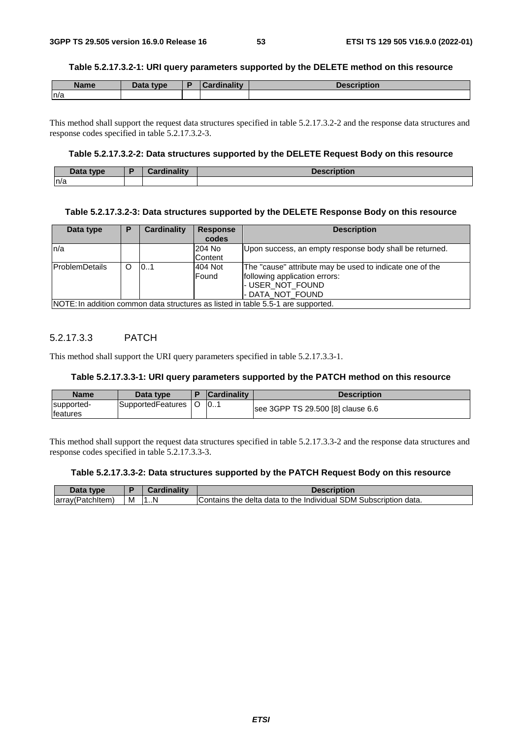**Table 5.2.17.3.2-1: URI query parameters supported by the DELETE method on this resource**

| Name | Data type | P | Cardinality | Description |
|---|---|---|---|---|
| n/a | | | | |

This method shall support the request data structures specified in table 5.2.17.3.2-2 and the response data structures and response codes specified in table 5.2.17.3.2-3.

**Table 5.2.17.3.2-2: Data structures supported by the DELETE Request Body on this resource**

| Data type | P | Cardinality | Description |
|---|---|---|---|
| n/a | | | |

**Table 5.2.17.3.2-3: Data structures supported by the DELETE Response Body on this resource**

| Data type | P | Cardinality | Response codes | Description |
|---|---|---|---|---|
| n/a | | | 204 No Content | Upon success, an empty response body shall be returned. |
| ProblemDetails | O | 0..1 | 404 Not Found | The "cause" attribute may be used to indicate one of the following application errors:<br>- USER_NOT_FOUND<br>- DATA_NOT_FOUND |
| NOTE: In addition common data structures as listed in table 5.5-1 are supported. | | | | |

#### 5.2.17.3.3 PATCH

This method shall support the URI query parameters specified in table 5.2.17.3.3-1.

**Table 5.2.17.3.3-1: URI query parameters supported by the PATCH method on this resource**

| Name | Data type | P | Cardinality | Description |
|---|---|---|---|---|
| supported-features | SupportedFeatures | O | 0..1 | see 3GPP TS 29.500 [8] clause 6.6 |

This method shall support the request data structures specified in table 5.2.17.3.3-2 and the response data structures and response codes specified in table 5.2.17.3.3-3.

**Table 5.2.17.3.3-2: Data structures supported by the PATCH Request Body on this resource**

| Data type | P | Cardinality | Description |
|---|---|---|---|
| array(PatchItem) | M | 1..N | Contains the delta data to the Individual SDM Subscription data. |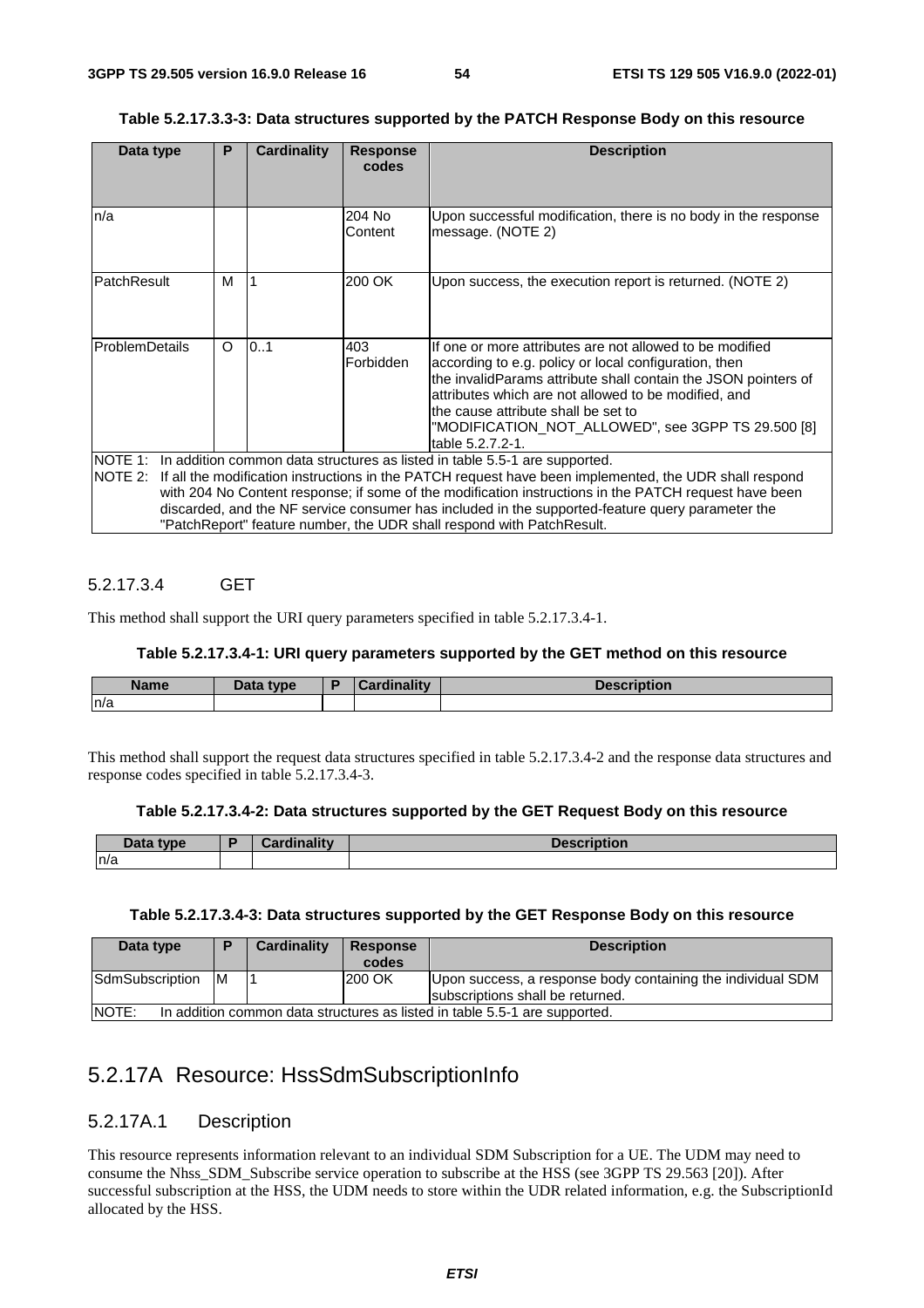**Table 5.2.17.3.3-3: Data structures supported by the PATCH Response Body on this resource**

| Data type | P | Cardinality | Response codes | Description |
| --- | --- | --- | --- | --- |
| n/a | | | 204 No Content | Upon successful modification, there is no body in the response message. (NOTE 2) |
| PatchResult | M | 1 | 200 OK | Upon success, the execution report is returned. (NOTE 2) |
| ProblemDetails | O | 0..1 | 403 Forbidden | If one or more attributes are not allowed to be modified according to e.g. policy or local configuration, then the invalidParams attribute shall contain the JSON pointers of attributes which are not allowed to be modified, and the cause attribute shall be set to "MODIFICATION_NOT_ALLOWED", see 3GPP TS 29.500 [8] table 5.2.7.2-1. |
| NOTE 1: In addition common data structures as listed in table 5.5-1 are supported.<br>NOTE 2: If all the modification instructions in the PATCH request have been implemented, the UDR shall respond with 204 No Content response; if some of the modification instructions in the PATCH request have been discarded, and the NF service consumer has included in the supported-feature query parameter the "PatchReport" feature number, the UDR shall respond with PatchResult. | | | | |

#### 5.2.17.3.4 GET

This method shall support the URI query parameters specified in table 5.2.17.3.4-1.

**Table 5.2.17.3.4-1: URI query parameters supported by the GET method on this resource**

| Name | Data type | P | Cardinality | Description |
| --- | --- | --- | --- | --- |
| n/a | | | | |

This method shall support the request data structures specified in table 5.2.17.3.4-2 and the response data structures and response codes specified in table 5.2.17.3.4-3.

**Table 5.2.17.3.4-2: Data structures supported by the GET Request Body on this resource**

| Data type | P | Cardinality | Description |
| --- | --- | --- | --- |
| n/a | | | |

**Table 5.2.17.3.4-3: Data structures supported by the GET Response Body on this resource**

| Data type | P | Cardinality | Response codes | Description |
| --- | --- | --- | --- | --- |
| SdmSubscription | M | 1 | 200 OK | Upon success, a response body containing the individual SDM subscriptions shall be returned. |
| NOTE: In addition common data structures as listed in table 5.5-1 are supported. | | | | |

## 5.2.17A Resource: HssSdmSubscriptionInfo

### 5.2.17A.1 Description

This resource represents information relevant to an individual SDM Subscription for a UE. The UDM may need to consume the Nhss_SDM_Subscribe service operation to subscribe at the HSS (see 3GPP TS 29.563 [20]). After successful subscription at the HSS, the UDM needs to store within the UDR related information, e.g. the SubscriptionId allocated by the HSS.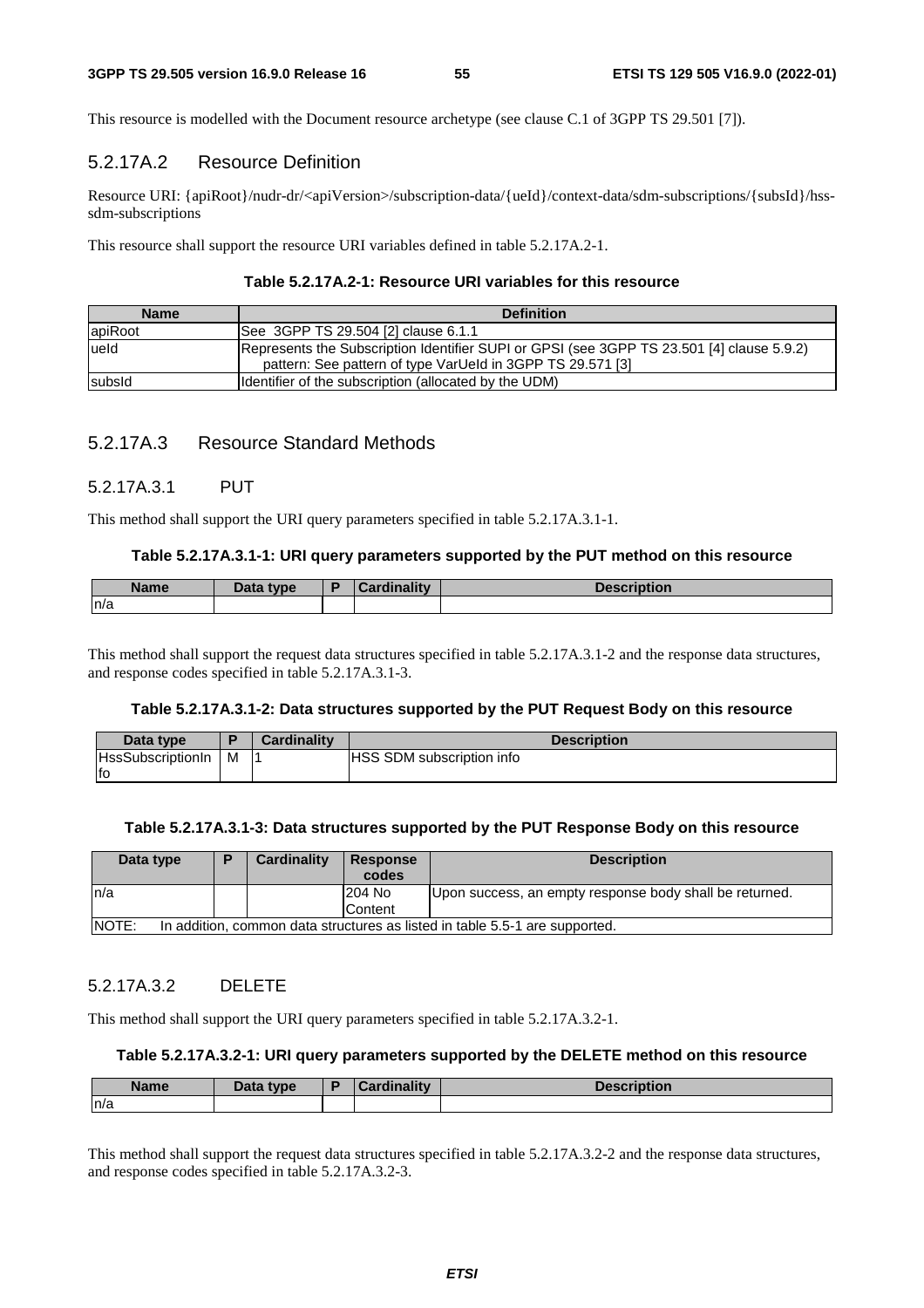This resource is modelled with the Document resource archetype (see clause C.1 of 3GPP TS 29.501 [7]).

### 5.2.17A.2 Resource Definition

Resource URI: {apiRoot}/nudr-dr/<apiVersion>/subscription-data/{ueId}/context-data/sdm-subscriptions/{subsId}/hss-sdm-subscriptions

This resource shall support the resource URI variables defined in table 5.2.17A.2-1.

**Table 5.2.17A.2-1: Resource URI variables for this resource**

| Name | Definition |
| --- | --- |
| apiRoot | See 3GPP TS 29.504 [2] clause 6.1.1 |
| ueId | Represents the Subscription Identifier SUPI or GPSI (see 3GPP TS 23.501 [4] clause 5.9.2) pattern: See pattern of type VarUeId in 3GPP TS 29.571 [3] |
| subsId | Identifier of the subscription (allocated by the UDM) |

### 5.2.17A.3 Resource Standard Methods

#### 5.2.17A.3.1 PUT

This method shall support the URI query parameters specified in table 5.2.17A.3.1-1.

**Table 5.2.17A.3.1-1: URI query parameters supported by the PUT method on this resource**

| Name | Data type | P | Cardinality | Description |
| --- | --- | --- | --- | --- |
| n/a | | | | |

This method shall support the request data structures specified in table 5.2.17A.3.1-2 and the response data structures, and response codes specified in table 5.2.17A.3.1-3.

**Table 5.2.17A.3.1-2: Data structures supported by the PUT Request Body on this resource**

| Data type | P | Cardinality | Description |
| --- | --- | --- | --- |
| HssSubscriptionInfo | M | 1 | HSS SDM subscription info |

**Table 5.2.17A.3.1-3: Data structures supported by the PUT Response Body on this resource**

| Data type | P | Cardinality | Response codes | Description |
| --- | --- | --- | --- | --- |
| n/a | | | 204 No Content | Upon success, an empty response body shall be returned. |
| NOTE: In addition, common data structures as listed in table 5.5-1 are supported. | | | | |

#### 5.2.17A.3.2 DELETE

This method shall support the URI query parameters specified in table 5.2.17A.3.2-1.

**Table 5.2.17A.3.2-1: URI query parameters supported by the DELETE method on this resource**

| Name | Data type | P | Cardinality | Description |
| --- | --- | --- | --- | --- |
| n/a | | | | |

This method shall support the request data structures specified in table 5.2.17A.3.2-2 and the response data structures, and response codes specified in table 5.2.17A.3.2-3.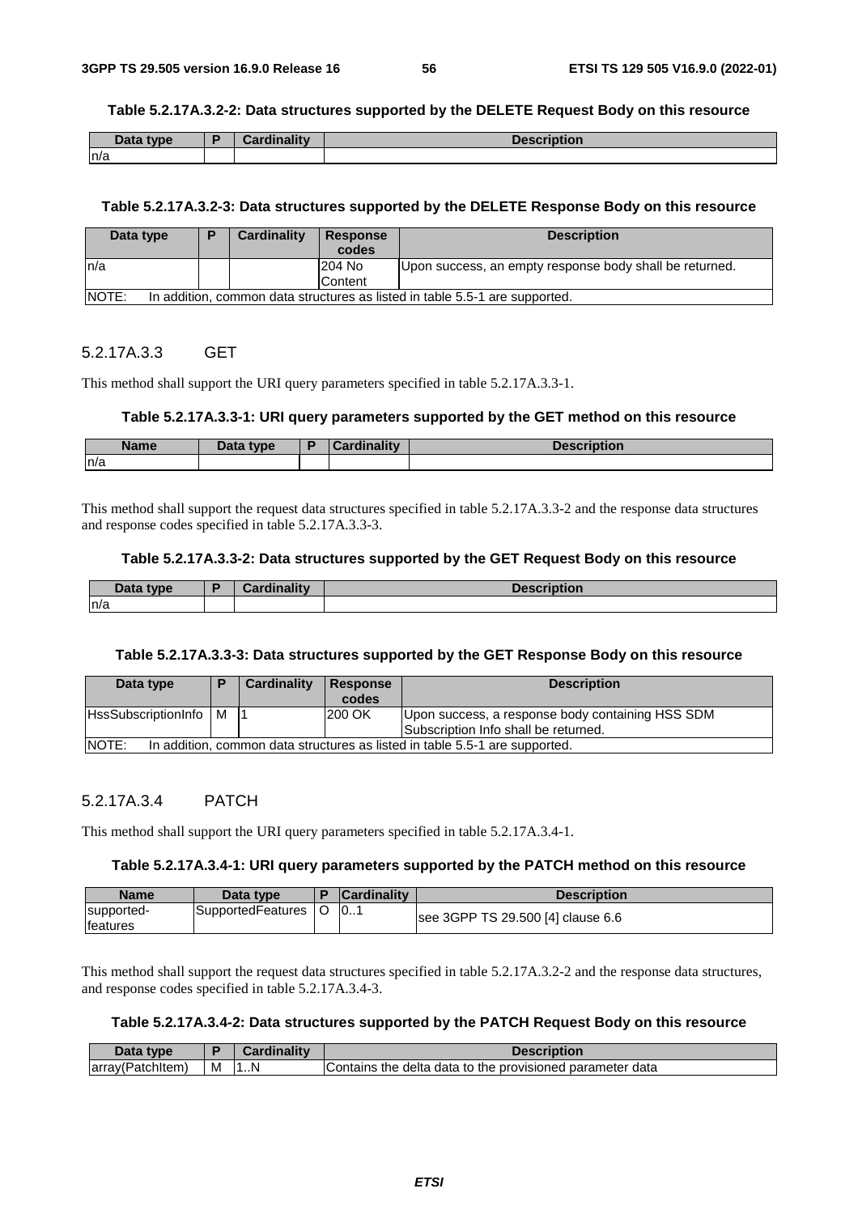**Table 5.2.17A.3.2-2: Data structures supported by the DELETE Request Body on this resource**

| Data type | P | Cardinality | Description |
|---|---|---|---|
| n/a | | | |

**Table 5.2.17A.3.2-3: Data structures supported by the DELETE Response Body on this resource**

| Data type | P | Cardinality | Response codes | Description |
|---|---|---|---|---|
| n/a | | | 204 No Content | Upon success, an empty response body shall be returned. |
| NOTE: In addition, common data structures as listed in table 5.5-1 are supported. | | | | |

#### 5.2.17A.3.3 GET

This method shall support the URI query parameters specified in table 5.2.17A.3.3-1.

**Table 5.2.17A.3.3-1: URI query parameters supported by the GET method on this resource**

| Name | Data type | P | Cardinality | Description |
|---|---|---|---|---|
| n/a | | | | |

This method shall support the request data structures specified in table 5.2.17A.3.3-2 and the response data structures and response codes specified in table 5.2.17A.3.3-3.

**Table 5.2.17A.3.3-2: Data structures supported by the GET Request Body on this resource**

| Data type | P | Cardinality | Description |
|---|---|---|---|
| n/a | | | |

**Table 5.2.17A.3.3-3: Data structures supported by the GET Response Body on this resource**

| Data type | P | Cardinality | Response codes | Description |
|---|---|---|---|---|
| HssSubscriptionInfo | M | 1 | 200 OK | Upon success, a response body containing HSS SDM Subscription Info shall be returned. |
| NOTE: In addition, common data structures as listed in table 5.5-1 are supported. | | | | |

#### 5.2.17A.3.4 PATCH

This method shall support the URI query parameters specified in table 5.2.17A.3.4-1.

**Table 5.2.17A.3.4-1: URI query parameters supported by the PATCH method on this resource**

| Name | Data type | P | Cardinality | Description |
|---|---|---|---|---|
| supported-features | SupportedFeatures | O | 0..1 | see 3GPP TS 29.500 [4] clause 6.6 |

This method shall support the request data structures specified in table 5.2.17A.3.2-2 and the response data structures, and response codes specified in table 5.2.17A.3.4-3.

**Table 5.2.17A.3.4-2: Data structures supported by the PATCH Request Body on this resource**

| Data type | P | Cardinality | Description |
|---|---|---|---|
| array(PatchItem) | M | 1..N | Contains the delta data to the provisioned parameter data |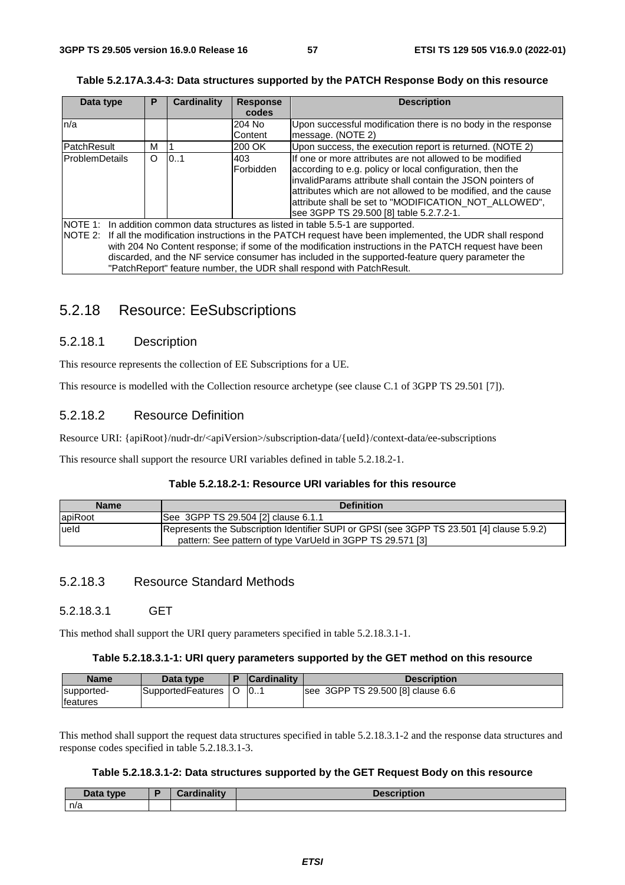**Table 5.2.17A.3.4-3: Data structures supported by the PATCH Response Body on this resource**

| Data type | P | Cardinality | Response codes | Description |
|---|---|---|---|---|
| n/a | | | 204 No Content | Upon successful modification there is no body in the response message. (NOTE 2) |
| PatchResult | M | 1 | 200 OK | Upon success, the execution report is returned. (NOTE 2) |
| ProblemDetails | O | 0..1 | 403 Forbidden | If one or more attributes are not allowed to be modified according to e.g. policy or local configuration, then the invalidParams attribute shall contain the JSON pointers of attributes which are not allowed to be modified, and the cause attribute shall be set to "MODIFICATION_NOT_ALLOWED", see 3GPP TS 29.500 [8] table 5.2.7.2-1. |
| NOTE 1: In addition common data structures as listed in table 5.5-1 are supported.<br>NOTE 2: If all the modification instructions in the PATCH request have been implemented, the UDR shall respond with 204 No Content response; if some of the modification instructions in the PATCH request have been discarded, and the NF service consumer has included in the supported-feature query parameter the "PatchReport" feature number, the UDR shall respond with PatchResult. | | | | |

## 5.2.18 Resource: EeSubscriptions

### 5.2.18.1 Description

This resource represents the collection of EE Subscriptions for a UE.

This resource is modelled with the Collection resource archetype (see clause C.1 of 3GPP TS 29.501 [7]).

### 5.2.18.2 Resource Definition

Resource URI: {apiRoot}/nudr-dr/<apiVersion>/subscription-data/{ueId}/context-data/ee-subscriptions

This resource shall support the resource URI variables defined in table 5.2.18.2-1.

**Table 5.2.18.2-1: Resource URI variables for this resource**

| Name | Definition |
|---|---|
| apiRoot | See 3GPP TS 29.504 [2] clause 6.1.1 |
| ueId | Represents the Subscription Identifier SUPI or GPSI (see 3GPP TS 23.501 [4] clause 5.9.2)<br>pattern: See pattern of type VarUeId in 3GPP TS 29.571 [3] |

### 5.2.18.3 Resource Standard Methods

#### 5.2.18.3.1 GET

This method shall support the URI query parameters specified in table 5.2.18.3.1-1.

**Table 5.2.18.3.1-1: URI query parameters supported by the GET method on this resource**

| Name | Data type | P | Cardinality | Description |
|---|---|---|---|---|
| supported-features | SupportedFeatures | O | 0..1 | see 3GPP TS 29.500 [8] clause 6.6 |

This method shall support the request data structures specified in table 5.2.18.3.1-2 and the response data structures and response codes specified in table 5.2.18.3.1-3.

**Table 5.2.18.3.1-2: Data structures supported by the GET Request Body on this resource**

| Data type | P | Cardinality | Description |
|---|---|---|---|
| n/a | | | |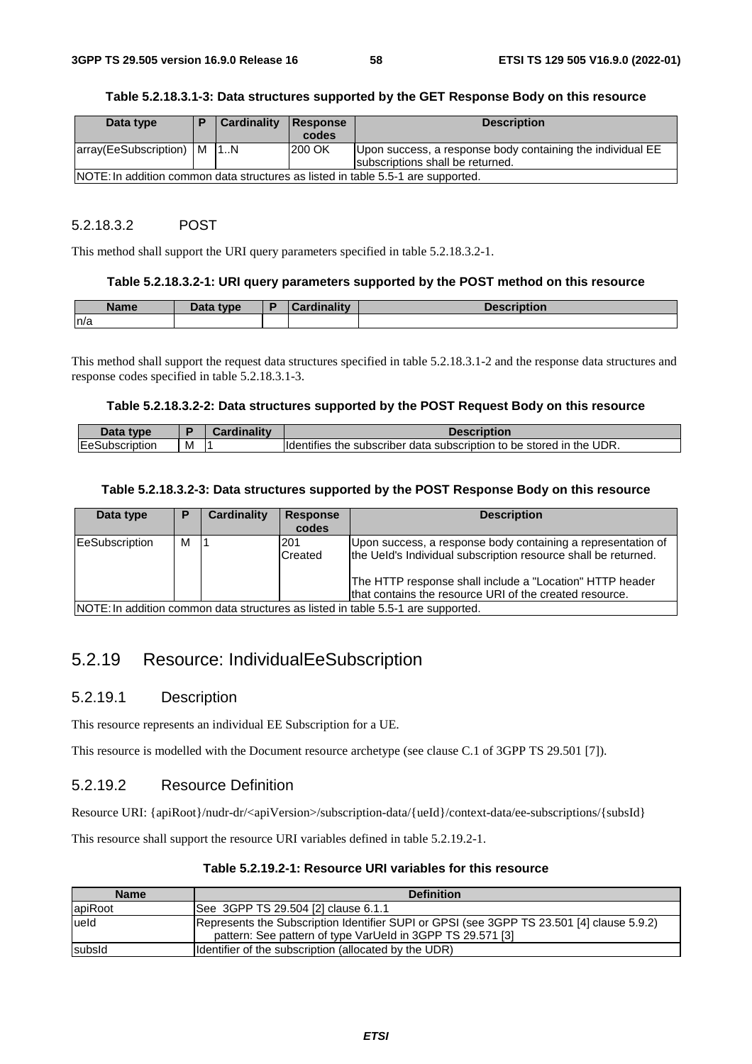**Table 5.2.18.3.1-3: Data structures supported by the GET Response Body on this resource**

| Data type | P | Cardinality | Response codes | Description |
| --- | --- | --- | --- | --- |
| array(EeSubscription) | M | 1..N | 200 OK | Upon success, a response body containing the individual EE subscriptions shall be returned. |
| NOTE: In addition common data structures as listed in table 5.5-1 are supported. | | | | |

#### 5.2.18.3.2 POST

This method shall support the URI query parameters specified in table 5.2.18.3.2-1.

**Table 5.2.18.3.2-1: URI query parameters supported by the POST method on this resource**

| Name | Data type | P | Cardinality | Description |
| --- | --- | --- | --- | --- |
| n/a | | | | |

This method shall support the request data structures specified in table 5.2.18.3.1-2 and the response data structures and response codes specified in table 5.2.18.3.1-3.

**Table 5.2.18.3.2-2: Data structures supported by the POST Request Body on this resource**

| Data type | P | Cardinality | Description |
| --- | --- | --- | --- |
| EeSubscription | M | 1 | Identifies the subscriber data subscription to be stored in the UDR. |

**Table 5.2.18.3.2-3: Data structures supported by the POST Response Body on this resource**

| Data type | P | Cardinality | Response codes | Description |
| --- | --- | --- | --- | --- |
| EeSubscription | M | 1 | 201 Created | Upon success, a response body containing a representation of the UeId's Individual subscription resource shall be returned.<br><br>The HTTP response shall include a "Location" HTTP header that contains the resource URI of the created resource. |
| NOTE: In addition common data structures as listed in table 5.5-1 are supported. | | | | |

## 5.2.19 Resource: IndividualEeSubscription

### 5.2.19.1 Description

This resource represents an individual EE Subscription for a UE.

This resource is modelled with the Document resource archetype (see clause C.1 of 3GPP TS 29.501 [7]).

### 5.2.19.2 Resource Definition

Resource URI: {apiRoot}/nudr-dr/<apiVersion>/subscription-data/{ueId}/context-data/ee-subscriptions/{subsId}

This resource shall support the resource URI variables defined in table 5.2.19.2-1.

**Table 5.2.19.2-1: Resource URI variables for this resource**

| Name | Definition |
| --- | --- |
| apiRoot | See 3GPP TS 29.504 [2] clause 6.1.1 |
| ueId | Represents the Subscription Identifier SUPI or GPSI (see 3GPP TS 23.501 [4] clause 5.9.2)<br>pattern: See pattern of type VarUeId in 3GPP TS 29.571 [3] |
| subsId | Identifier of the subscription (allocated by the UDR) |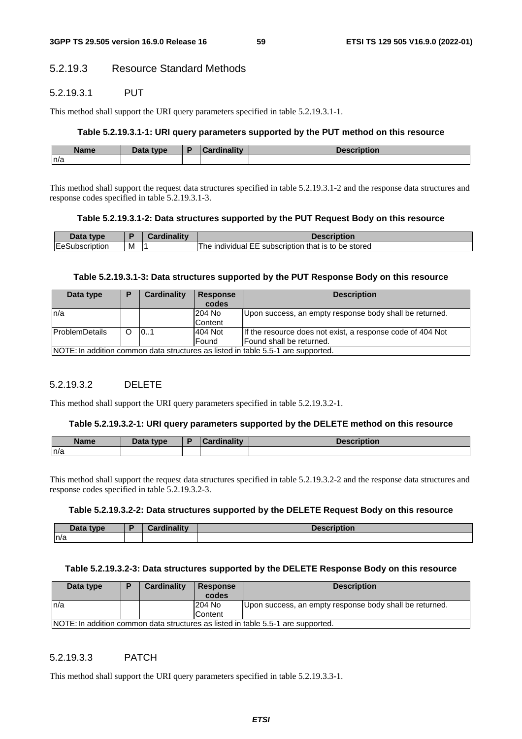#### 5.2.19.3 Resource Standard Methods

##### 5.2.19.3.1 PUT

This method shall support the URI query parameters specified in table 5.2.19.3.1-1.

**Table 5.2.19.3.1-1: URI query parameters supported by the PUT method on this resource**

| Name | Data type | P | Cardinality | Description |
| --- | --- | --- | --- | --- |
| n/a | | | | |

This method shall support the request data structures specified in table 5.2.19.3.1-2 and the response data structures and response codes specified in table 5.2.19.3.1-3.

**Table 5.2.19.3.1-2: Data structures supported by the PUT Request Body on this resource**

| Data type | P | Cardinality | Description |
| --- | --- | --- | --- |
| EeSubscription | M | 1 | The individual EE subscription that is to be stored |

**Table 5.2.19.3.1-3: Data structures supported by the PUT Response Body on this resource**

| Data type | P | Cardinality | Response codes | Description |
| --- | --- | --- | --- | --- |
| n/a | | | 204 No Content | Upon success, an empty response body shall be returned. |
| ProblemDetails | O | 0..1 | 404 Not Found | If the resource does not exist, a response code of 404 Not Found shall be returned. |
| NOTE: In addition common data structures as listed in table 5.5-1 are supported. | | | | |

##### 5.2.19.3.2 DELETE

This method shall support the URI query parameters specified in table 5.2.19.3.2-1.

**Table 5.2.19.3.2-1: URI query parameters supported by the DELETE method on this resource**

| Name | Data type | P | Cardinality | Description |
| --- | --- | --- | --- | --- |
| n/a | | | | |

This method shall support the request data structures specified in table 5.2.19.3.2-2 and the response data structures and response codes specified in table 5.2.19.3.2-3.

**Table 5.2.19.3.2-2: Data structures supported by the DELETE Request Body on this resource**

| Data type | P | Cardinality | Description |
| --- | --- | --- | --- |
| n/a | | | |

**Table 5.2.19.3.2-3: Data structures supported by the DELETE Response Body on this resource**

| Data type | P | Cardinality | Response codes | Description |
| --- | --- | --- | --- | --- |
| n/a | | | 204 No Content | Upon success, an empty response body shall be returned. |
| NOTE: In addition common data structures as listed in table 5.5-1 are supported. | | | | |

##### 5.2.19.3.3 PATCH

This method shall support the URI query parameters specified in table 5.2.19.3.3-1.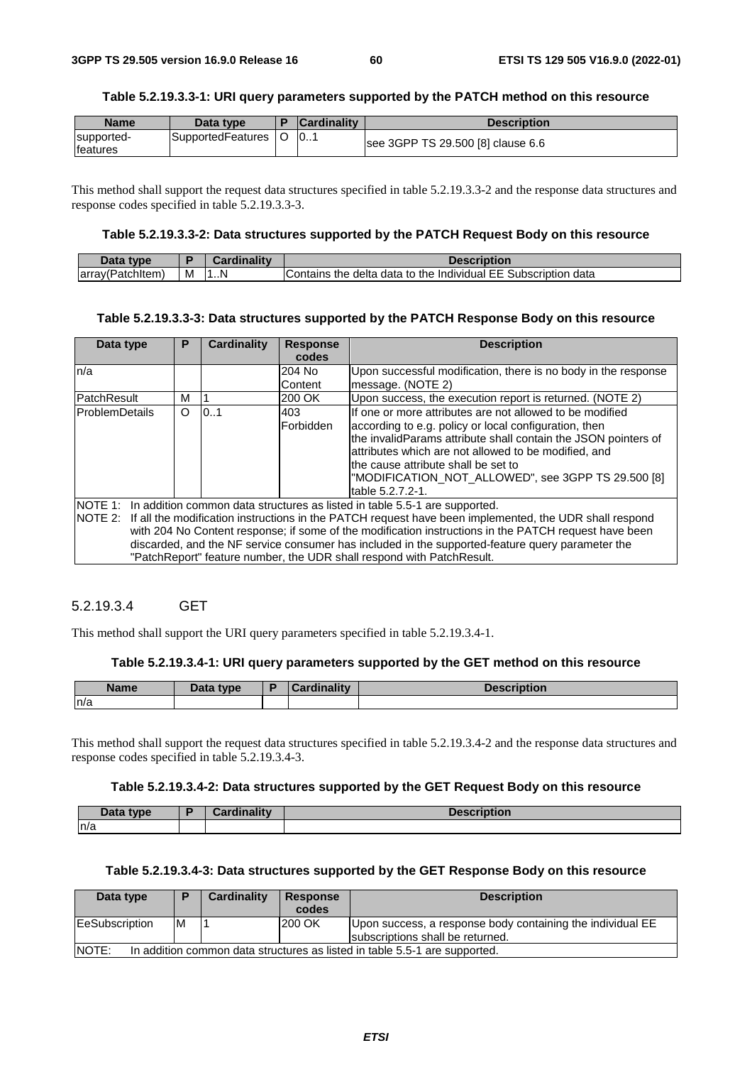**Table 5.2.19.3.3-1: URI query parameters supported by the PATCH method on this resource**

| Name | Data type | P | Cardinality | Description |
|---|---|---|---|---|
| supported-features | SupportedFeatures | O | 0..1 | see 3GPP TS 29.500 [8] clause 6.6 |

This method shall support the request data structures specified in table 5.2.19.3.3-2 and the response data structures and response codes specified in table 5.2.19.3.3-3.

**Table 5.2.19.3.3-2: Data structures supported by the PATCH Request Body on this resource**

| Data type | P | Cardinality | Description |
|---|---|---|---|
| array(PatchItem) | M | 1..N | Contains the delta data to the Individual EE Subscription data |

**Table 5.2.19.3.3-3: Data structures supported by the PATCH Response Body on this resource**

| Data type | P | Cardinality | Response codes | Description |
|---|---|---|---|---|
| n/a | | | 204 No Content | Upon successful modification, there is no body in the response message. (NOTE 2) |
| PatchResult | M | 1 | 200 OK | Upon success, the execution report is returned. (NOTE 2) |
| ProblemDetails | O | 0..1 | 403 Forbidden | If one or more attributes are not allowed to be modified according to e.g. policy or local configuration, then the invalidParams attribute shall contain the JSON pointers of attributes which are not allowed to be modified, and the cause attribute shall be set to "MODIFICATION_NOT_ALLOWED", see 3GPP TS 29.500 [8] table 5.2.7.2-1. |
| NOTE 1: In addition common data structures as listed in table 5.5-1 are supported.<br>NOTE 2: If all the modification instructions in the PATCH request have been implemented, the UDR shall respond with 204 No Content response; if some of the modification instructions in the PATCH request have been discarded, and the NF service consumer has included in the supported-feature query parameter the "PatchReport" feature number, the UDR shall respond with PatchResult. | | | | |

#### 5.2.19.3.4 GET

This method shall support the URI query parameters specified in table 5.2.19.3.4-1.

**Table 5.2.19.3.4-1: URI query parameters supported by the GET method on this resource**

| Name | Data type | P | Cardinality | Description |
|---|---|---|---|---|
| n/a | | | | |

This method shall support the request data structures specified in table 5.2.19.3.4-2 and the response data structures and response codes specified in table 5.2.19.3.4-3.

**Table 5.2.19.3.4-2: Data structures supported by the GET Request Body on this resource**

| Data type | P | Cardinality | Description |
|---|---|---|---|
| n/a | | | |

**Table 5.2.19.3.4-3: Data structures supported by the GET Response Body on this resource**

| Data type | P | Cardinality | Response codes | Description |
|---|---|---|---|---|
| EeSubscription | M | 1 | 200 OK | Upon success, a response body containing the individual EE subscriptions shall be returned. |
| NOTE: In addition common data structures as listed in table 5.5-1 are supported. | | | | |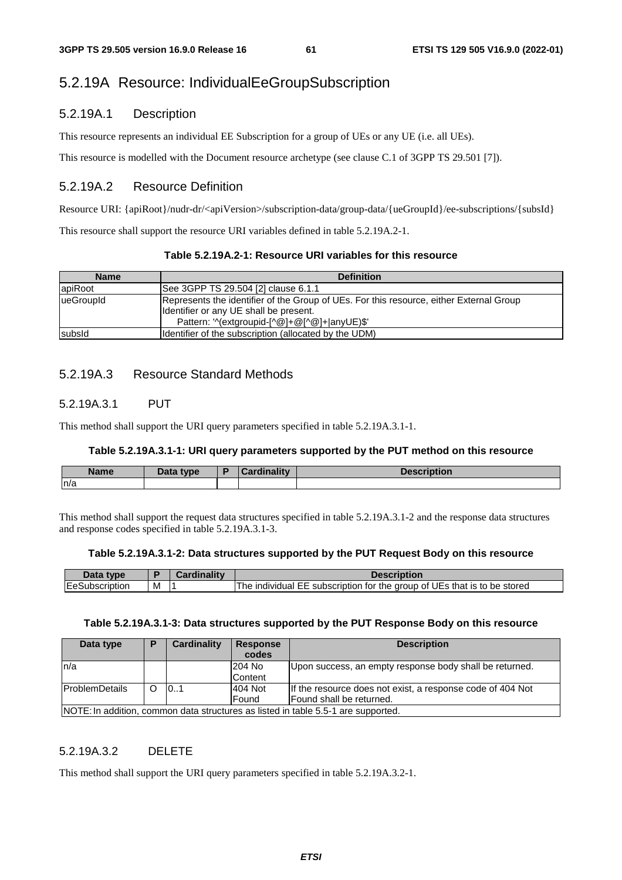## 5.2.19A Resource: IndividualEeGroupSubscription

### 5.2.19A.1 Description

This resource represents an individual EE Subscription for a group of UEs or any UE (i.e. all UEs).

This resource is modelled with the Document resource archetype (see clause C.1 of 3GPP TS 29.501 [7]).

### 5.2.19A.2 Resource Definition

Resource URI: {apiRoot}/nudr-dr/<apiVersion>/subscription-data/group-data/{ueGroupId}/ee-subscriptions/{subsId}

This resource shall support the resource URI variables defined in table 5.2.19A.2-1.

**Table 5.2.19A.2-1: Resource URI variables for this resource**

| Name | Definition |
|---|---|
| apiRoot | See 3GPP TS 29.504 [2] clause 6.1.1 |
| ueGroupId | Represents the identifier of the Group of UEs. For this resource, either External Group Identifier or any UE shall be present.<br>Pattern: '^(extgroupid-[^@]+@[^@]+\|anyUE)$' |
| subsId | Identifier of the subscription (allocated by the UDM) |

### 5.2.19A.3 Resource Standard Methods

#### 5.2.19A.3.1 PUT

This method shall support the URI query parameters specified in table 5.2.19A.3.1-1.

**Table 5.2.19A.3.1-1: URI query parameters supported by the PUT method on this resource**

| Name | Data type | P | Cardinality | Description |
|---|---|---|---|---|
| n/a | | | | |

This method shall support the request data structures specified in table 5.2.19A.3.1-2 and the response data structures and response codes specified in table 5.2.19A.3.1-3.

**Table 5.2.19A.3.1-2: Data structures supported by the PUT Request Body on this resource**

| Data type | P | Cardinality | Description |
|---|---|---|---|
| EeSubscription | M | 1 | The individual EE subscription for the group of UEs that is to be stored |

**Table 5.2.19A.3.1-3: Data structures supported by the PUT Response Body on this resource**

| Data type | P | Cardinality | Response codes | Description |
|---|---|---|---|---|
| n/a | | | 204 No Content | Upon success, an empty response body shall be returned. |
| ProblemDetails | O | 0..1 | 404 Not Found | If the resource does not exist, a response code of 404 Not Found shall be returned. |
| NOTE: In addition, common data structures as listed in table 5.5-1 are supported. | | | | |

#### 5.2.19A.3.2 DELETE

This method shall support the URI query parameters specified in table 5.2.19A.3.2-1.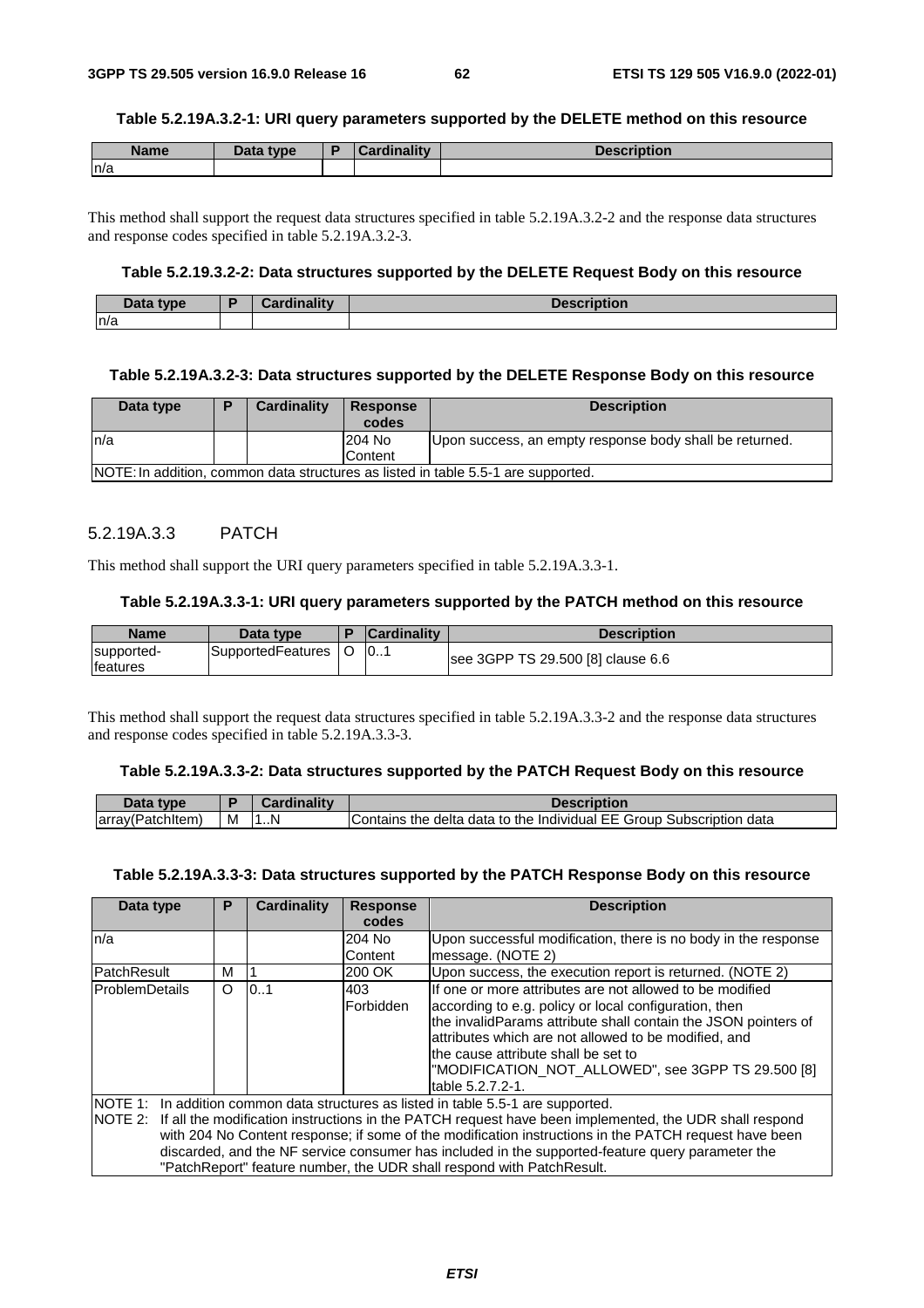**Table 5.2.19A.3.2-1: URI query parameters supported by the DELETE method on this resource**

| Name | Data type | P | Cardinality | Description |
|---|---|---|---|---|
| n/a | | | | |

This method shall support the request data structures specified in table 5.2.19A.3.2-2 and the response data structures and response codes specified in table 5.2.19A.3.2-3.

**Table 5.2.19.3.2-2: Data structures supported by the DELETE Request Body on this resource**

| Data type | P | Cardinality | Description |
|---|---|---|---|
| n/a | | | |

**Table 5.2.19A.3.2-3: Data structures supported by the DELETE Response Body on this resource**

| Data type | P | Cardinality | Response codes | Description |
|---|---|---|---|---|
| n/a | | | 204 No Content | Upon success, an empty response body shall be returned. |
| NOTE: In addition, common data structures as listed in table 5.5-1 are supported. | | | | |

### 5.2.19A.3.3 PATCH

This method shall support the URI query parameters specified in table 5.2.19A.3.3-1.

**Table 5.2.19A.3.3-1: URI query parameters supported by the PATCH method on this resource**

| Name | Data type | P | Cardinality | Description |
|---|---|---|---|---|
| supported-features | SupportedFeatures | O | 0..1 | see 3GPP TS 29.500 [8] clause 6.6 |

This method shall support the request data structures specified in table 5.2.19A.3.3-2 and the response data structures and response codes specified in table 5.2.19A.3.3-3.

**Table 5.2.19A.3.3-2: Data structures supported by the PATCH Request Body on this resource**

| Data type | P | Cardinality | Description |
|---|---|---|---|
| array(PatchItem) | M | 1..N | Contains the delta data to the Individual EE Group Subscription data |

**Table 5.2.19A.3.3-3: Data structures supported by the PATCH Response Body on this resource**

| Data type | P | Cardinality | Response codes | Description |
|---|---|---|---|---|
| n/a | | | 204 No Content | Upon successful modification, there is no body in the response message. (NOTE 2) |
| PatchResult | M | 1 | 200 OK | Upon success, the execution report is returned. (NOTE 2) |
| ProblemDetails | O | 0..1 | 403 Forbidden | If one or more attributes are not allowed to be modified according to e.g. policy or local configuration, then the invalidParams attribute shall contain the JSON pointers of attributes which are not allowed to be modified, and the cause attribute shall be set to "MODIFICATION_NOT_ALLOWED", see 3GPP TS 29.500 [8] table 5.2.7.2-1. |
| NOTE 1: In addition common data structures as listed in table 5.5-1 are supported.<br>NOTE 2: If all the modification instructions in the PATCH request have been implemented, the UDR shall respond with 204 No Content response; if some of the modification instructions in the PATCH request have been discarded, and the NF service consumer has included in the supported-feature query parameter the "PatchReport" feature number, the UDR shall respond with PatchResult. | | | | |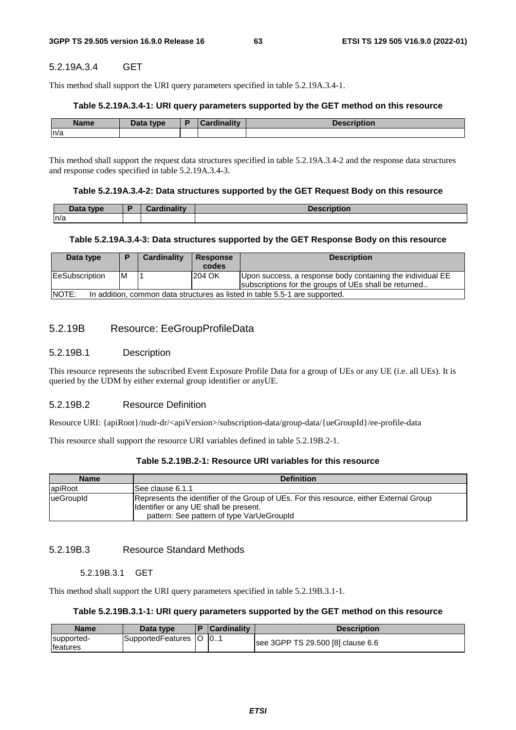##### 5.2.19A.3.4 GET

This method shall support the URI query parameters specified in table 5.2.19A.3.4-1.

**Table 5.2.19A.3.4-1: URI query parameters supported by the GET method on this resource**

| Name | Data type | P | Cardinality | Description |
|---|---|---|---|---|
| n/a | | | | |

This method shall support the request data structures specified in table 5.2.19A.3.4-2 and the response data structures and response codes specified in table 5.2.19A.3.4-3.

**Table 5.2.19A.3.4-2: Data structures supported by the GET Request Body on this resource**

| Data type | P | Cardinality | Description |
|---|---|---|---|
| n/a | | | |

**Table 5.2.19A.3.4-3: Data structures supported by the GET Response Body on this resource**

| Data type | P | Cardinality | Response codes | Description |
|---|---|---|---|---|
| EeSubscription | M | 1 | 204 OK | Upon success, a response body containing the individual EE subscriptions for the groups of UEs shall be returned.. |
| NOTE: In addition, common data structures as listed in table 5.5-1 are supported. | | | | |

### 5.2.19B Resource: EeGroupProfileData

#### 5.2.19B.1 Description

This resource represents the subscribed Event Exposure Profile Data for a group of UEs or any UE (i.e. all UEs). It is queried by the UDM by either external group identifier or anyUE.

#### 5.2.19B.2 Resource Definition

Resource URI: {apiRoot}/nudr-dr/<apiVersion>/subscription-data/group-data/{ueGroupId}/ee-profile-data

This resource shall support the resource URI variables defined in table 5.2.19B.2-1.

**Table 5.2.19B.2-1: Resource URI variables for this resource**

| Name | Definition |
|---|---|
| apiRoot | See clause 6.1.1 |
| ueGroupId | Represents the identifier of the Group of UEs. For this resource, either External Group Identifier or any UE shall be present.<br>pattern: See pattern of type VarUeGroupId |

#### 5.2.19B.3 Resource Standard Methods

##### 5.2.19B.3.1 GET

This method shall support the URI query parameters specified in table 5.2.19B.3.1-1.

**Table 5.2.19B.3.1-1: URI query parameters supported by the GET method on this resource**

| Name | Data type | P | Cardinality | Description |
|---|---|---|---|---|
| supported-features | SupportedFeatures | O | 0..1 | see 3GPP TS 29.500 [8] clause 6.6 |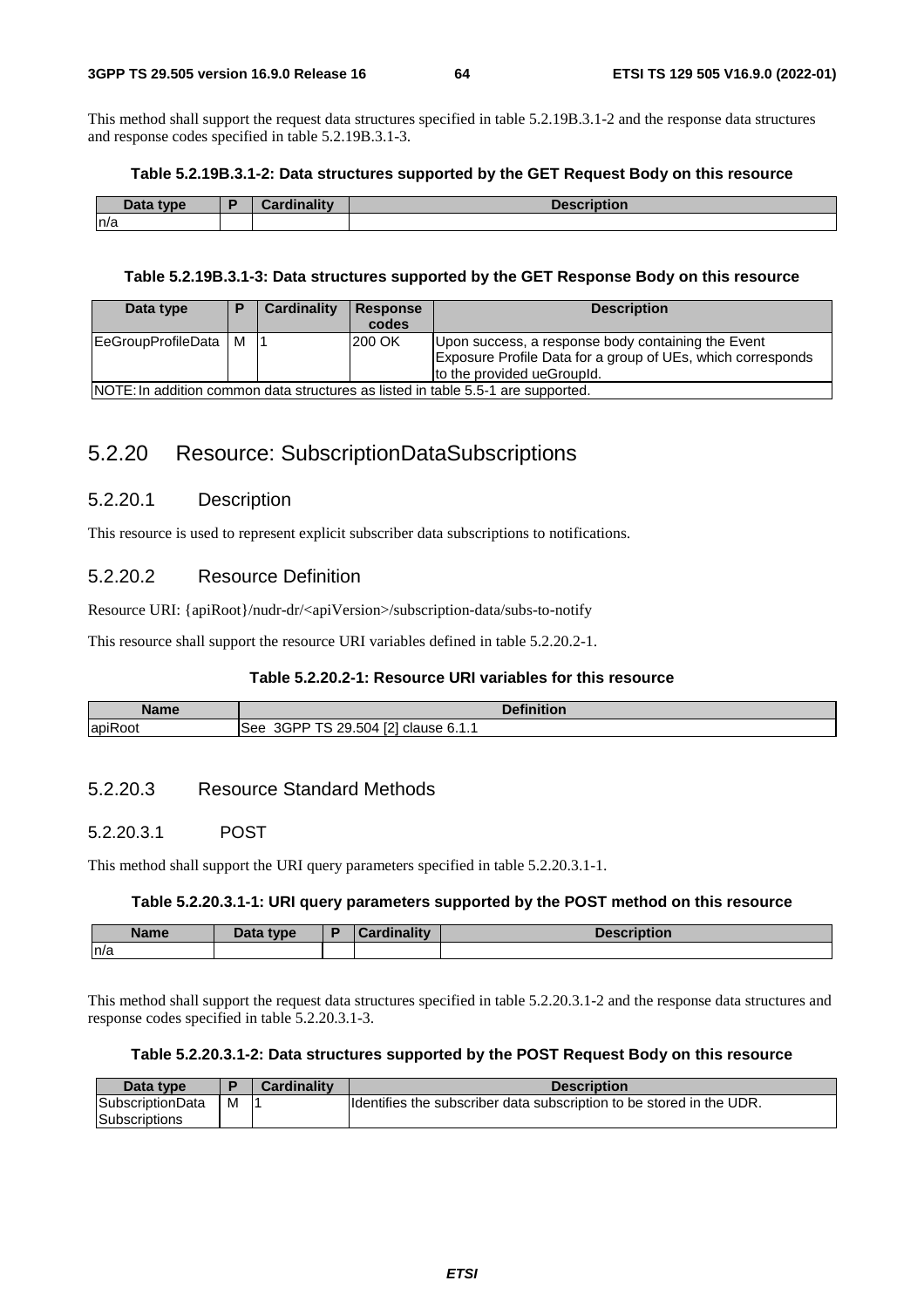This method shall support the request data structures specified in table 5.2.19B.3.1-2 and the response data structures and response codes specified in table 5.2.19B.3.1-3.

**Table 5.2.19B.3.1-2: Data structures supported by the GET Request Body on this resource**

| Data type | P | Cardinality | Description |
|---|---|---|---|
| n/a | | | |

**Table 5.2.19B.3.1-3: Data structures supported by the GET Response Body on this resource**

| Data type | P | Cardinality | Response codes | Description |
|---|---|---|---|---|
| EeGroupProfileData | M | 1 | 200 OK | Upon success, a response body containing the Event Exposure Profile Data for a group of UEs, which corresponds to the provided ueGroupId. |
| NOTE: In addition common data structures as listed in table 5.5-1 are supported. | | | | |

## 5.2.20 Resource: SubscriptionDataSubscriptions

### 5.2.20.1 Description

This resource is used to represent explicit subscriber data subscriptions to notifications.

### 5.2.20.2 Resource Definition

Resource URI: {apiRoot}/nudr-dr/<apiVersion>/subscription-data/subs-to-notify

This resource shall support the resource URI variables defined in table 5.2.20.2-1.

**Table 5.2.20.2-1: Resource URI variables for this resource**

| Name | Definition |
|---|---|
| apiRoot | See 3GPP TS 29.504 [2] clause 6.1.1 |

### 5.2.20.3 Resource Standard Methods

#### 5.2.20.3.1 POST

This method shall support the URI query parameters specified in table 5.2.20.3.1-1.

**Table 5.2.20.3.1-1: URI query parameters supported by the POST method on this resource**

| Name | Data type | P | Cardinality | Description |
|---|---|---|---|---|
| n/a | | | | |

This method shall support the request data structures specified in table 5.2.20.3.1-2 and the response data structures and response codes specified in table 5.2.20.3.1-3.

**Table 5.2.20.3.1-2: Data structures supported by the POST Request Body on this resource**

| Data type | P | Cardinality | Description |
|---|---|---|---|
| SubscriptionDataSubscriptions | M | 1 | Identifies the subscriber data subscription to be stored in the UDR. |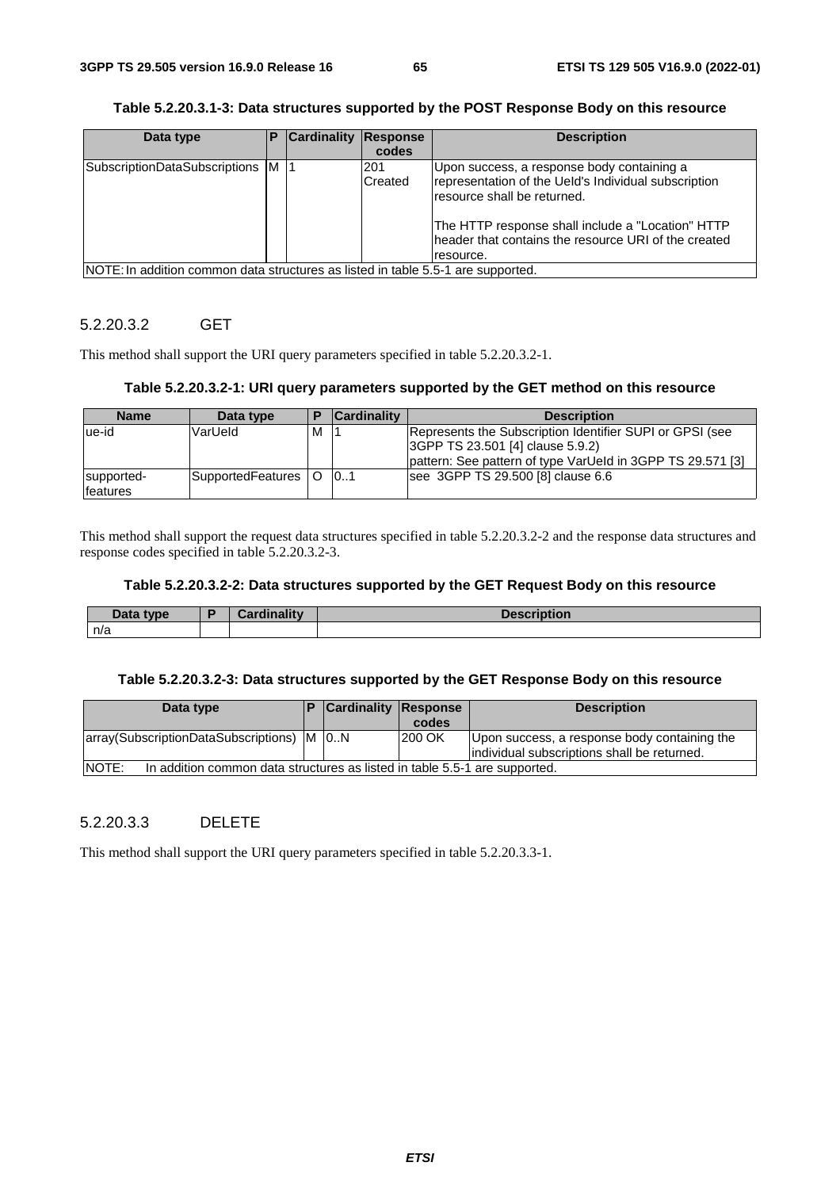**Table 5.2.20.3.1-3: Data structures supported by the POST Response Body on this resource**

| Data type | P | Cardinality | Response codes | Description |
|---|---|---|---|---|
| SubscriptionDataSubscriptions | M | 1 | 201 Created | Upon success, a response body containing a representation of the UeId's Individual subscription resource shall be returned.<br><br>The HTTP response shall include a "Location" HTTP header that contains the resource URI of the created resource. |
| NOTE: In addition common data structures as listed in table 5.5-1 are supported. | | | | |

#### 5.2.20.3.2 GET

This method shall support the URI query parameters specified in table 5.2.20.3.2-1.

**Table 5.2.20.3.2-1: URI query parameters supported by the GET method on this resource**

| Name | Data type | P | Cardinality | Description |
|---|---|---|---|---|
| ue-id | VarUeId | M | 1 | Represents the Subscription Identifier SUPI or GPSI (see 3GPP TS 23.501 [4] clause 5.9.2)<br>pattern: See pattern of type VarUeId in 3GPP TS 29.571 [3] |
| supported-features | SupportedFeatures | O | 0..1 | see 3GPP TS 29.500 [8] clause 6.6 |

This method shall support the request data structures specified in table 5.2.20.3.2-2 and the response data structures and response codes specified in table 5.2.20.3.2-3.

**Table 5.2.20.3.2-2: Data structures supported by the GET Request Body on this resource**

| Data type | P | Cardinality | Description |
|---|---|---|---|
| n/a | | | |

**Table 5.2.20.3.2-3: Data structures supported by the GET Response Body on this resource**

| Data type | P | Cardinality | Response codes | Description |
|---|---|---|---|---|
| array(SubscriptionDataSubscriptions) | M | 0..N | 200 OK | Upon success, a response body containing the individual subscriptions shall be returned. |
| NOTE: In addition common data structures as listed in table 5.5-1 are supported. | | | | |

#### 5.2.20.3.3 DELETE

This method shall support the URI query parameters specified in table 5.2.20.3.3-1.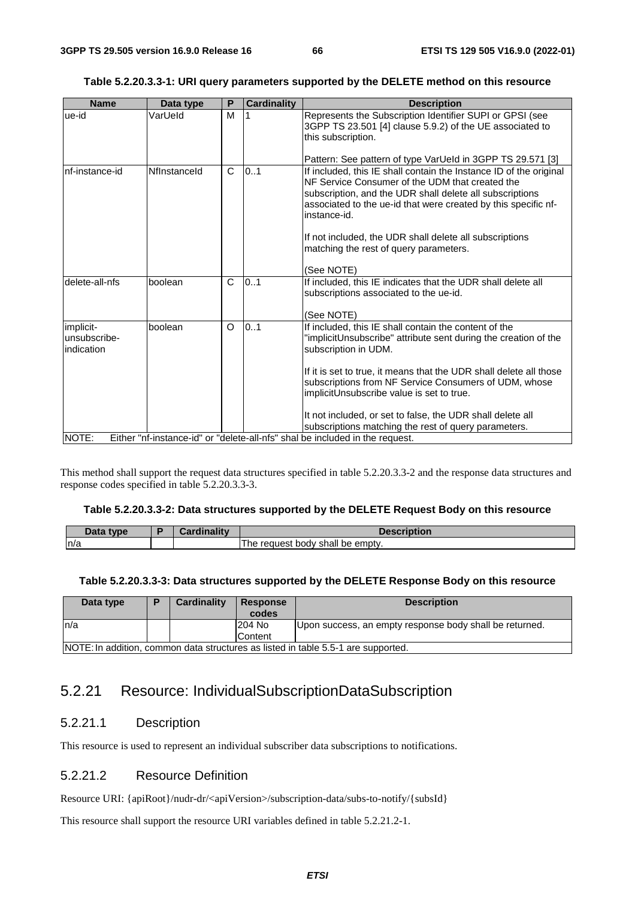**Table 5.2.20.3.3-1: URI query parameters supported by the DELETE method on this resource**

| Name | Data type | P | Cardinality | Description |
| --- | --- | --- | --- | --- |
| ue-id | VarUeId | M | 1 | Represents the Subscription Identifier SUPI or GPSI (see 3GPP TS 23.501 [4] clause 5.9.2) of the UE associated to this subscription.<br><br>Pattern: See pattern of type VarUeId in 3GPP TS 29.571 [3] |
| nf-instance-id | NfInstanceId | C | 0..1 | If included, this IE shall contain the Instance ID of the original NF Service Consumer of the UDM that created the subscription, and the UDR shall delete all subscriptions associated to the ue-id that were created by this specific nf-instance-id.<br><br>If not included, the UDR shall delete all subscriptions matching the rest of query parameters.<br><br>(See NOTE) |
| delete-all-nfs | boolean | C | 0..1 | If included, this IE indicates that the UDR shall delete all subscriptions associated to the ue-id.<br><br>(See NOTE) |
| implicit-unsubscribe-indication | boolean | O | 0..1 | If included, this IE shall contain the content of the "implicitUnsubscribe" attribute sent during the creation of the subscription in UDM.<br><br>If it is set to true, it means that the UDR shall delete all those subscriptions from NF Service Consumers of UDM, whose implicitUnsubscribe value is set to true.<br><br>It not included, or set to false, the UDR shall delete all subscriptions matching the rest of query parameters. |
| NOTE: Either "nf-instance-id" or "delete-all-nfs" shal be included in the request. | | | | |

This method shall support the request data structures specified in table 5.2.20.3.3-2 and the response data structures and response codes specified in table 5.2.20.3.3-3.

**Table 5.2.20.3.3-2: Data structures supported by the DELETE Request Body on this resource**

| Data type | P | Cardinality | Description |
| --- | --- | --- | --- |
| n/a | | | The request body shall be empty. |

**Table 5.2.20.3.3-3: Data structures supported by the DELETE Response Body on this resource**

| Data type | P | Cardinality | Response codes | Description |
| --- | --- | --- | --- | --- |
| n/a | | | 204 No Content | Upon success, an empty response body shall be returned. |
| NOTE: In addition, common data structures as listed in table 5.5-1 are supported. | | | | |

## 5.2.21 Resource: IndividualSubscriptionDataSubscription

### 5.2.21.1 Description

This resource is used to represent an individual subscriber data subscriptions to notifications.

### 5.2.21.2 Resource Definition

Resource URI: {apiRoot}/nudr-dr/<apiVersion>/subscription-data/subs-to-notify/{subsId}

This resource shall support the resource URI variables defined in table 5.2.21.2-1.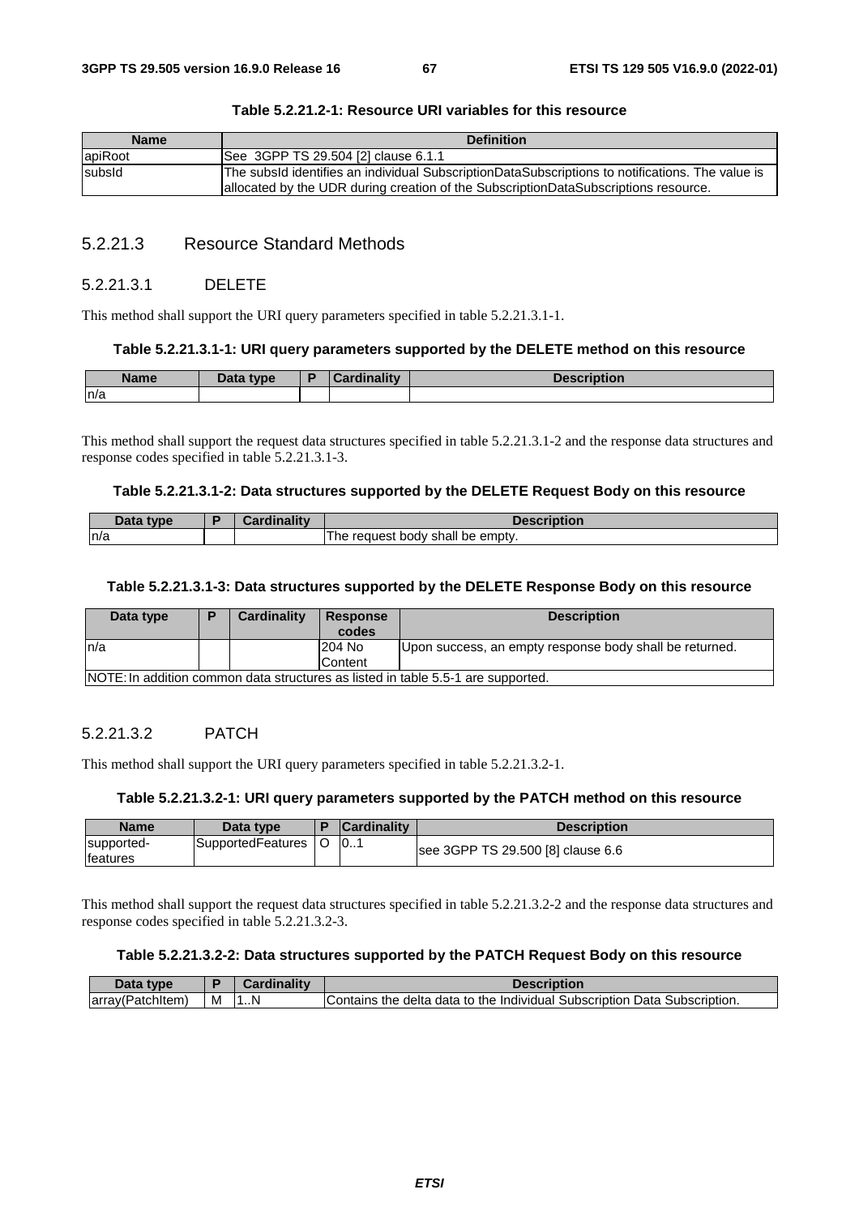**Table 5.2.21.2-1: Resource URI variables for this resource**

| Name | Definition |
|---|---|
| apiRoot | See 3GPP TS 29.504 [2] clause 6.1.1 |
| subsId | The subsId identifies an individual SubscriptionDataSubscriptions to notifications. The value is allocated by the UDR during creation of the SubscriptionDataSubscriptions resource. |

### 5.2.21.3 Resource Standard Methods

#### 5.2.21.3.1 DELETE

This method shall support the URI query parameters specified in table 5.2.21.3.1-1.

**Table 5.2.21.3.1-1: URI query parameters supported by the DELETE method on this resource**

| Name | Data type | P | Cardinality | Description |
|---|---|---|---|---|
| n/a | | | | |

This method shall support the request data structures specified in table 5.2.21.3.1-2 and the response data structures and response codes specified in table 5.2.21.3.1-3.

**Table 5.2.21.3.1-2: Data structures supported by the DELETE Request Body on this resource**

| Data type | P | Cardinality | Description |
|---|---|---|---|
| n/a | | | The request body shall be empty. |

**Table 5.2.21.3.1-3: Data structures supported by the DELETE Response Body on this resource**

| Data type | P | Cardinality | Response codes | Description |
|---|---|---|---|---|
| n/a | | | 204 No Content | Upon success, an empty response body shall be returned. |
| NOTE: In addition common data structures as listed in table 5.5-1 are supported. | | | | |

#### 5.2.21.3.2 PATCH

This method shall support the URI query parameters specified in table 5.2.21.3.2-1.

**Table 5.2.21.3.2-1: URI query parameters supported by the PATCH method on this resource**

| Name | Data type | P | Cardinality | Description |
|---|---|---|---|---|
| supported-features | SupportedFeatures | O | 0..1 | see 3GPP TS 29.500 [8] clause 6.6 |

This method shall support the request data structures specified in table 5.2.21.3.2-2 and the response data structures and response codes specified in table 5.2.21.3.2-3.

**Table 5.2.21.3.2-2: Data structures supported by the PATCH Request Body on this resource**

| Data type | P | Cardinality | Description |
|---|---|---|---|
| array(PatchItem) | M | 1..N | Contains the delta data to the Individual Subscription Data Subscription. |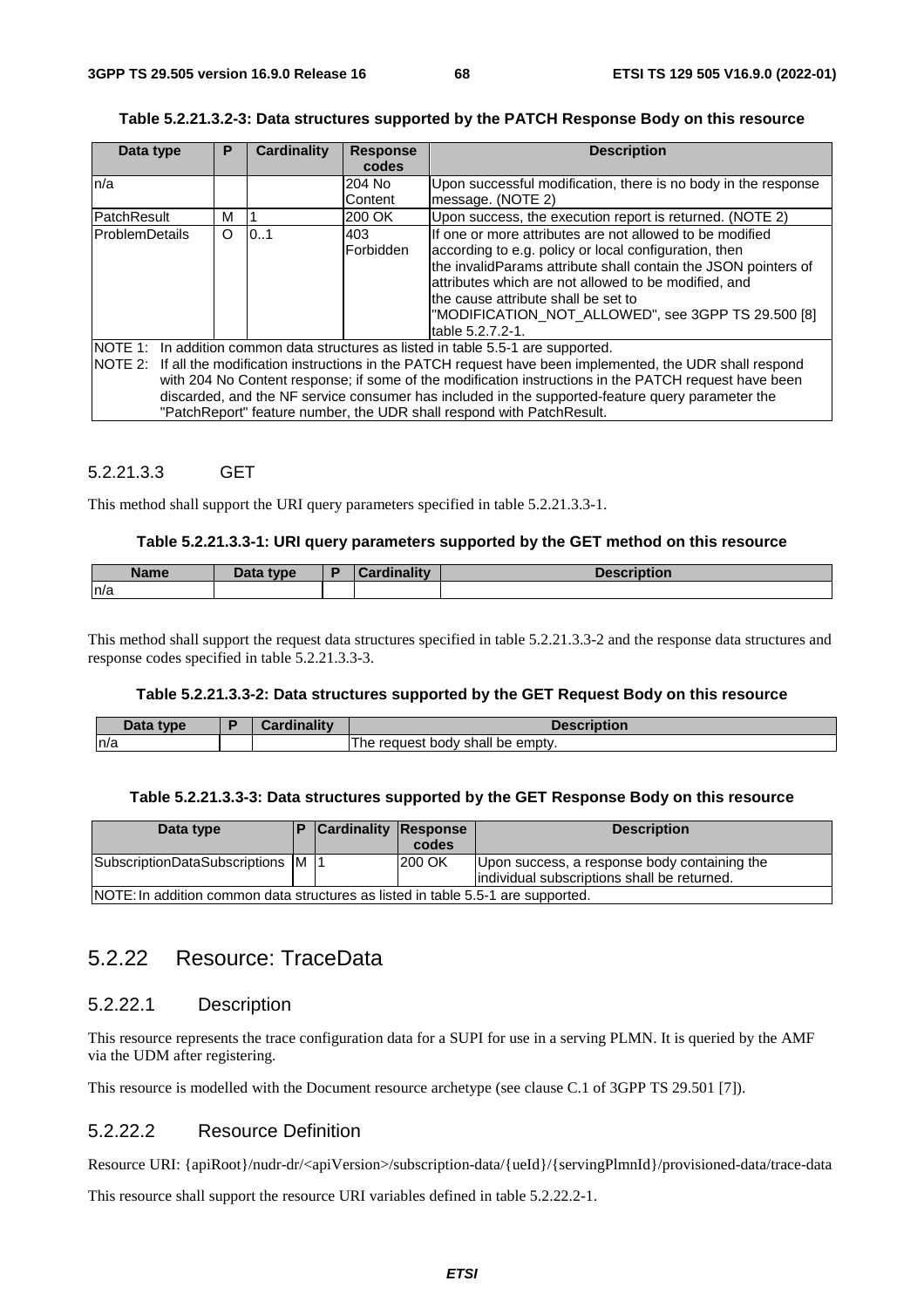**Table 5.2.21.3.2-3: Data structures supported by the PATCH Response Body on this resource**

| Data type | P | Cardinality | Response codes | Description |
| --- | --- | --- | --- | --- |
| n/a | | | 204 No Content | Upon successful modification, there is no body in the response message. (NOTE 2) |
| PatchResult | M | 1 | 200 OK | Upon success, the execution report is returned. (NOTE 2) |
| ProblemDetails | O | 0..1 | 403 Forbidden | If one or more attributes are not allowed to be modified according to e.g. policy or local configuration, then the invalidParams attribute shall contain the JSON pointers of attributes which are not allowed to be modified, and the cause attribute shall be set to "MODIFICATION_NOT_ALLOWED", see 3GPP TS 29.500 [8] table 5.2.7.2-1. |
| NOTE 1: In addition common data structures as listed in table 5.5-1 are supported.<br>NOTE 2: If all the modification instructions in the PATCH request have been implemented, the UDR shall respond with 204 No Content response; if some of the modification instructions in the PATCH request have been discarded, and the NF service consumer has included in the supported-feature query parameter the "PatchReport" feature number, the UDR shall respond with PatchResult. | | | | |

#### 5.2.21.3.3 GET

This method shall support the URI query parameters specified in table 5.2.21.3.3-1.

**Table 5.2.21.3.3-1: URI query parameters supported by the GET method on this resource**

| Name | Data type | P | Cardinality | Description |
| --- | --- | --- | --- | --- |
| n/a | | | | |

This method shall support the request data structures specified in table 5.2.21.3.3-2 and the response data structures and response codes specified in table 5.2.21.3.3-3.

**Table 5.2.21.3.3-2: Data structures supported by the GET Request Body on this resource**

| Data type | P | Cardinality | Description |
| --- | --- | --- | --- |
| n/a | | | The request body shall be empty. |

**Table 5.2.21.3.3-3: Data structures supported by the GET Response Body on this resource**

| Data type | P | Cardinality | Response codes | Description |
| --- | --- | --- | --- | --- |
| SubscriptionDataSubscriptions | M | 1 | 200 OK | Upon success, a response body containing the individual subscriptions shall be returned. |
| NOTE: In addition common data structures as listed in table 5.5-1 are supported. | | | | |

## 5.2.22 Resource: TraceData

### 5.2.22.1 Description

This resource represents the trace configuration data for a SUPI for use in a serving PLMN. It is queried by the AMF via the UDM after registering.

This resource is modelled with the Document resource archetype (see clause C.1 of 3GPP TS 29.501 [7]).

### 5.2.22.2 Resource Definition

Resource URI: {apiRoot}/nudr-dr/<apiVersion>/subscription-data/{ueId}/{servingPlmnId}/provisioned-data/trace-data

This resource shall support the resource URI variables defined in table 5.2.22.2-1.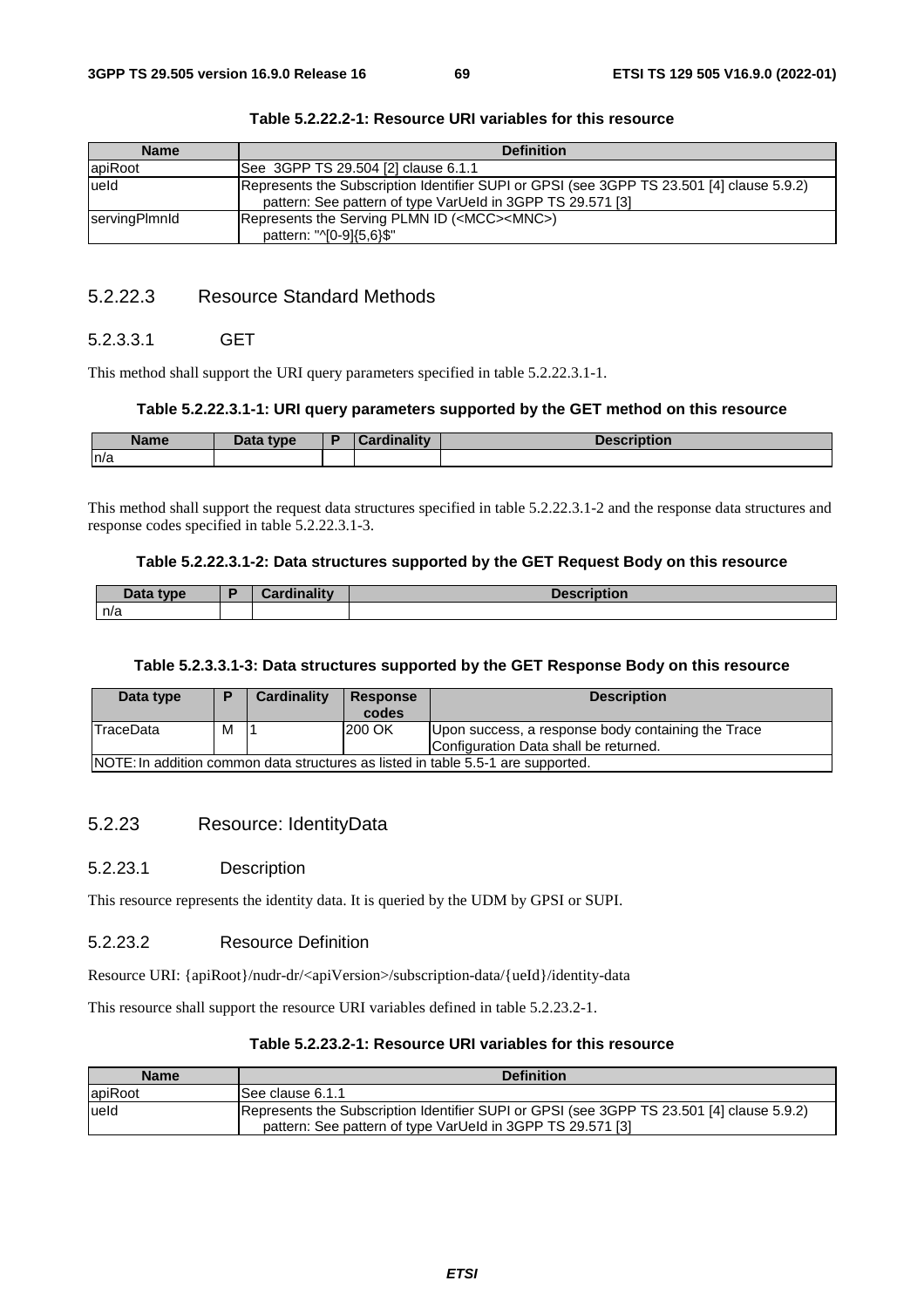**Table 5.2.22.2-1: Resource URI variables for this resource**

| Name | Definition |
| --- | --- |
| apiRoot | See 3GPP TS 29.504 [2] clause 6.1.1 |
| ueId | Represents the Subscription Identifier SUPI or GPSI (see 3GPP TS 23.501 [4] clause 5.9.2)<br>pattern: See pattern of type VarUeId in 3GPP TS 29.571 [3] |
| servingPlmnId | Represents the Serving PLMN ID (<MCC><MNC>)<br>pattern: "^[0-9]{5,6}$" |

### 5.2.22.3 Resource Standard Methods

#### 5.2.3.3.1 GET

This method shall support the URI query parameters specified in table 5.2.22.3.1-1.

**Table 5.2.22.3.1-1: URI query parameters supported by the GET method on this resource**

| Name | Data type | P | Cardinality | Description |
| --- | --- | --- | --- | --- |
| n/a | | | | |

This method shall support the request data structures specified in table 5.2.22.3.1-2 and the response data structures and response codes specified in table 5.2.22.3.1-3.

**Table 5.2.22.3.1-2: Data structures supported by the GET Request Body on this resource**

| Data type | P | Cardinality | Description |
| --- | --- | --- | --- |
| n/a | | | |

**Table 5.2.3.3.1-3: Data structures supported by the GET Response Body on this resource**

| Data type | P | Cardinality | Response codes | Description |
| --- | --- | --- | --- | --- |
| TraceData | M | 1 | 200 OK | Upon success, a response body containing the Trace Configuration Data shall be returned. |
| NOTE: In addition common data structures as listed in table 5.5-1 are supported. | | | | |

## 5.2.23 Resource: IdentityData

### 5.2.23.1 Description

This resource represents the identity data. It is queried by the UDM by GPSI or SUPI.

### 5.2.23.2 Resource Definition

Resource URI: {apiRoot}/nudr-dr/<apiVersion>/subscription-data/{ueId}/identity-data

This resource shall support the resource URI variables defined in table 5.2.23.2-1.

**Table 5.2.23.2-1: Resource URI variables for this resource**

| Name | Definition |
| --- | --- |
| apiRoot | See clause 6.1.1 |
| ueId | Represents the Subscription Identifier SUPI or GPSI (see 3GPP TS 23.501 [4] clause 5.9.2)<br>pattern: See pattern of type VarUeId in 3GPP TS 29.571 [3] |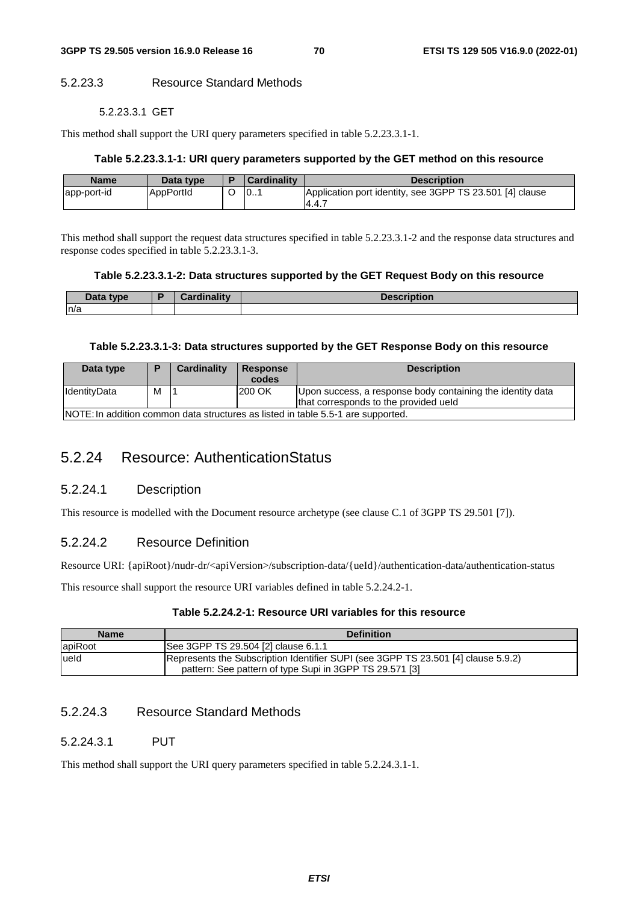#### 5.2.23.3 Resource Standard Methods

##### 5.2.23.3.1 GET

This method shall support the URI query parameters specified in table 5.2.23.3.1-1.

**Table 5.2.23.3.1-1: URI query parameters supported by the GET method on this resource**

| Name | Data type | P | Cardinality | Description |
|---|---|---|---|---|
| app-port-id | AppPortId | O | 0..1 | Application port identity, see 3GPP TS 23.501 [4] clause 4.4.7 |

This method shall support the request data structures specified in table 5.2.23.3.1-2 and the response data structures and response codes specified in table 5.2.23.3.1-3.

**Table 5.2.23.3.1-2: Data structures supported by the GET Request Body on this resource**

| Data type | P | Cardinality | Description |
|---|---|---|---|
| n/a | | | |

**Table 5.2.23.3.1-3: Data structures supported by the GET Response Body on this resource**

| Data type | P | Cardinality | Response codes | Description |
|---|---|---|---|---|
| IdentityData | M | 1 | 200 OK | Upon success, a response body containing the identity data that corresponds to the provided ueId |
| NOTE: In addition common data structures as listed in table 5.5-1 are supported. | | | | |

## 5.2.24 Resource: AuthenticationStatus

### 5.2.24.1 Description

This resource is modelled with the Document resource archetype (see clause C.1 of 3GPP TS 29.501 [7]).

### 5.2.24.2 Resource Definition

Resource URI: {apiRoot}/nudr-dr/<apiVersion>/subscription-data/{ueId}/authentication-data/authentication-status

This resource shall support the resource URI variables defined in table 5.2.24.2-1.

**Table 5.2.24.2-1: Resource URI variables for this resource**

| Name | Definition |
|---|---|
| apiRoot | See 3GPP TS 29.504 [2] clause 6.1.1 |
| ueId | Represents the Subscription Identifier SUPI (see 3GPP TS 23.501 [4] clause 5.9.2)<br>pattern: See pattern of type Supi in 3GPP TS 29.571 [3] |

### 5.2.24.3 Resource Standard Methods

#### 5.2.24.3.1 PUT

This method shall support the URI query parameters specified in table 5.2.24.3.1-1.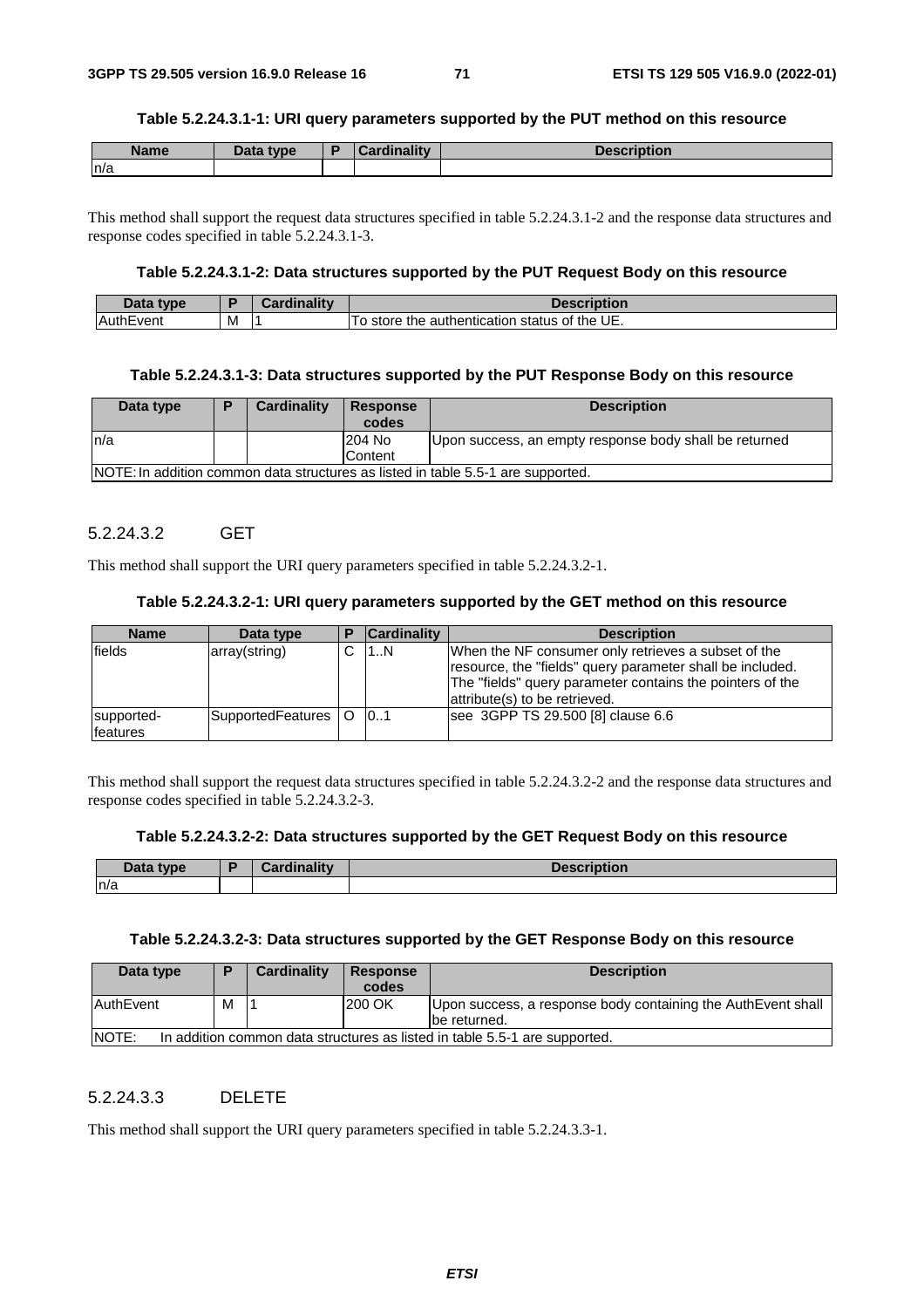**Table 5.2.24.3.1-1: URI query parameters supported by the PUT method on this resource**

| Name | Data type | P | Cardinality | Description |
| --- | --- | --- | --- | --- |
| n/a | | | | |

This method shall support the request data structures specified in table 5.2.24.3.1-2 and the response data structures and response codes specified in table 5.2.24.3.1-3.

**Table 5.2.24.3.1-2: Data structures supported by the PUT Request Body on this resource**

| Data type | P | Cardinality | Description |
| --- | --- | --- | --- |
| AuthEvent | M | 1 | To store the authentication status of the UE. |

**Table 5.2.24.3.1-3: Data structures supported by the PUT Response Body on this resource**

| Data type | P | Cardinality | Response codes | Description |
| --- | --- | --- | --- | --- |
| n/a | | | 204 No Content | Upon success, an empty response body shall be returned |
| NOTE: In addition common data structures as listed in table 5.5-1 are supported. | | | | |

### 5.2.24.3.2 GET

This method shall support the URI query parameters specified in table 5.2.24.3.2-1.

**Table 5.2.24.3.2-1: URI query parameters supported by the GET method on this resource**

| Name | Data type | P | Cardinality | Description |
| --- | --- | --- | --- | --- |
| fields | array(string) | C | 1..N | When the NF consumer only retrieves a subset of the resource, the "fields" query parameter shall be included. The "fields" query parameter contains the pointers of the attribute(s) to be retrieved. |
| supported-features | SupportedFeatures | O | 0..1 | see 3GPP TS 29.500 [8] clause 6.6 |

This method shall support the request data structures specified in table 5.2.24.3.2-2 and the response data structures and response codes specified in table 5.2.24.3.2-3.

**Table 5.2.24.3.2-2: Data structures supported by the GET Request Body on this resource**

| Data type | P | Cardinality | Description |
| --- | --- | --- | --- |
| n/a | | | |

**Table 5.2.24.3.2-3: Data structures supported by the GET Response Body on this resource**

| Data type | P | Cardinality | Response codes | Description |
| --- | --- | --- | --- | --- |
| AuthEvent | M | 1 | 200 OK | Upon success, a response body containing the AuthEvent shall be returned. |
| NOTE: In addition common data structures as listed in table 5.5-1 are supported. | | | | |

### 5.2.24.3.3 DELETE

This method shall support the URI query parameters specified in table 5.2.24.3.3-1.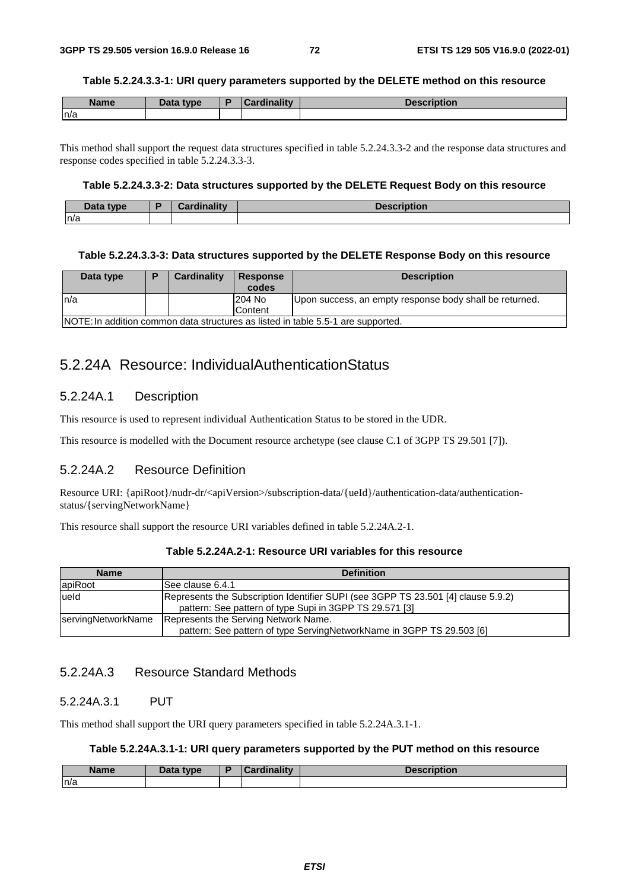**Table 5.2.24.3.3-1: URI query parameters supported by the DELETE method on this resource**

| Name | Data type | P | Cardinality | Description |
|---|---|---|---|---|
| n/a | | | | |

This method shall support the request data structures specified in table 5.2.24.3.3-2 and the response data structures and response codes specified in table 5.2.24.3.3-3.

**Table 5.2.24.3.3-2: Data structures supported by the DELETE Request Body on this resource**

| Data type | P | Cardinality | Description |
|---|---|---|---|
| n/a | | | |

**Table 5.2.24.3.3-3: Data structures supported by the DELETE Response Body on this resource**

| Data type | P | Cardinality | Response codes | Description |
|---|---|---|---|---|
| n/a | | | 204 No Content | Upon success, an empty response body shall be returned. |
| NOTE: In addition common data structures as listed in table 5.5-1 are supported. | | | | |

## 5.2.24A Resource: IndividualAuthenticationStatus

### 5.2.24A.1 Description

This resource is used to represent individual Authentication Status to be stored in the UDR.

This resource is modelled with the Document resource archetype (see clause C.1 of 3GPP TS 29.501 [7]).

### 5.2.24A.2 Resource Definition

Resource URI: {apiRoot}/nudr-dr/<apiVersion>/subscription-data/{ueId}/authentication-data/authentication-status/{servingNetworkName}

This resource shall support the resource URI variables defined in table 5.2.24A.2-1.

**Table 5.2.24A.2-1: Resource URI variables for this resource**

| Name | Definition |
|---|---|
| apiRoot | See clause 6.4.1 |
| ueId | Represents the Subscription Identifier SUPI (see 3GPP TS 23.501 [4] clause 5.9.2)<br>pattern: See pattern of type Supi in 3GPP TS 29.571 [3] |
| servingNetworkName | Represents the Serving Network Name.<br>pattern: See pattern of type ServingNetworkName in 3GPP TS 29.503 [6] |

### 5.2.24A.3 Resource Standard Methods

#### 5.2.24A.3.1 PUT

This method shall support the URI query parameters specified in table 5.2.24A.3.1-1.

**Table 5.2.24A.3.1-1: URI query parameters supported by the PUT method on this resource**

| Name | Data type | P | Cardinality | Description |
|---|---|---|---|---|
| n/a | | | | |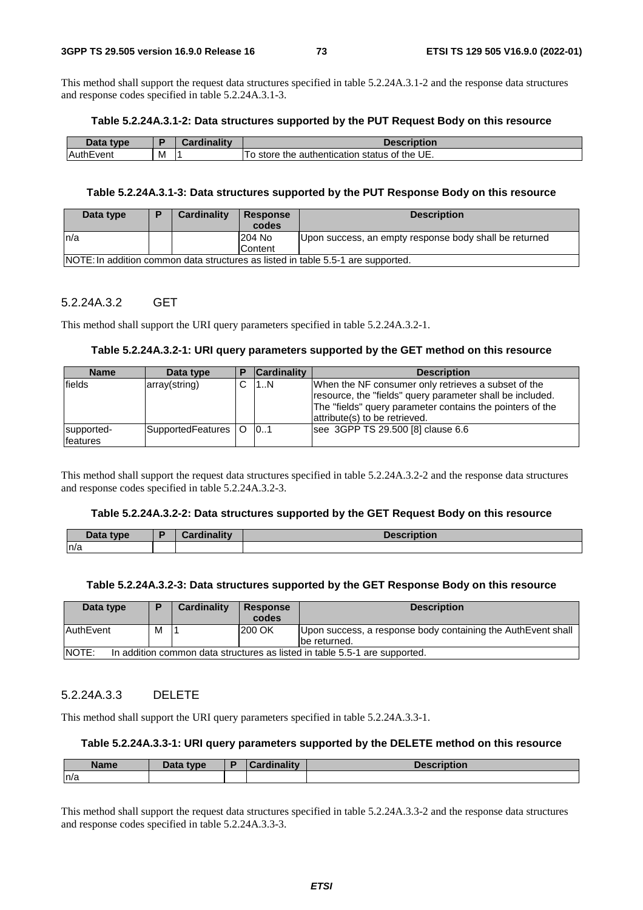This method shall support the request data structures specified in table 5.2.24A.3.1-2 and the response data structures and response codes specified in table 5.2.24A.3.1-3.

**Table 5.2.24A.3.1-2: Data structures supported by the PUT Request Body on this resource**

| Data type | P | Cardinality | Description |
|---|---|---|---|
| AuthEvent | M | 1 | To store the authentication status of the UE. |

**Table 5.2.24A.3.1-3: Data structures supported by the PUT Response Body on this resource**

| Data type | P | Cardinality | Response codes | Description |
|---|---|---|---|---|
| n/a | | | 204 No Content | Upon success, an empty response body shall be returned |
| NOTE: In addition common data structures as listed in table 5.5-1 are supported. | | | | |

#### 5.2.24A.3.2 GET

This method shall support the URI query parameters specified in table 5.2.24A.3.2-1.

**Table 5.2.24A.3.2-1: URI query parameters supported by the GET method on this resource**

| Name | Data type | P | Cardinality | Description |
|---|---|---|---|---|
| fields | array(string) | C | 1..N | When the NF consumer only retrieves a subset of the resource, the "fields" query parameter shall be included. The "fields" query parameter contains the pointers of the attribute(s) to be retrieved. |
| supported-features | SupportedFeatures | O | 0..1 | see 3GPP TS 29.500 [8] clause 6.6 |

This method shall support the request data structures specified in table 5.2.24A.3.2-2 and the response data structures and response codes specified in table 5.2.24A.3.2-3.

**Table 5.2.24A.3.2-2: Data structures supported by the GET Request Body on this resource**

| Data type | P | Cardinality | Description |
|---|---|---|---|
| n/a | | | |

**Table 5.2.24A.3.2-3: Data structures supported by the GET Response Body on this resource**

| Data type | P | Cardinality | Response codes | Description |
|---|---|---|---|---|
| AuthEvent | M | 1 | 200 OK | Upon success, a response body containing the AuthEvent shall be returned. |
| NOTE: In addition common data structures as listed in table 5.5-1 are supported. | | | | |

#### 5.2.24A.3.3 DELETE

This method shall support the URI query parameters specified in table 5.2.24A.3.3-1.

**Table 5.2.24A.3.3-1: URI query parameters supported by the DELETE method on this resource**

| Name | Data type | P | Cardinality | Description |
|---|---|---|---|---|
| n/a | | | | |

This method shall support the request data structures specified in table 5.2.24A.3.3-2 and the response data structures and response codes specified in table 5.2.24A.3.3-3.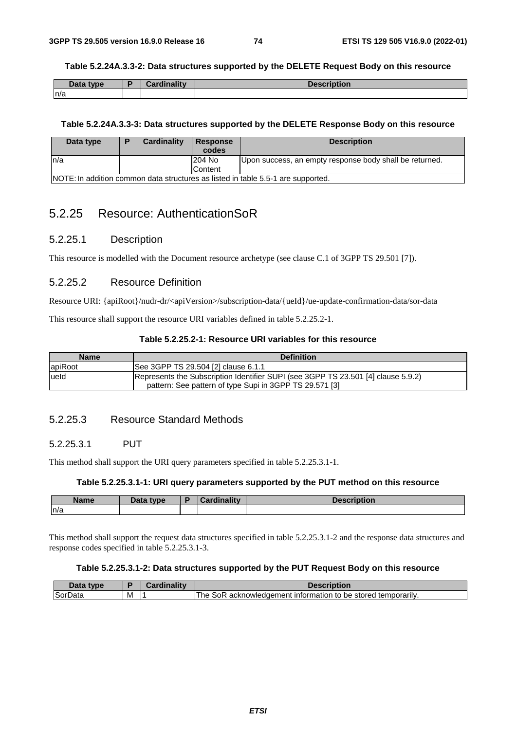**Table 5.2.24A.3.3-2: Data structures supported by the DELETE Request Body on this resource**

| Data type | P | Cardinality | Description |
| --- | --- | --- | --- |
| n/a | | | |

**Table 5.2.24A.3.3-3: Data structures supported by the DELETE Response Body on this resource**

| Data type | P | Cardinality | Response codes | Description |
| --- | --- | --- | --- | --- |
| n/a | | | 204 No Content | Upon success, an empty response body shall be returned. |
| NOTE: In addition common data structures as listed in table 5.5-1 are supported. | | | | |

## 5.2.25 Resource: AuthenticationSoR

### 5.2.25.1 Description

This resource is modelled with the Document resource archetype (see clause C.1 of 3GPP TS 29.501 [7]).

### 5.2.25.2 Resource Definition

Resource URI: {apiRoot}/nudr-dr/<apiVersion>/subscription-data/{ueId}/ue-update-confirmation-data/sor-data

This resource shall support the resource URI variables defined in table 5.2.25.2-1.

**Table 5.2.25.2-1: Resource URI variables for this resource**

| Name | Definition |
| --- | --- |
| apiRoot | See 3GPP TS 29.504 [2] clause 6.1.1 |
| ueId | Represents the Subscription Identifier SUPI (see 3GPP TS 23.501 [4] clause 5.9.2)<br>pattern: See pattern of type Supi in 3GPP TS 29.571 [3] |

### 5.2.25.3 Resource Standard Methods

#### 5.2.25.3.1 PUT

This method shall support the URI query parameters specified in table 5.2.25.3.1-1.

**Table 5.2.25.3.1-1: URI query parameters supported by the PUT method on this resource**

| Name | Data type | P | Cardinality | Description |
| --- | --- | --- | --- | --- |
| n/a | | | | |

This method shall support the request data structures specified in table 5.2.25.3.1-2 and the response data structures and response codes specified in table 5.2.25.3.1-3.

**Table 5.2.25.3.1-2: Data structures supported by the PUT Request Body on this resource**

| Data type | P | Cardinality | Description |
| --- | --- | --- | --- |
| SorData | M | 1 | The SoR acknowledgement information to be stored temporarily. |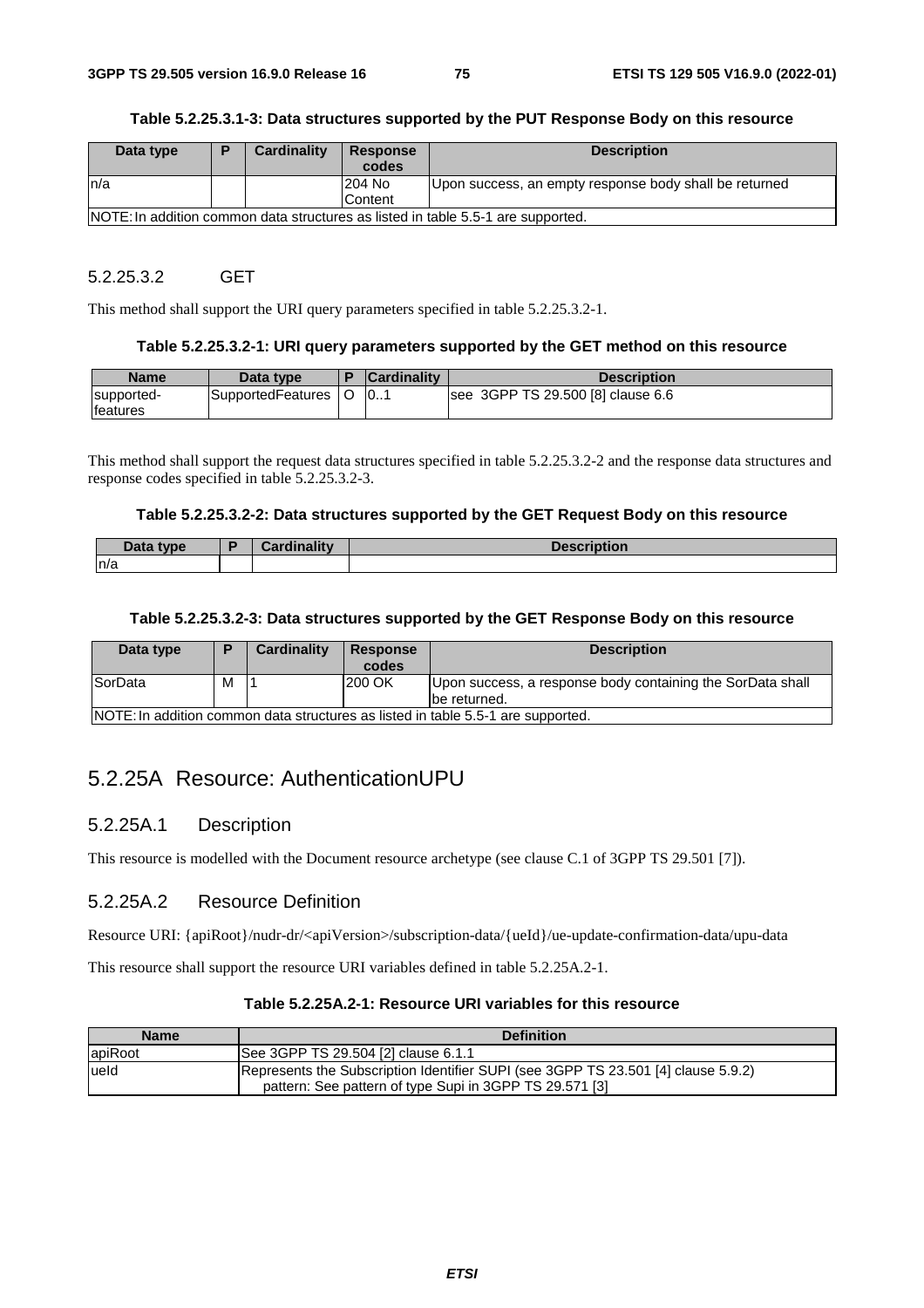**Table 5.2.25.3.1-3: Data structures supported by the PUT Response Body on this resource**

| Data type | P | Cardinality | Response codes | Description |
|---|---|---|---|---|
| n/a | | | 204 No Content | Upon success, an empty response body shall be returned |
| NOTE: In addition common data structures as listed in table 5.5-1 are supported. | | | | |

#### 5.2.25.3.2 GET

This method shall support the URI query parameters specified in table 5.2.25.3.2-1.

**Table 5.2.25.3.2-1: URI query parameters supported by the GET method on this resource**

| Name | Data type | P | Cardinality | Description |
|---|---|---|---|---|
| supported-features | SupportedFeatures | O | 0..1 | see 3GPP TS 29.500 [8] clause 6.6 |

This method shall support the request data structures specified in table 5.2.25.3.2-2 and the response data structures and response codes specified in table 5.2.25.3.2-3.

**Table 5.2.25.3.2-2: Data structures supported by the GET Request Body on this resource**

| Data type | P | Cardinality | Description |
|---|---|---|---|
| n/a | | | |

**Table 5.2.25.3.2-3: Data structures supported by the GET Response Body on this resource**

| Data type | P | Cardinality | Response codes | Description |
|---|---|---|---|---|
| SorData | M | 1 | 200 OK | Upon success, a response body containing the SorData shall be returned. |
| NOTE: In addition common data structures as listed in table 5.5-1 are supported. | | | | |

## 5.2.25A Resource: AuthenticationUPU

### 5.2.25A.1 Description

This resource is modelled with the Document resource archetype (see clause C.1 of 3GPP TS 29.501 [7]).

### 5.2.25A.2 Resource Definition

Resource URI: {apiRoot}/nudr-dr/<apiVersion>/subscription-data/{ueId}/ue-update-confirmation-data/upu-data

This resource shall support the resource URI variables defined in table 5.2.25A.2-1.

**Table 5.2.25A.2-1: Resource URI variables for this resource**

| Name | Definition |
|---|---|
| apiRoot | See 3GPP TS 29.504 [2] clause 6.1.1 |
| ueId | Represents the Subscription Identifier SUPI (see 3GPP TS 23.501 [4] clause 5.9.2)<br>pattern: See pattern of type Supi in 3GPP TS 29.571 [3] |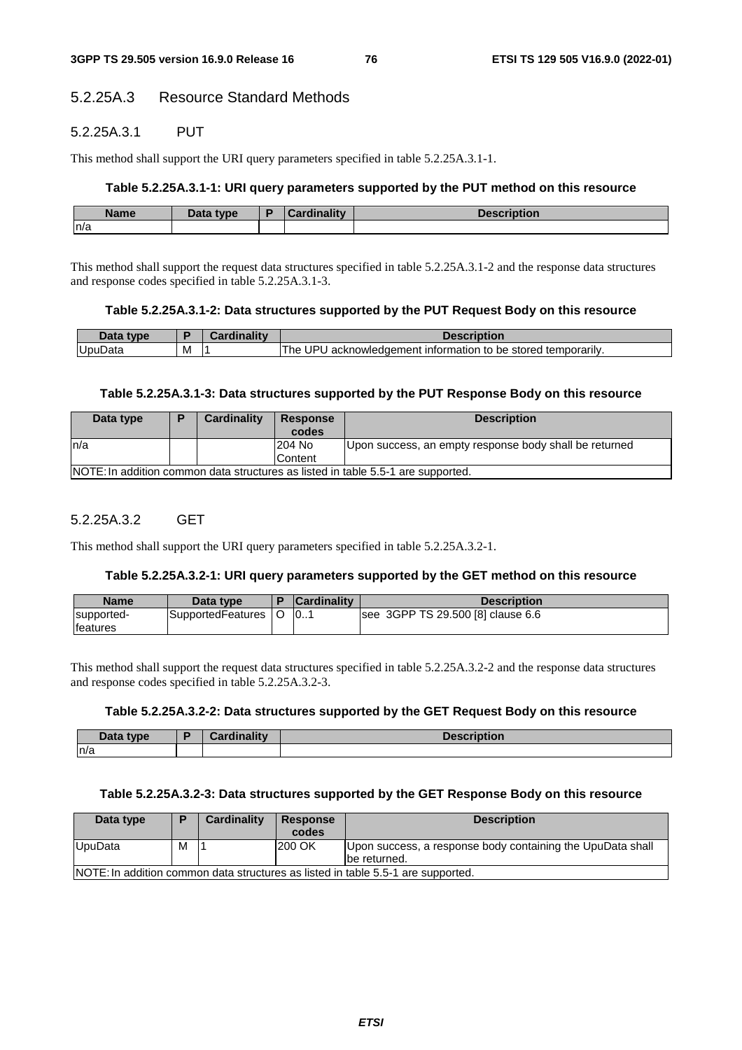#### 5.2.25A.3 Resource Standard Methods

##### 5.2.25A.3.1 PUT

This method shall support the URI query parameters specified in table 5.2.25A.3.1-1.

**Table 5.2.25A.3.1-1: URI query parameters supported by the PUT method on this resource**

| Name | Data type | P | Cardinality | Description |
|---|---|---|---|---|
| n/a | | | | |

This method shall support the request data structures specified in table 5.2.25A.3.1-2 and the response data structures and response codes specified in table 5.2.25A.3.1-3.

**Table 5.2.25A.3.1-2: Data structures supported by the PUT Request Body on this resource**

| Data type | P | Cardinality | Description |
|---|---|---|---|
| UpuData | M | 1 | The UPU acknowledgement information to be stored temporarily. |

**Table 5.2.25A.3.1-3: Data structures supported by the PUT Response Body on this resource**

| Data type | P | Cardinality | Response codes | Description |
|---|---|---|---|---|
| n/a | | | 204 No Content | Upon success, an empty response body shall be returned |
| NOTE: In addition common data structures as listed in table 5.5-1 are supported. | | | | |

##### 5.2.25A.3.2 GET

This method shall support the URI query parameters specified in table 5.2.25A.3.2-1.

**Table 5.2.25A.3.2-1: URI query parameters supported by the GET method on this resource**

| Name | Data type | P | Cardinality | Description |
|---|---|---|---|---|
| supported-features | SupportedFeatures | O | 0..1 | see 3GPP TS 29.500 [8] clause 6.6 |

This method shall support the request data structures specified in table 5.2.25A.3.2-2 and the response data structures and response codes specified in table 5.2.25A.3.2-3.

**Table 5.2.25A.3.2-2: Data structures supported by the GET Request Body on this resource**

| Data type | P | Cardinality | Description |
|---|---|---|---|
| n/a | | | |

**Table 5.2.25A.3.2-3: Data structures supported by the GET Response Body on this resource**

| Data type | P | Cardinality | Response codes | Description |
|---|---|---|---|---|
| UpuData | M | 1 | 200 OK | Upon success, a response body containing the UpuData shall be returned. |
| NOTE: In addition common data structures as listed in table 5.5-1 are supported. | | | | |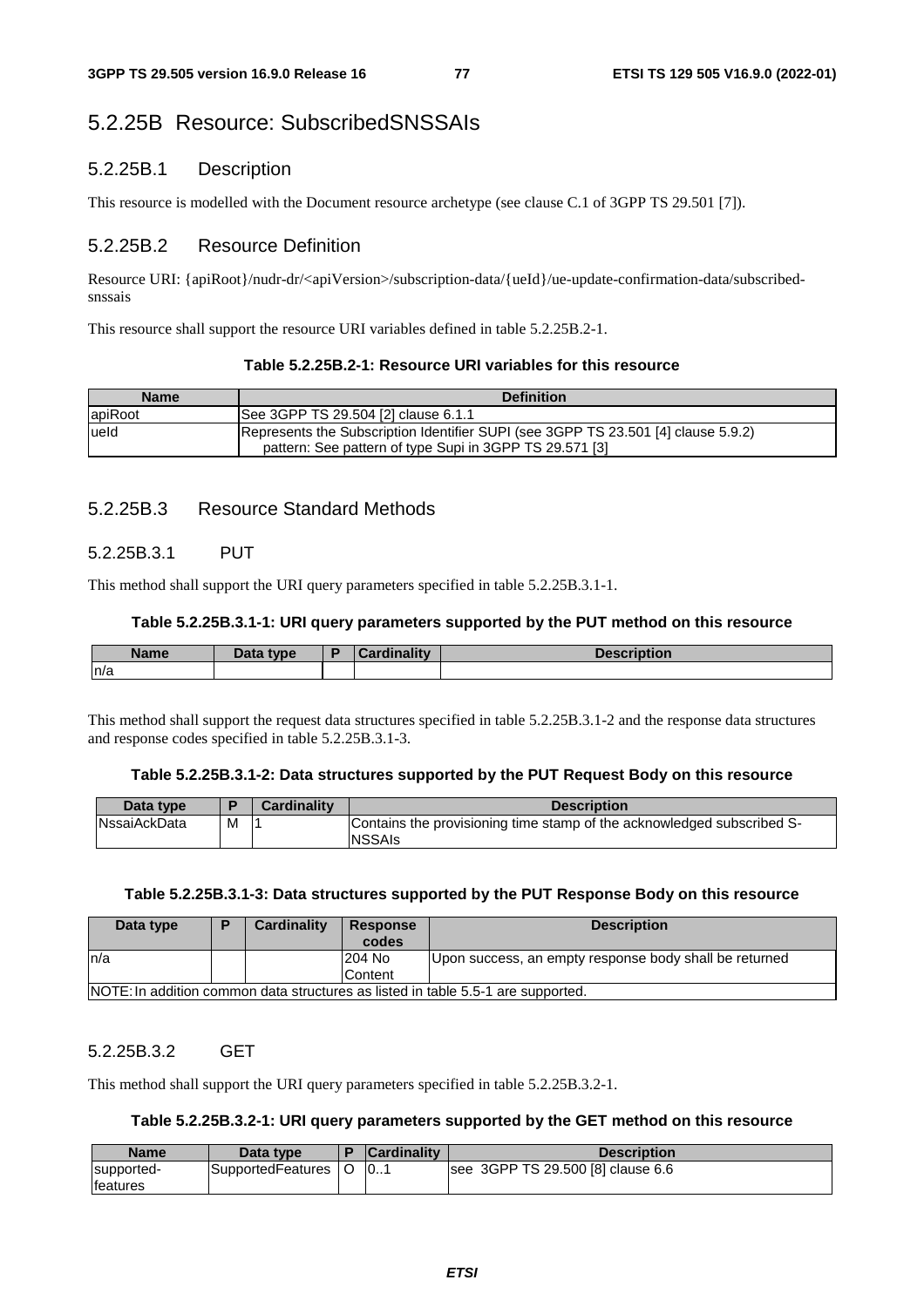## 5.2.25B Resource: SubscribedSNSSAIs

### 5.2.25B.1 Description

This resource is modelled with the Document resource archetype (see clause C.1 of 3GPP TS 29.501 [7]).

### 5.2.25B.2 Resource Definition

Resource URI: {apiRoot}/nudr-dr/<apiVersion>/subscription-data/{ueId}/ue-update-confirmation-data/subscribed-snssais

This resource shall support the resource URI variables defined in table 5.2.25B.2-1.

**Table 5.2.25B.2-1: Resource URI variables for this resource**

| Name | Definition |
|---|---|
| apiRoot | See 3GPP TS 29.504 [2] clause 6.1.1 |
| ueId | Represents the Subscription Identifier SUPI (see 3GPP TS 23.501 [4] clause 5.9.2) pattern: See pattern of type Supi in 3GPP TS 29.571 [3] |

### 5.2.25B.3 Resource Standard Methods

#### 5.2.25B.3.1 PUT

This method shall support the URI query parameters specified in table 5.2.25B.3.1-1.

**Table 5.2.25B.3.1-1: URI query parameters supported by the PUT method on this resource**

| Name | Data type | P | Cardinality | Description |
|---|---|---|---|---|
| n/a | | | | |

This method shall support the request data structures specified in table 5.2.25B.3.1-2 and the response data structures and response codes specified in table 5.2.25B.3.1-3.

**Table 5.2.25B.3.1-2: Data structures supported by the PUT Request Body on this resource**

| Data type | P | Cardinality | Description |
|---|---|---|---|
| NssaiAckData | M | 1 | Contains the provisioning time stamp of the acknowledged subscribed S-NSSAIs |

**Table 5.2.25B.3.1-3: Data structures supported by the PUT Response Body on this resource**

| Data type | P | Cardinality | Response codes | Description |
|---|---|---|---|---|
| n/a | | | 204 No Content | Upon success, an empty response body shall be returned |
| NOTE: In addition common data structures as listed in table 5.5-1 are supported. | | | | |

#### 5.2.25B.3.2 GET

This method shall support the URI query parameters specified in table 5.2.25B.3.2-1.

**Table 5.2.25B.3.2-1: URI query parameters supported by the GET method on this resource**

| Name | Data type | P | Cardinality | Description |
|---|---|---|---|---|
| supported-features | SupportedFeatures | O | 0..1 | see 3GPP TS 29.500 [8] clause 6.6 |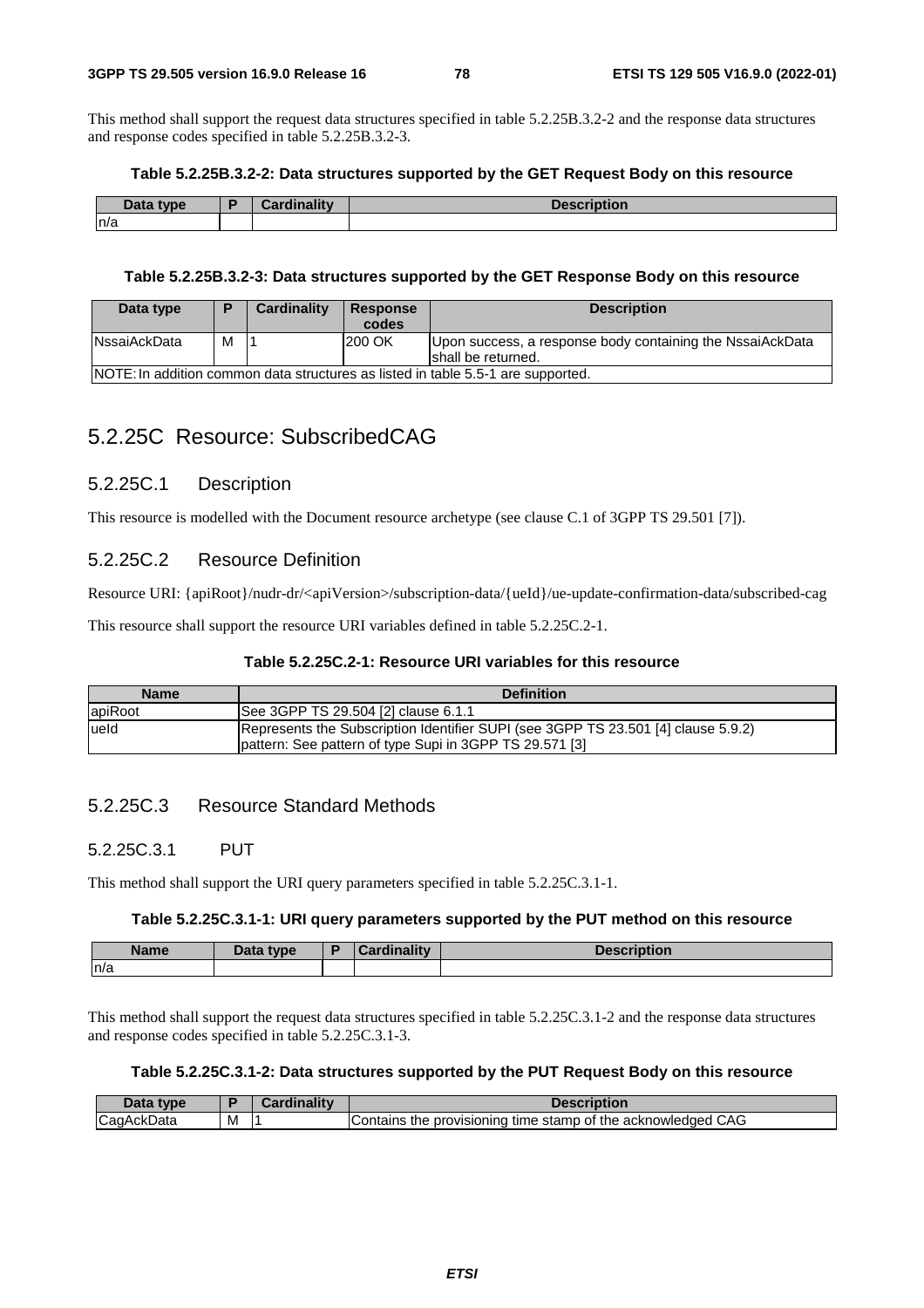This method shall support the request data structures specified in table 5.2.25B.3.2-2 and the response data structures and response codes specified in table 5.2.25B.3.2-3.

**Table 5.2.25B.3.2-2: Data structures supported by the GET Request Body on this resource**

| Data type | P | Cardinality | Description |
| --- | --- | --- | --- |
| n/a | | | |

**Table 5.2.25B.3.2-3: Data structures supported by the GET Response Body on this resource**

| Data type | P | Cardinality | Response codes | Description |
| --- | --- | --- | --- | --- |
| NssaiAckData | M | 1 | 200 OK | Upon success, a response body containing the NssaiAckData shall be returned. |
| NOTE: In addition common data structures as listed in table 5.5-1 are supported. | | | | |

## 5.2.25C Resource: SubscribedCAG

### 5.2.25C.1 Description

This resource is modelled with the Document resource archetype (see clause C.1 of 3GPP TS 29.501 [7]).

### 5.2.25C.2 Resource Definition

Resource URI: {apiRoot}/nudr-dr/<apiVersion>/subscription-data/{ueId}/ue-update-confirmation-data/subscribed-cag

This resource shall support the resource URI variables defined in table 5.2.25C.2-1.

**Table 5.2.25C.2-1: Resource URI variables for this resource**

| Name | Definition |
| --- | --- |
| apiRoot | See 3GPP TS 29.504 [2] clause 6.1.1 |
| ueId | Represents the Subscription Identifier SUPI (see 3GPP TS 23.501 [4] clause 5.9.2)<br>pattern: See pattern of type Supi in 3GPP TS 29.571 [3] |

### 5.2.25C.3 Resource Standard Methods

#### 5.2.25C.3.1 PUT

This method shall support the URI query parameters specified in table 5.2.25C.3.1-1.

**Table 5.2.25C.3.1-1: URI query parameters supported by the PUT method on this resource**

| Name | Data type | P | Cardinality | Description |
| --- | --- | --- | --- | --- |
| n/a | | | | |

This method shall support the request data structures specified in table 5.2.25C.3.1-2 and the response data structures and response codes specified in table 5.2.25C.3.1-3.

**Table 5.2.25C.3.1-2: Data structures supported by the PUT Request Body on this resource**

| Data type | P | Cardinality | Description |
| --- | --- | --- | --- |
| CagAckData | M | 1 | Contains the provisioning time stamp of the acknowledged CAG |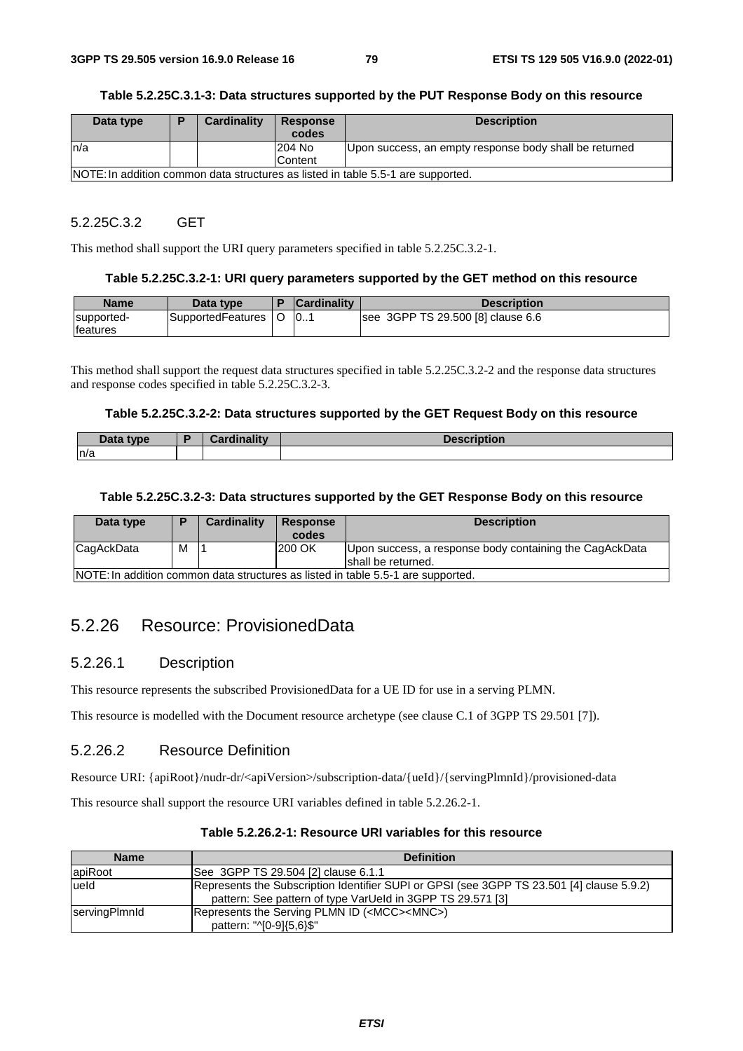**Table 5.2.25C.3.1-3: Data structures supported by the PUT Response Body on this resource**

| Data type | P | Cardinality | Response codes | Description |
|---|---|---|---|---|
| n/a | | | 204 No Content | Upon success, an empty response body shall be returned |
| NOTE: In addition common data structures as listed in table 5.5-1 are supported. | | | | |

#### 5.2.25C.3.2 GET

This method shall support the URI query parameters specified in table 5.2.25C.3.2-1.

**Table 5.2.25C.3.2-1: URI query parameters supported by the GET method on this resource**

| Name | Data type | P | Cardinality | Description |
|---|---|---|---|---|
| supported-features | SupportedFeatures | O | 0..1 | see 3GPP TS 29.500 [8] clause 6.6 |

This method shall support the request data structures specified in table 5.2.25C.3.2-2 and the response data structures and response codes specified in table 5.2.25C.3.2-3.

**Table 5.2.25C.3.2-2: Data structures supported by the GET Request Body on this resource**

| Data type | P | Cardinality | Description |
|---|---|---|---|
| n/a | | | |

**Table 5.2.25C.3.2-3: Data structures supported by the GET Response Body on this resource**

| Data type | P | Cardinality | Response codes | Description |
|---|---|---|---|---|
| CagAckData | M | 1 | 200 OK | Upon success, a response body containing the CagAckData shall be returned. |
| NOTE: In addition common data structures as listed in table 5.5-1 are supported. | | | | |

## 5.2.26 Resource: ProvisionedData

### 5.2.26.1 Description

This resource represents the subscribed ProvisionedData for a UE ID for use in a serving PLMN.

This resource is modelled with the Document resource archetype (see clause C.1 of 3GPP TS 29.501 [7]).

### 5.2.26.2 Resource Definition

Resource URI: {apiRoot}/nudr-dr/<apiVersion>/subscription-data/{ueId}/{servingPlmnId}/provisioned-data

This resource shall support the resource URI variables defined in table 5.2.26.2-1.

**Table 5.2.26.2-1: Resource URI variables for this resource**

| Name | Definition |
|---|---|
| apiRoot | See 3GPP TS 29.504 [2] clause 6.1.1 |
| ueId | Represents the Subscription Identifier SUPI or GPSI (see 3GPP TS 23.501 [4] clause 5.9.2)<br>pattern: See pattern of type VarUeId in 3GPP TS 29.571 [3] |
| servingPlmnId | Represents the Serving PLMN ID (<MCC><MNC>)<br>pattern: "^[0-9]{5,6}$" |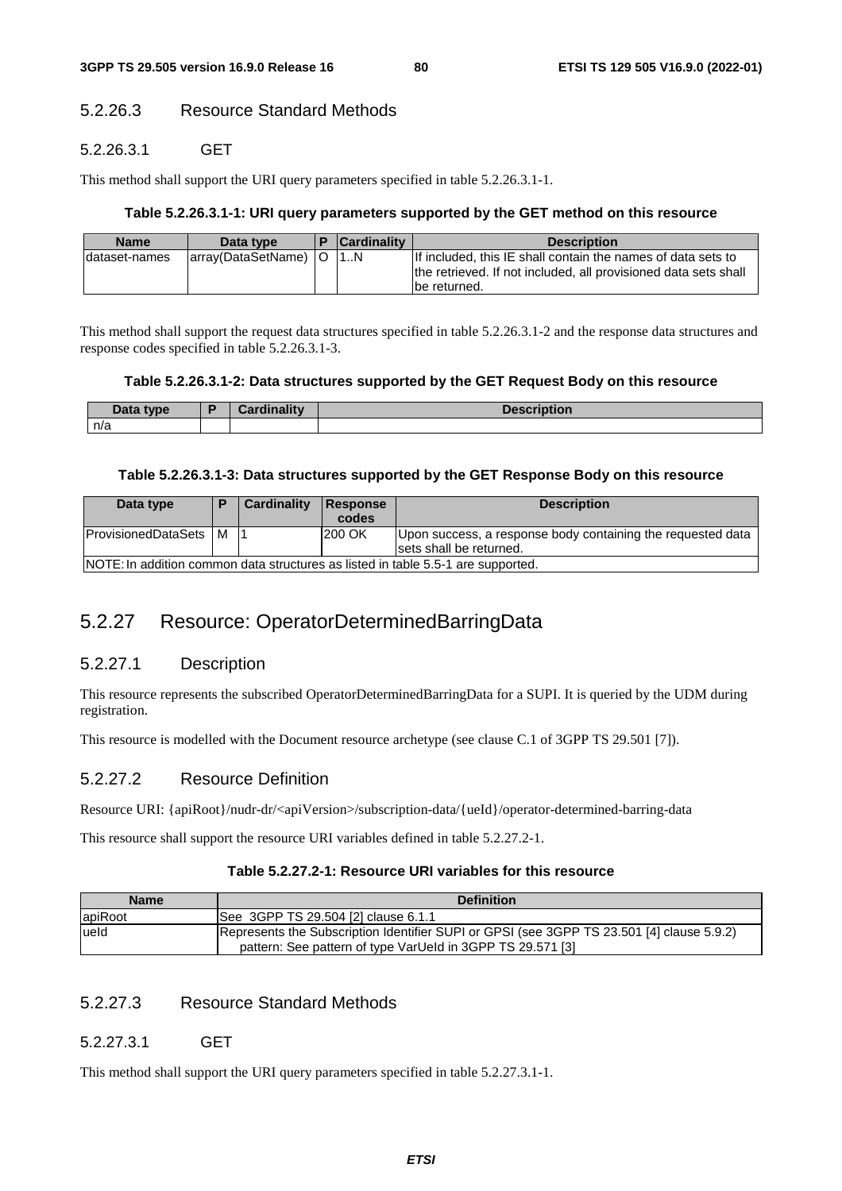#### 5.2.26.3 Resource Standard Methods

##### 5.2.26.3.1 GET

This method shall support the URI query parameters specified in table 5.2.26.3.1-1.

**Table 5.2.26.3.1-1: URI query parameters supported by the GET method on this resource**

| Name | Data type | P | Cardinality | Description |
|---|---|---|---|---|
| dataset-names | array(DataSetName) | O | 1..N | If included, this IE shall contain the names of data sets to the retrieved. If not included, all provisioned data sets shall be returned. |

This method shall support the request data structures specified in table 5.2.26.3.1-2 and the response data structures and response codes specified in table 5.2.26.3.1-3.

**Table 5.2.26.3.1-2: Data structures supported by the GET Request Body on this resource**

| Data type | P | Cardinality | Description |
|---|---|---|---|
| n/a | | | |

**Table 5.2.26.3.1-3: Data structures supported by the GET Response Body on this resource**

| Data type | P | Cardinality | Response codes | Description |
|---|---|---|---|---|
| ProvisionedDataSets | M | 1 | 200 OK | Upon success, a response body containing the requested data sets shall be returned. |
| NOTE: In addition common data structures as listed in table 5.5-1 are supported. | | | | |

## 5.2.27 Resource: OperatorDeterminedBarringData

### 5.2.27.1 Description

This resource represents the subscribed OperatorDeterminedBarringData for a SUPI. It is queried by the UDM during registration.

This resource is modelled with the Document resource archetype (see clause C.1 of 3GPP TS 29.501 [7]).

### 5.2.27.2 Resource Definition

Resource URI: {apiRoot}/nudr-dr/<apiVersion>/subscription-data/{ueId}/operator-determined-barring-data

This resource shall support the resource URI variables defined in table 5.2.27.2-1.

**Table 5.2.27.2-1: Resource URI variables for this resource**

| Name | Definition |
|---|---|
| apiRoot | See 3GPP TS 29.504 [2] clause 6.1.1 |
| ueId | Represents the Subscription Identifier SUPI or GPSI (see 3GPP TS 23.501 [4] clause 5.9.2)<br>pattern: See pattern of type VarUeId in 3GPP TS 29.571 [3] |

### 5.2.27.3 Resource Standard Methods

#### 5.2.27.3.1 GET

This method shall support the URI query parameters specified in table 5.2.27.3.1-1.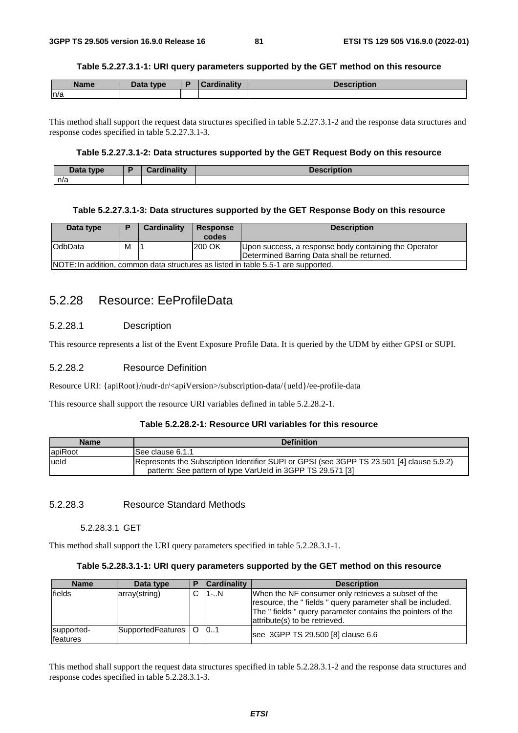**Table 5.2.27.3.1-1: URI query parameters supported by the GET method on this resource**

| Name | Data type | P | Cardinality | Description |
| --- | --- | --- | --- | --- |
| n/a | | | | |

This method shall support the request data structures specified in table 5.2.27.3.1-2 and the response data structures and response codes specified in table 5.2.27.3.1-3.

**Table 5.2.27.3.1-2: Data structures supported by the GET Request Body on this resource**

| Data type | P | Cardinality | Description |
| --- | --- | --- | --- |
| n/a | | | |

**Table 5.2.27.3.1-3: Data structures supported by the GET Response Body on this resource**

| Data type | P | Cardinality | Response codes | Description |
| --- | --- | --- | --- | --- |
| OdbData | M | 1 | 200 OK | Upon success, a response body containing the Operator Determined Barring Data shall be returned. |
| NOTE: In addition, common data structures as listed in table 5.5-1 are supported. | | | | |

## 5.2.28 Resource: EeProfileData

### 5.2.28.1 Description

This resource represents a list of the Event Exposure Profile Data. It is queried by the UDM by either GPSI or SUPI.

### 5.2.28.2 Resource Definition

Resource URI: {apiRoot}/nudr-dr/<apiVersion>/subscription-data/{ueId}/ee-profile-data

This resource shall support the resource URI variables defined in table 5.2.28.2-1.

**Table 5.2.28.2-1: Resource URI variables for this resource**

| Name | Definition |
| --- | --- |
| apiRoot | See clause 6.1.1 |
| ueId | Represents the Subscription Identifier SUPI or GPSI (see 3GPP TS 23.501 [4] clause 5.9.2)<br>pattern: See pattern of type VarUeId in 3GPP TS 29.571 [3] |

### 5.2.28.3 Resource Standard Methods

#### 5.2.28.3.1 GET

This method shall support the URI query parameters specified in table 5.2.28.3.1-1.

**Table 5.2.28.3.1-1: URI query parameters supported by the GET method on this resource**

| Name | Data type | P | Cardinality | Description |
| --- | --- | --- | --- | --- |
| fields | array(string) | C | 1-..N | When the NF consumer only retrieves a subset of the resource, the " fields " query parameter shall be included. The " fields " query parameter contains the pointers of the attribute(s) to be retrieved. |
| supported-features | SupportedFeatures | O | 0..1 | see 3GPP TS 29.500 [8] clause 6.6 |

This method shall support the request data structures specified in table 5.2.28.3.1-2 and the response data structures and response codes specified in table 5.2.28.3.1-3.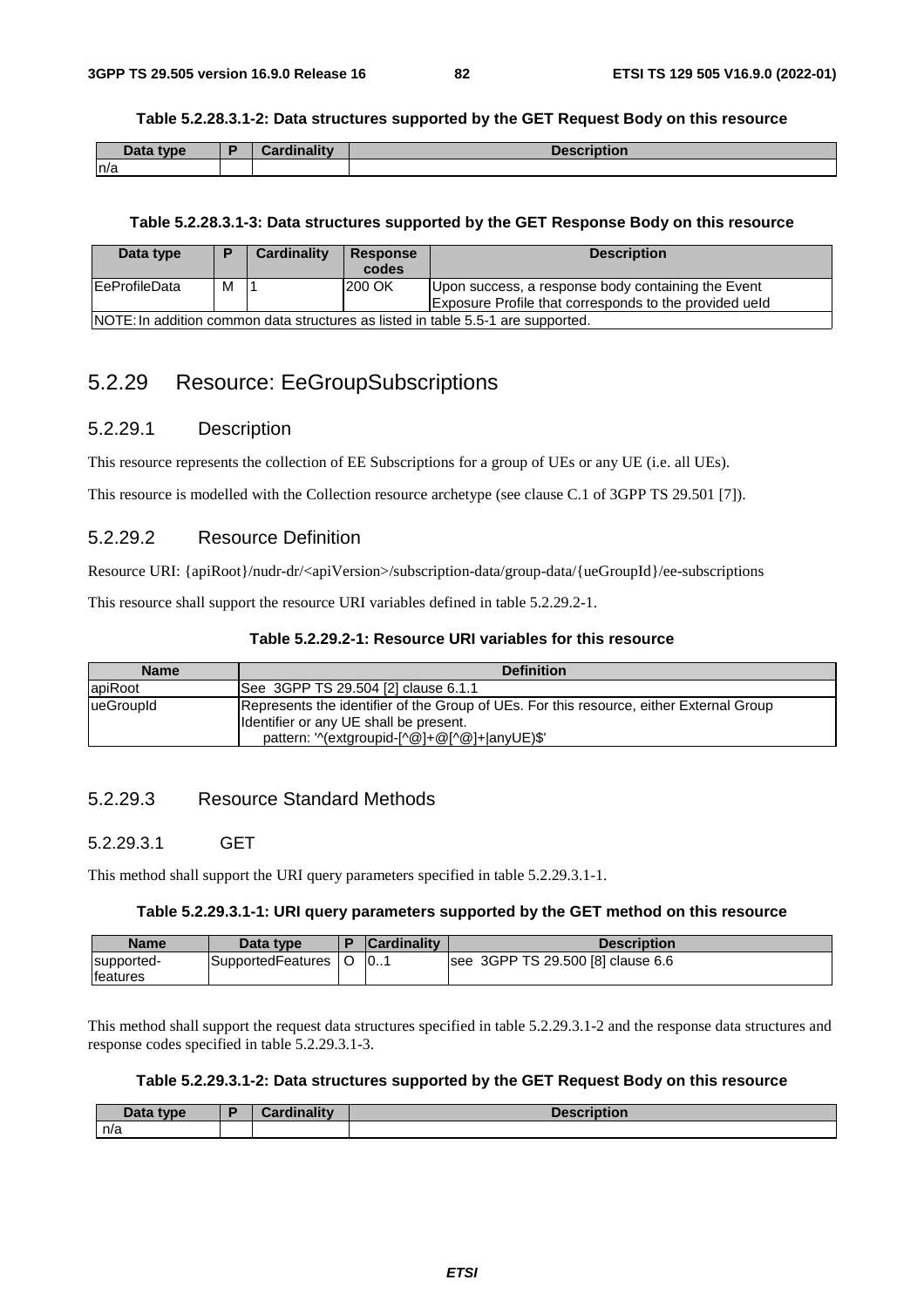**Table 5.2.28.3.1-2: Data structures supported by the GET Request Body on this resource**

| Data type | P | Cardinality | Description |
|---|---|---|---|
| n/a | | | |

**Table 5.2.28.3.1-3: Data structures supported by the GET Response Body on this resource**

| Data type | P | Cardinality | Response codes | Description |
|---|---|---|---|---|
| EeProfileData | M | 1 | 200 OK | Upon success, a response body containing the Event Exposure Profile that corresponds to the provided ueId |
| NOTE: In addition common data structures as listed in table 5.5-1 are supported. | | | | |

## 5.2.29 Resource: EeGroupSubscriptions

### 5.2.29.1 Description

This resource represents the collection of EE Subscriptions for a group of UEs or any UE (i.e. all UEs).

This resource is modelled with the Collection resource archetype (see clause C.1 of 3GPP TS 29.501 [7]).

### 5.2.29.2 Resource Definition

Resource URI: {apiRoot}/nudr-dr/<apiVersion>/subscription-data/group-data/{ueGroupId}/ee-subscriptions

This resource shall support the resource URI variables defined in table 5.2.29.2-1.

**Table 5.2.29.2-1: Resource URI variables for this resource**

| Name | Definition |
|---|---|
| apiRoot | See 3GPP TS 29.504 [2] clause 6.1.1 |
| ueGroupId | Represents the identifier of the Group of UEs. For this resource, either External Group Identifier or any UE shall be present.<br>pattern: '^(extgroupid-[^@]+@[^@]+\|anyUE)$' |

### 5.2.29.3 Resource Standard Methods

#### 5.2.29.3.1 GET

This method shall support the URI query parameters specified in table 5.2.29.3.1-1.

**Table 5.2.29.3.1-1: URI query parameters supported by the GET method on this resource**

| Name | Data type | P | Cardinality | Description |
|---|---|---|---|---|
| supported-features | SupportedFeatures | O | 0..1 | see 3GPP TS 29.500 [8] clause 6.6 |

This method shall support the request data structures specified in table 5.2.29.3.1-2 and the response data structures and response codes specified in table 5.2.29.3.1-3.

**Table 5.2.29.3.1-2: Data structures supported by the GET Request Body on this resource**

| Data type | P | Cardinality | Description |
|---|---|---|---|
| n/a | | | |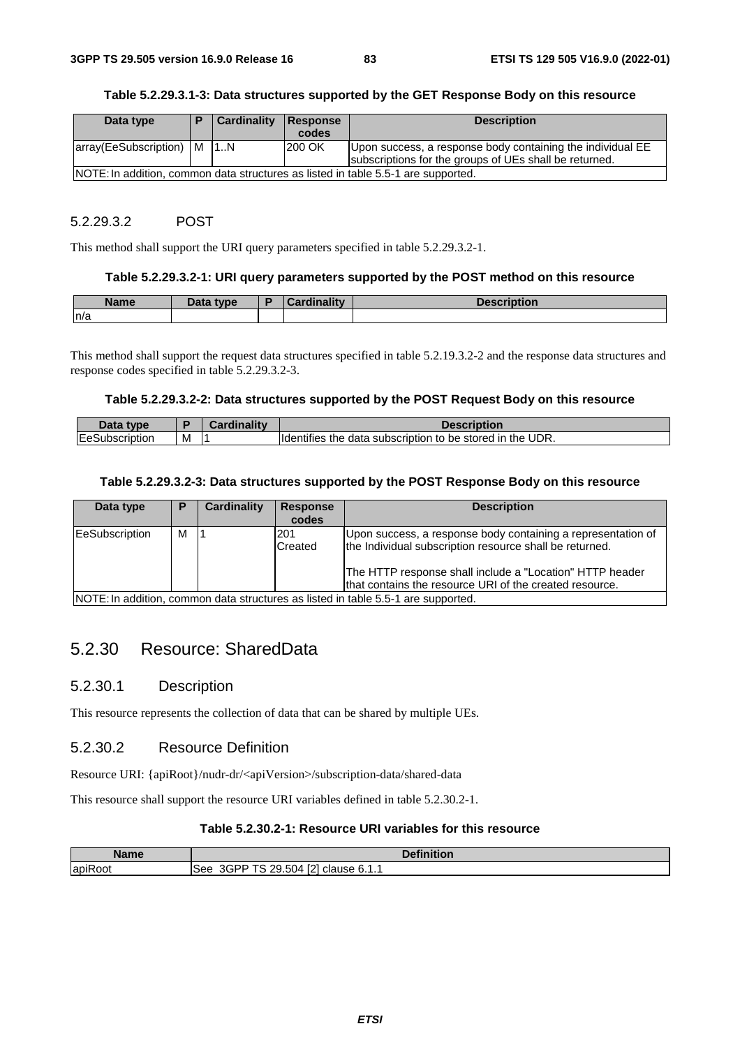**Table 5.2.29.3.1-3: Data structures supported by the GET Response Body on this resource**

| Data type | P | Cardinality | Response codes | Description |
|---|---|---|---|---|
| array(EeSubscription) | M | 1..N | 200 OK | Upon success, a response body containing the individual EE subscriptions for the groups of UEs shall be returned. |
| NOTE: In addition, common data structures as listed in table 5.5-1 are supported. | | | | |

#### 5.2.29.3.2 POST

This method shall support the URI query parameters specified in table 5.2.29.3.2-1.

**Table 5.2.29.3.2-1: URI query parameters supported by the POST method on this resource**

| Name | Data type | P | Cardinality | Description |
|---|---|---|---|---|
| n/a | | | | |

This method shall support the request data structures specified in table 5.2.19.3.2-2 and the response data structures and response codes specified in table 5.2.29.3.2-3.

**Table 5.2.29.3.2-2: Data structures supported by the POST Request Body on this resource**

| Data type | P | Cardinality | Description |
|---|---|---|---|
| EeSubscription | M | 1 | Identifies the data subscription to be stored in the UDR. |

**Table 5.2.29.3.2-3: Data structures supported by the POST Response Body on this resource**

| Data type | P | Cardinality | Response codes | Description |
|---|---|---|---|---|
| EeSubscription | M | 1 | 201 Created | Upon success, a response body containing a representation of the Individual subscription resource shall be returned.<br><br>The HTTP response shall include a "Location" HTTP header that contains the resource URI of the created resource. |
| NOTE: In addition, common data structures as listed in table 5.5-1 are supported. | | | | |

## 5.2.30 Resource: SharedData

### 5.2.30.1 Description

This resource represents the collection of data that can be shared by multiple UEs.

### 5.2.30.2 Resource Definition

Resource URI: {apiRoot}/nudr-dr/<apiVersion>/subscription-data/shared-data

This resource shall support the resource URI variables defined in table 5.2.30.2-1.

**Table 5.2.30.2-1: Resource URI variables for this resource**

| Name | Definition |
|---|---|
| apiRoot | See 3GPP TS 29.504 [2] clause 6.1.1 |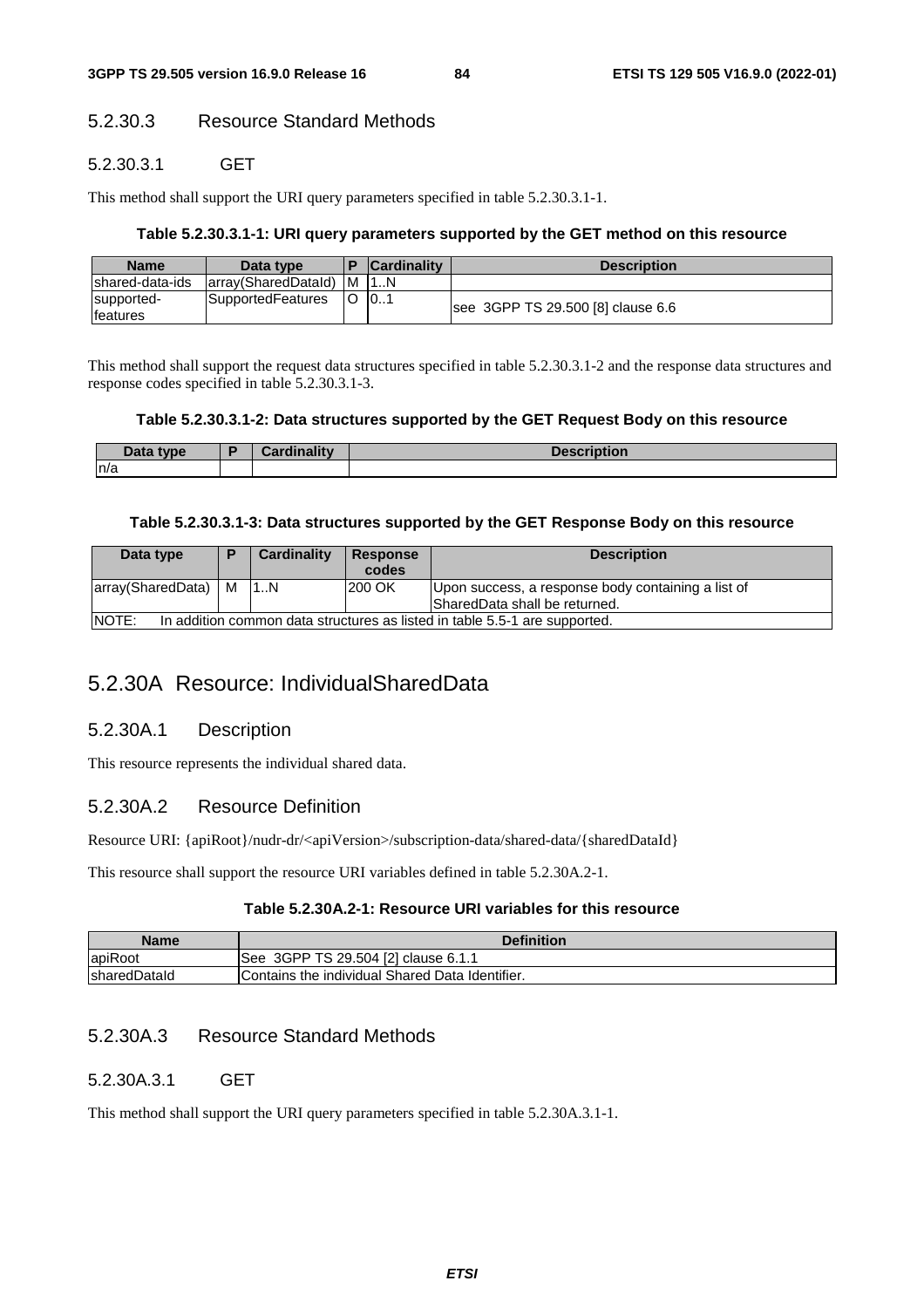#### 5.2.30.3 Resource Standard Methods

##### 5.2.30.3.1 GET

This method shall support the URI query parameters specified in table 5.2.30.3.1-1.

**Table 5.2.30.3.1-1: URI query parameters supported by the GET method on this resource**

| Name | Data type | P | Cardinality | Description |
|---|---|---|---|---|
| shared-data-ids | array(SharedDataId) | M | 1..N | |
| supported-features | SupportedFeatures | O | 0..1 | see 3GPP TS 29.500 [8] clause 6.6 |

This method shall support the request data structures specified in table 5.2.30.3.1-2 and the response data structures and response codes specified in table 5.2.30.3.1-3.

**Table 5.2.30.3.1-2: Data structures supported by the GET Request Body on this resource**

| Data type | P | Cardinality | Description |
|---|---|---|---|
| n/a | | | |

**Table 5.2.30.3.1-3: Data structures supported by the GET Response Body on this resource**

| Data type | P | Cardinality | Response codes | Description |
|---|---|---|---|---|
| array(SharedData) | M | 1..N | 200 OK | Upon success, a response body containing a list of SharedData shall be returned. |
| NOTE: In addition common data structures as listed in table 5.5-1 are supported. | | | | |

### 5.2.30A Resource: IndividualSharedData

#### 5.2.30A.1 Description

This resource represents the individual shared data.

#### 5.2.30A.2 Resource Definition

Resource URI: {apiRoot}/nudr-dr/<apiVersion>/subscription-data/shared-data/{sharedDataId}

This resource shall support the resource URI variables defined in table 5.2.30A.2-1.

**Table 5.2.30A.2-1: Resource URI variables for this resource**

| Name | Definition |
|---|---|
| apiRoot | See 3GPP TS 29.504 [2] clause 6.1.1 |
| sharedDataId | Contains the individual Shared Data Identifier. |

#### 5.2.30A.3 Resource Standard Methods

##### 5.2.30A.3.1 GET

This method shall support the URI query parameters specified in table 5.2.30A.3.1-1.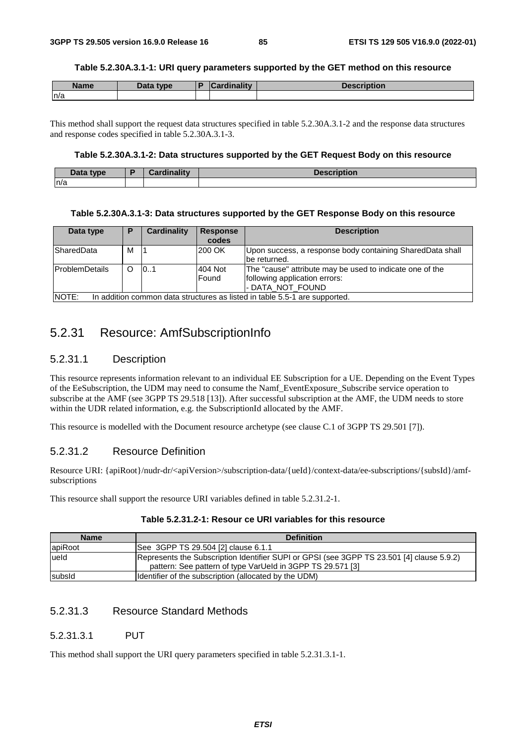**Table 5.2.30A.3.1-1: URI query parameters supported by the GET method on this resource**

| Name | Data type | P | Cardinality | Description |
|---|---|---|---|---|
| n/a | | | | |

This method shall support the request data structures specified in table 5.2.30A.3.1-2 and the response data structures and response codes specified in table 5.2.30A.3.1-3.

**Table 5.2.30A.3.1-2: Data structures supported by the GET Request Body on this resource**

| Data type | P | Cardinality | Description |
|---|---|---|---|
| n/a | | | |

**Table 5.2.30A.3.1-3: Data structures supported by the GET Response Body on this resource**

| Data type | P | Cardinality | Response codes | Description |
|---|---|---|---|---|
| SharedData | M | 1 | 200 OK | Upon success, a response body containing SharedData shall be returned. |
| ProblemDetails | O | 0..1 | 404 Not Found | The "cause" attribute may be used to indicate one of the following application errors:<br>- DATA_NOT_FOUND |
| NOTE: In addition common data structures as listed in table 5.5-1 are supported. | | | | |

## 5.2.31 Resource: AmfSubscriptionInfo

### 5.2.31.1 Description

This resource represents information relevant to an individual EE Subscription for a UE. Depending on the Event Types of the EeSubscription, the UDM may need to consume the Namf_EventExposure_Subscribe service operation to subscribe at the AMF (see 3GPP TS 29.518 [13]). After successful subscription at the AMF, the UDM needs to store within the UDR related information, e.g. the SubscriptionId allocated by the AMF.

This resource is modelled with the Document resource archetype (see clause C.1 of 3GPP TS 29.501 [7]).

### 5.2.31.2 Resource Definition

Resource URI: {apiRoot}/nudr-dr/<apiVersion>/subscription-data/{ueId}/context-data/ee-subscriptions/{subsId}/amf-subscriptions

This resource shall support the resource URI variables defined in table 5.2.31.2-1.

**Table 5.2.31.2-1: Resour ce URI variables for this resource**

| Name | Definition |
|---|---|
| apiRoot | See 3GPP TS 29.504 [2] clause 6.1.1 |
| ueId | Represents the Subscription Identifier SUPI or GPSI (see 3GPP TS 23.501 [4] clause 5.9.2)<br>pattern: See pattern of type VarUeId in 3GPP TS 29.571 [3] |
| subsId | Identifier of the subscription (allocated by the UDM) |

### 5.2.31.3 Resource Standard Methods

#### 5.2.31.3.1 PUT

This method shall support the URI query parameters specified in table 5.2.31.3.1-1.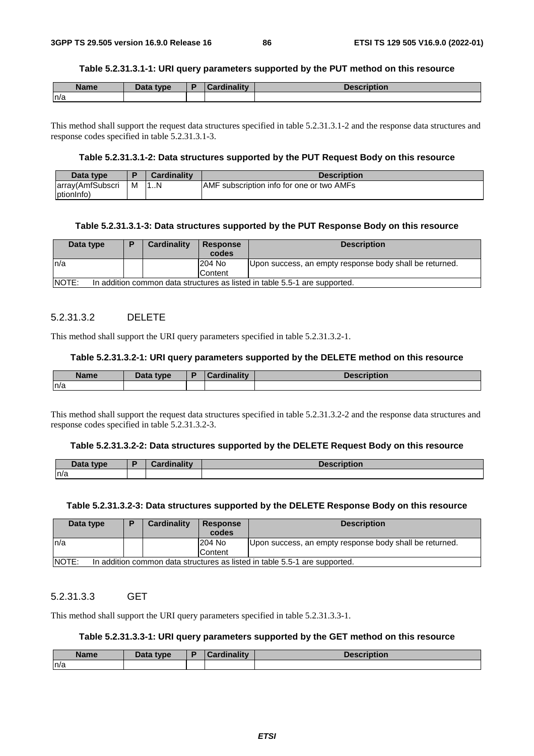**Table 5.2.31.3.1-1: URI query parameters supported by the PUT method on this resource**

| Name | Data type | P | Cardinality | Description |
|---|---|---|---|---|
| n/a | | | | |

This method shall support the request data structures specified in table 5.2.31.3.1-2 and the response data structures and response codes specified in table 5.2.31.3.1-3.

**Table 5.2.31.3.1-2: Data structures supported by the PUT Request Body on this resource**

| Data type | P | Cardinality | Description |
|---|---|---|---|
| array(AmfSubscriptionInfo) | M | 1..N | AMF subscription info for one or two AMFs |

**Table 5.2.31.3.1-3: Data structures supported by the PUT Response Body on this resource**

| Data type | P | Cardinality | Response codes | Description |
|---|---|---|---|---|
| n/a | | | 204 No Content | Upon success, an empty response body shall be returned. |
| NOTE: In addition common data structures as listed in table 5.5-1 are supported. | | | | |

### 5.2.31.3.2 DELETE

This method shall support the URI query parameters specified in table 5.2.31.3.2-1.

**Table 5.2.31.3.2-1: URI query parameters supported by the DELETE method on this resource**

| Name | Data type | P | Cardinality | Description |
|---|---|---|---|---|
| n/a | | | | |

This method shall support the request data structures specified in table 5.2.31.3.2-2 and the response data structures and response codes specified in table 5.2.31.3.2-3.

**Table 5.2.31.3.2-2: Data structures supported by the DELETE Request Body on this resource**

| Data type | P | Cardinality | Description |
|---|---|---|---|
| n/a | | | |

**Table 5.2.31.3.2-3: Data structures supported by the DELETE Response Body on this resource**

| Data type | P | Cardinality | Response codes | Description |
|---|---|---|---|---|
| n/a | | | 204 No Content | Upon success, an empty response body shall be returned. |
| NOTE: In addition common data structures as listed in table 5.5-1 are supported. | | | | |

### 5.2.31.3.3 GET

This method shall support the URI query parameters specified in table 5.2.31.3.3-1.

**Table 5.2.31.3.3-1: URI query parameters supported by the GET method on this resource**

| Name | Data type | P | Cardinality | Description |
|---|---|---|---|---|
| n/a | | | | |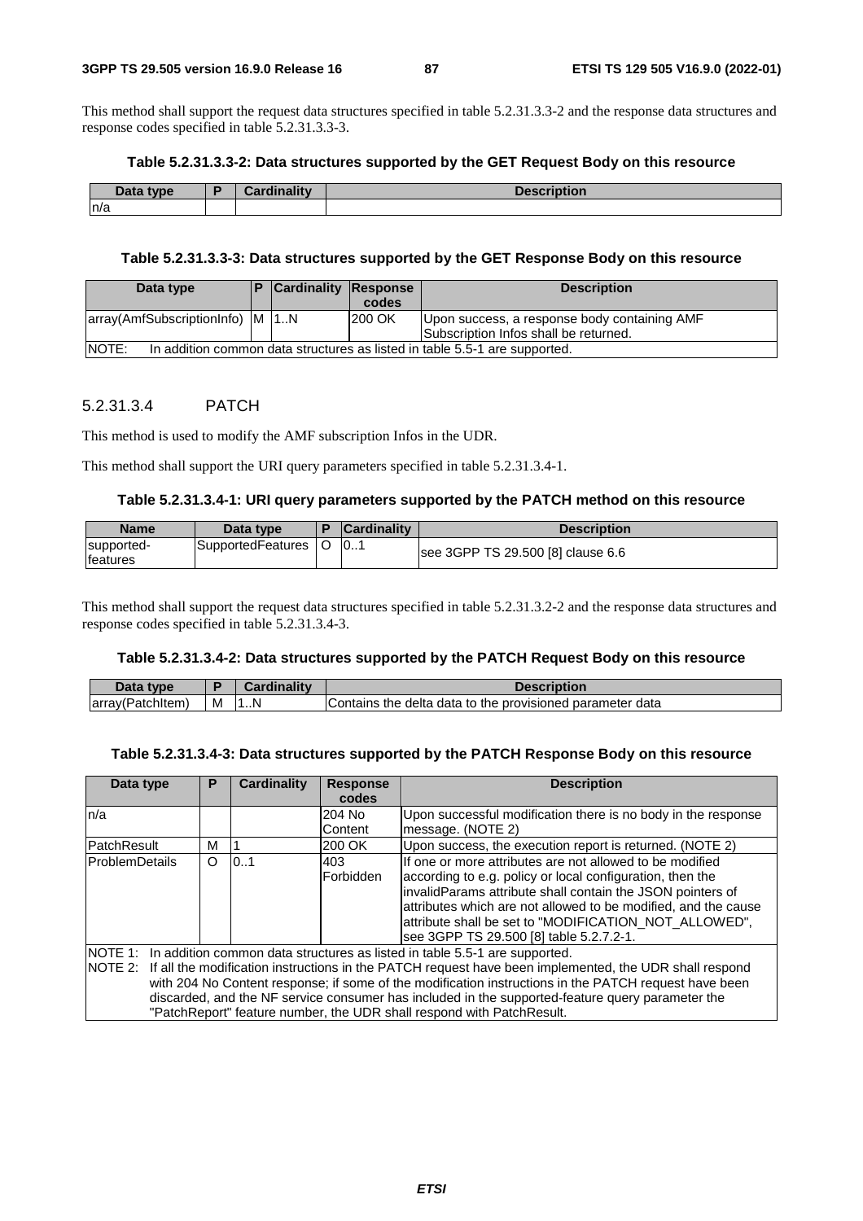This method shall support the request data structures specified in table 5.2.31.3.3-2 and the response data structures and response codes specified in table 5.2.31.3.3-3.

**Table 5.2.31.3.3-2: Data structures supported by the GET Request Body on this resource**

| Data type | P | Cardinality | Description |
|---|---|---|---|
| n/a | | | |

**Table 5.2.31.3.3-3: Data structures supported by the GET Response Body on this resource**

| Data type | P | Cardinality | Response codes | Description |
|---|---|---|---|---|
| array(AmfSubscriptionInfo) | M | 1..N | 200 OK | Upon success, a response body containing AMF Subscription Infos shall be returned. |
| NOTE: In addition common data structures as listed in table 5.5-1 are supported. | | | | |

#### 5.2.31.3.4 PATCH

This method is used to modify the AMF subscription Infos in the UDR.

This method shall support the URI query parameters specified in table 5.2.31.3.4-1.

**Table 5.2.31.3.4-1: URI query parameters supported by the PATCH method on this resource**

| Name | Data type | P | Cardinality | Description |
|---|---|---|---|---|
| supported-features | SupportedFeatures | O | 0..1 | see 3GPP TS 29.500 [8] clause 6.6 |

This method shall support the request data structures specified in table 5.2.31.3.2-2 and the response data structures and response codes specified in table 5.2.31.3.4-3.

**Table 5.2.31.3.4-2: Data structures supported by the PATCH Request Body on this resource**

| Data type | P | Cardinality | Description |
|---|---|---|---|
| array(PatchItem) | M | 1..N | Contains the delta data to the provisioned parameter data |

**Table 5.2.31.3.4-3: Data structures supported by the PATCH Response Body on this resource**

| Data type | P | Cardinality | Response codes | Description |
|---|---|---|---|---|
| n/a | | | 204 No Content | Upon successful modification there is no body in the response message. (NOTE 2) |
| PatchResult | M | 1 | 200 OK | Upon success, the execution report is returned. (NOTE 2) |
| ProblemDetails | O | 0..1 | 403 Forbidden | If one or more attributes are not allowed to be modified according to e.g. policy or local configuration, then the invalidParams attribute shall contain the JSON pointers of attributes which are not allowed to be modified, and the cause attribute shall be set to "MODIFICATION_NOT_ALLOWED", see 3GPP TS 29.500 [8] table 5.2.7.2-1. |
| NOTE 1: In addition common data structures as listed in table 5.5-1 are supported.<br>NOTE 2: If all the modification instructions in the PATCH request have been implemented, the UDR shall respond with 204 No Content response; if some of the modification instructions in the PATCH request have been discarded, and the NF service consumer has included in the supported-feature query parameter the "PatchReport" feature number, the UDR shall respond with PatchResult. | | | | |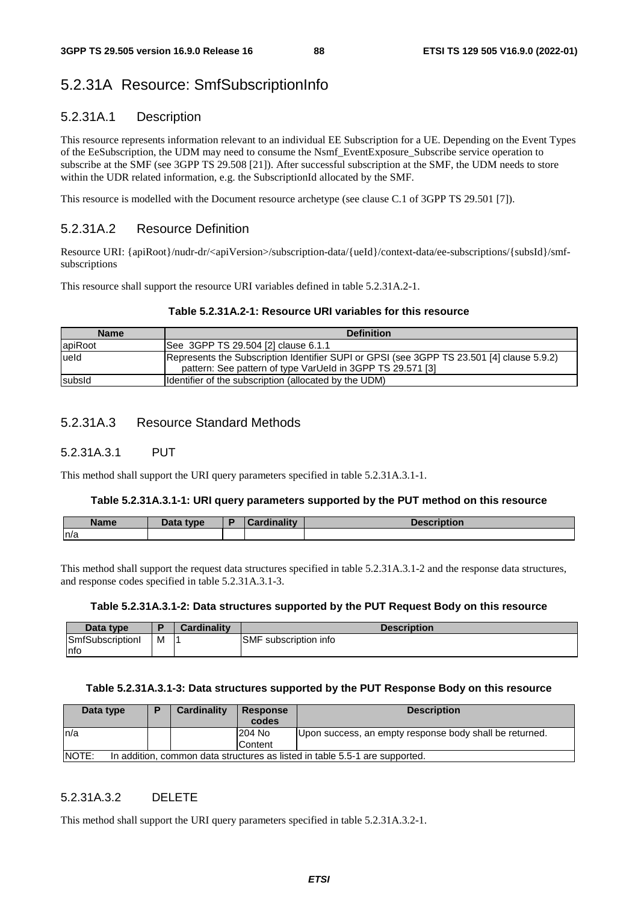## 5.2.31A Resource: SmfSubscriptionInfo

### 5.2.31A.1 Description

This resource represents information relevant to an individual EE Subscription for a UE. Depending on the Event Types of the EeSubscription, the UDM may need to consume the Nsmf_EventExposure_Subscribe service operation to subscribe at the SMF (see 3GPP TS 29.508 [21]). After successful subscription at the SMF, the UDM needs to store within the UDR related information, e.g. the SubscriptionId allocated by the SMF.

This resource is modelled with the Document resource archetype (see clause C.1 of 3GPP TS 29.501 [7]).

### 5.2.31A.2 Resource Definition

Resource URI: {apiRoot}/nudr-dr/<apiVersion>/subscription-data/{ueId}/context-data/ee-subscriptions/{subsId}/smf-subscriptions

This resource shall support the resource URI variables defined in table 5.2.31A.2-1.

**Table 5.2.31A.2-1: Resource URI variables for this resource**

| Name | Definition |
|---|---|
| apiRoot | See 3GPP TS 29.504 [2] clause 6.1.1 |
| ueId | Represents the Subscription Identifier SUPI or GPSI (see 3GPP TS 23.501 [4] clause 5.9.2)<br>pattern: See pattern of type VarUeId in 3GPP TS 29.571 [3] |
| subsId | Identifier of the subscription (allocated by the UDM) |

### 5.2.31A.3 Resource Standard Methods

#### 5.2.31A.3.1 PUT

This method shall support the URI query parameters specified in table 5.2.31A.3.1-1.

**Table 5.2.31A.3.1-1: URI query parameters supported by the PUT method on this resource**

| Name | Data type | P | Cardinality | Description |
|---|---|---|---|---|
| n/a | | | | |

This method shall support the request data structures specified in table 5.2.31A.3.1-2 and the response data structures, and response codes specified in table 5.2.31A.3.1-3.

**Table 5.2.31A.3.1-2: Data structures supported by the PUT Request Body on this resource**

| Data type | P | Cardinality | Description |
|---|---|---|---|
| SmfSubscriptionInfo | M | 1 | SMF subscription info |

**Table 5.2.31A.3.1-3: Data structures supported by the PUT Response Body on this resource**

| Data type | P | Cardinality | Response codes | Description |
|---|---|---|---|---|
| n/a | | | 204 No Content | Upon success, an empty response body shall be returned. |
| NOTE: In addition, common data structures as listed in table 5.5-1 are supported. | | | | |

#### 5.2.31A.3.2 DELETE

This method shall support the URI query parameters specified in table 5.2.31A.3.2-1.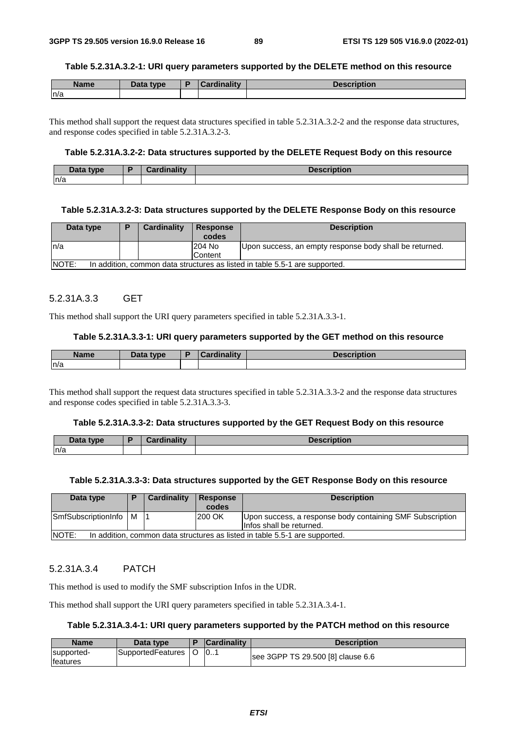**Table 5.2.31A.3.2-1: URI query parameters supported by the DELETE method on this resource**

| Name | Data type | P | Cardinality | Description |
|---|---|---|---|---|
| n/a | | | | |

This method shall support the request data structures specified in table 5.2.31A.3.2-2 and the response data structures, and response codes specified in table 5.2.31A.3.2-3.

**Table 5.2.31A.3.2-2: Data structures supported by the DELETE Request Body on this resource**

| Data type | P | Cardinality | Description |
|---|---|---|---|
| n/a | | | |

**Table 5.2.31A.3.2-3: Data structures supported by the DELETE Response Body on this resource**

| Data type | P | Cardinality | Response codes | Description |
|---|---|---|---|---|
| n/a | | | 204 No Content | Upon success, an empty response body shall be returned. |
| NOTE: In addition, common data structures as listed in table 5.5-1 are supported. | | | | |

### 5.2.31A.3.3 GET

This method shall support the URI query parameters specified in table 5.2.31A.3.3-1.

**Table 5.2.31A.3.3-1: URI query parameters supported by the GET method on this resource**

| Name | Data type | P | Cardinality | Description |
|---|---|---|---|---|
| n/a | | | | |

This method shall support the request data structures specified in table 5.2.31A.3.3-2 and the response data structures and response codes specified in table 5.2.31A.3.3-3.

**Table 5.2.31A.3.3-2: Data structures supported by the GET Request Body on this resource**

| Data type | P | Cardinality | Description |
|---|---|---|---|
| n/a | | | |

**Table 5.2.31A.3.3-3: Data structures supported by the GET Response Body on this resource**

| Data type | P | Cardinality | Response codes | Description |
|---|---|---|---|---|
| SmfSubscriptionInfo | M | 1 | 200 OK | Upon success, a response body containing SMF Subscription Infos shall be returned. |
| NOTE: In addition, common data structures as listed in table 5.5-1 are supported. | | | | |

### 5.2.31A.3.4 PATCH

This method is used to modify the SMF subscription Infos in the UDR.

This method shall support the URI query parameters specified in table 5.2.31A.3.4-1.

**Table 5.2.31A.3.4-1: URI query parameters supported by the PATCH method on this resource**

| Name | Data type | P | Cardinality | Description |
|---|---|---|---|---|
| supported-features | SupportedFeatures | O | 0..1 | see 3GPP TS 29.500 [8] clause 6.6 |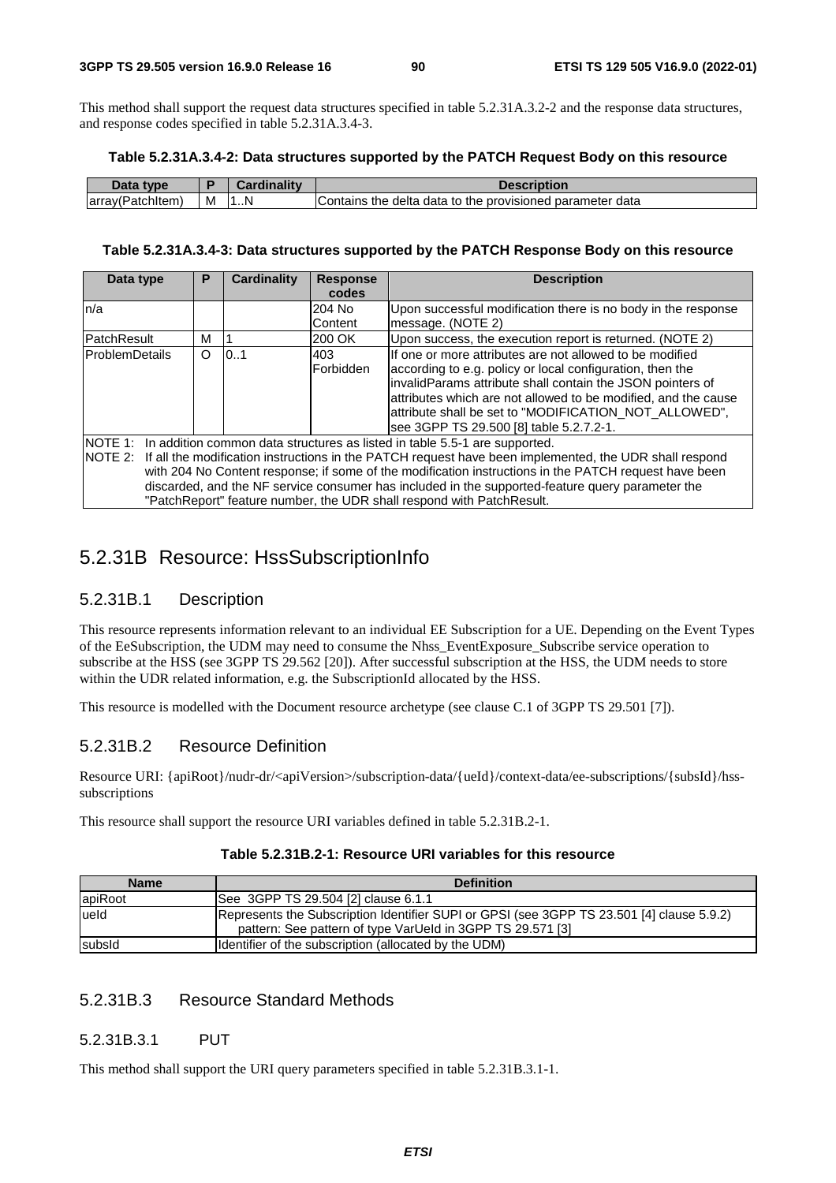This method shall support the request data structures specified in table 5.2.31A.3.2-2 and the response data structures, and response codes specified in table 5.2.31A.3.4-3.

**Table 5.2.31A.3.4-2: Data structures supported by the PATCH Request Body on this resource**

| Data type | P | Cardinality | Description |
|---|---|---|---|
| array(PatchItem) | M | 1..N | Contains the delta data to the provisioned parameter data |

**Table 5.2.31A.3.4-3: Data structures supported by the PATCH Response Body on this resource**

| Data type | P | Cardinality | Response codes | Description |
|---|---|---|---|---|
| n/a | | | 204 No Content | Upon successful modification there is no body in the response message. (NOTE 2) |
| PatchResult | M | 1 | 200 OK | Upon success, the execution report is returned. (NOTE 2) |
| ProblemDetails | O | 0..1 | 403 Forbidden | If one or more attributes are not allowed to be modified according to e.g. policy or local configuration, then the invalidParams attribute shall contain the JSON pointers of attributes which are not allowed to be modified, and the cause attribute shall be set to "MODIFICATION_NOT_ALLOWED", see 3GPP TS 29.500 [8] table 5.2.7.2-1. |
| NOTE 1: In addition common data structures as listed in table 5.5-1 are supported.<br>NOTE 2: If all the modification instructions in the PATCH request have been implemented, the UDR shall respond with 204 No Content response; if some of the modification instructions in the PATCH request have been discarded, and the NF service consumer has included in the supported-feature query parameter the "PatchReport" feature number, the UDR shall respond with PatchResult. | | | | |

## 5.2.31B Resource: HssSubscriptionInfo

### 5.2.31B.1 Description

This resource represents information relevant to an individual EE Subscription for a UE. Depending on the Event Types of the EeSubscription, the UDM may need to consume the Nhss_EventExposure_Subscribe service operation to subscribe at the HSS (see 3GPP TS 29.562 [20]). After successful subscription at the HSS, the UDM needs to store within the UDR related information, e.g. the SubscriptionId allocated by the HSS.

This resource is modelled with the Document resource archetype (see clause C.1 of 3GPP TS 29.501 [7]).

### 5.2.31B.2 Resource Definition

Resource URI: {apiRoot}/nudr-dr/<apiVersion>/subscription-data/{ueId}/context-data/ee-subscriptions/{subsId}/hss-subscriptions

This resource shall support the resource URI variables defined in table 5.2.31B.2-1.

**Table 5.2.31B.2-1: Resource URI variables for this resource**

| Name | Definition |
|---|---|
| apiRoot | See 3GPP TS 29.504 [2] clause 6.1.1 |
| ueId | Represents the Subscription Identifier SUPI or GPSI (see 3GPP TS 23.501 [4] clause 5.9.2)<br>pattern: See pattern of type VarUeId in 3GPP TS 29.571 [3] |
| subsId | Identifier of the subscription (allocated by the UDM) |

### 5.2.31B.3 Resource Standard Methods

#### 5.2.31B.3.1 PUT

This method shall support the URI query parameters specified in table 5.2.31B.3.1-1.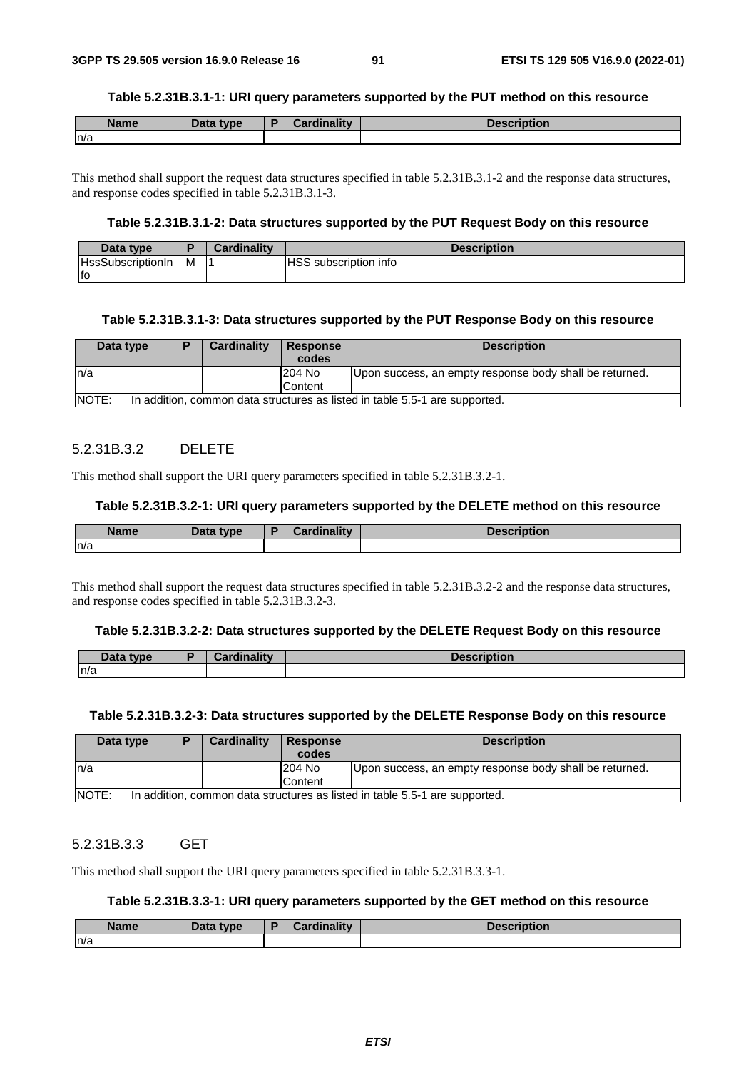**Table 5.2.31B.3.1-1: URI query parameters supported by the PUT method on this resource**

| Name | Data type | P | Cardinality | Description |
|---|---|---|---|---|
| n/a | | | | |

This method shall support the request data structures specified in table 5.2.31B.3.1-2 and the response data structures, and response codes specified in table 5.2.31B.3.1-3.

**Table 5.2.31B.3.1-2: Data structures supported by the PUT Request Body on this resource**

| Data type | P | Cardinality | Description |
|---|---|---|---|
| HssSubscriptionInfo | M | 1 | HSS subscription info |

**Table 5.2.31B.3.1-3: Data structures supported by the PUT Response Body on this resource**

| Data type | P | Cardinality | Response codes | Description |
|---|---|---|---|---|
| n/a | | | 204 No Content | Upon success, an empty response body shall be returned. |
| NOTE: In addition, common data structures as listed in table 5.5-1 are supported. | | | | |

#### 5.2.31B.3.2 DELETE

This method shall support the URI query parameters specified in table 5.2.31B.3.2-1.

**Table 5.2.31B.3.2-1: URI query parameters supported by the DELETE method on this resource**

| Name | Data type | P | Cardinality | Description |
|---|---|---|---|---|
| n/a | | | | |

This method shall support the request data structures specified in table 5.2.31B.3.2-2 and the response data structures, and response codes specified in table 5.2.31B.3.2-3.

**Table 5.2.31B.3.2-2: Data structures supported by the DELETE Request Body on this resource**

| Data type | P | Cardinality | Description |
|---|---|---|---|
| n/a | | | |

**Table 5.2.31B.3.2-3: Data structures supported by the DELETE Response Body on this resource**

| Data type | P | Cardinality | Response codes | Description |
|---|---|---|---|---|
| n/a | | | 204 No Content | Upon success, an empty response body shall be returned. |
| NOTE: In addition, common data structures as listed in table 5.5-1 are supported. | | | | |

#### 5.2.31B.3.3 GET

This method shall support the URI query parameters specified in table 5.2.31B.3.3-1.

**Table 5.2.31B.3.3-1: URI query parameters supported by the GET method on this resource**

| Name | Data type | P | Cardinality | Description |
|---|---|---|---|---|
| n/a | | | | |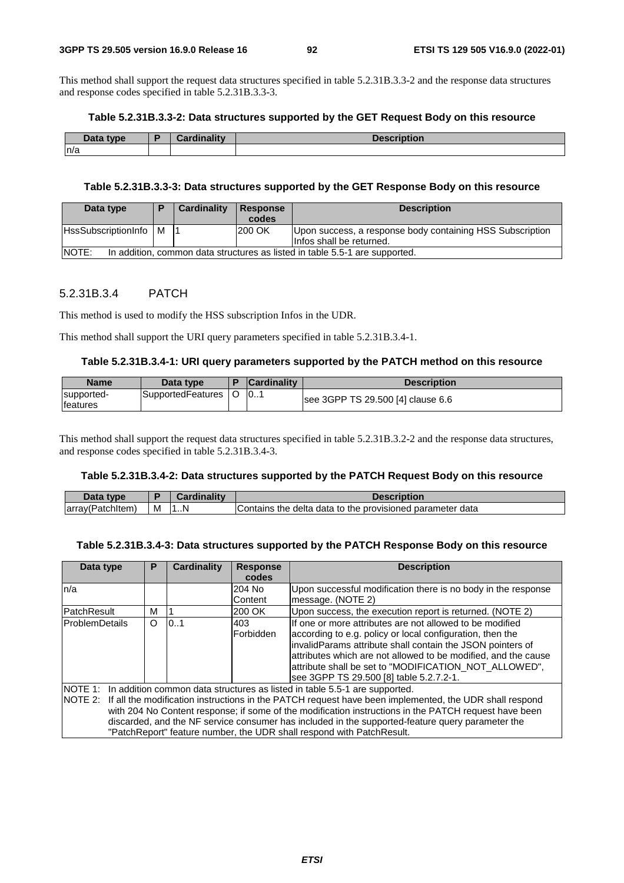This method shall support the request data structures specified in table 5.2.31B.3.3-2 and the response data structures and response codes specified in table 5.2.31B.3.3-3.

**Table 5.2.31B.3.3-2: Data structures supported by the GET Request Body on this resource**

| Data type | P | Cardinality | Description |
|---|---|---|---|
| n/a | | | |

**Table 5.2.31B.3.3-3: Data structures supported by the GET Response Body on this resource**

| Data type | P | Cardinality | Response codes | Description |
|---|---|---|---|---|
| HssSubscriptionInfo | M | 1 | 200 OK | Upon success, a response body containing HSS Subscription Infos shall be returned. |
| NOTE: In addition, common data structures as listed in table 5.5-1 are supported. | | | | |

#### 5.2.31B.3.4 PATCH

This method is used to modify the HSS subscription Infos in the UDR.

This method shall support the URI query parameters specified in table 5.2.31B.3.4-1.

**Table 5.2.31B.3.4-1: URI query parameters supported by the PATCH method on this resource**

| Name | Data type | P | Cardinality | Description |
|---|---|---|---|---|
| supported-features | SupportedFeatures | O | 0..1 | see 3GPP TS 29.500 [4] clause 6.6 |

This method shall support the request data structures specified in table 5.2.31B.3.2-2 and the response data structures, and response codes specified in table 5.2.31B.3.4-3.

**Table 5.2.31B.3.4-2: Data structures supported by the PATCH Request Body on this resource**

| Data type | P | Cardinality | Description |
|---|---|---|---|
| array(PatchItem) | M | 1..N | Contains the delta data to the provisioned parameter data |

**Table 5.2.31B.3.4-3: Data structures supported by the PATCH Response Body on this resource**

| Data type | P | Cardinality | Response codes | Description |
|---|---|---|---|---|
| n/a | | | 204 No Content | Upon successful modification there is no body in the response message. (NOTE 2) |
| PatchResult | M | 1 | 200 OK | Upon success, the execution report is returned. (NOTE 2) |
| ProblemDetails | O | 0..1 | 403 Forbidden | If one or more attributes are not allowed to be modified according to e.g. policy or local configuration, then the invalidParams attribute shall contain the JSON pointers of attributes which are not allowed to be modified, and the cause attribute shall be set to "MODIFICATION_NOT_ALLOWED", see 3GPP TS 29.500 [8] table 5.2.7.2-1. |
| NOTE 1: In addition common data structures as listed in table 5.5-1 are supported.<br>NOTE 2: If all the modification instructions in the PATCH request have been implemented, the UDR shall respond with 204 No Content response; if some of the modification instructions in the PATCH request have been discarded, and the NF service consumer has included in the supported-feature query parameter the "PatchReport" feature number, the UDR shall respond with PatchResult. | | | | |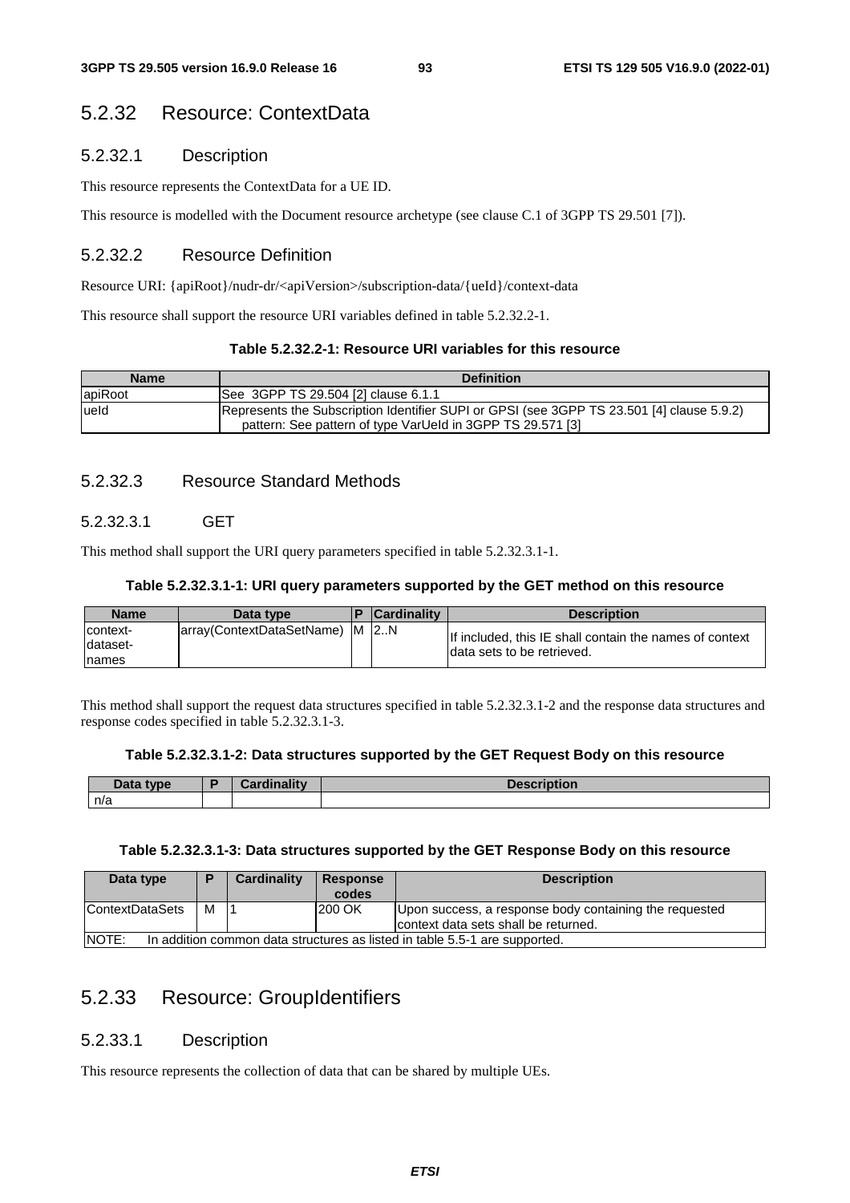## 5.2.32 Resource: ContextData

### 5.2.32.1 Description

This resource represents the ContextData for a UE ID.

This resource is modelled with the Document resource archetype (see clause C.1 of 3GPP TS 29.501 [7]).

### 5.2.32.2 Resource Definition

Resource URI: {apiRoot}/nudr-dr/<apiVersion>/subscription-data/{ueId}/context-data

This resource shall support the resource URI variables defined in table 5.2.32.2-1.

**Table 5.2.32.2-1: Resource URI variables for this resource**

| Name | Definition |
|---|---|
| apiRoot | See 3GPP TS 29.504 [2] clause 6.1.1 |
| ueId | Represents the Subscription Identifier SUPI or GPSI (see 3GPP TS 23.501 [4] clause 5.9.2)<br>pattern: See pattern of type VarUeId in 3GPP TS 29.571 [3] |

### 5.2.32.3 Resource Standard Methods

#### 5.2.32.3.1 GET

This method shall support the URI query parameters specified in table 5.2.32.3.1-1.

**Table 5.2.32.3.1-1: URI query parameters supported by the GET method on this resource**

| Name | Data type | P | Cardinality | Description |
|---|---|---|---|---|
| context-dataset-names | array(ContextDataSetName) | M | 2..N | If included, this IE shall contain the names of context data sets to be retrieved. |

This method shall support the request data structures specified in table 5.2.32.3.1-2 and the response data structures and response codes specified in table 5.2.32.3.1-3.

**Table 5.2.32.3.1-2: Data structures supported by the GET Request Body on this resource**

| Data type | P | Cardinality | Description |
|---|---|---|---|
| n/a | | | |

**Table 5.2.32.3.1-3: Data structures supported by the GET Response Body on this resource**

| Data type | P | Cardinality | Response codes | Description |
|---|---|---|---|---|
| ContextDataSets | M | 1 | 200 OK | Upon success, a response body containing the requested context data sets shall be returned. |
| NOTE: In addition common data structures as listed in table 5.5-1 are supported. | | | | |

## 5.2.33 Resource: GroupIdentifiers

### 5.2.33.1 Description

This resource represents the collection of data that can be shared by multiple UEs.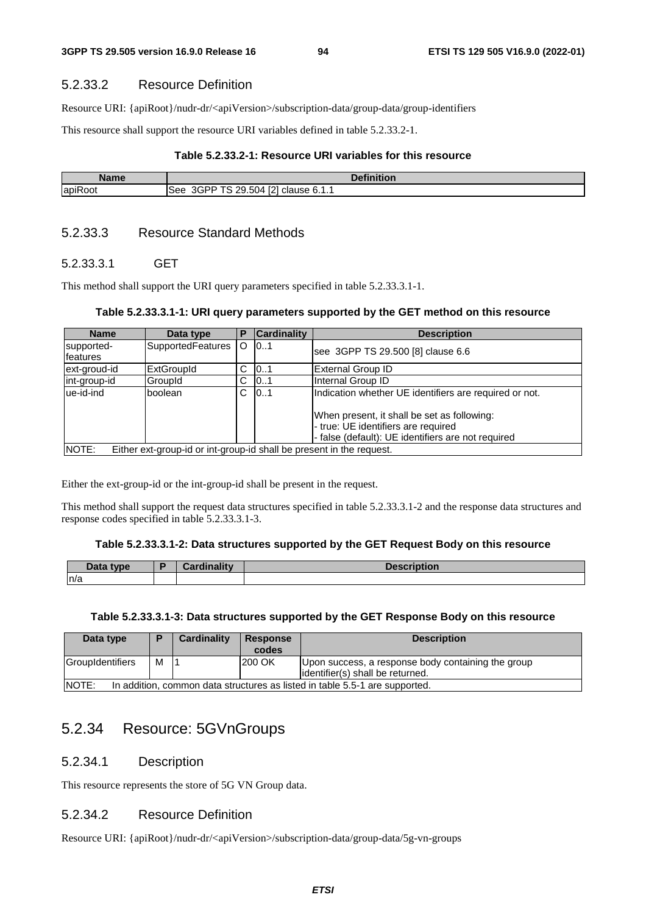#### 5.2.33.2 Resource Definition

Resource URI: {apiRoot}/nudr-dr/<apiVersion>/subscription-data/group-data/group-identifiers

This resource shall support the resource URI variables defined in table 5.2.33.2-1.

**Table 5.2.33.2-1: Resource URI variables for this resource**

| Name | Definition |
| --- | --- |
| apiRoot | See 3GPP TS 29.504 [2] clause 6.1.1 |

#### 5.2.33.3 Resource Standard Methods

##### 5.2.33.3.1 GET

This method shall support the URI query parameters specified in table 5.2.33.3.1-1.

**Table 5.2.33.3.1-1: URI query parameters supported by the GET method on this resource**

| Name | Data type | P | Cardinality | Description |
| --- | --- | --- | --- | --- |
| supported-features | SupportedFeatures | O | 0..1 | see 3GPP TS 29.500 [8] clause 6.6 |
| ext-groud-id | ExtGroupId | C | 0..1 | External Group ID |
| int-group-id | GroupId | C | 0..1 | Internal Group ID |
| ue-id-ind | boolean | C | 0..1 | Indication whether UE identifiers are required or not.<br><br>When present, it shall be set as following:<br>- true: UE identifiers are required<br>- false (default): UE identifiers are not required |
| NOTE: Either ext-group-id or int-group-id shall be present in the request. | | | | |

Either the ext-group-id or the int-group-id shall be present in the request.

This method shall support the request data structures specified in table 5.2.33.3.1-2 and the response data structures and response codes specified in table 5.2.33.3.1-3.

**Table 5.2.33.3.1-2: Data structures supported by the GET Request Body on this resource**

| Data type | P | Cardinality | Description |
| --- | --- | --- | --- |
| n/a | | | |

**Table 5.2.33.3.1-3: Data structures supported by the GET Response Body on this resource**

| Data type | P | Cardinality | Response codes | Description |
| --- | --- | --- | --- | --- |
| GroupIdentifiers | M | 1 | 200 OK | Upon success, a response body containing the group identifier(s) shall be returned. |
| NOTE: In addition, common data structures as listed in table 5.5-1 are supported. | | | | |

### 5.2.34 Resource: 5GVnGroups

#### 5.2.34.1 Description

This resource represents the store of 5G VN Group data.

#### 5.2.34.2 Resource Definition

Resource URI: {apiRoot}/nudr-dr/<apiVersion>/subscription-data/group-data/5g-vn-groups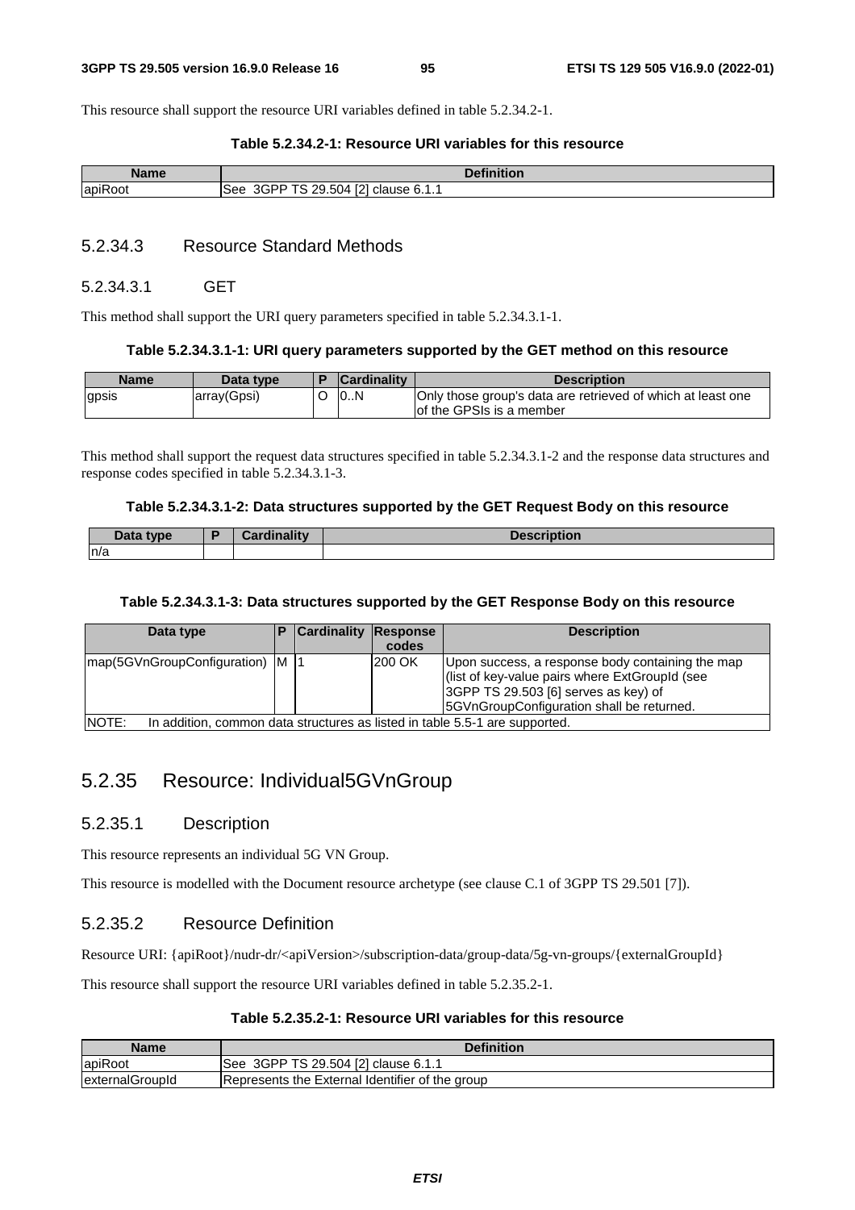This resource shall support the resource URI variables defined in table 5.2.34.2-1.

**Table 5.2.34.2-1: Resource URI variables for this resource**

| Name | Definition |
| --- | --- |
| apiRoot | See 3GPP TS 29.504 [2] clause 6.1.1 |

### 5.2.34.3 Resource Standard Methods

#### 5.2.34.3.1 GET

This method shall support the URI query parameters specified in table 5.2.34.3.1-1.

**Table 5.2.34.3.1-1: URI query parameters supported by the GET method on this resource**

| Name | Data type | P | Cardinality | Description |
| --- | --- | --- | --- | --- |
| gpsis | array(Gpsi) | O | 0..N | Only those group's data are retrieved of which at least one of the GPSIs is a member |

This method shall support the request data structures specified in table 5.2.34.3.1-2 and the response data structures and response codes specified in table 5.2.34.3.1-3.

**Table 5.2.34.3.1-2: Data structures supported by the GET Request Body on this resource**

| Data type | P | Cardinality | Description |
| --- | --- | --- | --- |
| n/a | | | |

**Table 5.2.34.3.1-3: Data structures supported by the GET Response Body on this resource**

| Data type | P | Cardinality | Response codes | Description |
| --- | --- | --- | --- | --- |
| map(5GVnGroupConfiguration) | M | 1 | 200 OK | Upon success, a response body containing the map (list of key-value pairs where ExtGroupId (see 3GPP TS 29.503 [6] serves as key) of 5GVnGroupConfiguration shall be returned. |
| NOTE: In addition, common data structures as listed in table 5.5-1 are supported. | | | | |

## 5.2.35 Resource: Individual5GVnGroup

### 5.2.35.1 Description

This resource represents an individual 5G VN Group.

This resource is modelled with the Document resource archetype (see clause C.1 of 3GPP TS 29.501 [7]).

### 5.2.35.2 Resource Definition

Resource URI: {apiRoot}/nudr-dr/<apiVersion>/subscription-data/group-data/5g-vn-groups/{externalGroupId}

This resource shall support the resource URI variables defined in table 5.2.35.2-1.

**Table 5.2.35.2-1: Resource URI variables for this resource**

| Name | Definition |
| --- | --- |
| apiRoot | See 3GPP TS 29.504 [2] clause 6.1.1 |
| externalGroupId | Represents the External Identifier of the group |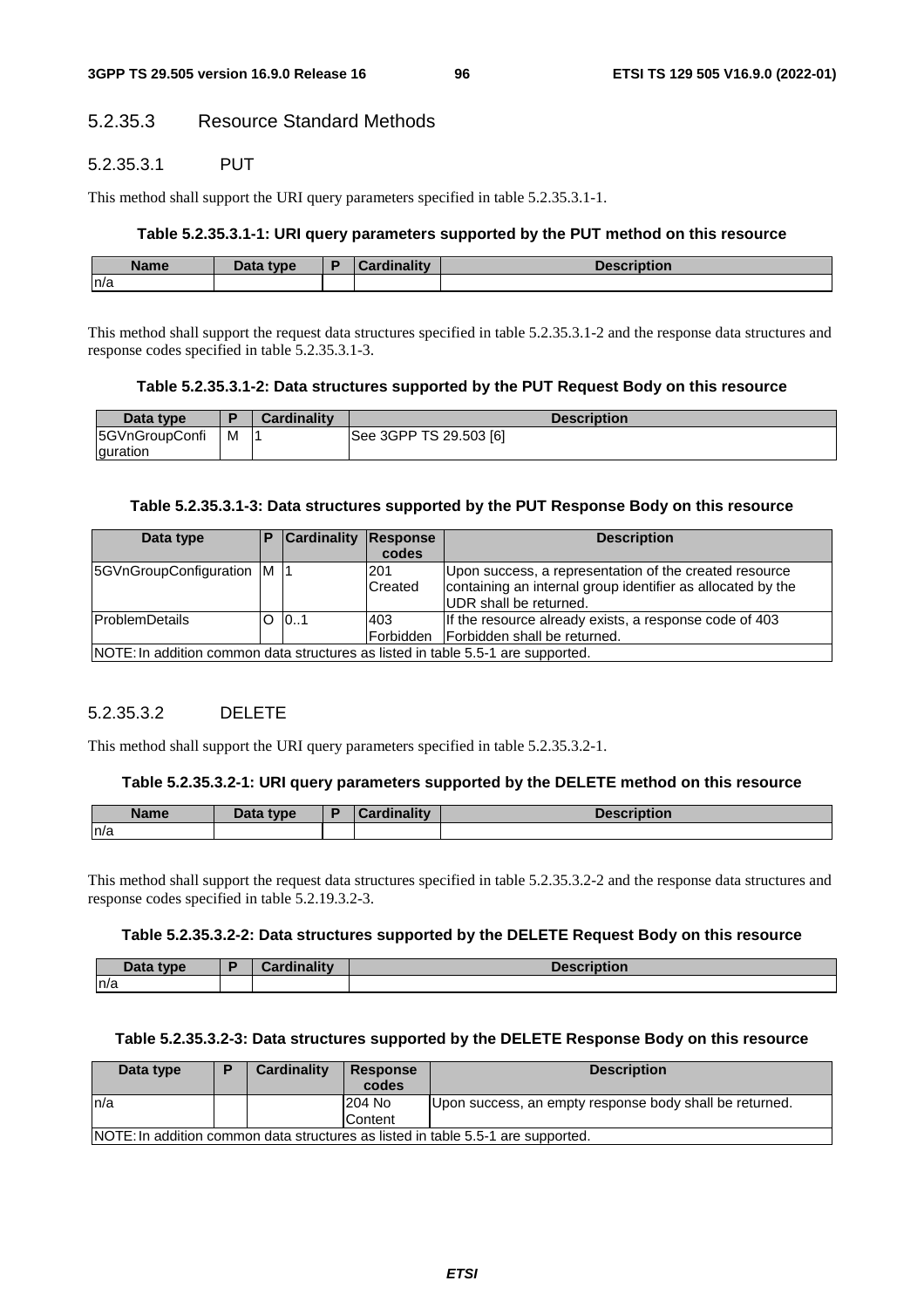#### 5.2.35.3 Resource Standard Methods

##### 5.2.35.3.1 PUT

This method shall support the URI query parameters specified in table 5.2.35.3.1-1.

**Table 5.2.35.3.1-1: URI query parameters supported by the PUT method on this resource**

| Name | Data type | P | Cardinality | Description |
| --- | --- | --- | --- | --- |
| n/a | | | | |

This method shall support the request data structures specified in table 5.2.35.3.1-2 and the response data structures and response codes specified in table 5.2.35.3.1-3.

**Table 5.2.35.3.1-2: Data structures supported by the PUT Request Body on this resource**

| Data type | P | Cardinality | Description |
| --- | --- | --- | --- |
| 5GVnGroupConfiguration | M | 1 | See 3GPP TS 29.503 [6] |

**Table 5.2.35.3.1-3: Data structures supported by the PUT Response Body on this resource**

| Data type | P | Cardinality | Response codes | Description |
| --- | --- | --- | --- | --- |
| 5GVnGroupConfiguration | M | 1 | 201 Created | Upon success, a representation of the created resource containing an internal group identifier as allocated by the UDR shall be returned. |
| ProblemDetails | O | 0..1 | 403 Forbidden | If the resource already exists, a response code of 403 Forbidden shall be returned. |
| NOTE: In addition common data structures as listed in table 5.5-1 are supported. | | | | |

##### 5.2.35.3.2 DELETE

This method shall support the URI query parameters specified in table 5.2.35.3.2-1.

**Table 5.2.35.3.2-1: URI query parameters supported by the DELETE method on this resource**

| Name | Data type | P | Cardinality | Description |
| --- | --- | --- | --- | --- |
| n/a | | | | |

This method shall support the request data structures specified in table 5.2.35.3.2-2 and the response data structures and response codes specified in table 5.2.19.3.2-3.

**Table 5.2.35.3.2-2: Data structures supported by the DELETE Request Body on this resource**

| Data type | P | Cardinality | Description |
| --- | --- | --- | --- |
| n/a | | | |

**Table 5.2.35.3.2-3: Data structures supported by the DELETE Response Body on this resource**

| Data type | P | Cardinality | Response codes | Description |
| --- | --- | --- | --- | --- |
| n/a | | | 204 No Content | Upon success, an empty response body shall be returned. |
| NOTE: In addition common data structures as listed in table 5.5-1 are supported. | | | | |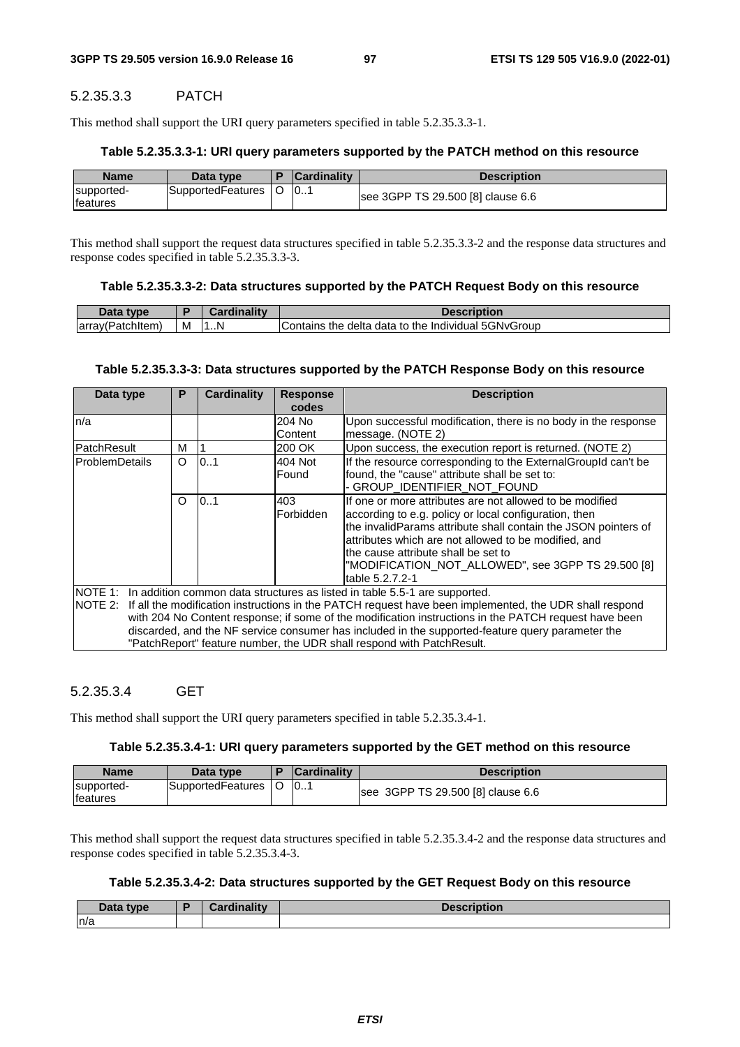#### 5.2.35.3.3 PATCH

This method shall support the URI query parameters specified in table 5.2.35.3.3-1.

**Table 5.2.35.3.3-1: URI query parameters supported by the PATCH method on this resource**

| Name | Data type | P | Cardinality | Description |
| --- | --- | --- | --- | --- |
| supported-features | SupportedFeatures | O | 0..1 | see 3GPP TS 29.500 [8] clause 6.6 |

This method shall support the request data structures specified in table 5.2.35.3.3-2 and the response data structures and response codes specified in table 5.2.35.3.3-3.

**Table 5.2.35.3.3-2: Data structures supported by the PATCH Request Body on this resource**

| Data type | P | Cardinality | Description |
| --- | --- | --- | --- |
| array(PatchItem) | M | 1..N | Contains the delta data to the Individual 5GNvGroup |

**Table 5.2.35.3.3-3: Data structures supported by the PATCH Response Body on this resource**

| Data type | P | Cardinality | Response codes | Description |
| --- | --- | --- | --- | --- |
| n/a | | | 204 No Content | Upon successful modification, there is no body in the response message. (NOTE 2) |
| PatchResult | M | 1 | 200 OK | Upon success, the execution report is returned. (NOTE 2) |
| ProblemDetails | O | 0..1 | 404 Not Found | If the resource corresponding to the ExternalGroupId can't be found, the "cause" attribute shall be set to:<br>- GROUP_IDENTIFIER_NOT_FOUND |
| | O | 0..1 | 403 Forbidden | If one or more attributes are not allowed to be modified according to e.g. policy or local configuration, then the invalidParams attribute shall contain the JSON pointers of attributes which are not allowed to be modified, and the cause attribute shall be set to "MODIFICATION_NOT_ALLOWED", see 3GPP TS 29.500 [8] table 5.2.7.2-1 |
| NOTE 1: In addition common data structures as listed in table 5.5-1 are supported.<br>NOTE 2: If all the modification instructions in the PATCH request have been implemented, the UDR shall respond with 204 No Content response; if some of the modification instructions in the PATCH request have been discarded, and the NF service consumer has included in the supported-feature query parameter the "PatchReport" feature number, the UDR shall respond with PatchResult. | | | | |

#### 5.2.35.3.4 GET

This method shall support the URI query parameters specified in table 5.2.35.3.4-1.

**Table 5.2.35.3.4-1: URI query parameters supported by the GET method on this resource**

| Name | Data type | P | Cardinality | Description |
| --- | --- | --- | --- | --- |
| supported-features | SupportedFeatures | O | 0..1 | see 3GPP TS 29.500 [8] clause 6.6 |

This method shall support the request data structures specified in table 5.2.35.3.4-2 and the response data structures and response codes specified in table 5.2.35.3.4-3.

**Table 5.2.35.3.4-2: Data structures supported by the GET Request Body on this resource**

| Data type | P | Cardinality | Description |
| --- | --- | --- | --- |
| n/a | | | |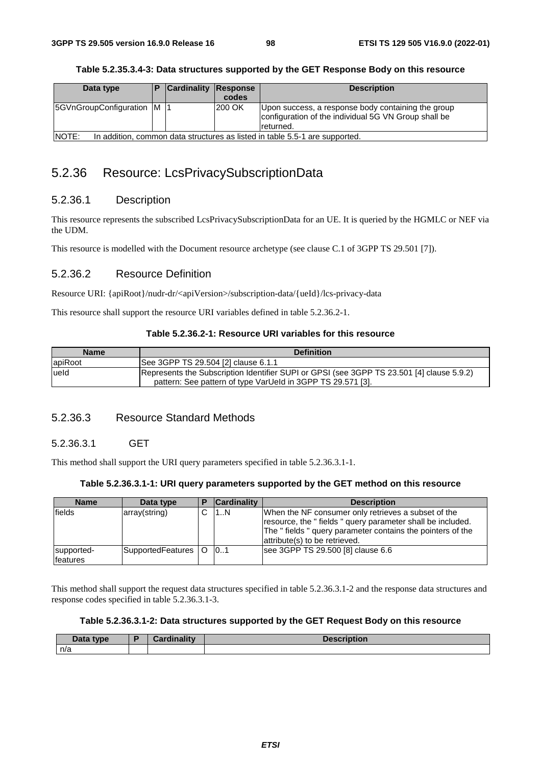**Table 5.2.35.3.4-3: Data structures supported by the GET Response Body on this resource**

| Data type | P | Cardinality | Response codes | Description |
|---|---|---|---|---|
| 5GVnGroupConfiguration | M | 1 | 200 OK | Upon success, a response body containing the group configuration of the individual 5G VN Group shall be returned. |
| NOTE: In addition, common data structures as listed in table 5.5-1 are supported. | | | | |

## 5.2.36 Resource: LcsPrivacySubscriptionData

### 5.2.36.1 Description

This resource represents the subscribed LcsPrivacySubscriptionData for an UE. It is queried by the HGMLC or NEF via the UDM.

This resource is modelled with the Document resource archetype (see clause C.1 of 3GPP TS 29.501 [7]).

### 5.2.36.2 Resource Definition

Resource URI: {apiRoot}/nudr-dr/<apiVersion>/subscription-data/{ueId}/lcs-privacy-data

This resource shall support the resource URI variables defined in table 5.2.36.2-1.

**Table 5.2.36.2-1: Resource URI variables for this resource**

| Name | Definition |
|---|---|
| apiRoot | See 3GPP TS 29.504 [2] clause 6.1.1 |
| ueId | Represents the Subscription Identifier SUPI or GPSI (see 3GPP TS 23.501 [4] clause 5.9.2)<br>pattern: See pattern of type VarUeId in 3GPP TS 29.571 [3]. |

### 5.2.36.3 Resource Standard Methods

#### 5.2.36.3.1 GET

This method shall support the URI query parameters specified in table 5.2.36.3.1-1.

**Table 5.2.36.3.1-1: URI query parameters supported by the GET method on this resource**

| Name | Data type | P | Cardinality | Description |
|---|---|---|---|---|
| fields | array(string) | C | 1..N | When the NF consumer only retrieves a subset of the resource, the " fields " query parameter shall be included. The " fields " query parameter contains the pointers of the attribute(s) to be retrieved. |
| supported-features | SupportedFeatures | O | 0..1 | see 3GPP TS 29.500 [8] clause 6.6 |

This method shall support the request data structures specified in table 5.2.36.3.1-2 and the response data structures and response codes specified in table 5.2.36.3.1-3.

**Table 5.2.36.3.1-2: Data structures supported by the GET Request Body on this resource**

| Data type | P | Cardinality | Description |
|---|---|---|---|
| n/a | | | |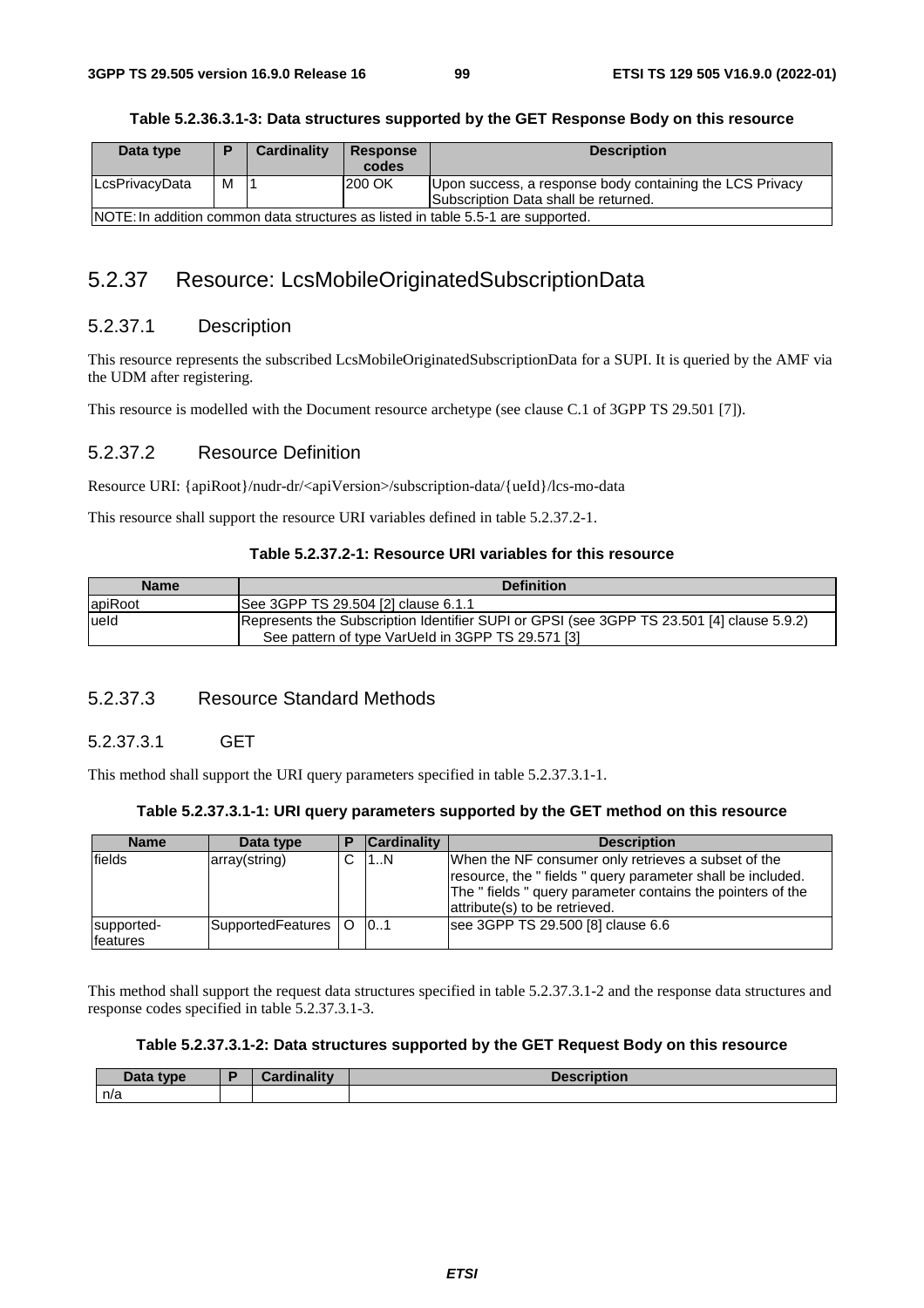**Table 5.2.36.3.1-3: Data structures supported by the GET Response Body on this resource**

| Data type | P | Cardinality | Response codes | Description |
|---|---|---|---|---|
| LcsPrivacyData | M | 1 | 200 OK | Upon success, a response body containing the LCS Privacy Subscription Data shall be returned. |
| NOTE: In addition common data structures as listed in table 5.5-1 are supported. | | | | |

## 5.2.37 Resource: LcsMobileOriginatedSubscriptionData

### 5.2.37.1 Description

This resource represents the subscribed LcsMobileOriginatedSubscriptionData for a SUPI. It is queried by the AMF via the UDM after registering.

This resource is modelled with the Document resource archetype (see clause C.1 of 3GPP TS 29.501 [7]).

### 5.2.37.2 Resource Definition

Resource URI: {apiRoot}/nudr-dr/<apiVersion>/subscription-data/{ueId}/lcs-mo-data

This resource shall support the resource URI variables defined in table 5.2.37.2-1.

**Table 5.2.37.2-1: Resource URI variables for this resource**

| Name | Definition |
|---|---|
| apiRoot | See 3GPP TS 29.504 [2] clause 6.1.1 |
| ueId | Represents the Subscription Identifier SUPI or GPSI (see 3GPP TS 23.501 [4] clause 5.9.2) See pattern of type VarUeId in 3GPP TS 29.571 [3] |

### 5.2.37.3 Resource Standard Methods

#### 5.2.37.3.1 GET

This method shall support the URI query parameters specified in table 5.2.37.3.1-1.

**Table 5.2.37.3.1-1: URI query parameters supported by the GET method on this resource**

| Name | Data type | P | Cardinality | Description |
|---|---|---|---|---|
| fields | array(string) | C | 1..N | When the NF consumer only retrieves a subset of the resource, the " fields " query parameter shall be included. The " fields " query parameter contains the pointers of the attribute(s) to be retrieved. |
| supported-features | SupportedFeatures | O | 0..1 | see 3GPP TS 29.500 [8] clause 6.6 |

This method shall support the request data structures specified in table 5.2.37.3.1-2 and the response data structures and response codes specified in table 5.2.37.3.1-3.

**Table 5.2.37.3.1-2: Data structures supported by the GET Request Body on this resource**

| Data type | P | Cardinality | Description |
|---|---|---|---|
| n/a | | | |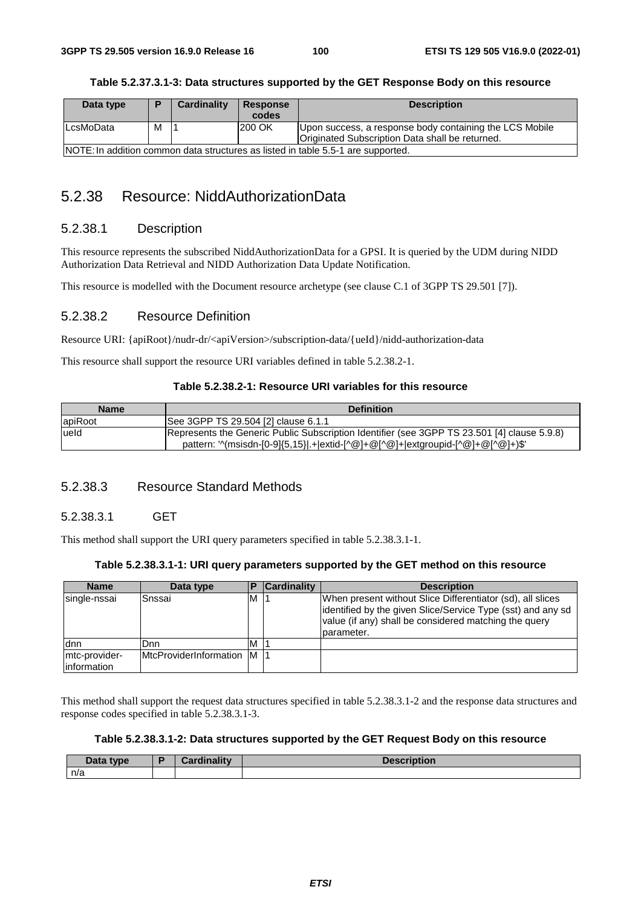**Table 5.2.37.3.1-3: Data structures supported by the GET Response Body on this resource**

| Data type | P | Cardinality | Response codes | Description |
| --- | --- | --- | --- | --- |
| LcsMoData | M | 1 | 200 OK | Upon success, a response body containing the LCS Mobile Originated Subscription Data shall be returned. |
| NOTE: In addition common data structures as listed in table 5.5-1 are supported. | | | | |

## 5.2.38 Resource: NiddAuthorizationData

### 5.2.38.1 Description

This resource represents the subscribed NiddAuthorizationData for a GPSI. It is queried by the UDM during NIDD Authorization Data Retrieval and NIDD Authorization Data Update Notification.

This resource is modelled with the Document resource archetype (see clause C.1 of 3GPP TS 29.501 [7]).

### 5.2.38.2 Resource Definition

Resource URI: {apiRoot}/nudr-dr/<apiVersion>/subscription-data/{ueId}/nidd-authorization-data

This resource shall support the resource URI variables defined in table 5.2.38.2-1.

**Table 5.2.38.2-1: Resource URI variables for this resource**

| Name | Definition |
| --- | --- |
| apiRoot | See 3GPP TS 29.504 [2] clause 6.1.1 |
| ueId | Represents the Generic Public Subscription Identifier (see 3GPP TS 23.501 [4] clause 5.9.8)<br>pattern: '^(msisdn-[0-9]{5,15}\|.+\|extid-[^@]+@[^@]+\|extgroupid-[^@]+@[^@]+)$' |

### 5.2.38.3 Resource Standard Methods

#### 5.2.38.3.1 GET

This method shall support the URI query parameters specified in table 5.2.38.3.1-1.

**Table 5.2.38.3.1-1: URI query parameters supported by the GET method on this resource**

| Name | Data type | P | Cardinality | Description |
| --- | --- | --- | --- | --- |
| single-nssai | Snssai | M | 1 | When present without Slice Differentiator (sd), all slices identified by the given Slice/Service Type (sst) and any sd value (if any) shall be considered matching the query parameter. |
| dnn | Dnn | M | 1 | |
| mtc-provider-information | MtcProviderInformation | M | 1 | |

This method shall support the request data structures specified in table 5.2.38.3.1-2 and the response data structures and response codes specified in table 5.2.38.3.1-3.

**Table 5.2.38.3.1-2: Data structures supported by the GET Request Body on this resource**

| Data type | P | Cardinality | Description |
| --- | --- | --- | --- |
| n/a | | | |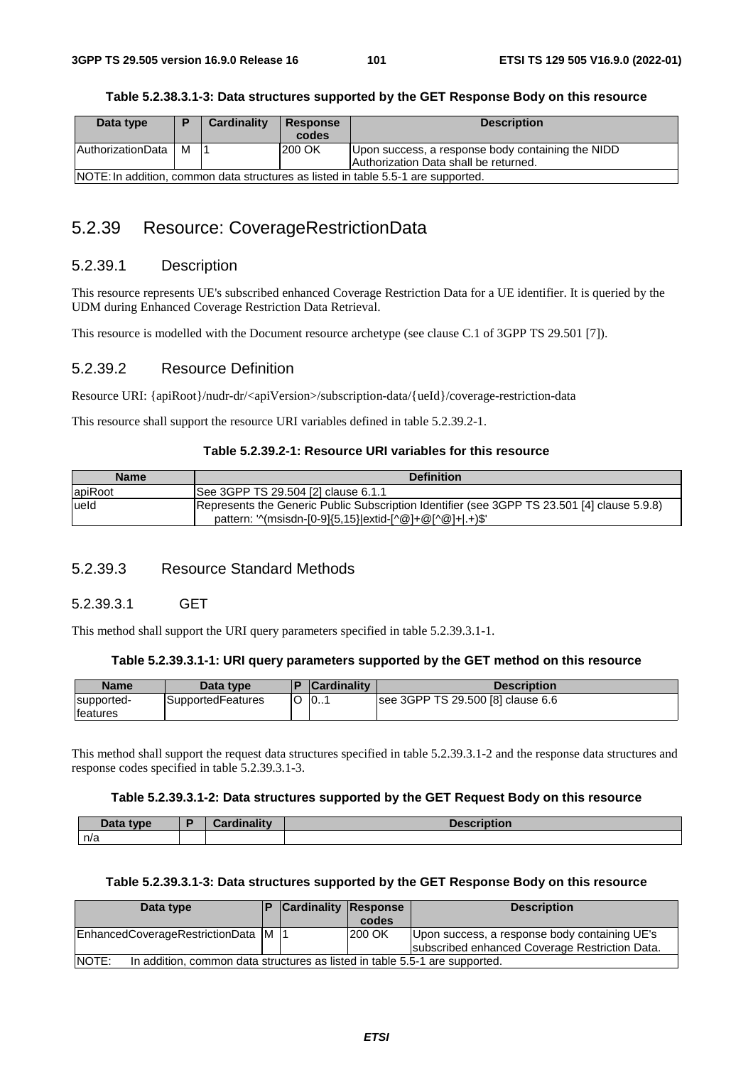**Table 5.2.38.3.1-3: Data structures supported by the GET Response Body on this resource**

| Data type | P | Cardinality | Response codes | Description |
|---|---|---|---|---|
| AuthorizationData | M | 1 | 200 OK | Upon success, a response body containing the NIDD Authorization Data shall be returned. |
| NOTE: In addition, common data structures as listed in table 5.5-1 are supported. | | | | |

## 5.2.39 Resource: CoverageRestrictionData

### 5.2.39.1 Description

This resource represents UE's subscribed enhanced Coverage Restriction Data for a UE identifier. It is queried by the UDM during Enhanced Coverage Restriction Data Retrieval.

This resource is modelled with the Document resource archetype (see clause C.1 of 3GPP TS 29.501 [7]).

### 5.2.39.2 Resource Definition

Resource URI: {apiRoot}/nudr-dr/<apiVersion>/subscription-data/{ueId}/coverage-restriction-data

This resource shall support the resource URI variables defined in table 5.2.39.2-1.

**Table 5.2.39.2-1: Resource URI variables for this resource**

| Name | Definition |
|---|---|
| apiRoot | See 3GPP TS 29.504 [2] clause 6.1.1 |
| ueId | Represents the Generic Public Subscription Identifier (see 3GPP TS 23.501 [4] clause 5.9.8)<br>pattern: '^(msisdn-[0-9]{5,15}\|extid-[^@]+@[^@]+\|.+)$' |

### 5.2.39.3 Resource Standard Methods

#### 5.2.39.3.1 GET

This method shall support the URI query parameters specified in table 5.2.39.3.1-1.

**Table 5.2.39.3.1-1: URI query parameters supported by the GET method on this resource**

| Name | Data type | P | Cardinality | Description |
|---|---|---|---|---|
| supported-features | SupportedFeatures | O | 0..1 | see 3GPP TS 29.500 [8] clause 6.6 |

This method shall support the request data structures specified in table 5.2.39.3.1-2 and the response data structures and response codes specified in table 5.2.39.3.1-3.

**Table 5.2.39.3.1-2: Data structures supported by the GET Request Body on this resource**

| Data type | P | Cardinality | Description |
|---|---|---|---|
| n/a | | | |

**Table 5.2.39.3.1-3: Data structures supported by the GET Response Body on this resource**

| Data type | P | Cardinality | Response codes | Description |
|---|---|---|---|---|
| EnhancedCoverageRestrictionData | M | 1 | 200 OK | Upon success, a response body containing UE's subscribed enhanced Coverage Restriction Data. |
| NOTE: In addition, common data structures as listed in table 5.5-1 are supported. | | | | |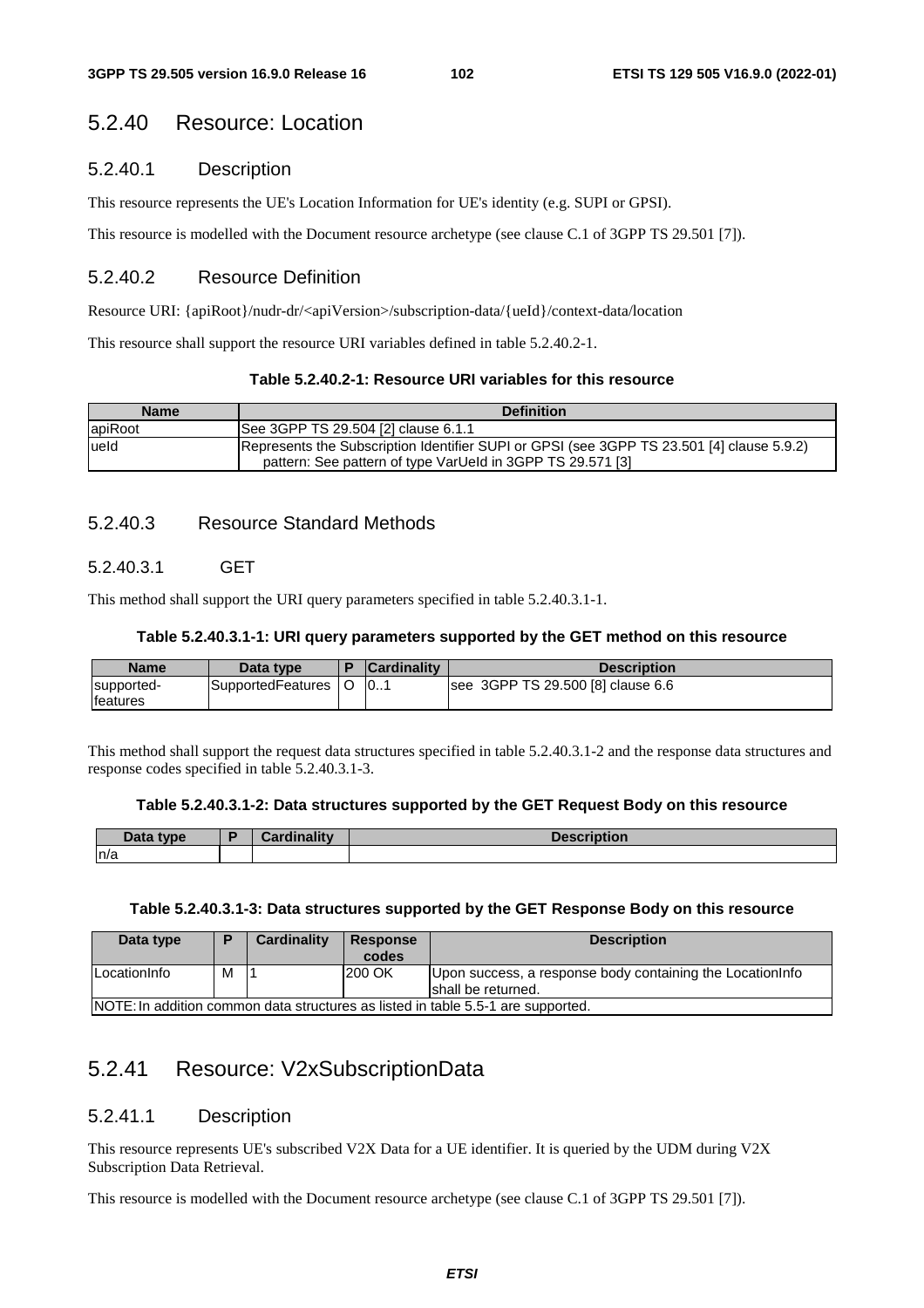## 5.2.40 Resource: Location

### 5.2.40.1 Description

This resource represents the UE's Location Information for UE's identity (e.g. SUPI or GPSI).

This resource is modelled with the Document resource archetype (see clause C.1 of 3GPP TS 29.501 [7]).

### 5.2.40.2 Resource Definition

Resource URI: {apiRoot}/nudr-dr/<apiVersion>/subscription-data/{ueId}/context-data/location

This resource shall support the resource URI variables defined in table 5.2.40.2-1.

**Table 5.2.40.2-1: Resource URI variables for this resource**

| Name | Definition |
|---|---|
| apiRoot | See 3GPP TS 29.504 [2] clause 6.1.1 |
| ueId | Represents the Subscription Identifier SUPI or GPSI (see 3GPP TS 23.501 [4] clause 5.9.2)<br>pattern: See pattern of type VarUeId in 3GPP TS 29.571 [3] |

### 5.2.40.3 Resource Standard Methods

#### 5.2.40.3.1 GET

This method shall support the URI query parameters specified in table 5.2.40.3.1-1.

**Table 5.2.40.3.1-1: URI query parameters supported by the GET method on this resource**

| Name | Data type | P | Cardinality | Description |
|---|---|---|---|---|
| supported-features | SupportedFeatures | O | 0..1 | see 3GPP TS 29.500 [8] clause 6.6 |

This method shall support the request data structures specified in table 5.2.40.3.1-2 and the response data structures and response codes specified in table 5.2.40.3.1-3.

**Table 5.2.40.3.1-2: Data structures supported by the GET Request Body on this resource**

| Data type | P | Cardinality | Description |
|---|---|---|---|
| n/a | | | |

**Table 5.2.40.3.1-3: Data structures supported by the GET Response Body on this resource**

| Data type | P | Cardinality | Response codes | Description |
|---|---|---|---|---|
| LocationInfo | M | 1 | 200 OK | Upon success, a response body containing the LocationInfo shall be returned. |
| NOTE: In addition common data structures as listed in table 5.5-1 are supported. | | | | |

## 5.2.41 Resource: V2xSubscriptionData

### 5.2.41.1 Description

This resource represents UE's subscribed V2X Data for a UE identifier. It is queried by the UDM during V2X Subscription Data Retrieval.

This resource is modelled with the Document resource archetype (see clause C.1 of 3GPP TS 29.501 [7]).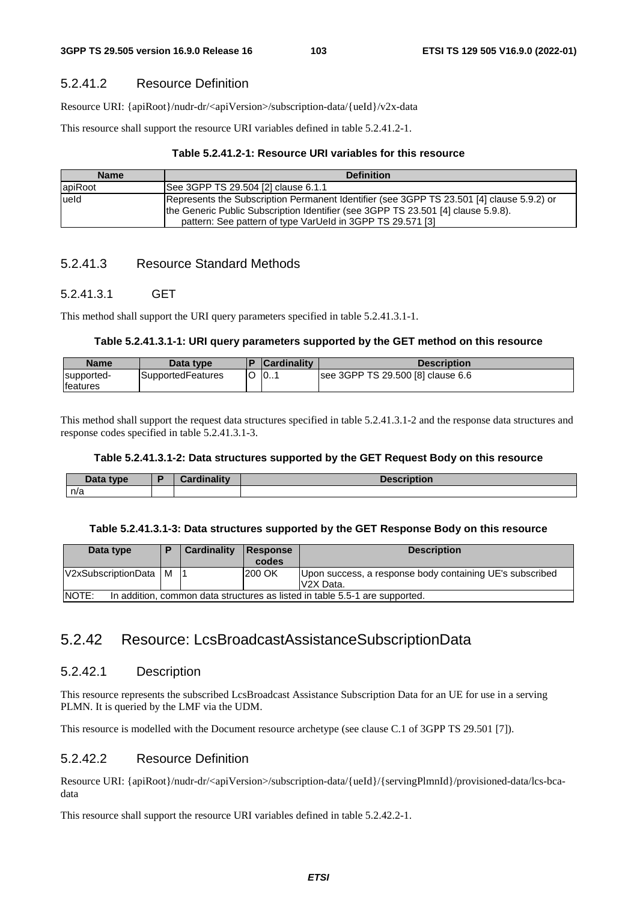### 5.2.41.2 Resource Definition

Resource URI: {apiRoot}/nudr-dr/<apiVersion>/subscription-data/{ueId}/v2x-data

This resource shall support the resource URI variables defined in table 5.2.41.2-1.

**Table 5.2.41.2-1: Resource URI variables for this resource**

| Name | Definition |
| --- | --- |
| apiRoot | See 3GPP TS 29.504 [2] clause 6.1.1 |
| ueId | Represents the Subscription Permanent Identifier (see 3GPP TS 23.501 [4] clause 5.9.2) or the Generic Public Subscription Identifier (see 3GPP TS 23.501 [4] clause 5.9.8).<br>pattern: See pattern of type VarUeId in 3GPP TS 29.571 [3] |

### 5.2.41.3 Resource Standard Methods

#### 5.2.41.3.1 GET

This method shall support the URI query parameters specified in table 5.2.41.3.1-1.

**Table 5.2.41.3.1-1: URI query parameters supported by the GET method on this resource**

| Name | Data type | P | Cardinality | Description |
| --- | --- | --- | --- | --- |
| supported-features | SupportedFeatures | O | 0..1 | see 3GPP TS 29.500 [8] clause 6.6 |

This method shall support the request data structures specified in table 5.2.41.3.1-2 and the response data structures and response codes specified in table 5.2.41.3.1-3.

**Table 5.2.41.3.1-2: Data structures supported by the GET Request Body on this resource**

| Data type | P | Cardinality | Description |
| --- | --- | --- | --- |
| n/a | | | |

**Table 5.2.41.3.1-3: Data structures supported by the GET Response Body on this resource**

| Data type | P | Cardinality | Response codes | Description |
| --- | --- | --- | --- | --- |
| V2xSubscriptionData | M | 1 | 200 OK | Upon success, a response body containing UE's subscribed V2X Data. |
| NOTE: In addition, common data structures as listed in table 5.5-1 are supported. | | | | |

## 5.2.42 Resource: LcsBroadcastAssistanceSubscriptionData

### 5.2.42.1 Description

This resource represents the subscribed LcsBroadcast Assistance Subscription Data for an UE for use in a serving PLMN. It is queried by the LMF via the UDM.

This resource is modelled with the Document resource archetype (see clause C.1 of 3GPP TS 29.501 [7]).

### 5.2.42.2 Resource Definition

Resource URI: {apiRoot}/nudr-dr/<apiVersion>/subscription-data/{ueId}/{servingPlmnId}/provisioned-data/lcs-bca-data

This resource shall support the resource URI variables defined in table 5.2.42.2-1.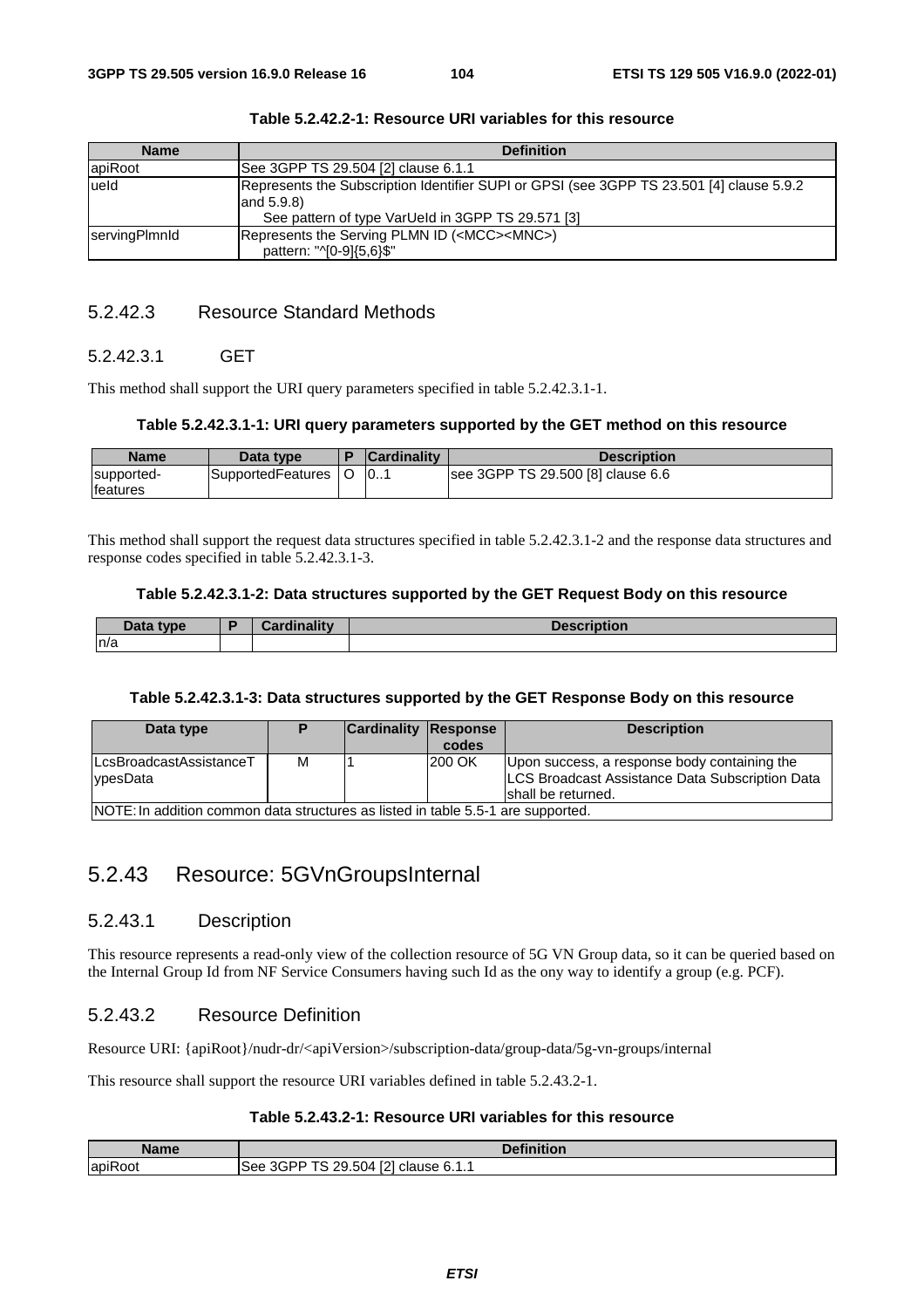**Table 5.2.42.2-1: Resource URI variables for this resource**

| Name | Definition |
| --- | --- |
| apiRoot | See 3GPP TS 29.504 [2] clause 6.1.1 |
| ueId | Represents the Subscription Identifier SUPI or GPSI (see 3GPP TS 23.501 [4] clause 5.9.2 and 5.9.8)<br>See pattern of type VarUeId in 3GPP TS 29.571 [3] |
| servingPlmnId | Represents the Serving PLMN ID (<MCC><MNC>)<br>pattern: "^[0-9]{5,6}$" |

### 5.2.42.3 Resource Standard Methods

#### 5.2.42.3.1 GET

This method shall support the URI query parameters specified in table 5.2.42.3.1-1.

**Table 5.2.42.3.1-1: URI query parameters supported by the GET method on this resource**

| Name | Data type | P | Cardinality | Description |
| --- | --- | --- | --- | --- |
| supported-features | SupportedFeatures | O | 0..1 | see 3GPP TS 29.500 [8] clause 6.6 |

This method shall support the request data structures specified in table 5.2.42.3.1-2 and the response data structures and response codes specified in table 5.2.42.3.1-3.

**Table 5.2.42.3.1-2: Data structures supported by the GET Request Body on this resource**

| Data type | P | Cardinality | Description |
| --- | --- | --- | --- |
| n/a | | | |

**Table 5.2.42.3.1-3: Data structures supported by the GET Response Body on this resource**

| Data type | P | Cardinality | Response codes | Description |
| --- | --- | --- | --- | --- |
| LcsBroadcastAssistanceTypesData | M | 1 | 200 OK | Upon success, a response body containing the LCS Broadcast Assistance Data Subscription Data shall be returned. |
| NOTE: In addition common data structures as listed in table 5.5-1 are supported. | | | | |

## 5.2.43 Resource: 5GVnGroupsInternal

### 5.2.43.1 Description

This resource represents a read-only view of the collection resource of 5G VN Group data, so it can be queried based on the Internal Group Id from NF Service Consumers having such Id as the ony way to identify a group (e.g. PCF).

### 5.2.43.2 Resource Definition

Resource URI: {apiRoot}/nudr-dr/<apiVersion>/subscription-data/group-data/5g-vn-groups/internal

This resource shall support the resource URI variables defined in table 5.2.43.2-1.

**Table 5.2.43.2-1: Resource URI variables for this resource**

| Name | Definition |
| --- | --- |
| apiRoot | See 3GPP TS 29.504 [2] clause 6.1.1 |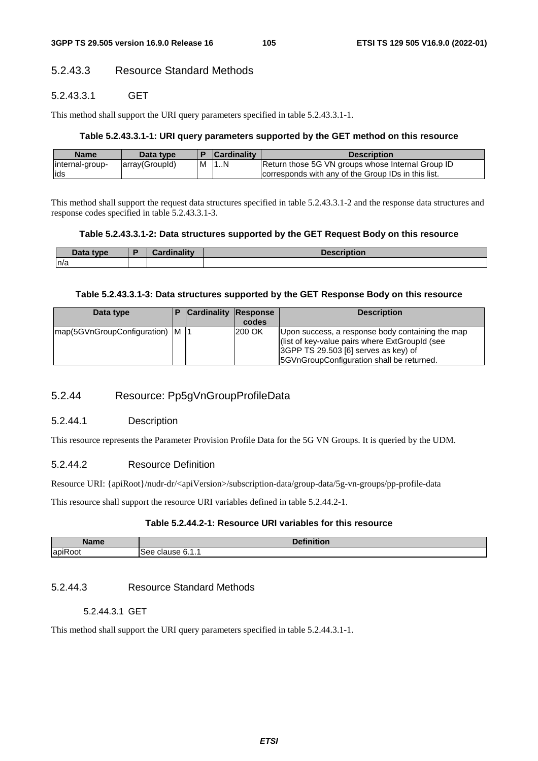#### 5.2.43.3 Resource Standard Methods

##### 5.2.43.3.1 GET

This method shall support the URI query parameters specified in table 5.2.43.3.1-1.

**Table 5.2.43.3.1-1: URI query parameters supported by the GET method on this resource**

| Name | Data type | P | Cardinality | Description |
|---|---|---|---|---|
| internal-group-ids | array(GroupId) | M | 1..N | Return those 5G VN groups whose Internal Group ID corresponds with any of the Group IDs in this list. |

This method shall support the request data structures specified in table 5.2.43.3.1-2 and the response data structures and response codes specified in table 5.2.43.3.1-3.

**Table 5.2.43.3.1-2: Data structures supported by the GET Request Body on this resource**

| Data type | P | Cardinality | Description |
|---|---|---|---|
| n/a | | | |

**Table 5.2.43.3.1-3: Data structures supported by the GET Response Body on this resource**

| Data type | P | Cardinality | Response codes | Description |
|---|---|---|---|---|
| map(5GVnGroupConfiguration) | M | 1 | 200 OK | Upon success, a response body containing the map (list of key-value pairs where ExtGroupId (see 3GPP TS 29.503 [6] serves as key) of 5GVnGroupConfiguration shall be returned. |

### 5.2.44 Resource: Pp5gVnGroupProfileData

#### 5.2.44.1 Description

This resource represents the Parameter Provision Profile Data for the 5G VN Groups. It is queried by the UDM.

#### 5.2.44.2 Resource Definition

Resource URI: {apiRoot}/nudr-dr/<apiVersion>/subscription-data/group-data/5g-vn-groups/pp-profile-data

This resource shall support the resource URI variables defined in table 5.2.44.2-1.

**Table 5.2.44.2-1: Resource URI variables for this resource**

| Name | Definition |
|---|---|
| apiRoot | See clause 6.1.1 |

#### 5.2.44.3 Resource Standard Methods

##### 5.2.44.3.1 GET

This method shall support the URI query parameters specified in table 5.2.44.3.1-1.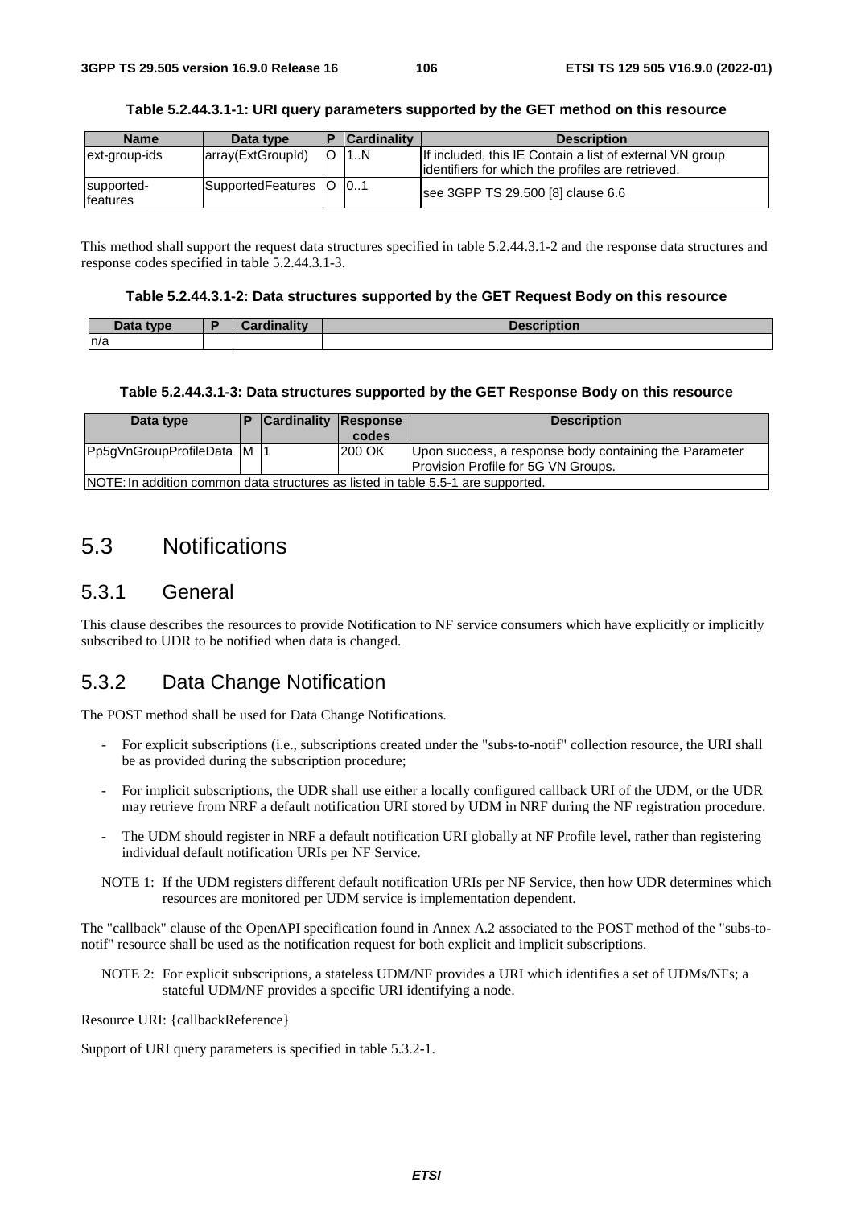**Table 5.2.44.3.1-1: URI query parameters supported by the GET method on this resource**

| Name | Data type | P | Cardinality | Description |
|---|---|---|---|---|
| ext-group-ids | array(ExtGroupId) | O | 1..N | If included, this IE Contain a list of external VN group identifiers for which the profiles are retrieved. |
| supported-features | SupportedFeatures | O | 0..1 | see 3GPP TS 29.500 [8] clause 6.6 |

This method shall support the request data structures specified in table 5.2.44.3.1-2 and the response data structures and response codes specified in table 5.2.44.3.1-3.

**Table 5.2.44.3.1-2: Data structures supported by the GET Request Body on this resource**

| Data type | P | Cardinality | Description |
|---|---|---|---|
| n/a | | | |

**Table 5.2.44.3.1-3: Data structures supported by the GET Response Body on this resource**

| Data type | P | Cardinality | Response codes | Description |
|---|---|---|---|---|
| Pp5gVnGroupProfileData | M | 1 | 200 OK | Upon success, a response body containing the Parameter Provision Profile for 5G VN Groups. |
| NOTE: In addition common data structures as listed in table 5.5-1 are supported. | | | | |

# 5.3 Notifications

## 5.3.1 General

This clause describes the resources to provide Notification to NF service consumers which have explicitly or implicitly subscribed to UDR to be notified when data is changed.

## 5.3.2 Data Change Notification

The POST method shall be used for Data Change Notifications.

- For explicit subscriptions (i.e., subscriptions created under the "subs-to-notif" collection resource, the URI shall be as provided during the subscription procedure;
- For implicit subscriptions, the UDR shall use either a locally configured callback URI of the UDM, or the UDR may retrieve from NRF a default notification URI stored by UDM in NRF during the NF registration procedure.
- The UDM should register in NRF a default notification URI globally at NF Profile level, rather than registering individual default notification URIs per NF Service.

NOTE 1: If the UDM registers different default notification URIs per NF Service, then how UDR determines which resources are monitored per UDM service is implementation dependent.

The "callback" clause of the OpenAPI specification found in Annex A.2 associated to the POST method of the "subs-to-notif" resource shall be used as the notification request for both explicit and implicit subscriptions.

NOTE 2: For explicit subscriptions, a stateless UDM/NF provides a URI which identifies a set of UDMs/NFs; a stateful UDM/NF provides a specific URI identifying a node.

Resource URI: {callbackReference}

Support of URI query parameters is specified in table 5.3.2-1.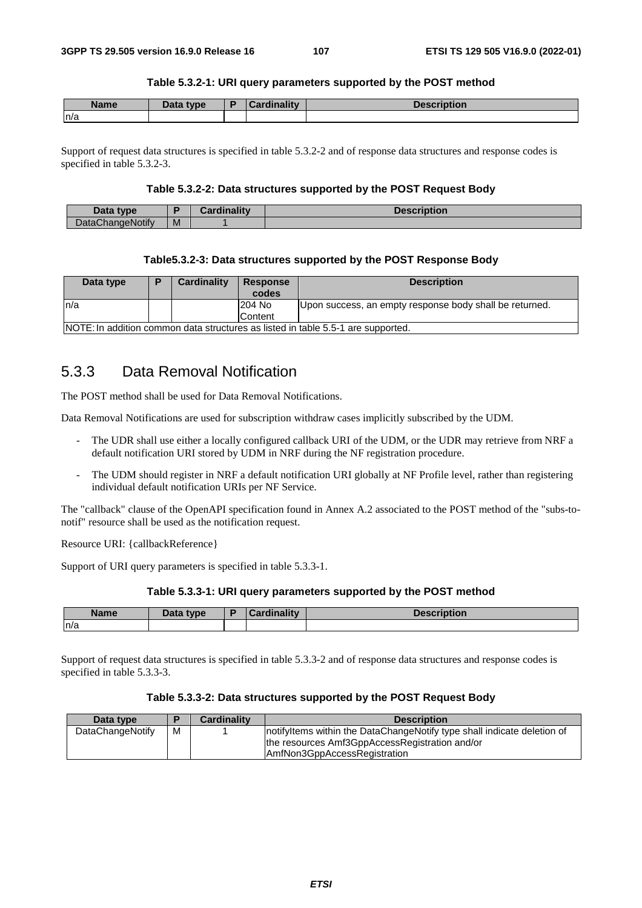**Table 5.3.2-1: URI query parameters supported by the POST method**

| Name | Data type | P | Cardinality | Description |
| --- | --- | --- | --- | --- |
| n/a | | | | |

Support of request data structures is specified in table 5.3.2-2 and of response data structures and response codes is specified in table 5.3.2-3.

**Table 5.3.2-2: Data structures supported by the POST Request Body**

| Data type | P | Cardinality | Description |
| --- | --- | --- | --- |
| DataChangeNotify | M | 1 | |

**Table5.3.2-3: Data structures supported by the POST Response Body**

| Data type | P | Cardinality | Response codes | Description |
| --- | --- | --- | --- | --- |
| n/a | | | 204 No Content | Upon success, an empty response body shall be returned. |
| NOTE: In addition common data structures as listed in table 5.5-1 are supported. | | | | |

## 5.3.3 Data Removal Notification

The POST method shall be used for Data Removal Notifications.

Data Removal Notifications are used for subscription withdraw cases implicitly subscribed by the UDM.

- The UDR shall use either a locally configured callback URI of the UDM, or the UDR may retrieve from NRF a default notification URI stored by UDM in NRF during the NF registration procedure.
- The UDM should register in NRF a default notification URI globally at NF Profile level, rather than registering individual default notification URIs per NF Service.

The "callback" clause of the OpenAPI specification found in Annex A.2 associated to the POST method of the "subs-to-notif" resource shall be used as the notification request.

Resource URI: {callbackReference}

Support of URI query parameters is specified in table 5.3.3-1.

**Table 5.3.3-1: URI query parameters supported by the POST method**

| Name | Data type | P | Cardinality | Description |
| --- | --- | --- | --- | --- |
| n/a | | | | |

Support of request data structures is specified in table 5.3.3-2 and of response data structures and response codes is specified in table 5.3.3-3.

**Table 5.3.3-2: Data structures supported by the POST Request Body**

| Data type | P | Cardinality | Description |
| --- | --- | --- | --- |
| DataChangeNotify | M | 1 | notifyItems within the DataChangeNotify type shall indicate deletion of the resources Amf3GppAccessRegistration and/or AmfNon3GppAccessRegistration |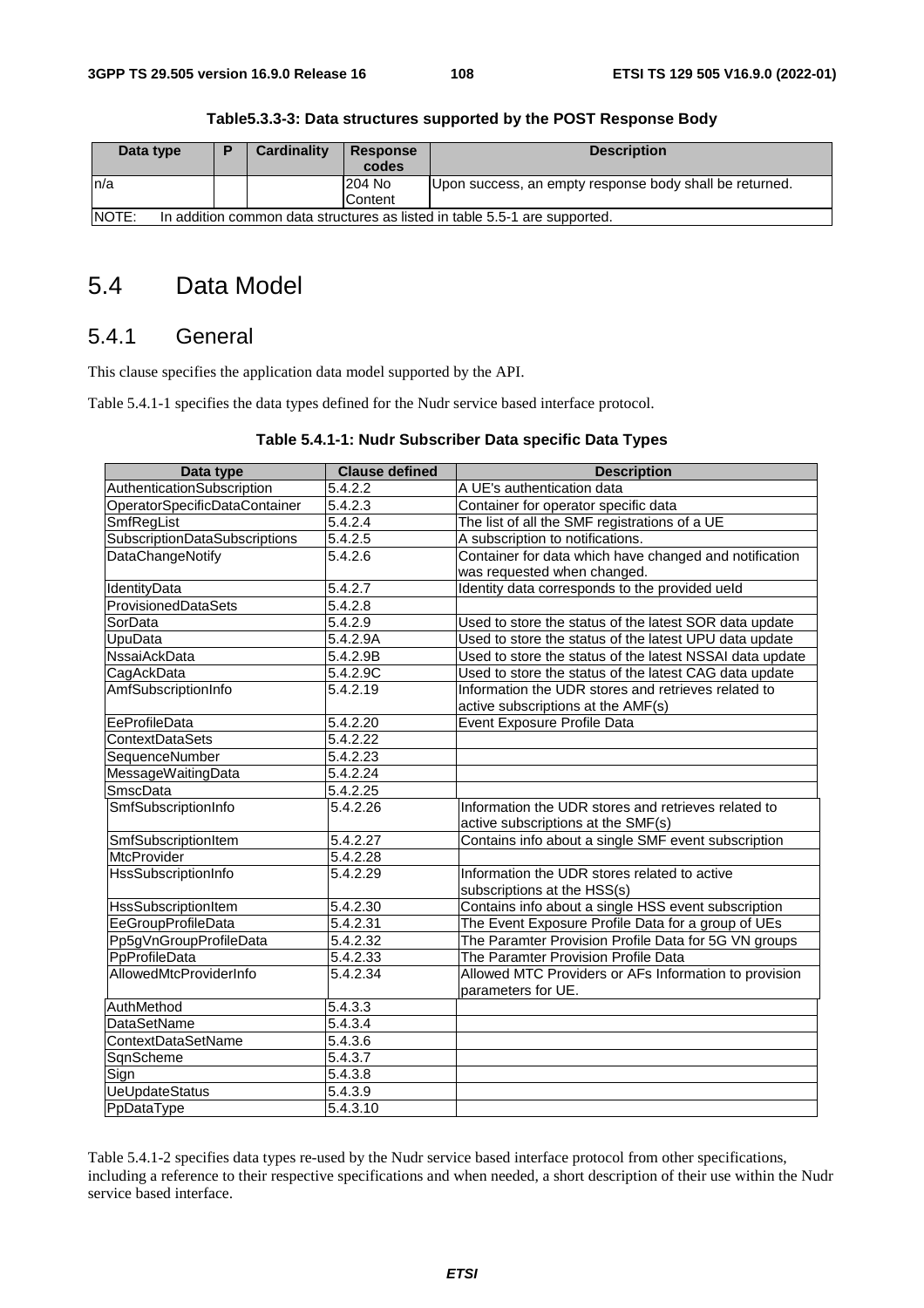**Table5.3.3-3: Data structures supported by the POST Response Body**

| Data type | P | Cardinality | Response codes | Description |
| --- | --- | --- | --- | --- |
| n/a | | | 204 No Content | Upon success, an empty response body shall be returned. |
| NOTE: In addition common data structures as listed in table 5.5-1 are supported. | | | | |

# 5.4 Data Model

## 5.4.1 General

This clause specifies the application data model supported by the API.

Table 5.4.1-1 specifies the data types defined for the Nudr service based interface protocol.

**Table 5.4.1-1: Nudr Subscriber Data specific Data Types**

| Data type | Clause defined | Description |
| --- | --- | --- |
| AuthenticationSubscription | 5.4.2.2 | A UE's authentication data |
| OperatorSpecificDataContainer | 5.4.2.3 | Container for operator specific data |
| SmfRegList | 5.4.2.4 | The list of all the SMF registrations of a UE |
| SubscriptionDataSubscriptions | 5.4.2.5 | A subscription to notifications. |
| DataChangeNotify | 5.4.2.6 | Container for data which have changed and notification was requested when changed. |
| IdentityData | 5.4.2.7 | Identity data corresponds to the provided ueId |
| ProvisionedDataSets | 5.4.2.8 | |
| SorData | 5.4.2.9 | Used to store the status of the latest SOR data update |
| UpuData | 5.4.2.9A | Used to store the status of the latest UPU data update |
| NssaiAckData | 5.4.2.9B | Used to store the status of the latest NSSAI data update |
| CagAckData | 5.4.2.9C | Used to store the status of the latest CAG data update |
| AmfSubscriptionInfo | 5.4.2.19 | Information the UDR stores and retrieves related to active subscriptions at the AMF(s) |
| EeProfileData | 5.4.2.20 | Event Exposure Profile Data |
| ContextDataSets | 5.4.2.22 | |
| SequenceNumber | 5.4.2.23 | |
| MessageWaitingData | 5.4.2.24 | |
| SmscData | 5.4.2.25 | |
| SmfSubscriptionInfo | 5.4.2.26 | Information the UDR stores and retrieves related to active subscriptions at the SMF(s) |
| SmfSubscriptionItem | 5.4.2.27 | Contains info about a single SMF event subscription |
| MtcProvider | 5.4.2.28 | |
| HssSubscriptionInfo | 5.4.2.29 | Information the UDR stores related to active subscriptions at the HSS(s) |
| HssSubscriptionItem | 5.4.2.30 | Contains info about a single HSS event subscription |
| EeGroupProfileData | 5.4.2.31 | The Event Exposure Profile Data for a group of UEs |
| Pp5gVnGroupProfileData | 5.4.2.32 | The Paramter Provision Profile Data for 5G VN groups |
| PpProfileData | 5.4.2.33 | The Paramter Provision Profile Data |
| AllowedMtcProviderInfo | 5.4.2.34 | Allowed MTC Providers or AFs Information to provision parameters for UE. |
| AuthMethod | 5.4.3.3 | |
| DataSetName | 5.4.3.4 | |
| ContextDataSetName | 5.4.3.6 | |
| SqnScheme | 5.4.3.7 | |
| Sign | 5.4.3.8 | |
| UeUpdateStatus | 5.4.3.9 | |
| PpDataType | 5.4.3.10 | |

Table 5.4.1-2 specifies data types re-used by the Nudr service based interface protocol from other specifications, including a reference to their respective specifications and when needed, a short description of their use within the Nudr service based interface.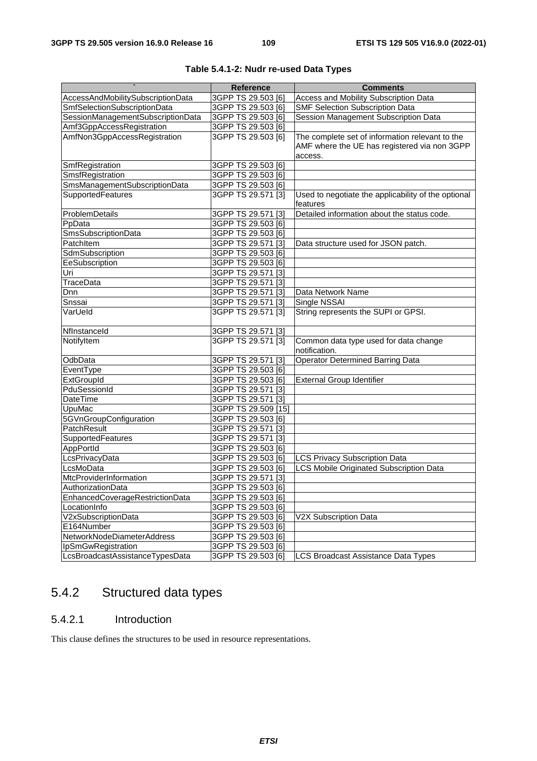**Table 5.4.1-2: Nudr re-used Data Types**

| ` | Reference | Comments |
|---|---|---|
| AccessAndMobilitySubscriptionData | 3GPP TS 29.503 [6] | Access and Mobility Subscription Data |
| SmfSelectionSubscriptionData | 3GPP TS 29.503 [6] | SMF Selection Subscription Data |
| SessionManagementSubscriptionData | 3GPP TS 29.503 [6] | Session Management Subscription Data |
| Amf3GppAccessRegistration | 3GPP TS 29.503 [6] | |
| AmfNon3GppAccessRegistration | 3GPP TS 29.503 [6] | The complete set of information relevant to the AMF where the UE has registered via non 3GPP access. |
| SmfRegistration | 3GPP TS 29.503 [6] | |
| SmsfRegistration | 3GPP TS 29.503 [6] | |
| SmsManagementSubscriptionData | 3GPP TS 29.503 [6] | |
| SupportedFeatures | 3GPP TS 29.571 [3] | Used to negotiate the applicability of the optional features |
| ProblemDetails | 3GPP TS 29.571 [3] | Detailed information about the status code. |
| PpData | 3GPP TS 29.503 [6] | |
| SmsSubscriptionData | 3GPP TS 29.503 [6] | |
| PatchItem | 3GPP TS 29.571 [3] | Data structure used for JSON patch. |
| SdmSubscription | 3GPP TS 29.503 [6] | |
| EeSubscription | 3GPP TS 29.503 [6] | |
| Uri | 3GPP TS 29.571 [3] | |
| TraceData | 3GPP TS 29.571 [3] | |
| Dnn | 3GPP TS 29.571 [3] | Data Network Name |
| Snssai | 3GPP TS 29.571 [3] | Single NSSAI |
| VarUeId | 3GPP TS 29.571 [3] | String represents the SUPI or GPSI. |
| NfInstanceId | 3GPP TS 29.571 [3] | |
| NotifyItem | 3GPP TS 29.571 [3] | Common data type used for data change notification. |
| OdbData | 3GPP TS 29.571 [3] | Operator Determined Barring Data |
| EventType | 3GPP TS 29.503 [6] | |
| ExtGroupId | 3GPP TS 29.503 [6] | External Group Identifier |
| PduSessionId | 3GPP TS 29.571 [3] | |
| DateTime | 3GPP TS 29.571 [3] | |
| UpuMac | 3GPP TS 29.509 [15] | |
| 5GVnGroupConfiguration | 3GPP TS 29.503 [6] | |
| PatchResult | 3GPP TS 29.571 [3] | |
| SupportedFeatures | 3GPP TS 29.571 [3] | |
| AppPortId | 3GPP TS 29.503 [6] | |
| LcsPrivacyData | 3GPP TS 29.503 [6] | LCS Privacy Subscription Data |
| LcsMoData | 3GPP TS 29.503 [6] | LCS Mobile Originated Subscription Data |
| MtcProviderInformation | 3GPP TS 29.571 [3] | |
| AuthorizationData | 3GPP TS 29.503 [6] | |
| EnhancedCoverageRestrictionData | 3GPP TS 29.503 [6] | |
| LocationInfo | 3GPP TS 29.503 [6] | |
| V2xSubscriptionData | 3GPP TS 29.503 [6] | V2X Subscription Data |
| E164Number | 3GPP TS 29.503 [6] | |
| NetworkNodeDiameterAddress | 3GPP TS 29.503 [6] | |
| IpSmGwRegistration | 3GPP TS 29.503 [6] | |
| LcsBroadcastAssistanceTypesData | 3GPP TS 29.503 [6] | LCS Broadcast Assistance Data Types |

## 5.4.2 Structured data types

### 5.4.2.1 Introduction

This clause defines the structures to be used in resource representations.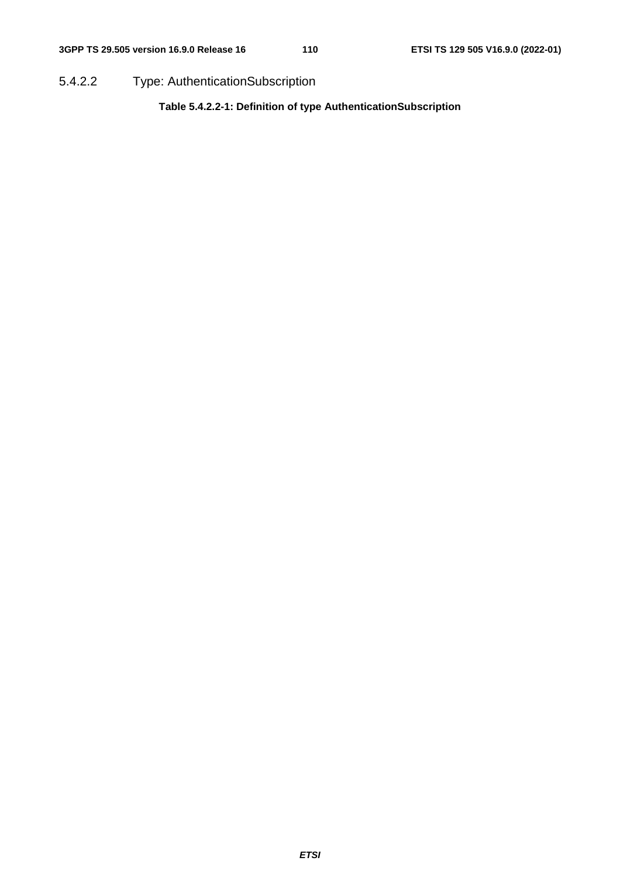#### 5.4.2.2 Type: AuthenticationSubscription

**Table 5.4.2.2-1: Definition of type AuthenticationSubscription**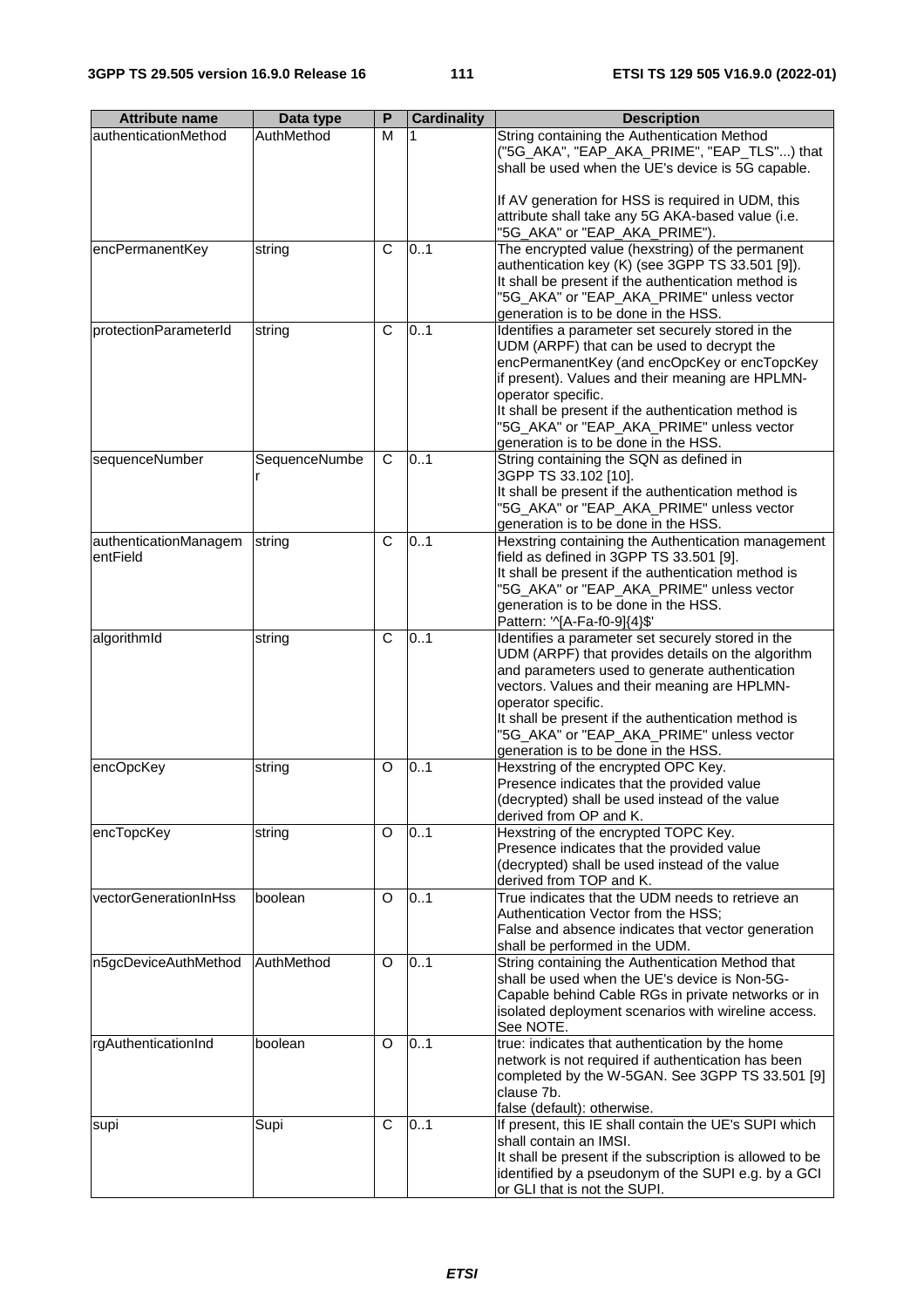| Attribute name | Data type | P | Cardinality | Description |
|---|---|---|---|---|
| authenticationMethod | AuthMethod | M | 1 | String containing the Authentication Method ("5G_AKA", "EAP_AKA_PRIME", "EAP_TLS"...) that shall be used when the UE's device is 5G capable.<br><br>If AV generation for HSS is required in UDM, this attribute shall take any 5G AKA-based value (i.e. "5G_AKA" or "EAP_AKA_PRIME"). |
| encPermanentKey | string | C | 0..1 | The encrypted value (hexstring) of the permanent authentication key (K) (see 3GPP TS 33.501 [9]). It shall be present if the authentication method is "5G_AKA" or "EAP_AKA_PRIME" unless vector generation is to be done in the HSS. |
| protectionParameterId | string | C | 0..1 | Identifies a parameter set securely stored in the UDM (ARPF) that can be used to decrypt the encPermanentKey (and encOpcKey or encTopcKey if present). Values and their meaning are HPLMN-operator specific.<br>It shall be present if the authentication method is "5G_AKA" or "EAP_AKA_PRIME" unless vector generation is to be done in the HSS. |
| sequenceNumber | SequenceNumber | C | 0..1 | String containing the SQN as defined in 3GPP TS 33.102 [10].<br>It shall be present if the authentication method is "5G_AKA" or "EAP_AKA_PRIME" unless vector generation is to be done in the HSS. |
| authenticationManagementField | string | C | 0..1 | Hexstring containing the Authentication management field as defined in 3GPP TS 33.501 [9].<br>It shall be present if the authentication method is "5G_AKA" or "EAP_AKA_PRIME" unless vector generation is to be done in the HSS.<br>Pattern: '^[A-Fa-f0-9]{4}$' |
| algorithmId | string | C | 0..1 | Identifies a parameter set securely stored in the UDM (ARPF) that provides details on the algorithm and parameters used to generate authentication vectors. Values and their meaning are HPLMN-operator specific.<br>It shall be present if the authentication method is "5G_AKA" or "EAP_AKA_PRIME" unless vector generation is to be done in the HSS. |
| encOpcKey | string | O | 0..1 | Hexstring of the encrypted OPC Key.<br>Presence indicates that the provided value (decrypted) shall be used instead of the value derived from OP and K. |
| encTopcKey | string | O | 0..1 | Hexstring of the encrypted TOPC Key.<br>Presence indicates that the provided value (decrypted) shall be used instead of the value derived from TOP and K. |
| vectorGenerationInHss | boolean | O | 0..1 | True indicates that the UDM needs to retrieve an Authentication Vector from the HSS;<br>False and absence indicates that vector generation shall be performed in the UDM. |
| n5gcDeviceAuthMethod | AuthMethod | O | 0..1 | String containing the Authentication Method that shall be used when the UE's device is Non-5G-Capable behind Cable RGs in private networks or in isolated deployment scenarios with wireline access. See NOTE. |
| rgAuthenticationInd | boolean | O | 0..1 | true: indicates that authentication by the home network is not required if authentication has been completed by the W-5GAN. See 3GPP TS 33.501 [9] clause 7b.<br>false (default): otherwise. |
| supi | Supi | C | 0..1 | If present, this IE shall contain the UE's SUPI which shall contain an IMSI.<br>It shall be present if the subscription is allowed to be identified by a pseudonym of the SUPI e.g. by a GCI or GLI that is not the SUPI. |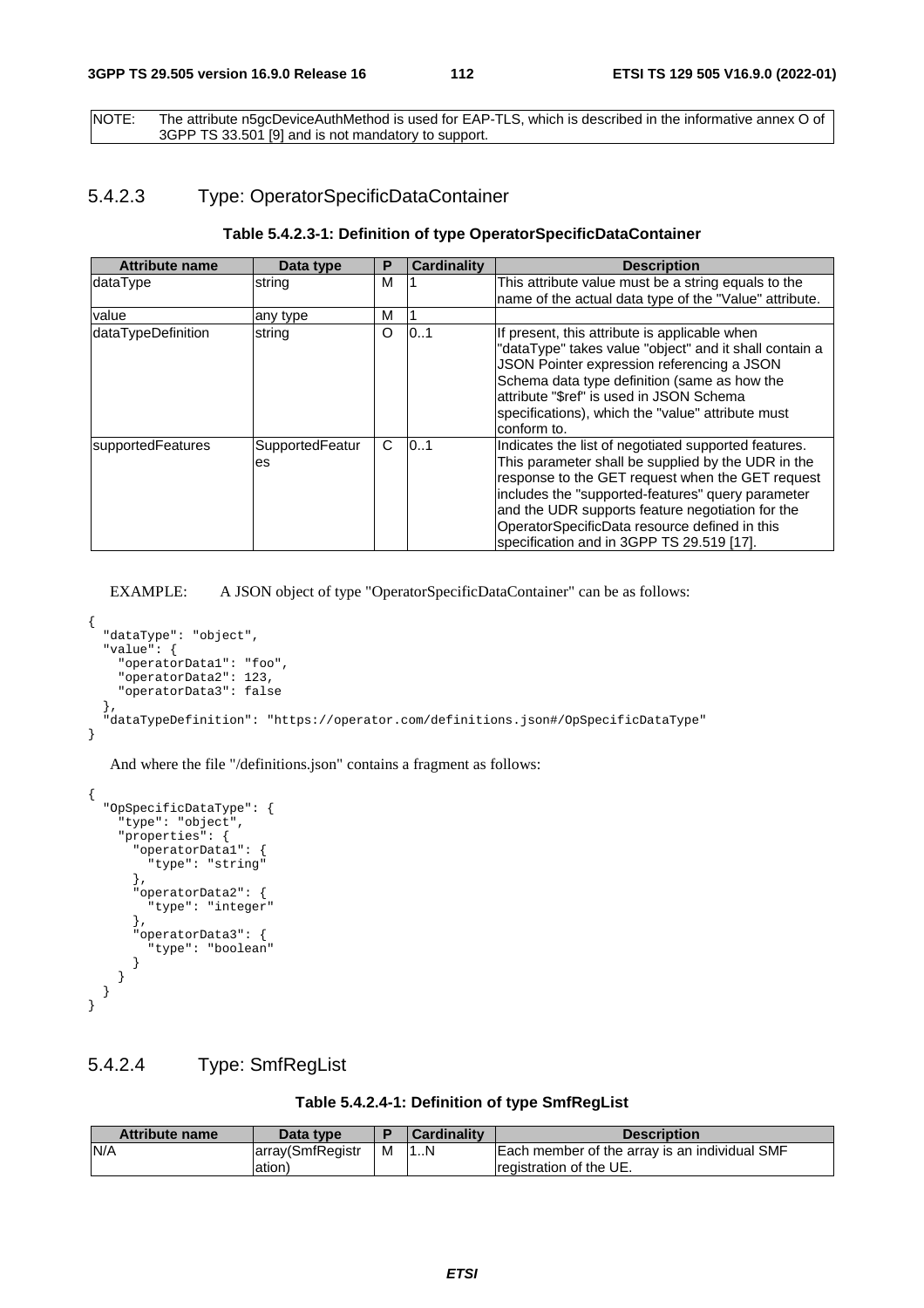NOTE: The attribute n5gcDeviceAuthMethod is used for EAP-TLS, which is described in the informative annex O of 3GPP TS 33.501 [9] and is not mandatory to support.

#### 5.4.2.3 Type: OperatorSpecificDataContainer

**Table 5.4.2.3-1: Definition of type OperatorSpecificDataContainer**

| Attribute name | Data type | P | Cardinality | Description |
|---|---|---|---|---|
| dataType | string | M | 1 | This attribute value must be a string equals to the name of the actual data type of the "Value" attribute. |
| value | any type | M | 1 | |
| dataTypeDefinition | string | O | 0..1 | If present, this attribute is applicable when "dataType" takes value "object" and it shall contain a JSON Pointer expression referencing a JSON Schema data type definition (same as how the attribute "$ref" is used in JSON Schema specifications), which the "value" attribute must conform to. |
| supportedFeatures | SupportedFeatures | C | 0..1 | Indicates the list of negotiated supported features. This parameter shall be supplied by the UDR in the response to the GET request when the GET request includes the "supported-features" query parameter and the UDR supports feature negotiation for the OperatorSpecificData resource defined in this specification and in 3GPP TS 29.519 [17]. |

EXAMPLE: A JSON object of type "OperatorSpecificDataContainer" can be as follows:

```
{
  "dataType": "object",
  "value": {
    "operatorData1": "foo",
    "operatorData2": 123,
    "operatorData3": false
  },
  "dataTypeDefinition": "https://operator.com/definitions.json#/OpSpecificDataType"
}
```

And where the file "/definitions.json" contains a fragment as follows:

```
{
  "OpSpecificDataType": {
    "type": "object",
    "properties": {
      "operatorData1": {
        "type": "string"
      },
      "operatorData2": {
        "type": "integer"
      },
      "operatorData3": {
        "type": "boolean"
      }
    }
  }
}
```

#### 5.4.2.4 Type: SmfRegList

**Table 5.4.2.4-1: Definition of type SmfRegList**

| Attribute name | Data type | P | Cardinality | Description |
|---|---|---|---|---|
| N/A | array(SmfRegistration) | M | 1..N | Each member of the array is an individual SMF registration of the UE. |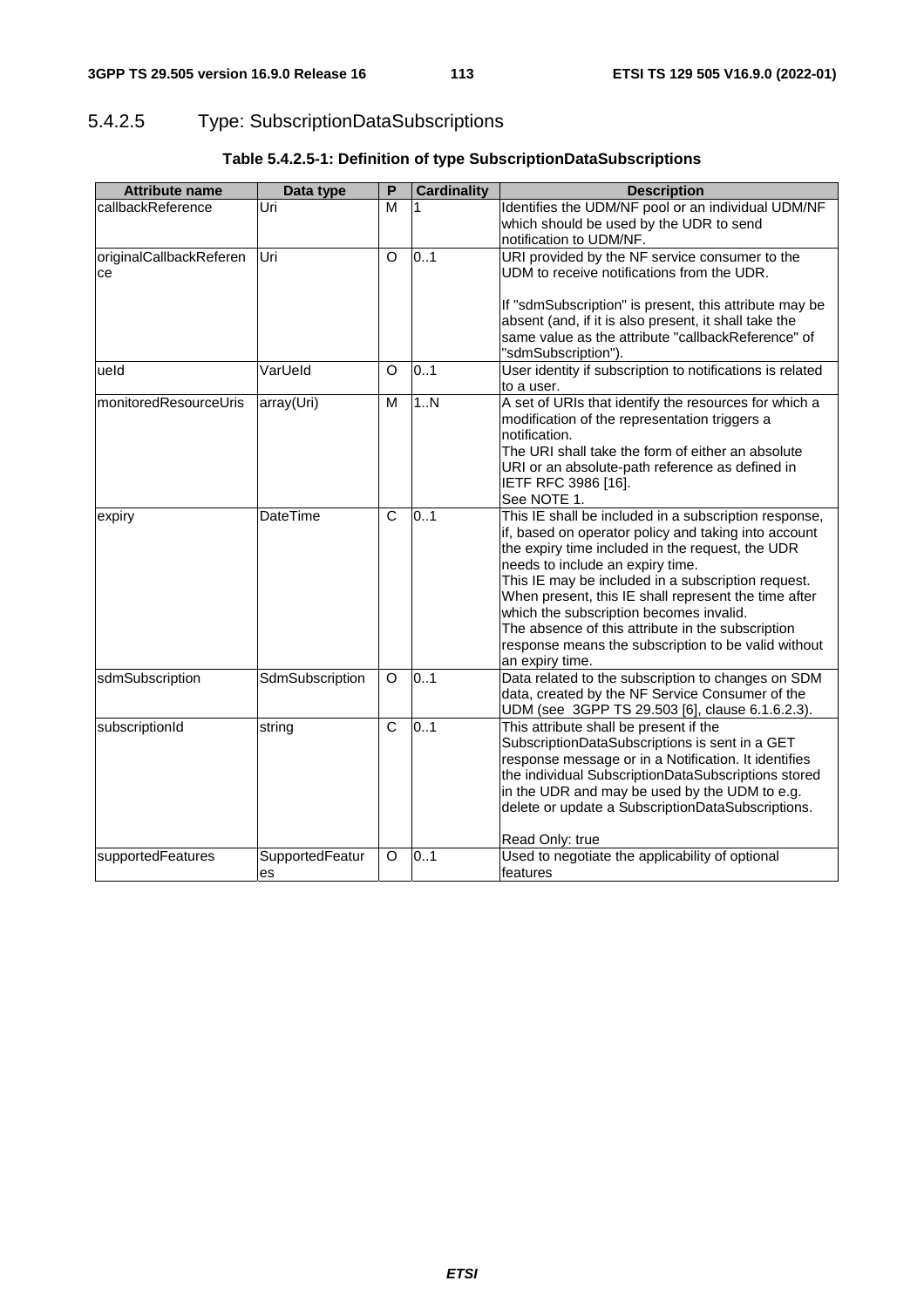#### 5.4.2.5 Type: SubscriptionDataSubscriptions

**Table 5.4.2.5-1: Definition of type SubscriptionDataSubscriptions**

| Attribute name | Data type | P | Cardinality | Description |
|---|---|---|---|---|
| callbackReference | Uri | M | 1 | Identifies the UDM/NF pool or an individual UDM/NF which should be used by the UDR to send notification to UDM/NF. |
| originalCallbackReference | Uri | O | 0..1 | URI provided by the NF service consumer to the UDM to receive notifications from the UDR.<br><br>If "sdmSubscription" is present, this attribute may be absent (and, if it is also present, it shall take the same value as the attribute "callbackReference" of "sdmSubscription"). |
| ueId | VarUeId | O | 0..1 | User identity if subscription to notifications is related to a user. |
| monitoredResourceUris | array(Uri) | M | 1..N | A set of URIs that identify the resources for which a modification of the representation triggers a notification.<br>The URI shall take the form of either an absolute URI or an absolute-path reference as defined in IETF RFC 3986 [16].<br>See NOTE 1. |
| expiry | DateTime | C | 0..1 | This IE shall be included in a subscription response, if, based on operator policy and taking into account the expiry time included in the request, the UDR needs to include an expiry time.<br>This IE may be included in a subscription request. When present, this IE shall represent the time after which the subscription becomes invalid.<br>The absence of this attribute in the subscription response means the subscription to be valid without an expiry time. |
| sdmSubscription | SdmSubscription | O | 0..1 | Data related to the subscription to changes on SDM data, created by the NF Service Consumer of the UDM (see 3GPP TS 29.503 [6], clause 6.1.6.2.3). |
| subscriptionId | string | C | 0..1 | This attribute shall be present if the SubscriptionDataSubscriptions is sent in a GET response message or in a Notification. It identifies the individual SubscriptionDataSubscriptions stored in the UDR and may be used by the UDM to e.g. delete or update a SubscriptionDataSubscriptions.<br><br>Read Only: true |
| supportedFeatures | SupportedFeatures | O | 0..1 | Used to negotiate the applicability of optional features |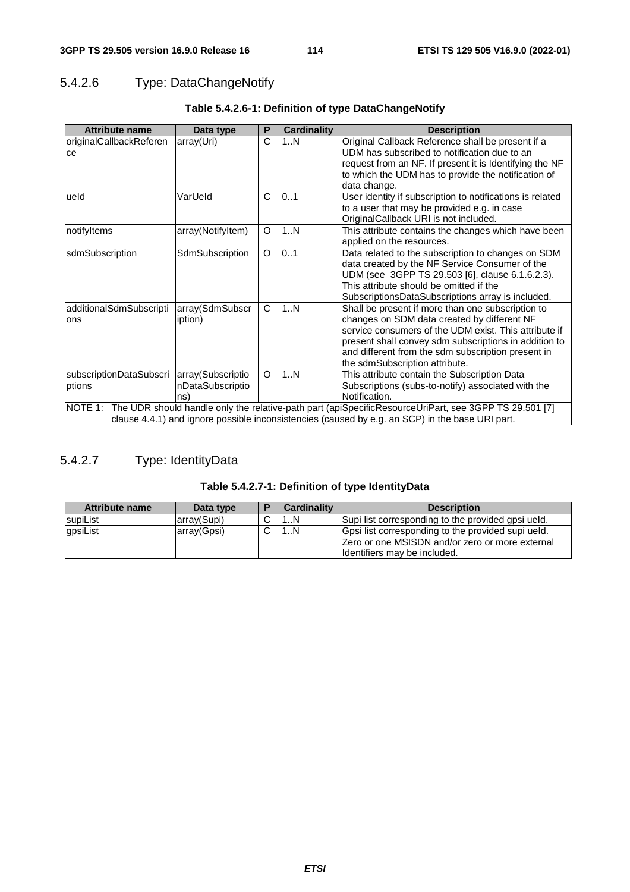### 5.4.2.6 Type: DataChangeNotify

**Table 5.4.2.6-1: Definition of type DataChangeNotify**

| Attribute name | Data type | P | Cardinality | Description |
|---|---|---|---|---|
| originalCallbackReference | array(Uri) | C | 1..N | Original Callback Reference shall be present if a UDM has subscribed to notification due to an request from an NF. If present it is Identifying the NF to which the UDM has to provide the notification of data change. |
| ueId | VarUeId | C | 0..1 | User identity if subscription to notifications is related to a user that may be provided e.g. in case OriginalCallback URI is not included. |
| notifyItems | array(NotifyItem) | O | 1..N | This attribute contains the changes which have been applied on the resources. |
| sdmSubscription | SdmSubscription | O | 0..1 | Data related to the subscription to changes on SDM data created by the NF Service Consumer of the UDM (see 3GPP TS 29.503 [6], clause 6.1.6.2.3). This attribute should be omitted if the SubscriptionsDataSubscriptions array is included. |
| additionalSdmSubscriptions | array(SdmSubscription) | C | 1..N | Shall be present if more than one subscription to changes on SDM data created by different NF service consumers of the UDM exist. This attribute if present shall convey sdm subscriptions in addition to and different from the sdm subscription present in the sdmSubscription attribute. |
| subscriptionDataSubscriptions | array(SubscriptionDataSubscriptions) | O | 1..N | This attribute contain the Subscription Data Subscriptions (subs-to-notify) associated with the Notification. |
| NOTE 1: The UDR should handle only the relative-path part (apiSpecificResourceUriPart, see 3GPP TS 29.501 [7] clause 4.4.1) and ignore possible inconsistencies (caused by e.g. an SCP) in the base URI part. | | | | |

### 5.4.2.7 Type: IdentityData

**Table 5.4.2.7-1: Definition of type IdentityData**

| Attribute name | Data type | P | Cardinality | Description |
|---|---|---|---|---|
| supiList | array(Supi) | C | 1..N | Supi list corresponding to the provided gpsi ueId. |
| gpsiList | array(Gpsi) | C | 1..N | Gpsi list corresponding to the provided supi ueId. Zero or one MSISDN and/or zero or more external Identifiers may be included. |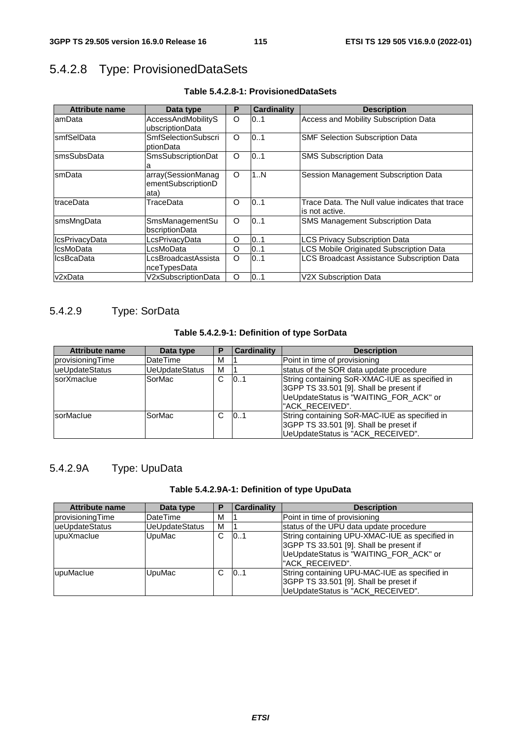### 5.4.2.8 Type: ProvisionedDataSets

**Table 5.4.2.8-1: ProvisionedDataSets**

| Attribute name | Data type | P | Cardinality | Description |
|---|---|---|---|---|
| amData | AccessAndMobilitySubscriptionData | O | 0..1 | Access and Mobility Subscription Data |
| smfSelData | SmfSelectionSubscriptionData | O | 0..1 | SMF Selection Subscription Data |
| smsSubsData | SmsSubscriptionData | O | 0..1 | SMS Subscription Data |
| smData | array(SessionManagementSubscriptionData) | O | 1..N | Session Management Subscription Data |
| traceData | TraceData | O | 0..1 | Trace Data. The Null value indicates that trace is not active. |
| smsMngData | SmsManagementSubscriptionData | O | 0..1 | SMS Management Subscription Data |
| lcsPrivacyData | LcsPrivacyData | O | 0..1 | LCS Privacy Subscription Data |
| lcsMoData | LcsMoData | O | 0..1 | LCS Mobile Originated Subscription Data |
| lcsBcaData | LcsBroadcastAssistanceTypesData | O | 0..1 | LCS Broadcast Assistance Subscription Data |
| v2xData | V2xSubscriptionData | O | 0..1 | V2X Subscription Data |

### 5.4.2.9 Type: SorData

**Table 5.4.2.9-1: Definition of type SorData**

| Attribute name | Data type | P | Cardinality | Description |
|---|---|---|---|---|
| provisioningTime | DateTime | M | 1 | Point in time of provisioning |
| ueUpdateStatus | UeUpdateStatus | M | 1 | status of the SOR data update procedure |
| sorXmacIue | SorMac | C | 0..1 | String containing SoR-XMAC-IUE as specified in 3GPP TS 33.501 [9]. Shall be present if UeUpdateStatus is "WAITING_FOR_ACK" or "ACK_RECEIVED". |
| sorMacIue | SorMac | C | 0..1 | String containing SoR-MAC-IUE as specified in 3GPP TS 33.501 [9]. Shall be preset if UeUpdateStatus is "ACK_RECEIVED". |

### 5.4.2.9A Type: UpuData

**Table 5.4.2.9A-1: Definition of type UpuData**

| Attribute name | Data type | P | Cardinality | Description |
|---|---|---|---|---|
| provisioningTime | DateTime | M | 1 | Point in time of provisioning |
| ueUpdateStatus | UeUpdateStatus | M | 1 | status of the UPU data update procedure |
| upuXmacIue | UpuMac | C | 0..1 | String containing UPU-XMAC-IUE as specified in 3GPP TS 33.501 [9]. Shall be present if UeUpdateStatus is "WAITING_FOR_ACK" or "ACK_RECEIVED". |
| upuMacIue | UpuMac | C | 0..1 | String containing UPU-MAC-IUE as specified in 3GPP TS 33.501 [9]. Shall be preset if UeUpdateStatus is "ACK_RECEIVED". |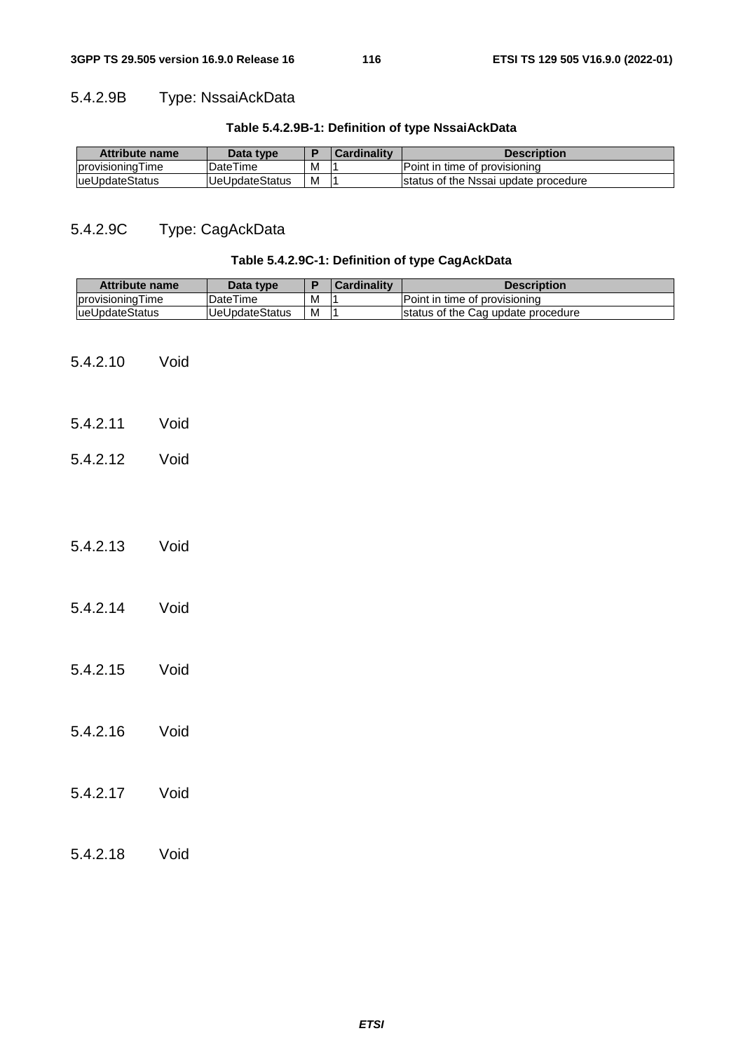#### 5.4.2.9B Type: NssaiAckData

**Table 5.4.2.9B-1: Definition of type NssaiAckData**

| Attribute name | Data type | P | Cardinality | Description |
| --- | --- | --- | --- | --- |
| provisioningTime | DateTime | M | 1 | Point in time of provisioning |
| ueUpdateStatus | UeUpdateStatus | M | 1 | status of the Nssai update procedure |

#### 5.4.2.9C Type: CagAckData

**Table 5.4.2.9C-1: Definition of type CagAckData**

| Attribute name | Data type | P | Cardinality | Description |
| --- | --- | --- | --- | --- |
| provisioningTime | DateTime | M | 1 | Point in time of provisioning |
| ueUpdateStatus | UeUpdateStatus | M | 1 | status of the Cag update procedure |

#### 5.4.2.10 Void

#### 5.4.2.11 Void

#### 5.4.2.12 Void

#### 5.4.2.13 Void

#### 5.4.2.14 Void

#### 5.4.2.15 Void

#### 5.4.2.16 Void

#### 5.4.2.17 Void

#### 5.4.2.18 Void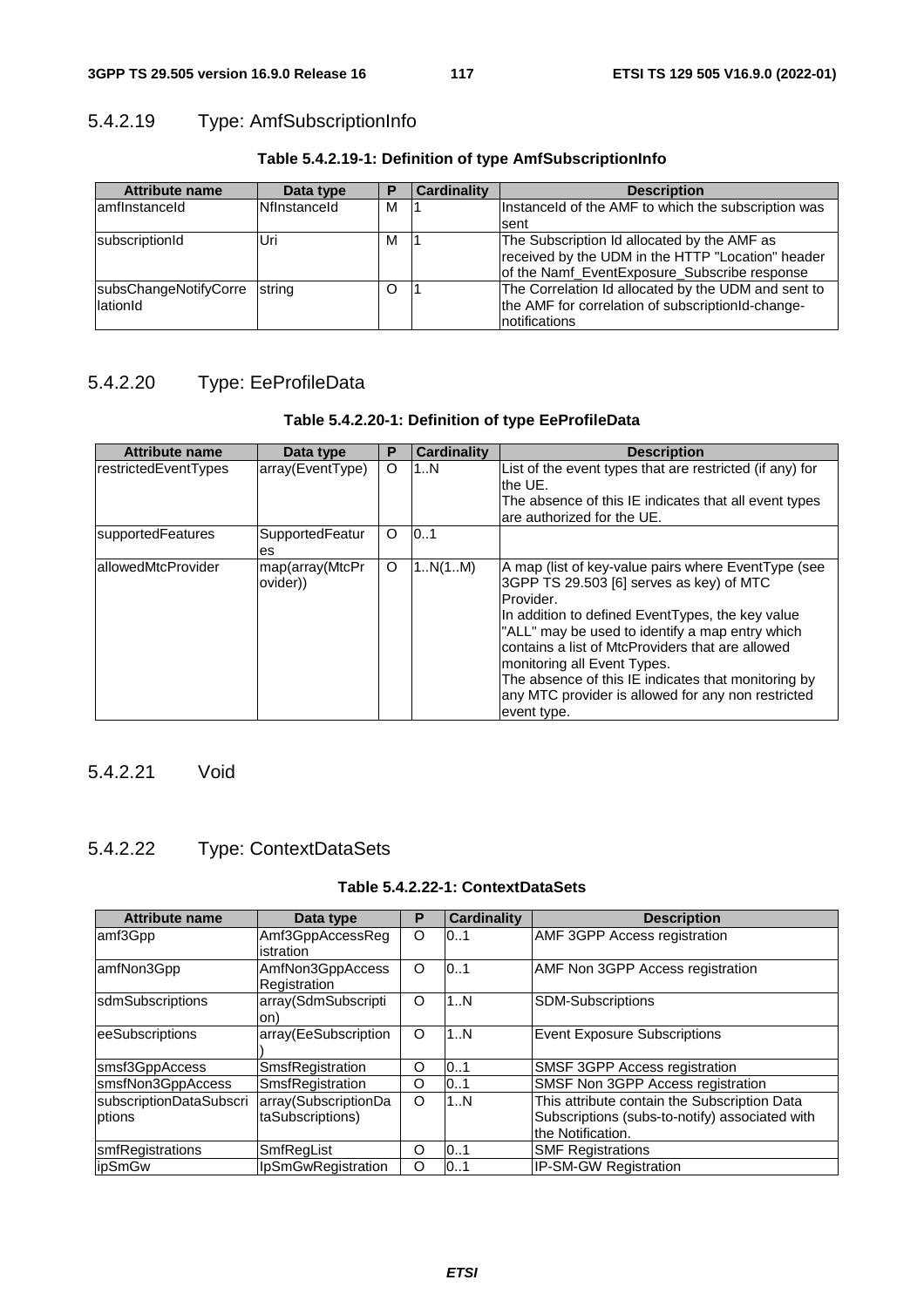### 5.4.2.19 Type: AmfSubscriptionInfo

**Table 5.4.2.19-1: Definition of type AmfSubscriptionInfo**

| Attribute name | Data type | P | Cardinality | Description |
|---|---|---|---|---|
| amfInstanceId | NfInstanceId | M | 1 | InstanceId of the AMF to which the subscription was sent |
| subscriptionId | Uri | M | 1 | The Subscription Id allocated by the AMF as received by the UDM in the HTTP "Location" header of the Namf_EventExposure_Subscribe response |
| subsChangeNotifyCorrelationId | string | O | 1 | The Correlation Id allocated by the UDM and sent to the AMF for correlation of subscriptionId-change-notifications |

### 5.4.2.20 Type: EeProfileData

**Table 5.4.2.20-1: Definition of type EeProfileData**

| Attribute name | Data type | P | Cardinality | Description |
|---|---|---|---|---|
| restrictedEventTypes | array(EventType) | O | 1..N | List of the event types that are restricted (if any) for the UE.<br>The absence of this IE indicates that all event types are authorized for the UE. |
| supportedFeatures | SupportedFeatures | O | 0..1 | |
| allowedMtcProvider | map(array(MtcProvider)) | O | 1..N(1..M) | A map (list of key-value pairs where EventType (see 3GPP TS 29.503 [6] serves as key) of MTC Provider.<br>In addition to defined EventTypes, the key value "ALL" may be used to identify a map entry which contains a list of MtcProviders that are allowed monitoring all Event Types.<br>The absence of this IE indicates that monitoring by any MTC provider is allowed for any non restricted event type. |

### 5.4.2.21 Void

### 5.4.2.22 Type: ContextDataSets

**Table 5.4.2.22-1: ContextDataSets**

| Attribute name | Data type | P | Cardinality | Description |
|---|---|---|---|---|
| amf3Gpp | Amf3GppAccessRegistration | O | 0..1 | AMF 3GPP Access registration |
| amfNon3Gpp | AmfNon3GppAccessRegistration | O | 0..1 | AMF Non 3GPP Access registration |
| sdmSubscriptions | array(SdmSubscription) | O | 1..N | SDM-Subscriptions |
| eeSubscriptions | array(EeSubscription) | O | 1..N | Event Exposure Subscriptions |
| smsf3GppAccess | SmsfRegistration | O | 0..1 | SMSF 3GPP Access registration |
| smsfNon3GppAccess | SmsfRegistration | O | 0..1 | SMSF Non 3GPP Access registration |
| subscriptionDataSubscriptions | array(SubscriptionDataSubscriptions) | O | 1..N | This attribute contain the Subscription Data Subscriptions (subs-to-notify) associated with the Notification. |
| smfRegistrations | SmfRegList | O | 0..1 | SMF Registrations |
| ipSmGw | IpSmGwRegistration | O | 0..1 | IP-SM-GW Registration |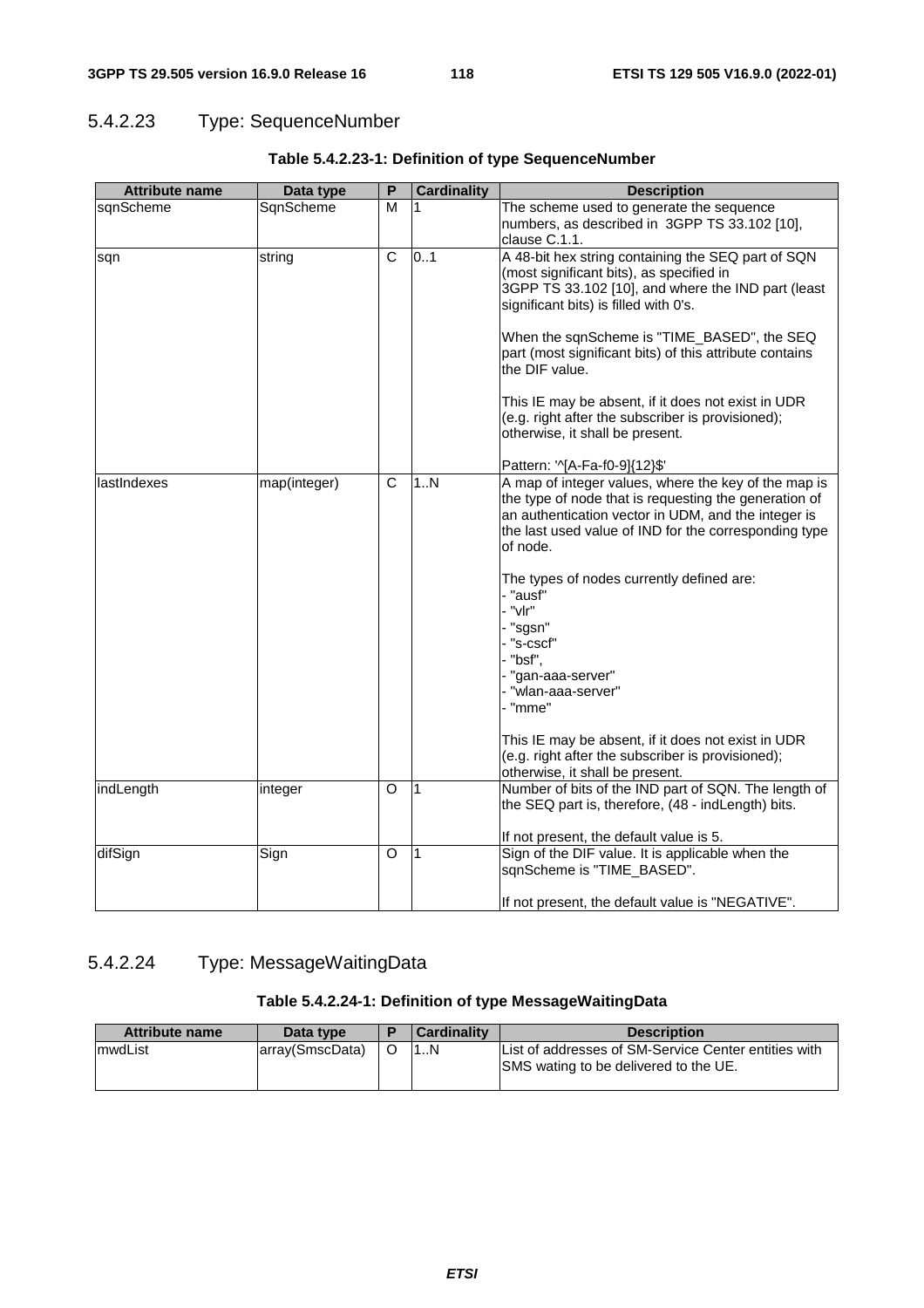#### 5.4.2.23 Type: SequenceNumber

**Table 5.4.2.23-1: Definition of type SequenceNumber**

| Attribute name | Data type | P | Cardinality | Description |
| --- | --- | --- | --- | --- |
| sqnScheme | SqnScheme | M | 1 | The scheme used to generate the sequence numbers, as described in 3GPP TS 33.102 [10], clause C.1.1. |
| sqn | string | C | 0..1 | A 48-bit hex string containing the SEQ part of SQN (most significant bits), as specified in 3GPP TS 33.102 [10], and where the IND part (least significant bits) is filled with 0's.<br><br>When the sqnScheme is "TIME_BASED", the SEQ part (most significant bits) of this attribute contains the DIF value.<br><br>This IE may be absent, if it does not exist in UDR (e.g. right after the subscriber is provisioned); otherwise, it shall be present.<br><br>Pattern: '^[A-Fa-f0-9]{12}$' |
| lastIndexes | map(integer) | C | 1..N | A map of integer values, where the key of the map is the type of node that is requesting the generation of an authentication vector in UDM, and the integer is the last used value of IND for the corresponding type of node.<br><br>The types of nodes currently defined are:<br>- "ausf"<br>- "vlr"<br>- "sgsn"<br>- "s-cscf"<br>- "bsf",<br>- "gan-aaa-server"<br>- "wlan-aaa-server"<br>- "mme"<br><br>This IE may be absent, if it does not exist in UDR (e.g. right after the subscriber is provisioned); otherwise, it shall be present. |
| indLength | integer | O | 1 | Number of bits of the IND part of SQN. The length of the SEQ part is, therefore, (48 - indLength) bits.<br><br>If not present, the default value is 5. |
| difSign | Sign | O | 1 | Sign of the DIF value. It is applicable when the sqnScheme is "TIME_BASED".<br><br>If not present, the default value is "NEGATIVE". |

#### 5.4.2.24 Type: MessageWaitingData

**Table 5.4.2.24-1: Definition of type MessageWaitingData**

| Attribute name | Data type | P | Cardinality | Description |
| --- | --- | --- | --- | --- |
| mwdList | array(SmscData) | O | 1..N | List of addresses of SM-Service Center entities with SMS wating to be delivered to the UE. |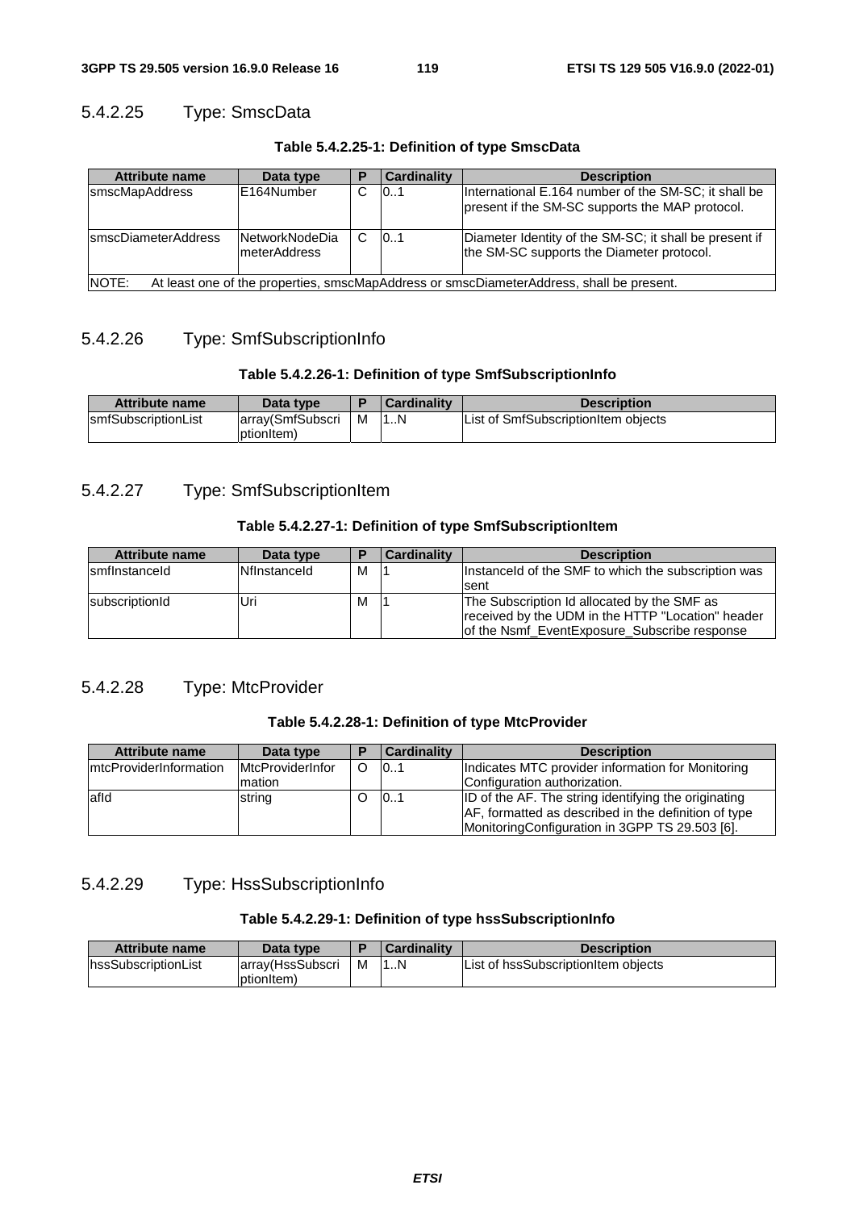### 5.4.2.25 Type: SmscData

**Table 5.4.2.25-1: Definition of type SmscData**

| Attribute name | Data type | P | Cardinality | Description |
|---|---|---|---|---|
| smscMapAddress | E164Number | C | 0..1 | International E.164 number of the SM-SC; it shall be present if the SM-SC supports the MAP protocol. |
| smscDiameterAddress | NetworkNodeDiameterAddress | C | 0..1 | Diameter Identity of the SM-SC; it shall be present if the SM-SC supports the Diameter protocol. |
| NOTE: At least one of the properties, smscMapAddress or smscDiameterAddress, shall be present. | | | | |

### 5.4.2.26 Type: SmfSubscriptionInfo

**Table 5.4.2.26-1: Definition of type SmfSubscriptionInfo**

| Attribute name | Data type | P | Cardinality | Description |
|---|---|---|---|---|
| smfSubscriptionList | array(SmfSubscriptionItem) | M | 1..N | List of SmfSubscriptionItem objects |

### 5.4.2.27 Type: SmfSubscriptionItem

**Table 5.4.2.27-1: Definition of type SmfSubscriptionItem**

| Attribute name | Data type | P | Cardinality | Description |
|---|---|---|---|---|
| smfInstanceId | NfInstanceId | M | 1 | InstanceId of the SMF to which the subscription was sent |
| subscriptionId | Uri | M | 1 | The Subscription Id allocated by the SMF as received by the UDM in the HTTP "Location" header of the Nsmf_EventExposure_Subscribe response |

### 5.4.2.28 Type: MtcProvider

**Table 5.4.2.28-1: Definition of type MtcProvider**

| Attribute name | Data type | P | Cardinality | Description |
|---|---|---|---|---|
| mtcProviderInformation | MtcProviderInformation | O | 0..1 | Indicates MTC provider information for Monitoring Configuration authorization. |
| afId | string | O | 0..1 | ID of the AF. The string identifying the originating AF, formatted as described in the definition of type MonitoringConfiguration in 3GPP TS 29.503 [6]. |

### 5.4.2.29 Type: HssSubscriptionInfo

**Table 5.4.2.29-1: Definition of type hssSubscriptionInfo**

| Attribute name | Data type | P | Cardinality | Description |
|---|---|---|---|---|
| hssSubscriptionList | array(HssSubscriptionItem) | M | 1..N | List of hssSubscriptionItem objects |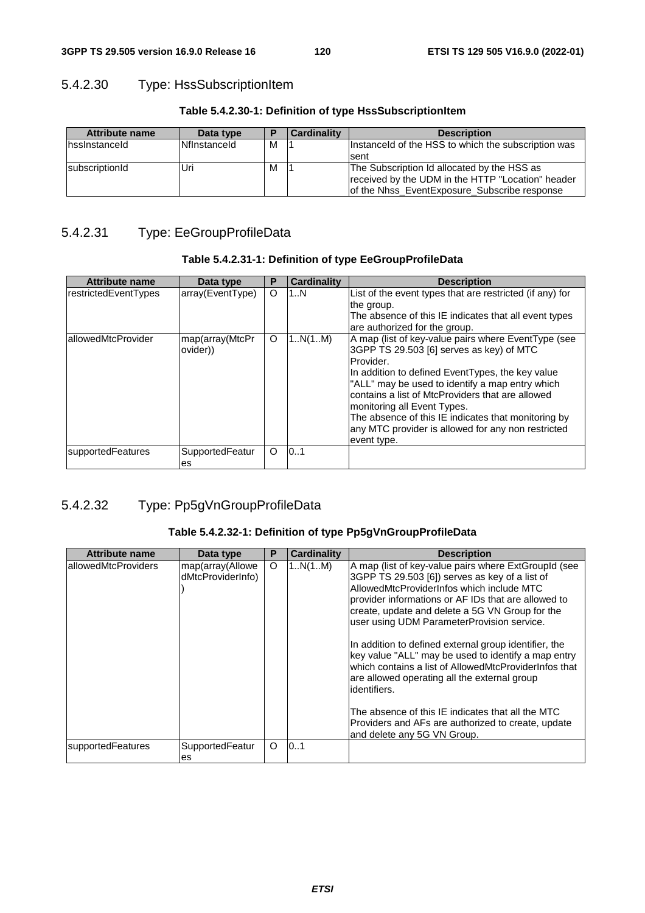#### 5.4.2.30 Type: HssSubscriptionItem

**Table 5.4.2.30-1: Definition of type HssSubscriptionItem**

| Attribute name | Data type | P | Cardinality | Description |
|---|---|---|---|---|
| hssInstanceId | NfInstanceId | M | 1 | InstanceId of the HSS to which the subscription was sent |
| subscriptionId | Uri | M | 1 | The Subscription Id allocated by the HSS as received by the UDM in the HTTP "Location" header of the Nhss_EventExposure_Subscribe response |

#### 5.4.2.31 Type: EeGroupProfileData

**Table 5.4.2.31-1: Definition of type EeGroupProfileData**

| Attribute name | Data type | P | Cardinality | Description |
|---|---|---|---|---|
| restrictedEventTypes | array(EventType) | O | 1..N | List of the event types that are restricted (if any) for the group.<br>The absence of this IE indicates that all event types are authorized for the group. |
| allowedMtcProvider | map(array(MtcProvider)) | O | 1..N(1..M) | A map (list of key-value pairs where EventType (see 3GPP TS 29.503 [6] serves as key) of MTC Provider.<br>In addition to defined EventTypes, the key value "ALL" may be used to identify a map entry which contains a list of MtcProviders that are allowed monitoring all Event Types.<br>The absence of this IE indicates that monitoring by any MTC provider is allowed for any non restricted event type. |
| supportedFeatures | SupportedFeatures | O | 0..1 | |

#### 5.4.2.32 Type: Pp5gVnGroupProfileData

**Table 5.4.2.32-1: Definition of type Pp5gVnGroupProfileData**

| Attribute name | Data type | P | Cardinality | Description |
|---|---|---|---|---|
| allowedMtcProviders | map(array(AllowedMtcProviderInfo)) | O | 1..N(1..M) | A map (list of key-value pairs where ExtGroupId (see 3GPP TS 29.503 [6]) serves as key of a list of AllowedMtcProviderInfos which include MTC provider informations or AF IDs that are allowed to create, update and delete a 5G VN Group for the user using UDM ParameterProvision service.<br><br>In addition to defined external group identifier, the key value "ALL" may be used to identify a map entry which contains a list of AllowedMtcProviderInfos that are allowed operating all the external group identifiers.<br><br>The absence of this IE indicates that all the MTC Providers and AFs are authorized to create, update and delete any 5G VN Group. |
| supportedFeatures | SupportedFeatures | O | 0..1 | |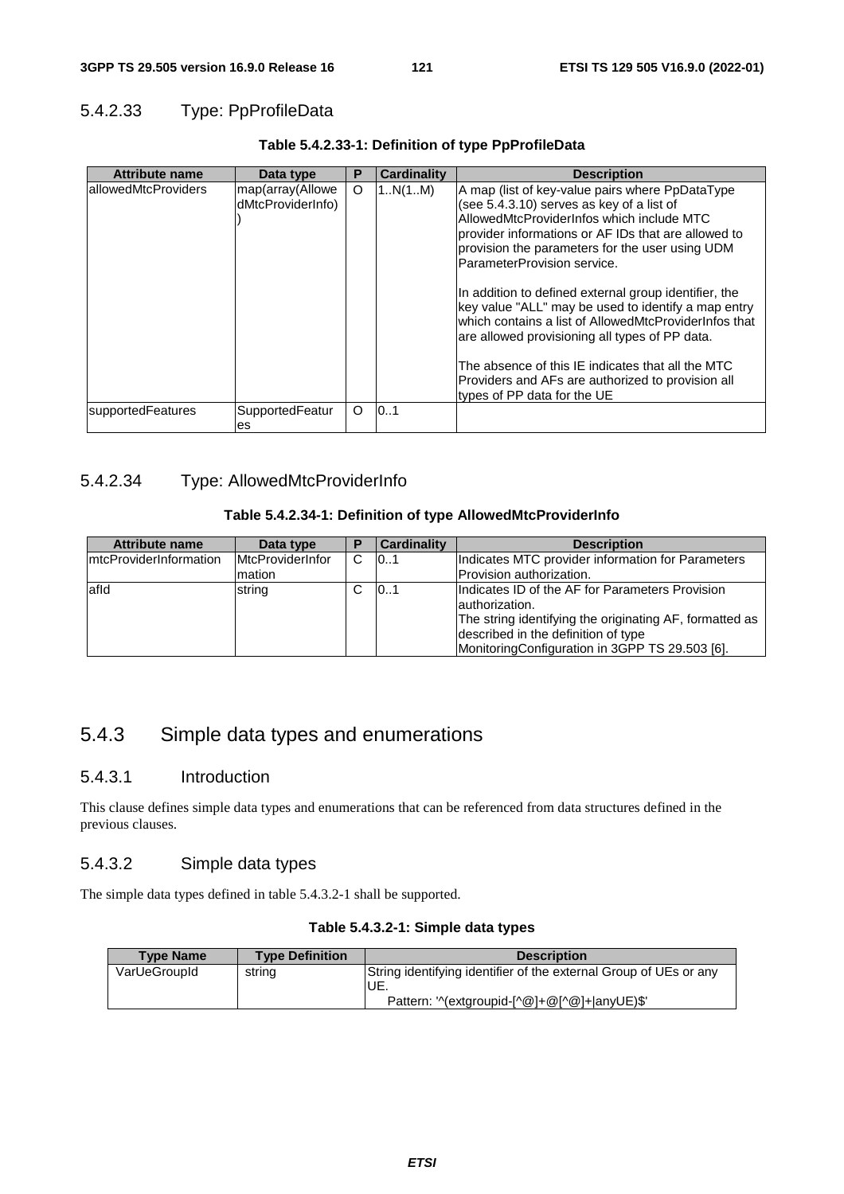### 5.4.2.33 Type: PpProfileData

**Table 5.4.2.33-1: Definition of type PpProfileData**

| Attribute name | Data type | P | Cardinality | Description |
|---|---|---|---|---|
| allowedMtcProviders | map(array(AllowedMtcProviderInfo)) | O | 1..N(1..M) | A map (list of key-value pairs where PpDataType (see 5.4.3.10) serves as key of a list of AllowedMtcProviderInfos which include MTC provider informations or AF IDs that are allowed to provision the parameters for the user using UDM ParameterProvision service.<br><br>In addition to defined external group identifier, the key value "ALL" may be used to identify a map entry which contains a list of AllowedMtcProviderInfos that are allowed provisioning all types of PP data.<br><br>The absence of this IE indicates that all the MTC Providers and AFs are authorized to provision all types of PP data for the UE |
| supportedFeatures | SupportedFeatures | O | 0..1 | |

### 5.4.2.34 Type: AllowedMtcProviderInfo

**Table 5.4.2.34-1: Definition of type AllowedMtcProviderInfo**

| Attribute name | Data type | P | Cardinality | Description |
|---|---|---|---|---|
| mtcProviderInformation | MtcProviderInformation | C | 0..1 | Indicates MTC provider information for Parameters Provision authorization. |
| afId | string | C | 0..1 | Indicates ID of the AF for Parameters Provision authorization.<br>The string identifying the originating AF, formatted as described in the definition of type MonitoringConfiguration in 3GPP TS 29.503 [6]. |

## 5.4.3 Simple data types and enumerations

### 5.4.3.1 Introduction

This clause defines simple data types and enumerations that can be referenced from data structures defined in the previous clauses.

### 5.4.3.2 Simple data types

The simple data types defined in table 5.4.3.2-1 shall be supported.

**Table 5.4.3.2-1: Simple data types**

| Type Name | Type Definition | Description |
|---|---|---|
| VarUeGroupId | string | String identifying identifier of the external Group of UEs or any UE.<br>Pattern: '^(extgroupid-[^@]+@[^@]+\|anyUE)$' |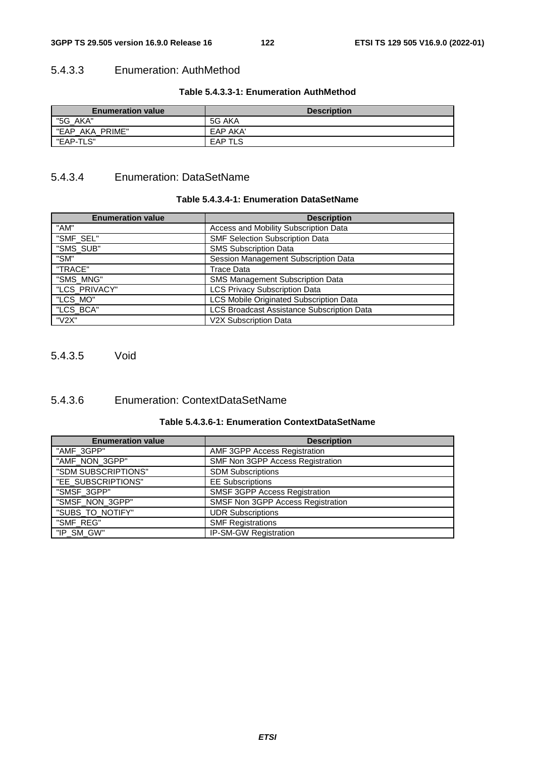### 5.4.3.3 Enumeration: AuthMethod

**Table 5.4.3.3-1: Enumeration AuthMethod**

| Enumeration value | Description |
|---|---|
| "5G_AKA" | 5G AKA |
| "EAP_AKA_PRIME" | EAP AKA' |
| "EAP-TLS" | EAP TLS |

### 5.4.3.4 Enumeration: DataSetName

**Table 5.4.3.4-1: Enumeration DataSetName**

| Enumeration value | Description |
|---|---|
| "AM" | Access and Mobility Subscription Data |
| "SMF_SEL" | SMF Selection Subscription Data |
| "SMS_SUB" | SMS Subscription Data |
| "SM" | Session Management Subscription Data |
| "TRACE" | Trace Data |
| "SMS_MNG" | SMS Management Subscription Data |
| "LCS_PRIVACY" | LCS Privacy Subscription Data |
| "LCS_MO" | LCS Mobile Originated Subscription Data |
| "LCS_BCA" | LCS Broadcast Assistance Subscription Data |
| "V2X" | V2X Subscription Data |

### 5.4.3.5 Void

### 5.4.3.6 Enumeration: ContextDataSetName

**Table 5.4.3.6-1: Enumeration ContextDataSetName**

| Enumeration value | Description |
|---|---|
| "AMF_3GPP" | AMF 3GPP Access Registration |
| "AMF_NON_3GPP" | SMF Non 3GPP Access Registration |
| "SDM SUBSCRIPTIONS" | SDM Subscriptions |
| "EE_SUBSCRIPTIONS" | EE Subscriptions |
| "SMSF_3GPP" | SMSF 3GPP Access Registration |
| "SMSF_NON_3GPP" | SMSF Non 3GPP Access Registration |
| "SUBS_TO_NOTIFY" | UDR Subscriptions |
| "SMF_REG" | SMF Registrations |
| "IP_SM_GW" | IP-SM-GW Registration |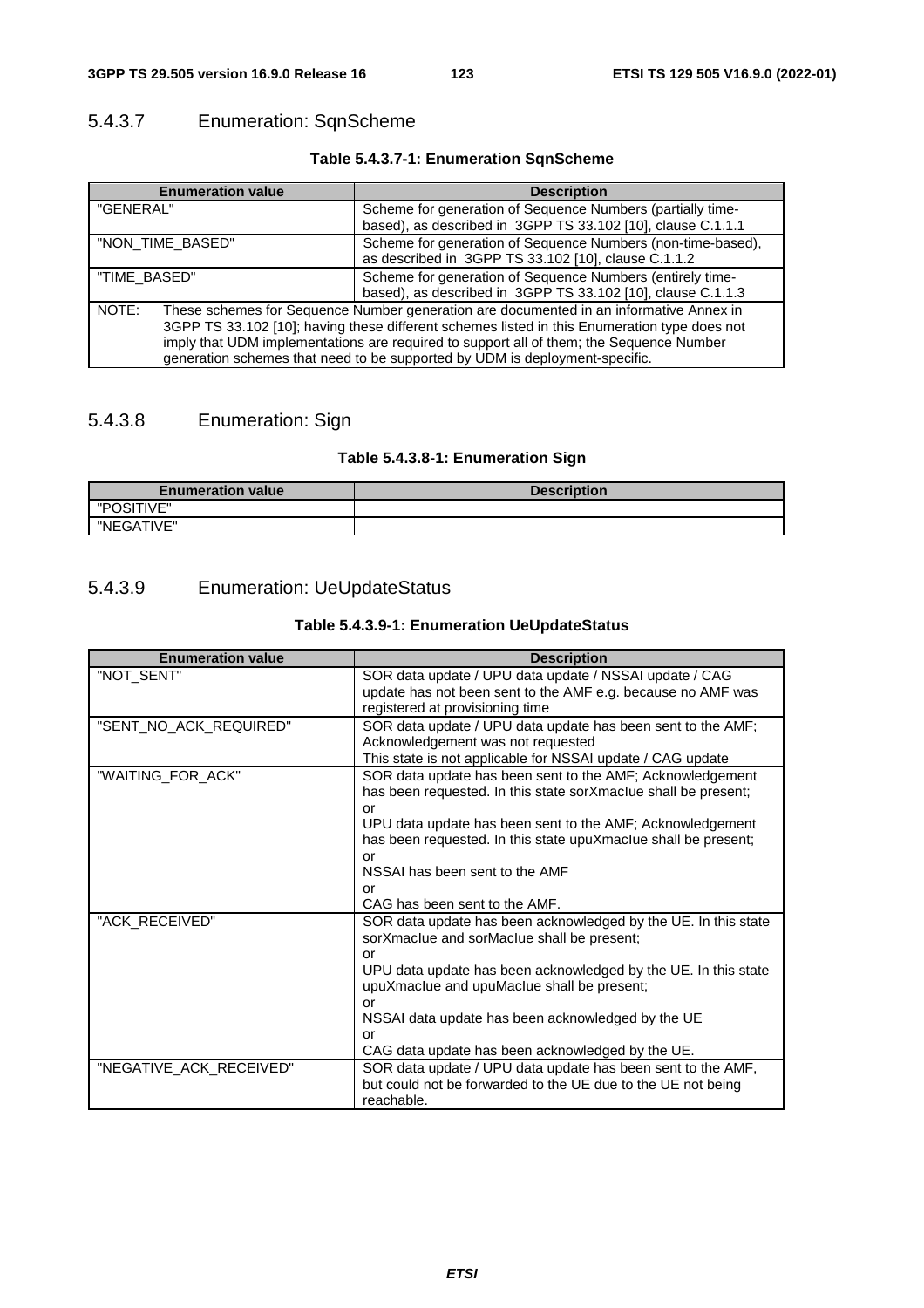#### 5.4.3.7 Enumeration: SqnScheme

**Table 5.4.3.7-1: Enumeration SqnScheme**

| Enumeration value | Description |
|---|---|
| "GENERAL" | Scheme for generation of Sequence Numbers (partially time-based), as described in 3GPP TS 33.102 [10], clause C.1.1.1 |
| "NON_TIME_BASED" | Scheme for generation of Sequence Numbers (non-time-based), as described in 3GPP TS 33.102 [10], clause C.1.1.2 |
| "TIME_BASED" | Scheme for generation of Sequence Numbers (entirely time-based), as described in 3GPP TS 33.102 [10], clause C.1.1.3 |
| NOTE: These schemes for Sequence Number generation are documented in an informative Annex in 3GPP TS 33.102 [10]; having these different schemes listed in this Enumeration type does not imply that UDM implementations are required to support all of them; the Sequence Number generation schemes that need to be supported by UDM is deployment-specific. | |

#### 5.4.3.8 Enumeration: Sign

**Table 5.4.3.8-1: Enumeration Sign**

| Enumeration value | Description |
|---|---|
| "POSITIVE" | |
| "NEGATIVE" | |

#### 5.4.3.9 Enumeration: UeUpdateStatus

**Table 5.4.3.9-1: Enumeration UeUpdateStatus**

| Enumeration value | Description |
|---|---|
| "NOT_SENT" | SOR data update / UPU data update / NSSAI update / CAG update has not been sent to the AMF e.g. because no AMF was registered at provisioning time |
| "SENT_NO_ACK_REQUIRED" | SOR data update / UPU data update has been sent to the AMF; Acknowledgement was not requested<br>This state is not applicable for NSSAI update / CAG update |
| "WAITING_FOR_ACK" | SOR data update has been sent to the AMF; Acknowledgement has been requested. In this state sorXmacIue shall be present;<br>or<br>UPU data update has been sent to the AMF; Acknowledgement has been requested. In this state upuXmacIue shall be present;<br>or<br>NSSAI has been sent to the AMF<br>or<br>CAG has been sent to the AMF. |
| "ACK_RECEIVED" | SOR data update has been acknowledged by the UE. In this state sorXmacIue and sorMacIue shall be present;<br>or<br>UPU data update has been acknowledged by the UE. In this state upuXmacIue and upuMacIue shall be present;<br>or<br>NSSAI data update has been acknowledged by the UE<br>or<br>CAG data update has been acknowledged by the UE. |
| "NEGATIVE_ACK_RECEIVED" | SOR data update / UPU data update has been sent to the AMF, but could not be forwarded to the UE due to the UE not being reachable. |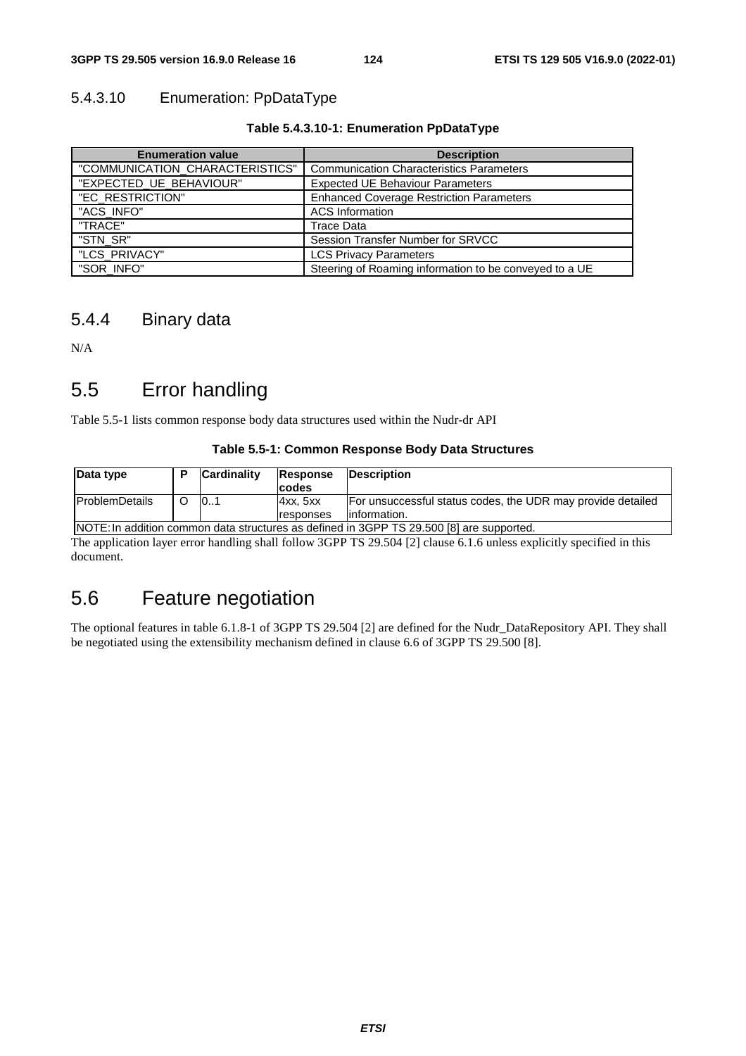#### 5.4.3.10 Enumeration: PpDataType

**Table 5.4.3.10-1: Enumeration PpDataType**

| Enumeration value | Description |
|---|---|
| "COMMUNICATION_CHARACTERISTICS" | Communication Characteristics Parameters |
| "EXPECTED_UE_BEHAVIOUR" | Expected UE Behaviour Parameters |
| "EC_RESTRICTION" | Enhanced Coverage Restriction Parameters |
| "ACS_INFO" | ACS Information |
| "TRACE" | Trace Data |
| "STN_SR" | Session Transfer Number for SRVCC |
| "LCS_PRIVACY" | LCS Privacy Parameters |
| "SOR_INFO" | Steering of Roaming information to be conveyed to a UE |

### 5.4.4 Binary data

N/A

## 5.5 Error handling

Table 5.5-1 lists common response body data structures used within the Nudr-dr API

**Table 5.5-1: Common Response Body Data Structures**

| Data type | P | Cardinality | Response codes | Description |
|---|---|---|---|---|
| ProblemDetails | O | 0..1 | 4xx, 5xx responses | For unsuccessful status codes, the UDR may provide detailed information. |
| NOTE: In addition common data structures as defined in 3GPP TS 29.500 [8] are supported. | | | | |

The application layer error handling shall follow 3GPP TS 29.504 [2] clause 6.1.6 unless explicitly specified in this document.

## 5.6 Feature negotiation

The optional features in table 6.1.8-1 of 3GPP TS 29.504 [2] are defined for the Nudr_DataRepository API. They shall be negotiated using the extensibility mechanism defined in clause 6.6 of 3GPP TS 29.500 [8].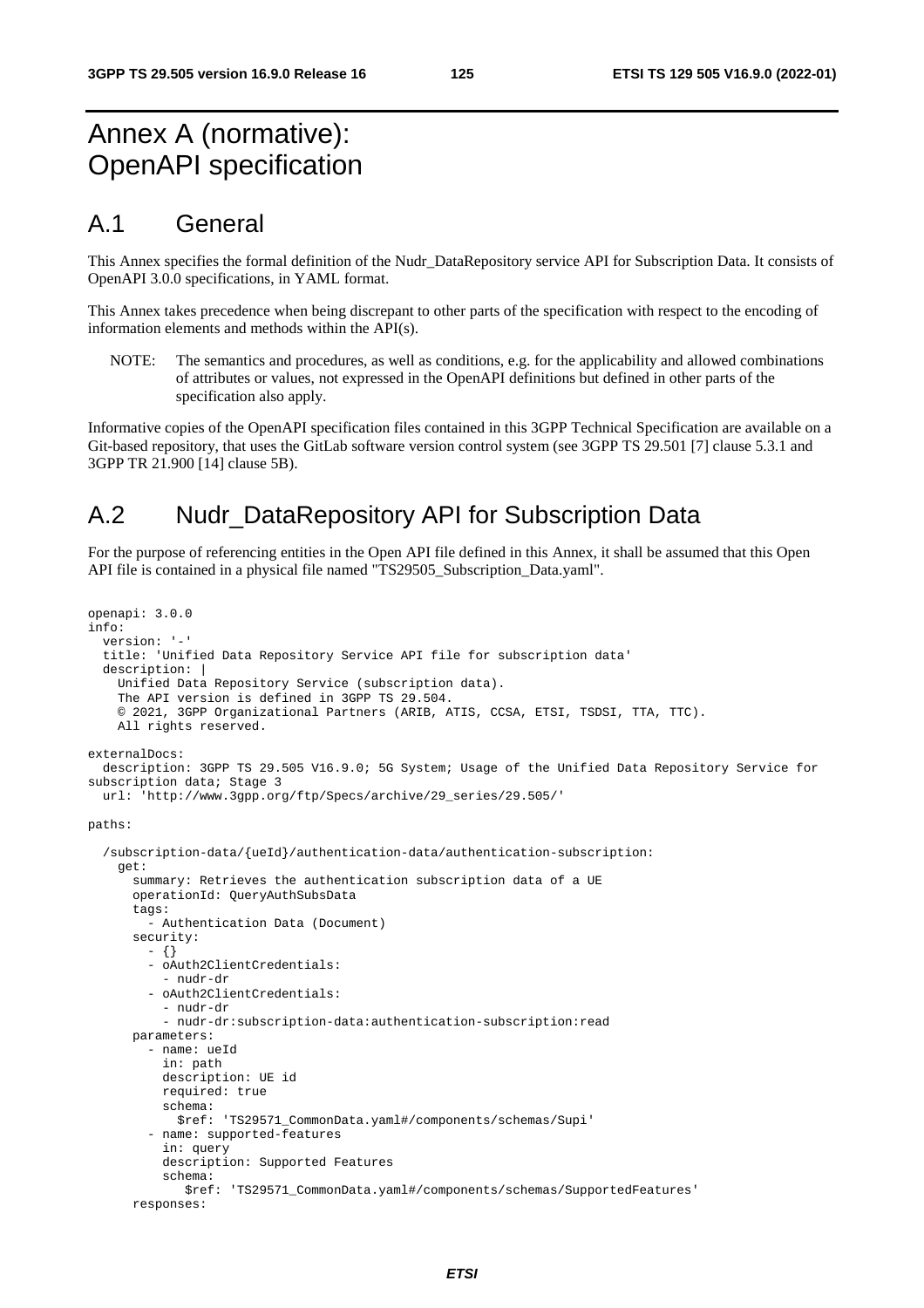# Annex A (normative): OpenAPI specification

## A.1 General

This Annex specifies the formal definition of the Nudr_DataRepository service API for Subscription Data. It consists of OpenAPI 3.0.0 specifications, in YAML format.

This Annex takes precedence when being discrepant to other parts of the specification with respect to the encoding of information elements and methods within the API(s).

NOTE: The semantics and procedures, as well as conditions, e.g. for the applicability and allowed combinations of attributes or values, not expressed in the OpenAPI definitions but defined in other parts of the specification also apply.

Informative copies of the OpenAPI specification files contained in this 3GPP Technical Specification are available on a Git-based repository, that uses the GitLab software version control system (see 3GPP TS 29.501 [7] clause 5.3.1 and 3GPP TR 21.900 [14] clause 5B).

## A.2 Nudr_DataRepository API for Subscription Data

For the purpose of referencing entities in the Open API file defined in this Annex, it shall be assumed that this Open API file is contained in a physical file named "TS29505_Subscription_Data.yaml".

```
openapi: 3.0.0
info:
  version: '-'
  title: 'Unified Data Repository Service API file for subscription data'
  description: |
    Unified Data Repository Service (subscription data).
    The API version is defined in 3GPP TS 29.504.
    © 2021, 3GPP Organizational Partners (ARIB, ATIS, CCSA, ETSI, TSDSI, TTA, TTC).
    All rights reserved.

externalDocs:
  description: 3GPP TS 29.505 V16.9.0; 5G System; Usage of the Unified Data Repository Service for
subscription data; Stage 3
  url: 'http://www.3gpp.org/ftp/Specs/archive/29_series/29.505/'

paths:

  /subscription-data/{ueId}/authentication-data/authentication-subscription:
    get:
      summary: Retrieves the authentication subscription data of a UE
      operationId: QueryAuthSubsData
      tags:
        - Authentication Data (Document)
      security:
        - {}
        - oAuth2ClientCredentials:
          - nudr-dr
        - oAuth2ClientCredentials:
          - nudr-dr
          - nudr-dr:subscription-data:authentication-subscription:read
      parameters:
        - name: ueId
          in: path
          description: UE id
          required: true
          schema:
            $ref: 'TS29571_CommonData.yaml#/components/schemas/Supi'
        - name: supported-features
          in: query
          description: Supported Features
          schema:
             $ref: 'TS29571_CommonData.yaml#/components/schemas/SupportedFeatures'
      responses:
```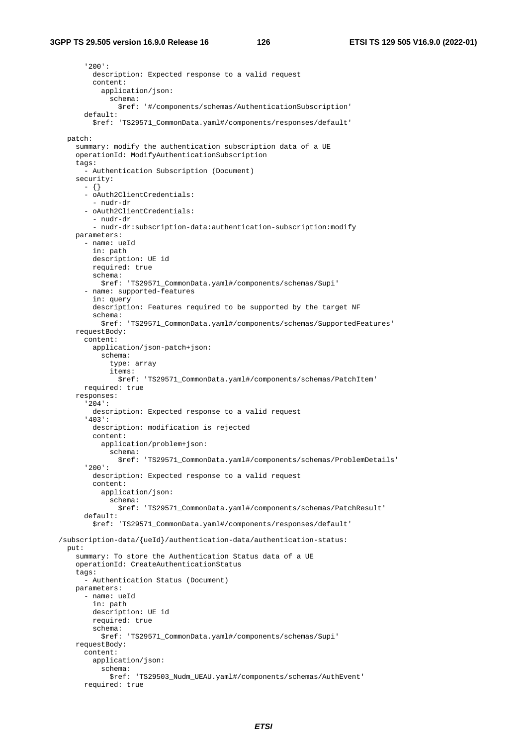```
        '200':
          description: Expected response to a valid request
          content:
            application/json:
              schema:
                $ref: '#/components/schemas/AuthenticationSubscription'
        default:
          $ref: 'TS29571_CommonData.yaml#/components/responses/default'

    patch:
      summary: modify the authentication subscription data of a UE
      operationId: ModifyAuthenticationSubscription
      tags:
        - Authentication Subscription (Document)
      security:
        - {}
        - oAuth2ClientCredentials:
          - nudr-dr
        - oAuth2ClientCredentials:
          - nudr-dr
          - nudr-dr:subscription-data:authentication-subscription:modify
      parameters:
        - name: ueId
          in: path
          description: UE id
          required: true
          schema:
            $ref: 'TS29571_CommonData.yaml#/components/schemas/Supi'
        - name: supported-features
          in: query
          description: Features required to be supported by the target NF
          schema:
            $ref: 'TS29571_CommonData.yaml#/components/schemas/SupportedFeatures'
      requestBody:
        content:
          application/json-patch+json:
            schema:
              type: array
              items:
                $ref: 'TS29571_CommonData.yaml#/components/schemas/PatchItem'
        required: true
      responses:
        '204':
          description: Expected response to a valid request
        '403':
          description: modification is rejected
          content:
            application/problem+json:
              schema:
                $ref: 'TS29571_CommonData.yaml#/components/schemas/ProblemDetails'
        '200':
          description: Expected response to a valid request
          content:
            application/json:
              schema:
                $ref: 'TS29571_CommonData.yaml#/components/schemas/PatchResult'
        default:
          $ref: 'TS29571_CommonData.yaml#/components/responses/default'

  /subscription-data/{ueId}/authentication-data/authentication-status:
    put:
      summary: To store the Authentication Status data of a UE
      operationId: CreateAuthenticationStatus
      tags:
        - Authentication Status (Document)
      parameters:
        - name: ueId
          in: path
          description: UE id
          required: true
          schema:
            $ref: 'TS29571_CommonData.yaml#/components/schemas/Supi'
      requestBody:
        content:
          application/json:
            schema:
              $ref: 'TS29503_Nudm_UEAU.yaml#/components/schemas/AuthEvent'
        required: true
```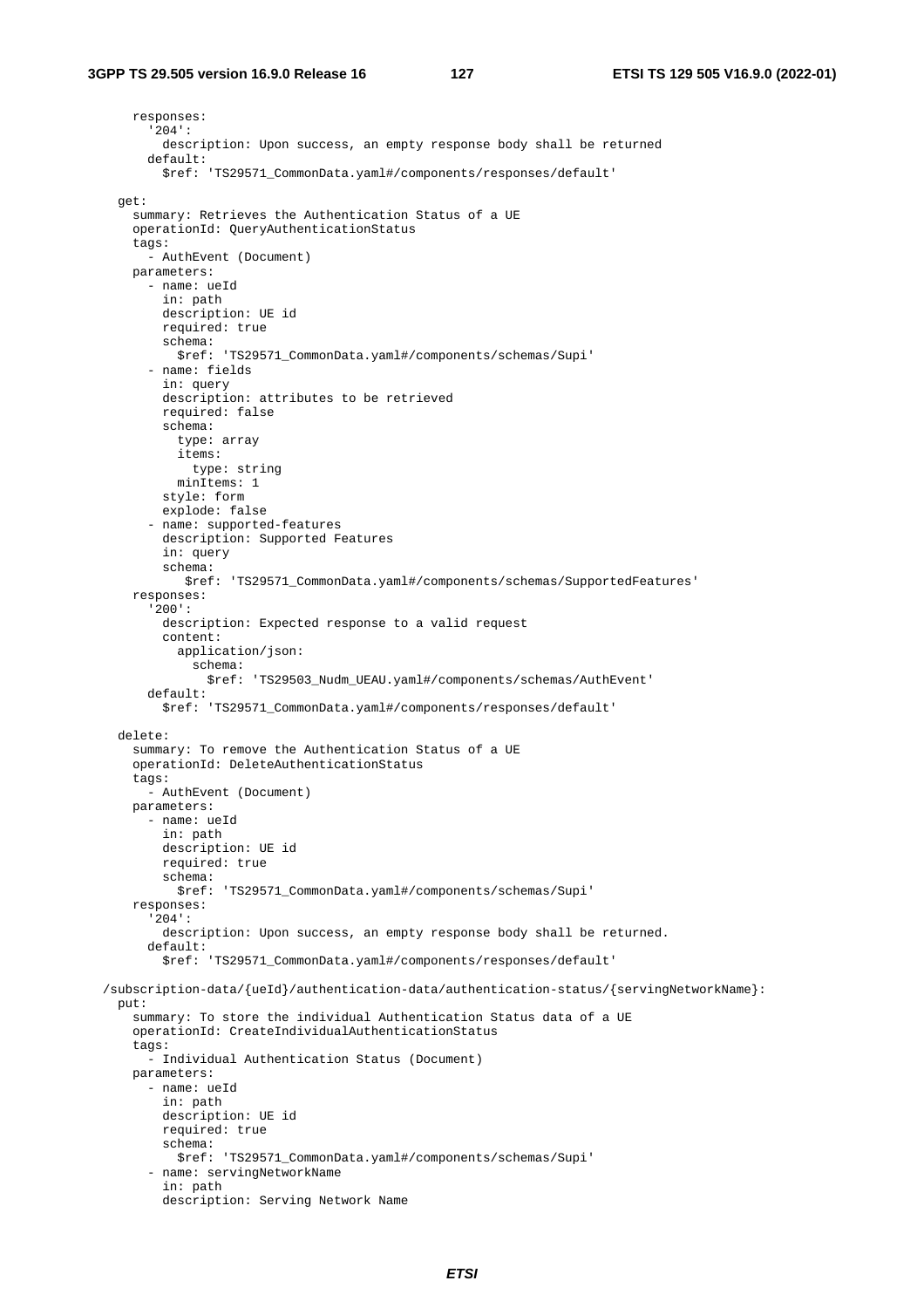```
      responses:
        '204':
          description: Upon success, an empty response body shall be returned
        default:
          $ref: 'TS29571_CommonData.yaml#/components/responses/default'

    get:
      summary: Retrieves the Authentication Status of a UE
      operationId: QueryAuthenticationStatus
      tags:
        - AuthEvent (Document)
      parameters:
        - name: ueId
          in: path
          description: UE id
          required: true
          schema:
            $ref: 'TS29571_CommonData.yaml#/components/schemas/Supi'
        - name: fields
          in: query
          description: attributes to be retrieved
          required: false
          schema:
            type: array
            items:
              type: string
            minItems: 1
          style: form
          explode: false
        - name: supported-features
          description: Supported Features
          in: query
          schema:
             $ref: 'TS29571_CommonData.yaml#/components/schemas/SupportedFeatures'
      responses:
        '200':
          description: Expected response to a valid request
          content:
            application/json:
              schema:
                $ref: 'TS29503_Nudm_UEAU.yaml#/components/schemas/AuthEvent'
        default:
          $ref: 'TS29571_CommonData.yaml#/components/responses/default'

    delete:
      summary: To remove the Authentication Status of a UE
      operationId: DeleteAuthenticationStatus
      tags:
        - AuthEvent (Document)
      parameters:
        - name: ueId
          in: path
          description: UE id
          required: true
          schema:
            $ref: 'TS29571_CommonData.yaml#/components/schemas/Supi'
      responses:
        '204':
          description: Upon success, an empty response body shall be returned.
        default:
          $ref: 'TS29571_CommonData.yaml#/components/responses/default'

  /subscription-data/{ueId}/authentication-data/authentication-status/{servingNetworkName}:
    put:
      summary: To store the individual Authentication Status data of a UE
      operationId: CreateIndividualAuthenticationStatus
      tags:
        - Individual Authentication Status (Document)
      parameters:
        - name: ueId
          in: path
          description: UE id
          required: true
          schema:
            $ref: 'TS29571_CommonData.yaml#/components/schemas/Supi'
        - name: servingNetworkName
          in: path
          description: Serving Network Name
```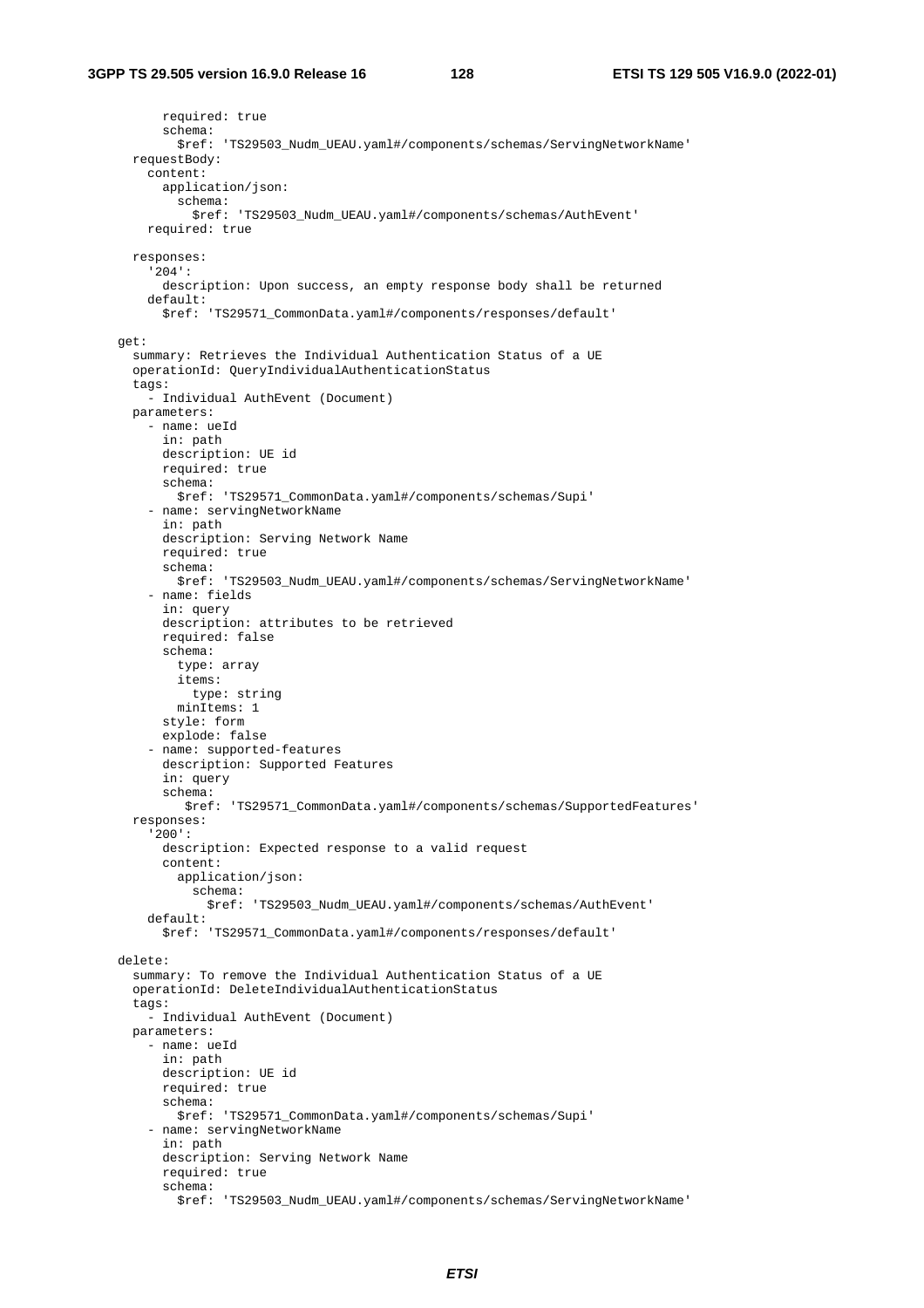```
          required: true
          schema:
            $ref: 'TS29503_Nudm_UEAU.yaml#/components/schemas/ServingNetworkName'
      requestBody:
        content:
          application/json:
            schema:
              $ref: 'TS29503_Nudm_UEAU.yaml#/components/schemas/AuthEvent'
        required: true

      responses:
        '204':
          description: Upon success, an empty response body shall be returned
        default:
          $ref: 'TS29571_CommonData.yaml#/components/responses/default'

    get:
      summary: Retrieves the Individual Authentication Status of a UE
      operationId: QueryIndividualAuthenticationStatus
      tags:
        - Individual AuthEvent (Document)
      parameters:
        - name: ueId
          in: path
          description: UE id
          required: true
          schema:
            $ref: 'TS29571_CommonData.yaml#/components/schemas/Supi'
        - name: servingNetworkName
          in: path
          description: Serving Network Name
          required: true
          schema:
            $ref: 'TS29503_Nudm_UEAU.yaml#/components/schemas/ServingNetworkName'
        - name: fields
          in: query
          description: attributes to be retrieved
          required: false
          schema:
            type: array
            items:
              type: string
            minItems: 1
          style: form
          explode: false
        - name: supported-features
          description: Supported Features
          in: query
          schema:
             $ref: 'TS29571_CommonData.yaml#/components/schemas/SupportedFeatures'
      responses:
        '200':
          description: Expected response to a valid request
          content:
            application/json:
              schema:
                $ref: 'TS29503_Nudm_UEAU.yaml#/components/schemas/AuthEvent'
        default:
          $ref: 'TS29571_CommonData.yaml#/components/responses/default'

    delete:
      summary: To remove the Individual Authentication Status of a UE
      operationId: DeleteIndividualAuthenticationStatus
      tags:
        - Individual AuthEvent (Document)
      parameters:
        - name: ueId
          in: path
          description: UE id
          required: true
          schema:
            $ref: 'TS29571_CommonData.yaml#/components/schemas/Supi'
        - name: servingNetworkName
          in: path
          description: Serving Network Name
          required: true
          schema:
            $ref: 'TS29503_Nudm_UEAU.yaml#/components/schemas/ServingNetworkName'
```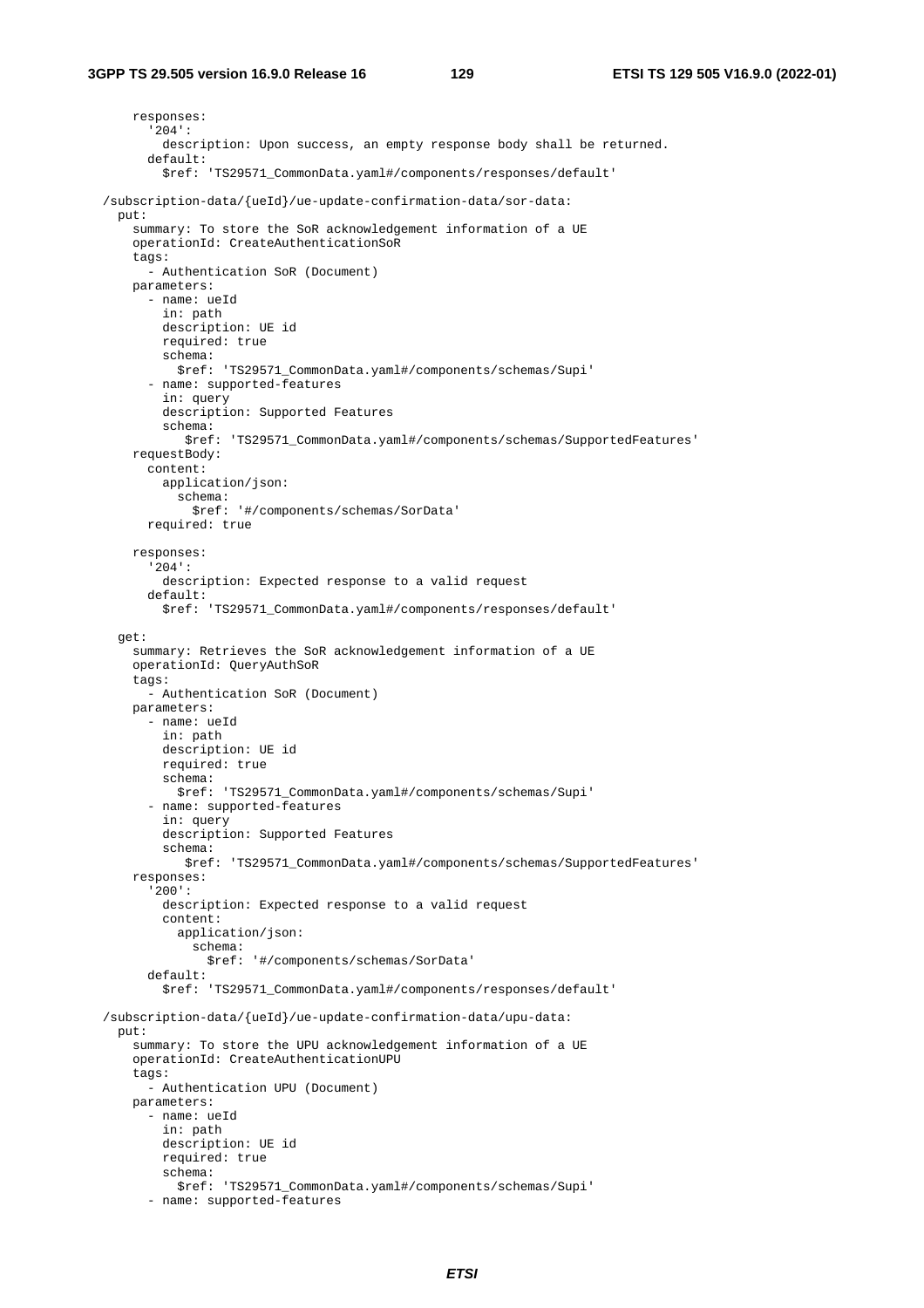```
      responses:
        '204':
          description: Upon success, an empty response body shall be returned.
        default:
          $ref: 'TS29571_CommonData.yaml#/components/responses/default'

  /subscription-data/{ueId}/ue-update-confirmation-data/sor-data:
    put:
      summary: To store the SoR acknowledgement information of a UE
      operationId: CreateAuthenticationSoR
      tags:
        - Authentication SoR (Document)
      parameters:
        - name: ueId
          in: path
          description: UE id
          required: true
          schema:
            $ref: 'TS29571_CommonData.yaml#/components/schemas/Supi'
        - name: supported-features
          in: query
          description: Supported Features
          schema:
             $ref: 'TS29571_CommonData.yaml#/components/schemas/SupportedFeatures'
      requestBody:
        content:
          application/json:
            schema:
              $ref: '#/components/schemas/SorData'
        required: true

      responses:
        '204':
          description: Expected response to a valid request
        default:
          $ref: 'TS29571_CommonData.yaml#/components/responses/default'

    get:
      summary: Retrieves the SoR acknowledgement information of a UE
      operationId: QueryAuthSoR
      tags:
        - Authentication SoR (Document)
      parameters:
        - name: ueId
          in: path
          description: UE id
          required: true
          schema:
            $ref: 'TS29571_CommonData.yaml#/components/schemas/Supi'
        - name: supported-features
          in: query
          description: Supported Features
          schema:
             $ref: 'TS29571_CommonData.yaml#/components/schemas/SupportedFeatures'
      responses:
        '200':
          description: Expected response to a valid request
          content:
            application/json:
              schema:
                $ref: '#/components/schemas/SorData'
        default:
          $ref: 'TS29571_CommonData.yaml#/components/responses/default'

  /subscription-data/{ueId}/ue-update-confirmation-data/upu-data:
    put:
      summary: To store the UPU acknowledgement information of a UE
      operationId: CreateAuthenticationUPU
      tags:
        - Authentication UPU (Document)
      parameters:
        - name: ueId
          in: path
          description: UE id
          required: true
          schema:
            $ref: 'TS29571_CommonData.yaml#/components/schemas/Supi'
        - name: supported-features
```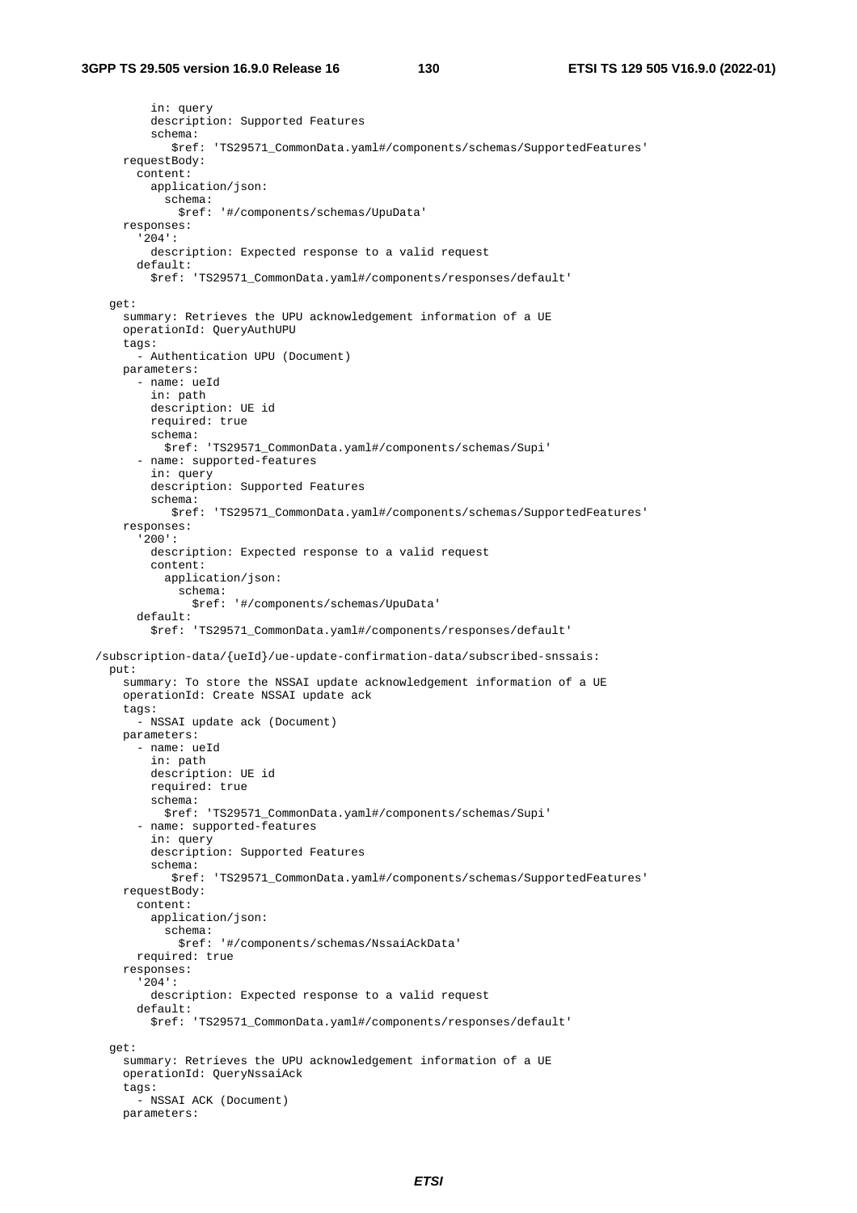```
          in: query
          description: Supported Features
          schema:
             $ref: 'TS29571_CommonData.yaml#/components/schemas/SupportedFeatures'
      requestBody:
        content:
          application/json:
            schema:
              $ref: '#/components/schemas/UpuData'
      responses:
        '204':
          description: Expected response to a valid request
        default:
          $ref: 'TS29571_CommonData.yaml#/components/responses/default'

    get:
      summary: Retrieves the UPU acknowledgement information of a UE
      operationId: QueryAuthUPU
      tags:
        - Authentication UPU (Document)
      parameters:
        - name: ueId
          in: path
          description: UE id
          required: true
          schema:
            $ref: 'TS29571_CommonData.yaml#/components/schemas/Supi'
        - name: supported-features
          in: query
          description: Supported Features
          schema:
             $ref: 'TS29571_CommonData.yaml#/components/schemas/SupportedFeatures'
      responses:
        '200':
          description: Expected response to a valid request
          content:
            application/json:
              schema:
                $ref: '#/components/schemas/UpuData'
        default:
          $ref: 'TS29571_CommonData.yaml#/components/responses/default'

  /subscription-data/{ueId}/ue-update-confirmation-data/subscribed-snssais:
    put:
      summary: To store the NSSAI update acknowledgement information of a UE
      operationId: Create NSSAI update ack
      tags:
        - NSSAI update ack (Document)
      parameters:
        - name: ueId
          in: path
          description: UE id
          required: true
          schema:
            $ref: 'TS29571_CommonData.yaml#/components/schemas/Supi'
        - name: supported-features
          in: query
          description: Supported Features
          schema:
             $ref: 'TS29571_CommonData.yaml#/components/schemas/SupportedFeatures'
      requestBody:
        content:
          application/json:
            schema:
              $ref: '#/components/schemas/NssaiAckData'
        required: true
      responses:
        '204':
          description: Expected response to a valid request
        default:
          $ref: 'TS29571_CommonData.yaml#/components/responses/default'

    get:
      summary: Retrieves the UPU acknowledgement information of a UE
      operationId: QueryNssaiAck
      tags:
        - NSSAI ACK (Document)
      parameters:
```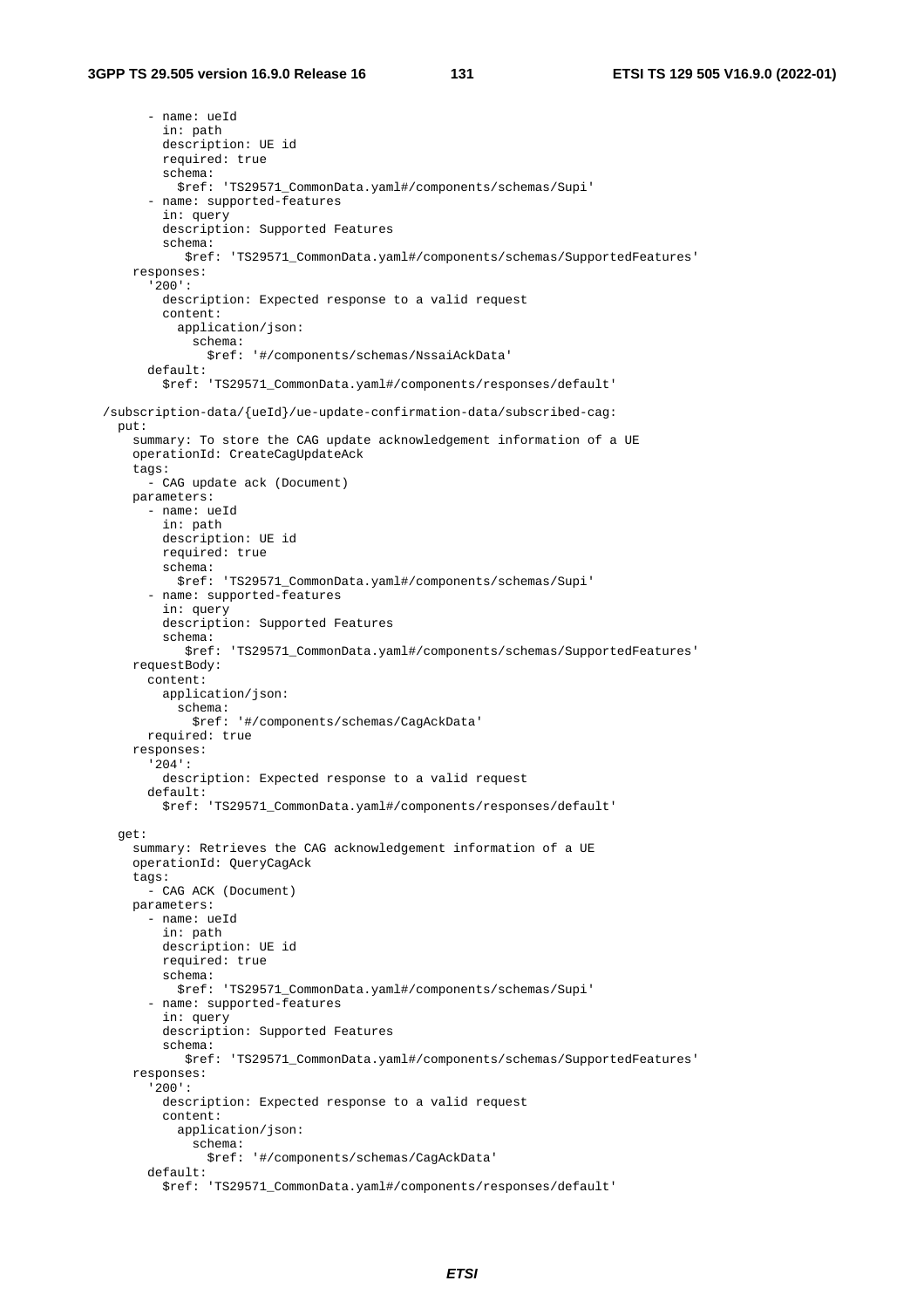```
        - name: ueId
          in: path
          description: UE id
          required: true
          schema:
            $ref: 'TS29571_CommonData.yaml#/components/schemas/Supi'
        - name: supported-features
          in: query
          description: Supported Features
          schema:
             $ref: 'TS29571_CommonData.yaml#/components/schemas/SupportedFeatures'
      responses:
        '200':
          description: Expected response to a valid request
          content:
            application/json:
              schema:
                $ref: '#/components/schemas/NssaiAckData'
        default:
          $ref: 'TS29571_CommonData.yaml#/components/responses/default'

  /subscription-data/{ueId}/ue-update-confirmation-data/subscribed-cag:
    put:
      summary: To store the CAG update acknowledgement information of a UE
      operationId: CreateCagUpdateAck
      tags:
        - CAG update ack (Document)
      parameters:
        - name: ueId
          in: path
          description: UE id
          required: true
          schema:
            $ref: 'TS29571_CommonData.yaml#/components/schemas/Supi'
        - name: supported-features
          in: query
          description: Supported Features
          schema:
             $ref: 'TS29571_CommonData.yaml#/components/schemas/SupportedFeatures'
      requestBody:
        content:
          application/json:
            schema:
              $ref: '#/components/schemas/CagAckData'
        required: true
      responses:
        '204':
          description: Expected response to a valid request
        default:
          $ref: 'TS29571_CommonData.yaml#/components/responses/default'

    get:
      summary: Retrieves the CAG acknowledgement information of a UE
      operationId: QueryCagAck
      tags:
        - CAG ACK (Document)
      parameters:
        - name: ueId
          in: path
          description: UE id
          required: true
          schema:
            $ref: 'TS29571_CommonData.yaml#/components/schemas/Supi'
        - name: supported-features
          in: query
          description: Supported Features
          schema:
             $ref: 'TS29571_CommonData.yaml#/components/schemas/SupportedFeatures'
      responses:
        '200':
          description: Expected response to a valid request
          content:
            application/json:
              schema:
                $ref: '#/components/schemas/CagAckData'
        default:
          $ref: 'TS29571_CommonData.yaml#/components/responses/default'
```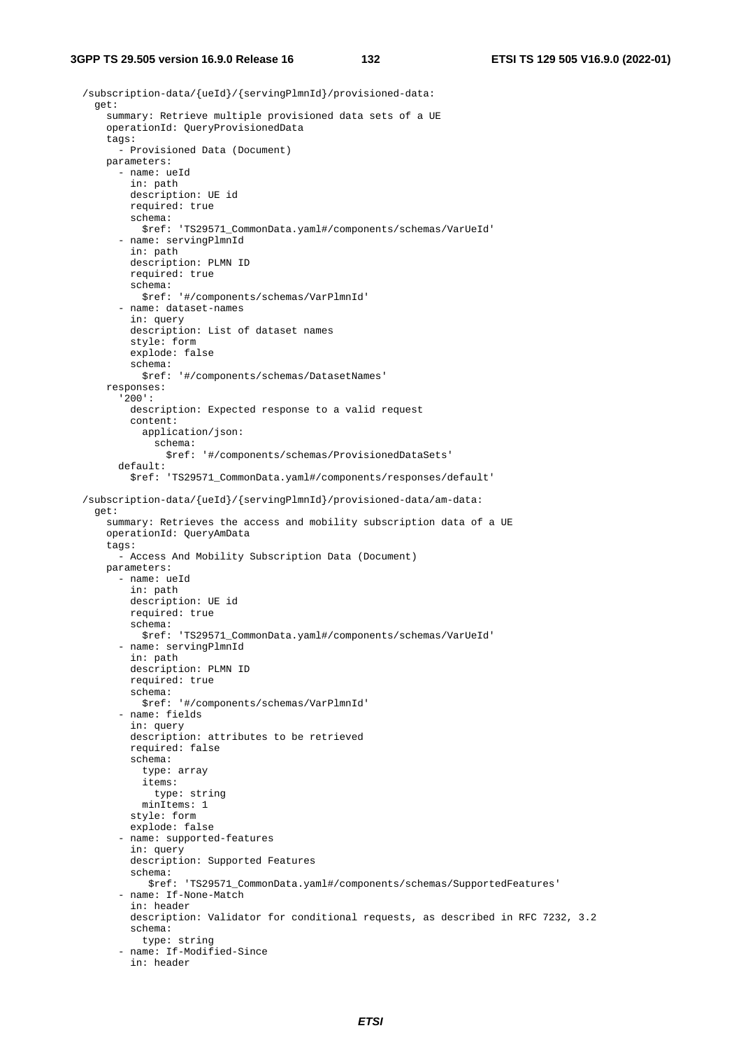```
  /subscription-data/{ueId}/{servingPlmnId}/provisioned-data:
    get:
      summary: Retrieve multiple provisioned data sets of a UE
      operationId: QueryProvisionedData
      tags:
        - Provisioned Data (Document)
      parameters:
        - name: ueId
          in: path
          description: UE id
          required: true
          schema:
            $ref: 'TS29571_CommonData.yaml#/components/schemas/VarUeId'
        - name: servingPlmnId
          in: path
          description: PLMN ID
          required: true
          schema:
            $ref: '#/components/schemas/VarPlmnId'
        - name: dataset-names
          in: query
          description: List of dataset names
          style: form
          explode: false
          schema:
            $ref: '#/components/schemas/DatasetNames'
      responses:
        '200':
          description: Expected response to a valid request
          content:
            application/json:
              schema:
                $ref: '#/components/schemas/ProvisionedDataSets'
        default:
          $ref: 'TS29571_CommonData.yaml#/components/responses/default'

  /subscription-data/{ueId}/{servingPlmnId}/provisioned-data/am-data:
    get:
      summary: Retrieves the access and mobility subscription data of a UE
      operationId: QueryAmData
      tags:
        - Access And Mobility Subscription Data (Document)
      parameters:
        - name: ueId
          in: path
          description: UE id
          required: true
          schema:
            $ref: 'TS29571_CommonData.yaml#/components/schemas/VarUeId'
        - name: servingPlmnId
          in: path
          description: PLMN ID
          required: true
          schema:
            $ref: '#/components/schemas/VarPlmnId'
        - name: fields
          in: query
          description: attributes to be retrieved
          required: false
          schema:
            type: array
            items:
              type: string
            minItems: 1
          style: form
          explode: false
        - name: supported-features
          in: query
          description: Supported Features
          schema:
             $ref: 'TS29571_CommonData.yaml#/components/schemas/SupportedFeatures'
        - name: If-None-Match
          in: header
          description: Validator for conditional requests, as described in RFC 7232, 3.2
          schema:
            type: string
        - name: If-Modified-Since
          in: header
```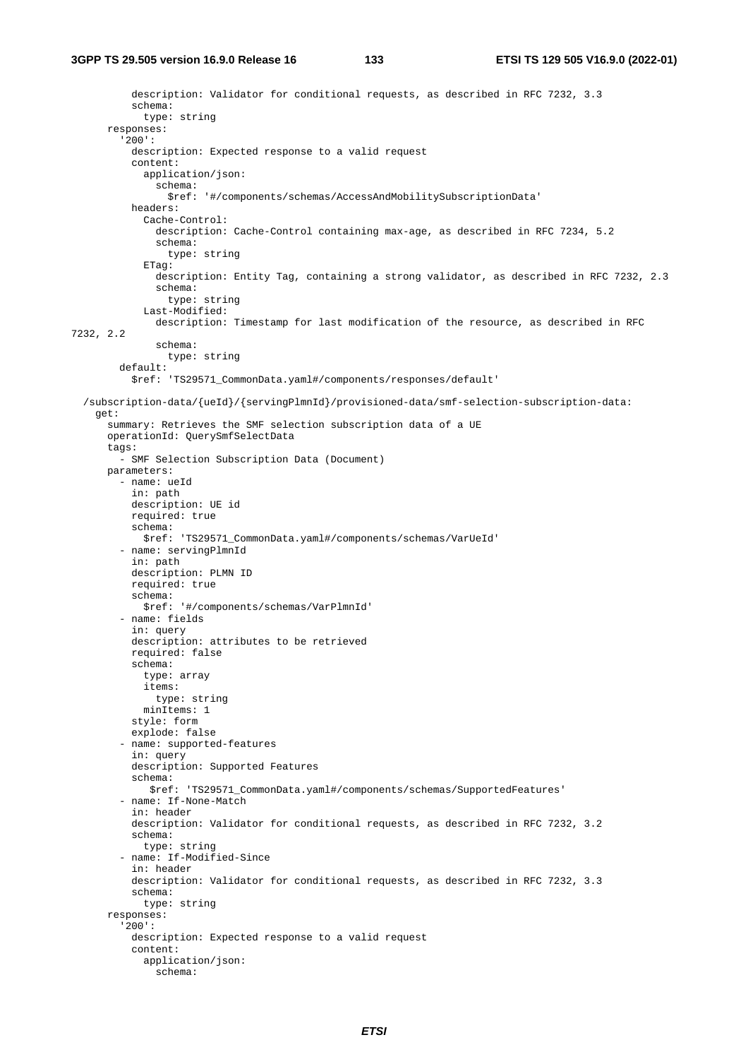```
          description: Validator for conditional requests, as described in RFC 7232, 3.3
          schema:
            type: string
      responses:
        '200':
          description: Expected response to a valid request
          content:
            application/json:
              schema:
                $ref: '#/components/schemas/AccessAndMobilitySubscriptionData'
          headers:
            Cache-Control:
              description: Cache-Control containing max-age, as described in RFC 7234, 5.2
              schema:
                type: string
            ETag:
              description: Entity Tag, containing a strong validator, as described in RFC 7232, 2.3
              schema:
                type: string
            Last-Modified:
              description: Timestamp for last modification of the resource, as described in RFC 
7232, 2.2
              schema:
                type: string
        default:
          $ref: 'TS29571_CommonData.yaml#/components/responses/default'

  /subscription-data/{ueId}/{servingPlmnId}/provisioned-data/smf-selection-subscription-data:
    get:
      summary: Retrieves the SMF selection subscription data of a UE
      operationId: QuerySmfSelectData
      tags:
        - SMF Selection Subscription Data (Document)
      parameters:
        - name: ueId
          in: path
          description: UE id
          required: true
          schema:
            $ref: 'TS29571_CommonData.yaml#/components/schemas/VarUeId'
        - name: servingPlmnId
          in: path
          description: PLMN ID
          required: true
          schema:
            $ref: '#/components/schemas/VarPlmnId'
        - name: fields
          in: query
          description: attributes to be retrieved
          required: false
          schema:
            type: array
            items:
              type: string
            minItems: 1
          style: form
          explode: false
        - name: supported-features
          in: query
          description: Supported Features
          schema:
             $ref: 'TS29571_CommonData.yaml#/components/schemas/SupportedFeatures'
        - name: If-None-Match
          in: header
          description: Validator for conditional requests, as described in RFC 7232, 3.2
          schema:
            type: string
        - name: If-Modified-Since
          in: header
          description: Validator for conditional requests, as described in RFC 7232, 3.3
          schema:
            type: string
      responses:
        '200':
          description: Expected response to a valid request
          content:
            application/json:
              schema:
```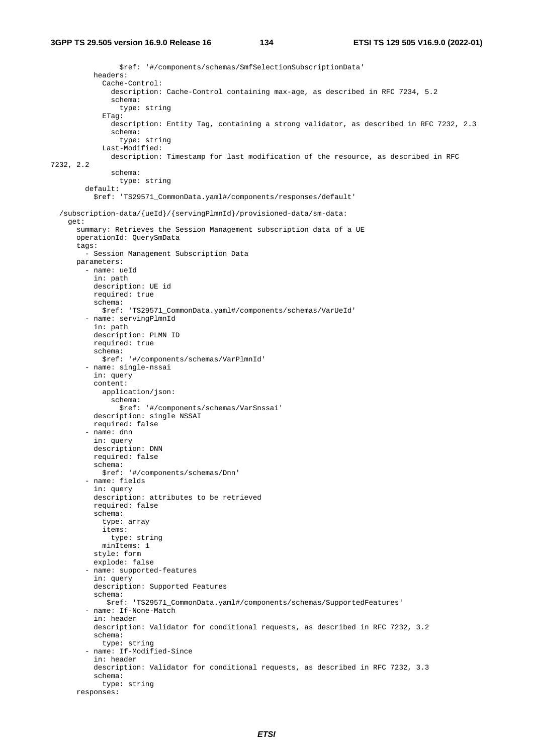```
              $ref: '#/components/schemas/SmfSelectionSubscriptionData'
          headers:
            Cache-Control:
              description: Cache-Control containing max-age, as described in RFC 7234, 5.2
              schema:
                type: string
            ETag:
              description: Entity Tag, containing a strong validator, as described in RFC 7232, 2.3
              schema:
                type: string
            Last-Modified:
              description: Timestamp for last modification of the resource, as described in RFC 
7232, 2.2
              schema:
                type: string
        default:
          $ref: 'TS29571_CommonData.yaml#/components/responses/default'

  /subscription-data/{ueId}/{servingPlmnId}/provisioned-data/sm-data:
    get:
      summary: Retrieves the Session Management subscription data of a UE
      operationId: QuerySmData
      tags:
        - Session Management Subscription Data
      parameters:
        - name: ueId
          in: path
          description: UE id
          required: true
          schema:
            $ref: 'TS29571_CommonData.yaml#/components/schemas/VarUeId'
        - name: servingPlmnId
          in: path
          description: PLMN ID
          required: true
          schema:
            $ref: '#/components/schemas/VarPlmnId'
        - name: single-nssai
          in: query
          content:
            application/json:
              schema:
                $ref: '#/components/schemas/VarSnssai'
          description: single NSSAI
          required: false
        - name: dnn
          in: query
          description: DNN
          required: false
          schema:
            $ref: '#/components/schemas/Dnn'
        - name: fields
          in: query
          description: attributes to be retrieved
          required: false
          schema:
            type: array
            items:
              type: string
            minItems: 1
          style: form
          explode: false
        - name: supported-features
          in: query
          description: Supported Features
          schema:
             $ref: 'TS29571_CommonData.yaml#/components/schemas/SupportedFeatures'
        - name: If-None-Match
          in: header
          description: Validator for conditional requests, as described in RFC 7232, 3.2
          schema:
            type: string
        - name: If-Modified-Since
          in: header
          description: Validator for conditional requests, as described in RFC 7232, 3.3
          schema:
            type: string
      responses:
```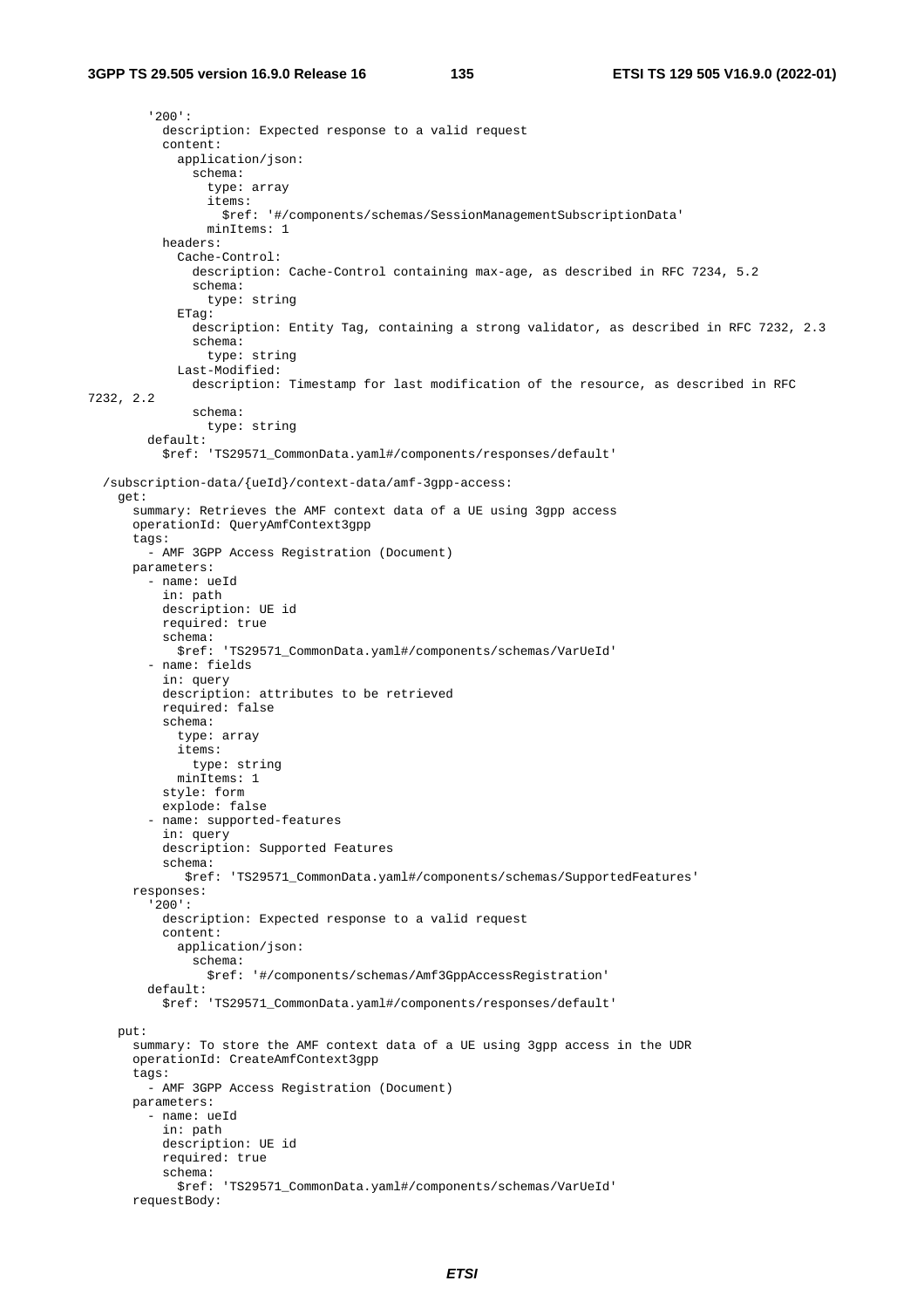```
        '200':
          description: Expected response to a valid request
          content:
            application/json:
              schema:
                type: array
                items:
                  $ref: '#/components/schemas/SessionManagementSubscriptionData'
                minItems: 1
          headers:
            Cache-Control:
              description: Cache-Control containing max-age, as described in RFC 7234, 5.2
              schema:
                type: string
            ETag:
              description: Entity Tag, containing a strong validator, as described in RFC 7232, 2.3
              schema:
                type: string
            Last-Modified:
              description: Timestamp for last modification of the resource, as described in RFC 
7232, 2.2
              schema:
                type: string
        default:
          $ref: 'TS29571_CommonData.yaml#/components/responses/default'

  /subscription-data/{ueId}/context-data/amf-3gpp-access:
    get:
      summary: Retrieves the AMF context data of a UE using 3gpp access
      operationId: QueryAmfContext3gpp
      tags:
        - AMF 3GPP Access Registration (Document)
      parameters:
        - name: ueId
          in: path
          description: UE id
          required: true
          schema:
            $ref: 'TS29571_CommonData.yaml#/components/schemas/VarUeId'
        - name: fields
          in: query
          description: attributes to be retrieved
          required: false
          schema:
            type: array
            items:
              type: string
            minItems: 1
          style: form
          explode: false
        - name: supported-features
          in: query
          description: Supported Features
          schema:
             $ref: 'TS29571_CommonData.yaml#/components/schemas/SupportedFeatures'
      responses:
        '200':
          description: Expected response to a valid request
          content:
            application/json:
              schema:
                $ref: '#/components/schemas/Amf3GppAccessRegistration'
        default:
          $ref: 'TS29571_CommonData.yaml#/components/responses/default'

    put:
      summary: To store the AMF context data of a UE using 3gpp access in the UDR
      operationId: CreateAmfContext3gpp
      tags:
        - AMF 3GPP Access Registration (Document)
      parameters:
        - name: ueId
          in: path
          description: UE id
          required: true
          schema:
            $ref: 'TS29571_CommonData.yaml#/components/schemas/VarUeId'
      requestBody:
```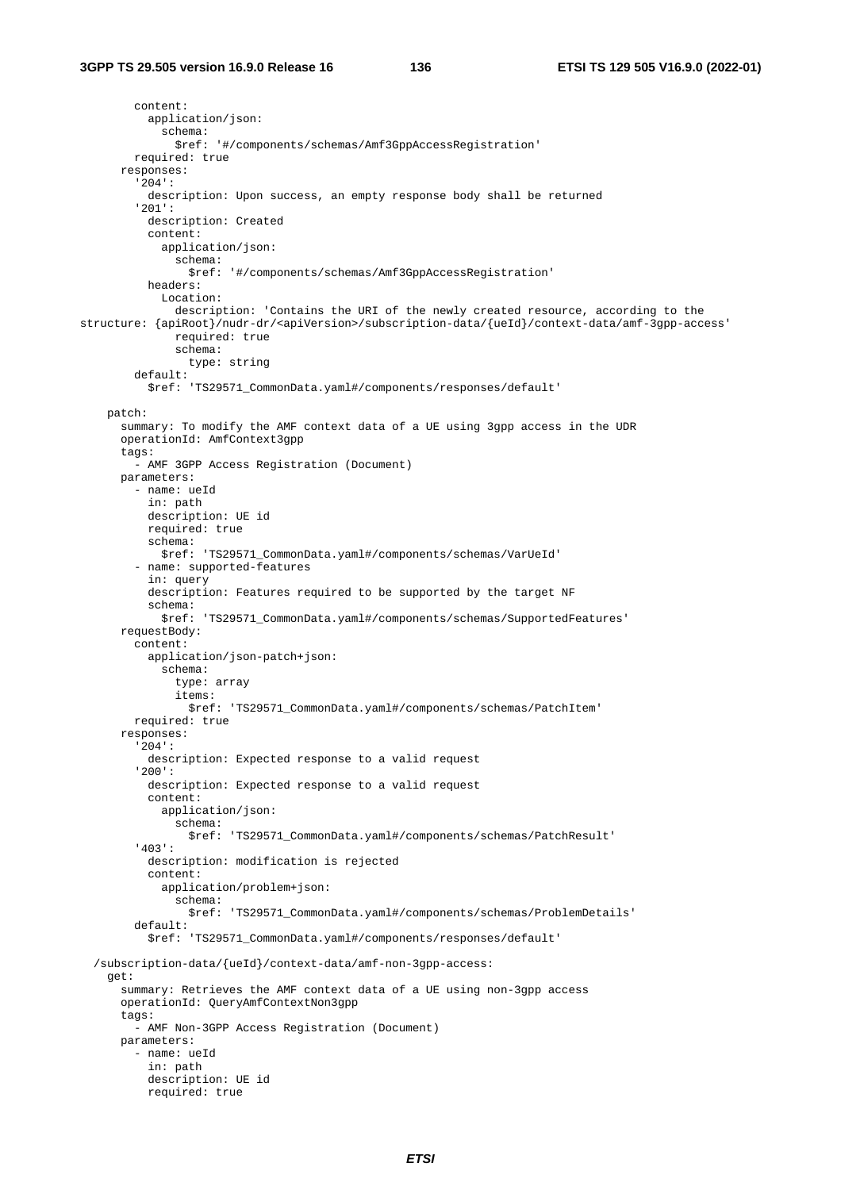```
        content:
          application/json:
            schema:
              $ref: '#/components/schemas/Amf3GppAccessRegistration'
        required: true
      responses:
        '204':
          description: Upon success, an empty response body shall be returned
        '201':
          description: Created
          content:
            application/json:
              schema:
                $ref: '#/components/schemas/Amf3GppAccessRegistration'
          headers:
            Location:
              description: 'Contains the URI of the newly created resource, according to the
structure: {apiRoot}/nudr-dr/<apiVersion>/subscription-data/{ueId}/context-data/amf-3gpp-access'
              required: true
              schema:
                type: string
        default:
          $ref: 'TS29571_CommonData.yaml#/components/responses/default'

    patch:
      summary: To modify the AMF context data of a UE using 3gpp access in the UDR
      operationId: AmfContext3gpp
      tags:
        - AMF 3GPP Access Registration (Document)
      parameters:
        - name: ueId
          in: path
          description: UE id
          required: true
          schema:
            $ref: 'TS29571_CommonData.yaml#/components/schemas/VarUeId'
        - name: supported-features
          in: query
          description: Features required to be supported by the target NF
          schema:
            $ref: 'TS29571_CommonData.yaml#/components/schemas/SupportedFeatures'
      requestBody:
        content:
          application/json-patch+json:
            schema:
              type: array
              items:
                $ref: 'TS29571_CommonData.yaml#/components/schemas/PatchItem'
        required: true
      responses:
        '204':
          description: Expected response to a valid request
        '200':
          description: Expected response to a valid request
          content:
            application/json:
              schema:
                $ref: 'TS29571_CommonData.yaml#/components/schemas/PatchResult'
        '403':
          description: modification is rejected
          content:
            application/problem+json:
              schema:
                $ref: 'TS29571_CommonData.yaml#/components/schemas/ProblemDetails'
        default:
          $ref: 'TS29571_CommonData.yaml#/components/responses/default'

  /subscription-data/{ueId}/context-data/amf-non-3gpp-access:
    get:
      summary: Retrieves the AMF context data of a UE using non-3gpp access
      operationId: QueryAmfContextNon3gpp
      tags:
        - AMF Non-3GPP Access Registration (Document)
      parameters:
        - name: ueId
          in: path
          description: UE id
          required: true
```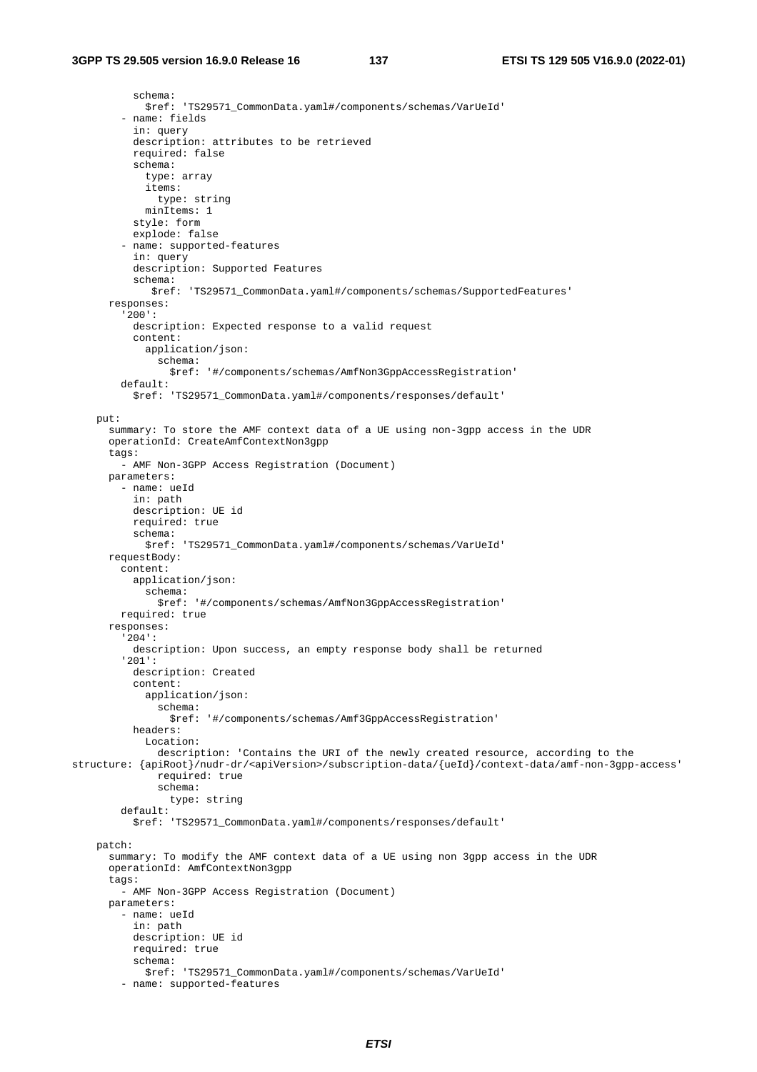```
          schema:
            $ref: 'TS29571_CommonData.yaml#/components/schemas/VarUeId'
        - name: fields
          in: query
          description: attributes to be retrieved
          required: false
          schema:
            type: array
            items:
              type: string
            minItems: 1
          style: form
          explode: false
        - name: supported-features
          in: query
          description: Supported Features
          schema:
             $ref: 'TS29571_CommonData.yaml#/components/schemas/SupportedFeatures'
      responses:
        '200':
          description: Expected response to a valid request
          content:
            application/json:
              schema:
                $ref: '#/components/schemas/AmfNon3GppAccessRegistration'
        default:
          $ref: 'TS29571_CommonData.yaml#/components/responses/default'

    put:
      summary: To store the AMF context data of a UE using non-3gpp access in the UDR
      operationId: CreateAmfContextNon3gpp
      tags:
        - AMF Non-3GPP Access Registration (Document)
      parameters:
        - name: ueId
          in: path
          description: UE id
          required: true
          schema:
            $ref: 'TS29571_CommonData.yaml#/components/schemas/VarUeId'
      requestBody:
        content:
          application/json:
            schema:
              $ref: '#/components/schemas/AmfNon3GppAccessRegistration'
        required: true
      responses:
        '204':
          description: Upon success, an empty response body shall be returned
        '201':
          description: Created
          content:
            application/json:
              schema:
                $ref: '#/components/schemas/Amf3GppAccessRegistration'
          headers:
            Location:
              description: 'Contains the URI of the newly created resource, according to the
structure: {apiRoot}/nudr-dr/<apiVersion>/subscription-data/{ueId}/context-data/amf-non-3gpp-access'
              required: true
              schema:
                type: string
        default:
          $ref: 'TS29571_CommonData.yaml#/components/responses/default'

    patch:
      summary: To modify the AMF context data of a UE using non 3gpp access in the UDR
      operationId: AmfContextNon3gpp
      tags:
        - AMF Non-3GPP Access Registration (Document)
      parameters:
        - name: ueId
          in: path
          description: UE id
          required: true
          schema:
            $ref: 'TS29571_CommonData.yaml#/components/schemas/VarUeId'
        - name: supported-features
```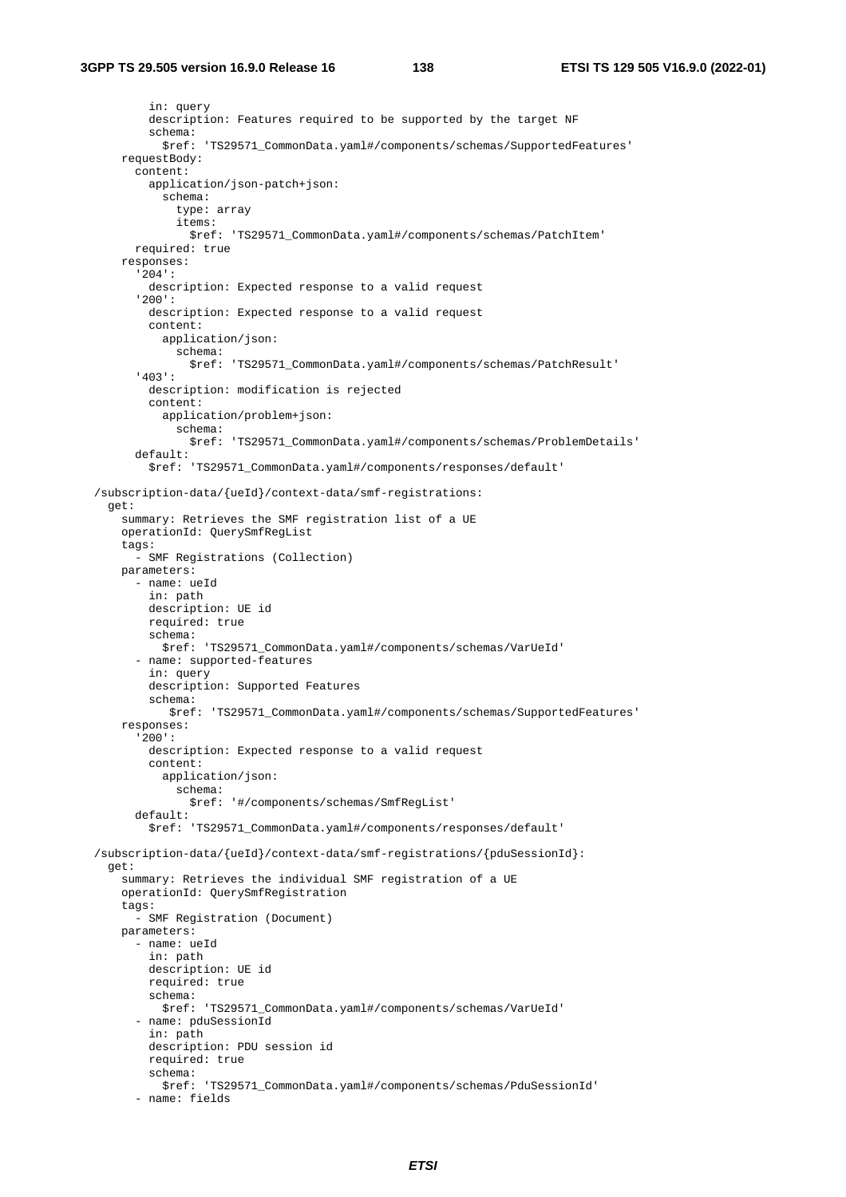```
          in: query
          description: Features required to be supported by the target NF
          schema:
            $ref: 'TS29571_CommonData.yaml#/components/schemas/SupportedFeatures'
      requestBody:
        content:
          application/json-patch+json:
            schema:
              type: array
              items:
                $ref: 'TS29571_CommonData.yaml#/components/schemas/PatchItem'
        required: true
      responses:
        '204':
          description: Expected response to a valid request
        '200':
          description: Expected response to a valid request
          content:
            application/json:
              schema:
                $ref: 'TS29571_CommonData.yaml#/components/schemas/PatchResult'
        '403':
          description: modification is rejected
          content:
            application/problem+json:
              schema:
                $ref: 'TS29571_CommonData.yaml#/components/schemas/ProblemDetails'
        default:
          $ref: 'TS29571_CommonData.yaml#/components/responses/default'

  /subscription-data/{ueId}/context-data/smf-registrations:
    get:
      summary: Retrieves the SMF registration list of a UE
      operationId: QuerySmfRegList
      tags:
        - SMF Registrations (Collection)
      parameters:
        - name: ueId
          in: path
          description: UE id
          required: true
          schema:
            $ref: 'TS29571_CommonData.yaml#/components/schemas/VarUeId'
        - name: supported-features
          in: query
          description: Supported Features
          schema:
             $ref: 'TS29571_CommonData.yaml#/components/schemas/SupportedFeatures'
      responses:
        '200':
          description: Expected response to a valid request
          content:
            application/json:
              schema:
                $ref: '#/components/schemas/SmfRegList'
        default:
          $ref: 'TS29571_CommonData.yaml#/components/responses/default'

  /subscription-data/{ueId}/context-data/smf-registrations/{pduSessionId}:
    get:
      summary: Retrieves the individual SMF registration of a UE
      operationId: QuerySmfRegistration
      tags:
        - SMF Registration (Document)
      parameters:
        - name: ueId
          in: path
          description: UE id
          required: true
          schema:
            $ref: 'TS29571_CommonData.yaml#/components/schemas/VarUeId'
        - name: pduSessionId
          in: path
          description: PDU session id
          required: true
          schema:
            $ref: 'TS29571_CommonData.yaml#/components/schemas/PduSessionId'
        - name: fields
```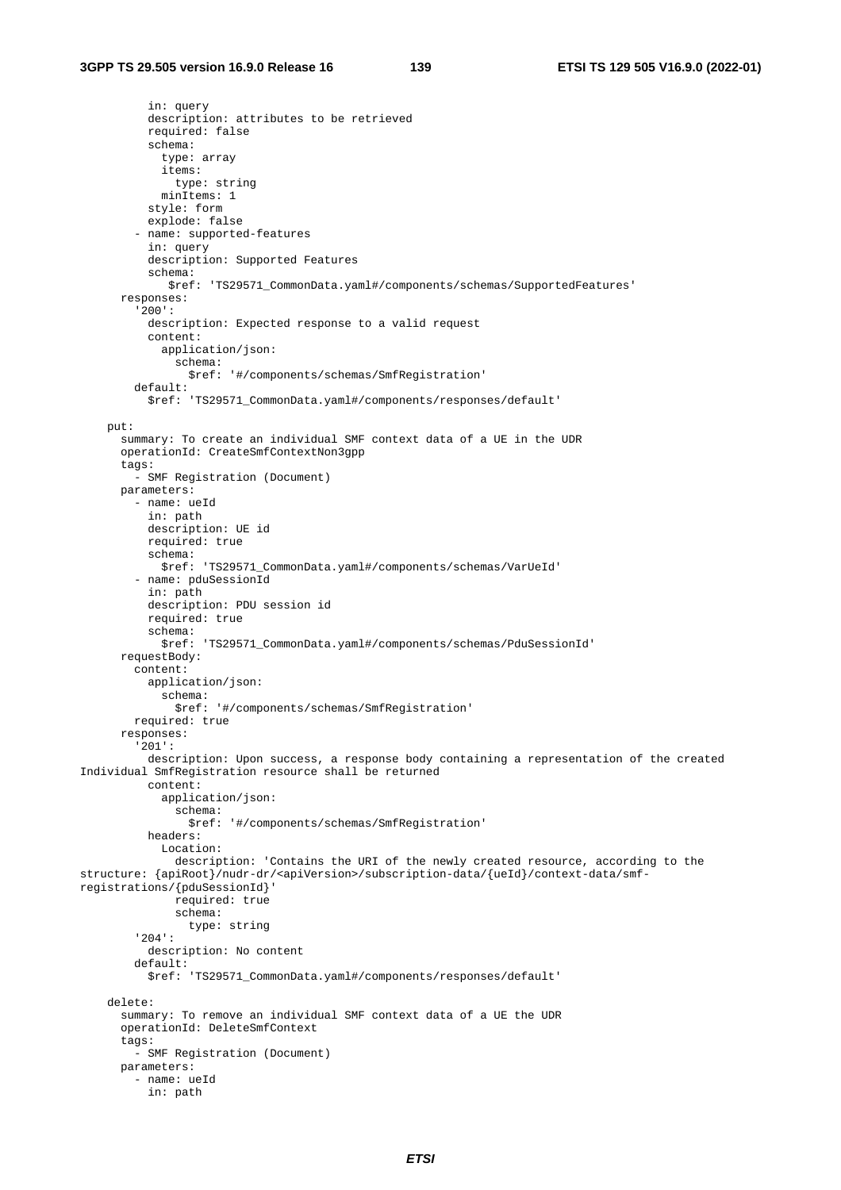```
          in: query
          description: attributes to be retrieved
          required: false
          schema:
            type: array
            items:
              type: string
            minItems: 1
          style: form
          explode: false
        - name: supported-features
          in: query
          description: Supported Features
          schema:
             $ref: 'TS29571_CommonData.yaml#/components/schemas/SupportedFeatures'
      responses:
        '200':
          description: Expected response to a valid request
          content:
            application/json:
              schema:
                $ref: '#/components/schemas/SmfRegistration'
        default:
          $ref: 'TS29571_CommonData.yaml#/components/responses/default'

    put:
      summary: To create an individual SMF context data of a UE in the UDR
      operationId: CreateSmfContextNon3gpp
      tags:
        - SMF Registration (Document)
      parameters:
        - name: ueId
          in: path
          description: UE id
          required: true
          schema:
            $ref: 'TS29571_CommonData.yaml#/components/schemas/VarUeId'
        - name: pduSessionId
          in: path
          description: PDU session id
          required: true
          schema:
            $ref: 'TS29571_CommonData.yaml#/components/schemas/PduSessionId'
      requestBody:
        content:
          application/json:
            schema:
              $ref: '#/components/schemas/SmfRegistration'
        required: true
      responses:
        '201':
          description: Upon success, a response body containing a representation of the created
Individual SmfRegistration resource shall be returned
          content:
            application/json:
              schema:
                $ref: '#/components/schemas/SmfRegistration'
          headers:
            Location:
              description: 'Contains the URI of the newly created resource, according to the
structure: {apiRoot}/nudr-dr/<apiVersion>/subscription-data/{ueId}/context-data/smf-
registrations/{pduSessionId}'
              required: true
              schema:
                type: string
        '204':
          description: No content
        default:
          $ref: 'TS29571_CommonData.yaml#/components/responses/default'

    delete:
      summary: To remove an individual SMF context data of a UE the UDR
      operationId: DeleteSmfContext
      tags:
        - SMF Registration (Document)
      parameters:
        - name: ueId
          in: path
```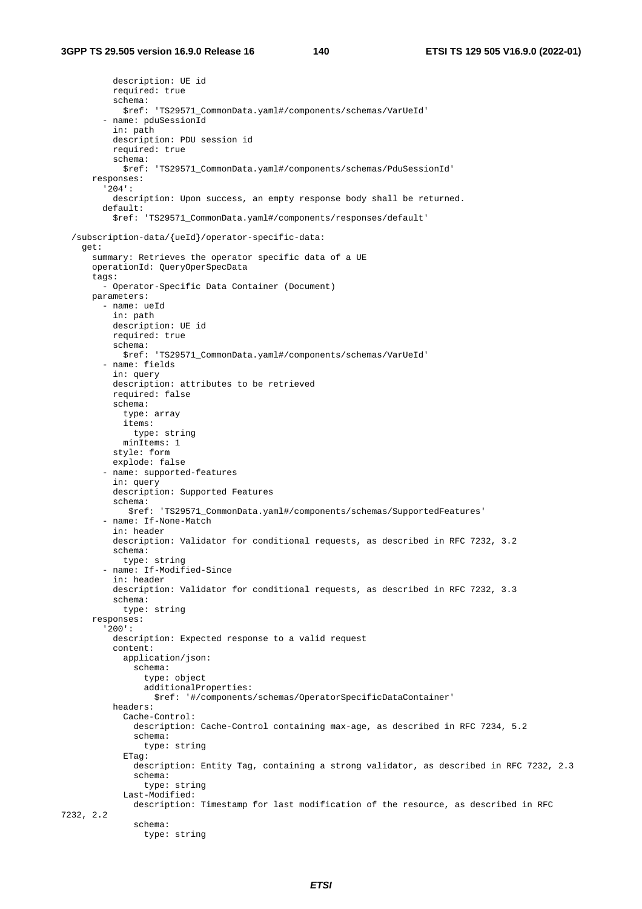```
          description: UE id
          required: true
          schema:
            $ref: 'TS29571_CommonData.yaml#/components/schemas/VarUeId'
        - name: pduSessionId
          in: path
          description: PDU session id
          required: true
          schema:
            $ref: 'TS29571_CommonData.yaml#/components/schemas/PduSessionId'
      responses:
        '204':
          description: Upon success, an empty response body shall be returned.
        default:
          $ref: 'TS29571_CommonData.yaml#/components/responses/default'

  /subscription-data/{ueId}/operator-specific-data:
    get:
      summary: Retrieves the operator specific data of a UE
      operationId: QueryOperSpecData
      tags:
        - Operator-Specific Data Container (Document)
      parameters:
        - name: ueId
          in: path
          description: UE id
          required: true
          schema:
            $ref: 'TS29571_CommonData.yaml#/components/schemas/VarUeId'
        - name: fields
          in: query
          description: attributes to be retrieved
          required: false
          schema:
            type: array
            items:
              type: string
            minItems: 1
          style: form
          explode: false
        - name: supported-features
          in: query
          description: Supported Features
          schema:
             $ref: 'TS29571_CommonData.yaml#/components/schemas/SupportedFeatures'
        - name: If-None-Match
          in: header
          description: Validator for conditional requests, as described in RFC 7232, 3.2
          schema:
            type: string
        - name: If-Modified-Since
          in: header
          description: Validator for conditional requests, as described in RFC 7232, 3.3
          schema:
            type: string
      responses:
        '200':
          description: Expected response to a valid request
          content:
            application/json:
              schema:
                type: object
                additionalProperties:
                  $ref: '#/components/schemas/OperatorSpecificDataContainer'
          headers:
            Cache-Control:
              description: Cache-Control containing max-age, as described in RFC 7234, 5.2
              schema:
                type: string
            ETag:
              description: Entity Tag, containing a strong validator, as described in RFC 7232, 2.3
              schema:
                type: string
            Last-Modified:
              description: Timestamp for last modification of the resource, as described in RFC 
7232, 2.2
              schema:
                type: string
```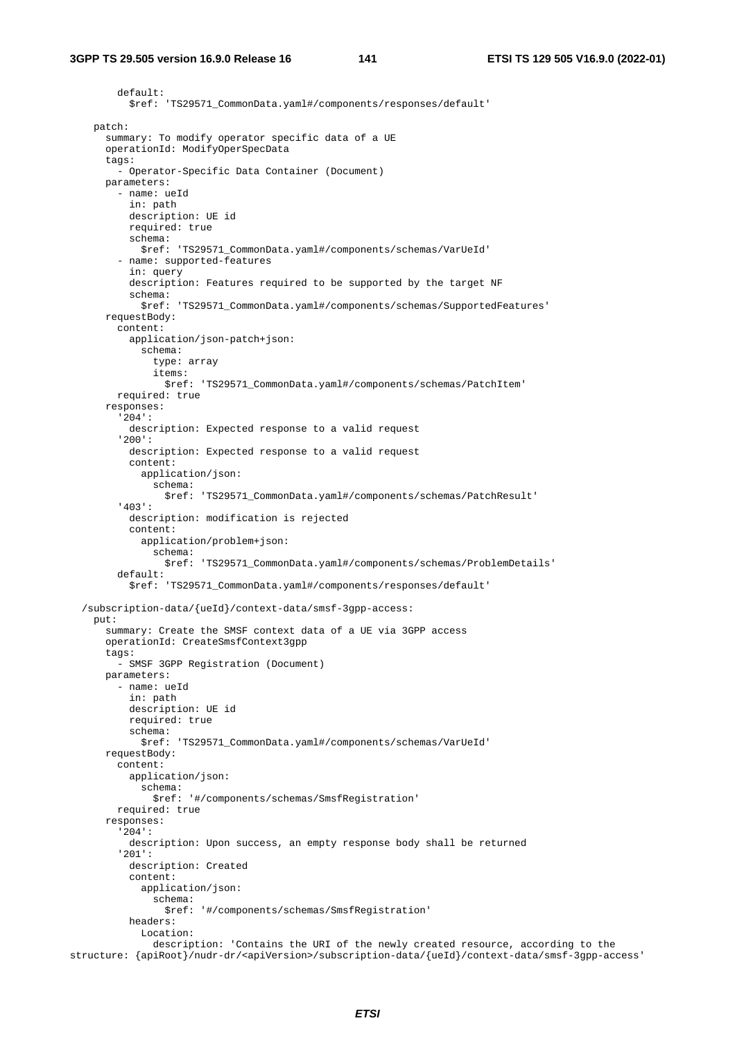```
        default:
          $ref: 'TS29571_CommonData.yaml#/components/responses/default'

    patch:
      summary: To modify operator specific data of a UE
      operationId: ModifyOperSpecData
      tags:
        - Operator-Specific Data Container (Document)
      parameters:
        - name: ueId
          in: path
          description: UE id
          required: true
          schema:
            $ref: 'TS29571_CommonData.yaml#/components/schemas/VarUeId'
        - name: supported-features
          in: query
          description: Features required to be supported by the target NF
          schema:
            $ref: 'TS29571_CommonData.yaml#/components/schemas/SupportedFeatures'
      requestBody:
        content:
          application/json-patch+json:
            schema:
              type: array
              items:
                $ref: 'TS29571_CommonData.yaml#/components/schemas/PatchItem'
        required: true
      responses:
        '204':
          description: Expected response to a valid request
        '200':
          description: Expected response to a valid request
          content:
            application/json:
              schema:
                $ref: 'TS29571_CommonData.yaml#/components/schemas/PatchResult'
        '403':
          description: modification is rejected
          content:
            application/problem+json:
              schema:
                $ref: 'TS29571_CommonData.yaml#/components/schemas/ProblemDetails'
        default:
          $ref: 'TS29571_CommonData.yaml#/components/responses/default'

  /subscription-data/{ueId}/context-data/smsf-3gpp-access:
    put:
      summary: Create the SMSF context data of a UE via 3GPP access
      operationId: CreateSmsfContext3gpp
      tags:
        - SMSF 3GPP Registration (Document)
      parameters:
        - name: ueId
          in: path
          description: UE id
          required: true
          schema:
            $ref: 'TS29571_CommonData.yaml#/components/schemas/VarUeId'
      requestBody:
        content:
          application/json:
            schema:
              $ref: '#/components/schemas/SmsfRegistration'
        required: true
      responses:
        '204':
          description: Upon success, an empty response body shall be returned
        '201':
          description: Created
          content:
            application/json:
              schema:
                $ref: '#/components/schemas/SmsfRegistration'
          headers:
            Location:
              description: 'Contains the URI of the newly created resource, according to the
structure: {apiRoot}/nudr-dr/<apiVersion>/subscription-data/{ueId}/context-data/smsf-3gpp-access'
```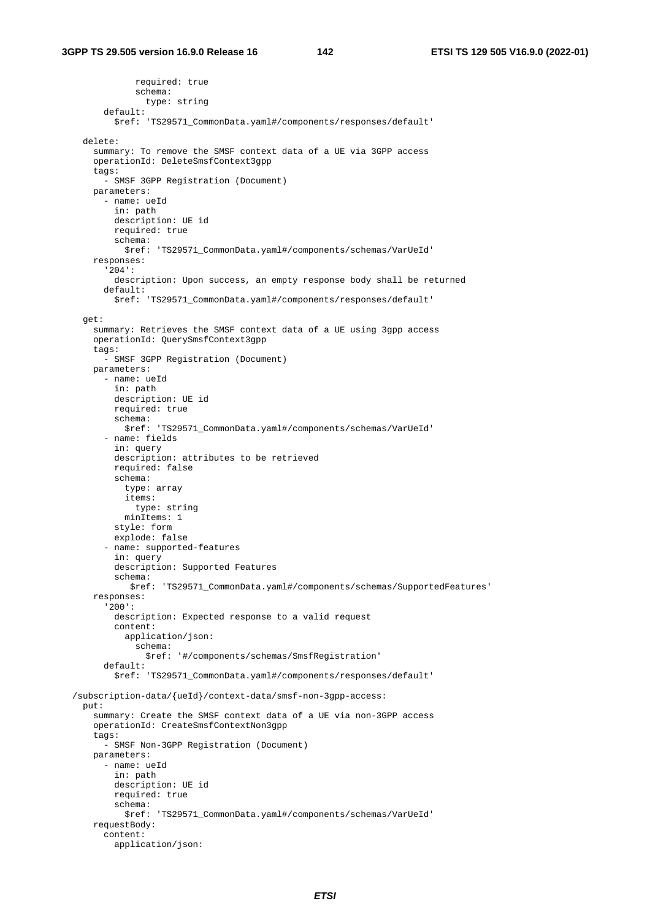```
            required: true
            schema:
              type: string
        default:
          $ref: 'TS29571_CommonData.yaml#/components/responses/default'

    delete:
      summary: To remove the SMSF context data of a UE via 3GPP access
      operationId: DeleteSmsfContext3gpp
      tags:
        - SMSF 3GPP Registration (Document)
      parameters:
        - name: ueId
          in: path
          description: UE id
          required: true
          schema:
            $ref: 'TS29571_CommonData.yaml#/components/schemas/VarUeId'
      responses:
        '204':
          description: Upon success, an empty response body shall be returned
        default:
          $ref: 'TS29571_CommonData.yaml#/components/responses/default'

    get:
      summary: Retrieves the SMSF context data of a UE using 3gpp access
      operationId: QuerySmsfContext3gpp
      tags:
        - SMSF 3GPP Registration (Document)
      parameters:
        - name: ueId
          in: path
          description: UE id
          required: true
          schema:
            $ref: 'TS29571_CommonData.yaml#/components/schemas/VarUeId'
        - name: fields
          in: query
          description: attributes to be retrieved
          required: false
          schema:
            type: array
            items:
              type: string
            minItems: 1
          style: form
          explode: false
        - name: supported-features
          in: query
          description: Supported Features
          schema:
             $ref: 'TS29571_CommonData.yaml#/components/schemas/SupportedFeatures'
      responses:
        '200':
          description: Expected response to a valid request
          content:
            application/json:
              schema:
                $ref: '#/components/schemas/SmsfRegistration'
        default:
          $ref: 'TS29571_CommonData.yaml#/components/responses/default'

  /subscription-data/{ueId}/context-data/smsf-non-3gpp-access:
    put:
      summary: Create the SMSF context data of a UE via non-3GPP access
      operationId: CreateSmsfContextNon3gpp
      tags:
        - SMSF Non-3GPP Registration (Document)
      parameters:
        - name: ueId
          in: path
          description: UE id
          required: true
          schema:
            $ref: 'TS29571_CommonData.yaml#/components/schemas/VarUeId'
      requestBody:
        content:
          application/json:
```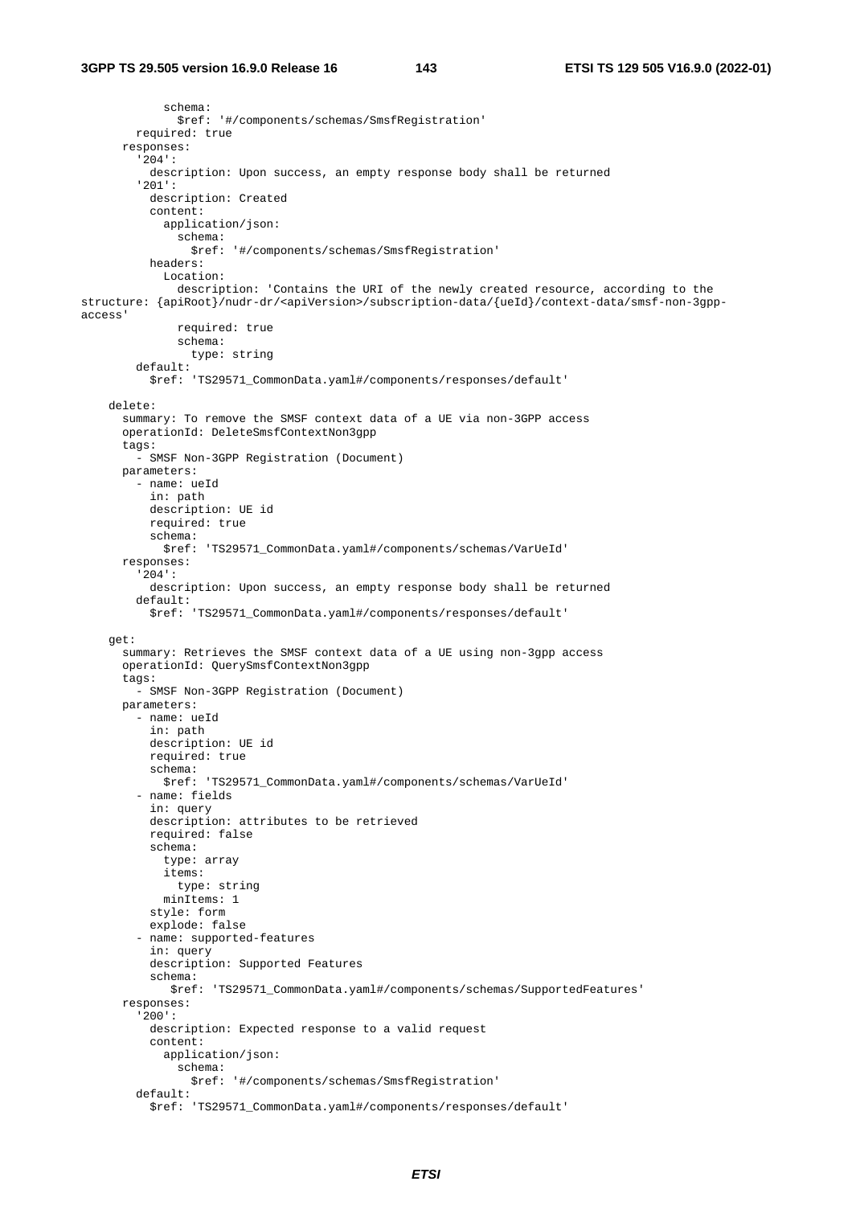```yaml
            schema:
              $ref: '#/components/schemas/SmsfRegistration'
        required: true
      responses:
        '204':
          description: Upon success, an empty response body shall be returned
        '201':
          description: Created
          content:
            application/json:
              schema:
                $ref: '#/components/schemas/SmsfRegistration'
          headers:
            Location:
              description: 'Contains the URI of the newly created resource, according to the structure: {apiRoot}/nudr-dr/<apiVersion>/subscription-data/{ueId}/context-data/smsf-non-3gpp-access'
              required: true
              schema:
                type: string
        default:
          $ref: 'TS29571_CommonData.yaml#/components/responses/default'

    delete:
      summary: To remove the SMSF context data of a UE via non-3GPP access
      operationId: DeleteSmsfContextNon3gpp
      tags:
        - SMSF Non-3GPP Registration (Document)
      parameters:
        - name: ueId
          in: path
          description: UE id
          required: true
          schema:
            $ref: 'TS29571_CommonData.yaml#/components/schemas/VarUeId'
      responses:
        '204':
          description: Upon success, an empty response body shall be returned
        default:
          $ref: 'TS29571_CommonData.yaml#/components/responses/default'

    get:
      summary: Retrieves the SMSF context data of a UE using non-3gpp access
      operationId: QuerySmsfContextNon3gpp
      tags:
        - SMSF Non-3GPP Registration (Document)
      parameters:
        - name: ueId
          in: path
          description: UE id
          required: true
          schema:
            $ref: 'TS29571_CommonData.yaml#/components/schemas/VarUeId'
        - name: fields
          in: query
          description: attributes to be retrieved
          required: false
          schema:
            type: array
            items:
              type: string
            minItems: 1
          style: form
          explode: false
        - name: supported-features
          in: query
          description: Supported Features
          schema:
             $ref: 'TS29571_CommonData.yaml#/components/schemas/SupportedFeatures'
      responses:
        '200':
          description: Expected response to a valid request
          content:
            application/json:
              schema:
                $ref: '#/components/schemas/SmsfRegistration'
        default:
          $ref: 'TS29571_CommonData.yaml#/components/responses/default'
```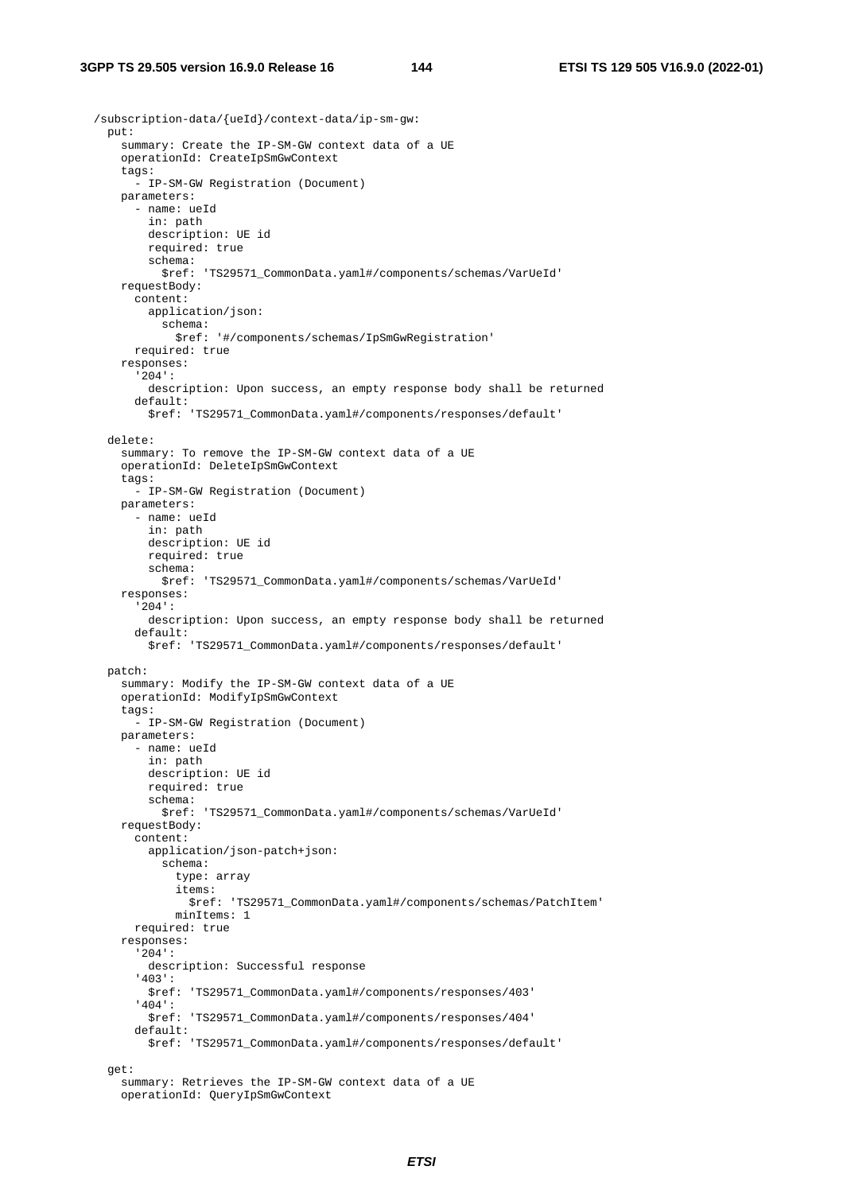```
  /subscription-data/{ueId}/context-data/ip-sm-gw:
    put:
      summary: Create the IP-SM-GW context data of a UE
      operationId: CreateIpSmGwContext
      tags:
        - IP-SM-GW Registration (Document)
      parameters:
        - name: ueId
          in: path
          description: UE id
          required: true
          schema:
            $ref: 'TS29571_CommonData.yaml#/components/schemas/VarUeId'
      requestBody:
        content:
          application/json:
            schema:
              $ref: '#/components/schemas/IpSmGwRegistration'
        required: true
      responses:
        '204':
          description: Upon success, an empty response body shall be returned
        default:
          $ref: 'TS29571_CommonData.yaml#/components/responses/default'

    delete:
      summary: To remove the IP-SM-GW context data of a UE
      operationId: DeleteIpSmGwContext
      tags:
        - IP-SM-GW Registration (Document)
      parameters:
        - name: ueId
          in: path
          description: UE id
          required: true
          schema:
            $ref: 'TS29571_CommonData.yaml#/components/schemas/VarUeId'
      responses:
        '204':
          description: Upon success, an empty response body shall be returned
        default:
          $ref: 'TS29571_CommonData.yaml#/components/responses/default'

    patch:
      summary: Modify the IP-SM-GW context data of a UE
      operationId: ModifyIpSmGwContext
      tags:
        - IP-SM-GW Registration (Document)
      parameters:
        - name: ueId
          in: path
          description: UE id
          required: true
          schema:
            $ref: 'TS29571_CommonData.yaml#/components/schemas/VarUeId'
      requestBody:
        content:
          application/json-patch+json:
            schema:
              type: array
              items:
                $ref: 'TS29571_CommonData.yaml#/components/schemas/PatchItem'
              minItems: 1
        required: true
      responses:
        '204':
          description: Successful response
        '403':
          $ref: 'TS29571_CommonData.yaml#/components/responses/403'
        '404':
          $ref: 'TS29571_CommonData.yaml#/components/responses/404'
        default:
          $ref: 'TS29571_CommonData.yaml#/components/responses/default'

    get:
      summary: Retrieves the IP-SM-GW context data of a UE
      operationId: QueryIpSmGwContext
```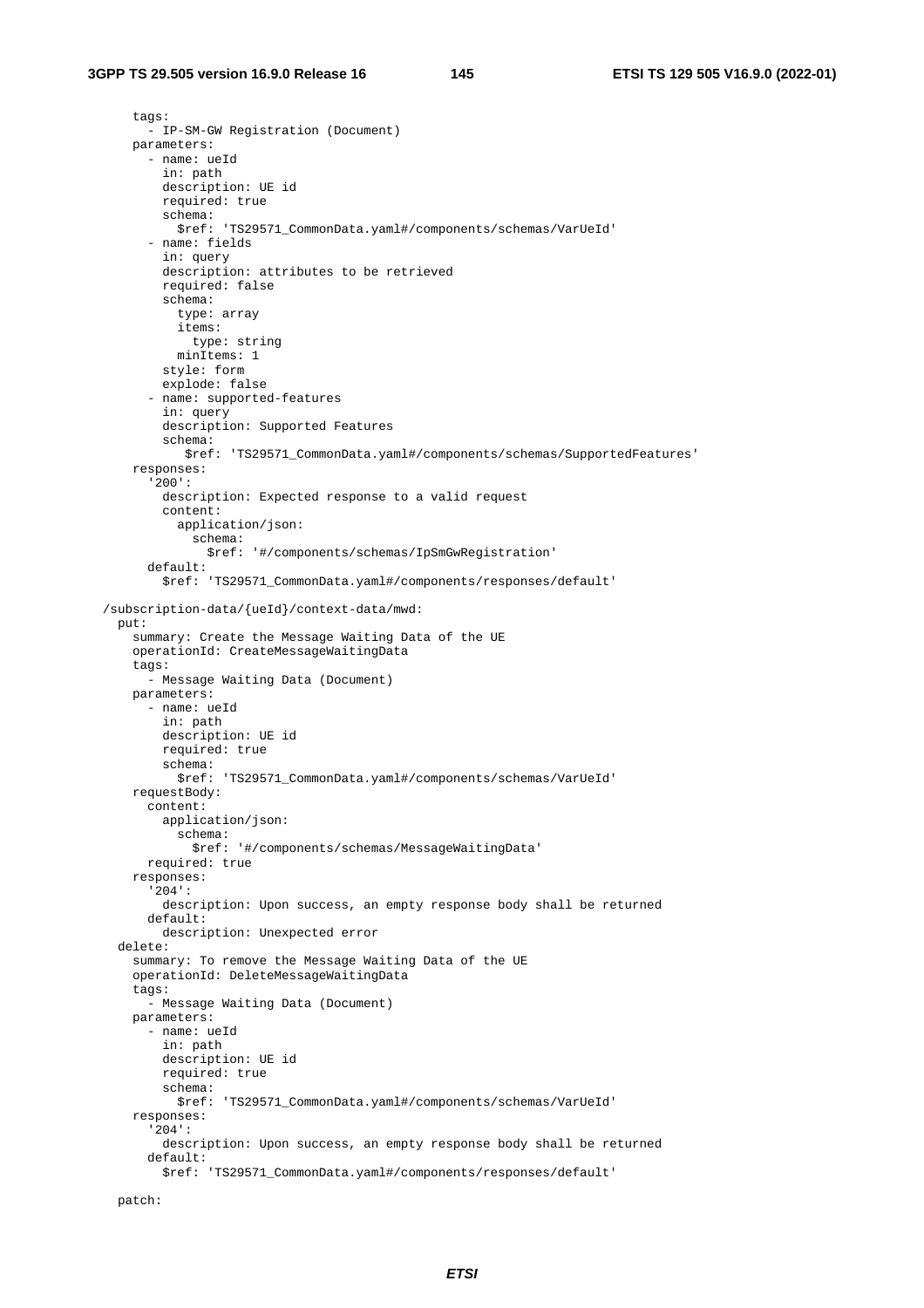```
      tags:
        - IP-SM-GW Registration (Document)
      parameters:
        - name: ueId
          in: path
          description: UE id
          required: true
          schema:
            $ref: 'TS29571_CommonData.yaml#/components/schemas/VarUeId'
        - name: fields
          in: query
          description: attributes to be retrieved
          required: false
          schema:
            type: array
            items:
              type: string
            minItems: 1
          style: form
          explode: false
        - name: supported-features
          in: query
          description: Supported Features
          schema:
             $ref: 'TS29571_CommonData.yaml#/components/schemas/SupportedFeatures'
      responses:
        '200':
          description: Expected response to a valid request
          content:
            application/json:
              schema:
                $ref: '#/components/schemas/IpSmGwRegistration'
        default:
          $ref: 'TS29571_CommonData.yaml#/components/responses/default'

  /subscription-data/{ueId}/context-data/mwd:
    put:
      summary: Create the Message Waiting Data of the UE
      operationId: CreateMessageWaitingData
      tags:
        - Message Waiting Data (Document)
      parameters:
        - name: ueId
          in: path
          description: UE id
          required: true
          schema:
            $ref: 'TS29571_CommonData.yaml#/components/schemas/VarUeId'
      requestBody:
        content:
          application/json:
            schema:
              $ref: '#/components/schemas/MessageWaitingData'
        required: true
      responses:
        '204':
          description: Upon success, an empty response body shall be returned
        default:
          description: Unexpected error
    delete:
      summary: To remove the Message Waiting Data of the UE
      operationId: DeleteMessageWaitingData
      tags:
        - Message Waiting Data (Document)
      parameters:
        - name: ueId
          in: path
          description: UE id
          required: true
          schema:
            $ref: 'TS29571_CommonData.yaml#/components/schemas/VarUeId'
      responses:
        '204':
          description: Upon success, an empty response body shall be returned
        default:
          $ref: 'TS29571_CommonData.yaml#/components/responses/default'

    patch:
```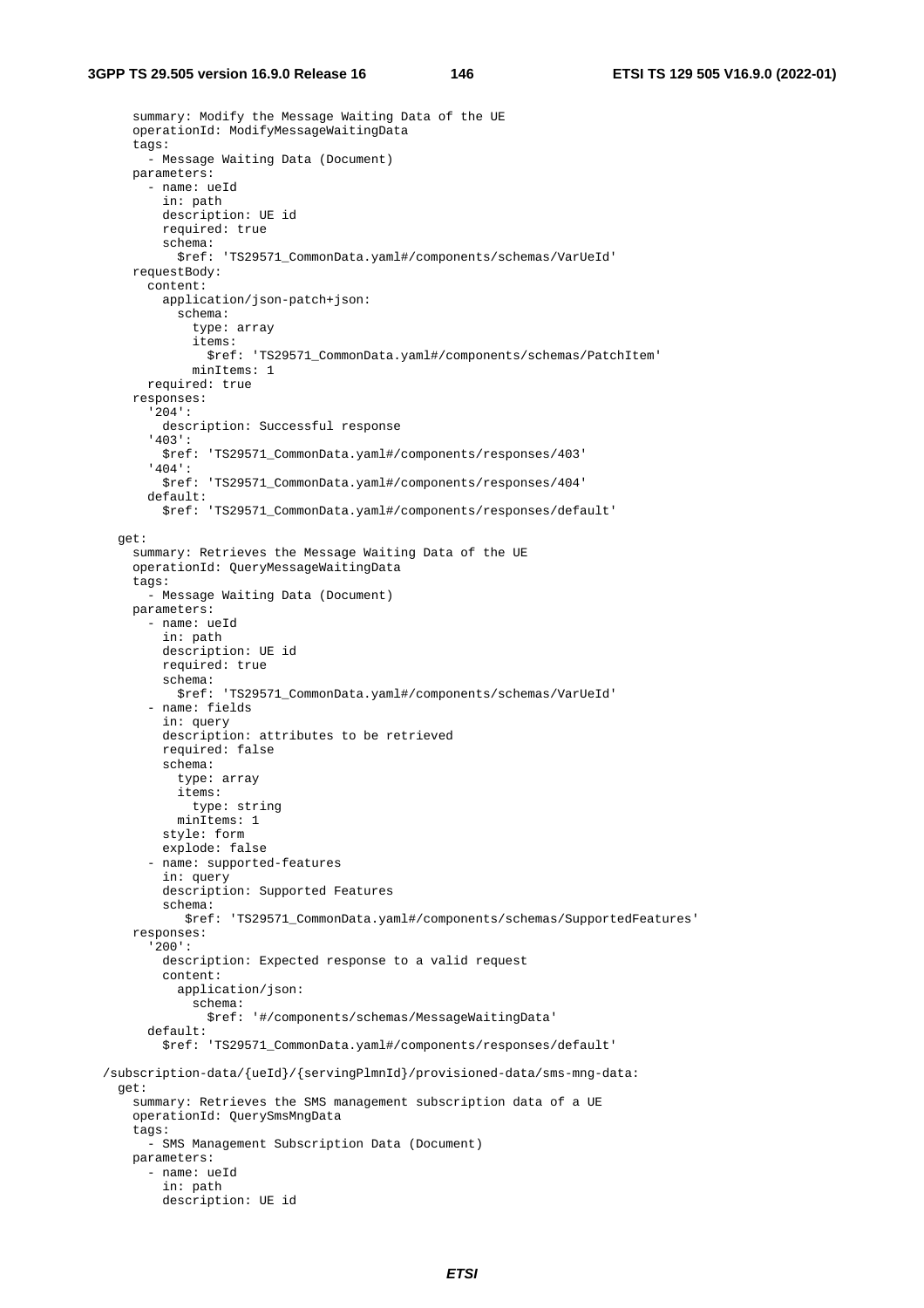```
      summary: Modify the Message Waiting Data of the UE
      operationId: ModifyMessageWaitingData
      tags:
        - Message Waiting Data (Document)
      parameters:
        - name: ueId
          in: path
          description: UE id
          required: true
          schema:
            $ref: 'TS29571_CommonData.yaml#/components/schemas/VarUeId'
      requestBody:
        content:
          application/json-patch+json:
            schema:
              type: array
              items:
                $ref: 'TS29571_CommonData.yaml#/components/schemas/PatchItem'
              minItems: 1
        required: true
      responses:
        '204':
          description: Successful response
        '403':
          $ref: 'TS29571_CommonData.yaml#/components/responses/403'
        '404':
          $ref: 'TS29571_CommonData.yaml#/components/responses/404'
        default:
          $ref: 'TS29571_CommonData.yaml#/components/responses/default'

    get:
      summary: Retrieves the Message Waiting Data of the UE
      operationId: QueryMessageWaitingData
      tags:
        - Message Waiting Data (Document)
      parameters:
        - name: ueId
          in: path
          description: UE id
          required: true
          schema:
            $ref: 'TS29571_CommonData.yaml#/components/schemas/VarUeId'
        - name: fields
          in: query
          description: attributes to be retrieved
          required: false
          schema:
            type: array
            items:
              type: string
            minItems: 1
          style: form
          explode: false
        - name: supported-features
          in: query
          description: Supported Features
          schema:
             $ref: 'TS29571_CommonData.yaml#/components/schemas/SupportedFeatures'
      responses:
        '200':
          description: Expected response to a valid request
          content:
            application/json:
              schema:
                $ref: '#/components/schemas/MessageWaitingData'
        default:
          $ref: 'TS29571_CommonData.yaml#/components/responses/default'

  /subscription-data/{ueId}/{servingPlmnId}/provisioned-data/sms-mng-data:
    get:
      summary: Retrieves the SMS management subscription data of a UE
      operationId: QuerySmsMngData
      tags:
        - SMS Management Subscription Data (Document)
      parameters:
        - name: ueId
          in: path
          description: UE id
```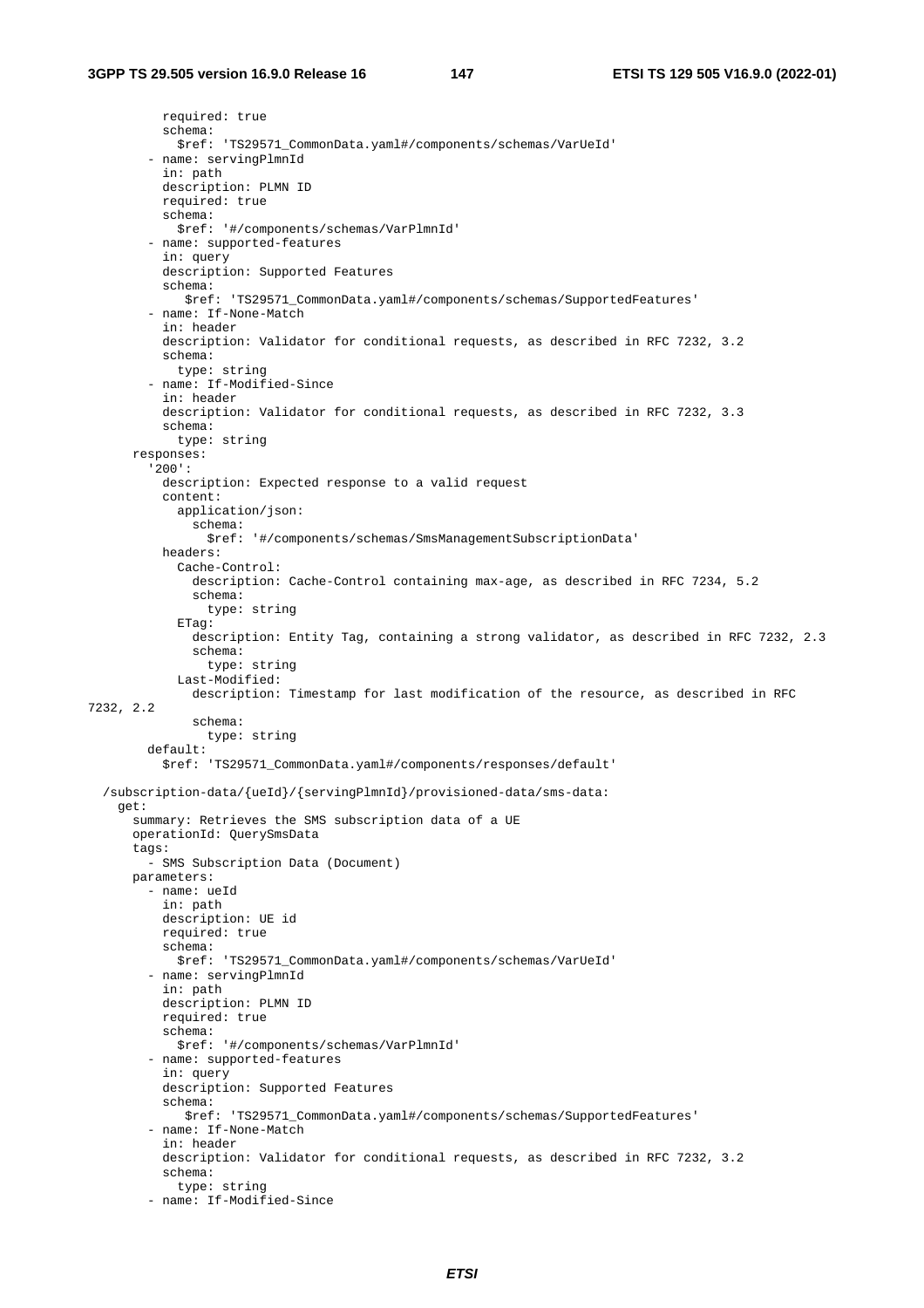```
          required: true
          schema:
            $ref: 'TS29571_CommonData.yaml#/components/schemas/VarUeId'
        - name: servingPlmnId
          in: path
          description: PLMN ID
          required: true
          schema:
            $ref: '#/components/schemas/VarPlmnId'
        - name: supported-features
          in: query
          description: Supported Features
          schema:
             $ref: 'TS29571_CommonData.yaml#/components/schemas/SupportedFeatures'
        - name: If-None-Match
          in: header
          description: Validator for conditional requests, as described in RFC 7232, 3.2
          schema:
            type: string
        - name: If-Modified-Since
          in: header
          description: Validator for conditional requests, as described in RFC 7232, 3.3
          schema:
            type: string
      responses:
        '200':
          description: Expected response to a valid request
          content:
            application/json:
              schema:
                $ref: '#/components/schemas/SmsManagementSubscriptionData'
          headers:
            Cache-Control:
              description: Cache-Control containing max-age, as described in RFC 7234, 5.2
              schema:
                type: string
            ETag:
              description: Entity Tag, containing a strong validator, as described in RFC 7232, 2.3
              schema:
                type: string
            Last-Modified:
              description: Timestamp for last modification of the resource, as described in RFC 
7232, 2.2
              schema:
                type: string
        default:
          $ref: 'TS29571_CommonData.yaml#/components/responses/default'

  /subscription-data/{ueId}/{servingPlmnId}/provisioned-data/sms-data:
    get:
      summary: Retrieves the SMS subscription data of a UE
      operationId: QuerySmsData
      tags:
        - SMS Subscription Data (Document)
      parameters:
        - name: ueId
          in: path
          description: UE id
          required: true
          schema:
            $ref: 'TS29571_CommonData.yaml#/components/schemas/VarUeId'
        - name: servingPlmnId
          in: path
          description: PLMN ID
          required: true
          schema:
            $ref: '#/components/schemas/VarPlmnId'
        - name: supported-features
          in: query
          description: Supported Features
          schema:
             $ref: 'TS29571_CommonData.yaml#/components/schemas/SupportedFeatures'
        - name: If-None-Match
          in: header
          description: Validator for conditional requests, as described in RFC 7232, 3.2
          schema:
            type: string
        - name: If-Modified-Since
```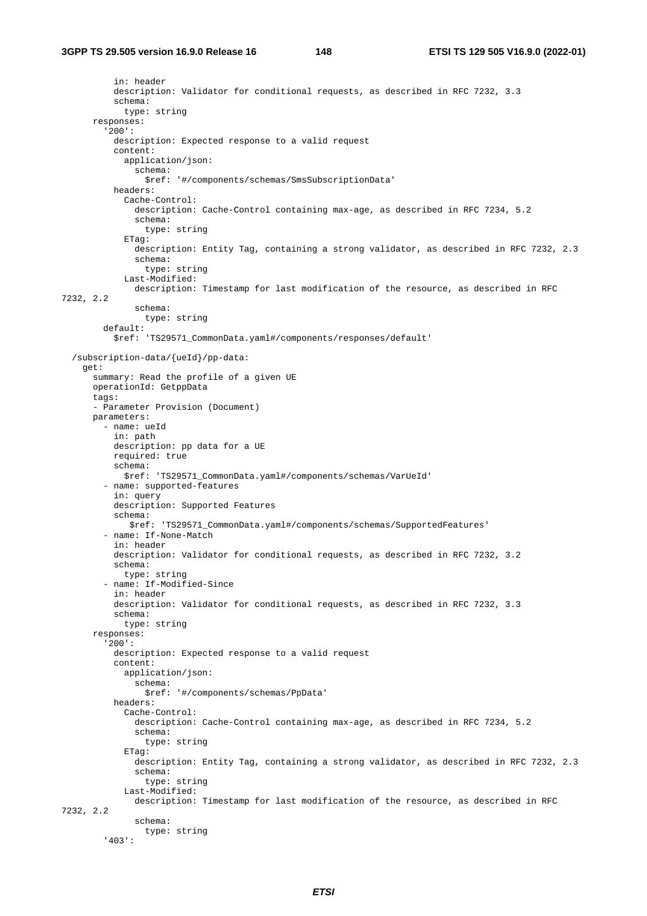```
          in: header
          description: Validator for conditional requests, as described in RFC 7232, 3.3
          schema:
            type: string
      responses:
        '200':
          description: Expected response to a valid request
          content:
            application/json:
              schema:
                $ref: '#/components/schemas/SmsSubscriptionData'
          headers:
            Cache-Control:
              description: Cache-Control containing max-age, as described in RFC 7234, 5.2
              schema:
                type: string
            ETag:
              description: Entity Tag, containing a strong validator, as described in RFC 7232, 2.3
              schema:
                type: string
            Last-Modified:
              description: Timestamp for last modification of the resource, as described in RFC 
7232, 2.2
              schema:
                type: string
        default:
          $ref: 'TS29571_CommonData.yaml#/components/responses/default'

  /subscription-data/{ueId}/pp-data:
    get:
      summary: Read the profile of a given UE
      operationId: GetppData
      tags:
      - Parameter Provision (Document)
      parameters:
        - name: ueId
          in: path
          description: pp data for a UE
          required: true
          schema:
            $ref: 'TS29571_CommonData.yaml#/components/schemas/VarUeId'
        - name: supported-features
          in: query
          description: Supported Features
          schema:
             $ref: 'TS29571_CommonData.yaml#/components/schemas/SupportedFeatures'
        - name: If-None-Match
          in: header
          description: Validator for conditional requests, as described in RFC 7232, 3.2
          schema:
            type: string
        - name: If-Modified-Since
          in: header
          description: Validator for conditional requests, as described in RFC 7232, 3.3
          schema:
            type: string
      responses:
        '200':
          description: Expected response to a valid request
          content:
            application/json:
              schema:
                $ref: '#/components/schemas/PpData'
          headers:
            Cache-Control:
              description: Cache-Control containing max-age, as described in RFC 7234, 5.2
              schema:
                type: string
            ETag:
              description: Entity Tag, containing a strong validator, as described in RFC 7232, 2.3
              schema:
                type: string
            Last-Modified:
              description: Timestamp for last modification of the resource, as described in RFC 
7232, 2.2
              schema:
                type: string
        '403':
```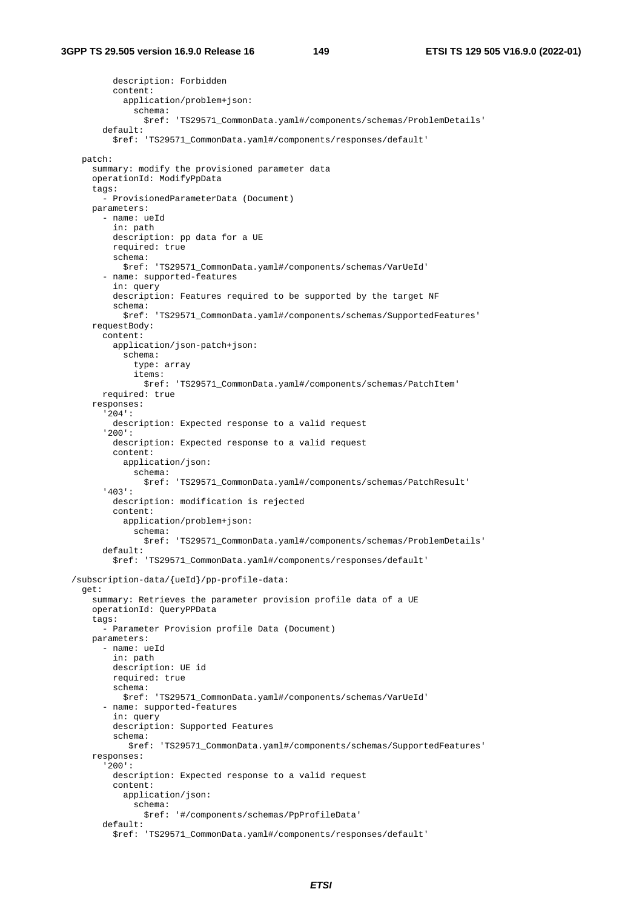```
          description: Forbidden
          content:
            application/problem+json:
              schema:
                $ref: 'TS29571_CommonData.yaml#/components/schemas/ProblemDetails'
        default:
          $ref: 'TS29571_CommonData.yaml#/components/responses/default'

    patch:
      summary: modify the provisioned parameter data
      operationId: ModifyPpData
      tags:
        - ProvisionedParameterData (Document)
      parameters:
        - name: ueId
          in: path
          description: pp data for a UE
          required: true
          schema:
            $ref: 'TS29571_CommonData.yaml#/components/schemas/VarUeId'
        - name: supported-features
          in: query
          description: Features required to be supported by the target NF
          schema:
            $ref: 'TS29571_CommonData.yaml#/components/schemas/SupportedFeatures'
      requestBody:
        content:
          application/json-patch+json:
            schema:
              type: array
              items:
                $ref: 'TS29571_CommonData.yaml#/components/schemas/PatchItem'
        required: true
      responses:
        '204':
          description: Expected response to a valid request
        '200':
          description: Expected response to a valid request
          content:
            application/json:
              schema:
                $ref: 'TS29571_CommonData.yaml#/components/schemas/PatchResult'
        '403':
          description: modification is rejected
          content:
            application/problem+json:
              schema:
                $ref: 'TS29571_CommonData.yaml#/components/schemas/ProblemDetails'
        default:
          $ref: 'TS29571_CommonData.yaml#/components/responses/default'

  /subscription-data/{ueId}/pp-profile-data:
    get:
      summary: Retrieves the parameter provision profile data of a UE
      operationId: QueryPPData
      tags:
        - Parameter Provision profile Data (Document)
      parameters:
        - name: ueId
          in: path
          description: UE id
          required: true
          schema:
            $ref: 'TS29571_CommonData.yaml#/components/schemas/VarUeId'
        - name: supported-features
          in: query
          description: Supported Features
          schema:
             $ref: 'TS29571_CommonData.yaml#/components/schemas/SupportedFeatures'
      responses:
        '200':
          description: Expected response to a valid request
          content:
            application/json:
              schema:
                $ref: '#/components/schemas/PpProfileData'
        default:
          $ref: 'TS29571_CommonData.yaml#/components/responses/default'
```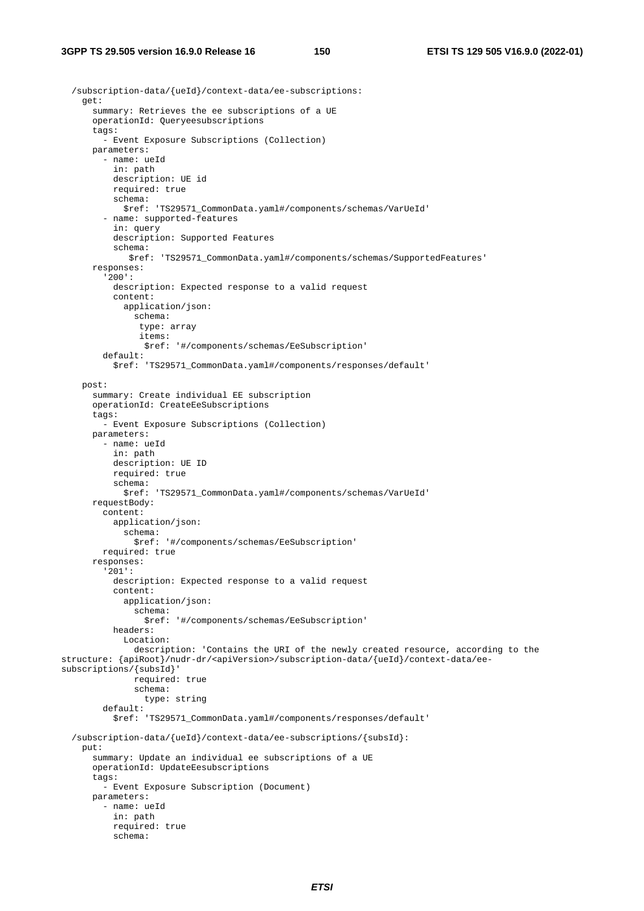```
  /subscription-data/{ueId}/context-data/ee-subscriptions:
    get:
      summary: Retrieves the ee subscriptions of a UE
      operationId: Queryeesubscriptions
      tags:
        - Event Exposure Subscriptions (Collection)
      parameters:
        - name: ueId
          in: path
          description: UE id
          required: true
          schema:
            $ref: 'TS29571_CommonData.yaml#/components/schemas/VarUeId'
        - name: supported-features
          in: query
          description: Supported Features
          schema:
             $ref: 'TS29571_CommonData.yaml#/components/schemas/SupportedFeatures'
      responses:
        '200':
          description: Expected response to a valid request
          content:
            application/json:
              schema:
               type: array
               items:
                $ref: '#/components/schemas/EeSubscription'
        default:
          $ref: 'TS29571_CommonData.yaml#/components/responses/default'

    post:
      summary: Create individual EE subscription
      operationId: CreateEeSubscriptions
      tags:
        - Event Exposure Subscriptions (Collection)
      parameters:
        - name: ueId
          in: path
          description: UE ID
          required: true
          schema:
            $ref: 'TS29571_CommonData.yaml#/components/schemas/VarUeId'
      requestBody:
        content:
          application/json:
            schema:
              $ref: '#/components/schemas/EeSubscription'
        required: true
      responses:
        '201':
          description: Expected response to a valid request
          content:
            application/json:
              schema:
                $ref: '#/components/schemas/EeSubscription'
          headers:
            Location:
              description: 'Contains the URI of the newly created resource, according to the
structure: {apiRoot}/nudr-dr/<apiVersion>/subscription-data/{ueId}/context-data/ee-
subscriptions/{subsId}'
              required: true
              schema:
                type: string
        default:
          $ref: 'TS29571_CommonData.yaml#/components/responses/default'

  /subscription-data/{ueId}/context-data/ee-subscriptions/{subsId}:
    put:
      summary: Update an individual ee subscriptions of a UE
      operationId: UpdateEesubscriptions
      tags:
        - Event Exposure Subscription (Document)
      parameters:
        - name: ueId
          in: path
          required: true
          schema:
```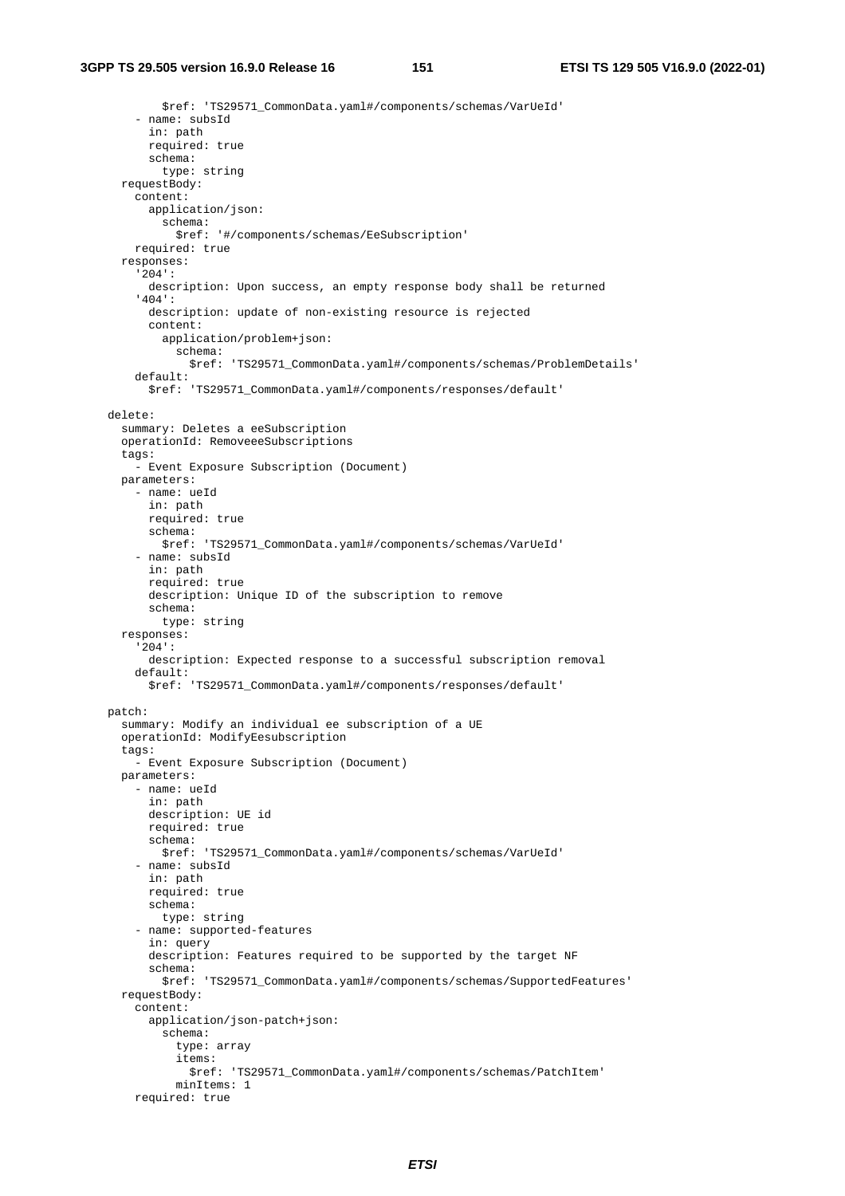```
          $ref: 'TS29571_CommonData.yaml#/components/schemas/VarUeId'
        - name: subsId
          in: path
          required: true
          schema:
            type: string
      requestBody:
        content:
          application/json:
            schema:
              $ref: '#/components/schemas/EeSubscription'
        required: true
      responses:
        '204':
          description: Upon success, an empty response body shall be returned
        '404':
          description: update of non-existing resource is rejected
          content:
            application/problem+json:
              schema:
                $ref: 'TS29571_CommonData.yaml#/components/schemas/ProblemDetails'
        default:
          $ref: 'TS29571_CommonData.yaml#/components/responses/default'

    delete:
      summary: Deletes a eeSubscription
      operationId: RemoveeeSubscriptions
      tags:
        - Event Exposure Subscription (Document)
      parameters:
        - name: ueId
          in: path
          required: true
          schema:
            $ref: 'TS29571_CommonData.yaml#/components/schemas/VarUeId'
        - name: subsId
          in: path
          required: true
          description: Unique ID of the subscription to remove
          schema:
            type: string
      responses:
        '204':
          description: Expected response to a successful subscription removal
        default:
          $ref: 'TS29571_CommonData.yaml#/components/responses/default'

    patch:
      summary: Modify an individual ee subscription of a UE
      operationId: ModifyEesubscription
      tags:
        - Event Exposure Subscription (Document)
      parameters:
        - name: ueId
          in: path
          description: UE id
          required: true
          schema:
            $ref: 'TS29571_CommonData.yaml#/components/schemas/VarUeId'
        - name: subsId
          in: path
          required: true
          schema:
            type: string
        - name: supported-features
          in: query
          description: Features required to be supported by the target NF
          schema:
            $ref: 'TS29571_CommonData.yaml#/components/schemas/SupportedFeatures'
      requestBody:
        content:
          application/json-patch+json:
            schema:
              type: array
              items:
                $ref: 'TS29571_CommonData.yaml#/components/schemas/PatchItem'
              minItems: 1
        required: true
```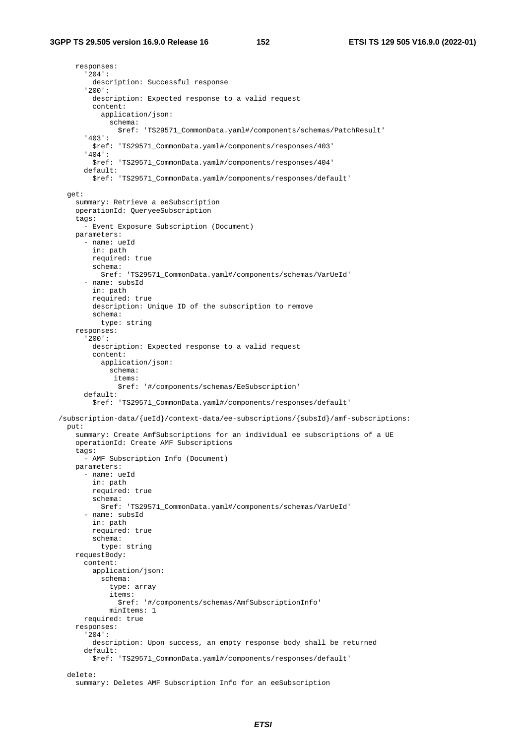```
      responses:
        '204':
          description: Successful response
        '200':
          description: Expected response to a valid request
          content:
            application/json:
              schema:
                $ref: 'TS29571_CommonData.yaml#/components/schemas/PatchResult'
        '403':
          $ref: 'TS29571_CommonData.yaml#/components/responses/403'
        '404':
          $ref: 'TS29571_CommonData.yaml#/components/responses/404'
        default:
          $ref: 'TS29571_CommonData.yaml#/components/responses/default'

    get:
      summary: Retrieve a eeSubscription
      operationId: QueryeeSubscription
      tags:
        - Event Exposure Subscription (Document)
      parameters:
        - name: ueId
          in: path
          required: true
          schema:
            $ref: 'TS29571_CommonData.yaml#/components/schemas/VarUeId'
        - name: subsId
          in: path
          required: true
          description: Unique ID of the subscription to remove
          schema:
            type: string
      responses:
        '200':
          description: Expected response to a valid request
          content:
            application/json:
              schema:
               items:
                $ref: '#/components/schemas/EeSubscription'
        default:
          $ref: 'TS29571_CommonData.yaml#/components/responses/default'

  /subscription-data/{ueId}/context-data/ee-subscriptions/{subsId}/amf-subscriptions:
    put:
      summary: Create AmfSubscriptions for an individual ee subscriptions of a UE
      operationId: Create AMF Subscriptions
      tags:
        - AMF Subscription Info (Document)
      parameters:
        - name: ueId
          in: path
          required: true
          schema:
            $ref: 'TS29571_CommonData.yaml#/components/schemas/VarUeId'
        - name: subsId
          in: path
          required: true
          schema:
            type: string
      requestBody:
        content:
          application/json:
            schema:
              type: array
              items:
                $ref: '#/components/schemas/AmfSubscriptionInfo'
              minItems: 1
        required: true
      responses:
        '204':
          description: Upon success, an empty response body shall be returned
        default:
          $ref: 'TS29571_CommonData.yaml#/components/responses/default'

    delete:
      summary: Deletes AMF Subscription Info for an eeSubscription
```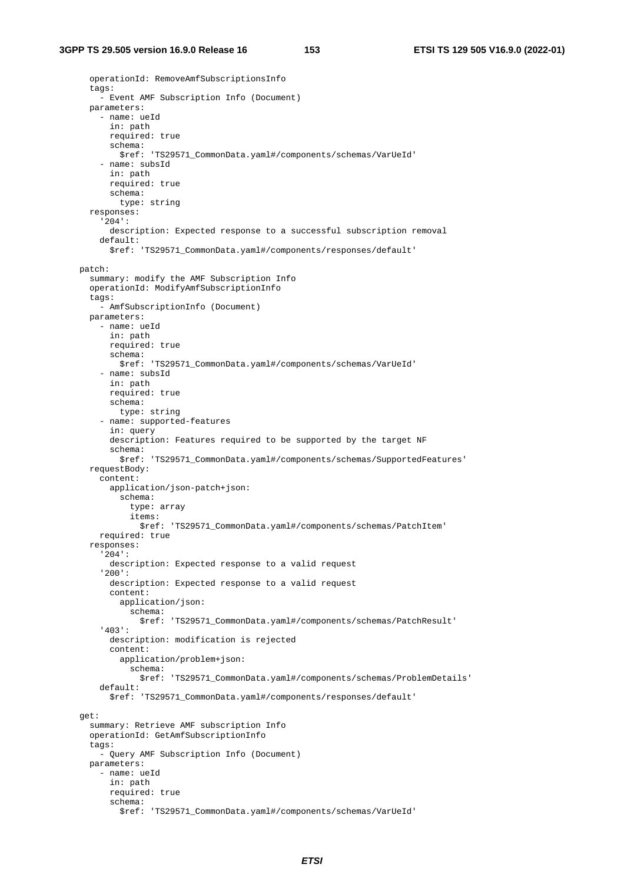```yaml
      operationId: RemoveAmfSubscriptionsInfo
      tags:
        - Event AMF Subscription Info (Document)
      parameters:
        - name: ueId
          in: path
          required: true
          schema:
            $ref: 'TS29571_CommonData.yaml#/components/schemas/VarUeId'
        - name: subsId
          in: path
          required: true
          schema:
            type: string
      responses:
        '204':
          description: Expected response to a successful subscription removal
        default:
          $ref: 'TS29571_CommonData.yaml#/components/responses/default'

    patch:
      summary: modify the AMF Subscription Info
      operationId: ModifyAmfSubscriptionInfo
      tags:
        - AmfSubscriptionInfo (Document)
      parameters:
        - name: ueId
          in: path
          required: true
          schema:
            $ref: 'TS29571_CommonData.yaml#/components/schemas/VarUeId'
        - name: subsId
          in: path
          required: true
          schema:
            type: string
        - name: supported-features
          in: query
          description: Features required to be supported by the target NF
          schema:
            $ref: 'TS29571_CommonData.yaml#/components/schemas/SupportedFeatures'
      requestBody:
        content:
          application/json-patch+json:
            schema:
              type: array
              items:
                $ref: 'TS29571_CommonData.yaml#/components/schemas/PatchItem'
        required: true
      responses:
        '204':
          description: Expected response to a valid request
        '200':
          description: Expected response to a valid request
          content:
            application/json:
              schema:
                $ref: 'TS29571_CommonData.yaml#/components/schemas/PatchResult'
        '403':
          description: modification is rejected
          content:
            application/problem+json:
              schema:
                $ref: 'TS29571_CommonData.yaml#/components/schemas/ProblemDetails'
        default:
          $ref: 'TS29571_CommonData.yaml#/components/responses/default'

    get:
      summary: Retrieve AMF subscription Info
      operationId: GetAmfSubscriptionInfo
      tags:
        - Query AMF Subscription Info (Document)
      parameters:
        - name: ueId
          in: path
          required: true
          schema:
            $ref: 'TS29571_CommonData.yaml#/components/schemas/VarUeId'
```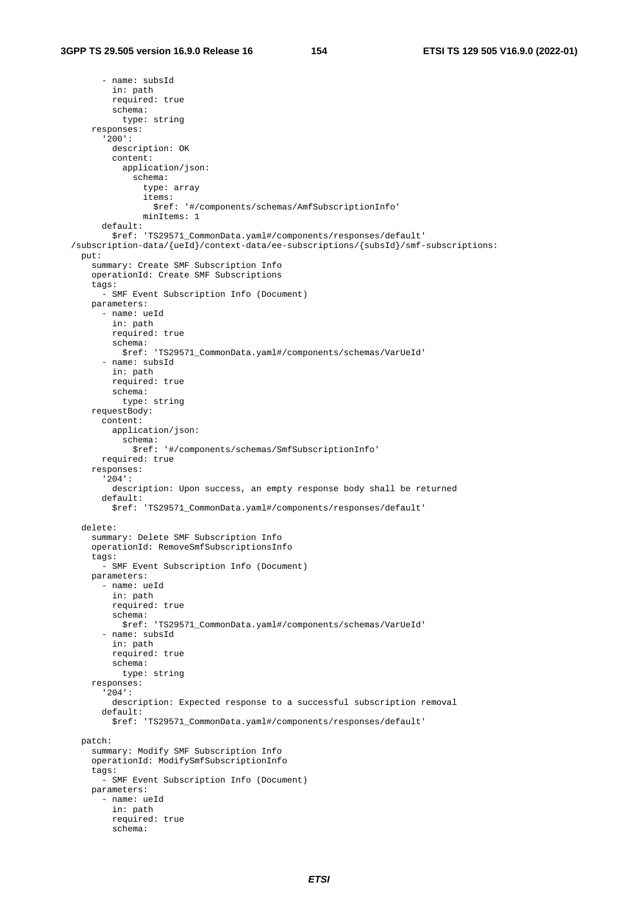```
        - name: subsId
          in: path
          required: true
          schema:
            type: string
      responses:
        '200':
          description: OK
          content:
            application/json:
              schema:
                type: array
                items:
                  $ref: '#/components/schemas/AmfSubscriptionInfo'
                minItems: 1
        default:
          $ref: 'TS29571_CommonData.yaml#/components/responses/default'
  /subscription-data/{ueId}/context-data/ee-subscriptions/{subsId}/smf-subscriptions:
    put:
      summary: Create SMF Subscription Info
      operationId: Create SMF Subscriptions
      tags:
        - SMF Event Subscription Info (Document)
      parameters:
        - name: ueId
          in: path
          required: true
          schema:
            $ref: 'TS29571_CommonData.yaml#/components/schemas/VarUeId'
        - name: subsId
          in: path
          required: true
          schema:
            type: string
      requestBody:
        content:
          application/json:
            schema:
              $ref: '#/components/schemas/SmfSubscriptionInfo'
        required: true
      responses:
        '204':
          description: Upon success, an empty response body shall be returned
        default:
          $ref: 'TS29571_CommonData.yaml#/components/responses/default'

    delete:
      summary: Delete SMF Subscription Info
      operationId: RemoveSmfSubscriptionsInfo
      tags:
        - SMF Event Subscription Info (Document)
      parameters:
        - name: ueId
          in: path
          required: true
          schema:
            $ref: 'TS29571_CommonData.yaml#/components/schemas/VarUeId'
        - name: subsId
          in: path
          required: true
          schema:
            type: string
      responses:
        '204':
          description: Expected response to a successful subscription removal
        default:
          $ref: 'TS29571_CommonData.yaml#/components/responses/default'

    patch:
      summary: Modify SMF Subscription Info
      operationId: ModifySmfSubscriptionInfo
      tags:
        - SMF Event Subscription Info (Document)
      parameters:
        - name: ueId
          in: path
          required: true
          schema:
```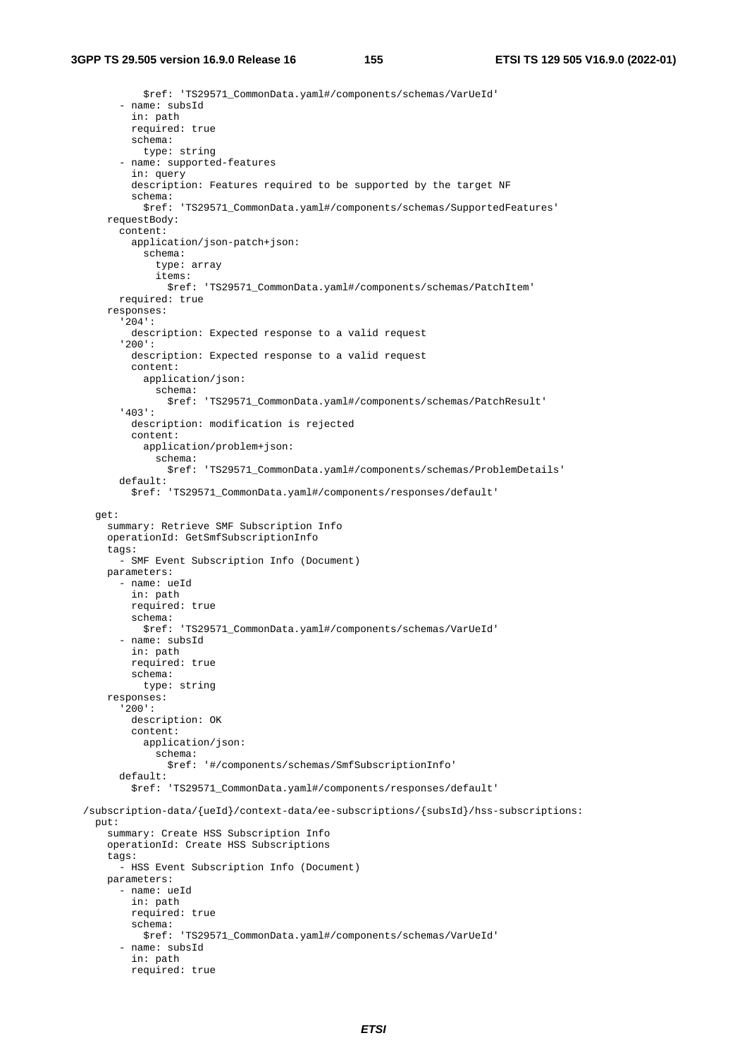```yaml
            $ref: 'TS29571_CommonData.yaml#/components/schemas/VarUeId'
        - name: subsId
          in: path
          required: true
          schema:
            type: string
        - name: supported-features
          in: query
          description: Features required to be supported by the target NF
          schema:
            $ref: 'TS29571_CommonData.yaml#/components/schemas/SupportedFeatures'
      requestBody:
        content:
          application/json-patch+json:
            schema:
              type: array
              items:
                $ref: 'TS29571_CommonData.yaml#/components/schemas/PatchItem'
        required: true
      responses:
        '204':
          description: Expected response to a valid request
        '200':
          description: Expected response to a valid request
          content:
            application/json:
              schema:
                $ref: 'TS29571_CommonData.yaml#/components/schemas/PatchResult'
        '403':
          description: modification is rejected
          content:
            application/problem+json:
              schema:
                $ref: 'TS29571_CommonData.yaml#/components/schemas/ProblemDetails'
        default:
          $ref: 'TS29571_CommonData.yaml#/components/responses/default'

    get:
      summary: Retrieve SMF Subscription Info
      operationId: GetSmfSubscriptionInfo
      tags:
        - SMF Event Subscription Info (Document)
      parameters:
        - name: ueId
          in: path
          required: true
          schema:
            $ref: 'TS29571_CommonData.yaml#/components/schemas/VarUeId'
        - name: subsId
          in: path
          required: true
          schema:
            type: string
      responses:
        '200':
          description: OK
          content:
            application/json:
              schema:
                $ref: '#/components/schemas/SmfSubscriptionInfo'
        default:
          $ref: 'TS29571_CommonData.yaml#/components/responses/default'

  /subscription-data/{ueId}/context-data/ee-subscriptions/{subsId}/hss-subscriptions:
    put:
      summary: Create HSS Subscription Info
      operationId: Create HSS Subscriptions
      tags:
        - HSS Event Subscription Info (Document)
      parameters:
        - name: ueId
          in: path
          required: true
          schema:
            $ref: 'TS29571_CommonData.yaml#/components/schemas/VarUeId'
        - name: subsId
          in: path
          required: true
```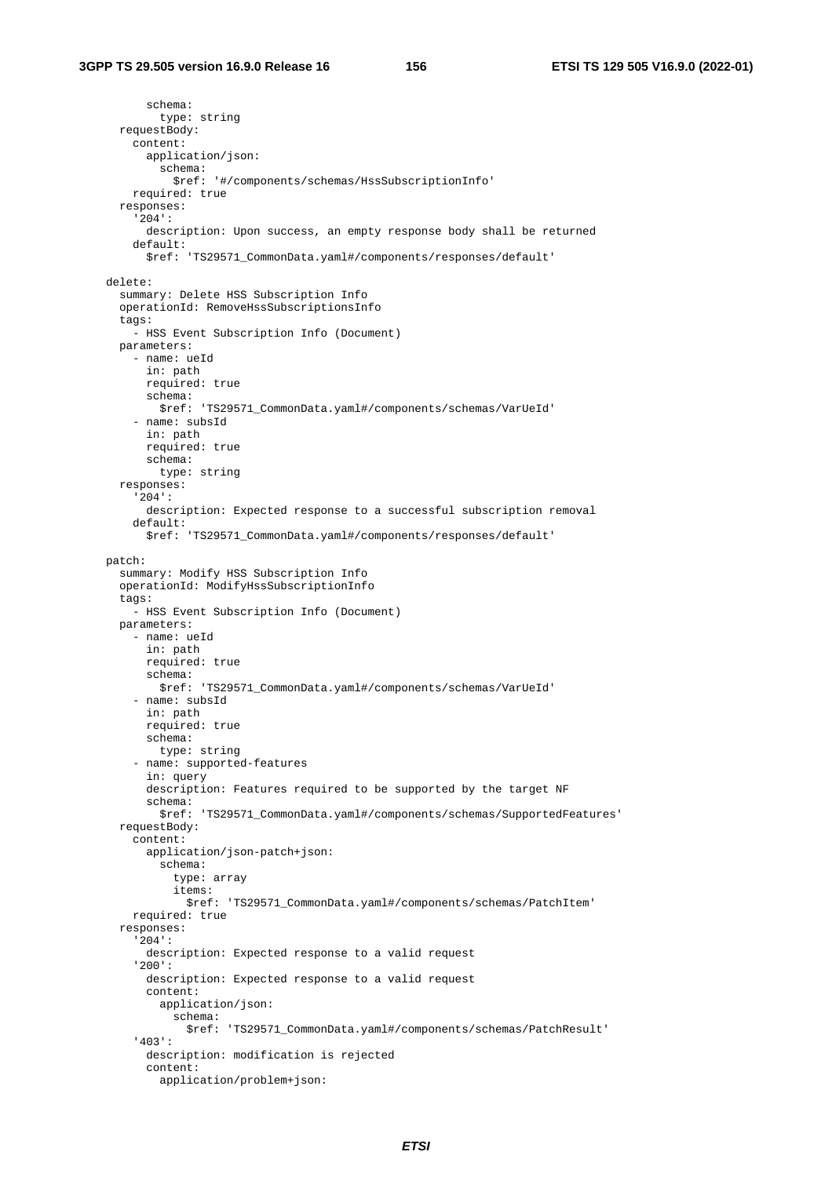```
          schema:
            type: string
      requestBody:
        content:
          application/json:
            schema:
              $ref: '#/components/schemas/HssSubscriptionInfo'
        required: true
      responses:
        '204':
          description: Upon success, an empty response body shall be returned
        default:
          $ref: 'TS29571_CommonData.yaml#/components/responses/default'

    delete:
      summary: Delete HSS Subscription Info
      operationId: RemoveHssSubscriptionsInfo
      tags:
        - HSS Event Subscription Info (Document)
      parameters:
        - name: ueId
          in: path
          required: true
          schema:
            $ref: 'TS29571_CommonData.yaml#/components/schemas/VarUeId'
        - name: subsId
          in: path
          required: true
          schema:
            type: string
      responses:
        '204':
          description: Expected response to a successful subscription removal
        default:
          $ref: 'TS29571_CommonData.yaml#/components/responses/default'

    patch:
      summary: Modify HSS Subscription Info
      operationId: ModifyHssSubscriptionInfo
      tags:
        - HSS Event Subscription Info (Document)
      parameters:
        - name: ueId
          in: path
          required: true
          schema:
            $ref: 'TS29571_CommonData.yaml#/components/schemas/VarUeId'
        - name: subsId
          in: path
          required: true
          schema:
            type: string
        - name: supported-features
          in: query
          description: Features required to be supported by the target NF
          schema:
            $ref: 'TS29571_CommonData.yaml#/components/schemas/SupportedFeatures'
      requestBody:
        content:
          application/json-patch+json:
            schema:
              type: array
              items:
                $ref: 'TS29571_CommonData.yaml#/components/schemas/PatchItem'
        required: true
      responses:
        '204':
          description: Expected response to a valid request
        '200':
          description: Expected response to a valid request
          content:
            application/json:
              schema:
                $ref: 'TS29571_CommonData.yaml#/components/schemas/PatchResult'
        '403':
          description: modification is rejected
          content:
            application/problem+json:
```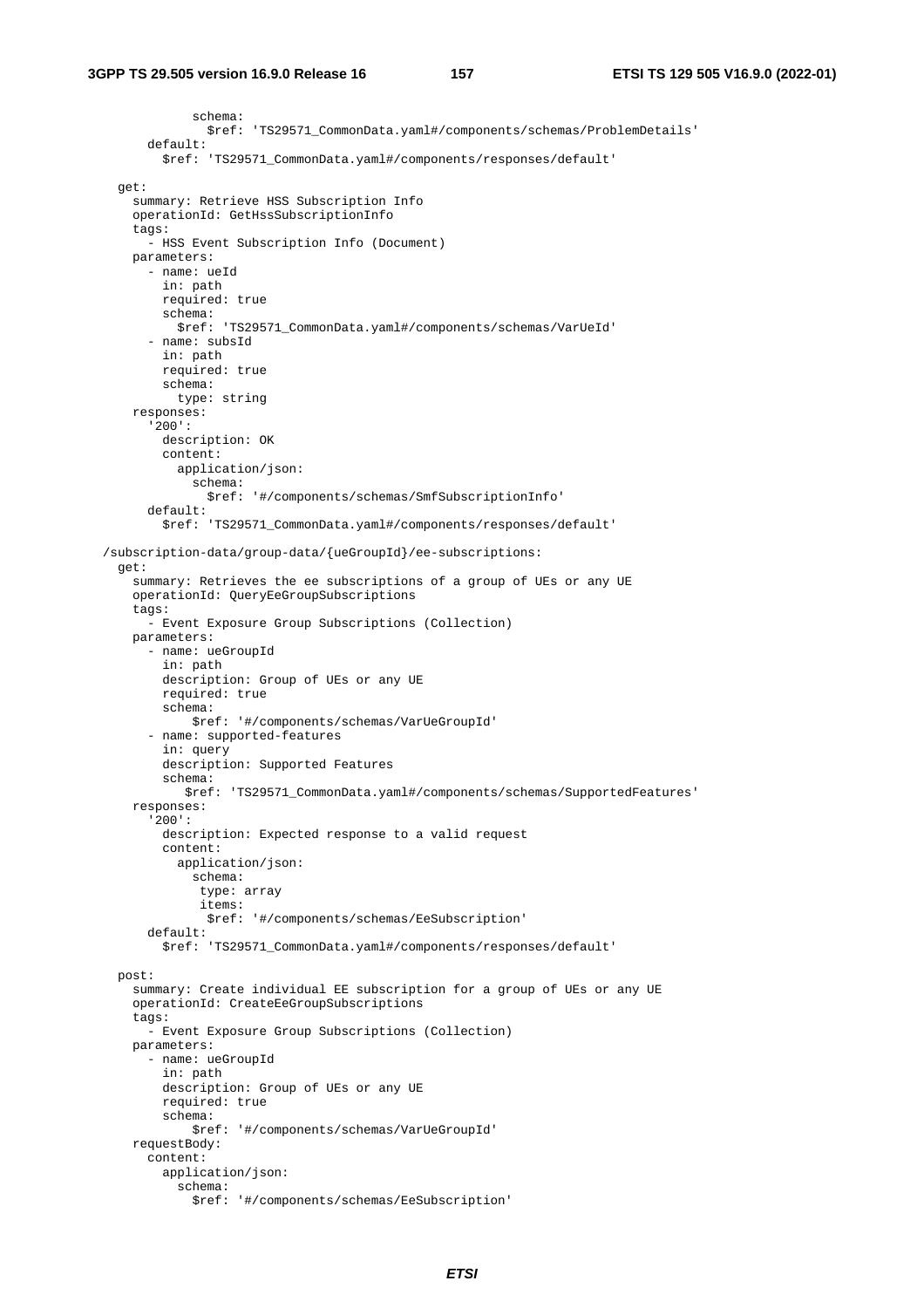```yaml
            schema:
              $ref: 'TS29571_CommonData.yaml#/components/schemas/ProblemDetails'
        default:
          $ref: 'TS29571_CommonData.yaml#/components/responses/default'

    get:
      summary: Retrieve HSS Subscription Info
      operationId: GetHssSubscriptionInfo
      tags:
        - HSS Event Subscription Info (Document)
      parameters:
        - name: ueId
          in: path
          required: true
          schema:
            $ref: 'TS29571_CommonData.yaml#/components/schemas/VarUeId'
        - name: subsId
          in: path
          required: true
          schema:
            type: string
      responses:
        '200':
          description: OK
          content:
            application/json:
              schema:
                $ref: '#/components/schemas/SmfSubscriptionInfo'
        default:
          $ref: 'TS29571_CommonData.yaml#/components/responses/default'

  /subscription-data/group-data/{ueGroupId}/ee-subscriptions:
    get:
      summary: Retrieves the ee subscriptions of a group of UEs or any UE
      operationId: QueryEeGroupSubscriptions
      tags:
        - Event Exposure Group Subscriptions (Collection)
      parameters:
        - name: ueGroupId
          in: path
          description: Group of UEs or any UE
          required: true
          schema:
              $ref: '#/components/schemas/VarUeGroupId'
        - name: supported-features
          in: query
          description: Supported Features
          schema:
             $ref: 'TS29571_CommonData.yaml#/components/schemas/SupportedFeatures'
      responses:
        '200':
          description: Expected response to a valid request
          content:
            application/json:
              schema:
               type: array
               items:
                $ref: '#/components/schemas/EeSubscription'
        default:
          $ref: 'TS29571_CommonData.yaml#/components/responses/default'

    post:
      summary: Create individual EE subscription for a group of UEs or any UE
      operationId: CreateEeGroupSubscriptions
      tags:
        - Event Exposure Group Subscriptions (Collection)
      parameters:
        - name: ueGroupId
          in: path
          description: Group of UEs or any UE
          required: true
          schema:
              $ref: '#/components/schemas/VarUeGroupId'
      requestBody:
        content:
          application/json:
            schema:
              $ref: '#/components/schemas/EeSubscription'
```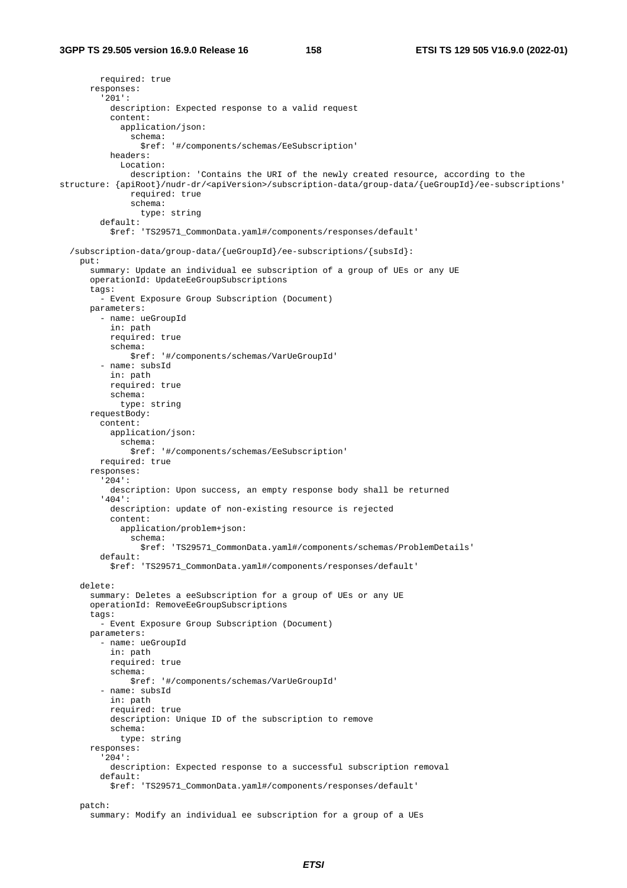```
        required: true
      responses:
        '201':
          description: Expected response to a valid request
          content:
            application/json:
              schema:
                $ref: '#/components/schemas/EeSubscription'
          headers:
            Location:
              description: 'Contains the URI of the newly created resource, according to the structure: {apiRoot}/nudr-dr/<apiVersion>/subscription-data/group-data/{ueGroupId}/ee-subscriptions'
              required: true
              schema:
                type: string
        default:
          $ref: 'TS29571_CommonData.yaml#/components/responses/default'

  /subscription-data/group-data/{ueGroupId}/ee-subscriptions/{subsId}:
    put:
      summary: Update an individual ee subscription of a group of UEs or any UE
      operationId: UpdateEeGroupSubscriptions
      tags:
        - Event Exposure Group Subscription (Document)
      parameters:
        - name: ueGroupId
          in: path
          required: true
          schema:
              $ref: '#/components/schemas/VarUeGroupId'
        - name: subsId
          in: path
          required: true
          schema:
            type: string
      requestBody:
        content:
          application/json:
            schema:
              $ref: '#/components/schemas/EeSubscription'
        required: true
      responses:
        '204':
          description: Upon success, an empty response body shall be returned
        '404':
          description: update of non-existing resource is rejected
          content:
            application/problem+json:
              schema:
                $ref: 'TS29571_CommonData.yaml#/components/schemas/ProblemDetails'
        default:
          $ref: 'TS29571_CommonData.yaml#/components/responses/default'

    delete:
      summary: Deletes a eeSubscription for a group of UEs or any UE
      operationId: RemoveEeGroupSubscriptions
      tags:
        - Event Exposure Group Subscription (Document)
      parameters:
        - name: ueGroupId
          in: path
          required: true
          schema:
              $ref: '#/components/schemas/VarUeGroupId'
        - name: subsId
          in: path
          required: true
          description: Unique ID of the subscription to remove
          schema:
            type: string
      responses:
        '204':
          description: Expected response to a successful subscription removal
        default:
          $ref: 'TS29571_CommonData.yaml#/components/responses/default'

    patch:
      summary: Modify an individual ee subscription for a group of a UEs
```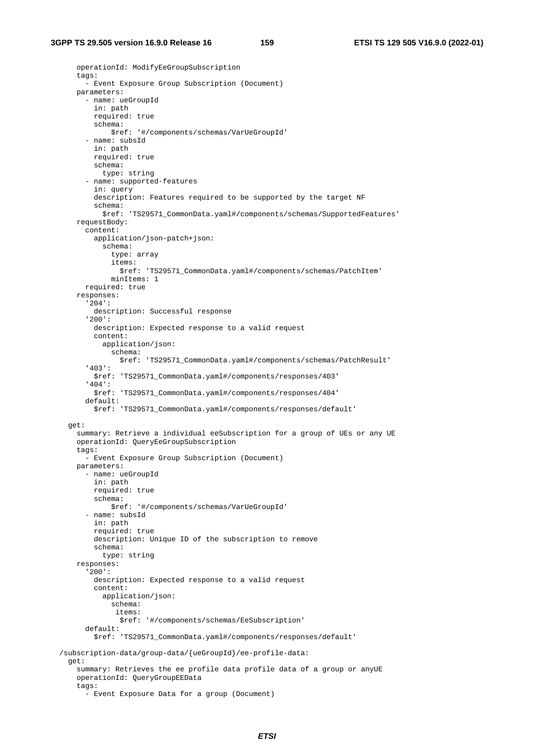```
      operationId: ModifyEeGroupSubscription
      tags:
        - Event Exposure Group Subscription (Document)
      parameters:
        - name: ueGroupId
          in: path
          required: true
          schema:
              $ref: '#/components/schemas/VarUeGroupId'
        - name: subsId
          in: path
          required: true
          schema:
            type: string
        - name: supported-features
          in: query
          description: Features required to be supported by the target NF
          schema:
            $ref: 'TS29571_CommonData.yaml#/components/schemas/SupportedFeatures'
      requestBody:
        content:
          application/json-patch+json:
            schema:
              type: array
              items:
                $ref: 'TS29571_CommonData.yaml#/components/schemas/PatchItem'
              minItems: 1
        required: true
      responses:
        '204':
          description: Successful response
        '200':
          description: Expected response to a valid request
          content:
            application/json:
              schema:
                $ref: 'TS29571_CommonData.yaml#/components/schemas/PatchResult'
        '403':
          $ref: 'TS29571_CommonData.yaml#/components/responses/403'
        '404':
          $ref: 'TS29571_CommonData.yaml#/components/responses/404'
        default:
          $ref: 'TS29571_CommonData.yaml#/components/responses/default'

    get:
      summary: Retrieve a individual eeSubscription for a group of UEs or any UE
      operationId: QueryEeGroupSubscription
      tags:
        - Event Exposure Group Subscription (Document)
      parameters:
        - name: ueGroupId
          in: path
          required: true
          schema:
              $ref: '#/components/schemas/VarUeGroupId'
        - name: subsId
          in: path
          required: true
          description: Unique ID of the subscription to remove
          schema:
            type: string
      responses:
        '200':
          description: Expected response to a valid request
          content:
            application/json:
              schema:
               items:
                $ref: '#/components/schemas/EeSubscription'
        default:
          $ref: 'TS29571_CommonData.yaml#/components/responses/default'

  /subscription-data/group-data/{ueGroupId}/ee-profile-data:
    get:
      summary: Retrieves the ee profile data profile data of a group or anyUE
      operationId: QueryGroupEEData
      tags:
        - Event Exposure Data for a group (Document)
```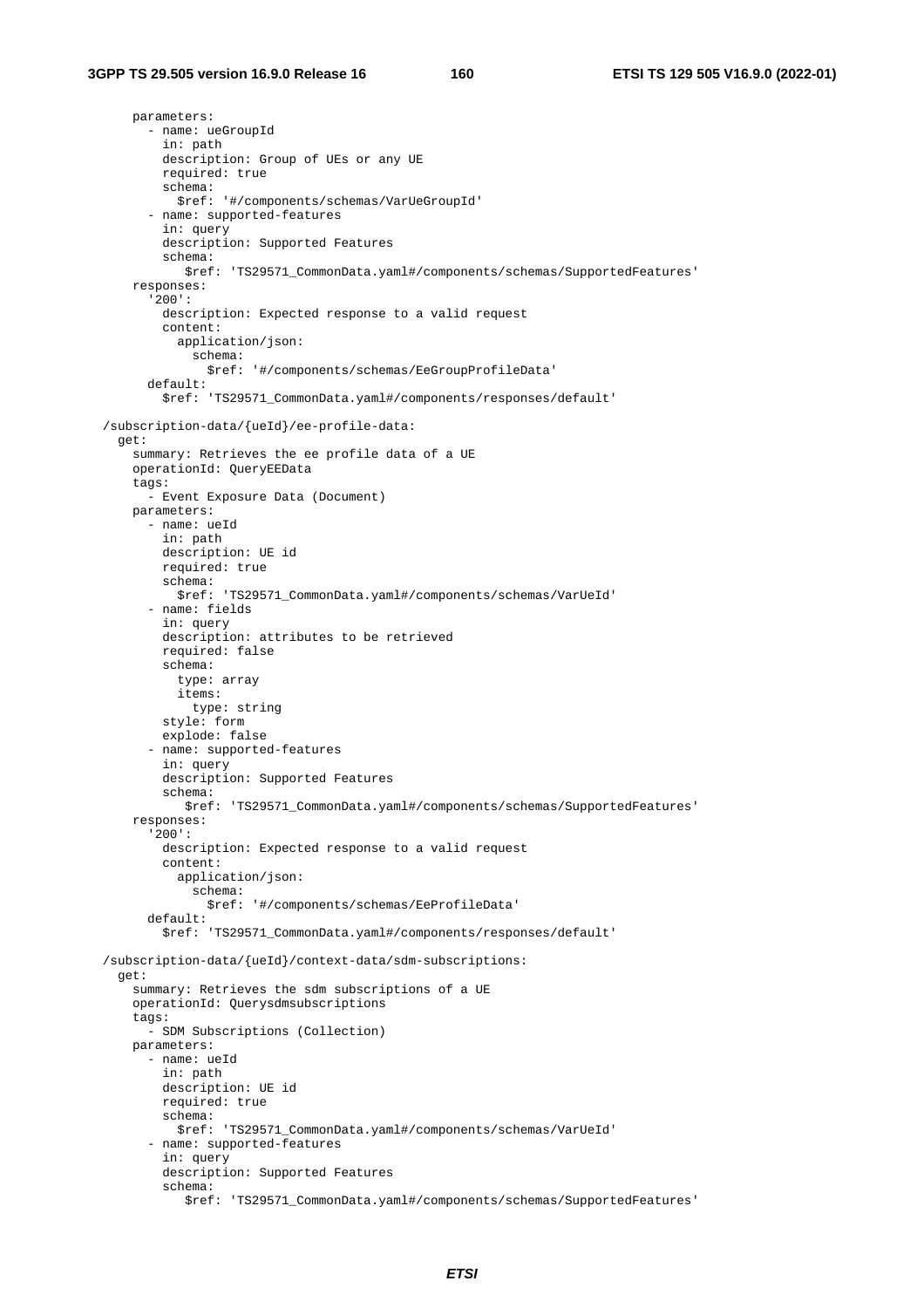```
      parameters:
        - name: ueGroupId
          in: path
          description: Group of UEs or any UE
          required: true
          schema:
            $ref: '#/components/schemas/VarUeGroupId'
        - name: supported-features
          in: query
          description: Supported Features
          schema:
             $ref: 'TS29571_CommonData.yaml#/components/schemas/SupportedFeatures'
      responses:
        '200':
          description: Expected response to a valid request
          content:
            application/json:
              schema:
                $ref: '#/components/schemas/EeGroupProfileData'
        default:
          $ref: 'TS29571_CommonData.yaml#/components/responses/default'

  /subscription-data/{ueId}/ee-profile-data:
    get:
      summary: Retrieves the ee profile data of a UE
      operationId: QueryEEData
      tags:
        - Event Exposure Data (Document)
      parameters:
        - name: ueId
          in: path
          description: UE id
          required: true
          schema:
            $ref: 'TS29571_CommonData.yaml#/components/schemas/VarUeId'
        - name: fields
          in: query
          description: attributes to be retrieved
          required: false
          schema:
            type: array
            items:
              type: string
          style: form
          explode: false
        - name: supported-features
          in: query
          description: Supported Features
          schema:
             $ref: 'TS29571_CommonData.yaml#/components/schemas/SupportedFeatures'
      responses:
        '200':
          description: Expected response to a valid request
          content:
            application/json:
              schema:
                $ref: '#/components/schemas/EeProfileData'
        default:
          $ref: 'TS29571_CommonData.yaml#/components/responses/default'

  /subscription-data/{ueId}/context-data/sdm-subscriptions:
    get:
      summary: Retrieves the sdm subscriptions of a UE
      operationId: Querysdmsubscriptions
      tags:
        - SDM Subscriptions (Collection)
      parameters:
        - name: ueId
          in: path
          description: UE id
          required: true
          schema:
            $ref: 'TS29571_CommonData.yaml#/components/schemas/VarUeId'
        - name: supported-features
          in: query
          description: Supported Features
          schema:
             $ref: 'TS29571_CommonData.yaml#/components/schemas/SupportedFeatures'
```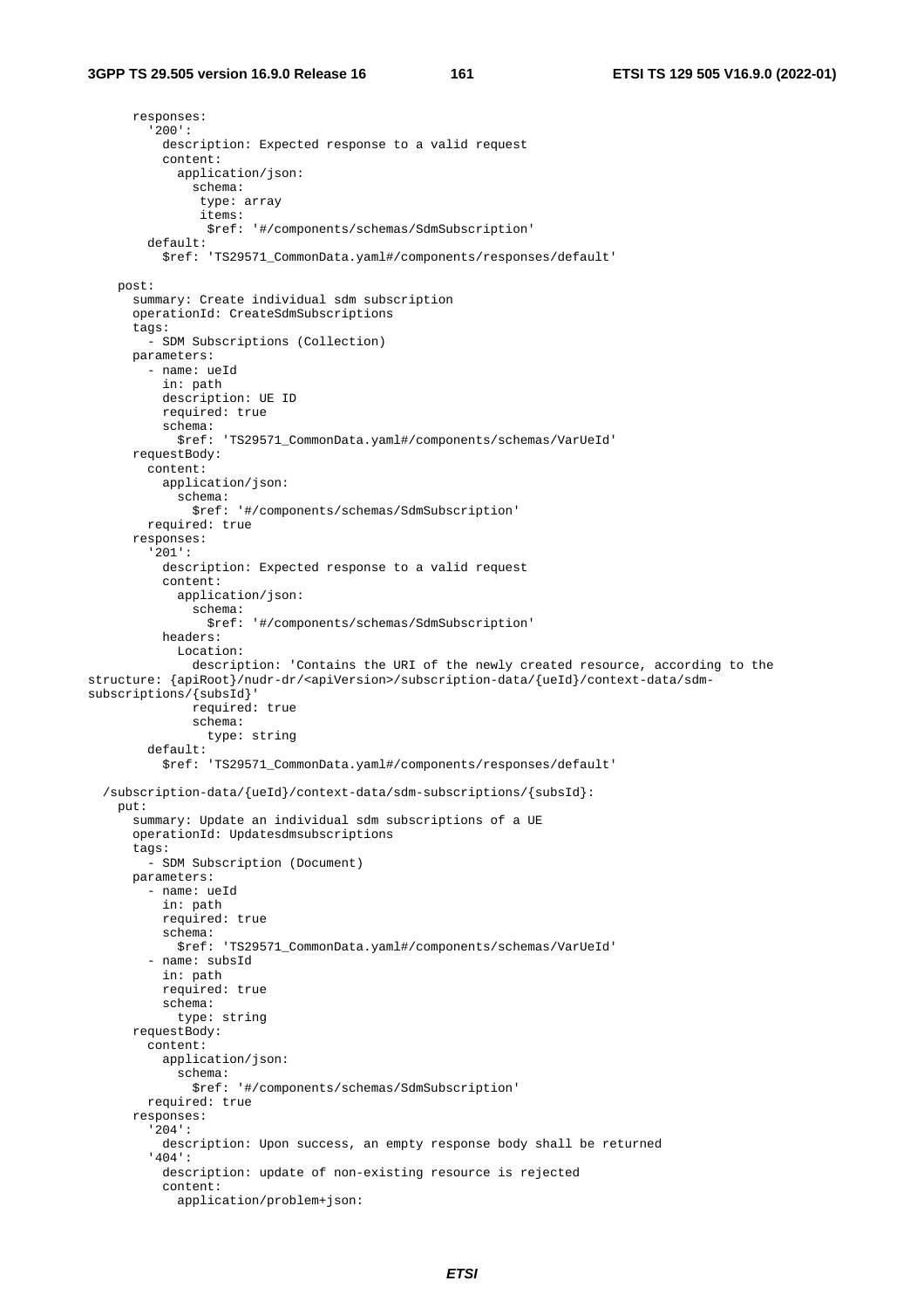```
      responses:
        '200':
          description: Expected response to a valid request
          content:
            application/json:
              schema:
               type: array
               items:
                $ref: '#/components/schemas/SdmSubscription'
        default:
          $ref: 'TS29571_CommonData.yaml#/components/responses/default'

    post:
      summary: Create individual sdm subscription
      operationId: CreateSdmSubscriptions
      tags:
        - SDM Subscriptions (Collection)
      parameters:
        - name: ueId
          in: path
          description: UE ID
          required: true
          schema:
            $ref: 'TS29571_CommonData.yaml#/components/schemas/VarUeId'
      requestBody:
        content:
          application/json:
            schema:
              $ref: '#/components/schemas/SdmSubscription'
        required: true
      responses:
        '201':
          description: Expected response to a valid request
          content:
            application/json:
              schema:
                $ref: '#/components/schemas/SdmSubscription'
          headers:
            Location:
              description: 'Contains the URI of the newly created resource, according to the
structure: {apiRoot}/nudr-dr/<apiVersion>/subscription-data/{ueId}/context-data/sdm-
subscriptions/{subsId}'
              required: true
              schema:
                type: string
        default:
          $ref: 'TS29571_CommonData.yaml#/components/responses/default'

  /subscription-data/{ueId}/context-data/sdm-subscriptions/{subsId}:
    put:
      summary: Update an individual sdm subscriptions of a UE
      operationId: Updatesdmsubscriptions
      tags:
        - SDM Subscription (Document)
      parameters:
        - name: ueId
          in: path
          required: true
          schema:
            $ref: 'TS29571_CommonData.yaml#/components/schemas/VarUeId'
        - name: subsId
          in: path
          required: true
          schema:
            type: string
      requestBody:
        content:
          application/json:
            schema:
              $ref: '#/components/schemas/SdmSubscription'
        required: true
      responses:
        '204':
          description: Upon success, an empty response body shall be returned
        '404':
          description: update of non-existing resource is rejected
          content:
            application/problem+json:
```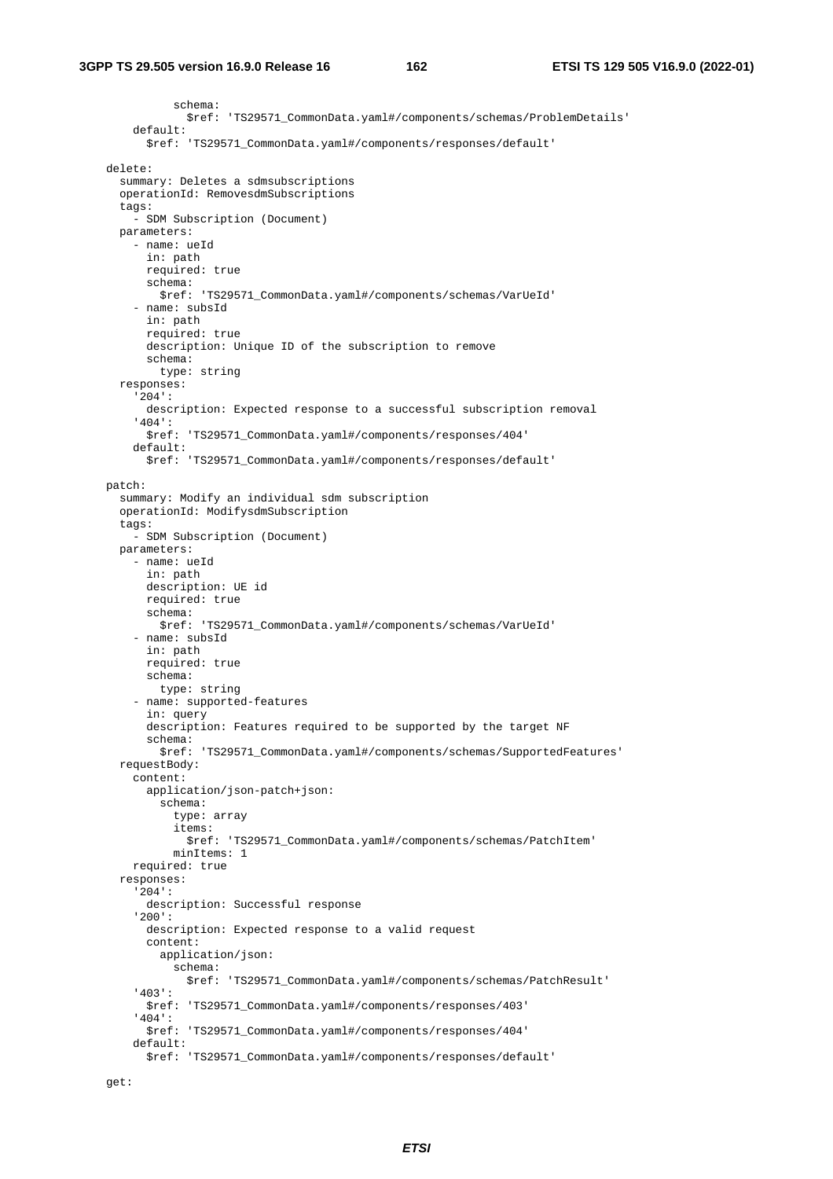```
            schema:
              $ref: 'TS29571_CommonData.yaml#/components/schemas/ProblemDetails'
        default:
          $ref: 'TS29571_CommonData.yaml#/components/responses/default'

    delete:
      summary: Deletes a sdmsubscriptions
      operationId: RemovesdmSubscriptions
      tags:
        - SDM Subscription (Document)
      parameters:
        - name: ueId
          in: path
          required: true
          schema:
            $ref: 'TS29571_CommonData.yaml#/components/schemas/VarUeId'
        - name: subsId
          in: path
          required: true
          description: Unique ID of the subscription to remove
          schema:
            type: string
      responses:
        '204':
          description: Expected response to a successful subscription removal
        '404':
          $ref: 'TS29571_CommonData.yaml#/components/responses/404'
        default:
          $ref: 'TS29571_CommonData.yaml#/components/responses/default'

    patch:
      summary: Modify an individual sdm subscription
      operationId: ModifysdmSubscription
      tags:
        - SDM Subscription (Document)
      parameters:
        - name: ueId
          in: path
          description: UE id
          required: true
          schema:
            $ref: 'TS29571_CommonData.yaml#/components/schemas/VarUeId'
        - name: subsId
          in: path
          required: true
          schema:
            type: string
        - name: supported-features
          in: query
          description: Features required to be supported by the target NF
          schema:
            $ref: 'TS29571_CommonData.yaml#/components/schemas/SupportedFeatures'
      requestBody:
        content:
          application/json-patch+json:
            schema:
              type: array
              items:
                $ref: 'TS29571_CommonData.yaml#/components/schemas/PatchItem'
              minItems: 1
        required: true
      responses:
        '204':
          description: Successful response
        '200':
          description: Expected response to a valid request
          content:
            application/json:
              schema:
                $ref: 'TS29571_CommonData.yaml#/components/schemas/PatchResult'
        '403':
          $ref: 'TS29571_CommonData.yaml#/components/responses/403'
        '404':
          $ref: 'TS29571_CommonData.yaml#/components/responses/404'
        default:
          $ref: 'TS29571_CommonData.yaml#/components/responses/default'

    get:
```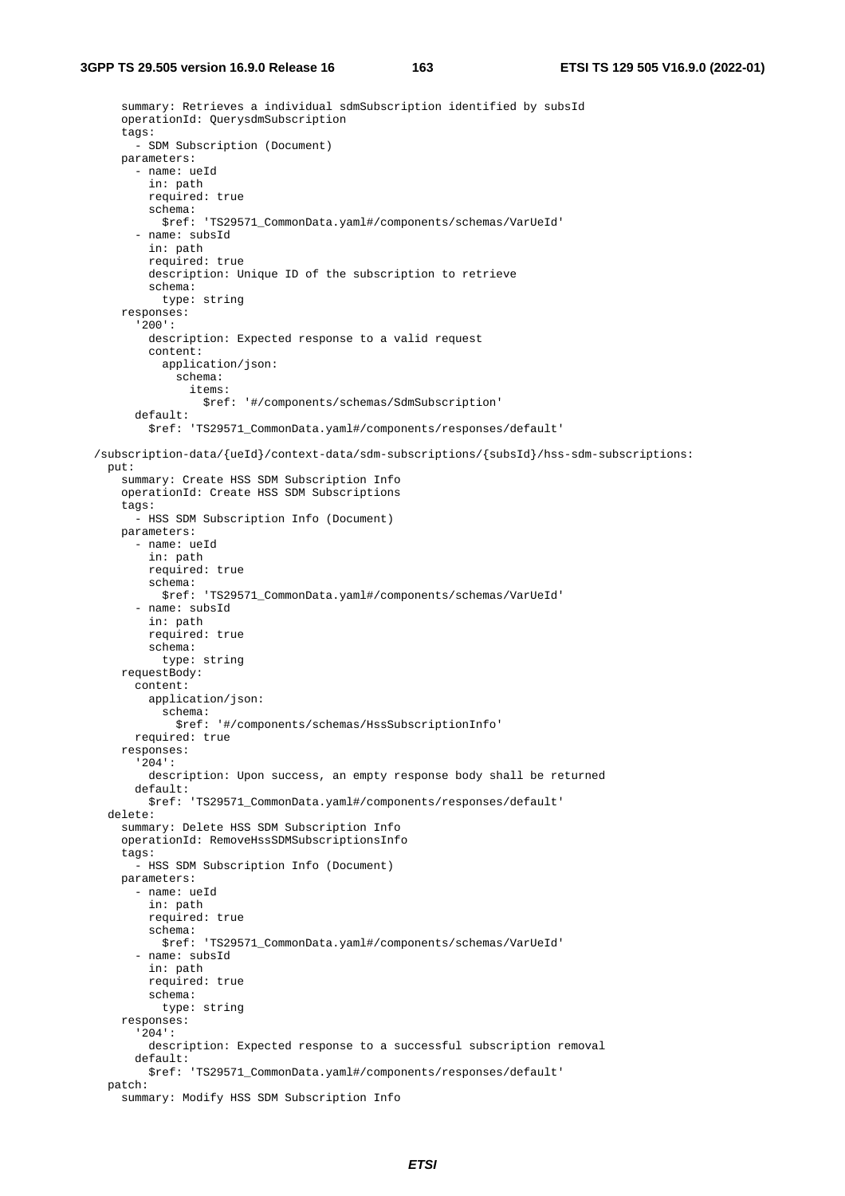```
      summary: Retrieves a individual sdmSubscription identified by subsId
      operationId: QuerysdmSubscription
      tags:
        - SDM Subscription (Document)
      parameters:
        - name: ueId
          in: path
          required: true
          schema:
            $ref: 'TS29571_CommonData.yaml#/components/schemas/VarUeId'
        - name: subsId
          in: path
          required: true
          description: Unique ID of the subscription to retrieve
          schema:
            type: string
      responses:
        '200':
          description: Expected response to a valid request
          content:
            application/json:
              schema:
                items:
                  $ref: '#/components/schemas/SdmSubscription'
        default:
          $ref: 'TS29571_CommonData.yaml#/components/responses/default'

  /subscription-data/{ueId}/context-data/sdm-subscriptions/{subsId}/hss-sdm-subscriptions:
    put:
      summary: Create HSS SDM Subscription Info
      operationId: Create HSS SDM Subscriptions
      tags:
        - HSS SDM Subscription Info (Document)
      parameters:
        - name: ueId
          in: path
          required: true
          schema:
            $ref: 'TS29571_CommonData.yaml#/components/schemas/VarUeId'
        - name: subsId
          in: path
          required: true
          schema:
            type: string
      requestBody:
        content:
          application/json:
            schema:
              $ref: '#/components/schemas/HssSubscriptionInfo'
        required: true
      responses:
        '204':
          description: Upon success, an empty response body shall be returned
        default:
          $ref: 'TS29571_CommonData.yaml#/components/responses/default'
    delete:
      summary: Delete HSS SDM Subscription Info
      operationId: RemoveHssSDMSubscriptionsInfo
      tags:
        - HSS SDM Subscription Info (Document)
      parameters:
        - name: ueId
          in: path
          required: true
          schema:
            $ref: 'TS29571_CommonData.yaml#/components/schemas/VarUeId'
        - name: subsId
          in: path
          required: true
          schema:
            type: string
      responses:
        '204':
          description: Expected response to a successful subscription removal
        default:
          $ref: 'TS29571_CommonData.yaml#/components/responses/default'
    patch:
      summary: Modify HSS SDM Subscription Info
```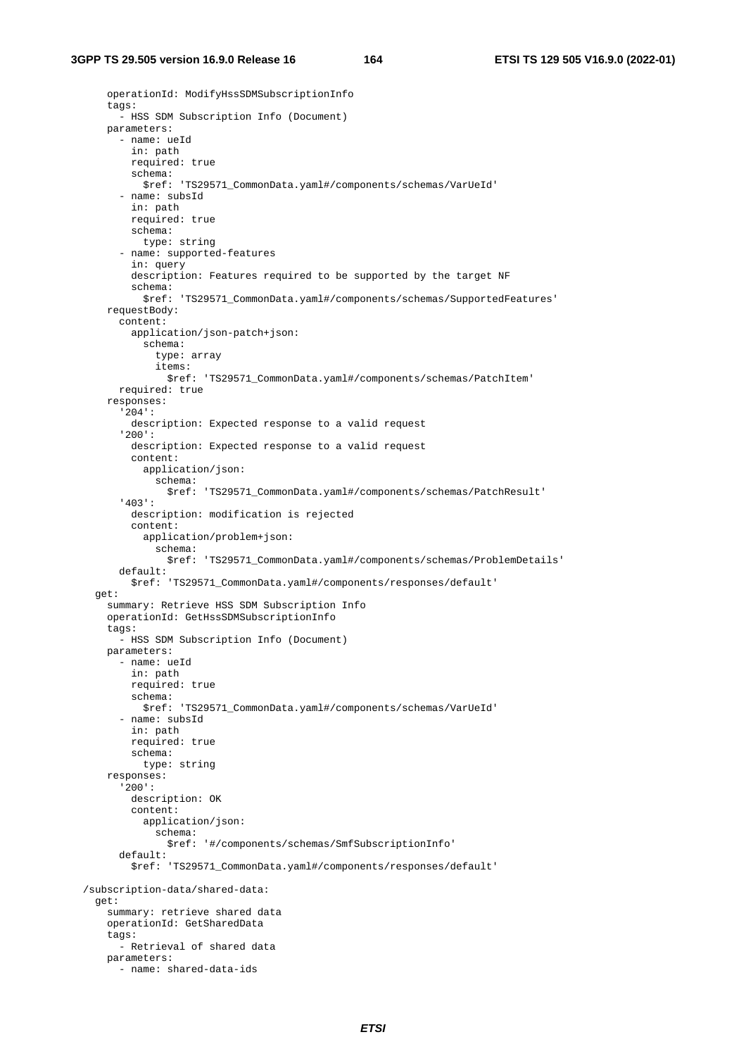```
      operationId: ModifyHssSDMSubscriptionInfo
      tags:
        - HSS SDM Subscription Info (Document)
      parameters:
        - name: ueId
          in: path
          required: true
          schema:
            $ref: 'TS29571_CommonData.yaml#/components/schemas/VarUeId'
        - name: subsId
          in: path
          required: true
          schema:
            type: string
        - name: supported-features
          in: query
          description: Features required to be supported by the target NF
          schema:
            $ref: 'TS29571_CommonData.yaml#/components/schemas/SupportedFeatures'
      requestBody:
        content:
          application/json-patch+json:
            schema:
              type: array
              items:
                $ref: 'TS29571_CommonData.yaml#/components/schemas/PatchItem'
        required: true
      responses:
        '204':
          description: Expected response to a valid request
        '200':
          description: Expected response to a valid request
          content:
            application/json:
              schema:
                $ref: 'TS29571_CommonData.yaml#/components/schemas/PatchResult'
        '403':
          description: modification is rejected
          content:
            application/problem+json:
              schema:
                $ref: 'TS29571_CommonData.yaml#/components/schemas/ProblemDetails'
        default:
          $ref: 'TS29571_CommonData.yaml#/components/responses/default'
    get:
      summary: Retrieve HSS SDM Subscription Info
      operationId: GetHssSDMSubscriptionInfo
      tags:
        - HSS SDM Subscription Info (Document)
      parameters:
        - name: ueId
          in: path
          required: true
          schema:
            $ref: 'TS29571_CommonData.yaml#/components/schemas/VarUeId'
        - name: subsId
          in: path
          required: true
          schema:
            type: string
      responses:
        '200':
          description: OK
          content:
            application/json:
              schema:
                $ref: '#/components/schemas/SmfSubscriptionInfo'
        default:
          $ref: 'TS29571_CommonData.yaml#/components/responses/default'

  /subscription-data/shared-data:
    get:
      summary: retrieve shared data
      operationId: GetSharedData
      tags:
        - Retrieval of shared data
      parameters:
        - name: shared-data-ids
```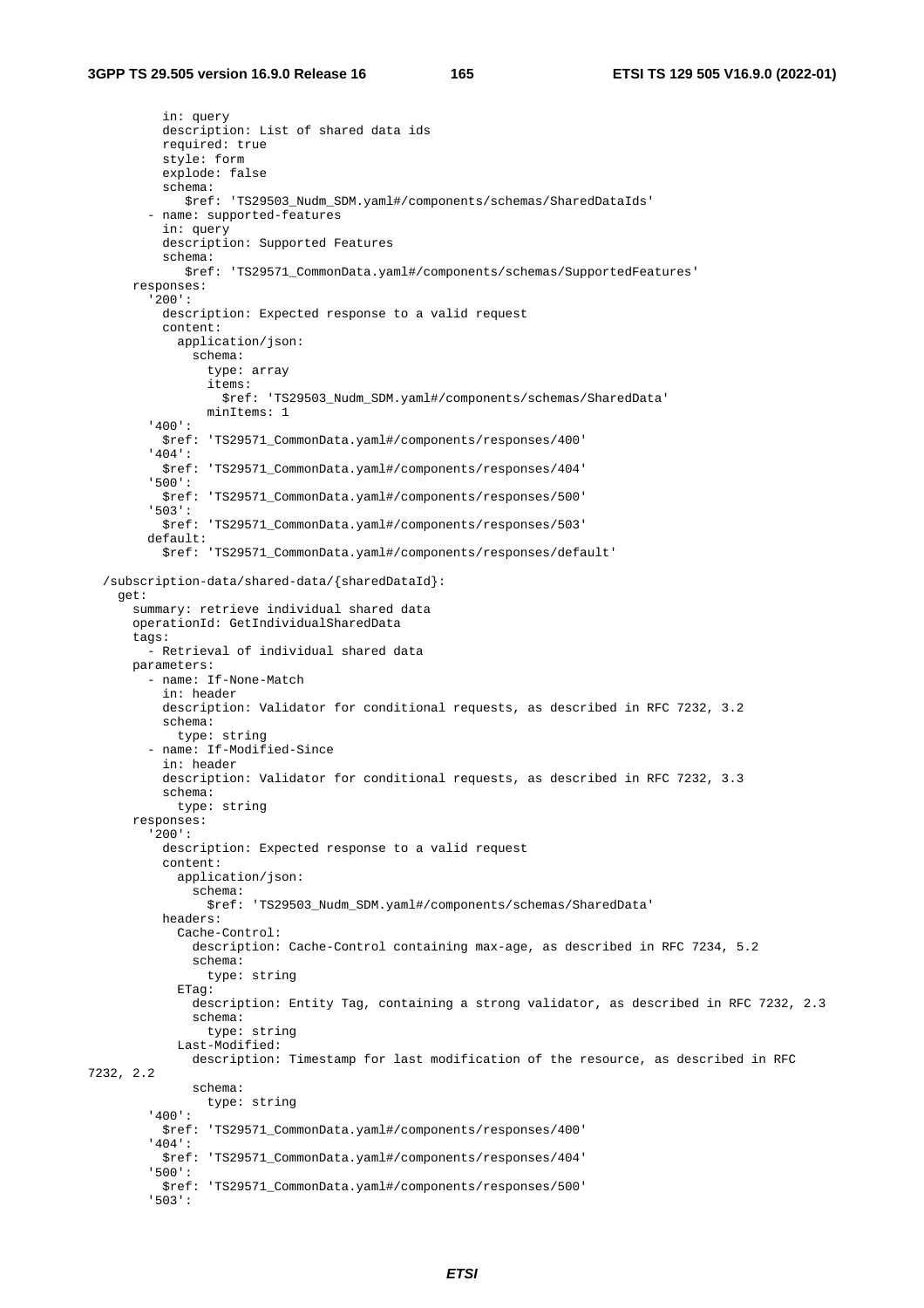```yaml
          in: query
          description: List of shared data ids
          required: true
          style: form
          explode: false
          schema:
            $ref: 'TS29503_Nudm_SDM.yaml#/components/schemas/SharedDataIds'
        - name: supported-features
          in: query
          description: Supported Features
          schema:
            $ref: 'TS29571_CommonData.yaml#/components/schemas/SupportedFeatures'
      responses:
        '200':
          description: Expected response to a valid request
          content:
            application/json:
              schema:
                type: array
                items:
                  $ref: 'TS29503_Nudm_SDM.yaml#/components/schemas/SharedData'
                minItems: 1
        '400':
          $ref: 'TS29571_CommonData.yaml#/components/responses/400'
        '404':
          $ref: 'TS29571_CommonData.yaml#/components/responses/404'
        '500':
          $ref: 'TS29571_CommonData.yaml#/components/responses/500'
        '503':
          $ref: 'TS29571_CommonData.yaml#/components/responses/503'
        default:
          $ref: 'TS29571_CommonData.yaml#/components/responses/default'

  /subscription-data/shared-data/{sharedDataId}:
    get:
      summary: retrieve individual shared data
      operationId: GetIndividualSharedData
      tags:
        - Retrieval of individual shared data
      parameters:
        - name: If-None-Match
          in: header
          description: Validator for conditional requests, as described in RFC 7232, 3.2
          schema:
            type: string
        - name: If-Modified-Since
          in: header
          description: Validator for conditional requests, as described in RFC 7232, 3.3
          schema:
            type: string
      responses:
        '200':
          description: Expected response to a valid request
          content:
            application/json:
              schema:
                $ref: 'TS29503_Nudm_SDM.yaml#/components/schemas/SharedData'
          headers:
            Cache-Control:
              description: Cache-Control containing max-age, as described in RFC 7234, 5.2
              schema:
                type: string
            ETag:
              description: Entity Tag, containing a strong validator, as described in RFC 7232, 2.3
              schema:
                type: string
            Last-Modified:
              description: Timestamp for last modification of the resource, as described in RFC 
7232, 2.2
              schema:
                type: string
        '400':
          $ref: 'TS29571_CommonData.yaml#/components/responses/400'
        '404':
          $ref: 'TS29571_CommonData.yaml#/components/responses/404'
        '500':
          $ref: 'TS29571_CommonData.yaml#/components/responses/500'
        '503':
```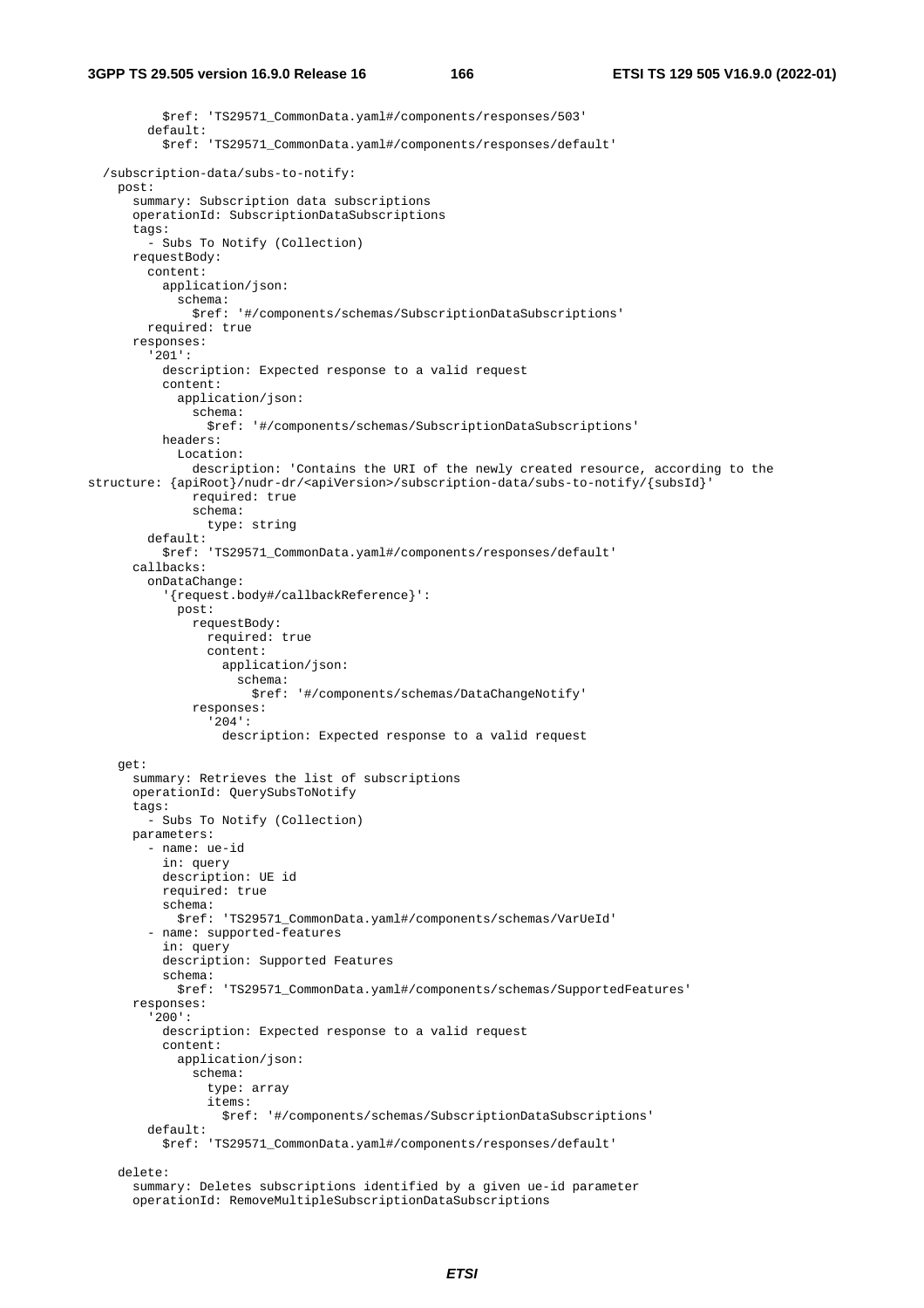```
          $ref: 'TS29571_CommonData.yaml#/components/responses/503'
        default:
          $ref: 'TS29571_CommonData.yaml#/components/responses/default'

  /subscription-data/subs-to-notify:
    post:
      summary: Subscription data subscriptions
      operationId: SubscriptionDataSubscriptions
      tags:
        - Subs To Notify (Collection)
      requestBody:
        content:
          application/json:
            schema:
              $ref: '#/components/schemas/SubscriptionDataSubscriptions'
        required: true
      responses:
        '201':
          description: Expected response to a valid request
          content:
            application/json:
              schema:
                $ref: '#/components/schemas/SubscriptionDataSubscriptions'
          headers:
            Location:
              description: 'Contains the URI of the newly created resource, according to the
structure: {apiRoot}/nudr-dr/<apiVersion>/subscription-data/subs-to-notify/{subsId}'
              required: true
              schema:
                type: string
        default:
          $ref: 'TS29571_CommonData.yaml#/components/responses/default'
      callbacks:
        onDataChange:
          '{request.body#/callbackReference}':
            post:
              requestBody:
                required: true
                content:
                  application/json:
                    schema:
                      $ref: '#/components/schemas/DataChangeNotify'
              responses:
                '204':
                  description: Expected response to a valid request

    get:
      summary: Retrieves the list of subscriptions
      operationId: QuerySubsToNotify
      tags:
        - Subs To Notify (Collection)
      parameters:
        - name: ue-id
          in: query
          description: UE id
          required: true
          schema:
            $ref: 'TS29571_CommonData.yaml#/components/schemas/VarUeId'
        - name: supported-features
          in: query
          description: Supported Features
          schema:
            $ref: 'TS29571_CommonData.yaml#/components/schemas/SupportedFeatures'
      responses:
        '200':
          description: Expected response to a valid request
          content:
            application/json:
              schema:
                type: array
                items:
                  $ref: '#/components/schemas/SubscriptionDataSubscriptions'
        default:
          $ref: 'TS29571_CommonData.yaml#/components/responses/default'

    delete:
      summary: Deletes subscriptions identified by a given ue-id parameter
      operationId: RemoveMultipleSubscriptionDataSubscriptions
```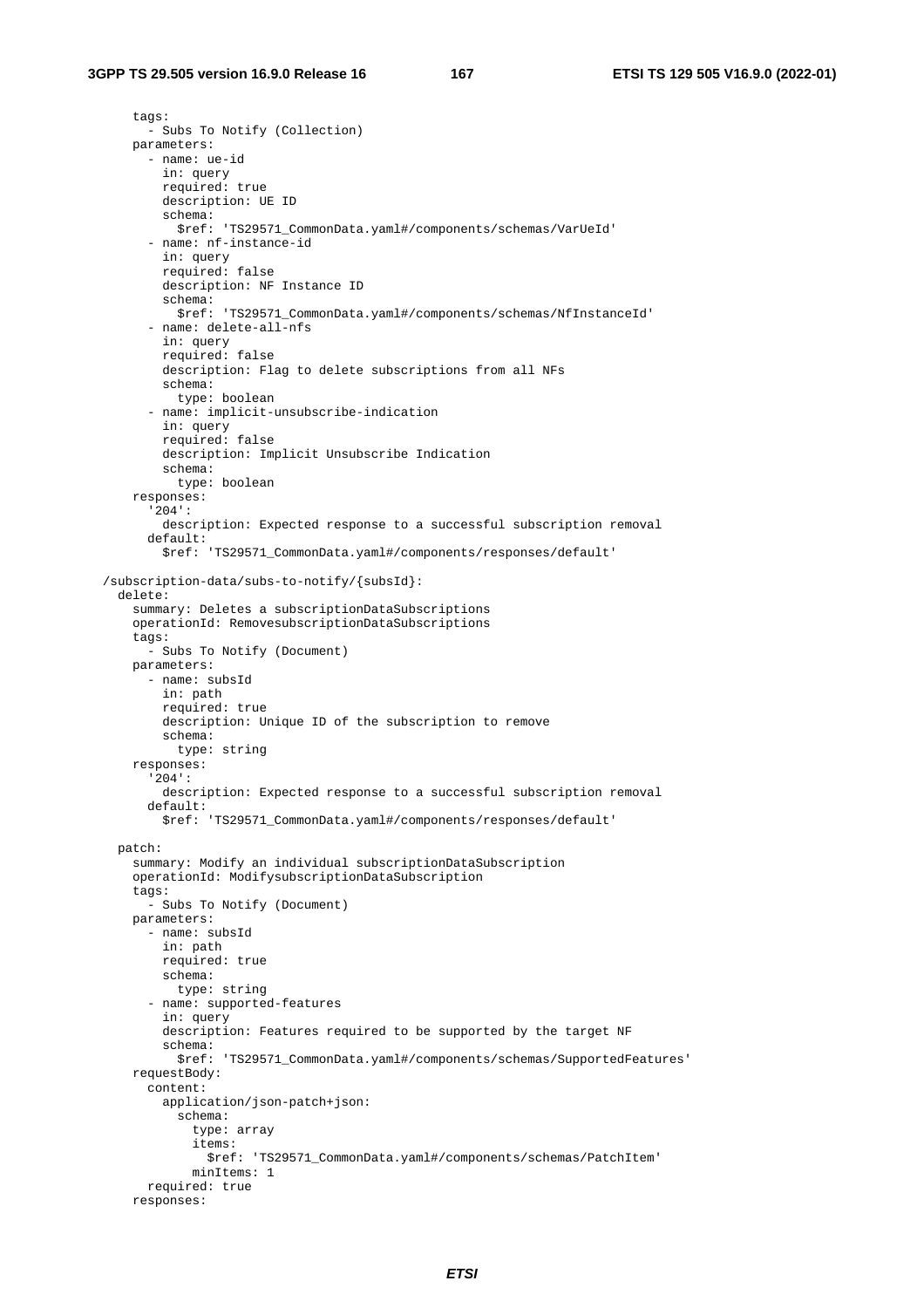```
      tags:
        - Subs To Notify (Collection)
      parameters:
        - name: ue-id
          in: query
          required: true
          description: UE ID
          schema:
            $ref: 'TS29571_CommonData.yaml#/components/schemas/VarUeId'
        - name: nf-instance-id
          in: query
          required: false
          description: NF Instance ID
          schema:
            $ref: 'TS29571_CommonData.yaml#/components/schemas/NfInstanceId'
        - name: delete-all-nfs
          in: query
          required: false
          description: Flag to delete subscriptions from all NFs
          schema:
            type: boolean
        - name: implicit-unsubscribe-indication
          in: query
          required: false
          description: Implicit Unsubscribe Indication
          schema:
            type: boolean
      responses:
        '204':
          description: Expected response to a successful subscription removal
        default:
          $ref: 'TS29571_CommonData.yaml#/components/responses/default'

  /subscription-data/subs-to-notify/{subsId}:
    delete:
      summary: Deletes a subscriptionDataSubscriptions
      operationId: RemovesubscriptionDataSubscriptions
      tags:
        - Subs To Notify (Document)
      parameters:
        - name: subsId
          in: path
          required: true
          description: Unique ID of the subscription to remove
          schema:
            type: string
      responses:
        '204':
          description: Expected response to a successful subscription removal
        default:
          $ref: 'TS29571_CommonData.yaml#/components/responses/default'

    patch:
      summary: Modify an individual subscriptionDataSubscription
      operationId: ModifysubscriptionDataSubscription
      tags:
        - Subs To Notify (Document)
      parameters:
        - name: subsId
          in: path
          required: true
          schema:
            type: string
        - name: supported-features
          in: query
          description: Features required to be supported by the target NF
          schema:
            $ref: 'TS29571_CommonData.yaml#/components/schemas/SupportedFeatures'
      requestBody:
        content:
          application/json-patch+json:
            schema:
              type: array
              items:
                $ref: 'TS29571_CommonData.yaml#/components/schemas/PatchItem'
              minItems: 1
        required: true
      responses:
```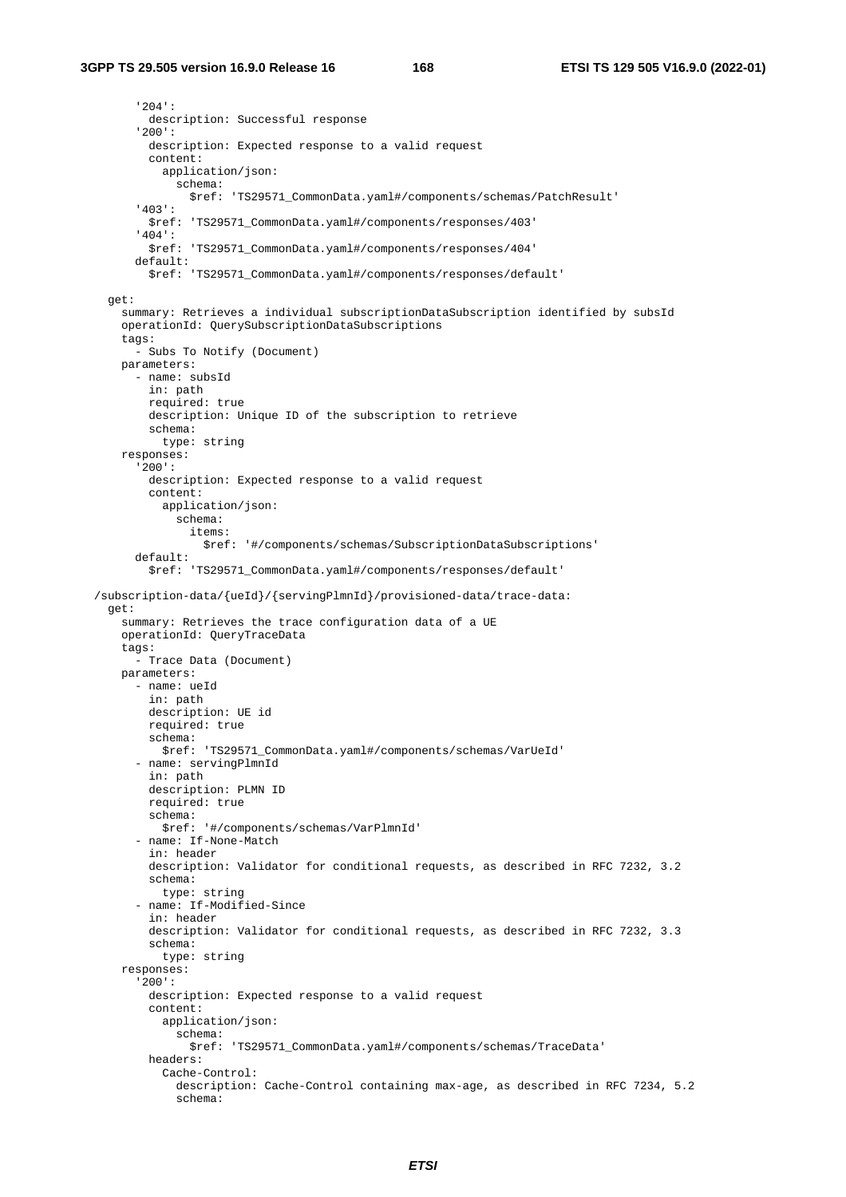```
        '204':
          description: Successful response
        '200':
          description: Expected response to a valid request
          content:
            application/json:
              schema:
                $ref: 'TS29571_CommonData.yaml#/components/schemas/PatchResult'
        '403':
          $ref: 'TS29571_CommonData.yaml#/components/responses/403'
        '404':
          $ref: 'TS29571_CommonData.yaml#/components/responses/404'
        default:
          $ref: 'TS29571_CommonData.yaml#/components/responses/default'

    get:
      summary: Retrieves a individual subscriptionDataSubscription identified by subsId
      operationId: QuerySubscriptionDataSubscriptions
      tags:
        - Subs To Notify (Document)
      parameters:
        - name: subsId
          in: path
          required: true
          description: Unique ID of the subscription to retrieve
          schema:
            type: string
      responses:
        '200':
          description: Expected response to a valid request
          content:
            application/json:
              schema:
                items:
                  $ref: '#/components/schemas/SubscriptionDataSubscriptions'
        default:
          $ref: 'TS29571_CommonData.yaml#/components/responses/default'

  /subscription-data/{ueId}/{servingPlmnId}/provisioned-data/trace-data:
    get:
      summary: Retrieves the trace configuration data of a UE
      operationId: QueryTraceData
      tags:
        - Trace Data (Document)
      parameters:
        - name: ueId
          in: path
          description: UE id
          required: true
          schema:
            $ref: 'TS29571_CommonData.yaml#/components/schemas/VarUeId'
        - name: servingPlmnId
          in: path
          description: PLMN ID
          required: true
          schema:
            $ref: '#/components/schemas/VarPlmnId'
        - name: If-None-Match
          in: header
          description: Validator for conditional requests, as described in RFC 7232, 3.2
          schema:
            type: string
        - name: If-Modified-Since
          in: header
          description: Validator for conditional requests, as described in RFC 7232, 3.3
          schema:
            type: string
      responses:
        '200':
          description: Expected response to a valid request
          content:
            application/json:
              schema:
                $ref: 'TS29571_CommonData.yaml#/components/schemas/TraceData'
          headers:
            Cache-Control:
              description: Cache-Control containing max-age, as described in RFC 7234, 5.2
              schema:
```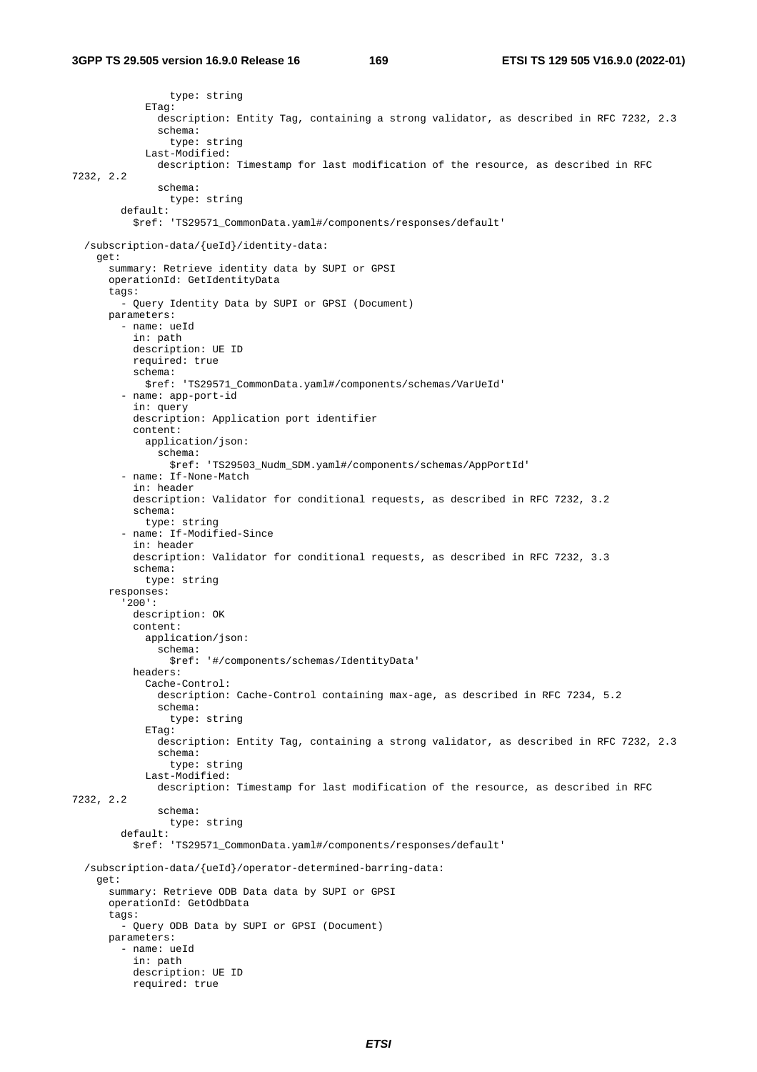```
              type: string
          ETag:
            description: Entity Tag, containing a strong validator, as described in RFC 7232, 2.3
            schema:
              type: string
          Last-Modified:
            description: Timestamp for last modification of the resource, as described in RFC 
7232, 2.2
            schema:
              type: string
      default:
        $ref: 'TS29571_CommonData.yaml#/components/responses/default'

  /subscription-data/{ueId}/identity-data:
    get:
      summary: Retrieve identity data by SUPI or GPSI
      operationId: GetIdentityData
      tags:
        - Query Identity Data by SUPI or GPSI (Document)
      parameters:
        - name: ueId
          in: path
          description: UE ID
          required: true
          schema:
            $ref: 'TS29571_CommonData.yaml#/components/schemas/VarUeId'
        - name: app-port-id
          in: query
          description: Application port identifier
          content:
            application/json:
              schema:
                $ref: 'TS29503_Nudm_SDM.yaml#/components/schemas/AppPortId'
        - name: If-None-Match
          in: header
          description: Validator for conditional requests, as described in RFC 7232, 3.2
          schema:
            type: string
        - name: If-Modified-Since
          in: header
          description: Validator for conditional requests, as described in RFC 7232, 3.3
          schema:
            type: string
      responses:
        '200':
          description: OK
          content:
            application/json:
              schema:
                $ref: '#/components/schemas/IdentityData'
          headers:
            Cache-Control:
              description: Cache-Control containing max-age, as described in RFC 7234, 5.2
              schema:
                type: string
            ETag:
              description: Entity Tag, containing a strong validator, as described in RFC 7232, 2.3
              schema:
                type: string
            Last-Modified:
              description: Timestamp for last modification of the resource, as described in RFC 
7232, 2.2
              schema:
                type: string
        default:
          $ref: 'TS29571_CommonData.yaml#/components/responses/default'

  /subscription-data/{ueId}/operator-determined-barring-data:
    get:
      summary: Retrieve ODB Data data by SUPI or GPSI
      operationId: GetOdbData
      tags:
        - Query ODB Data by SUPI or GPSI (Document)
      parameters:
        - name: ueId
          in: path
          description: UE ID
          required: true
```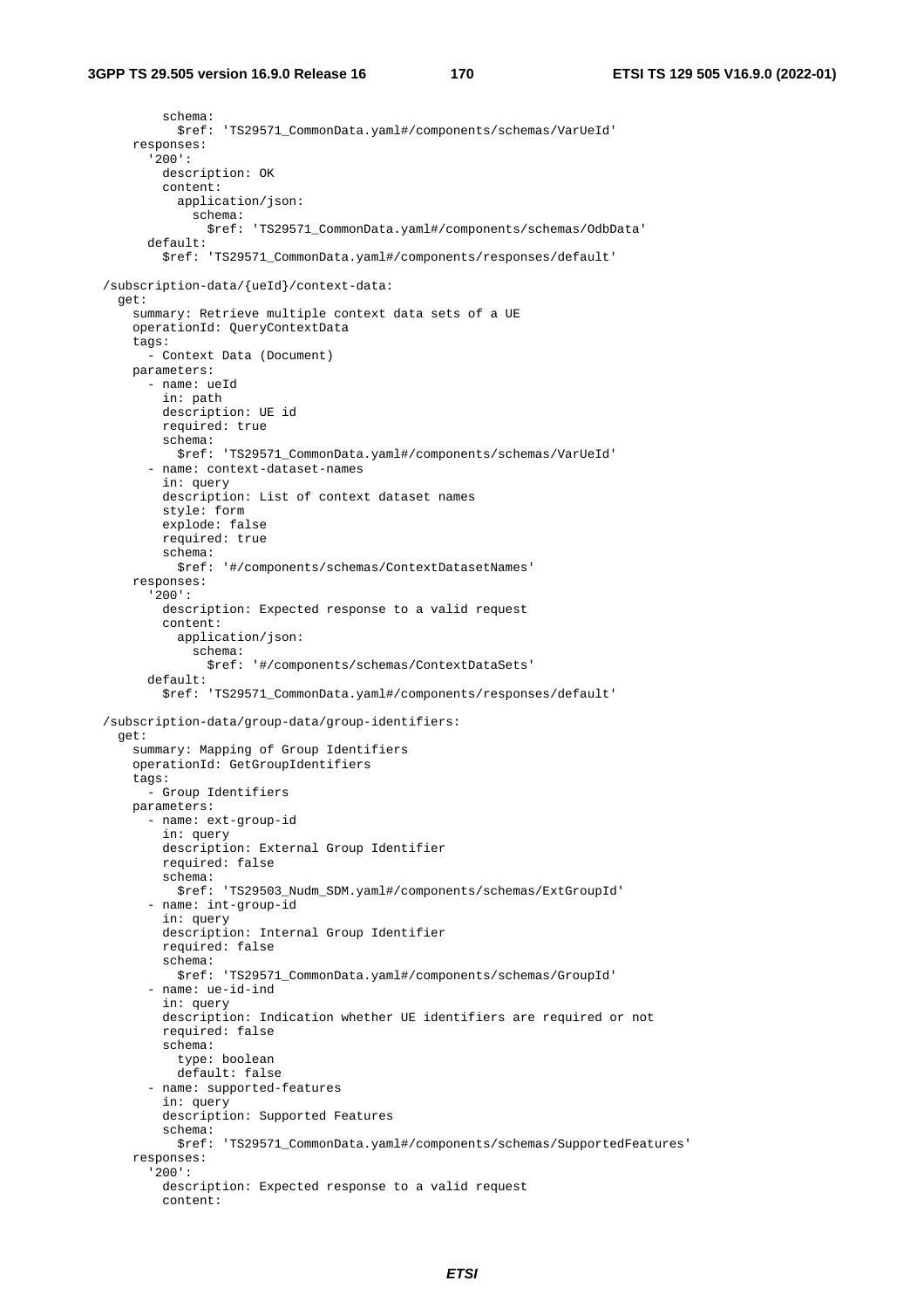```
          schema:
            $ref: 'TS29571_CommonData.yaml#/components/schemas/VarUeId'
      responses:
        '200':
          description: OK
          content:
            application/json:
              schema:
                $ref: 'TS29571_CommonData.yaml#/components/schemas/OdbData'
        default:
          $ref: 'TS29571_CommonData.yaml#/components/responses/default'

  /subscription-data/{ueId}/context-data:
    get:
      summary: Retrieve multiple context data sets of a UE
      operationId: QueryContextData
      tags:
        - Context Data (Document)
      parameters:
        - name: ueId
          in: path
          description: UE id
          required: true
          schema:
            $ref: 'TS29571_CommonData.yaml#/components/schemas/VarUeId'
        - name: context-dataset-names
          in: query
          description: List of context dataset names
          style: form
          explode: false
          required: true
          schema:
            $ref: '#/components/schemas/ContextDatasetNames'
      responses:
        '200':
          description: Expected response to a valid request
          content:
            application/json:
              schema:
                $ref: '#/components/schemas/ContextDataSets'
        default:
          $ref: 'TS29571_CommonData.yaml#/components/responses/default'

  /subscription-data/group-data/group-identifiers:
    get:
      summary: Mapping of Group Identifiers
      operationId: GetGroupIdentifiers
      tags:
        - Group Identifiers
      parameters:
        - name: ext-group-id
          in: query
          description: External Group Identifier
          required: false
          schema:
            $ref: 'TS29503_Nudm_SDM.yaml#/components/schemas/ExtGroupId'
        - name: int-group-id
          in: query
          description: Internal Group Identifier
          required: false
          schema:
            $ref: 'TS29571_CommonData.yaml#/components/schemas/GroupId'
        - name: ue-id-ind
          in: query
          description: Indication whether UE identifiers are required or not
          required: false
          schema:
            type: boolean
            default: false
        - name: supported-features
          in: query
          description: Supported Features
          schema:
            $ref: 'TS29571_CommonData.yaml#/components/schemas/SupportedFeatures'
      responses:
        '200':
          description: Expected response to a valid request
          content:
```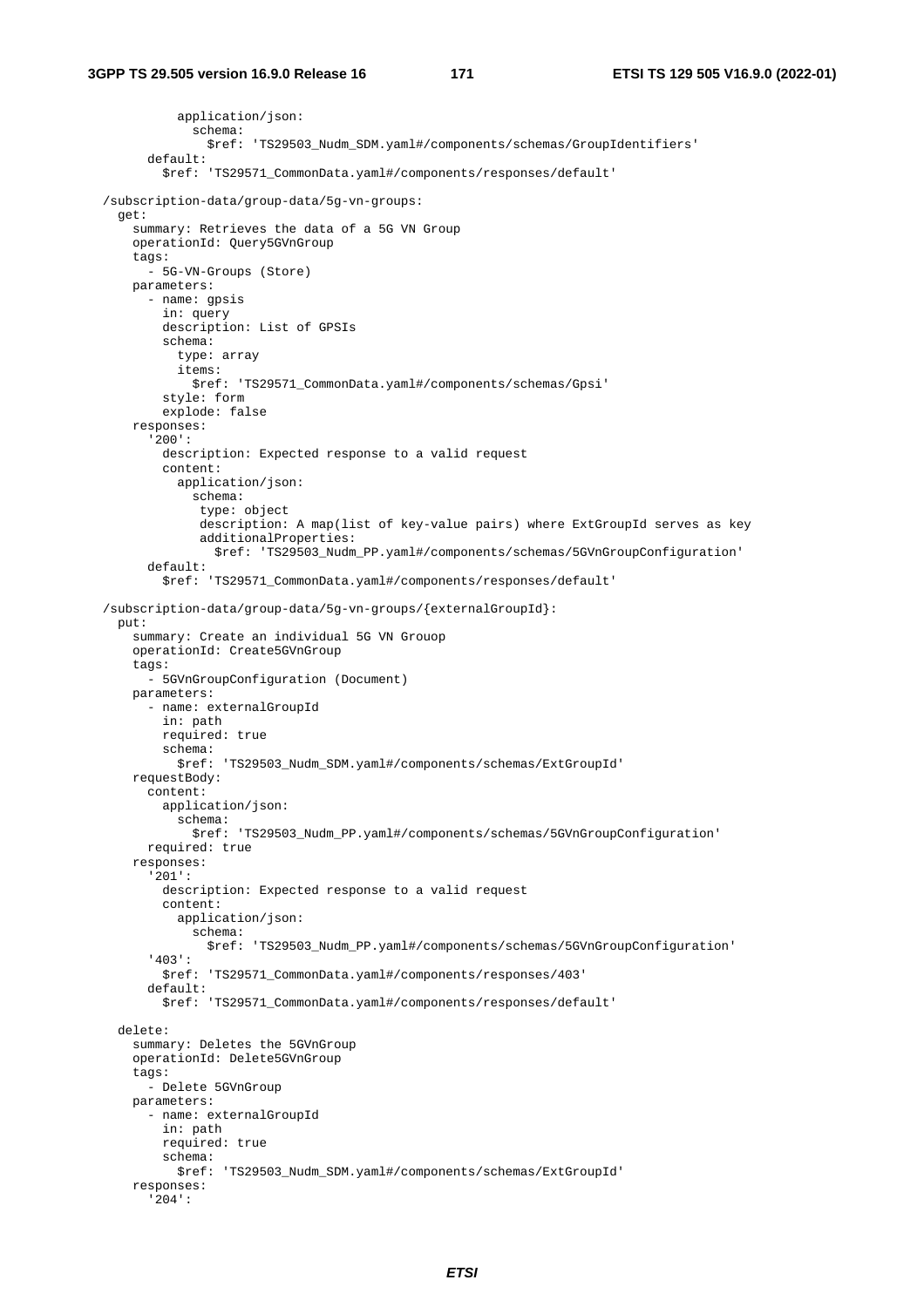```
          application/json:
            schema:
              $ref: 'TS29503_Nudm_SDM.yaml#/components/schemas/GroupIdentifiers'
        default:
          $ref: 'TS29571_CommonData.yaml#/components/responses/default'

  /subscription-data/group-data/5g-vn-groups:
    get:
      summary: Retrieves the data of a 5G VN Group
      operationId: Query5GVnGroup
      tags:
        - 5G-VN-Groups (Store)
      parameters:
        - name: gpsis
          in: query
          description: List of GPSIs
          schema:
            type: array
            items:
              $ref: 'TS29571_CommonData.yaml#/components/schemas/Gpsi'
          style: form
          explode: false
      responses:
        '200':
          description: Expected response to a valid request
          content:
            application/json:
              schema:
                type: object
                description: A map(list of key-value pairs) where ExtGroupId serves as key
                additionalProperties:
                  $ref: 'TS29503_Nudm_PP.yaml#/components/schemas/5GVnGroupConfiguration'
        default:
          $ref: 'TS29571_CommonData.yaml#/components/responses/default'

  /subscription-data/group-data/5g-vn-groups/{externalGroupId}:
    put:
      summary: Create an individual 5G VN Grouop
      operationId: Create5GVnGroup
      tags:
        - 5GVnGroupConfiguration (Document)
      parameters:
        - name: externalGroupId
          in: path
          required: true
          schema:
            $ref: 'TS29503_Nudm_SDM.yaml#/components/schemas/ExtGroupId'
      requestBody:
        content:
          application/json:
            schema:
              $ref: 'TS29503_Nudm_PP.yaml#/components/schemas/5GVnGroupConfiguration'
        required: true
      responses:
        '201':
          description: Expected response to a valid request
          content:
            application/json:
              schema:
                $ref: 'TS29503_Nudm_PP.yaml#/components/schemas/5GVnGroupConfiguration'
        '403':
          $ref: 'TS29571_CommonData.yaml#/components/responses/403'
        default:
          $ref: 'TS29571_CommonData.yaml#/components/responses/default'

    delete:
      summary: Deletes the 5GVnGroup
      operationId: Delete5GVnGroup
      tags:
        - Delete 5GVnGroup
      parameters:
        - name: externalGroupId
          in: path
          required: true
          schema:
            $ref: 'TS29503_Nudm_SDM.yaml#/components/schemas/ExtGroupId'
      responses:
        '204':
```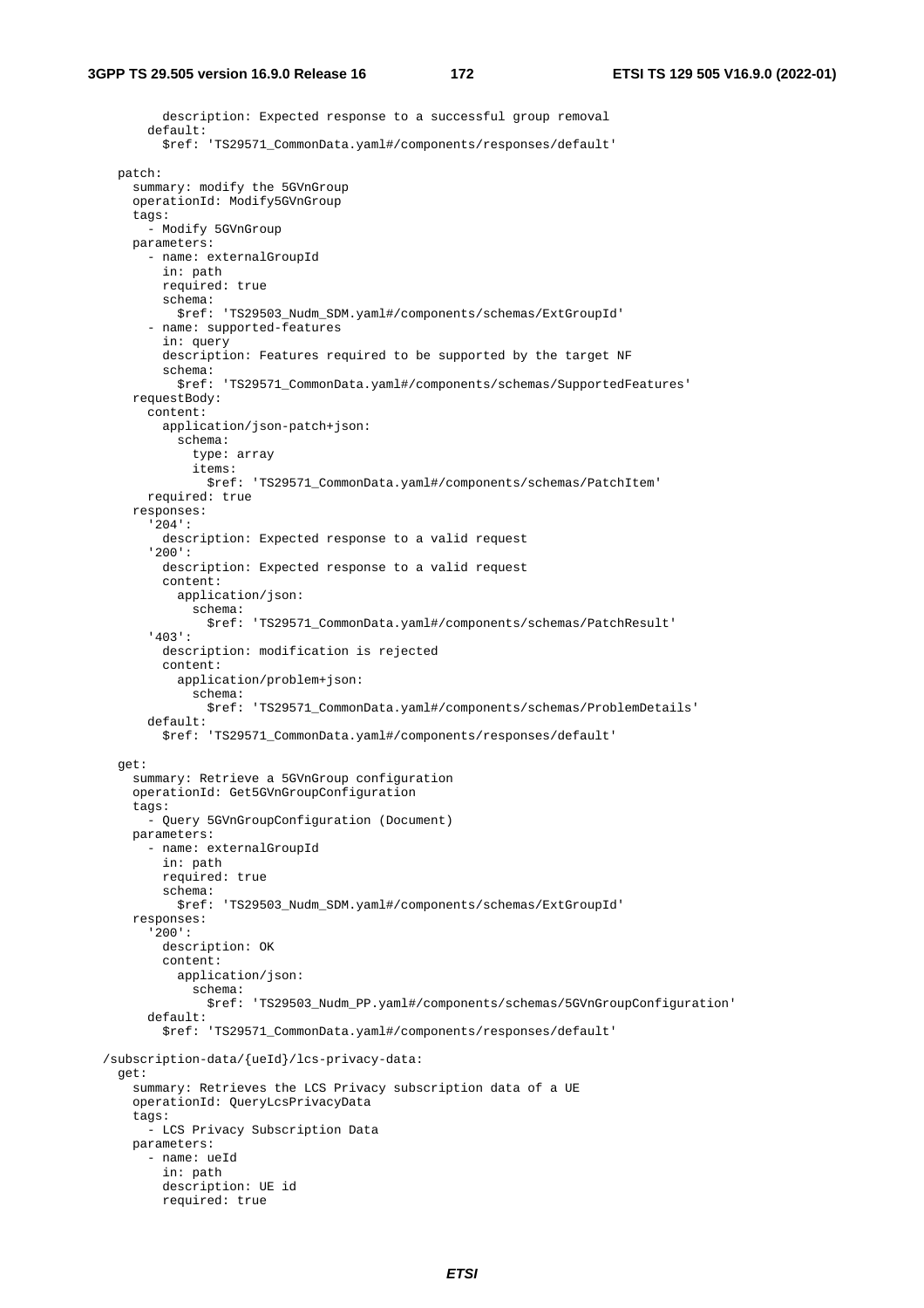```
        description: Expected response to a successful group removal
      default:
        $ref: 'TS29571_CommonData.yaml#/components/responses/default'

  patch:
    summary: modify the 5GVnGroup
    operationId: Modify5GVnGroup
    tags:
      - Modify 5GVnGroup
    parameters:
      - name: externalGroupId
        in: path
        required: true
        schema:
          $ref: 'TS29503_Nudm_SDM.yaml#/components/schemas/ExtGroupId'
      - name: supported-features
        in: query
        description: Features required to be supported by the target NF
        schema:
          $ref: 'TS29571_CommonData.yaml#/components/schemas/SupportedFeatures'
    requestBody:
      content:
        application/json-patch+json:
          schema:
            type: array
            items:
              $ref: 'TS29571_CommonData.yaml#/components/schemas/PatchItem'
      required: true
    responses:
      '204':
        description: Expected response to a valid request
      '200':
        description: Expected response to a valid request
        content:
          application/json:
            schema:
              $ref: 'TS29571_CommonData.yaml#/components/schemas/PatchResult'
      '403':
        description: modification is rejected
        content:
          application/problem+json:
            schema:
              $ref: 'TS29571_CommonData.yaml#/components/schemas/ProblemDetails'
      default:
        $ref: 'TS29571_CommonData.yaml#/components/responses/default'

  get:
    summary: Retrieve a 5GVnGroup configuration
    operationId: Get5GVnGroupConfiguration
    tags:
      - Query 5GVnGroupConfiguration (Document)
    parameters:
      - name: externalGroupId
        in: path
        required: true
        schema:
          $ref: 'TS29503_Nudm_SDM.yaml#/components/schemas/ExtGroupId'
    responses:
      '200':
        description: OK
        content:
          application/json:
            schema:
              $ref: 'TS29503_Nudm_PP.yaml#/components/schemas/5GVnGroupConfiguration'
      default:
        $ref: 'TS29571_CommonData.yaml#/components/responses/default'

/subscription-data/{ueId}/lcs-privacy-data:
  get:
    summary: Retrieves the LCS Privacy subscription data of a UE
    operationId: QueryLcsPrivacyData
    tags:
      - LCS Privacy Subscription Data
    parameters:
      - name: ueId
        in: path
        description: UE id
        required: true
```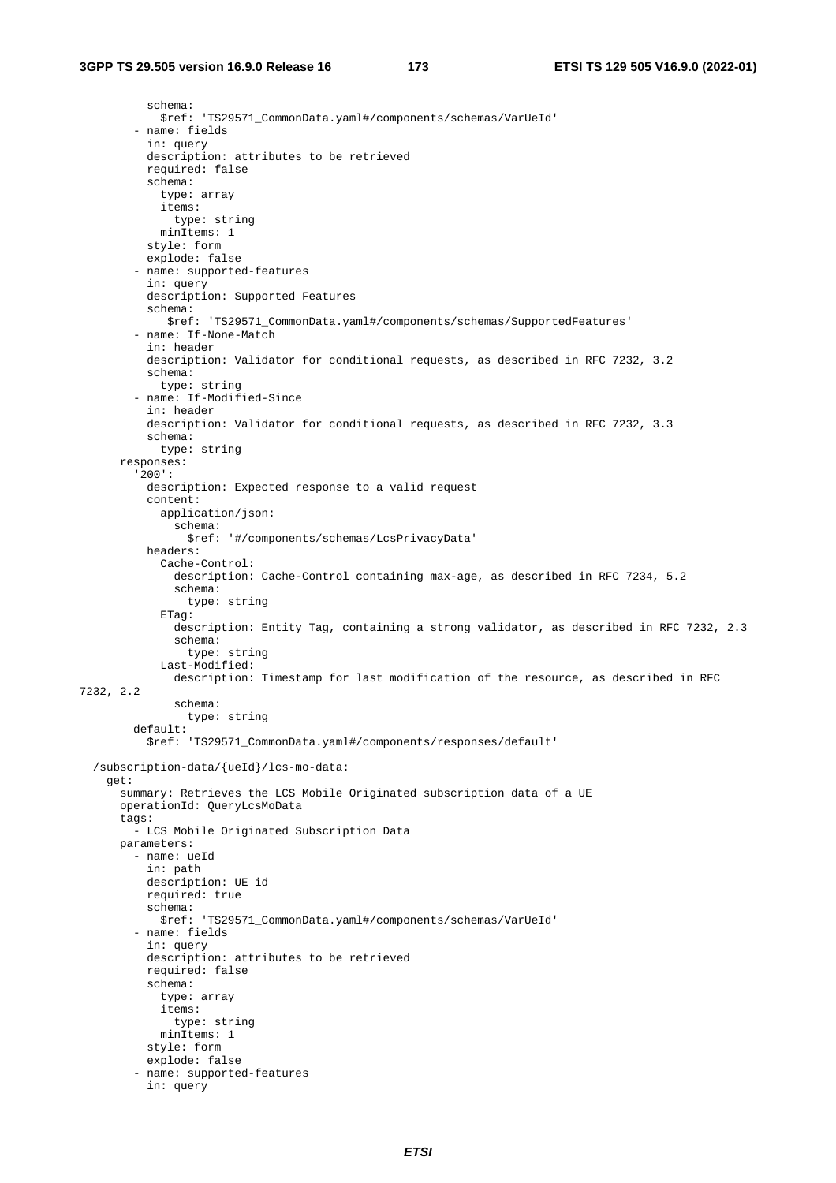```
          schema:
            $ref: 'TS29571_CommonData.yaml#/components/schemas/VarUeId'
        - name: fields
          in: query
          description: attributes to be retrieved
          required: false
          schema:
            type: array
            items:
              type: string
            minItems: 1
          style: form
          explode: false
        - name: supported-features
          in: query
          description: Supported Features
          schema:
             $ref: 'TS29571_CommonData.yaml#/components/schemas/SupportedFeatures'
        - name: If-None-Match
          in: header
          description: Validator for conditional requests, as described in RFC 7232, 3.2
          schema:
            type: string
        - name: If-Modified-Since
          in: header
          description: Validator for conditional requests, as described in RFC 7232, 3.3
          schema:
            type: string
      responses:
        '200':
          description: Expected response to a valid request
          content:
            application/json:
              schema:
                $ref: '#/components/schemas/LcsPrivacyData'
          headers:
            Cache-Control:
              description: Cache-Control containing max-age, as described in RFC 7234, 5.2
              schema:
                type: string
            ETag:
              description: Entity Tag, containing a strong validator, as described in RFC 7232, 2.3
              schema:
                type: string
            Last-Modified:
              description: Timestamp for last modification of the resource, as described in RFC 
7232, 2.2
              schema:
                type: string
        default:
          $ref: 'TS29571_CommonData.yaml#/components/responses/default'

  /subscription-data/{ueId}/lcs-mo-data:
    get:
      summary: Retrieves the LCS Mobile Originated subscription data of a UE
      operationId: QueryLcsMoData
      tags:
        - LCS Mobile Originated Subscription Data
      parameters:
        - name: ueId
          in: path
          description: UE id
          required: true
          schema:
            $ref: 'TS29571_CommonData.yaml#/components/schemas/VarUeId'
        - name: fields
          in: query
          description: attributes to be retrieved
          required: false
          schema:
            type: array
            items:
              type: string
            minItems: 1
          style: form
          explode: false
        - name: supported-features
          in: query
```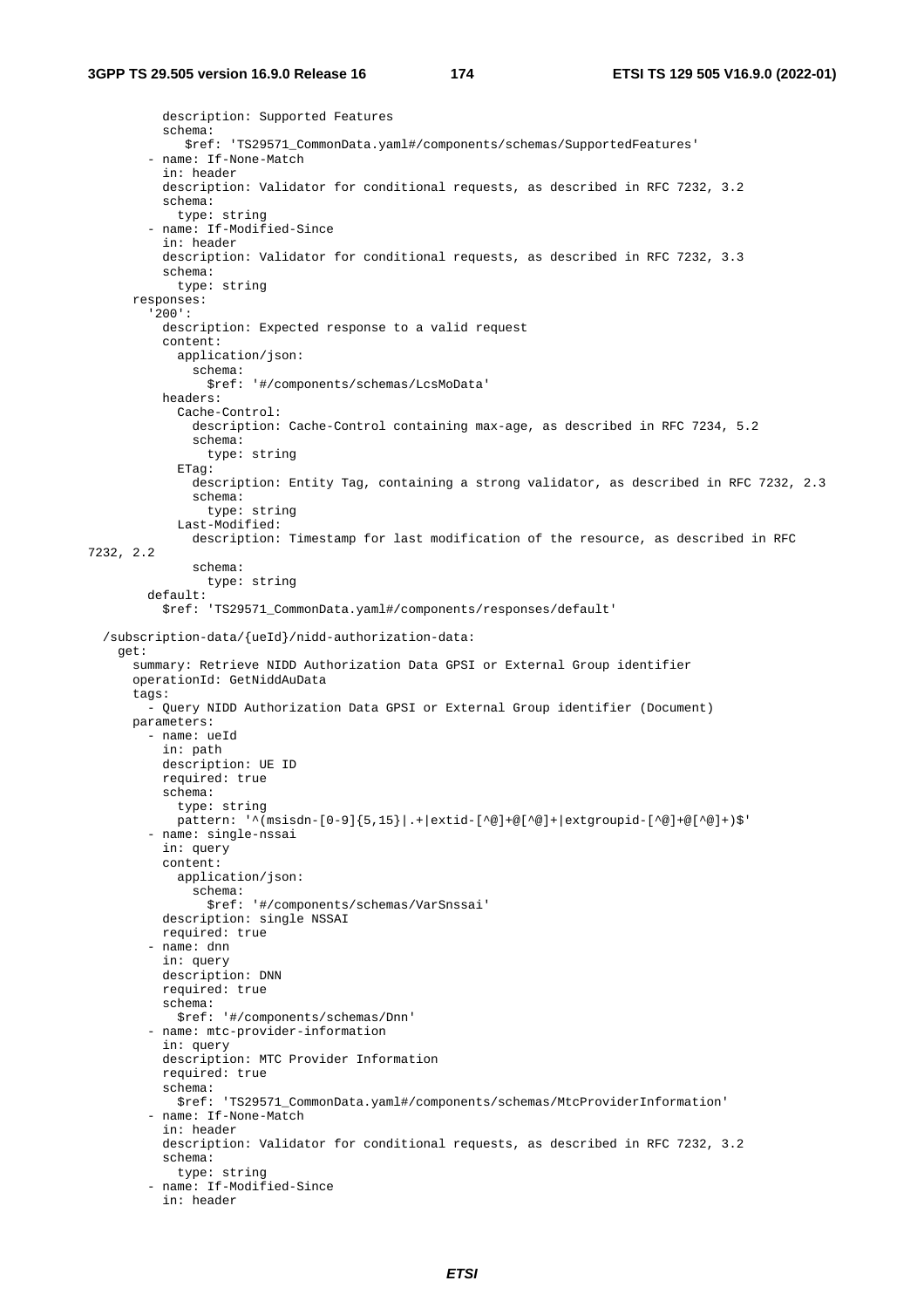```
          description: Supported Features
          schema:
             $ref: 'TS29571_CommonData.yaml#/components/schemas/SupportedFeatures'
        - name: If-None-Match
          in: header
          description: Validator for conditional requests, as described in RFC 7232, 3.2
          schema:
            type: string
        - name: If-Modified-Since
          in: header
          description: Validator for conditional requests, as described in RFC 7232, 3.3
          schema:
            type: string
      responses:
        '200':
          description: Expected response to a valid request
          content:
            application/json:
              schema:
                $ref: '#/components/schemas/LcsMoData'
          headers:
            Cache-Control:
              description: Cache-Control containing max-age, as described in RFC 7234, 5.2
              schema:
                type: string
            ETag:
              description: Entity Tag, containing a strong validator, as described in RFC 7232, 2.3
              schema:
                type: string
            Last-Modified:
              description: Timestamp for last modification of the resource, as described in RFC 
7232, 2.2
              schema:
                type: string
        default:
          $ref: 'TS29571_CommonData.yaml#/components/responses/default'

  /subscription-data/{ueId}/nidd-authorization-data:
    get:
      summary: Retrieve NIDD Authorization Data GPSI or External Group identifier
      operationId: GetNiddAuData
      tags:
        - Query NIDD Authorization Data GPSI or External Group identifier (Document)
      parameters:
        - name: ueId
          in: path
          description: UE ID
          required: true
          schema:
            type: string
            pattern: '^(msisdn-[0-9]{5,15}|.+|extid-[^@]+@[^@]+|extgroupid-[^@]+@[^@]+)$'
        - name: single-nssai
          in: query
          content:
            application/json:
              schema:
                $ref: '#/components/schemas/VarSnssai'
          description: single NSSAI
          required: true
        - name: dnn
          in: query
          description: DNN
          required: true
          schema:
            $ref: '#/components/schemas/Dnn'
        - name: mtc-provider-information
          in: query
          description: MTC Provider Information
          required: true
          schema:
            $ref: 'TS29571_CommonData.yaml#/components/schemas/MtcProviderInformation'
        - name: If-None-Match
          in: header
          description: Validator for conditional requests, as described in RFC 7232, 3.2
          schema:
            type: string
        - name: If-Modified-Since
          in: header
```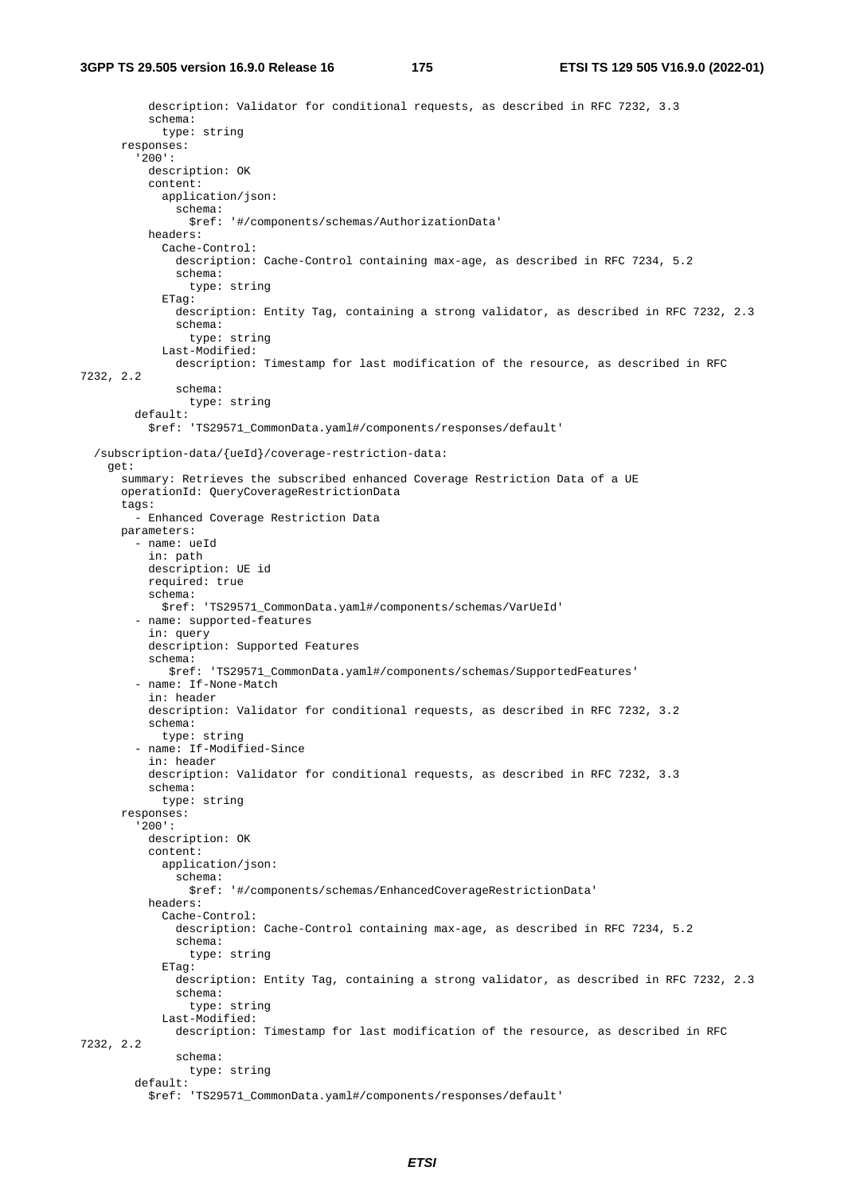```
          description: Validator for conditional requests, as described in RFC 7232, 3.3
          schema:
            type: string
      responses:
        '200':
          description: OK
          content:
            application/json:
              schema:
                $ref: '#/components/schemas/AuthorizationData'
          headers:
            Cache-Control:
              description: Cache-Control containing max-age, as described in RFC 7234, 5.2
              schema:
                type: string
            ETag:
              description: Entity Tag, containing a strong validator, as described in RFC 7232, 2.3
              schema:
                type: string
            Last-Modified:
              description: Timestamp for last modification of the resource, as described in RFC 
7232, 2.2
              schema:
                type: string
        default:
          $ref: 'TS29571_CommonData.yaml#/components/responses/default'

  /subscription-data/{ueId}/coverage-restriction-data:
    get:
      summary: Retrieves the subscribed enhanced Coverage Restriction Data of a UE
      operationId: QueryCoverageRestrictionData
      tags:
        - Enhanced Coverage Restriction Data
      parameters:
        - name: ueId
          in: path
          description: UE id
          required: true
          schema:
            $ref: 'TS29571_CommonData.yaml#/components/schemas/VarUeId'
        - name: supported-features
          in: query
          description: Supported Features
          schema:
             $ref: 'TS29571_CommonData.yaml#/components/schemas/SupportedFeatures'
        - name: If-None-Match
          in: header
          description: Validator for conditional requests, as described in RFC 7232, 3.2
          schema:
            type: string
        - name: If-Modified-Since
          in: header
          description: Validator for conditional requests, as described in RFC 7232, 3.3
          schema:
            type: string
      responses:
        '200':
          description: OK
          content:
            application/json:
              schema:
                $ref: '#/components/schemas/EnhancedCoverageRestrictionData'
          headers:
            Cache-Control:
              description: Cache-Control containing max-age, as described in RFC 7234, 5.2
              schema:
                type: string
            ETag:
              description: Entity Tag, containing a strong validator, as described in RFC 7232, 2.3
              schema:
                type: string
            Last-Modified:
              description: Timestamp for last modification of the resource, as described in RFC 
7232, 2.2
              schema:
                type: string
        default:
          $ref: 'TS29571_CommonData.yaml#/components/responses/default'
```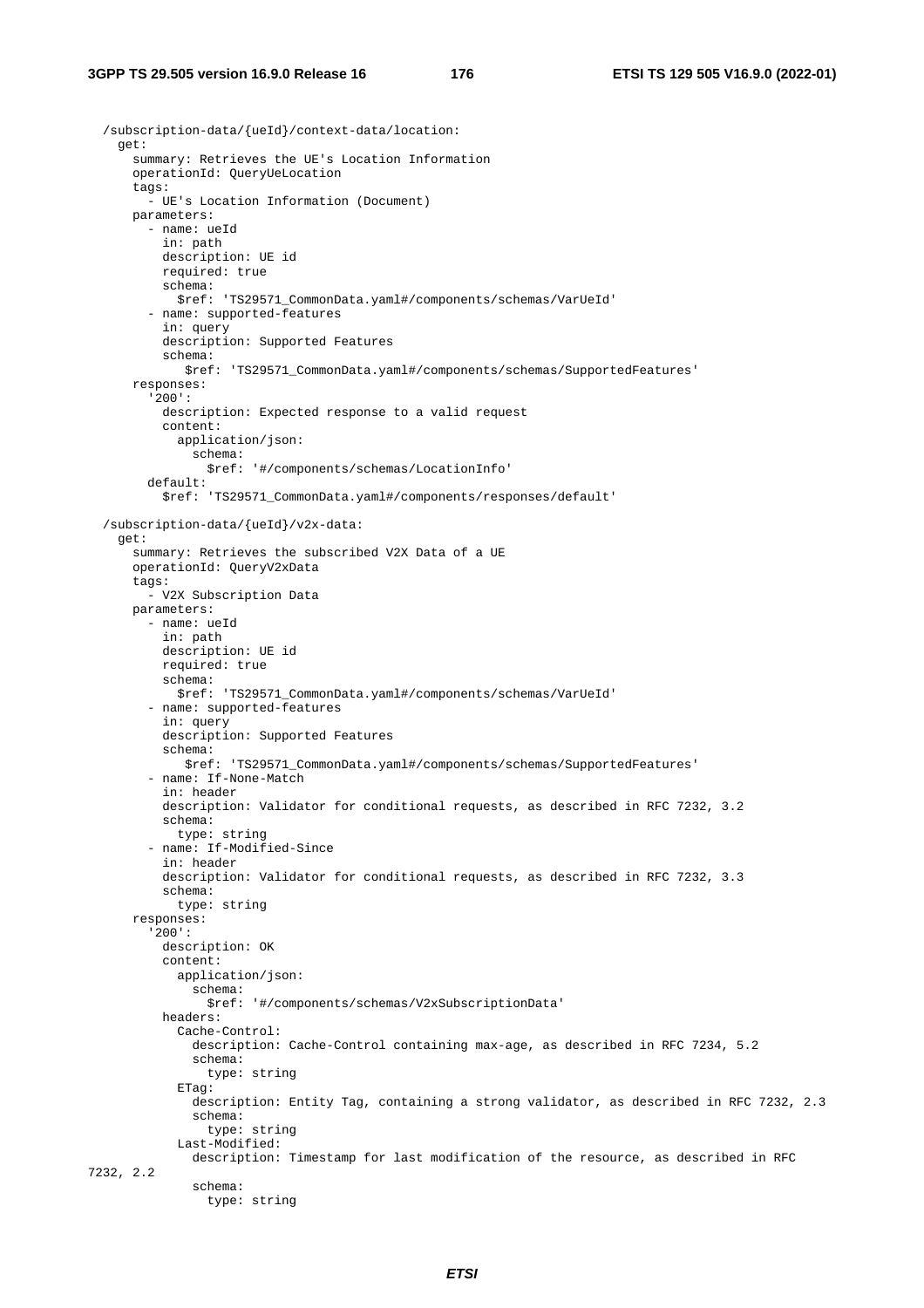```
  /subscription-data/{ueId}/context-data/location:
    get:
      summary: Retrieves the UE's Location Information
      operationId: QueryUeLocation
      tags:
        - UE's Location Information (Document)
      parameters:
        - name: ueId
          in: path
          description: UE id
          required: true
          schema:
            $ref: 'TS29571_CommonData.yaml#/components/schemas/VarUeId'
        - name: supported-features
          in: query
          description: Supported Features
          schema:
             $ref: 'TS29571_CommonData.yaml#/components/schemas/SupportedFeatures'
      responses:
        '200':
          description: Expected response to a valid request
          content:
            application/json:
              schema:
                $ref: '#/components/schemas/LocationInfo'
        default:
          $ref: 'TS29571_CommonData.yaml#/components/responses/default'

  /subscription-data/{ueId}/v2x-data:
    get:
      summary: Retrieves the subscribed V2X Data of a UE
      operationId: QueryV2xData
      tags:
        - V2X Subscription Data
      parameters:
        - name: ueId
          in: path
          description: UE id
          required: true
          schema:
            $ref: 'TS29571_CommonData.yaml#/components/schemas/VarUeId'
        - name: supported-features
          in: query
          description: Supported Features
          schema:
             $ref: 'TS29571_CommonData.yaml#/components/schemas/SupportedFeatures'
        - name: If-None-Match
          in: header
          description: Validator for conditional requests, as described in RFC 7232, 3.2
          schema:
            type: string
        - name: If-Modified-Since
          in: header
          description: Validator for conditional requests, as described in RFC 7232, 3.3
          schema:
            type: string
      responses:
        '200':
          description: OK
          content:
            application/json:
              schema:
                $ref: '#/components/schemas/V2xSubscriptionData'
          headers:
            Cache-Control:
              description: Cache-Control containing max-age, as described in RFC 7234, 5.2
              schema:
                type: string
            ETag:
              description: Entity Tag, containing a strong validator, as described in RFC 7232, 2.3
              schema:
                type: string
            Last-Modified:
              description: Timestamp for last modification of the resource, as described in RFC 
7232, 2.2
              schema:
                type: string
```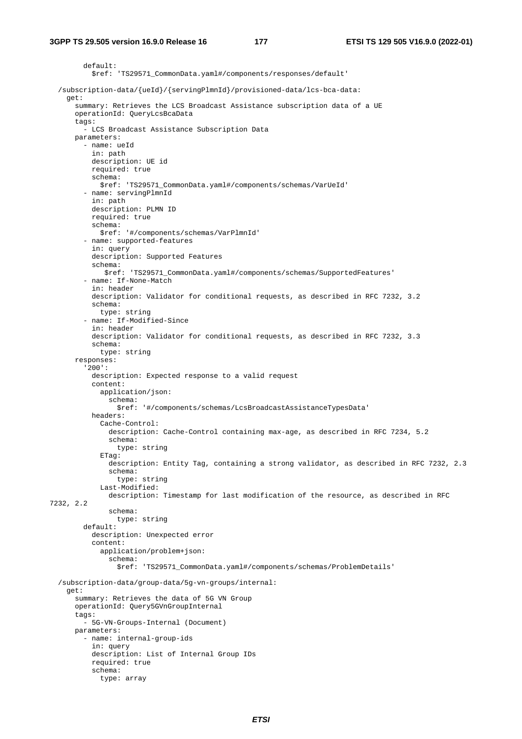```
        default:
          $ref: 'TS29571_CommonData.yaml#/components/responses/default'

  /subscription-data/{ueId}/{servingPlmnId}/provisioned-data/lcs-bca-data:
    get:
      summary: Retrieves the LCS Broadcast Assistance subscription data of a UE
      operationId: QueryLcsBcaData
      tags:
        - LCS Broadcast Assistance Subscription Data
      parameters:
        - name: ueId
          in: path
          description: UE id
          required: true
          schema:
            $ref: 'TS29571_CommonData.yaml#/components/schemas/VarUeId'
        - name: servingPlmnId
          in: path
          description: PLMN ID
          required: true
          schema:
            $ref: '#/components/schemas/VarPlmnId'
        - name: supported-features
          in: query
          description: Supported Features
          schema:
             $ref: 'TS29571_CommonData.yaml#/components/schemas/SupportedFeatures'
        - name: If-None-Match
          in: header
          description: Validator for conditional requests, as described in RFC 7232, 3.2
          schema:
            type: string
        - name: If-Modified-Since
          in: header
          description: Validator for conditional requests, as described in RFC 7232, 3.3
          schema:
            type: string
      responses:
        '200':
          description: Expected response to a valid request
          content:
            application/json:
              schema:
                $ref: '#/components/schemas/LcsBroadcastAssistanceTypesData'
          headers:
            Cache-Control:
              description: Cache-Control containing max-age, as described in RFC 7234, 5.2
              schema:
                type: string
            ETag:
              description: Entity Tag, containing a strong validator, as described in RFC 7232, 2.3
              schema:
                type: string
            Last-Modified:
              description: Timestamp for last modification of the resource, as described in RFC 
7232, 2.2
              schema:
                type: string
        default:
          description: Unexpected error
          content:
            application/problem+json:
              schema:
                $ref: 'TS29571_CommonData.yaml#/components/schemas/ProblemDetails'

  /subscription-data/group-data/5g-vn-groups/internal:
    get:
      summary: Retrieves the data of 5G VN Group
      operationId: Query5GVnGroupInternal
      tags:
        - 5G-VN-Groups-Internal (Document)
      parameters:
        - name: internal-group-ids
          in: query
          description: List of Internal Group IDs
          required: true
          schema:
            type: array
```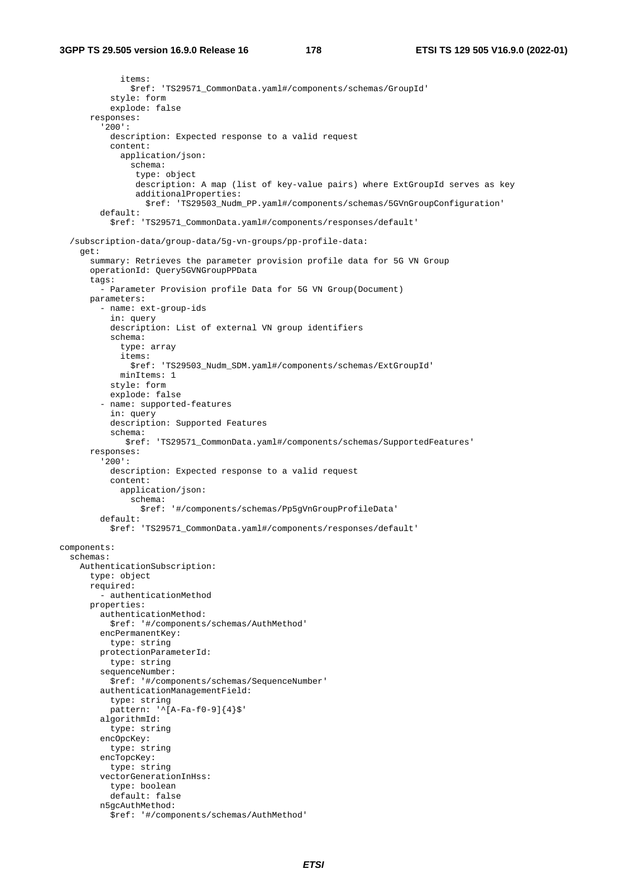```
            items:
              $ref: 'TS29571_CommonData.yaml#/components/schemas/GroupId'
          style: form
          explode: false
      responses:
        '200':
          description: Expected response to a valid request
          content:
            application/json:
              schema:
                type: object
                description: A map (list of key-value pairs) where ExtGroupId serves as key
                additionalProperties:
                  $ref: 'TS29503_Nudm_PP.yaml#/components/schemas/5GVnGroupConfiguration'
        default:
          $ref: 'TS29571_CommonData.yaml#/components/responses/default'

  /subscription-data/group-data/5g-vn-groups/pp-profile-data:
    get:
      summary: Retrieves the parameter provision profile data for 5G VN Group
      operationId: Query5GVNGroupPPData
      tags:
        - Parameter Provision profile Data for 5G VN Group(Document)
      parameters:
        - name: ext-group-ids
          in: query
          description: List of external VN group identifiers
          schema:
            type: array
            items:
              $ref: 'TS29503_Nudm_SDM.yaml#/components/schemas/ExtGroupId'
            minItems: 1
          style: form
          explode: false
        - name: supported-features
          in: query
          description: Supported Features
          schema:
             $ref: 'TS29571_CommonData.yaml#/components/schemas/SupportedFeatures'
      responses:
        '200':
          description: Expected response to a valid request
          content:
            application/json:
              schema:
                $ref: '#/components/schemas/Pp5gVnGroupProfileData'
        default:
          $ref: 'TS29571_CommonData.yaml#/components/responses/default'

components:
  schemas:
    AuthenticationSubscription:
      type: object
      required:
        - authenticationMethod
      properties:
        authenticationMethod:
          $ref: '#/components/schemas/AuthMethod'
        encPermanentKey:
          type: string
        protectionParameterId:
          type: string
        sequenceNumber:
          $ref: '#/components/schemas/SequenceNumber'
        authenticationManagementField:
          type: string
          pattern: '^[A-Fa-f0-9]{4}$'
        algorithmId:
          type: string
        encOpcKey:
          type: string
        encTopcKey:
          type: string
        vectorGenerationInHss:
          type: boolean
          default: false
        n5gcAuthMethod:
          $ref: '#/components/schemas/AuthMethod'
```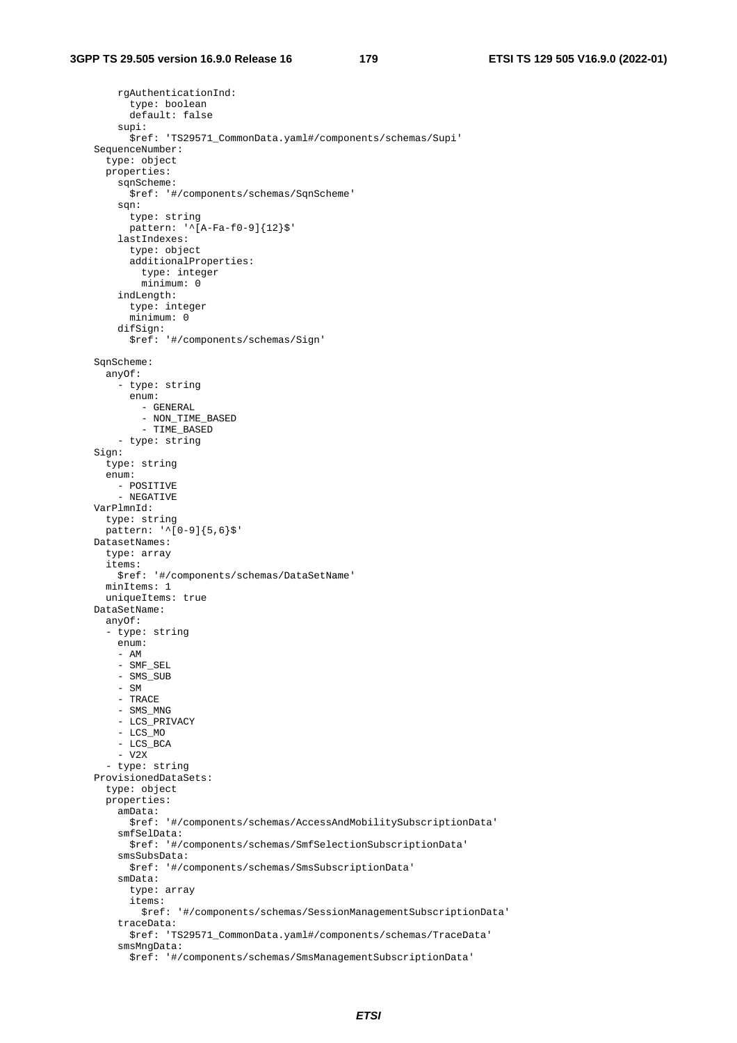```
        rgAuthenticationInd:
          type: boolean
          default: false
        supi:
          $ref: 'TS29571_CommonData.yaml#/components/schemas/Supi'
    SequenceNumber:
      type: object
      properties:
        sqnScheme:
          $ref: '#/components/schemas/SqnScheme'
        sqn:
          type: string
          pattern: '^[A-Fa-f0-9]{12}$'
        lastIndexes:
          type: object
          additionalProperties:
            type: integer
            minimum: 0
        indLength:
          type: integer
          minimum: 0
        difSign:
          $ref: '#/components/schemas/Sign'

    SqnScheme:
      anyOf:
        - type: string
          enum:
            - GENERAL
            - NON_TIME_BASED
            - TIME_BASED
        - type: string
    Sign:
      type: string
      enum:
        - POSITIVE
        - NEGATIVE
    VarPlmnId:
      type: string
      pattern: '^[0-9]{5,6}$'
    DatasetNames:
      type: array
      items:
        $ref: '#/components/schemas/DataSetName'
      minItems: 1
      uniqueItems: true
    DataSetName:
      anyOf:
      - type: string
        enum:
        - AM
        - SMF_SEL
        - SMS_SUB
        - SM
        - TRACE
        - SMS_MNG
        - LCS_PRIVACY
        - LCS_MO
        - LCS_BCA
        - V2X
      - type: string
    ProvisionedDataSets:
      type: object
      properties:
        amData:
          $ref: '#/components/schemas/AccessAndMobilitySubscriptionData'
        smfSelData:
          $ref: '#/components/schemas/SmfSelectionSubscriptionData'
        smsSubsData:
          $ref: '#/components/schemas/SmsSubscriptionData'
        smData:
          type: array
          items:
            $ref: '#/components/schemas/SessionManagementSubscriptionData'
        traceData:
          $ref: 'TS29571_CommonData.yaml#/components/schemas/TraceData'
        smsMngData:
          $ref: '#/components/schemas/SmsManagementSubscriptionData'
```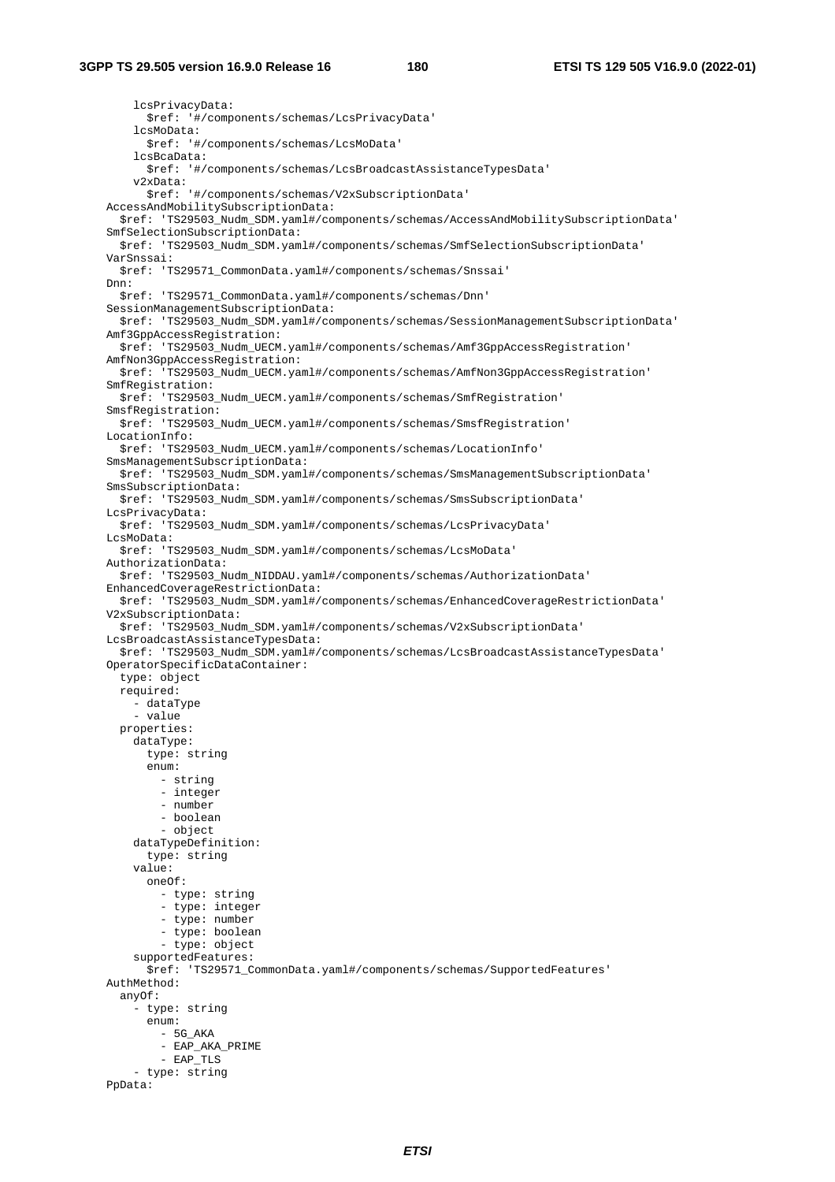```
        lcsPrivacyData:
          $ref: '#/components/schemas/LcsPrivacyData'
        lcsMoData:
          $ref: '#/components/schemas/LcsMoData'
        lcsBcaData:
          $ref: '#/components/schemas/LcsBroadcastAssistanceTypesData'
        v2xData:
          $ref: '#/components/schemas/V2xSubscriptionData'
    AccessAndMobilitySubscriptionData:
      $ref: 'TS29503_Nudm_SDM.yaml#/components/schemas/AccessAndMobilitySubscriptionData'
    SmfSelectionSubscriptionData:
      $ref: 'TS29503_Nudm_SDM.yaml#/components/schemas/SmfSelectionSubscriptionData'
    VarSnssai:
      $ref: 'TS29571_CommonData.yaml#/components/schemas/Snssai'
    Dnn:
      $ref: 'TS29571_CommonData.yaml#/components/schemas/Dnn'
    SessionManagementSubscriptionData:
      $ref: 'TS29503_Nudm_SDM.yaml#/components/schemas/SessionManagementSubscriptionData'
    Amf3GppAccessRegistration:
      $ref: 'TS29503_Nudm_UECM.yaml#/components/schemas/Amf3GppAccessRegistration'
    AmfNon3GppAccessRegistration:
      $ref: 'TS29503_Nudm_UECM.yaml#/components/schemas/AmfNon3GppAccessRegistration'
    SmfRegistration:
      $ref: 'TS29503_Nudm_UECM.yaml#/components/schemas/SmfRegistration'
    SmsfRegistration:
      $ref: 'TS29503_Nudm_UECM.yaml#/components/schemas/SmsfRegistration'
    LocationInfo:
      $ref: 'TS29503_Nudm_UECM.yaml#/components/schemas/LocationInfo'
    SmsManagementSubscriptionData:
      $ref: 'TS29503_Nudm_SDM.yaml#/components/schemas/SmsManagementSubscriptionData'
    SmsSubscriptionData:
      $ref: 'TS29503_Nudm_SDM.yaml#/components/schemas/SmsSubscriptionData'
    LcsPrivacyData:
      $ref: 'TS29503_Nudm_SDM.yaml#/components/schemas/LcsPrivacyData'
    LcsMoData:
      $ref: 'TS29503_Nudm_SDM.yaml#/components/schemas/LcsMoData'
    AuthorizationData:
      $ref: 'TS29503_Nudm_NIDDAU.yaml#/components/schemas/AuthorizationData'
    EnhancedCoverageRestrictionData:
      $ref: 'TS29503_Nudm_SDM.yaml#/components/schemas/EnhancedCoverageRestrictionData'
    V2xSubscriptionData:
      $ref: 'TS29503_Nudm_SDM.yaml#/components/schemas/V2xSubscriptionData'
    LcsBroadcastAssistanceTypesData:
      $ref: 'TS29503_Nudm_SDM.yaml#/components/schemas/LcsBroadcastAssistanceTypesData'
    OperatorSpecificDataContainer:
      type: object
      required:
        - dataType
        - value
      properties:
        dataType:
          type: string
          enum:
            - string
            - integer
            - number
            - boolean
            - object
        dataTypeDefinition:
          type: string
        value:
          oneOf:
            - type: string
            - type: integer
            - type: number
            - type: boolean
            - type: object
        supportedFeatures:
          $ref: 'TS29571_CommonData.yaml#/components/schemas/SupportedFeatures'
    AuthMethod:
      anyOf:
        - type: string
          enum:
            - 5G_AKA
            - EAP_AKA_PRIME
            - EAP_TLS
        - type: string
    PpData:
```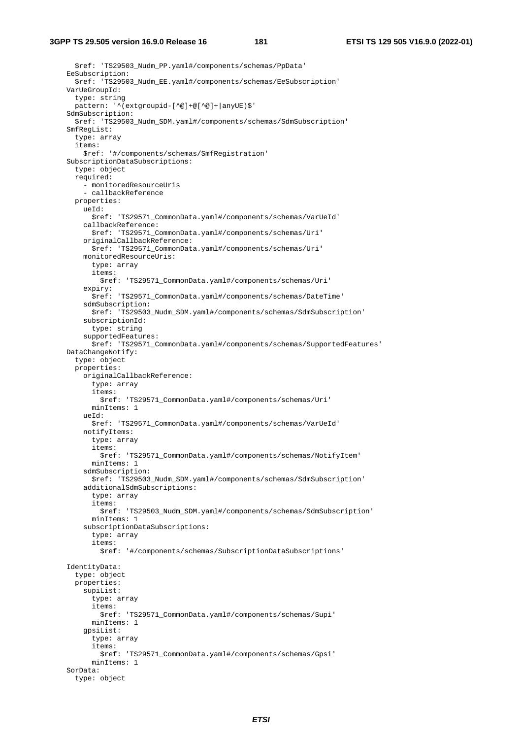```
        $ref: 'TS29503_Nudm_PP.yaml#/components/schemas/PpData'
    EeSubscription:
      $ref: 'TS29503_Nudm_EE.yaml#/components/schemas/EeSubscription'
    VarUeGroupId:
      type: string
      pattern: '^(extgroupid-[^@]+@[^@]+|anyUE)$'
    SdmSubscription:
      $ref: 'TS29503_Nudm_SDM.yaml#/components/schemas/SdmSubscription'
    SmfRegList:
      type: array
      items:
        $ref: '#/components/schemas/SmfRegistration'
    SubscriptionDataSubscriptions:
      type: object
      required:
        - monitoredResourceUris
        - callbackReference
      properties:
        ueId:
          $ref: 'TS29571_CommonData.yaml#/components/schemas/VarUeId'
        callbackReference:
          $ref: 'TS29571_CommonData.yaml#/components/schemas/Uri'
        originalCallbackReference:
          $ref: 'TS29571_CommonData.yaml#/components/schemas/Uri'
        monitoredResourceUris:
          type: array
          items:
            $ref: 'TS29571_CommonData.yaml#/components/schemas/Uri'
        expiry:
          $ref: 'TS29571_CommonData.yaml#/components/schemas/DateTime'
        sdmSubscription:
          $ref: 'TS29503_Nudm_SDM.yaml#/components/schemas/SdmSubscription'
        subscriptionId:
          type: string
        supportedFeatures:
          $ref: 'TS29571_CommonData.yaml#/components/schemas/SupportedFeatures'
    DataChangeNotify:
      type: object
      properties:
        originalCallbackReference:
          type: array
          items:
            $ref: 'TS29571_CommonData.yaml#/components/schemas/Uri'
          minItems: 1
        ueId:
          $ref: 'TS29571_CommonData.yaml#/components/schemas/VarUeId'
        notifyItems:
          type: array
          items:
            $ref: 'TS29571_CommonData.yaml#/components/schemas/NotifyItem'
          minItems: 1
        sdmSubscription:
          $ref: 'TS29503_Nudm_SDM.yaml#/components/schemas/SdmSubscription'
        additionalSdmSubscriptions:
          type: array
          items:
            $ref: 'TS29503_Nudm_SDM.yaml#/components/schemas/SdmSubscription'
          minItems: 1
        subscriptionDataSubscriptions:
          type: array
          items:
            $ref: '#/components/schemas/SubscriptionDataSubscriptions'

    IdentityData:
      type: object
      properties:
        supiList:
          type: array
          items:
            $ref: 'TS29571_CommonData.yaml#/components/schemas/Supi'
          minItems: 1
        gpsiList:
          type: array
          items:
            $ref: 'TS29571_CommonData.yaml#/components/schemas/Gpsi'
          minItems: 1
    SorData:
      type: object
```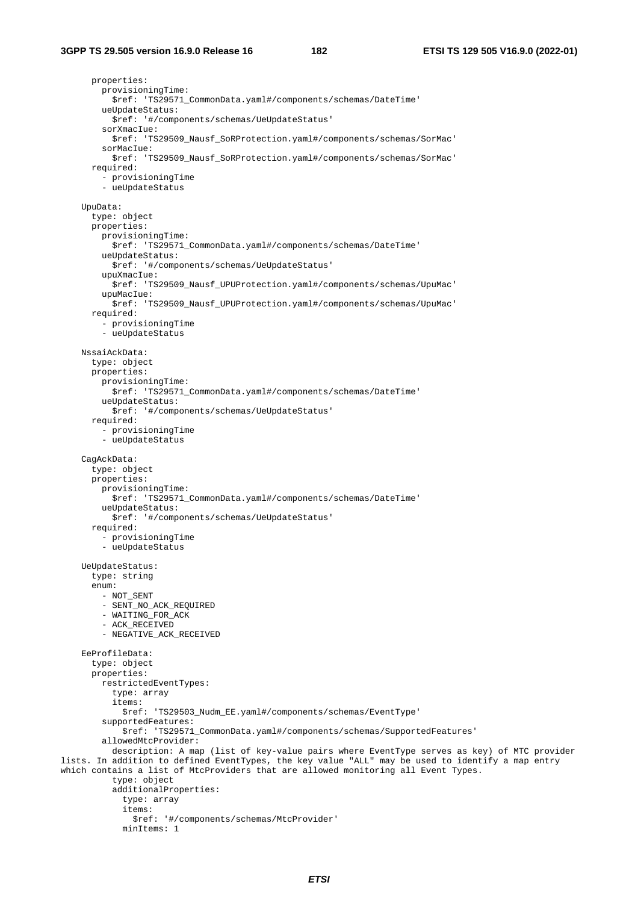```
      properties:
        provisioningTime:
          $ref: 'TS29571_CommonData.yaml#/components/schemas/DateTime'
        ueUpdateStatus:
          $ref: '#/components/schemas/UeUpdateStatus'
        sorXmacIue:
          $ref: 'TS29509_Nausf_SoRProtection.yaml#/components/schemas/SorMac'
        sorMacIue:
          $ref: 'TS29509_Nausf_SoRProtection.yaml#/components/schemas/SorMac'
      required:
        - provisioningTime
        - ueUpdateStatus

    UpuData:
      type: object
      properties:
        provisioningTime:
          $ref: 'TS29571_CommonData.yaml#/components/schemas/DateTime'
        ueUpdateStatus:
          $ref: '#/components/schemas/UeUpdateStatus'
        upuXmacIue:
          $ref: 'TS29509_Nausf_UPUProtection.yaml#/components/schemas/UpuMac'
        upuMacIue:
          $ref: 'TS29509_Nausf_UPUProtection.yaml#/components/schemas/UpuMac'
      required:
        - provisioningTime
        - ueUpdateStatus

    NssaiAckData:
      type: object
      properties:
        provisioningTime:
          $ref: 'TS29571_CommonData.yaml#/components/schemas/DateTime'
        ueUpdateStatus:
          $ref: '#/components/schemas/UeUpdateStatus'
      required:
        - provisioningTime
        - ueUpdateStatus

    CagAckData:
      type: object
      properties:
        provisioningTime:
          $ref: 'TS29571_CommonData.yaml#/components/schemas/DateTime'
        ueUpdateStatus:
          $ref: '#/components/schemas/UeUpdateStatus'
      required:
        - provisioningTime
        - ueUpdateStatus

    UeUpdateStatus:
      type: string
      enum:
        - NOT_SENT
        - SENT_NO_ACK_REQUIRED
        - WAITING_FOR_ACK
        - ACK_RECEIVED
        - NEGATIVE_ACK_RECEIVED

    EeProfileData:
      type: object
      properties:
        restrictedEventTypes:
          type: array
          items:
            $ref: 'TS29503_Nudm_EE.yaml#/components/schemas/EventType'
        supportedFeatures:
            $ref: 'TS29571_CommonData.yaml#/components/schemas/SupportedFeatures'
        allowedMtcProvider:
          description: A map (list of key-value pairs where EventType serves as key) of MTC provider
lists. In addition to defined EventTypes, the key value "ALL" may be used to identify a map entry
which contains a list of MtcProviders that are allowed monitoring all Event Types.
          type: object
          additionalProperties:
            type: array
            items:
              $ref: '#/components/schemas/MtcProvider'
            minItems: 1
```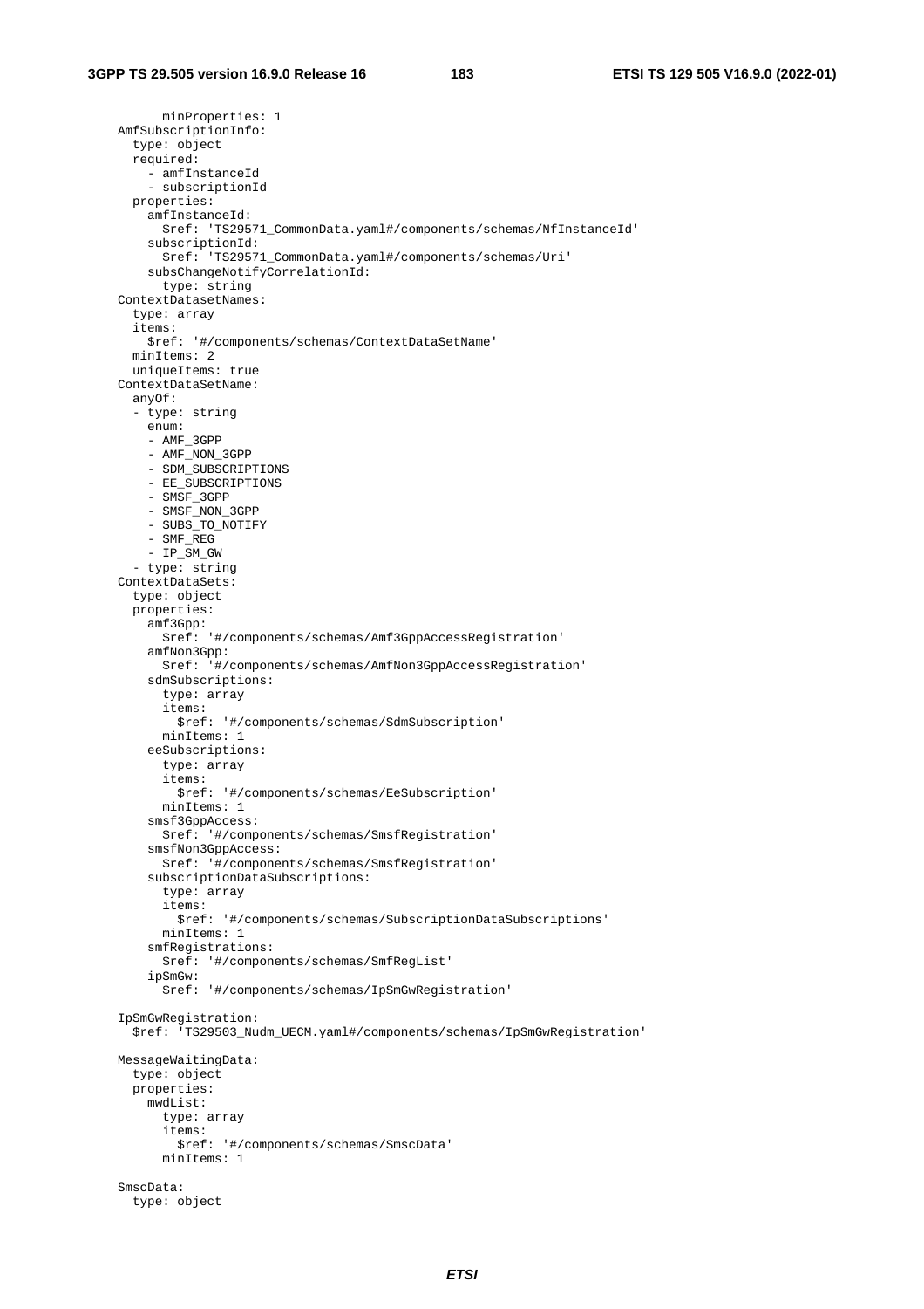```
          minProperties: 1
    AmfSubscriptionInfo:
      type: object
      required:
        - amfInstanceId
        - subscriptionId
      properties:
        amfInstanceId:
          $ref: 'TS29571_CommonData.yaml#/components/schemas/NfInstanceId'
        subscriptionId:
          $ref: 'TS29571_CommonData.yaml#/components/schemas/Uri'
        subsChangeNotifyCorrelationId:
          type: string
    ContextDatasetNames:
      type: array
      items:
        $ref: '#/components/schemas/ContextDataSetName'
      minItems: 2
      uniqueItems: true
    ContextDataSetName:
      anyOf:
      - type: string
        enum:
        - AMF_3GPP
        - AMF_NON_3GPP
        - SDM_SUBSCRIPTIONS
        - EE_SUBSCRIPTIONS
        - SMSF_3GPP
        - SMSF_NON_3GPP
        - SUBS_TO_NOTIFY
        - SMF_REG
        - IP_SM_GW
      - type: string
    ContextDataSets:
      type: object
      properties:
        amf3Gpp:
          $ref: '#/components/schemas/Amf3GppAccessRegistration'
        amfNon3Gpp:
          $ref: '#/components/schemas/AmfNon3GppAccessRegistration'
        sdmSubscriptions:
          type: array
          items:
            $ref: '#/components/schemas/SdmSubscription'
          minItems: 1
        eeSubscriptions:
          type: array
          items:
            $ref: '#/components/schemas/EeSubscription'
          minItems: 1
        smsf3GppAccess:
          $ref: '#/components/schemas/SmsfRegistration'
        smsfNon3GppAccess:
          $ref: '#/components/schemas/SmsfRegistration'
        subscriptionDataSubscriptions:
          type: array
          items:
            $ref: '#/components/schemas/SubscriptionDataSubscriptions'
          minItems: 1
        smfRegistrations:
          $ref: '#/components/schemas/SmfRegList'
        ipSmGw:
          $ref: '#/components/schemas/IpSmGwRegistration'

    IpSmGwRegistration:
      $ref: 'TS29503_Nudm_UECM.yaml#/components/schemas/IpSmGwRegistration'

    MessageWaitingData:
      type: object
      properties:
        mwdList:
          type: array
          items:
            $ref: '#/components/schemas/SmscData'
          minItems: 1

    SmscData:
      type: object
```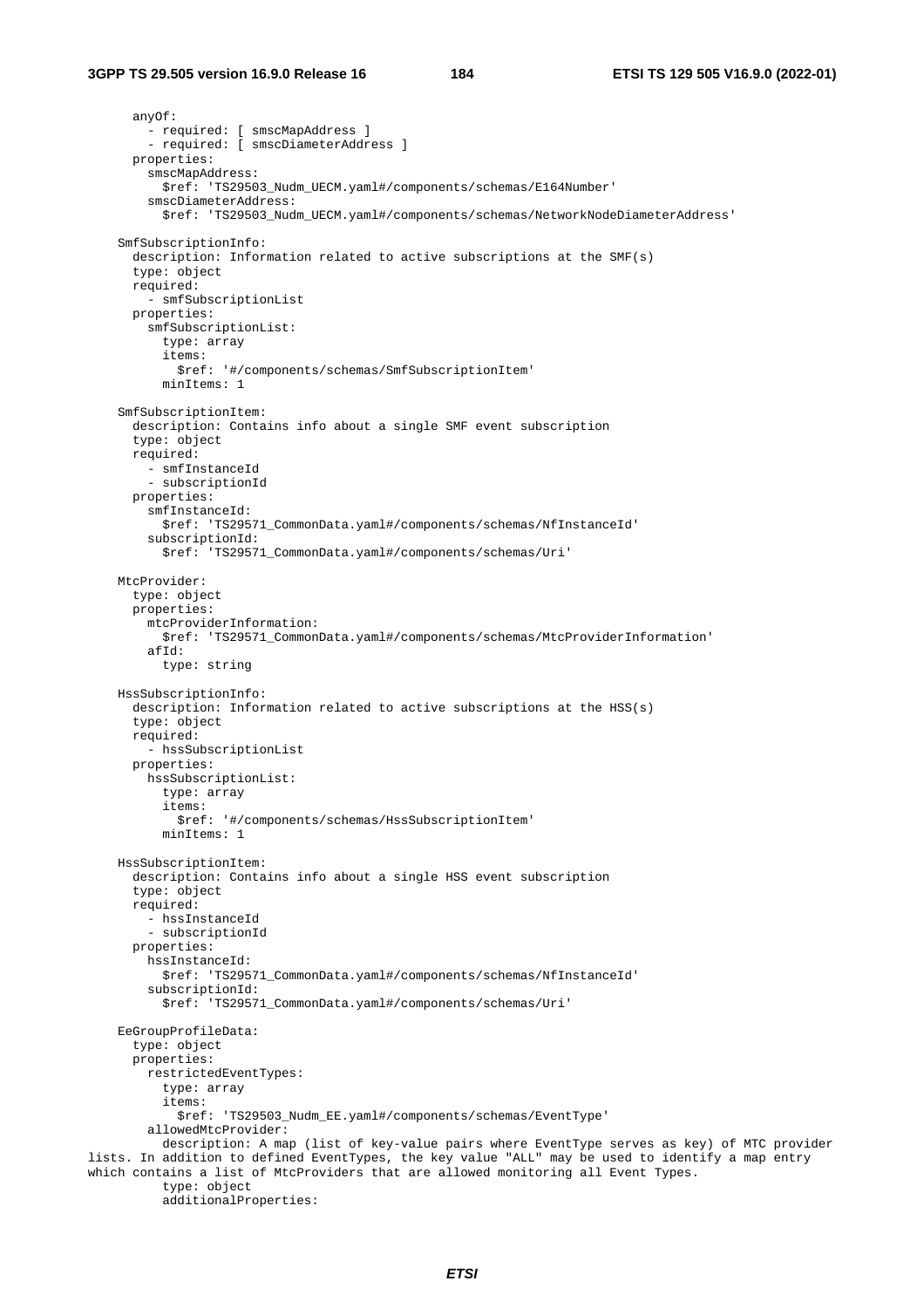```
      anyOf:
        - required: [ smscMapAddress ]
        - required: [ smscDiameterAddress ]
      properties:
        smscMapAddress:
          $ref: 'TS29503_Nudm_UECM.yaml#/components/schemas/E164Number'
        smscDiameterAddress:
          $ref: 'TS29503_Nudm_UECM.yaml#/components/schemas/NetworkNodeDiameterAddress'

    SmfSubscriptionInfo:
      description: Information related to active subscriptions at the SMF(s)
      type: object
      required:
        - smfSubscriptionList
      properties:
        smfSubscriptionList:
          type: array
          items:
            $ref: '#/components/schemas/SmfSubscriptionItem'
          minItems: 1

    SmfSubscriptionItem:
      description: Contains info about a single SMF event subscription
      type: object
      required:
        - smfInstanceId
        - subscriptionId
      properties:
        smfInstanceId:
          $ref: 'TS29571_CommonData.yaml#/components/schemas/NfInstanceId'
        subscriptionId:
          $ref: 'TS29571_CommonData.yaml#/components/schemas/Uri'

    MtcProvider:
      type: object
      properties:
        mtcProviderInformation:
          $ref: 'TS29571_CommonData.yaml#/components/schemas/MtcProviderInformation'
        afId:
          type: string

    HssSubscriptionInfo:
      description: Information related to active subscriptions at the HSS(s)
      type: object
      required:
        - hssSubscriptionList
      properties:
        hssSubscriptionList:
          type: array
          items:
            $ref: '#/components/schemas/HssSubscriptionItem'
          minItems: 1

    HssSubscriptionItem:
      description: Contains info about a single HSS event subscription
      type: object
      required:
        - hssInstanceId
        - subscriptionId
      properties:
        hssInstanceId:
          $ref: 'TS29571_CommonData.yaml#/components/schemas/NfInstanceId'
        subscriptionId:
          $ref: 'TS29571_CommonData.yaml#/components/schemas/Uri'

    EeGroupProfileData:
      type: object
      properties:
        restrictedEventTypes:
          type: array
          items:
            $ref: 'TS29503_Nudm_EE.yaml#/components/schemas/EventType'
        allowedMtcProvider:
          description: A map (list of key-value pairs where EventType serves as key) of MTC provider
lists. In addition to defined EventTypes, the key value "ALL" may be used to identify a map entry
which contains a list of MtcProviders that are allowed monitoring all Event Types.
          type: object
          additionalProperties:
```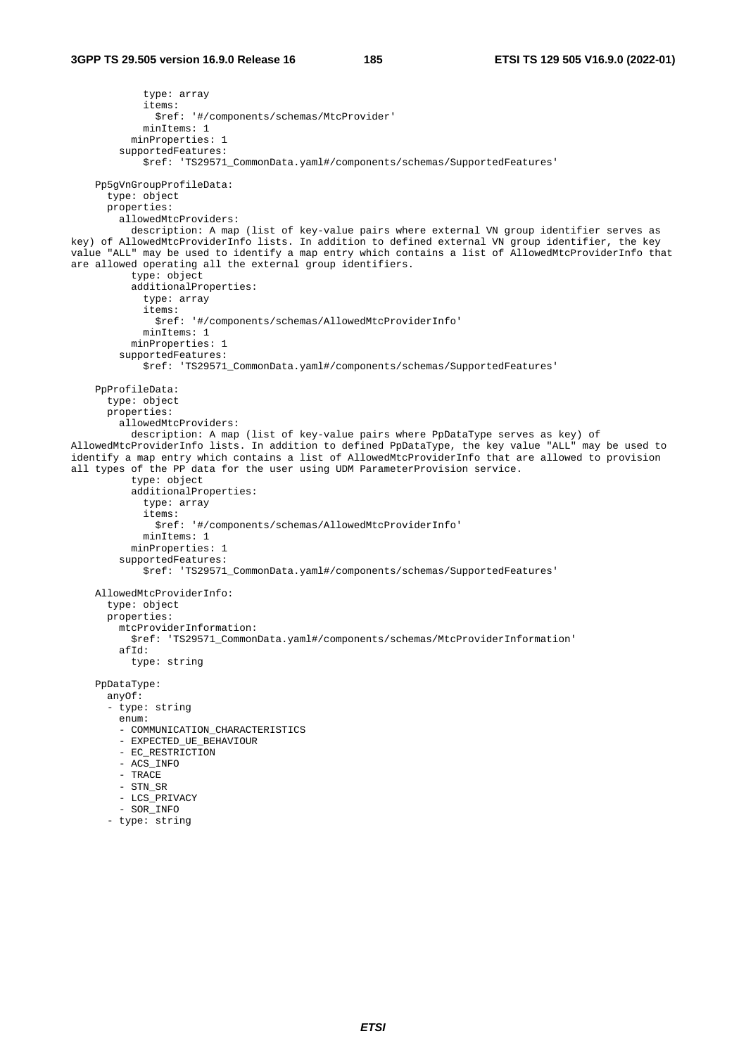```
            type: array
            items:
              $ref: '#/components/schemas/MtcProvider'
            minItems: 1
          minProperties: 1
        supportedFeatures:
            $ref: 'TS29571_CommonData.yaml#/components/schemas/SupportedFeatures'

    Pp5gVnGroupProfileData:
      type: object
      properties:
        allowedMtcProviders:
          description: A map (list of key-value pairs where external VN group identifier serves as
key) of AllowedMtcProviderInfo lists. In addition to defined external VN group identifier, the key
value "ALL" may be used to identify a map entry which contains a list of AllowedMtcProviderInfo that
are allowed operating all the external group identifiers.
          type: object
          additionalProperties:
            type: array
            items:
              $ref: '#/components/schemas/AllowedMtcProviderInfo'
            minItems: 1
          minProperties: 1
        supportedFeatures:
            $ref: 'TS29571_CommonData.yaml#/components/schemas/SupportedFeatures'

    PpProfileData:
      type: object
      properties:
        allowedMtcProviders:
          description: A map (list of key-value pairs where PpDataType serves as key) of
AllowedMtcProviderInfo lists. In addition to defined PpDataType, the key value "ALL" may be used to
identify a map entry which contains a list of AllowedMtcProviderInfo that are allowed to provision
all types of the PP data for the user using UDM ParameterProvision service.
          type: object
          additionalProperties:
            type: array
            items:
              $ref: '#/components/schemas/AllowedMtcProviderInfo'
            minItems: 1
          minProperties: 1
        supportedFeatures:
            $ref: 'TS29571_CommonData.yaml#/components/schemas/SupportedFeatures'

    AllowedMtcProviderInfo:
      type: object
      properties:
        mtcProviderInformation:
          $ref: 'TS29571_CommonData.yaml#/components/schemas/MtcProviderInformation'
        afId:
          type: string

    PpDataType:
      anyOf:
      - type: string
        enum:
        - COMMUNICATION_CHARACTERISTICS
        - EXPECTED_UE_BEHAVIOUR
        - EC_RESTRICTION
        - ACS_INFO
        - TRACE
        - STN_SR
        - LCS_PRIVACY
        - SOR_INFO
      - type: string
```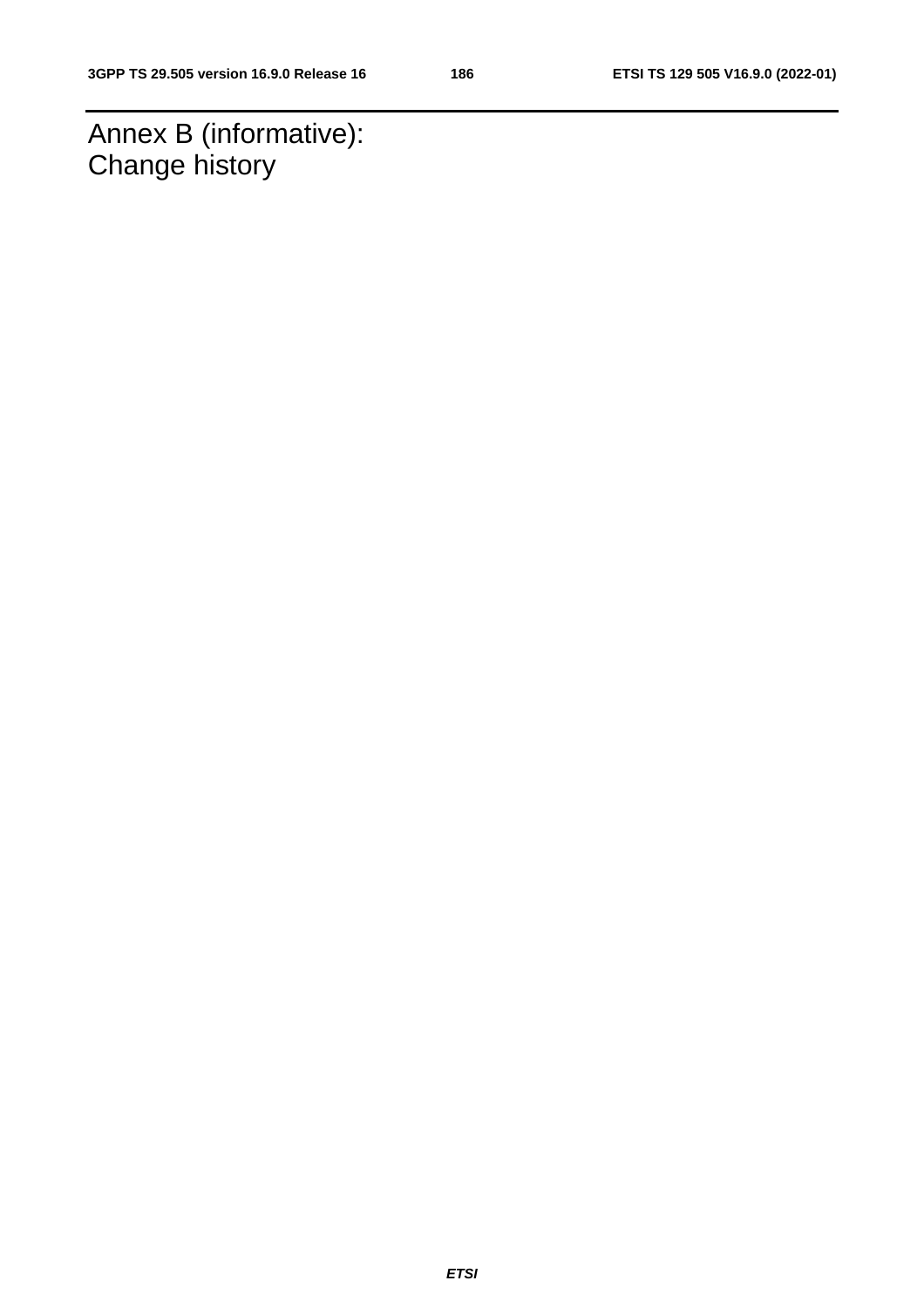# Annex B (informative): Change history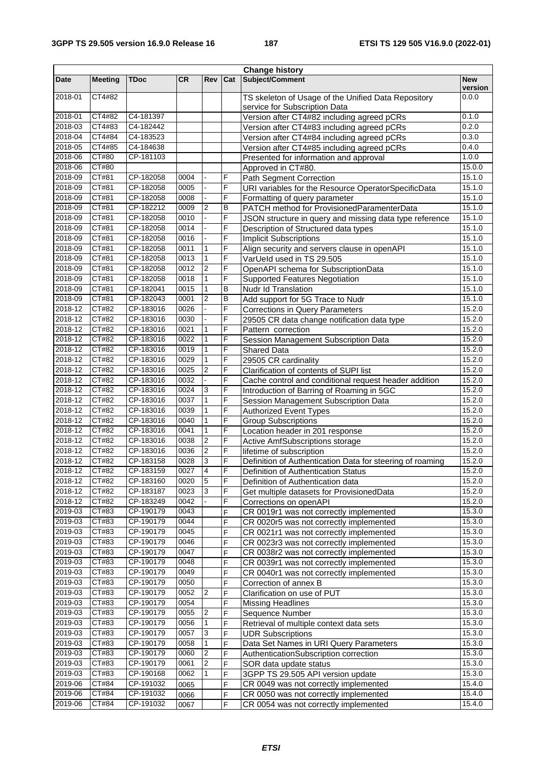| Change history | | | | | | | |
|---|---|---|---|---|---|---|---|
| **Date** | **Meeting** | **TDoc** | **CR** | **Rev** | **Cat** | **Subject/Comment** | **New version** |
| 2018-01 | CT4#82 | | | | | TS skeleton of Usage of the Unified Data Repository service for Subscription Data | 0.0.0 |
| 2018-01 | CT4#82 | C4-181397 | | | | Version after CT4#82 including agreed pCRs | 0.1.0 |
| 2018-03 | CT4#83 | C4-182442 | | | | Version after CT4#83 including agreed pCRs | 0.2.0 |
| 2018-04 | CT4#84 | C4-183523 | | | | Version after CT4#84 including agreed pCRs | 0.3.0 |
| 2018-05 | CT4#85 | C4-184638 | | | | Version after CT4#85 including agreed pCRs | 0.4.0 |
| 2018-06 | CT#80 | CP-181103 | | | | Presented for information and approval | 1.0.0 |
| 2018-06 | CT#80 | | | | | Approved in CT#80. | 15.0.0 |
| 2018-09 | CT#81 | CP-182058 | 0004 | - | F | Path Segment Correction | 15.1.0 |
| 2018-09 | CT#81 | CP-182058 | 0005 | - | F | URI variables for the Resource OperatorSpecificData | 15.1.0 |
| 2018-09 | CT#81 | CP-182058 | 0008 | - | F | Formatting of query parameter | 15.1.0 |
| 2018-09 | CT#81 | CP-182212 | 0009 | 2 | B | PATCH method for ProvisionedParamenterData | 15.1.0 |
| 2018-09 | CT#81 | CP-182058 | 0010 | - | F | JSON structure in query and missing data type reference | 15.1.0 |
| 2018-09 | CT#81 | CP-182058 | 0014 | - | F | Description of Structured data types | 15.1.0 |
| 2018-09 | CT#81 | CP-182058 | 0016 | - | F | Implicit Subscriptions | 15.1.0 |
| 2018-09 | CT#81 | CP-182058 | 0011 | 1 | F | Align security and servers clause in openAPI | 15.1.0 |
| 2018-09 | CT#81 | CP-182058 | 0013 | 1 | F | VarUeId used in TS 29.505 | 15.1.0 |
| 2018-09 | CT#81 | CP-182058 | 0012 | 2 | F | OpenAPI schema for SubscriptionData | 15.1.0 |
| 2018-09 | CT#81 | CP-182058 | 0018 | 1 | F | Supported Features Negotiation | 15.1.0 |
| 2018-09 | CT#81 | CP-182041 | 0015 | 1 | B | Nudr Id Translation | 15.1.0 |
| 2018-09 | CT#81 | CP-182043 | 0001 | 2 | B | Add support for 5G Trace to Nudr | 15.1.0 |
| 2018-12 | CT#82 | CP-183016 | 0026 | - | F | Corrections in Query Parameters | 15.2.0 |
| 2018-12 | CT#82 | CP-183016 | 0030 | - | F | 29505 CR data change notification data type | 15.2.0 |
| 2018-12 | CT#82 | CP-183016 | 0021 | 1 | F | Pattern correction | 15.2.0 |
| 2018-12 | CT#82 | CP-183016 | 0022 | 1 | F | Session Management Subscription Data | 15.2.0 |
| 2018-12 | CT#82 | CP-183016 | 0019 | 1 | F | Shared Data | 15.2.0 |
| 2018-12 | CT#82 | CP-183016 | 0029 | 1 | F | 29505 CR cardinality | 15.2.0 |
| 2018-12 | CT#82 | CP-183016 | 0025 | 2 | F | Clarification of contents of SUPI list | 15.2.0 |
| 2018-12 | CT#82 | CP-183016 | 0032 | - | F | Cache control and conditional request header addition | 15.2.0 |
| 2018-12 | CT#82 | CP-183016 | 0024 | 3 | F | Introduction of Barring of Roaming in 5GC | 15.2.0 |
| 2018-12 | CT#82 | CP-183016 | 0037 | 1 | F | Session Management Subscription Data | 15.2.0 |
| 2018-12 | CT#82 | CP-183016 | 0039 | 1 | F | Authorized Event Types | 15.2.0 |
| 2018-12 | CT#82 | CP-183016 | 0040 | 1 | F | Group Subscriptions | 15.2.0 |
| 2018-12 | CT#82 | CP-183016 | 0041 | 1 | F | Location header in 201 response | 15.2.0 |
| 2018-12 | CT#82 | CP-183016 | 0038 | 2 | F | Active AmfSubscriptions storage | 15.2.0 |
| 2018-12 | CT#82 | CP-183016 | 0036 | 2 | F | lifetime of subscription | 15.2.0 |
| 2018-12 | CT#82 | CP-183158 | 0028 | 3 | F | Definition of Authentication Data for steering of roaming | 15.2.0 |
| 2018-12 | CT#82 | CP-183159 | 0027 | 4 | F | Definition of Authentication Status | 15.2.0 |
| 2018-12 | CT#82 | CP-183160 | 0020 | 5 | F | Definition of Authentication data | 15.2.0 |
| 2018-12 | CT#82 | CP-183187 | 0023 | 3 | F | Get multiple datasets for ProvisionedData | 15.2.0 |
| 2018-12 | CT#82 | CP-183249 | 0042 | - | F | Corrections on openAPI | 15.2.0 |
| 2019-03 | CT#83 | CP-190179 | 0043 | | F | CR 0019r1 was not correctly implemented | 15.3.0 |
| 2019-03 | CT#83 | CP-190179 | 0044 | | F | CR 0020r5 was not correctly implemented | 15.3.0 |
| 2019-03 | CT#83 | CP-190179 | 0045 | | F | CR 0021r1 was not correctly implemented | 15.3.0 |
| 2019-03 | CT#83 | CP-190179 | 0046 | | F | CR 0023r3 was not correctly implemented | 15.3.0 |
| 2019-03 | CT#83 | CP-190179 | 0047 | | F | CR 0038r2 was not correctly implemented | 15.3.0 |
| 2019-03 | CT#83 | CP-190179 | 0048 | | F | CR 0039r1 was not correctly implemented | 15.3.0 |
| 2019-03 | CT#83 | CP-190179 | 0049 | | F | CR 0040r1 was not correctly implemented | 15.3.0 |
| 2019-03 | CT#83 | CP-190179 | 0050 | | F | Correction of annex B | 15.3.0 |
| 2019-03 | CT#83 | CP-190179 | 0052 | 2 | F | Clarification on use of PUT | 15.3.0 |
| 2019-03 | CT#83 | CP-190179 | 0054 | | F | Missing Headlines | 15.3.0 |
| 2019-03 | CT#83 | CP-190179 | 0055 | 2 | F | Sequence Number | 15.3.0 |
| 2019-03 | CT#83 | CP-190179 | 0056 | 1 | F | Retrieval of multiple context data sets | 15.3.0 |
| 2019-03 | CT#83 | CP-190179 | 0057 | 3 | F | UDR Subscriptions | 15.3.0 |
| 2019-03 | CT#83 | CP-190179 | 0058 | 1 | F | Data Set Names in URI Query Parameters | 15.3.0 |
| 2019-03 | CT#83 | CP-190179 | 0060 | 2 | F | AuthenticationSubscription correction | 15.3.0 |
| 2019-03 | CT#83 | CP-190179 | 0061 | 2 | F | SOR data update status | 15.3.0 |
| 2019-03 | CT#83 | CP-190168 | 0062 | 1 | F | 3GPP TS 29.505 API version update | 15.3.0 |
| 2019-06 | CT#84 | CP-191032 | 0065 | | F | CR 0049 was not correctly implemented | 15.4.0 |
| 2019-06 | CT#84 | CP-191032 | 0066 | | F | CR 0050 was not correctly implemented | 15.4.0 |
| 2019-06 | CT#84 | CP-191032 | 0067 | | F | CR 0054 was not correctly implemented | 15.4.0 |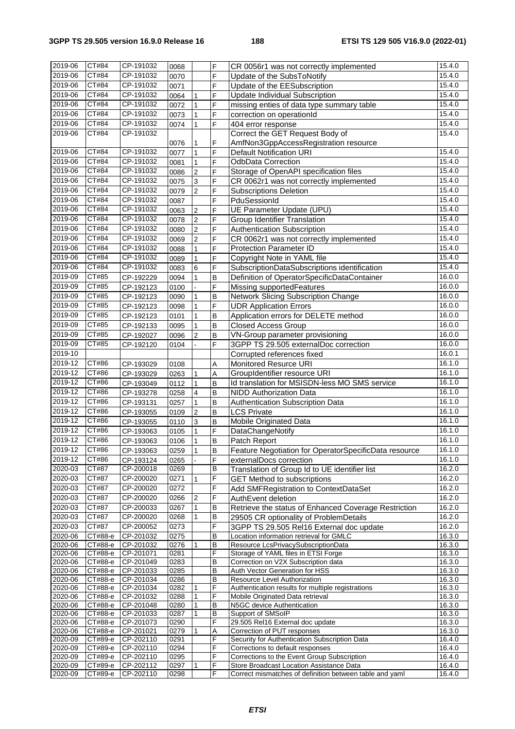| 2019-06 | CT#84 | CP-191032 | 0068 | | F | CR 0056r1 was not correctly implemented | 15.4.0 |
|---|---|---|---|---|---|---|---|
| 2019-06 | CT#84 | CP-191032 | 0070 | | F | Update of the SubsToNotify | 15.4.0 |
| 2019-06 | CT#84 | CP-191032 | 0071 | | F | Update of the EESubscription | 15.4.0 |
| 2019-06 | CT#84 | CP-191032 | 0064 | 1 | F | Update Individual Subscription | 15.4.0 |
| 2019-06 | CT#84 | CP-191032 | 0072 | 1 | F | missing enties of data type summary table | 15.4.0 |
| 2019-06 | CT#84 | CP-191032 | 0073 | 1 | F | correction on operationId | 15.4.0 |
| 2019-06 | CT#84 | CP-191032 | 0074 | 1 | F | 404 error response | 15.4.0 |
| 2019-06 | CT#84 | CP-191032 | 0076 | 1 | F | Correct the GET Request Body of AmfNon3GppAccessRegistration resource | 15.4.0 |
| 2019-06 | CT#84 | CP-191032 | 0077 | 1 | F | Default Notification URI | 15.4.0 |
| 2019-06 | CT#84 | CP-191032 | 0081 | 1 | F | OdbData Correction | 15.4.0 |
| 2019-06 | CT#84 | CP-191032 | 0086 | 2 | F | Storage of OpenAPI specification files | 15.4.0 |
| 2019-06 | CT#84 | CP-191032 | 0075 | 3 | F | CR 0062r1 was not correctly implemented | 15.4.0 |
| 2019-06 | CT#84 | CP-191032 | 0079 | 2 | F | Subscriptions Deletion | 15.4.0 |
| 2019-06 | CT#84 | CP-191032 | 0087 | | F | PduSessionId | 15.4.0 |
| 2019-06 | CT#84 | CP-191032 | 0063 | 2 | F | UE Parameter Update (UPU) | 15.4.0 |
| 2019-06 | CT#84 | CP-191032 | 0078 | 2 | F | Group Identifier Translation | 15.4.0 |
| 2019-06 | CT#84 | CP-191032 | 0080 | 2 | F | Authentication Subscription | 15.4.0 |
| 2019-06 | CT#84 | CP-191032 | 0069 | 2 | F | CR 0062r1 was not correctly implemented | 15.4.0 |
| 2019-06 | CT#84 | CP-191032 | 0088 | 1 | F | Protection Parameter ID | 15.4.0 |
| 2019-06 | CT#84 | CP-191032 | 0089 | 1 | F | Copyright Note in YAML file | 15.4.0 |
| 2019-06 | CT#84 | CP-191032 | 0083 | 6 | F | SubscriptionDataSubscriptions identification | 15.4.0 |
| 2019-09 | CT#85 | CP-192229 | 0094 | 1 | B | Definition of OperatorSpecificDataContainer | 16.0.0 |
| 2019-09 | CT#85 | CP-192123 | 0100 | - | F | Missing supportedFeatures | 16.0.0 |
| 2019-09 | CT#85 | CP-192123 | 0090 | 1 | B | Network Slicing Subscription Change | 16.0.0 |
| 2019-09 | CT#85 | CP-192123 | 0098 | 1 | F | UDR Application Errors | 16.0.0 |
| 2019-09 | CT#85 | CP-192123 | 0101 | 1 | B | Application errors for DELETE method | 16.0.0 |
| 2019-09 | CT#85 | CP-192133 | 0095 | 1 | B | Closed Access Group | 16.0.0 |
| 2019-09 | CT#85 | CP-192027 | 0096 | 2 | B | VN-Group parameter provisioning | 16.0.0 |
| 2019-09 | CT#85 | CP-192120 | 0104 | - | F | 3GPP TS 29.505 externalDoc correction | 16.0.0 |
| 2019-10 | | | | | | Corrupted references fixed | 16.0.1 |
| 2019-12 | CT#86 | CP-193029 | 0108 | | A | Monitored Resurce URI | 16.1.0 |
| 2019-12 | CT#86 | CP-193029 | 0263 | 1 | A | GroupIdentifier resource URI | 16.1.0 |
| 2019-12 | CT#86 | CP-193049 | 0112 | 1 | B | Id translation for MSISDN-less MO SMS service | 16.1.0 |
| 2019-12 | CT#86 | CP-193278 | 0258 | 4 | B | NIDD Authorization Data | 16.1.0 |
| 2019-12 | CT#86 | CP-193131 | 0257 | 1 | B | Authentication Subscription Data | 16.1.0 |
| 2019-12 | CT#86 | CP-193055 | 0109 | 2 | B | LCS Private | 16.1.0 |
| 2019-12 | CT#86 | CP-193055 | 0110 | 3 | B | Mobile Originated Data | 16.1.0 |
| 2019-12 | CT#86 | CP-193063 | 0105 | 1 | F | DataChangeNotify | 16.1.0 |
| 2019-12 | CT#86 | CP-193063 | 0106 | 1 | B | Patch Report | 16.1.0 |
| 2019-12 | CT#86 | CP-193063 | 0259 | 1 | B | Feature Negotiation for OperatorSpecificData resource | 16.1.0 |
| 2019-12 | CT#86 | CP-193124 | 0265 | - | F | externalDocs correction | 16.1.0 |
| 2020-03 | CT#87 | CP-200018 | 0269 | | B | Translation of Group Id to UE identifier list | 16.2.0 |
| 2020-03 | CT#87 | CP-200020 | 0271 | 1 | F | GET Method to subscriptions | 16.2.0 |
| 2020-03 | CT#87 | CP-200020 | 0272 | | F | Add SMFRegistration to ContextDataSet | 16.2.0 |
| 2020-03 | CT#87 | CP-200020 | 0266 | 2 | F | AuthEvent deletion | 16.2.0 |
| 2020-03 | CT#87 | CP-200033 | 0267 | 1 | B | Retrieve the status of Enhanced Coverage Restriction | 16.2.0 |
| 2020-03 | CT#87 | CP-200020 | 0268 | 1 | B | 29505 CR optionality of ProblemDetails | 16.2.0 |
| 2020-03 | CT#87 | CP-200052 | 0273 | | F | 3GPP TS 29.505 Rel16 External doc update | 16.2.0 |
| 2020-06 | CT#88-e | CP-201032 | 0275 | | B | Location information retrieval for GMLC | 16.3.0 |
| 2020-06 | CT#88-e | CP-201032 | 0276 | 1 | B | Resource LcsPrivacySubscriptionData | 16.3.0 |
| 2020-06 | CT#88-e | CP-201071 | 0281 | | F | Storage of YAML files in ETSI Forge | 16.3.0 |
| 2020-06 | CT#88-e | CP-201049 | 0283 | | B | Correction on V2X Subscription data | 16.3.0 |
| 2020-06 | CT#88-e | CP-201033 | 0285 | | B | Auth Vector Generation for HSS | 16.3.0 |
| 2020-06 | CT#88-e | CP-201034 | 0286 | | B | Resource Level Authorization | 16.3.0 |
| 2020-06 | CT#88-e | CP-201034 | 0282 | 1 | F | Authentication results for multiple registrations | 16.3.0 |
| 2020-06 | CT#88-e | CP-201032 | 0288 | 1 | F | Mobile Originated Data retrieval | 16.3.0 |
| 2020-06 | CT#88-e | CP-201048 | 0280 | 1 | B | N5GC device Authentication | 16.3.0 |
| 2020-06 | CT#88-e | CP-201033 | 0287 | 1 | B | Support of SMSoIP | 16.3.0 |
| 2020-06 | CT#88-e | CP-201073 | 0290 | | F | 29.505 Rel16 External doc update | 16.3.0 |
| 2020-06 | CT#88-e | CP-201021 | 0279 | 1 | A | Correction of PUT responses | 16.3.0 |
| 2020-09 | CT#89-e | CP-202110 | 0291 | | F | Security for Authentication Subscription Data | 16.4.0 |
| 2020-09 | CT#89-e | CP-202110 | 0294 | | F | Corrections to default responses | 16.4.0 |
| 2020-09 | CT#89-e | CP-202110 | 0295 | | F | Corrections to the Event Group Subscription | 16.4.0 |
| 2020-09 | CT#89-e | CP-202112 | 0297 | 1 | F | Store Broadcast Location Assistance Data | 16.4.0 |
| 2020-09 | CT#89-e | CP-202110 | 0298 | | F | Correct mismatches of definition between table and yaml | 16.4.0 |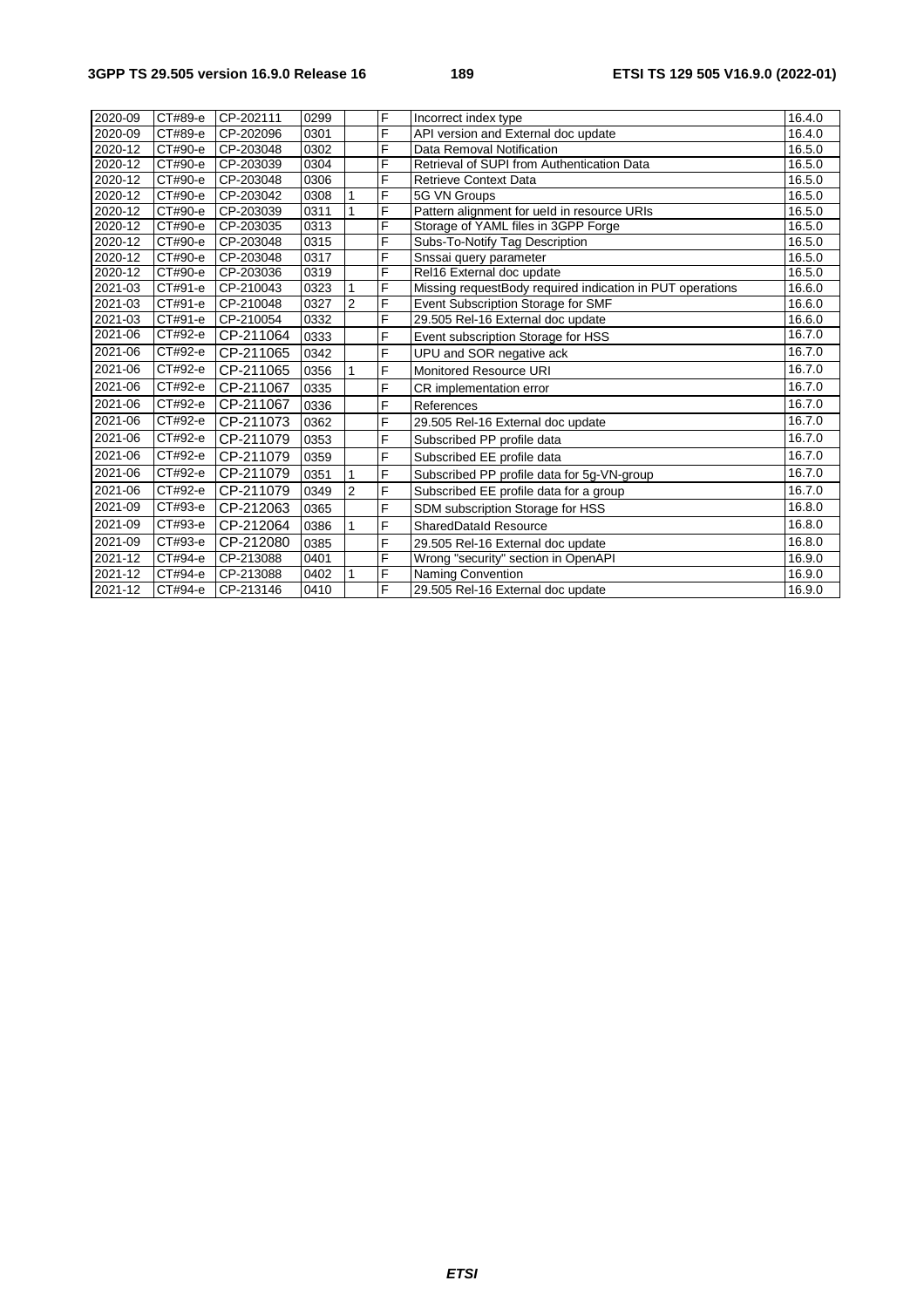| 2020-09 | CT#89-e | CP-202111 | 0299 | | F | Incorrect index type | 16.4.0 |
|---|---|---|---|---|---|---|---|
| 2020-09 | CT#89-e | CP-202096 | 0301 | | F | API version and External doc update | 16.4.0 |
| 2020-12 | CT#90-e | CP-203048 | 0302 | | F | Data Removal Notification | 16.5.0 |
| 2020-12 | CT#90-e | CP-203039 | 0304 | | F | Retrieval of SUPI from Authentication Data | 16.5.0 |
| 2020-12 | CT#90-e | CP-203048 | 0306 | | F | Retrieve Context Data | 16.5.0 |
| 2020-12 | CT#90-e | CP-203042 | 0308 | 1 | F | 5G VN Groups | 16.5.0 |
| 2020-12 | CT#90-e | CP-203039 | 0311 | 1 | F | Pattern alignment for ueId in resource URIs | 16.5.0 |
| 2020-12 | CT#90-e | CP-203035 | 0313 | | F | Storage of YAML files in 3GPP Forge | 16.5.0 |
| 2020-12 | CT#90-e | CP-203048 | 0315 | | F | Subs-To-Notify Tag Description | 16.5.0 |
| 2020-12 | CT#90-e | CP-203048 | 0317 | | F | Snssai query parameter | 16.5.0 |
| 2020-12 | CT#90-e | CP-203036 | 0319 | | F | Rel16 External doc update | 16.5.0 |
| 2021-03 | CT#91-e | CP-210043 | 0323 | 1 | F | Missing requestBody required indication in PUT operations | 16.6.0 |
| 2021-03 | CT#91-e | CP-210048 | 0327 | 2 | F | Event Subscription Storage for SMF | 16.6.0 |
| 2021-03 | CT#91-e | CP-210054 | 0332 | | F | 29.505 Rel-16 External doc update | 16.6.0 |
| 2021-06 | CT#92-e | CP-211064 | 0333 | | F | Event subscription Storage for HSS | 16.7.0 |
| 2021-06 | CT#92-e | CP-211065 | 0342 | | F | UPU and SOR negative ack | 16.7.0 |
| 2021-06 | CT#92-e | CP-211065 | 0356 | 1 | F | Monitored Resource URI | 16.7.0 |
| 2021-06 | CT#92-e | CP-211067 | 0335 | | F | CR implementation error | 16.7.0 |
| 2021-06 | CT#92-e | CP-211067 | 0336 | | F | References | 16.7.0 |
| 2021-06 | CT#92-e | CP-211073 | 0362 | | F | 29.505 Rel-16 External doc update | 16.7.0 |
| 2021-06 | CT#92-e | CP-211079 | 0353 | | F | Subscribed PP profile data | 16.7.0 |
| 2021-06 | CT#92-e | CP-211079 | 0359 | | F | Subscribed EE profile data | 16.7.0 |
| 2021-06 | CT#92-e | CP-211079 | 0351 | 1 | F | Subscribed PP profile data for 5g-VN-group | 16.7.0 |
| 2021-06 | CT#92-e | CP-211079 | 0349 | 2 | F | Subscribed EE profile data for a group | 16.7.0 |
| 2021-09 | CT#93-e | CP-212063 | 0365 | | F | SDM subscription Storage for HSS | 16.8.0 |
| 2021-09 | CT#93-e | CP-212064 | 0386 | 1 | F | SharedDataId Resource | 16.8.0 |
| 2021-09 | CT#93-e | CP-212080 | 0385 | | F | 29.505 Rel-16 External doc update | 16.8.0 |
| 2021-12 | CT#94-e | CP-213088 | 0401 | | F | Wrong "security" section in OpenAPI | 16.9.0 |
| 2021-12 | CT#94-e | CP-213088 | 0402 | 1 | F | Naming Convention | 16.9.0 |
| 2021-12 | CT#94-e | CP-213146 | 0410 | | F | 29.505 Rel-16 External doc update | 16.9.0 |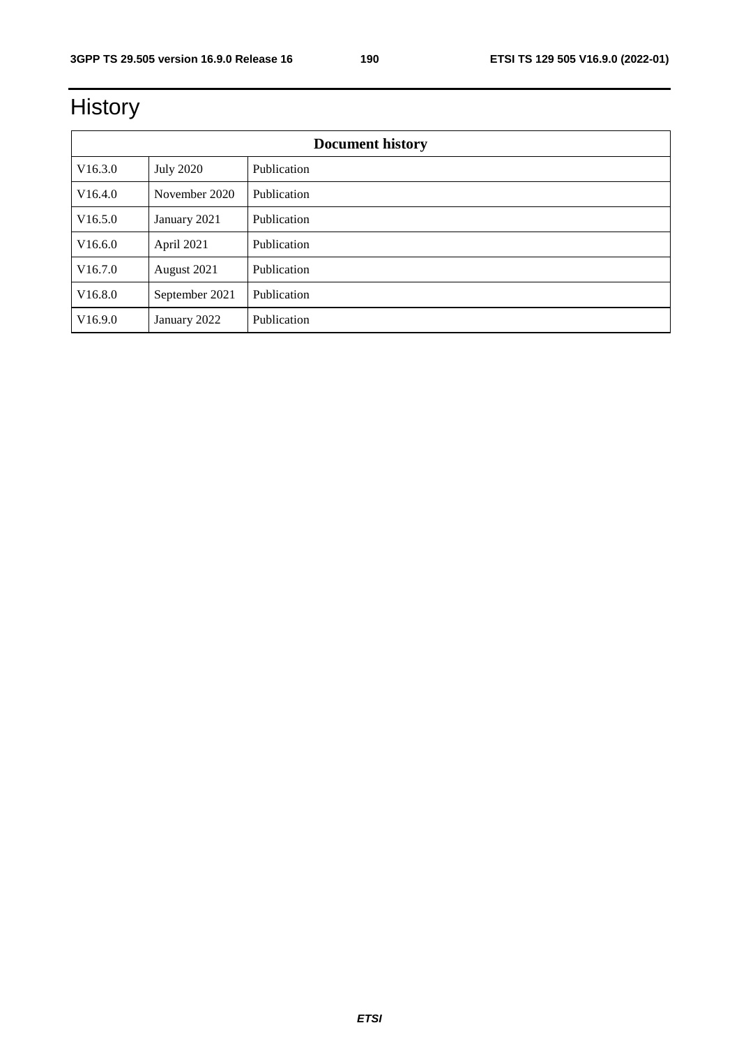# History

| Document history | | |
|---|---|---|
| V16.3.0 | July 2020 | Publication |
| V16.4.0 | November 2020 | Publication |
| V16.5.0 | January 2021 | Publication |
| V16.6.0 | April 2021 | Publication |
| V16.7.0 | August 2021 | Publication |
| V16.8.0 | September 2021 | Publication |
| V16.9.0 | January 2022 | Publication |